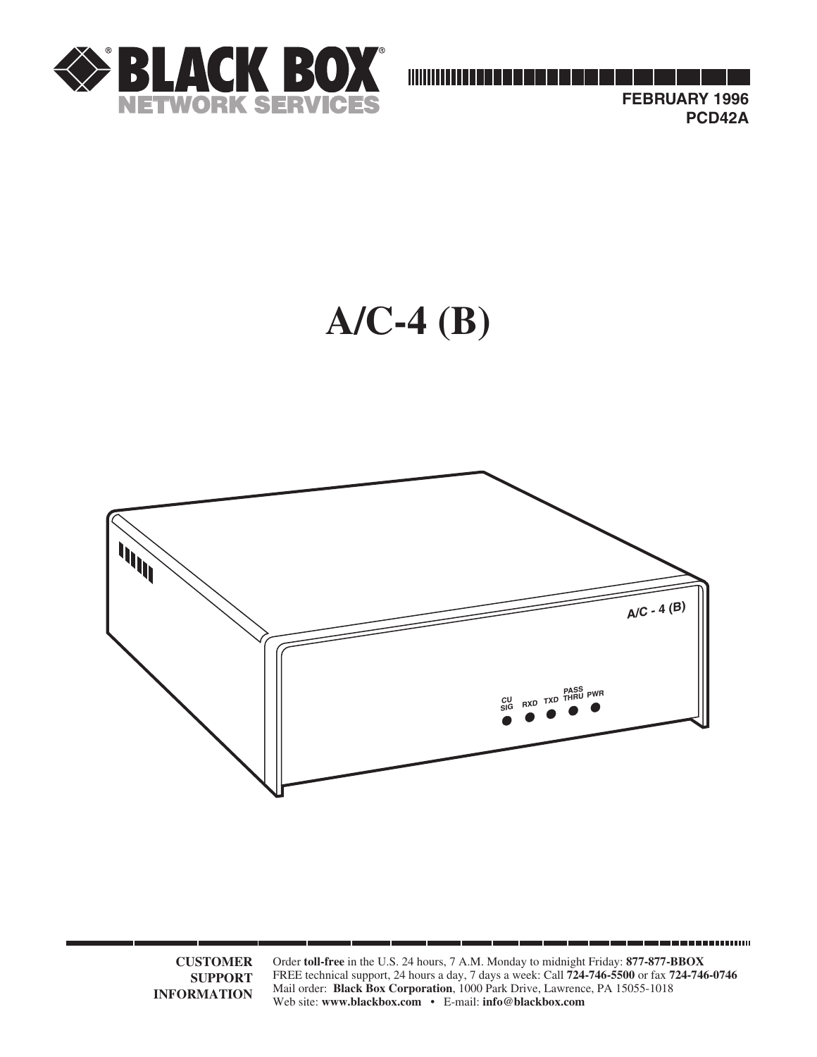**BLACK BOX**
**NETWORK SERVICES**

**FEBRUARY 1996**
**PCD42A**

# A/C-4 (B)

**CUSTOMER SUPPORT INFORMATION**

Order **toll-free** in the U.S. 24 hours, 7 A.M. Monday to midnight Friday: **877-877-BBOX**
FREE technical support, 24 hours a day, 7 days a week: Call **724-746-5500** or fax **724-746-0746**
Mail order: **Black Box Corporation**, 1000 Park Drive, Lawrence, PA 15055-1018
Web site: **www.blackbox.com** • E-mail: **info@blackbox.com**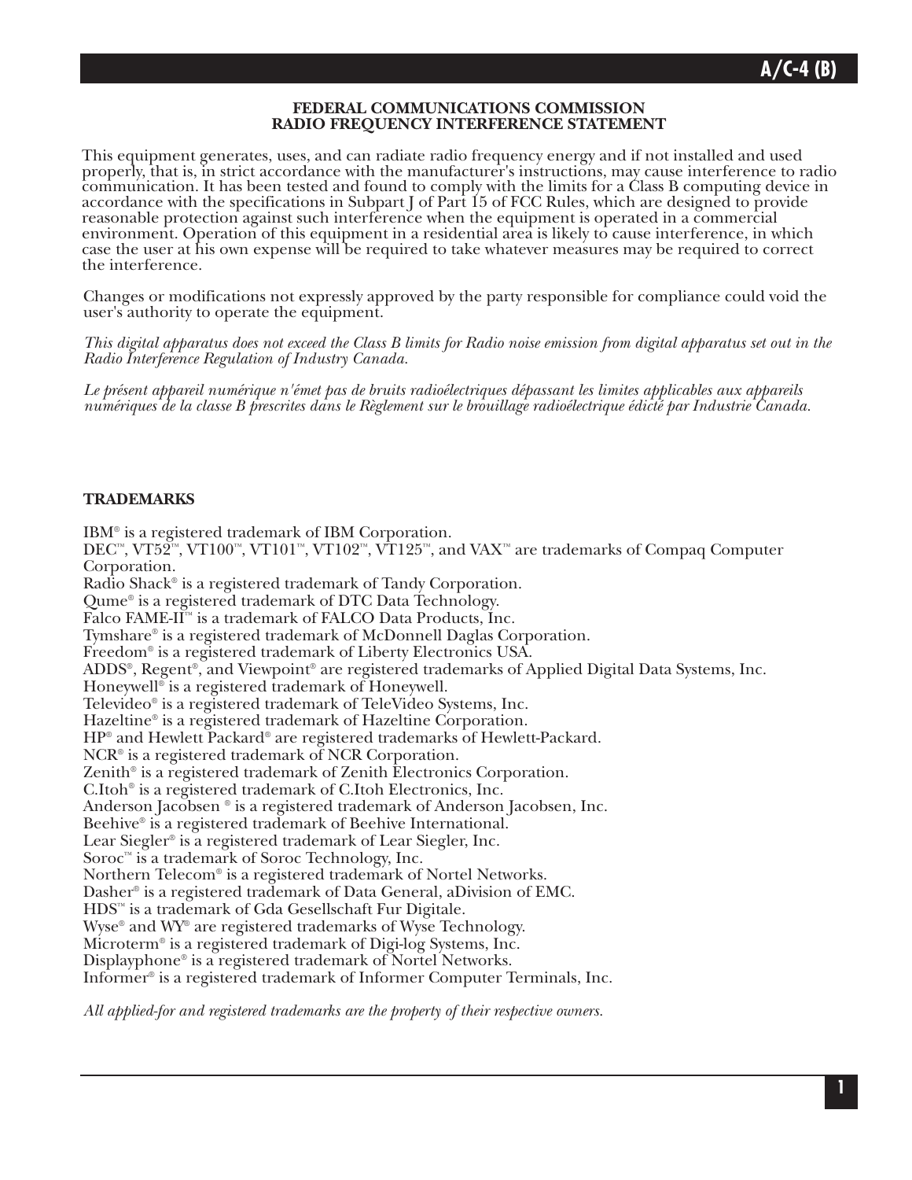## FEDERAL COMMUNICATIONS COMMISSION RADIO FREQUENCY INTERFERENCE STATEMENT

This equipment generates, uses, and can radiate radio frequency energy and if not installed and used properly, that is, in strict accordance with the manufacturer's instructions, may cause interference to radio communication. It has been tested and found to comply with the limits for a Class B computing device in accordance with the specifications in Subpart J of Part 15 of FCC Rules, which are designed to provide reasonable protection against such interference when the equipment is operated in a commercial environment. Operation of this equipment in a residential area is likely to cause interference, in which case the user at his own expense will be required to take whatever measures may be required to correct the interference.

Changes or modifications not expressly approved by the party responsible for compliance could void the user's authority to operate the equipment.

*This digital apparatus does not exceed the Class B limits for Radio noise emission from digital apparatus set out in the Radio Interference Regulation of Industry Canada.*

*Le présent appareil numérique n'émet pas de bruits radioélectriques dépassant les limites applicables aux appareils numériques de la classe B prescrites dans le Règlement sur le brouillage radioélectrique édicté par Industrie Canada.*

### TRADEMARKS

IBM® is a registered trademark of IBM Corporation.
DEC™, VT52™, VT100™, VT101™, VT102™, VT125™, and VAX™ are trademarks of Compaq Computer Corporation.
Radio Shack® is a registered trademark of Tandy Corporation.
Qume® is a registered trademark of DTC Data Technology.
Falco FAME-II™ is a trademark of FALCO Data Products, Inc.
Tymshare® is a registered trademark of McDonnell Daglas Corporation.
Freedom® is a registered trademark of Liberty Electronics USA.
ADDS®, Regent®, and Viewpoint® are registered trademarks of Applied Digital Data Systems, Inc.
Honeywell® is a registered trademark of Honeywell.
Televideo® is a registered trademark of TeleVideo Systems, Inc.
Hazeltine® is a registered trademark of Hazeltine Corporation.
HP® and Hewlett Packard® are registered trademarks of Hewlett-Packard.
NCR® is a registered trademark of NCR Corporation.
Zenith® is a registered trademark of Zenith Electronics Corporation.
C.Itoh® is a registered trademark of C.Itoh Electronics, Inc.
Anderson Jacobsen ® is a registered trademark of Anderson Jacobsen, Inc.
Beehive® is a registered trademark of Beehive International.
Lear Siegler® is a registered trademark of Lear Siegler, Inc.
Soroc™ is a trademark of Soroc Technology, Inc.
Northern Telecom® is a registered trademark of Nortel Networks.
Dasher® is a registered trademark of Data General, aDivision of EMC.
HDS™ is a trademark of Gda Gesellschaft Fur Digitale.
Wyse® and WY® are registered trademarks of Wyse Technology.
Microterm® is a registered trademark of Digi-log Systems, Inc.
Displayphone® is a registered trademark of Nortel Networks.
Informer® is a registered trademark of Informer Computer Terminals, Inc.

*All applied-for and registered trademarks are the property of their respective owners.*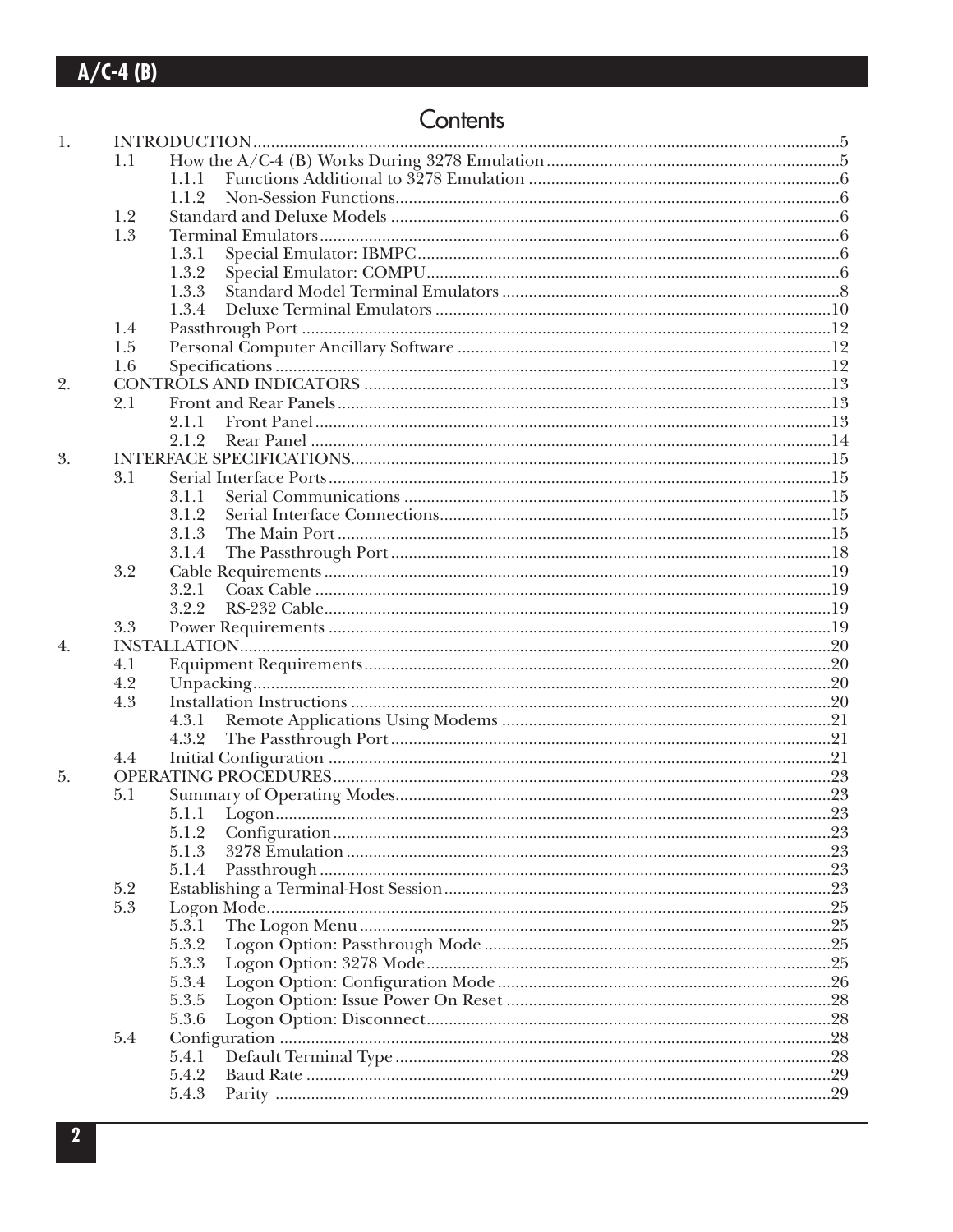# Contents

1. INTRODUCTION ....................................................... 5
   - 1.1 How the A/C-4 (B) Works During 3278 Emulation ....................................................... 5
     - 1.1.1 Functions Additional to 3278 Emulation ....................................................... 6
     - 1.1.2 Non-Session Functions ....................................................... 6
   - 1.2 Standard and Deluxe Models ....................................................... 6
   - 1.3 Terminal Emulators ....................................................... 6
     - 1.3.1 Special Emulator: IBMPC ....................................................... 6
     - 1.3.2 Special Emulator: COMPU ....................................................... 6
     - 1.3.3 Standard Model Terminal Emulators ....................................................... 8
     - 1.3.4 Deluxe Terminal Emulators ....................................................... 10
   - 1.4 Passthrough Port ....................................................... 12
   - 1.5 Personal Computer Ancillary Software ....................................................... 12
   - 1.6 Specifications ....................................................... 12
2. CONTROLS AND INDICATORS ....................................................... 13
   - 2.1 Front and Rear Panels ....................................................... 13
     - 2.1.1 Front Panel ....................................................... 13
     - 2.1.2 Rear Panel ....................................................... 14
3. INTERFACE SPECIFICATIONS ....................................................... 15
   - 3.1 Serial Interface Ports ....................................................... 15
     - 3.1.1 Serial Communications ....................................................... 15
     - 3.1.2 Serial Interface Connections ....................................................... 15
     - 3.1.3 The Main Port ....................................................... 15
     - 3.1.4 The Passthrough Port ....................................................... 18
   - 3.2 Cable Requirements ....................................................... 19
     - 3.2.1 Coax Cable ....................................................... 19
     - 3.2.2 RS-232 Cable ....................................................... 19
   - 3.3 Power Requirements ....................................................... 19
4. INSTALLATION ....................................................... 20
   - 4.1 Equipment Requirements ....................................................... 20
   - 4.2 Unpacking ....................................................... 20
   - 4.3 Installation Instructions ....................................................... 20
     - 4.3.1 Remote Applications Using Modems ....................................................... 21
     - 4.3.2 The Passthrough Port ....................................................... 21
   - 4.4 Initial Configuration ....................................................... 21
5. OPERATING PROCEDURES ....................................................... 23
   - 5.1 Summary of Operating Modes ....................................................... 23
     - 5.1.1 Logon ....................................................... 23
     - 5.1.2 Configuration ....................................................... 23
     - 5.1.3 3278 Emulation ....................................................... 23
     - 5.1.4 Passthrough ....................................................... 23
   - 5.2 Establishing a Terminal-Host Session ....................................................... 23
   - 5.3 Logon Mode ....................................................... 25
     - 5.3.1 The Logon Menu ....................................................... 25
     - 5.3.2 Logon Option: Passthrough Mode ....................................................... 25
     - 5.3.3 Logon Option: 3278 Mode ....................................................... 25
     - 5.3.4 Logon Option: Configuration Mode ....................................................... 26
     - 5.3.5 Logon Option: Issue Power On Reset ....................................................... 28
     - 5.3.6 Logon Option: Disconnect ....................................................... 28
   - 5.4 Configuration ....................................................... 28
     - 5.4.1 Default Terminal Type ....................................................... 28
     - 5.4.2 Baud Rate ....................................................... 29
     - 5.4.3 Parity ....................................................... 29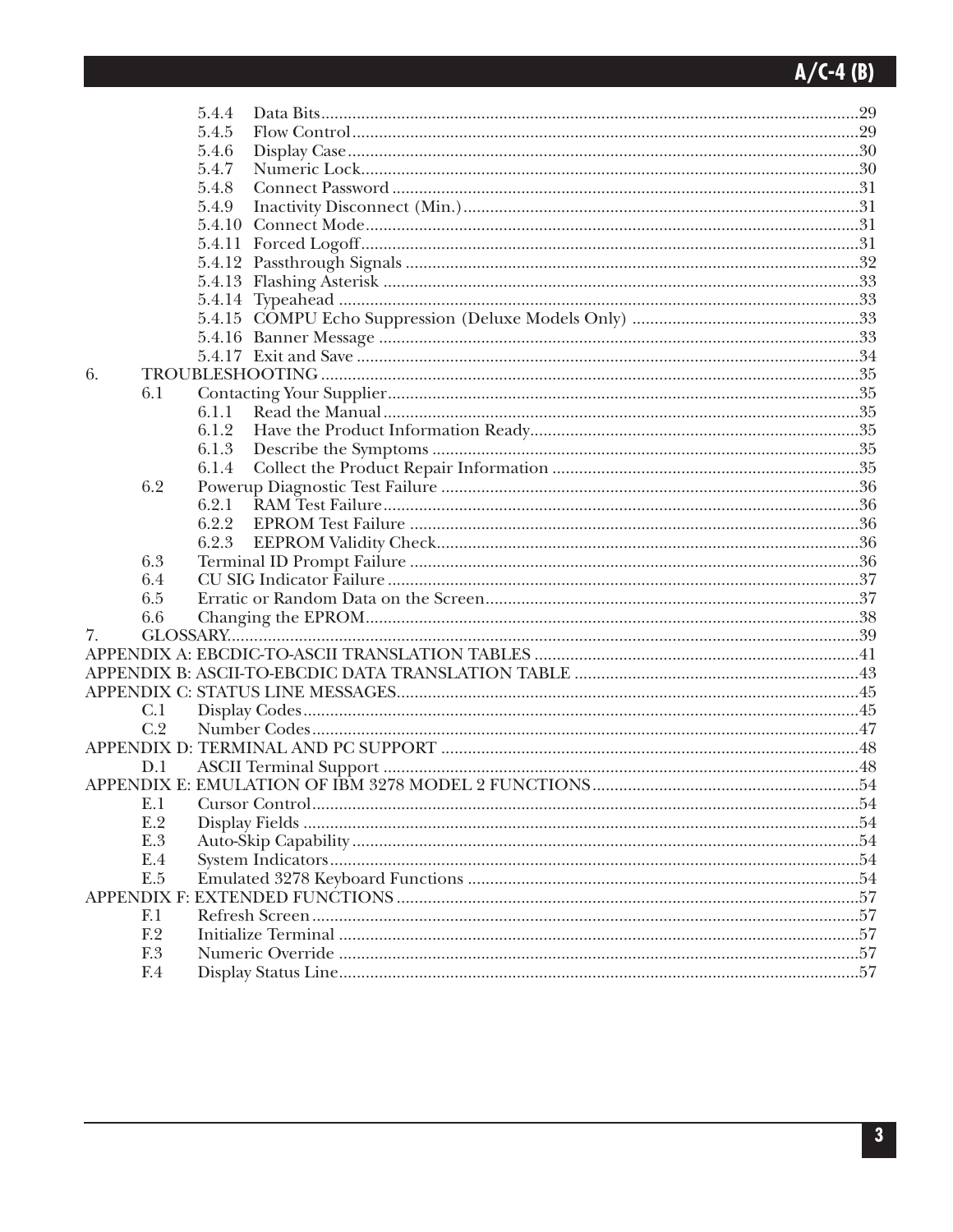- 5.4.4 Data Bits ... 29
- 5.4.5 Flow Control ... 29
- 5.4.6 Display Case ... 30
- 5.4.7 Numeric Lock ... 30
- 5.4.8 Connect Password ... 31
- 5.4.9 Inactivity Disconnect (Min.) ... 31
- 5.4.10 Connect Mode ... 31
- 5.4.11 Forced Logoff ... 31
- 5.4.12 Passthrough Signals ... 32
- 5.4.13 Flashing Asterisk ... 33
- 5.4.14 Typeahead ... 33
- 5.4.15 COMPU Echo Suppression (Deluxe Models Only) ... 33
- 5.4.16 Banner Message ... 33
- 5.4.17 Exit and Save ... 34

6. TROUBLESHOOTING ... 35
- 6.1 Contacting Your Supplier ... 35
  - 6.1.1 Read the Manual ... 35
  - 6.1.2 Have the Product Information Ready ... 35
  - 6.1.3 Describe the Symptoms ... 35
  - 6.1.4 Collect the Product Repair Information ... 35
- 6.2 Powerup Diagnostic Test Failure ... 36
  - 6.2.1 RAM Test Failure ... 36
  - 6.2.2 EPROM Test Failure ... 36
  - 6.2.3 EEPROM Validity Check ... 36
- 6.3 Terminal ID Prompt Failure ... 36
- 6.4 CU SIG Indicator Failure ... 37
- 6.5 Erratic or Random Data on the Screen ... 37
- 6.6 Changing the EPROM ... 38

7. GLOSSARY ... 39

APPENDIX A: EBCDIC-TO-ASCII TRANSLATION TABLES ... 41

APPENDIX B: ASCII-TO-EBCDIC DATA TRANSLATION TABLE ... 43

APPENDIX C: STATUS LINE MESSAGES ... 45
- C.1 Display Codes ... 45
- C.2 Number Codes ... 47

APPENDIX D: TERMINAL AND PC SUPPORT ... 48
- D.1 ASCII Terminal Support ... 48

APPENDIX E: EMULATION OF IBM 3278 MODEL 2 FUNCTIONS ... 54
- E.1 Cursor Control ... 54
- E.2 Display Fields ... 54
- E.3 Auto-Skip Capability ... 54
- E.4 System Indicators ... 54
- E.5 Emulated 3278 Keyboard Functions ... 54

APPENDIX F: EXTENDED FUNCTIONS ... 57
- F.1 Refresh Screen ... 57
- F.2 Initialize Terminal ... 57
- F.3 Numeric Override ... 57
- F.4 Display Status Line ... 57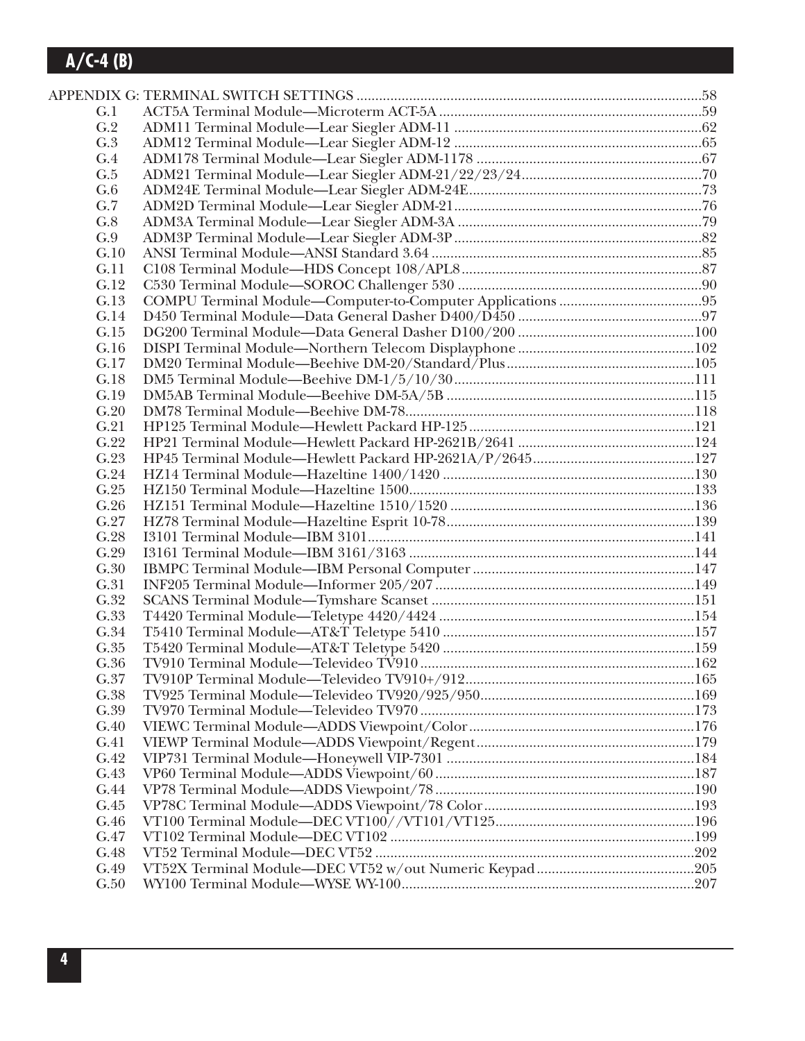APPENDIX G: TERMINAL SWITCH SETTINGS ....................................................................................58

| | | |
|---|---|---|
| G.1 | ACT5A Terminal Module—Microterm ACT-5A | 59 |
| G.2 | ADM11 Terminal Module—Lear Siegler ADM-11 | 62 |
| G.3 | ADM12 Terminal Module—Lear Siegler ADM-12 | 65 |
| G.4 | ADM178 Terminal Module—Lear Siegler ADM-1178 | 67 |
| G.5 | ADM21 Terminal Module—Lear Siegler ADM-21/22/23/24 | 70 |
| G.6 | ADM24E Terminal Module—Lear Siegler ADM-24E | 73 |
| G.7 | ADM2D Terminal Module—Lear Siegler ADM-21 | 76 |
| G.8 | ADM3A Terminal Module—Lear Siegler ADM-3A | 79 |
| G.9 | ADM3P Terminal Module—Lear Siegler ADM-3P | 82 |
| G.10 | ANSI Terminal Module—ANSI Standard 3.64 | 85 |
| G.11 | C108 Terminal Module—HDS Concept 108/APL8 | 87 |
| G.12 | C530 Terminal Module—SOROC Challenger 530 | 90 |
| G.13 | COMPU Terminal Module—Computer-to-Computer Applications | 95 |
| G.14 | D450 Terminal Module—Data General Dasher D400/D450 | 97 |
| G.15 | DG200 Terminal Module—Data General Dasher D100/200 | 100 |
| G.16 | DISPI Terminal Module—Northern Telecom Displayphone | 102 |
| G.17 | DM20 Terminal Module—Beehive DM-20/Standard/Plus | 105 |
| G.18 | DM5 Terminal Module—Beehive DM-1/5/10/30 | 111 |
| G.19 | DM5AB Terminal Module—Beehive DM-5A/5B | 115 |
| G.20 | DM78 Terminal Module—Beehive DM-78 | 118 |
| G.21 | HP125 Terminal Module—Hewlett Packard HP-125 | 121 |
| G.22 | HP21 Terminal Module—Hewlett Packard HP-2621B/2641 | 124 |
| G.23 | HP45 Terminal Module—Hewlett Packard HP-2621A/P/2645 | 127 |
| G.24 | HZ14 Terminal Module—Hazeltine 1400/1420 | 130 |
| G.25 | HZ150 Terminal Module—Hazeltine 1500 | 133 |
| G.26 | HZ151 Terminal Module—Hazeltine 1510/1520 | 136 |
| G.27 | HZ78 Terminal Module—Hazeltine Esprit 10-78 | 139 |
| G.28 | I3101 Terminal Module—IBM 3101 | 141 |
| G.29 | I3161 Terminal Module—IBM 3161/3163 | 144 |
| G.30 | IBMPC Terminal Module—IBM Personal Computer | 147 |
| G.31 | INF205 Terminal Module—Informer 205/207 | 149 |
| G.32 | SCANS Terminal Module—Tymshare Scanset | 151 |
| G.33 | T4420 Terminal Module—Teletype 4420/4424 | 154 |
| G.34 | T5410 Terminal Module—AT&T Teletype 5410 | 157 |
| G.35 | T5420 Terminal Module—AT&T Teletype 5420 | 159 |
| G.36 | TV910 Terminal Module—Televideo TV910 | 162 |
| G.37 | TV910P Terminal Module—Televideo TV910+/912 | 165 |
| G.38 | TV925 Terminal Module—Televideo TV920/925/950 | 169 |
| G.39 | TV970 Terminal Module—Televideo TV970 | 173 |
| G.40 | VIEWC Terminal Module—ADDS Viewpoint/Color | 176 |
| G.41 | VIEWP Terminal Module—ADDS Viewpoint/Regent | 179 |
| G.42 | VIP731 Terminal Module—Honeywell VIP-7301 | 184 |
| G.43 | VP60 Terminal Module—ADDS Viewpoint/60 | 187 |
| G.44 | VP78 Terminal Module—ADDS Viewpoint/78 | 190 |
| G.45 | VP78C Terminal Module—ADDS Viewpoint/78 Color | 193 |
| G.46 | VT100 Terminal Module—DEC VT100//VT101/VT125 | 196 |
| G.47 | VT102 Terminal Module—DEC VT102 | 199 |
| G.48 | VT52 Terminal Module—DEC VT52 | 202 |
| G.49 | VT52X Terminal Module—DEC VT52 w/out Numeric Keypad | 205 |
| G.50 | WY100 Terminal Module—WYSE WY-100 | 207 |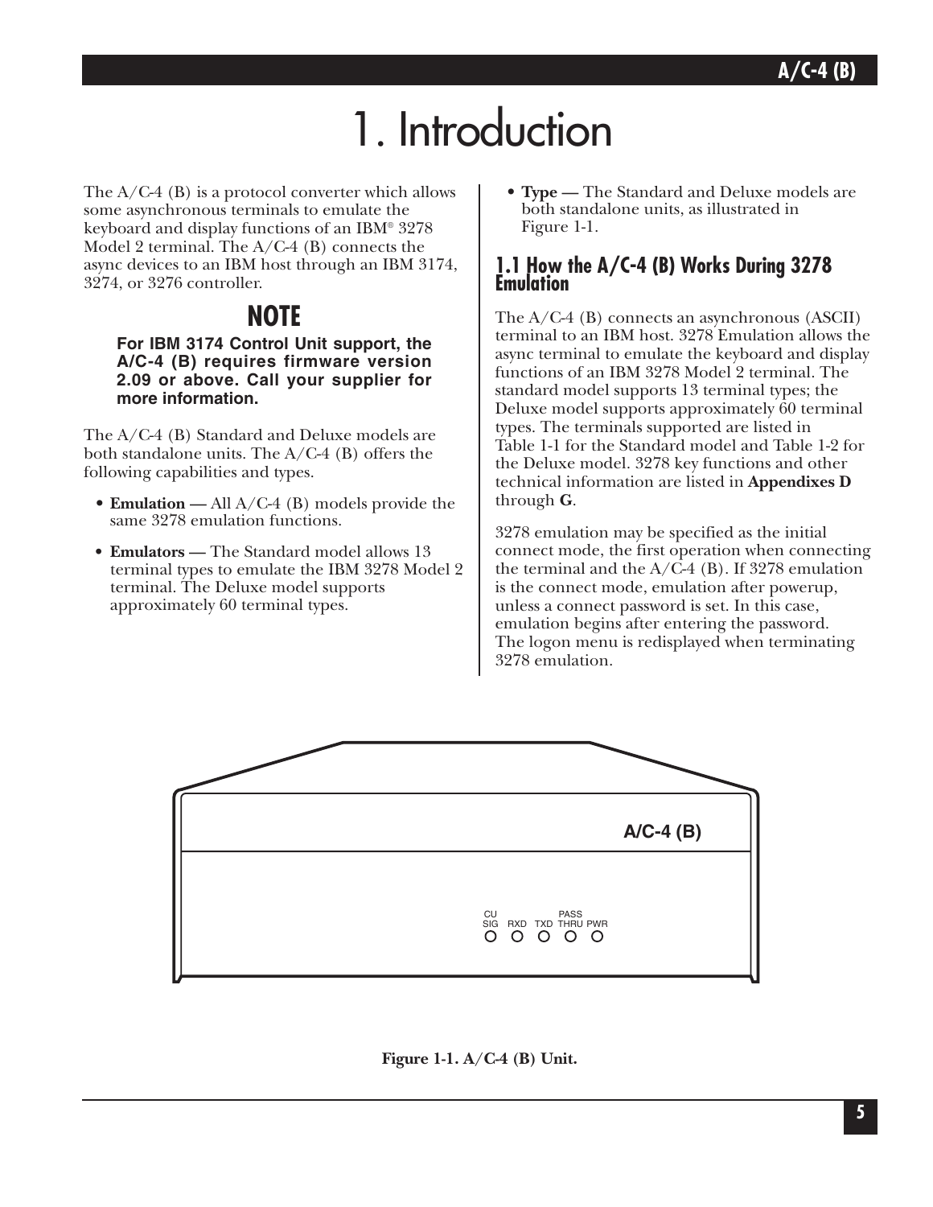# 1. Introduction

The A/C-4 (B) is a protocol converter which allows some asynchronous terminals to emulate the keyboard and display functions of an IBM® 3278 Model 2 terminal. The A/C-4 (B) connects the async devices to an IBM host through an IBM 3174, 3274, or 3276 controller.

## NOTE

**For IBM 3174 Control Unit support, the A/C-4 (B) requires firmware version 2.09 or above. Call your supplier for more information.**

The A/C-4 (B) Standard and Deluxe models are both standalone units. The A/C-4 (B) offers the following capabilities and types.

- **Emulation —** All A/C-4 (B) models provide the same 3278 emulation functions.
- **Emulators —** The Standard model allows 13 terminal types to emulate the IBM 3278 Model 2 terminal. The Deluxe model supports approximately 60 terminal types.
- **Type —** The Standard and Deluxe models are both standalone units, as illustrated in Figure 1-1.

## 1.1 How the A/C-4 (B) Works During 3278 Emulation

The A/C-4 (B) connects an asynchronous (ASCII) terminal to an IBM host. 3278 Emulation allows the async terminal to emulate the keyboard and display functions of an IBM 3278 Model 2 terminal. The standard model supports 13 terminal types; the Deluxe model supports approximately 60 terminal types. The terminals supported are listed in Table 1-1 for the Standard model and Table 1-2 for the Deluxe model. 3278 key functions and other technical information are listed in **Appendixes D** through **G**.

3278 emulation may be specified as the initial connect mode, the first operation when connecting the terminal and the A/C-4 (B). If 3278 emulation is the connect mode, emulation after powerup, unless a connect password is set. In this case, emulation begins after entering the password. The logon menu is redisplayed when terminating 3278 emulation.

A/C-4 (B)

CU SIG RXD TXD PASS THRU PWR

**Figure 1-1. A/C-4 (B) Unit.**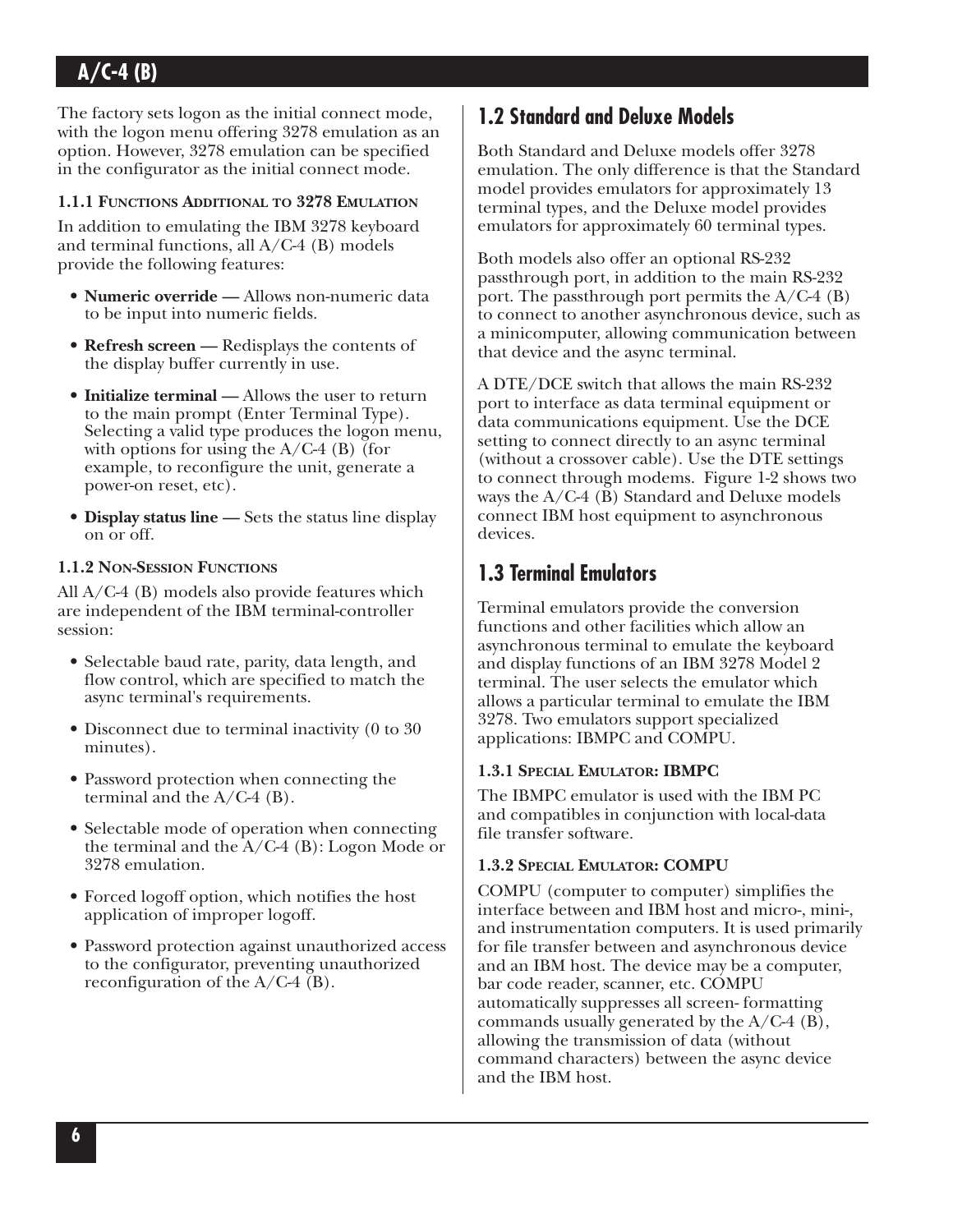The factory sets logon as the initial connect mode, with the logon menu offering 3278 emulation as an option. However, 3278 emulation can be specified in the configurator as the initial connect mode.

#### 1.1.1 Functions Additional to 3278 Emulation

In addition to emulating the IBM 3278 keyboard and terminal functions, all A/C-4 (B) models provide the following features:

- **Numeric override —** Allows non-numeric data to be input into numeric fields.
- **Refresh screen —** Redisplays the contents of the display buffer currently in use.
- **Initialize terminal —** Allows the user to return to the main prompt (Enter Terminal Type). Selecting a valid type produces the logon menu, with options for using the A/C-4 (B) (for example, to reconfigure the unit, generate a power-on reset, etc).
- **Display status line —** Sets the status line display on or off.

#### 1.1.2 Non-Session Functions

All A/C-4 (B) models also provide features which are independent of the IBM terminal-controller session:

- Selectable baud rate, parity, data length, and flow control, which are specified to match the async terminal's requirements.
- Disconnect due to terminal inactivity (0 to 30 minutes).
- Password protection when connecting the terminal and the A/C-4 (B).
- Selectable mode of operation when connecting the terminal and the A/C-4 (B): Logon Mode or 3278 emulation.
- Forced logoff option, which notifies the host application of improper logoff.
- Password protection against unauthorized access to the configurator, preventing unauthorized reconfiguration of the A/C-4 (B).

## 1.2 Standard and Deluxe Models

Both Standard and Deluxe models offer 3278 emulation. The only difference is that the Standard model provides emulators for approximately 13 terminal types, and the Deluxe model provides emulators for approximately 60 terminal types.

Both models also offer an optional RS-232 passthrough port, in addition to the main RS-232 port. The passthrough port permits the A/C-4 (B) to connect to another asynchronous device, such as a minicomputer, allowing communication between that device and the async terminal.

A DTE/DCE switch that allows the main RS-232 port to interface as data terminal equipment or data communications equipment. Use the DCE setting to connect directly to an async terminal (without a crossover cable). Use the DTE settings to connect through modems. Figure 1-2 shows two ways the A/C-4 (B) Standard and Deluxe models connect IBM host equipment to asynchronous devices.

## 1.3 Terminal Emulators

Terminal emulators provide the conversion functions and other facilities which allow an asynchronous terminal to emulate the keyboard and display functions of an IBM 3278 Model 2 terminal. The user selects the emulator which allows a particular terminal to emulate the IBM 3278. Two emulators support specialized applications: IBMPC and COMPU.

#### 1.3.1 Special Emulator: IBMPC

The IBMPC emulator is used with the IBM PC and compatibles in conjunction with local-data file transfer software.

#### 1.3.2 Special Emulator: COMPU

COMPU (computer to computer) simplifies the interface between and IBM host and micro-, mini-, and instrumentation computers. It is used primarily for file transfer between and asynchronous device and an IBM host. The device may be a computer, bar code reader, scanner, etc. COMPU automatically suppresses all screen- formatting commands usually generated by the A/C-4 (B), allowing the transmission of data (without command characters) between the async device and the IBM host.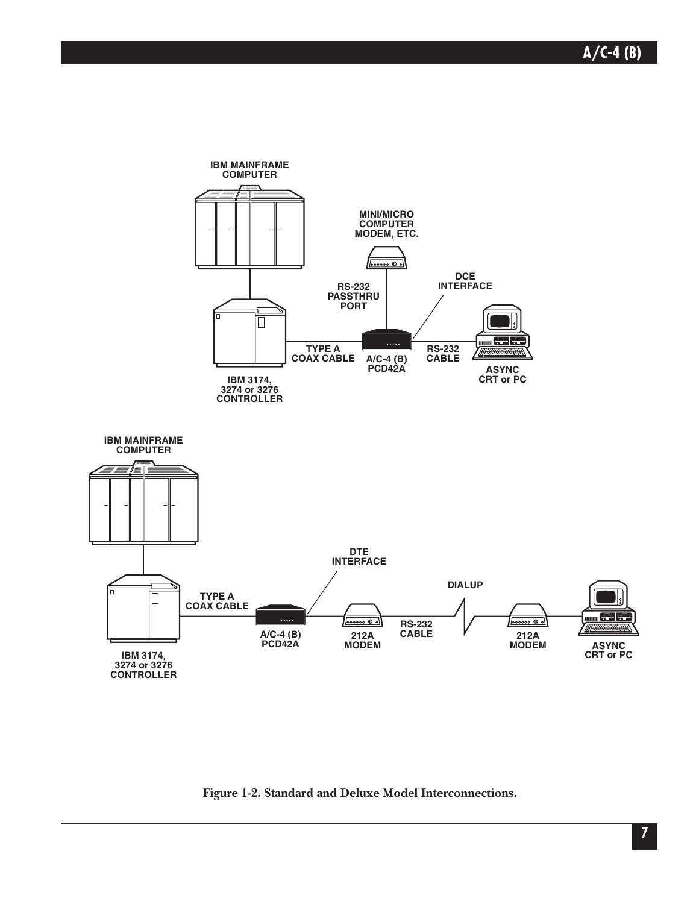Figure 1-2. Standard and Deluxe Model Interconnections.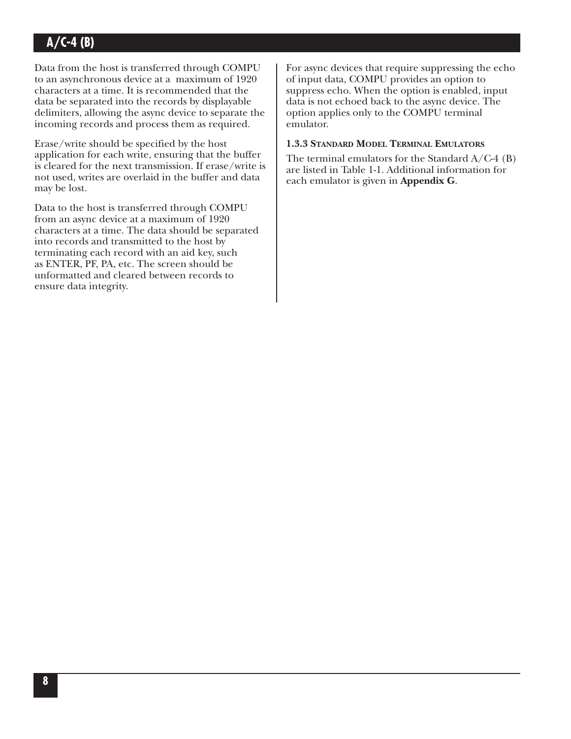Data from the host is transferred through COMPU to an asynchronous device at a maximum of 1920 characters at a time. It is recommended that the data be separated into the records by displayable delimiters, allowing the async device to separate the incoming records and process them as required.

Erase/write should be specified by the host application for each write, ensuring that the buffer is cleared for the next transmission. If erase/write is not used, writes are overlaid in the buffer and data may be lost.

Data to the host is transferred through COMPU from an async device at a maximum of 1920 characters at a time. The data should be separated into records and transmitted to the host by terminating each record with an aid key, such as ENTER, PF, PA, etc. The screen should be unformatted and cleared between records to ensure data integrity.

For async devices that require suppressing the echo of input data, COMPU provides an option to suppress echo. When the option is enabled, input data is not echoed back to the async device. The option applies only to the COMPU terminal emulator.

### 1.3.3 Standard Model Terminal Emulators

The terminal emulators for the Standard A/C-4 (B) are listed in Table 1-1. Additional information for each emulator is given in **Appendix G**.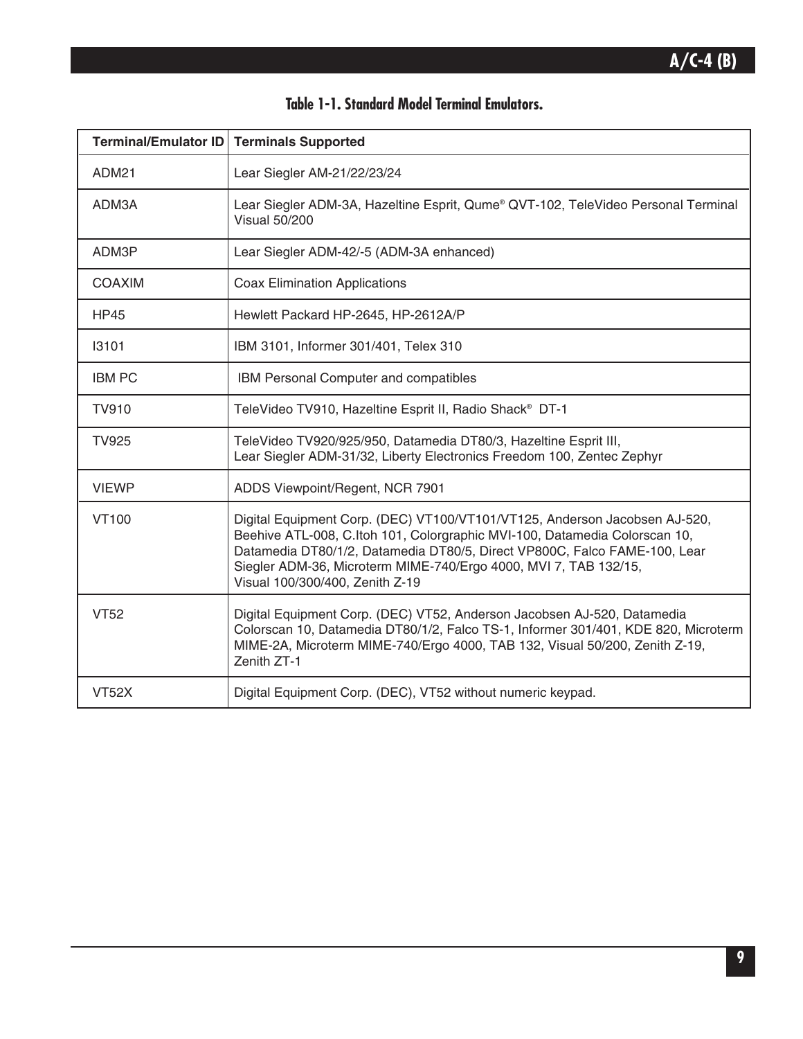**Table 1-1. Standard Model Terminal Emulators.**

| Terminal/Emulator ID | Terminals Supported |
|---|---|
| ADM21 | Lear Siegler AM-21/22/23/24 |
| ADM3A | Lear Siegler ADM-3A, Hazeltine Esprit, Qume® QVT-102, TeleVideo Personal Terminal Visual 50/200 |
| ADM3P | Lear Siegler ADM-42/-5 (ADM-3A enhanced) |
| COAXIM | Coax Elimination Applications |
| HP45 | Hewlett Packard HP-2645, HP-2612A/P |
| I3101 | IBM 3101, Informer 301/401, Telex 310 |
| IBM PC | IBM Personal Computer and compatibles |
| TV910 | TeleVideo TV910, Hazeltine Esprit II, Radio Shack® DT-1 |
| TV925 | TeleVideo TV920/925/950, Datamedia DT80/3, Hazeltine Esprit III, Lear Siegler ADM-31/32, Liberty Electronics Freedom 100, Zentec Zephyr |
| VIEWP | ADDS Viewpoint/Regent, NCR 7901 |
| VT100 | Digital Equipment Corp. (DEC) VT100/VT101/VT125, Anderson Jacobsen AJ-520, Beehive ATL-008, C.Itoh 101, Colorgraphic MVI-100, Datamedia Colorscan 10, Datamedia DT80/1/2, Datamedia DT80/5, Direct VP800C, Falco FAME-100, Lear Siegler ADM-36, Microterm MIME-740/Ergo 4000, MVI 7, TAB 132/15, Visual 100/300/400, Zenith Z-19 |
| VT52 | Digital Equipment Corp. (DEC) VT52, Anderson Jacobsen AJ-520, Datamedia Colorscan 10, Datamedia DT80/1/2, Falco TS-1, Informer 301/401, KDE 820, Microterm MIME-2A, Microterm MIME-740/Ergo 4000, TAB 132, Visual 50/200, Zenith Z-19, Zenith ZT-1 |
| VT52X | Digital Equipment Corp. (DEC), VT52 without numeric keypad. |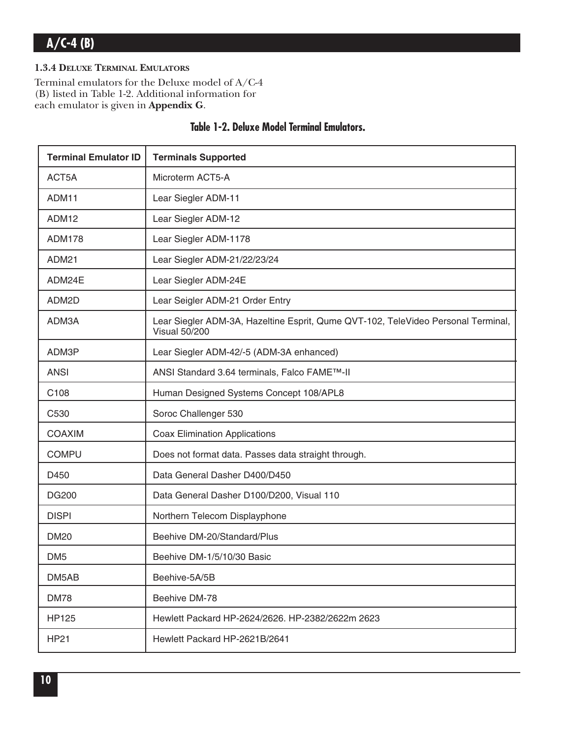### 1.3.4 Deluxe Terminal Emulators

Terminal emulators for the Deluxe model of A/C-4 (B) listed in Table 1-2. Additional information for each emulator is given in **Appendix G**.

**Table 1-2. Deluxe Model Terminal Emulators.**

| Terminal Emulator ID | Terminals Supported |
|---|---|
| ACT5A | Microterm ACT5-A |
| ADM11 | Lear Siegler ADM-11 |
| ADM12 | Lear Siegler ADM-12 |
| ADM178 | Lear Siegler ADM-1178 |
| ADM21 | Lear Siegler ADM-21/22/23/24 |
| ADM24E | Lear Siegler ADM-24E |
| ADM2D | Lear Seigler ADM-21 Order Entry |
| ADM3A | Lear Siegler ADM-3A, Hazeltine Esprit, Qume QVT-102, TeleVideo Personal Terminal, Visual 50/200 |
| ADM3P | Lear Siegler ADM-42/-5 (ADM-3A enhanced) |
| ANSI | ANSI Standard 3.64 terminals, Falco FAME™-II |
| C108 | Human Designed Systems Concept 108/APL8 |
| C530 | Soroc Challenger 530 |
| COAXIM | Coax Elimination Applications |
| COMPU | Does not format data. Passes data straight through. |
| D450 | Data General Dasher D400/D450 |
| DG200 | Data General Dasher D100/D200, Visual 110 |
| DISPI | Northern Telecom Displayphone |
| DM20 | Beehive DM-20/Standard/Plus |
| DM5 | Beehive DM-1/5/10/30 Basic |
| DM5AB | Beehive-5A/5B |
| DM78 | Beehive DM-78 |
| HP125 | Hewlett Packard HP-2624/2626. HP-2382/2622m 2623 |
| HP21 | Hewlett Packard HP-2621B/2641 |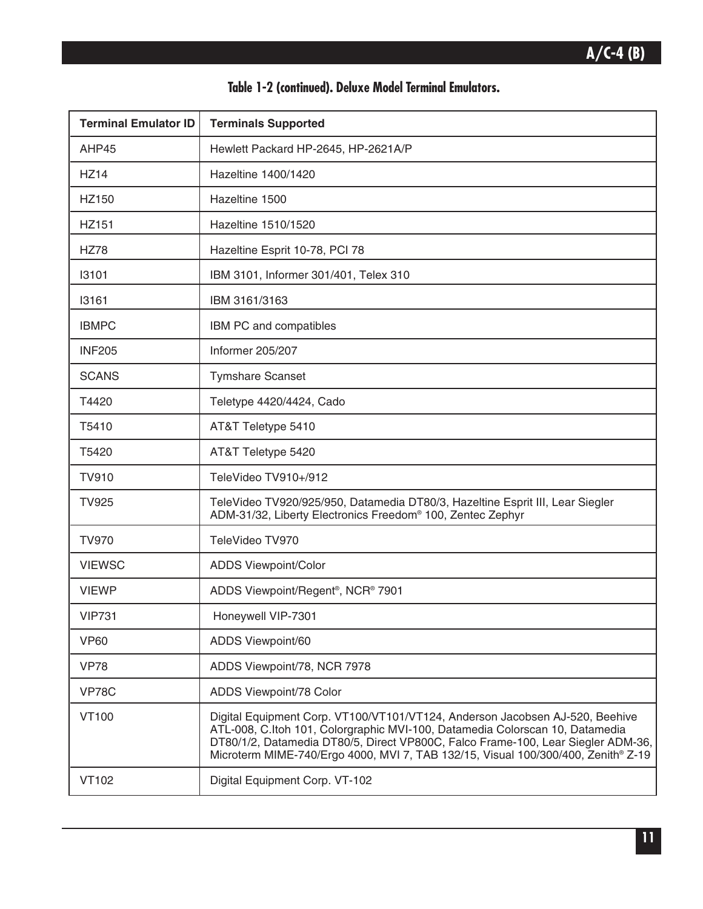**Table 1-2 (continued). Deluxe Model Terminal Emulators.**

| Terminal Emulator ID | Terminals Supported |
| --- | --- |
| AHP45 | Hewlett Packard HP-2645, HP-2621A/P |
| HZ14 | Hazeltine 1400/1420 |
| HZ150 | Hazeltine 1500 |
| HZ151 | Hazeltine 1510/1520 |
| HZ78 | Hazeltine Esprit 10-78, PCI 78 |
| I3101 | IBM 3101, Informer 301/401, Telex 310 |
| I3161 | IBM 3161/3163 |
| IBMPC | IBM PC and compatibles |
| INF205 | Informer 205/207 |
| SCANS | Tymshare Scanset |
| T4420 | Teletype 4420/4424, Cado |
| T5410 | AT&T Teletype 5410 |
| T5420 | AT&T Teletype 5420 |
| TV910 | TeleVideo TV910+/912 |
| TV925 | TeleVideo TV920/925/950, Datamedia DT80/3, Hazeltine Esprit III, Lear Siegler ADM-31/32, Liberty Electronics Freedom® 100, Zentec Zephyr |
| TV970 | TeleVideo TV970 |
| VIEWSC | ADDS Viewpoint/Color |
| VIEWP | ADDS Viewpoint/Regent®, NCR® 7901 |
| VIP731 | Honeywell VIP-7301 |
| VP60 | ADDS Viewpoint/60 |
| VP78 | ADDS Viewpoint/78, NCR 7978 |
| VP78C | ADDS Viewpoint/78 Color |
| VT100 | Digital Equipment Corp. VT100/VT101/VT124, Anderson Jacobsen AJ-520, Beehive ATL-008, C.Itoh 101, Colorgraphic MVI-100, Datamedia Colorscan 10, Datamedia DT80/1/2, Datamedia DT80/5, Direct VP800C, Falco Frame-100, Lear Siegler ADM-36, Microterm MIME-740/Ergo 4000, MVI 7, TAB 132/15, Visual 100/300/400, Zenith® Z-19 |
| VT102 | Digital Equipment Corp. VT-102 |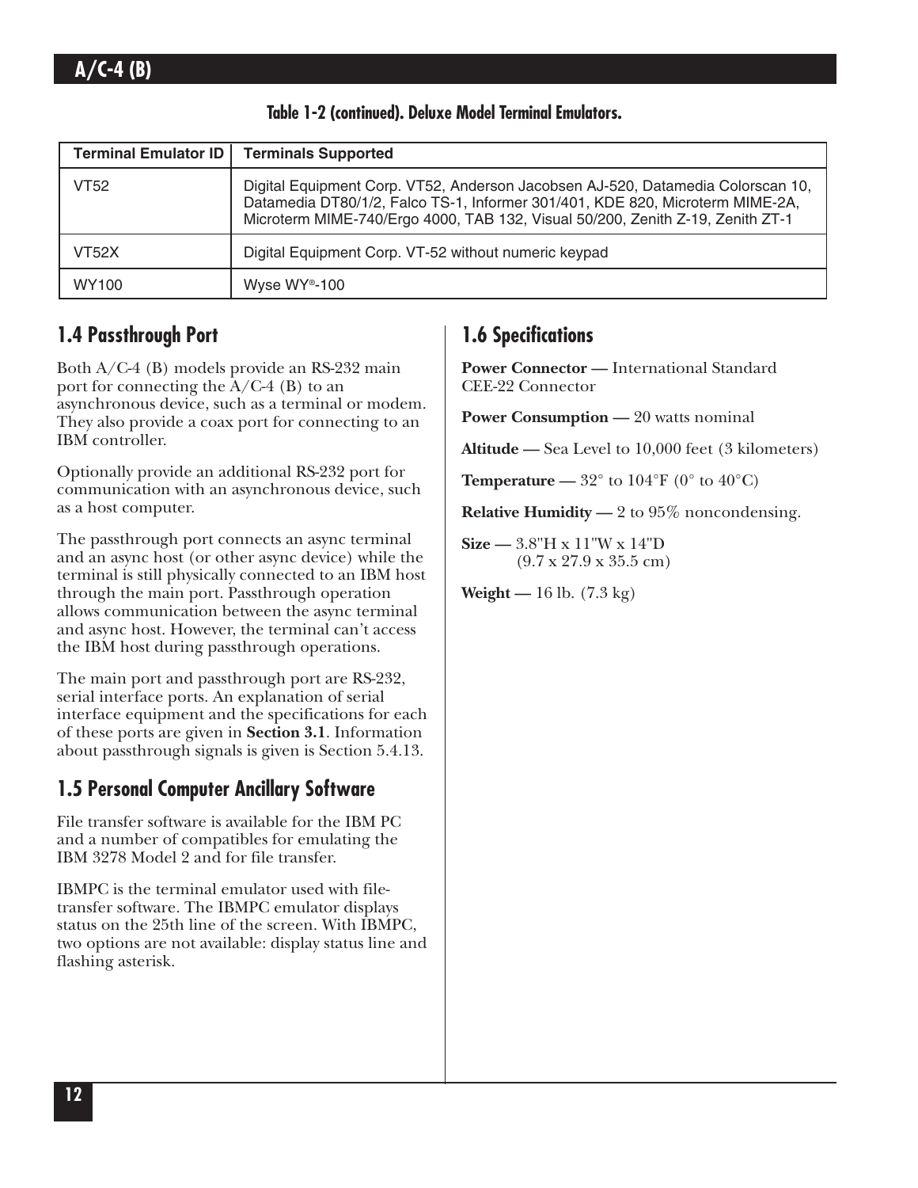**Table 1-2 (continued). Deluxe Model Terminal Emulators.**

| Terminal Emulator ID | Terminals Supported |
| --- | --- |
| VT52 | Digital Equipment Corp. VT52, Anderson Jacobsen AJ-520, Datamedia Colorscan 10, Datamedia DT80/1/2, Falco TS-1, Informer 301/401, KDE 820, Microterm MIME-2A, Microterm MIME-740/Ergo 4000, TAB 132, Visual 50/200, Zenith Z-19, Zenith ZT-1 |
| VT52X | Digital Equipment Corp. VT-52 without numeric keypad |
| WY100 | Wyse WY®-100 |

## 1.4 Passthrough Port

Both A/C-4 (B) models provide an RS-232 main port for connecting the A/C-4 (B) to an asynchronous device, such as a terminal or modem. They also provide a coax port for connecting to an IBM controller.

Optionally provide an additional RS-232 port for communication with an asynchronous device, such as a host computer.

The passthrough port connects an async terminal and an async host (or other async device) while the terminal is still physically connected to an IBM host through the main port. Passthrough operation allows communication between the async terminal and async host. However, the terminal can't access the IBM host during passthrough operations.

The main port and passthrough port are RS-232, serial interface ports. An explanation of serial interface equipment and the specifications for each of these ports are given in **Section 3.1**. Information about passthrough signals is given is Section 5.4.13.

## 1.5 Personal Computer Ancillary Software

File transfer software is available for the IBM PC and a number of compatibles for emulating the IBM 3278 Model 2 and for file transfer.

IBMPC is the terminal emulator used with file-transfer software. The IBMPC emulator displays status on the 25th line of the screen. With IBMPC, two options are not available: display status line and flashing asterisk.

## 1.6 Specifications

**Power Connector —** International Standard CEE-22 Connector

**Power Consumption —** 20 watts nominal

**Altitude —** Sea Level to 10,000 feet (3 kilometers)

**Temperature —** 32° to 104°F (0° to 40°C)

**Relative Humidity —** 2 to 95% noncondensing.

**Size —** 3.8"H x 11"W x 14"D
(9.7 x 27.9 x 35.5 cm)

**Weight —** 16 lb. (7.3 kg)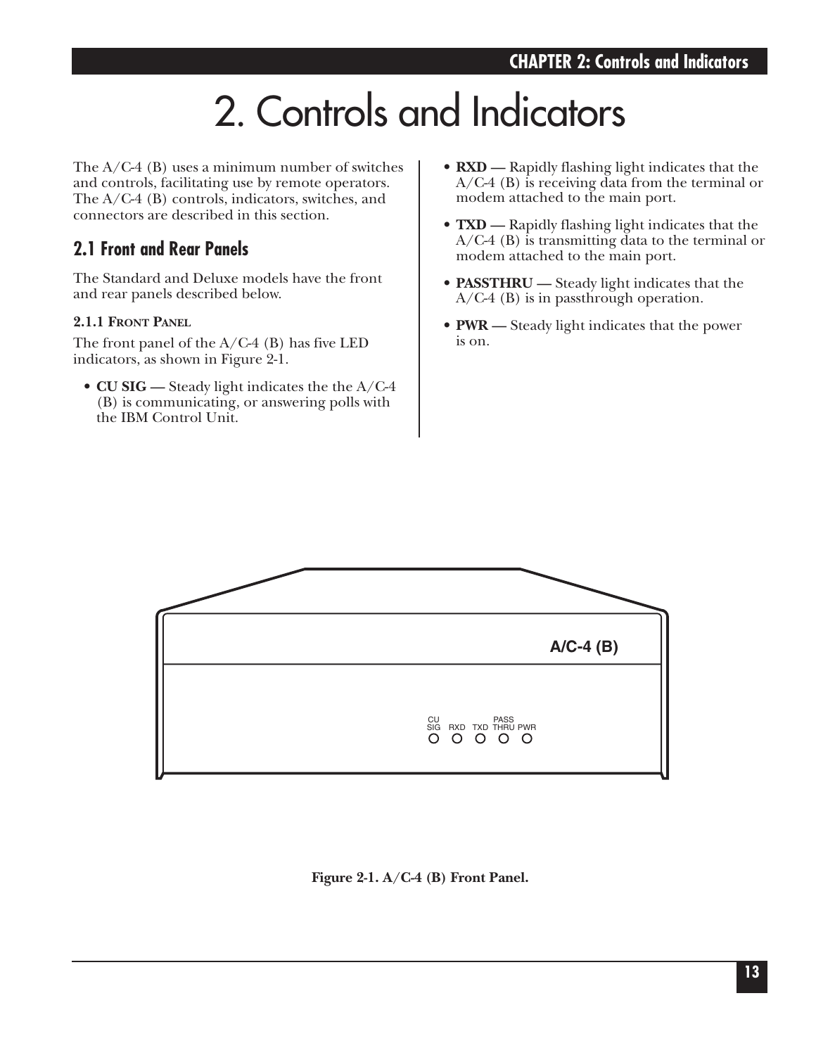# 2. Controls and Indicators

The A/C-4 (B) uses a minimum number of switches and controls, facilitating use by remote operators. The A/C-4 (B) controls, indicators, switches, and connectors are described in this section.

## 2.1 Front and Rear Panels

The Standard and Deluxe models have the front and rear panels described below.

### 2.1.1 Front Panel

The front panel of the A/C-4 (B) has five LED indicators, as shown in Figure 2-1.

- **CU SIG —** Steady light indicates the the A/C-4 (B) is communicating, or answering polls with the IBM Control Unit.
- **RXD —** Rapidly flashing light indicates that the A/C-4 (B) is receiving data from the terminal or modem attached to the main port.
- **TXD —** Rapidly flashing light indicates that the A/C-4 (B) is transmitting data to the terminal or modem attached to the main port.
- **PASSTHRU —** Steady light indicates that the A/C-4 (B) is in passthrough operation.
- **PWR —** Steady light indicates that the power is on.

**Figure 2-1. A/C-4 (B) Front Panel.**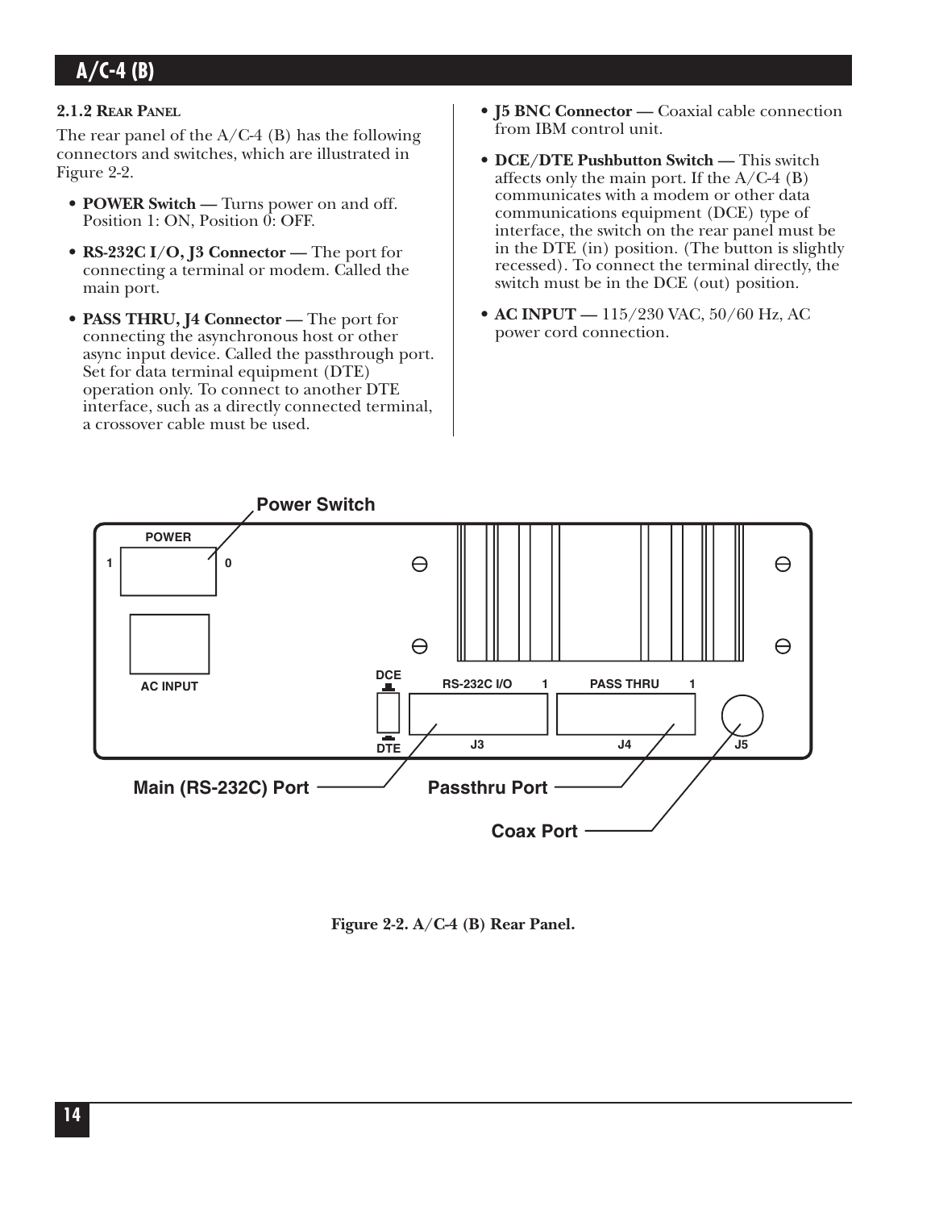### 2.1.2 Rear Panel

The rear panel of the A/C-4 (B) has the following connectors and switches, which are illustrated in Figure 2-2.

- **POWER Switch —** Turns power on and off. Position 1: ON, Position 0: OFF.
- **RS-232C I/O, J3 Connector —** The port for connecting a terminal or modem. Called the main port.
- **PASS THRU, J4 Connector —** The port for connecting the asynchronous host or other async input device. Called the passthrough port. Set for data terminal equipment (DTE) operation only. To connect to another DTE interface, such as a directly connected terminal, a crossover cable must be used.
- **J5 BNC Connector —** Coaxial cable connection from IBM control unit.
- **DCE/DTE Pushbutton Switch —** This switch affects only the main port. If the A/C-4 (B) communicates with a modem or other data communications equipment (DCE) type of interface, the switch on the rear panel must be in the DTE (in) position. (The button is slightly recessed). To connect the terminal directly, the switch must be in the DCE (out) position.
- **AC INPUT —** 115/230 VAC, 50/60 Hz, AC power cord connection.

Power Switch

POWER

1 0

AC INPUT

DCE

DTE

RS-232C I/O 1

J3

PASS THRU 1

J4

J5

Main (RS-232C) Port

Passthru Port

Coax Port

**Figure 2-2. A/C-4 (B) Rear Panel.**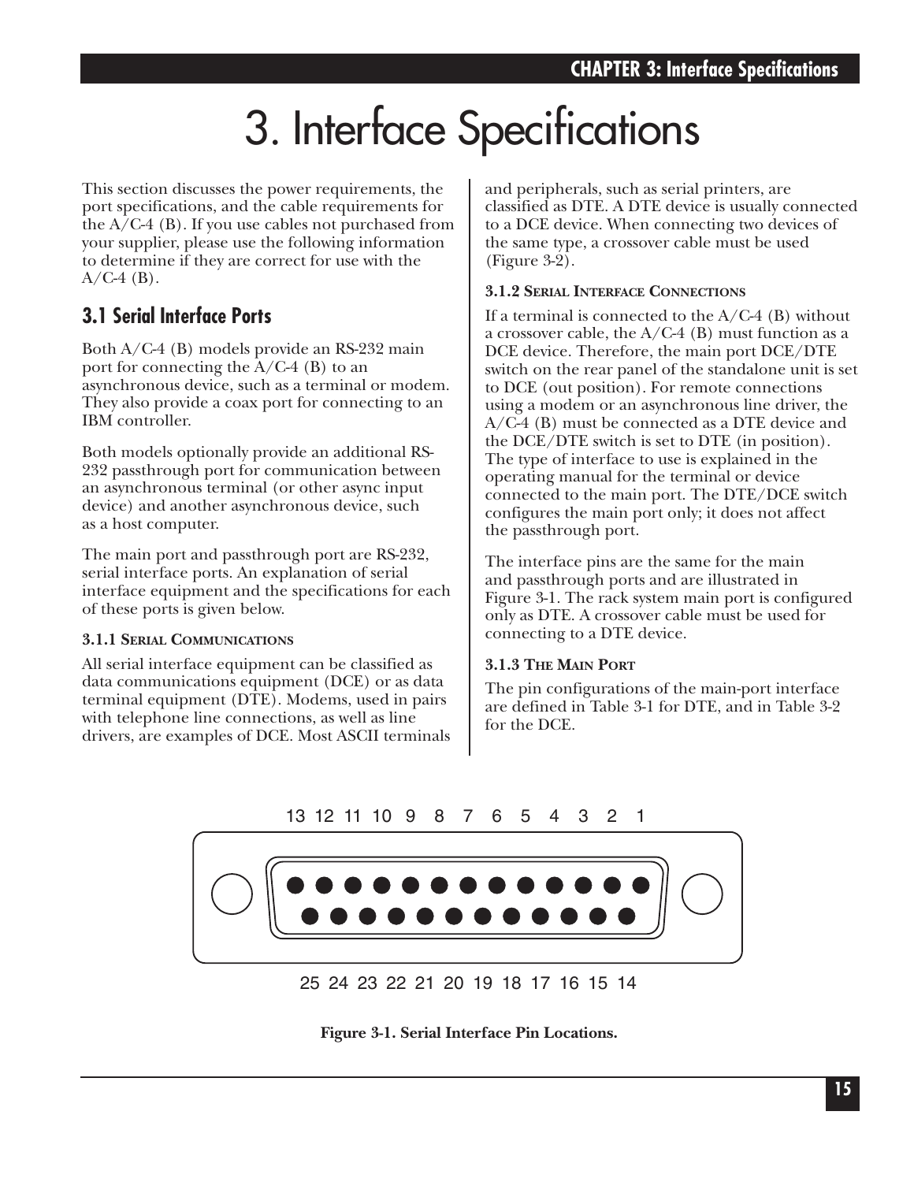# 3. Interface Specifications

This section discusses the power requirements, the port specifications, and the cable requirements for the A/C-4 (B). If you use cables not purchased from your supplier, please use the following information to determine if they are correct for use with the A/C-4 (B).

## 3.1 Serial Interface Ports

Both A/C-4 (B) models provide an RS-232 main port for connecting the A/C-4 (B) to an asynchronous device, such as a terminal or modem. They also provide a coax port for connecting to an IBM controller.

Both models optionally provide an additional RS-232 passthrough port for communication between an asynchronous terminal (or other async input device) and another asynchronous device, such as a host computer.

The main port and passthrough port are RS-232, serial interface ports. An explanation of serial interface equipment and the specifications for each of these ports is given below.

### 3.1.1 Serial Communications

All serial interface equipment can be classified as data communications equipment (DCE) or as data terminal equipment (DTE). Modems, used in pairs with telephone line connections, as well as line drivers, are examples of DCE. Most ASCII terminals and peripherals, such as serial printers, are classified as DTE. A DTE device is usually connected to a DCE device. When connecting two devices of the same type, a crossover cable must be used (Figure 3-2).

### 3.1.2 Serial Interface Connections

If a terminal is connected to the A/C-4 (B) without a crossover cable, the A/C-4 (B) must function as a DCE device. Therefore, the main port DCE/DTE switch on the rear panel of the standalone unit is set to DCE (out position). For remote connections using a modem or an asynchronous line driver, the A/C-4 (B) must be connected as a DTE device and the DCE/DTE switch is set to DTE (in position). The type of interface to use is explained in the operating manual for the terminal or device connected to the main port. The DTE/DCE switch configures the main port only; it does not affect the passthrough port.

The interface pins are the same for the main and passthrough ports and are illustrated in Figure 3-1. The rack system main port is configured only as DTE. A crossover cable must be used for connecting to a DTE device.

### 3.1.3 The Main Port

The pin configurations of the main-port interface are defined in Table 3-1 for DTE, and in Table 3-2 for the DCE.

13 12 11 10 9 8 7 6 5 4 3 2 1

25 24 23 22 21 20 19 18 17 16 15 14

**Figure 3-1. Serial Interface Pin Locations.**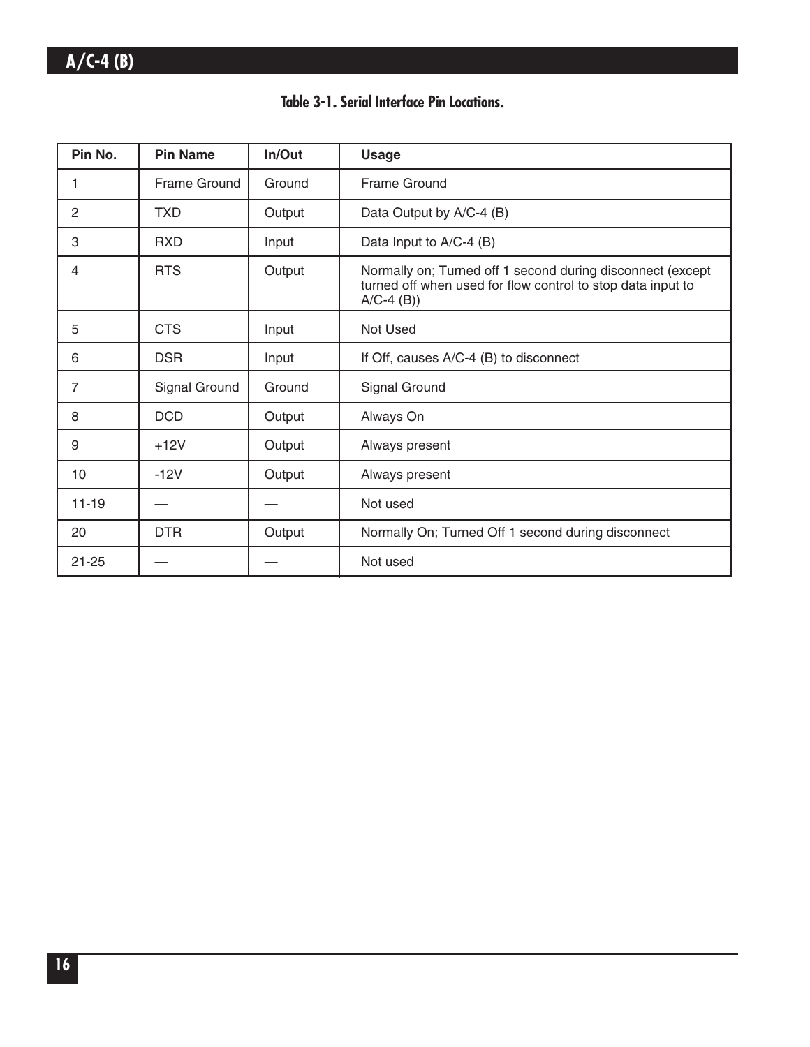**Table 3-1. Serial Interface Pin Locations.**

| Pin No. | Pin Name | In/Out | Usage |
|---|---|---|---|
| 1 | Frame Ground | Ground | Frame Ground |
| 2 | TXD | Output | Data Output by A/C-4 (B) |
| 3 | RXD | Input | Data Input to A/C-4 (B) |
| 4 | RTS | Output | Normally on; Turned off 1 second during disconnect (except turned off when used for flow control to stop data input to A/C-4 (B)) |
| 5 | CTS | Input | Not Used |
| 6 | DSR | Input | If Off, causes A/C-4 (B) to disconnect |
| 7 | Signal Ground | Ground | Signal Ground |
| 8 | DCD | Output | Always On |
| 9 | +12V | Output | Always present |
| 10 | -12V | Output | Always present |
| 11-19 | — | — | Not used |
| 20 | DTR | Output | Normally On; Turned Off 1 second during disconnect |
| 21-25 | — | — | Not used |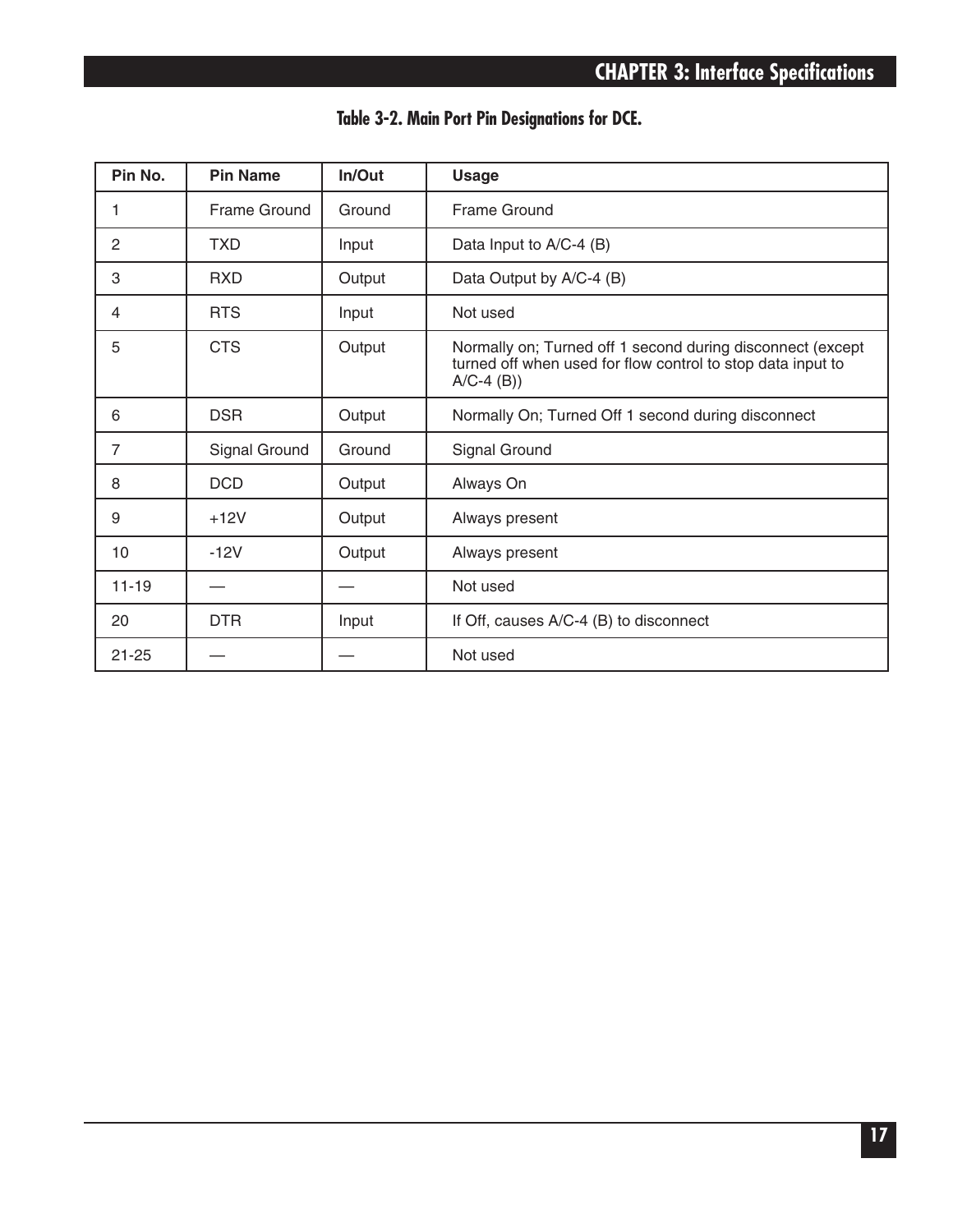**Table 3-2. Main Port Pin Designations for DCE.**

| Pin No. | Pin Name | In/Out | Usage |
|---|---|---|---|
| 1 | Frame Ground | Ground | Frame Ground |
| 2 | TXD | Input | Data Input to A/C-4 (B) |
| 3 | RXD | Output | Data Output by A/C-4 (B) |
| 4 | RTS | Input | Not used |
| 5 | CTS | Output | Normally on; Turned off 1 second during disconnect (except turned off when used for flow control to stop data input to A/C-4 (B)) |
| 6 | DSR | Output | Normally On; Turned Off 1 second during disconnect |
| 7 | Signal Ground | Ground | Signal Ground |
| 8 | DCD | Output | Always On |
| 9 | +12V | Output | Always present |
| 10 | -12V | Output | Always present |
| 11-19 | — | — | Not used |
| 20 | DTR | Input | If Off, causes A/C-4 (B) to disconnect |
| 21-25 | — | — | Not used |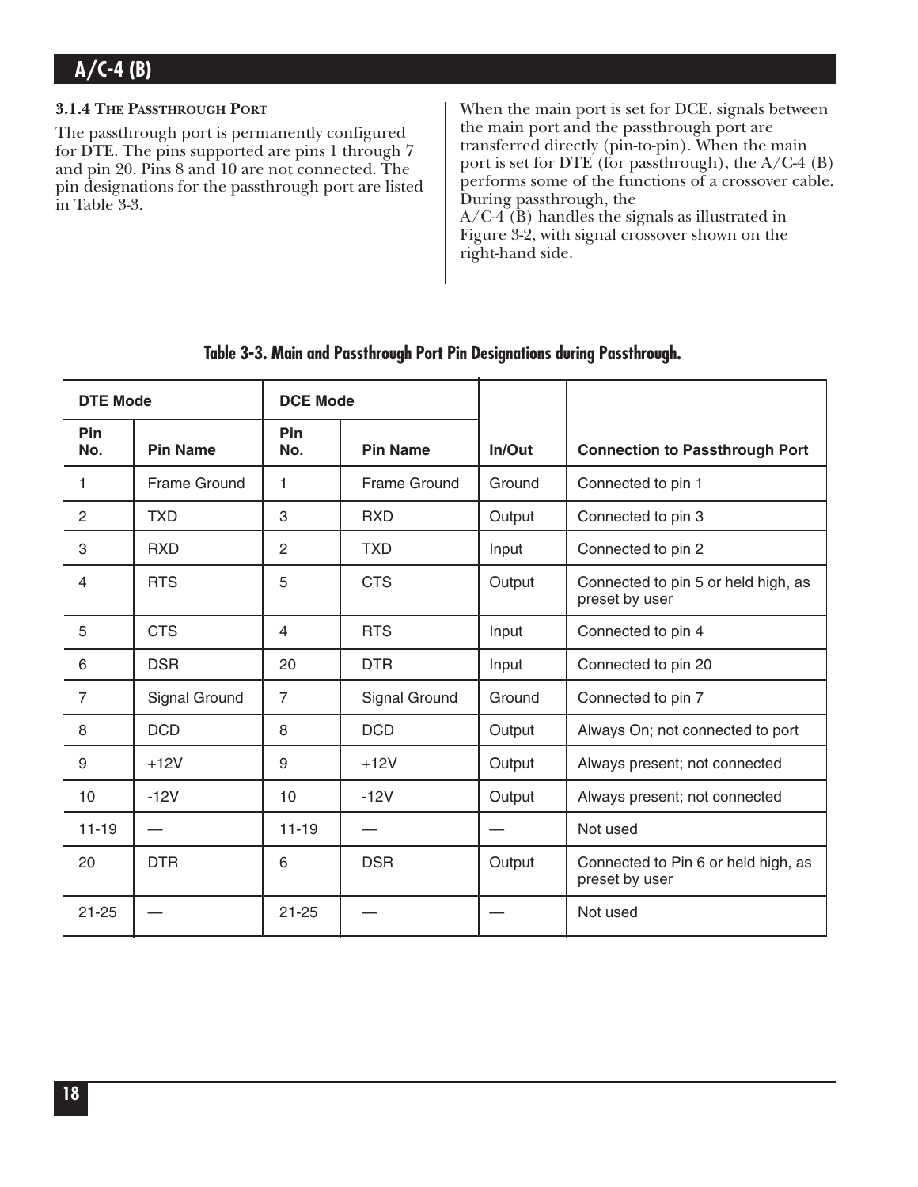### 3.1.4 The Passthrough Port

The passthrough port is permanently configured for DTE. The pins supported are pins 1 through 7 and pin 20. Pins 8 and 10 are not connected. The pin designations for the passthrough port are listed in Table 3-3.

When the main port is set for DCE, signals between the main port and the passthrough port are transferred directly (pin-to-pin). When the main port is set for DTE (for passthrough), the A/C-4 (B) performs some of the functions of a crossover cable. During passthrough, the A/C-4 (B) handles the signals as illustrated in Figure 3-2, with signal crossover shown on the right-hand side.

**Table 3-3. Main and Passthrough Port Pin Designations during Passthrough.**

| DTE Mode | | DCE Mode | | | |
|---|---|---|---|---|---|
| **Pin No.** | **Pin Name** | **Pin No.** | **Pin Name** | **In/Out** | **Connection to Passthrough Port** |
| 1 | Frame Ground | 1 | Frame Ground | Ground | Connected to pin 1 |
| 2 | TXD | 3 | RXD | Output | Connected to pin 3 |
| 3 | RXD | 2 | TXD | Input | Connected to pin 2 |
| 4 | RTS | 5 | CTS | Output | Connected to pin 5 or held high, as preset by user |
| 5 | CTS | 4 | RTS | Input | Connected to pin 4 |
| 6 | DSR | 20 | DTR | Input | Connected to pin 20 |
| 7 | Signal Ground | 7 | Signal Ground | Ground | Connected to pin 7 |
| 8 | DCD | 8 | DCD | Output | Always On; not connected to port |
| 9 | +12V | 9 | +12V | Output | Always present; not connected |
| 10 | -12V | 10 | -12V | Output | Always present; not connected |
| 11-19 | — | 11-19 | — | — | Not used |
| 20 | DTR | 6 | DSR | Output | Connected to Pin 6 or held high, as preset by user |
| 21-25 | — | 21-25 | — | — | Not used |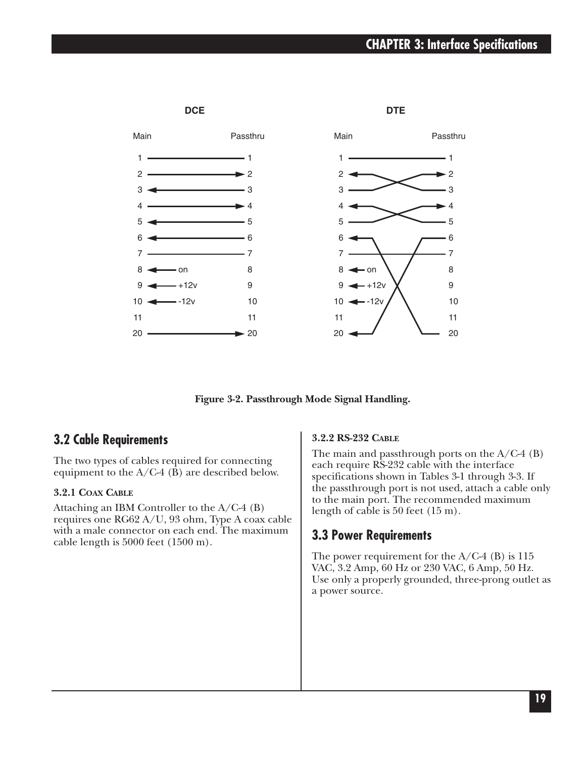DCE

| Main | | Passthru |
|---|---|---|
| 1 | ——— | 1 |
| 2 | ——→ | 2 |
| 3 | ←—— | 3 |
| 4 | ——→ | 4 |
| 5 | ←—— | 5 |
| 6 | ←—— | 6 |
| 7 | ——— | 7 |
| 8 | ← on | 8 |
| 9 | ← +12v | 9 |
| 10 | ← -12v | 10 |
| 11 | | 11 |
| 20 | ——→ | 20 |

DTE

| Main | | Passthru |
|---|---|---|
| 1 | ——— | 1 |
| 2 | ← crossed with 3 → | 2 |
| 3 | crossed | 3 |
| 4 | ← crossed with 5 → | 4 |
| 5 | crossed | 5 |
| 6 | ← crossed with 20 | 6 |
| 7 | ——— | 7 |
| 8 | ← on | 8 |
| 9 | ← +12v | 9 |
| 10 | ← -12v | 10 |
| 11 | | 11 |
| 20 | ← crossed with 6 | 20 |

**Figure 3-2. Passthrough Mode Signal Handling.**

## 3.2 Cable Requirements

The two types of cables required for connecting equipment to the A/C-4 (B) are described below.

### 3.2.1 COAX CABLE

Attaching an IBM Controller to the A/C-4 (B) requires one RG62 A/U, 93 ohm, Type A coax cable with a male connector on each end. The maximum cable length is 5000 feet (1500 m).

### 3.2.2 RS-232 CABLE

The main and passthrough ports on the A/C-4 (B) each require RS-232 cable with the interface specifications shown in Tables 3-1 through 3-3. If the passthrough port is not used, attach a cable only to the main port. The recommended maximum length of cable is 50 feet (15 m).

## 3.3 Power Requirements

The power requirement for the A/C-4 (B) is 115 VAC, 3.2 Amp, 60 Hz or 230 VAC, 6 Amp, 50 Hz. Use only a properly grounded, three-prong outlet as a power source.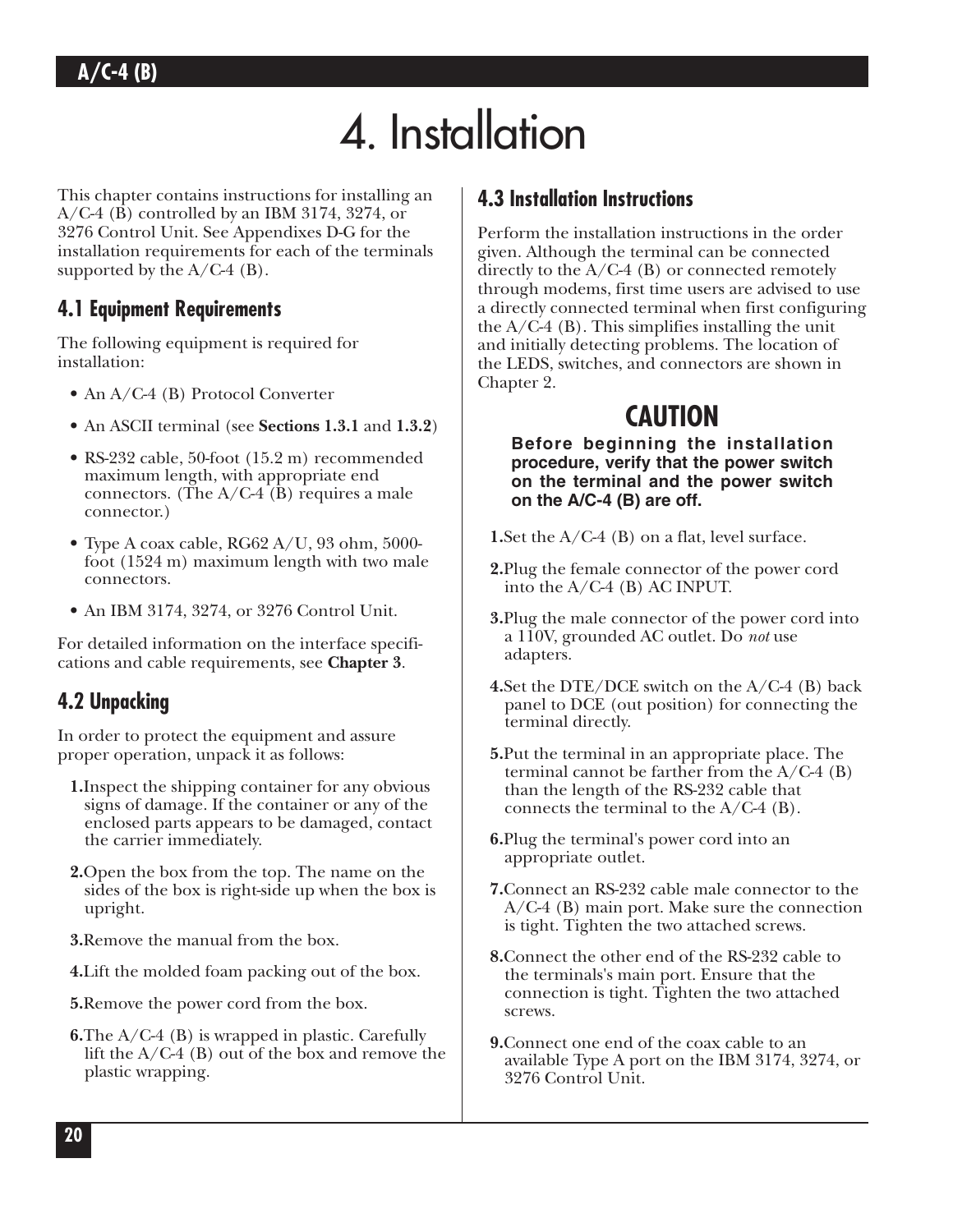# 4. Installation

This chapter contains instructions for installing an A/C-4 (B) controlled by an IBM 3174, 3274, or 3276 Control Unit. See Appendixes D-G for the installation requirements for each of the terminals supported by the A/C-4 (B).

## 4.1 Equipment Requirements

The following equipment is required for installation:

- An A/C-4 (B) Protocol Converter
- An ASCII terminal (see **Sections 1.3.1** and **1.3.2**)
- RS-232 cable, 50-foot (15.2 m) recommended maximum length, with appropriate end connectors. (The A/C-4 (B) requires a male connector.)
- Type A coax cable, RG62 A/U, 93 ohm, 5000-foot (1524 m) maximum length with two male connectors.
- An IBM 3174, 3274, or 3276 Control Unit.

For detailed information on the interface specifi-cations and cable requirements, see **Chapter 3**.

## 4.2 Unpacking

In order to protect the equipment and assure proper operation, unpack it as follows:

1. Inspect the shipping container for any obvious signs of damage. If the container or any of the enclosed parts appears to be damaged, contact the carrier immediately.
2. Open the box from the top. The name on the sides of the box is right-side up when the box is upright.
3. Remove the manual from the box.
4. Lift the molded foam packing out of the box.
5. Remove the power cord from the box.
6. The A/C-4 (B) is wrapped in plastic. Carefully lift the A/C-4 (B) out of the box and remove the plastic wrapping.

## 4.3 Installation Instructions

Perform the installation instructions in the order given. Although the terminal can be connected directly to the A/C-4 (B) or connected remotely through modems, first time users are advised to use a directly connected terminal when first configuring the A/C-4 (B). This simplifies installing the unit and initially detecting problems. The location of the LEDS, switches, and connectors are shown in Chapter 2.

### CAUTION

**Before beginning the installation procedure, verify that the power switch on the terminal and the power switch on the A/C-4 (B) are off.**

1. Set the A/C-4 (B) on a flat, level surface.
2. Plug the female connector of the power cord into the A/C-4 (B) AC INPUT.
3. Plug the male connector of the power cord into a 110V, grounded AC outlet. Do *not* use adapters.
4. Set the DTE/DCE switch on the A/C-4 (B) back panel to DCE (out position) for connecting the terminal directly.
5. Put the terminal in an appropriate place. The terminal cannot be farther from the A/C-4 (B) than the length of the RS-232 cable that connects the terminal to the A/C-4 (B).
6. Plug the terminal's power cord into an appropriate outlet.
7. Connect an RS-232 cable male connector to the A/C-4 (B) main port. Make sure the connection is tight. Tighten the two attached screws.
8. Connect the other end of the RS-232 cable to the terminals's main port. Ensure that the connection is tight. Tighten the two attached screws.
9. Connect one end of the coax cable to an available Type A port on the IBM 3174, 3274, or 3276 Control Unit.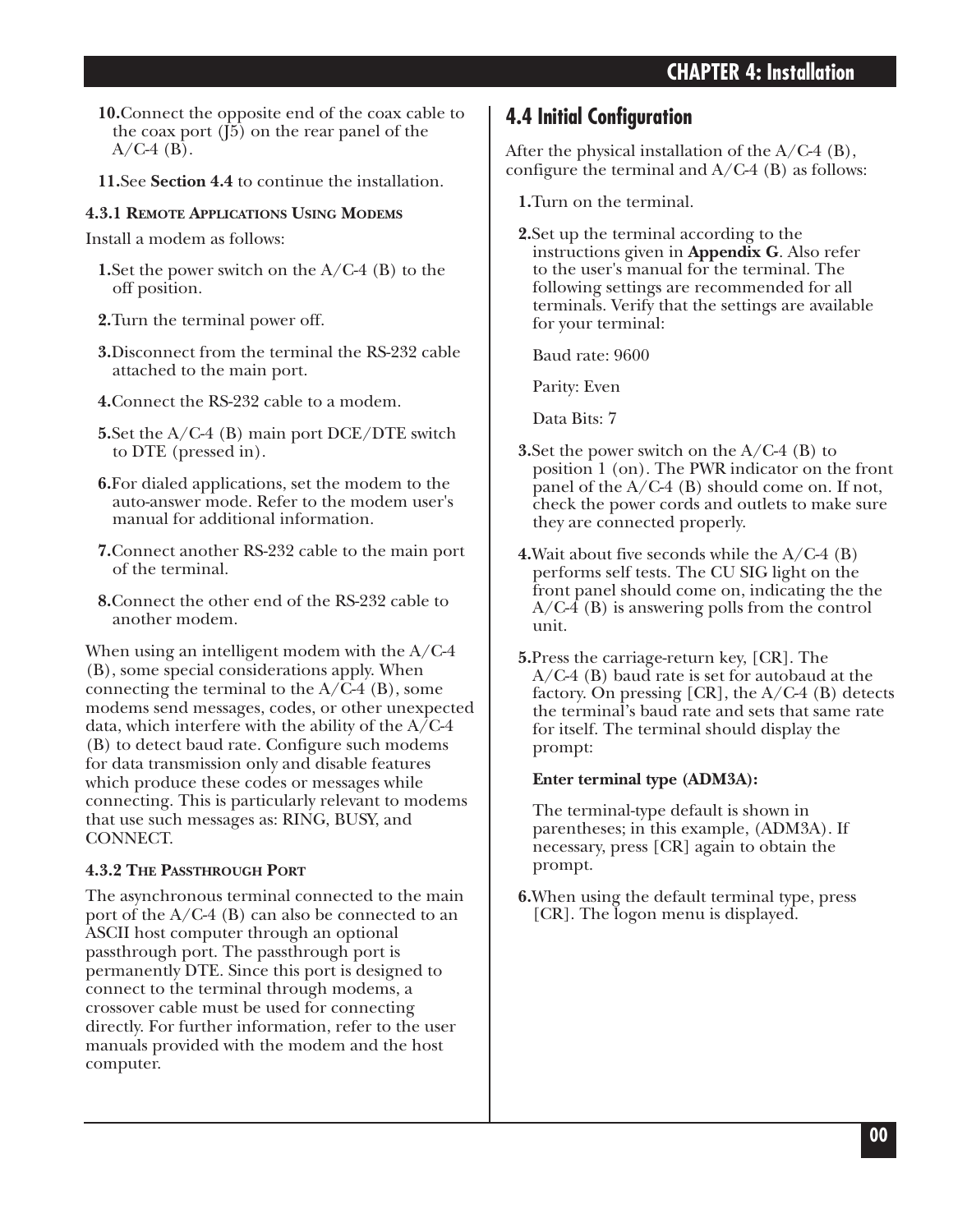10. Connect the opposite end of the coax cable to the coax port (J5) on the rear panel of the A/C-4 (B).

11. See **Section 4.4** to continue the installation.

### 4.3.1 Remote Applications Using Modems

Install a modem as follows:

1. Set the power switch on the A/C-4 (B) to the off position.

2. Turn the terminal power off.

3. Disconnect from the terminal the RS-232 cable attached to the main port.

4. Connect the RS-232 cable to a modem.

5. Set the A/C-4 (B) main port DCE/DTE switch to DTE (pressed in).

6. For dialed applications, set the modem to the auto-answer mode. Refer to the modem user's manual for additional information.

7. Connect another RS-232 cable to the main port of the terminal.

8. Connect the other end of the RS-232 cable to another modem.

When using an intelligent modem with the A/C-4 (B), some special considerations apply. When connecting the terminal to the A/C-4 (B), some modems send messages, codes, or other unexpected data, which interfere with the ability of the A/C-4 (B) to detect baud rate. Configure such modems for data transmission only and disable features which produce these codes or messages while connecting. This is particularly relevant to modems that use such messages as: RING, BUSY, and CONNECT.

### 4.3.2 The Passthrough Port

The asynchronous terminal connected to the main port of the A/C-4 (B) can also be connected to an ASCII host computer through an optional passthrough port. The passthrough port is permanently DTE. Since this port is designed to connect to the terminal through modems, a crossover cable must be used for connecting directly. For further information, refer to the user manuals provided with the modem and the host computer.

## 4.4 Initial Configuration

After the physical installation of the A/C-4 (B), configure the terminal and A/C-4 (B) as follows:

1. Turn on the terminal.

2. Set up the terminal according to the instructions given in **Appendix G**. Also refer to the user's manual for the terminal. The following settings are recommended for all terminals. Verify that the settings are available for your terminal:

   Baud rate: 9600

   Parity: Even

   Data Bits: 7

3. Set the power switch on the A/C-4 (B) to position 1 (on). The PWR indicator on the front panel of the A/C-4 (B) should come on. If not, check the power cords and outlets to make sure they are connected properly.

4. Wait about five seconds while the A/C-4 (B) performs self tests. The CU SIG light on the front panel should come on, indicating the the A/C-4 (B) is answering polls from the control unit.

5. Press the carriage-return key, [CR]. The A/C-4 (B) baud rate is set for autobaud at the factory. On pressing [CR], the A/C-4 (B) detects the terminal's baud rate and sets that same rate for itself. The terminal should display the prompt:

   **Enter terminal type (ADM3A):**

   The terminal-type default is shown in parentheses; in this example, (ADM3A). If necessary, press [CR] again to obtain the prompt.

6. When using the default terminal type, press [CR]. The logon menu is displayed.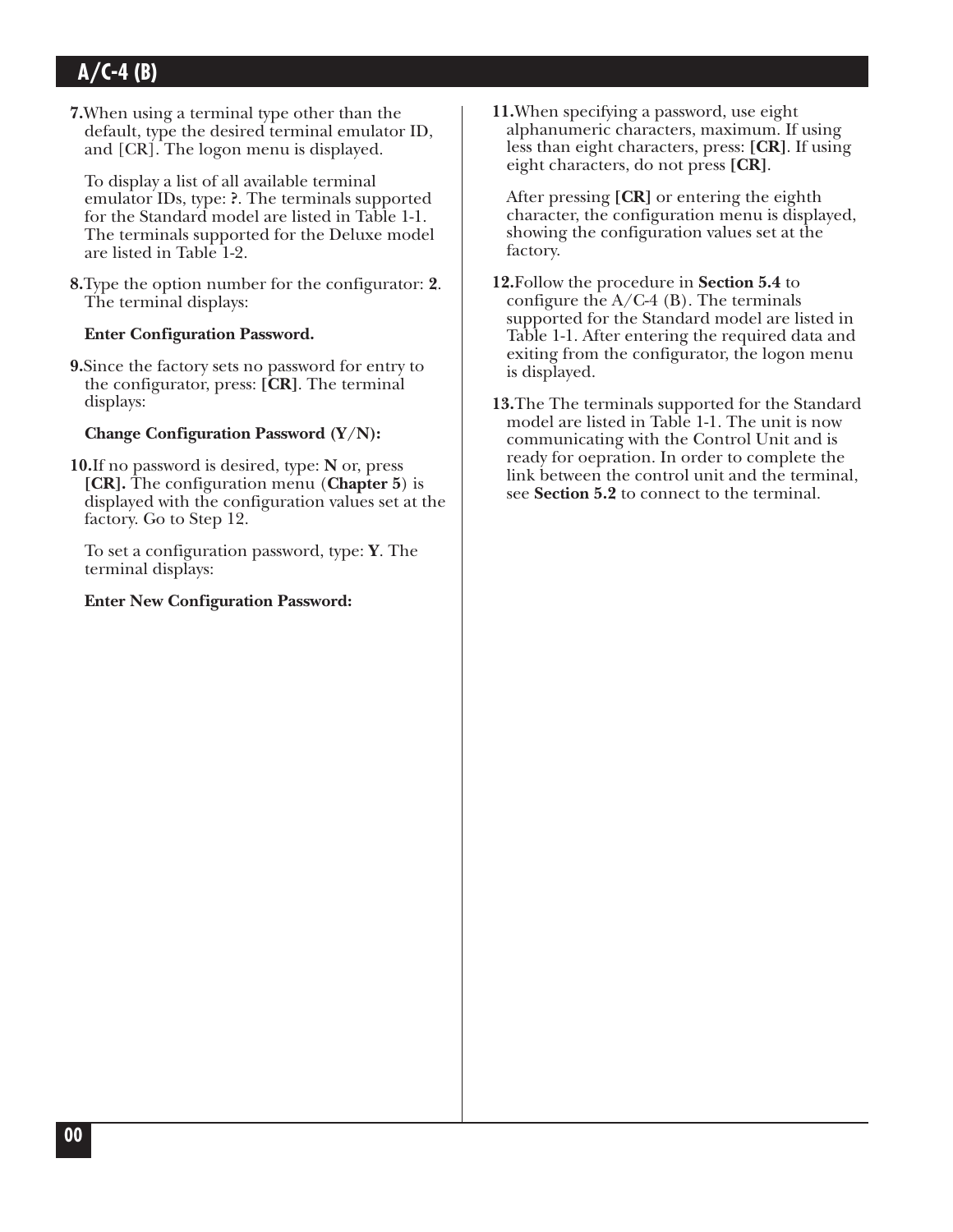**7.** When using a terminal type other than the default, type the desired terminal emulator ID, and [CR]. The logon menu is displayed.

To display a list of all available terminal emulator IDs, type: **?**. The terminals supported for the Standard model are listed in Table 1-1. The terminals supported for the Deluxe model are listed in Table 1-2.

**8.** Type the option number for the configurator: **2**. The terminal displays:

**Enter Configuration Password.**

**9.** Since the factory sets no password for entry to the configurator, press: **[CR]**. The terminal displays:

**Change Configuration Password (Y/N):**

**10.** If no password is desired, type: **N** or, press **[CR].** The configuration menu (**Chapter 5**) is displayed with the configuration values set at the factory. Go to Step 12.

To set a configuration password, type: **Y**. The terminal displays:

**Enter New Configuration Password:**

**11.** When specifying a password, use eight alphanumeric characters, maximum. If using less than eight characters, press: **[CR]**. If using eight characters, do not press **[CR]**.

After pressing **[CR]** or entering the eighth character, the configuration menu is displayed, showing the configuration values set at the factory.

**12.** Follow the procedure in **Section 5.4** to configure the A/C-4 (B). The terminals supported for the Standard model are listed in Table 1-1. After entering the required data and exiting from the configurator, the logon menu is displayed.

**13.** The The terminals supported for the Standard model are listed in Table 1-1. The unit is now communicating with the Control Unit and is ready for oepration. In order to complete the link between the control unit and the terminal, see **Section 5.2** to connect to the terminal.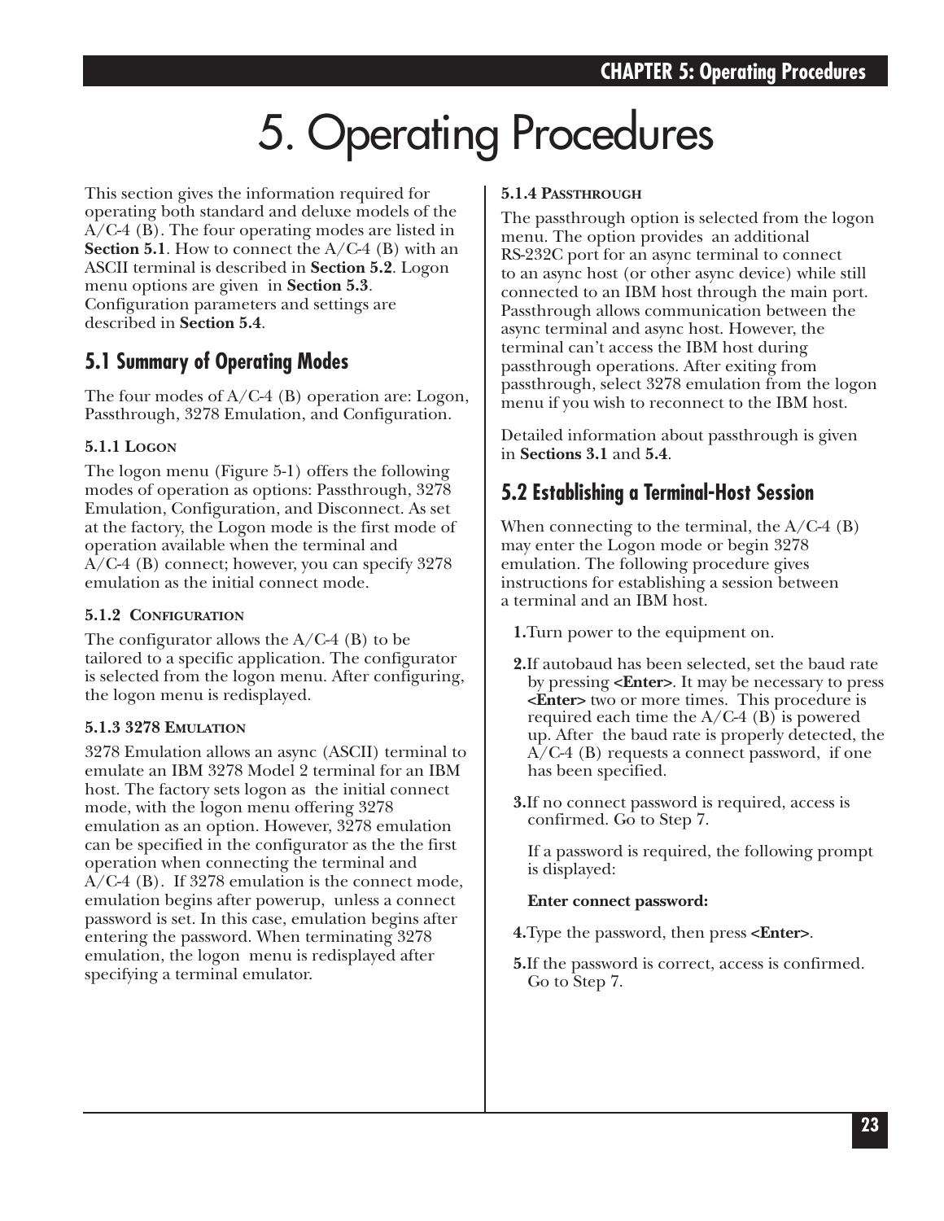# 5. Operating Procedures

This section gives the information required for operating both standard and deluxe models of the A/C-4 (B). The four operating modes are listed in **Section 5.1**. How to connect the A/C-4 (B) with an ASCII terminal is described in **Section 5.2**. Logon menu options are given in **Section 5.3**. Configuration parameters and settings are described in **Section 5.4**.

## 5.1 Summary of Operating Modes

The four modes of A/C-4 (B) operation are: Logon, Passthrough, 3278 Emulation, and Configuration.

### 5.1.1 Logon

The logon menu (Figure 5-1) offers the following modes of operation as options: Passthrough, 3278 Emulation, Configuration, and Disconnect. As set at the factory, the Logon mode is the first mode of operation available when the terminal and A/C-4 (B) connect; however, you can specify 3278 emulation as the initial connect mode.

### 5.1.2 Configuration

The configurator allows the A/C-4 (B) to be tailored to a specific application. The configurator is selected from the logon menu. After configuring, the logon menu is redisplayed.

### 5.1.3 3278 Emulation

3278 Emulation allows an async (ASCII) terminal to emulate an IBM 3278 Model 2 terminal for an IBM host. The factory sets logon as the initial connect mode, with the logon menu offering 3278 emulation as an option. However, 3278 emulation can be specified in the configurator as the the first operation when connecting the terminal and A/C-4 (B). If 3278 emulation is the connect mode, emulation begins after powerup, unless a connect password is set. In this case, emulation begins after entering the password. When terminating 3278 emulation, the logon menu is redisplayed after specifying a terminal emulator.

### 5.1.4 Passthrough

The passthrough option is selected from the logon menu. The option provides an additional RS-232C port for an async terminal to connect to an async host (or other async device) while still connected to an IBM host through the main port. Passthrough allows communication between the async terminal and async host. However, the terminal can't access the IBM host during passthrough operations. After exiting from passthrough, select 3278 emulation from the logon menu if you wish to reconnect to the IBM host.

Detailed information about passthrough is given in **Sections 3.1** and **5.4**.

## 5.2 Establishing a Terminal-Host Session

When connecting to the terminal, the A/C-4 (B) may enter the Logon mode or begin 3278 emulation. The following procedure gives instructions for establishing a session between a terminal and an IBM host.

1. Turn power to the equipment on.
2. If autobaud has been selected, set the baud rate by pressing **<Enter>**. It may be necessary to press **<Enter>** two or more times. This procedure is required each time the A/C-4 (B) is powered up. After the baud rate is properly detected, the A/C-4 (B) requests a connect password, if one has been specified.
3. If no connect password is required, access is confirmed. Go to Step 7.

   If a password is required, the following prompt is displayed:

   **Enter connect password:**
4. Type the password, then press **<Enter>**.
5. If the password is correct, access is confirmed. Go to Step 7.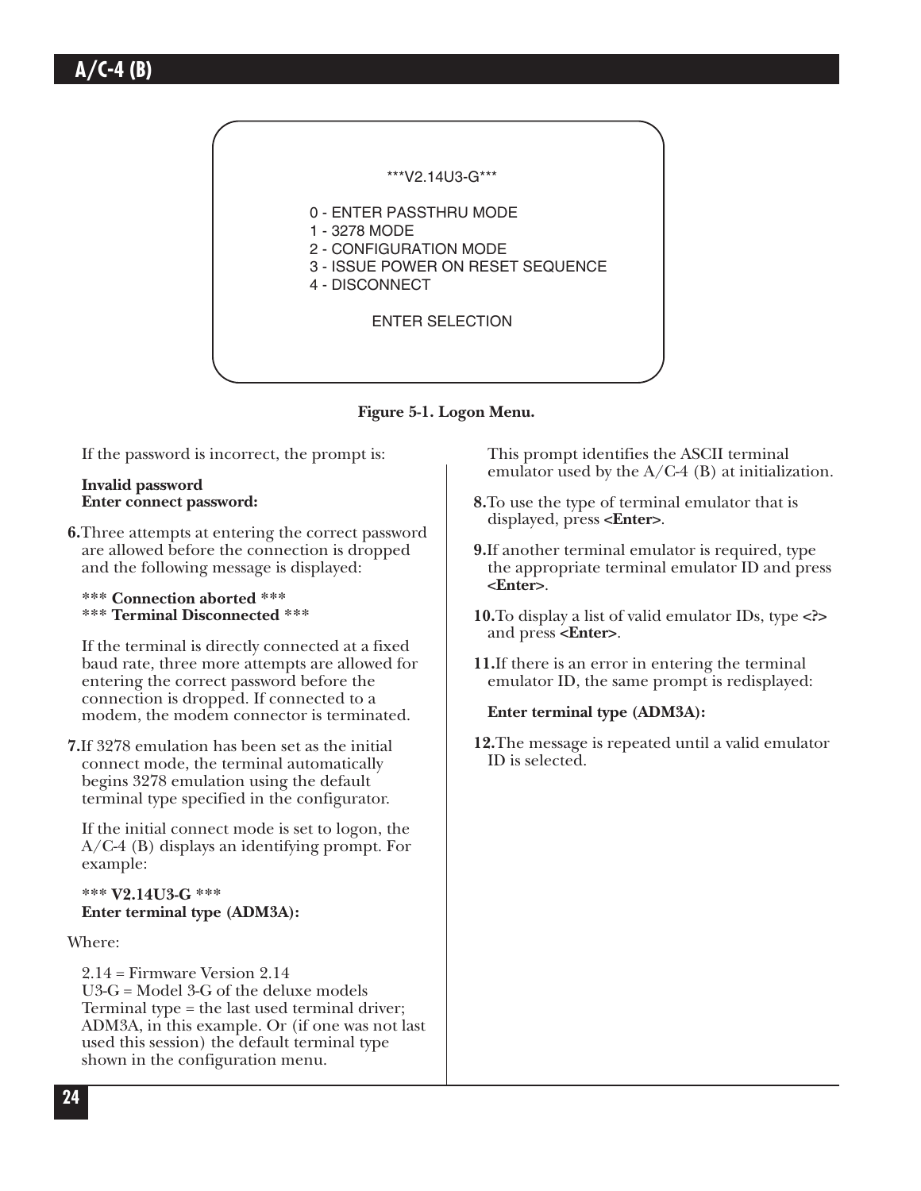```
***V2.14U3-G***

0 - ENTER PASSTHRU MODE
1 - 3278 MODE
2 - CONFIGURATION MODE
3 - ISSUE POWER ON RESET SEQUENCE
4 - DISCONNECT

ENTER SELECTION
```

**Figure 5-1. Logon Menu.**

If the password is incorrect, the prompt is:

**Invalid password**
**Enter connect password:**

6. Three attempts at entering the correct password are allowed before the connection is dropped and the following message is displayed:

   *** **Connection aborted** ***
   *** **Terminal Disconnected** ***

   If the terminal is directly connected at a fixed baud rate, three more attempts are allowed for entering the correct password before the connection is dropped. If connected to a modem, the modem connector is terminated.

7. If 3278 emulation has been set as the initial connect mode, the terminal automatically begins 3278 emulation using the default terminal type specified in the configurator.

   If the initial connect mode is set to logon, the A/C-4 (B) displays an identifying prompt. For example:

   *** **V2.14U3-G** ***
   **Enter terminal type (ADM3A):**

Where:

2.14 = Firmware Version 2.14
U3-G = Model 3-G of the deluxe models
Terminal type = the last used terminal driver; ADM3A, in this example. Or (if one was not last used this session) the default terminal type shown in the configuration menu.

This prompt identifies the ASCII terminal emulator used by the A/C-4 (B) at initialization.

8. To use the type of terminal emulator that is displayed, press **<Enter>**.

9. If another terminal emulator is required, type the appropriate terminal emulator ID and press **<Enter>**.

10. To display a list of valid emulator IDs, type **<?>** and press **<Enter>**.

11. If there is an error in entering the terminal emulator ID, the same prompt is redisplayed:

    **Enter terminal type (ADM3A):**

12. The message is repeated until a valid emulator ID is selected.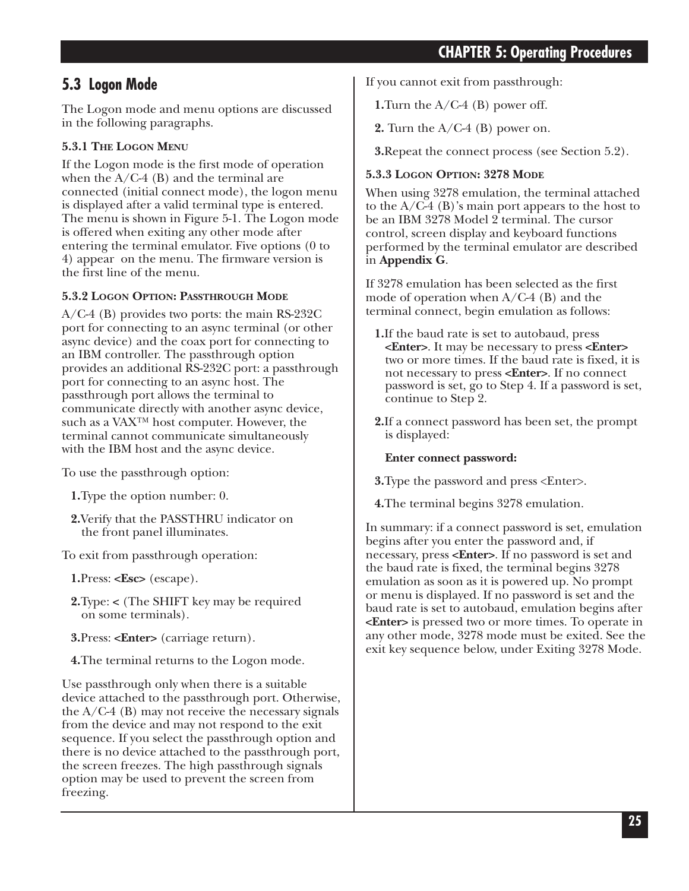## 5.3 Logon Mode

The Logon mode and menu options are discussed in the following paragraphs.

### 5.3.1 The Logon Menu

If the Logon mode is the first mode of operation when the A/C-4 (B) and the terminal are connected (initial connect mode), the logon menu is displayed after a valid terminal type is entered. The menu is shown in Figure 5-1. The Logon mode is offered when exiting any other mode after entering the terminal emulator. Five options (0 to 4) appear on the menu. The firmware version is the first line of the menu.

### 5.3.2 Logon Option: Passthrough Mode

A/C-4 (B) provides two ports: the main RS-232C port for connecting to an async terminal (or other async device) and the coax port for connecting to an IBM controller. The passthrough option provides an additional RS-232C port: a passthrough port for connecting to an async host. The passthrough port allows the terminal to communicate directly with another async device, such as a VAX™ host computer. However, the terminal cannot communicate simultaneously with the IBM host and the async device.

To use the passthrough option:

1. Type the option number: 0.
2. Verify that the PASSTHRU indicator on the front panel illuminates.

To exit from passthrough operation:

1. Press: **<Esc>** (escape).
2. Type: **<** (The SHIFT key may be required on some terminals).
3. Press: **<Enter>** (carriage return).
4. The terminal returns to the Logon mode.

Use passthrough only when there is a suitable device attached to the passthrough port. Otherwise, the A/C-4 (B) may not receive the necessary signals from the device and may not respond to the exit sequence. If you select the passthrough option and there is no device attached to the passthrough port, the screen freezes. The high passthrough signals option may be used to prevent the screen from freezing.

If you cannot exit from passthrough:

1. Turn the A/C-4 (B) power off.
2. Turn the A/C-4 (B) power on.
3. Repeat the connect process (see Section 5.2).

### 5.3.3 Logon Option: 3278 Mode

When using 3278 emulation, the terminal attached to the A/C-4 (B)'s main port appears to the host to be an IBM 3278 Model 2 terminal. The cursor control, screen display and keyboard functions performed by the terminal emulator are described in **Appendix G**.

If 3278 emulation has been selected as the first mode of operation when A/C-4 (B) and the terminal connect, begin emulation as follows:

1. If the baud rate is set to autobaud, press **<Enter>**. It may be necessary to press **<Enter>** two or more times. If the baud rate is fixed, it is not necessary to press **<Enter>**. If no connect password is set, go to Step 4. If a password is set, continue to Step 2.
2. If a connect password has been set, the prompt is displayed:

   **Enter connect password:**

3. Type the password and press <Enter>.
4. The terminal begins 3278 emulation.

In summary: if a connect password is set, emulation begins after you enter the password and, if necessary, press **<Enter>**. If no password is set and the baud rate is fixed, the terminal begins 3278 emulation as soon as it is powered up. No prompt or menu is displayed. If no password is set and the baud rate is set to autobaud, emulation begins after **<Enter>** is pressed two or more times. To operate in any other mode, 3278 mode must be exited. See the exit key sequence below, under Exiting 3278 Mode.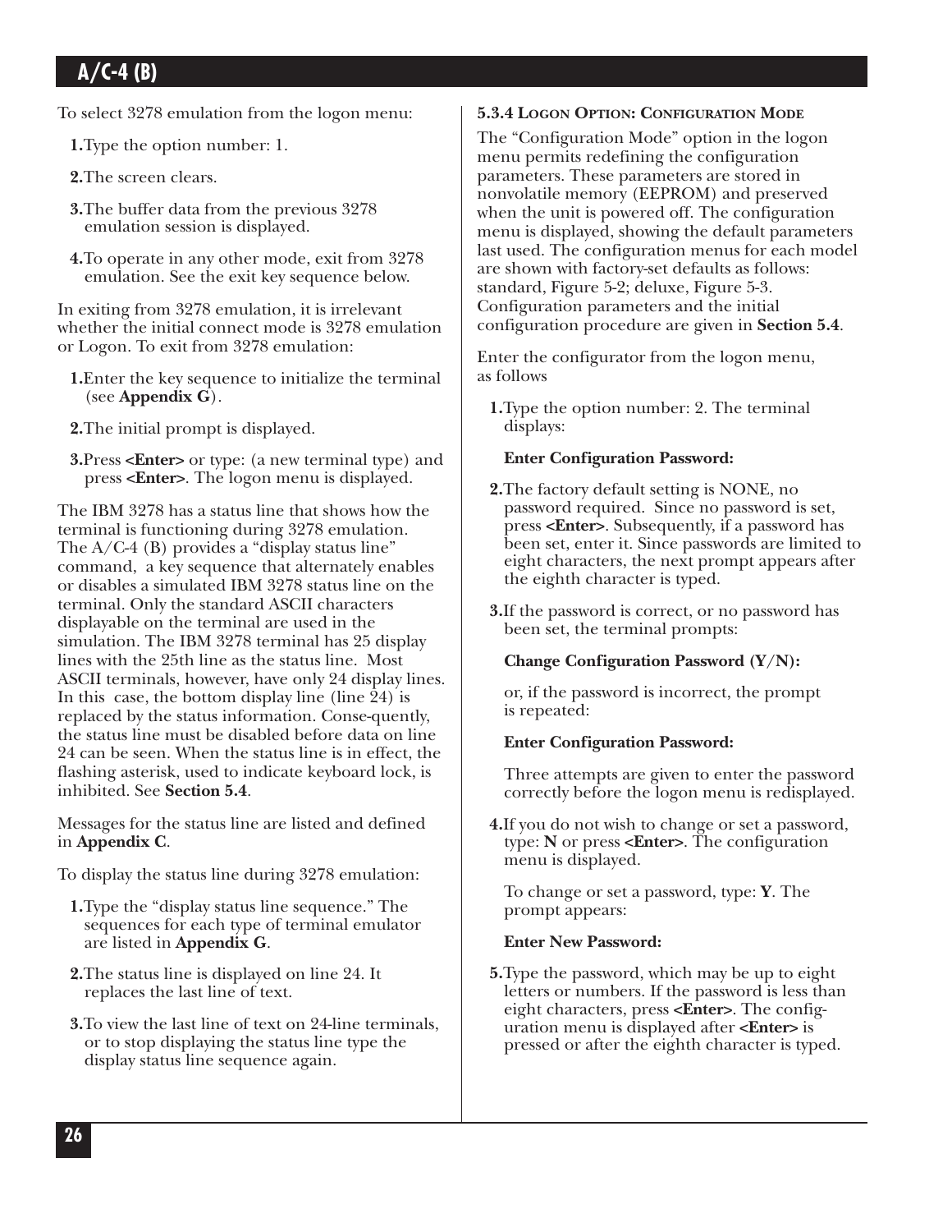To select 3278 emulation from the logon menu:

1. Type the option number: 1.
2. The screen clears.
3. The buffer data from the previous 3278 emulation session is displayed.
4. To operate in any other mode, exit from 3278 emulation. See the exit key sequence below.

In exiting from 3278 emulation, it is irrelevant whether the initial connect mode is 3278 emulation or Logon. To exit from 3278 emulation:

1. Enter the key sequence to initialize the terminal (see **Appendix G**).
2. The initial prompt is displayed.
3. Press **<Enter>** or type: (a new terminal type) and press **<Enter>**. The logon menu is displayed.

The IBM 3278 has a status line that shows how the terminal is functioning during 3278 emulation. The A/C-4 (B) provides a “display status line” command, a key sequence that alternately enables or disables a simulated IBM 3278 status line on the terminal. Only the standard ASCII characters displayable on the terminal are used in the simulation. The IBM 3278 terminal has 25 display lines with the 25th line as the status line. Most ASCII terminals, however, have only 24 display lines. In this case, the bottom display line (line 24) is replaced by the status information. Conse-quently, the status line must be disabled before data on line 24 can be seen. When the status line is in effect, the flashing asterisk, used to indicate keyboard lock, is inhibited. See **Section 5.4**.

Messages for the status line are listed and defined in **Appendix C**.

To display the status line during 3278 emulation:

1. Type the “display status line sequence.” The sequences for each type of terminal emulator are listed in **Appendix G**.
2. The status line is displayed on line 24. It replaces the last line of text.
3. To view the last line of text on 24-line terminals, or to stop displaying the status line type the display status line sequence again.

#### 5.3.4 Logon Option: Configuration Mode

The “Configuration Mode” option in the logon menu permits redefining the configuration parameters. These parameters are stored in nonvolatile memory (EEPROM) and preserved when the unit is powered off. The configuration menu is displayed, showing the default parameters last used. The configuration menus for each model are shown with factory-set defaults as follows: standard, Figure 5-2; deluxe, Figure 5-3. Configuration parameters and the initial configuration procedure are given in **Section 5.4**.

Enter the configurator from the logon menu, as follows

1. Type the option number: 2. The terminal displays:

   **Enter Configuration Password:**

2. The factory default setting is NONE, no password required. Since no password is set, press **<Enter>**. Subsequently, if a password has been set, enter it. Since passwords are limited to eight characters, the next prompt appears after the eighth character is typed.

3. If the password is correct, or no password has been set, the terminal prompts:

   **Change Configuration Password (Y/N):**

   or, if the password is incorrect, the prompt is repeated:

   **Enter Configuration Password:**

   Three attempts are given to enter the password correctly before the logon menu is redisplayed.

4. If you do not wish to change or set a password, type: **N** or press **<Enter>**. The configuration menu is displayed.

   To change or set a password, type: **Y**. The prompt appears:

   **Enter New Password:**

5. Type the password, which may be up to eight letters or numbers. If the password is less than eight characters, press **<Enter>**. The config-uration menu is displayed after **<Enter>** is pressed or after the eighth character is typed.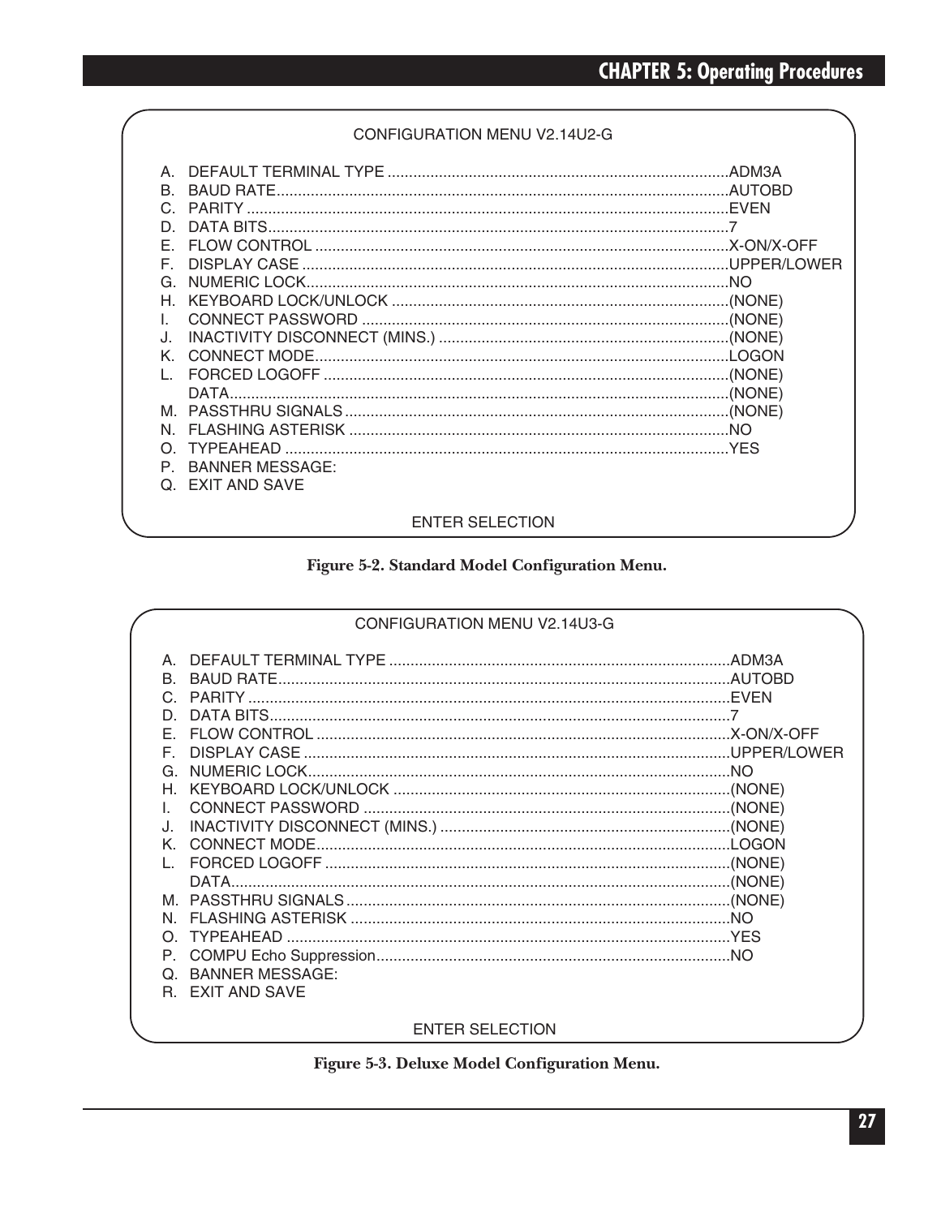```
CONFIGURATION MENU V2.14U2-G

A. DEFAULT TERMINAL TYPE ..................................ADM3A
B. BAUD RATE...............................................AUTOBD
C. PARITY .................................................EVEN
D. DATA BITS...............................................7
E. FLOW CONTROL ...........................................X-ON/X-OFF
F. DISPLAY CASE ...........................................UPPER/LOWER
G. NUMERIC LOCK............................................NO
H. KEYBOARD LOCK/UNLOCK ...................................(NONE)
I. CONNECT PASSWORD .......................................(NONE)
J. INACTIVITY DISCONNECT (MINS.) ..........................(NONE)
K. CONNECT MODE............................................LOGON
L. FORCED LOGOFF ..........................................(NONE)
   DATA....................................................(NONE)
M. PASSTHRU SIGNALS........................................(NONE)
N. FLASHING ASTERISK ......................................NO
O. TYPEAHEAD ..............................................YES
P. BANNER MESSAGE:
Q. EXIT AND SAVE

ENTER SELECTION
```

**Figure 5-2. Standard Model Configuration Menu.**

```
CONFIGURATION MENU V2.14U3-G

A. DEFAULT TERMINAL TYPE ..................................ADM3A
B. BAUD RATE...............................................AUTOBD
C. PARITY .................................................EVEN
D. DATA BITS...............................................7
E. FLOW CONTROL ...........................................X-ON/X-OFF
F. DISPLAY CASE ...........................................UPPER/LOWER
G. NUMERIC LOCK............................................NO
H. KEYBOARD LOCK/UNLOCK ...................................(NONE)
I. CONNECT PASSWORD .......................................(NONE)
J. INACTIVITY DISCONNECT (MINS.) ..........................(NONE)
K. CONNECT MODE............................................LOGON
L. FORCED LOGOFF ..........................................(NONE)
   DATA....................................................(NONE)
M. PASSTHRU SIGNALS........................................(NONE)
N. FLASHING ASTERISK ......................................NO
O. TYPEAHEAD ..............................................YES
P. COMPU Echo Suppression..................................NO
Q. BANNER MESSAGE:
R. EXIT AND SAVE

ENTER SELECTION
```

**Figure 5-3. Deluxe Model Configuration Menu.**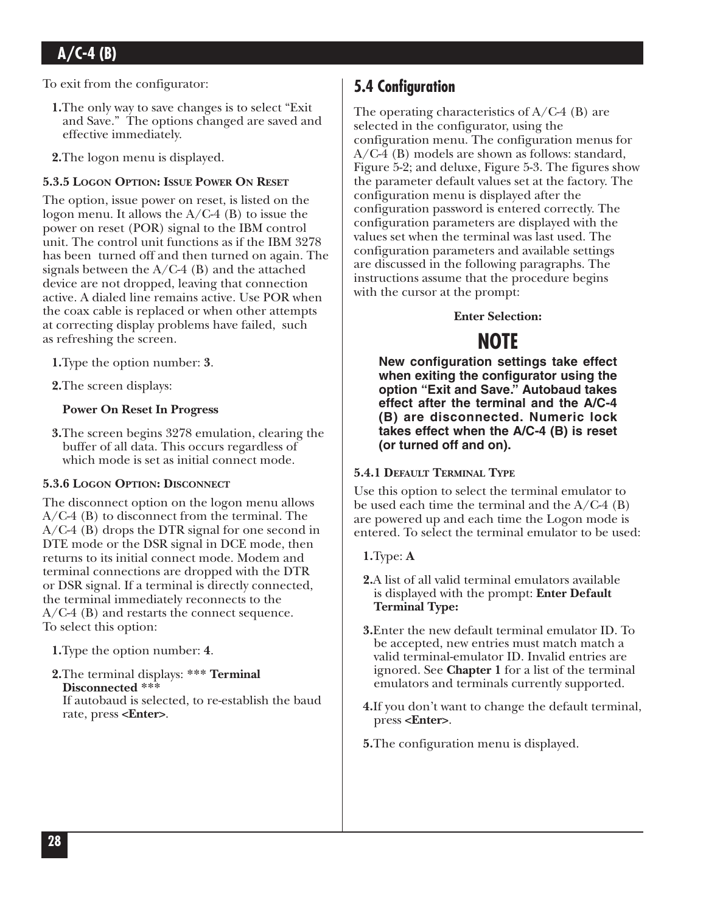To exit from the configurator:

1. The only way to save changes is to select "Exit and Save." The options changed are saved and effective immediately.

2. The logon menu is displayed.

### 5.3.5 Logon Option: Issue Power On Reset

The option, issue power on reset, is listed on the logon menu. It allows the A/C-4 (B) to issue the power on reset (POR) signal to the IBM control unit. The control unit functions as if the IBM 3278 has been turned off and then turned on again. The signals between the A/C-4 (B) and the attached device are not dropped, leaving that connection active. A dialed line remains active. Use POR when the coax cable is replaced or when other attempts at correcting display problems have failed, such as refreshing the screen.

1. Type the option number: **3**.

2. The screen displays:

   **Power On Reset In Progress**

3. The screen begins 3278 emulation, clearing the buffer of all data. This occurs regardless of which mode is set as initial connect mode.

### 5.3.6 Logon Option: Disconnect

The disconnect option on the logon menu allows A/C-4 (B) to disconnect from the terminal. The A/C-4 (B) drops the DTR signal for one second in DTE mode or the DSR signal in DCE mode, then returns to its initial connect mode. Modem and terminal connections are dropped with the DTR or DSR signal. If a terminal is directly connected, the terminal immediately reconnects to the A/C-4 (B) and restarts the connect sequence. To select this option:

1. Type the option number: **4**.

2. The terminal displays: *** **Terminal Disconnected** ***
   If autobaud is selected, to re-establish the baud rate, press **<Enter>**.

## 5.4 Configuration

The operating characteristics of A/C-4 (B) are selected in the configurator, using the configuration menu. The configuration menus for A/C-4 (B) models are shown as follows: standard, Figure 5-2; and deluxe, Figure 5-3. The figures show the parameter default values set at the factory. The configuration menu is displayed after the configuration password is entered correctly. The configuration parameters are displayed with the values set when the terminal was last used. The configuration parameters and available settings are discussed in the following paragraphs. The instructions assume that the procedure begins with the cursor at the prompt:

**Enter Selection:**

**NOTE**

**New configuration settings take effect when exiting the configurator using the option "Exit and Save." Autobaud takes effect after the terminal and the A/C-4 (B) are disconnected. Numeric lock takes effect when the A/C-4 (B) is reset (or turned off and on).**

### 5.4.1 Default Terminal Type

Use this option to select the terminal emulator to be used each time the terminal and the A/C-4 (B) are powered up and each time the Logon mode is entered. To select the terminal emulator to be used:

1. Type: **A**

2. A list of all valid terminal emulators available is displayed with the prompt: **Enter Default Terminal Type:**

3. Enter the new default terminal emulator ID. To be accepted, new entries must match match a valid terminal-emulator ID. Invalid entries are ignored. See **Chapter 1** for a list of the terminal emulators and terminals currently supported.

4. If you don't want to change the default terminal, press **<Enter>**.

5. The configuration menu is displayed.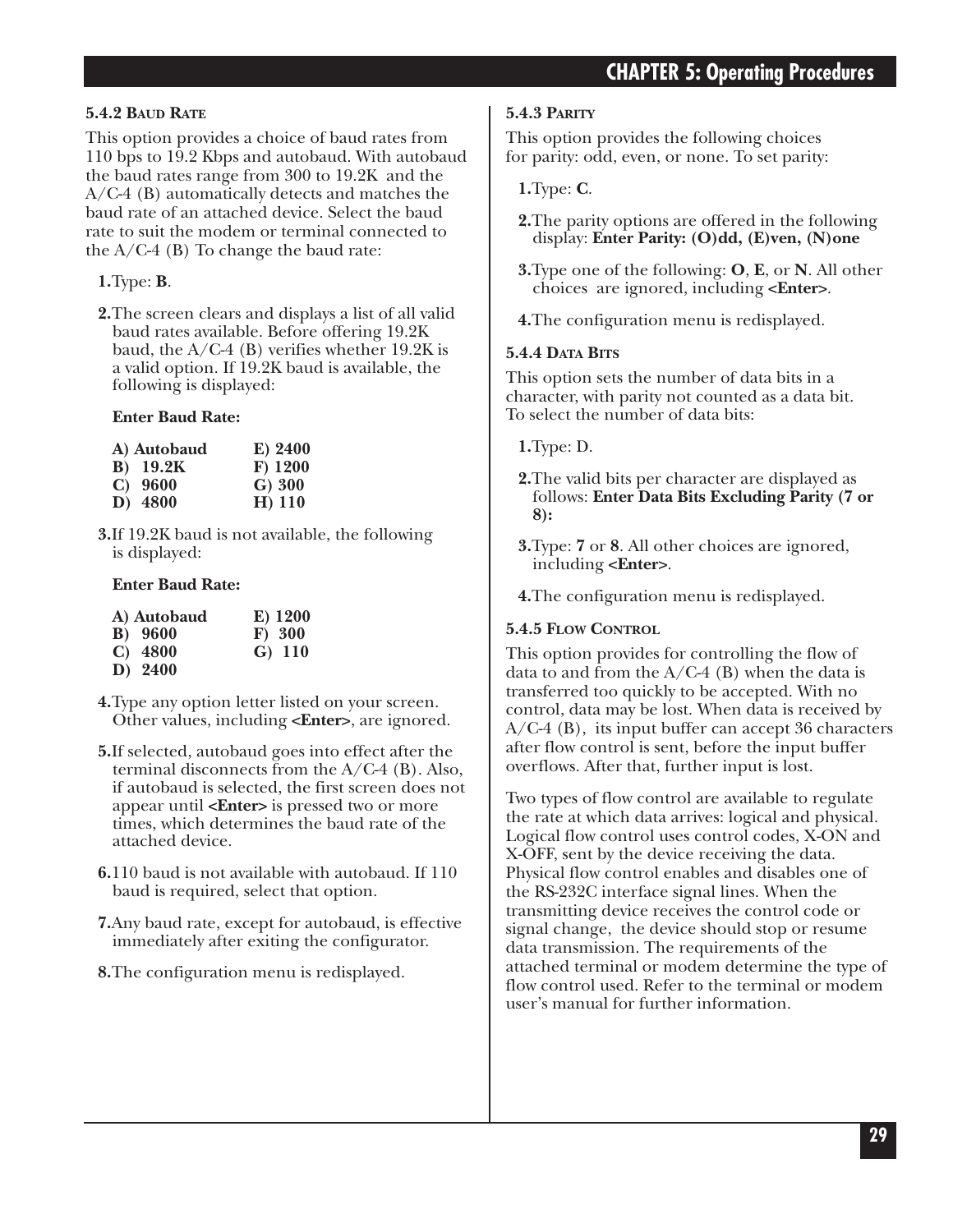### 5.4.2 Baud Rate

This option provides a choice of baud rates from 110 bps to 19.2 Kbps and autobaud. With autobaud the baud rates range from 300 to 19.2K and the A/C-4 (B) automatically detects and matches the baud rate of an attached device. Select the baud rate to suit the modem or terminal connected to the A/C-4 (B) To change the baud rate:

1. Type: **B**.

2. The screen clears and displays a list of all valid baud rates available. Before offering 19.2K baud, the A/C-4 (B) verifies whether 19.2K is a valid option. If 19.2K baud is available, the following is displayed:

   **Enter Baud Rate:**

   | | |
   |---|---|
   | **A) Autobaud** | **E) 2400** |
   | **B) 19.2K** | **F) 1200** |
   | **C) 9600** | **G) 300** |
   | **D) 4800** | **H) 110** |

3. If 19.2K baud is not available, the following is displayed:

   **Enter Baud Rate:**

   | | |
   |---|---|
   | **A) Autobaud** | **E) 1200** |
   | **B) 9600** | **F) 300** |
   | **C) 4800** | **G) 110** |
   | **D) 2400** | |

4. Type any option letter listed on your screen. Other values, including **<Enter>**, are ignored.

5. If selected, autobaud goes into effect after the terminal disconnects from the A/C-4 (B). Also, if autobaud is selected, the first screen does not appear until **<Enter>** is pressed two or more times, which determines the baud rate of the attached device.

6. 110 baud is not available with autobaud. If 110 baud is required, select that option.

7. Any baud rate, except for autobaud, is effective immediately after exiting the configurator.

8. The configuration menu is redisplayed.

### 5.4.3 Parity

This option provides the following choices for parity: odd, even, or none. To set parity:

1. Type: **C**.

2. The parity options are offered in the following display: **Enter Parity: (O)dd, (E)ven, (N)one**

3. Type one of the following: **O**, **E**, or **N**. All other choices are ignored, including **<Enter>**.

4. The configuration menu is redisplayed.

### 5.4.4 Data Bits

This option sets the number of data bits in a character, with parity not counted as a data bit. To select the number of data bits:

1. Type: D.

2. The valid bits per character are displayed as follows: **Enter Data Bits Excluding Parity (7 or 8):**

3. Type: **7** or **8**. All other choices are ignored, including **<Enter>**.

4. The configuration menu is redisplayed.

### 5.4.5 Flow Control

This option provides for controlling the flow of data to and from the A/C-4 (B) when the data is transferred too quickly to be accepted. With no control, data may be lost. When data is received by A/C-4 (B), its input buffer can accept 36 characters after flow control is sent, before the input buffer overflows. After that, further input is lost.

Two types of flow control are available to regulate the rate at which data arrives: logical and physical. Logical flow control uses control codes, X-ON and X-OFF, sent by the device receiving the data. Physical flow control enables and disables one of the RS-232C interface signal lines. When the transmitting device receives the control code or signal change, the device should stop or resume data transmission. The requirements of the attached terminal or modem determine the type of flow control used. Refer to the terminal or modem user's manual for further information.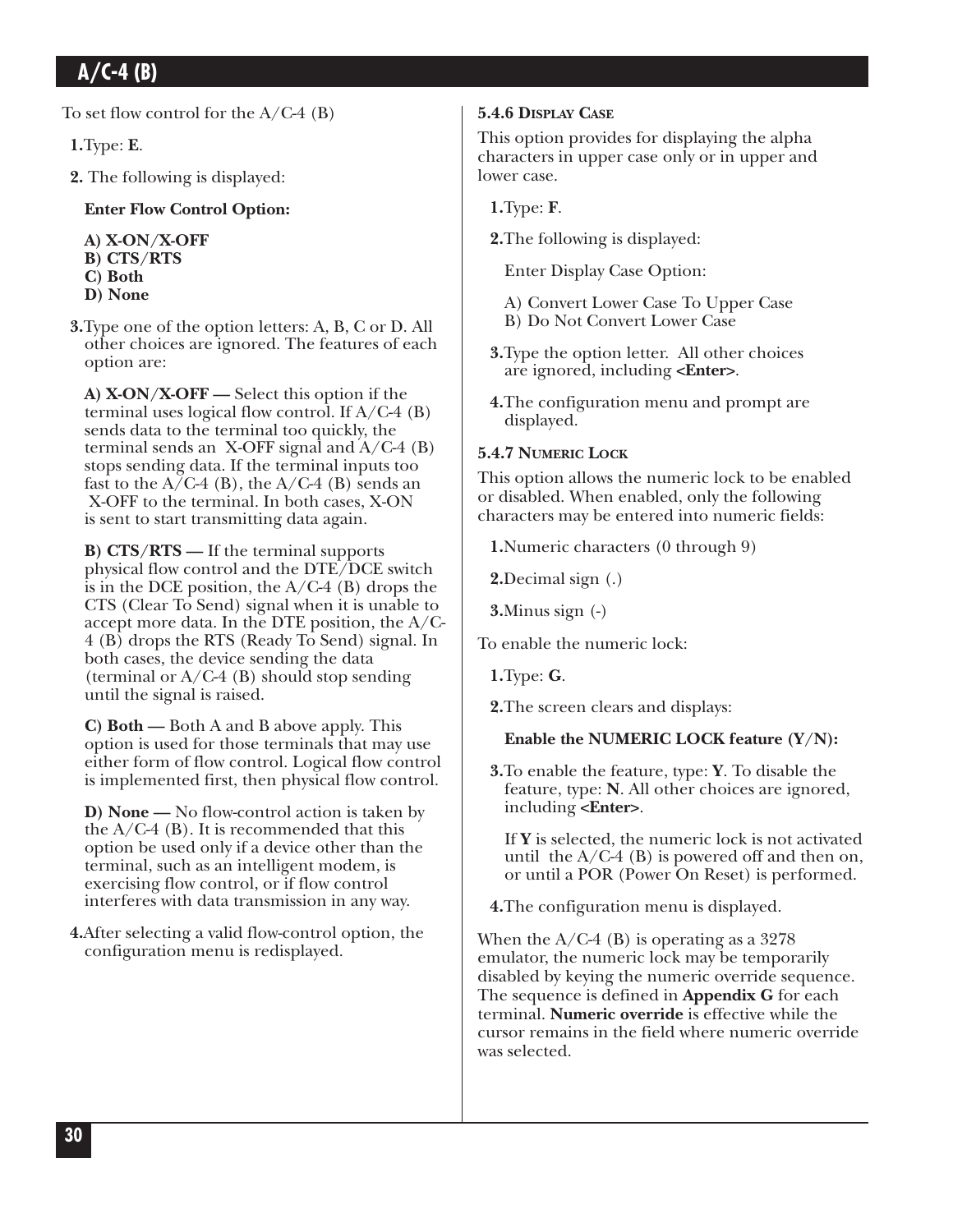To set flow control for the A/C-4 (B)

1. Type: **E**.

2. The following is displayed:

   **Enter Flow Control Option:**

   **A) X-ON/X-OFF**
   **B) CTS/RTS**
   **C) Both**
   **D) None**

3. Type one of the option letters: A, B, C or D. All other choices are ignored. The features of each option are:

   **A) X-ON/X-OFF —** Select this option if the terminal uses logical flow control. If A/C-4 (B) sends data to the terminal too quickly, the terminal sends an X-OFF signal and A/C-4 (B) stops sending data. If the terminal inputs too fast to the A/C-4 (B), the A/C-4 (B) sends an X-OFF to the terminal. In both cases, X-ON is sent to start transmitting data again.

   **B) CTS/RTS —** If the terminal supports physical flow control and the DTE/DCE switch is in the DCE position, the A/C-4 (B) drops the CTS (Clear To Send) signal when it is unable to accept more data. In the DTE position, the A/C-4 (B) drops the RTS (Ready To Send) signal. In both cases, the device sending the data (terminal or A/C-4 (B) should stop sending until the signal is raised.

   **C) Both —** Both A and B above apply. This option is used for those terminals that may use either form of flow control. Logical flow control is implemented first, then physical flow control.

   **D) None —** No flow-control action is taken by the A/C-4 (B). It is recommended that this option be used only if a device other than the terminal, such as an intelligent modem, is exercising flow control, or if flow control interferes with data transmission in any way.

4. After selecting a valid flow-control option, the configuration menu is redisplayed.

#### 5.4.6 Display Case

This option provides for displaying the alpha characters in upper case only or in upper and lower case.

1. Type: **F**.

2. The following is displayed:

   Enter Display Case Option:

   A) Convert Lower Case To Upper Case
   B) Do Not Convert Lower Case

3. Type the option letter. All other choices are ignored, including **<Enter>**.

4. The configuration menu and prompt are displayed.

#### 5.4.7 Numeric Lock

This option allows the numeric lock to be enabled or disabled. When enabled, only the following characters may be entered into numeric fields:

1. Numeric characters (0 through 9)

2. Decimal sign (.)

3. Minus sign (-)

To enable the numeric lock:

1. Type: **G**.

2. The screen clears and displays:

   **Enable the NUMERIC LOCK feature (Y/N):**

3. To enable the feature, type: **Y**. To disable the feature, type: **N**. All other choices are ignored, including **<Enter>**.

   If **Y** is selected, the numeric lock is not activated until the A/C-4 (B) is powered off and then on, or until a POR (Power On Reset) is performed.

4. The configuration menu is displayed.

When the A/C-4 (B) is operating as a 3278 emulator, the numeric lock may be temporarily disabled by keying the numeric override sequence. The sequence is defined in **Appendix G** for each terminal. **Numeric override** is effective while the cursor remains in the field where numeric override was selected.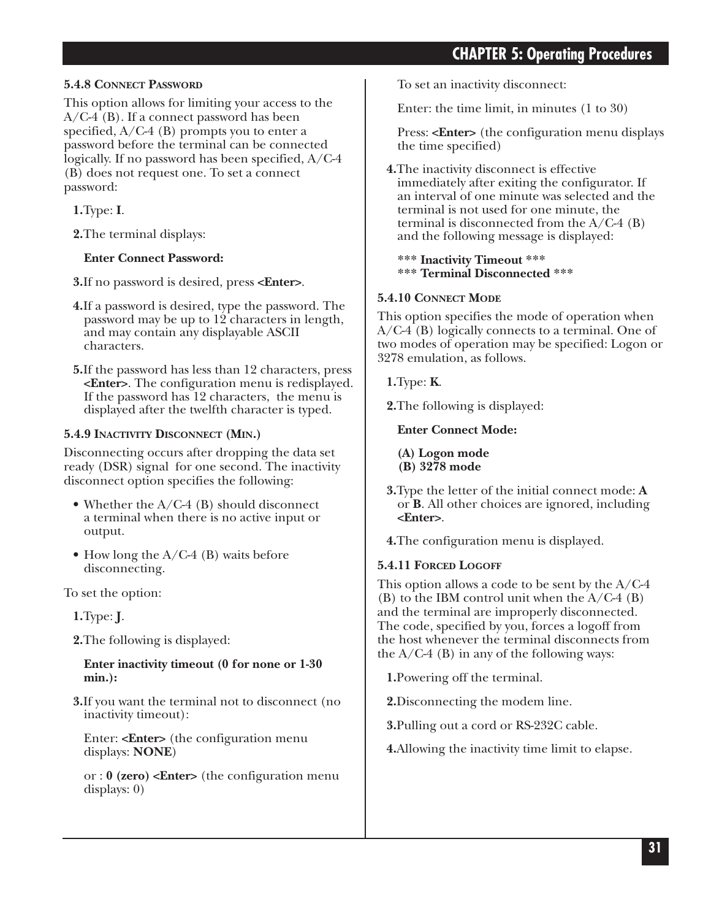### 5.4.8 Connect Password

This option allows for limiting your access to the A/C-4 (B). If a connect password has been specified, A/C-4 (B) prompts you to enter a password before the terminal can be connected logically. If no password has been specified, A/C-4 (B) does not request one. To set a connect password:

1. Type: **I**.
2. The terminal displays:

   **Enter Connect Password:**

3. If no password is desired, press **<Enter>**.
4. If a password is desired, type the password. The password may be up to 12 characters in length, and may contain any displayable ASCII characters.
5. If the password has less than 12 characters, press **<Enter>**. The configuration menu is redisplayed. If the password has 12 characters, the menu is displayed after the twelfth character is typed.

### 5.4.9 Inactivity Disconnect (Min.)

Disconnecting occurs after dropping the data set ready (DSR) signal for one second. The inactivity disconnect option specifies the following:

- Whether the A/C-4 (B) should disconnect a terminal when there is no active input or output.
- How long the A/C-4 (B) waits before disconnecting.

To set the option:

1. Type: **J**.
2. The following is displayed:

   **Enter inactivity timeout (0 for none or 1-30 min.):**

3. If you want the terminal not to disconnect (no inactivity timeout):

   Enter: **<Enter>** (the configuration menu displays: **NONE**)

   or : **0 (zero) <Enter>** (the configuration menu displays: 0)

   To set an inactivity disconnect:

   Enter: the time limit, in minutes (1 to 30)

   Press: **<Enter>** (the configuration menu displays the time specified)

4. The inactivity disconnect is effective immediately after exiting the configurator. If an interval of one minute was selected and the terminal is not used for one minute, the terminal is disconnected from the A/C-4 (B) and the following message is displayed:

   *** **Inactivity Timeout** ***
   *** **Terminal Disconnected** ***

### 5.4.10 Connect Mode

This option specifies the mode of operation when A/C-4 (B) logically connects to a terminal. One of two modes of operation may be specified: Logon or 3278 emulation, as follows.

1. Type: **K**.
2. The following is displayed:

   **Enter Connect Mode:**

   **(A) Logon mode**
   **(B) 3278 mode**

3. Type the letter of the initial connect mode: **A** or **B**. All other choices are ignored, including **<Enter>**.
4. The configuration menu is displayed.

### 5.4.11 Forced Logoff

This option allows a code to be sent by the A/C-4 (B) to the IBM control unit when the A/C-4 (B) and the terminal are improperly disconnected. The code, specified by you, forces a logoff from the host whenever the terminal disconnects from the A/C-4 (B) in any of the following ways:

1. Powering off the terminal.
2. Disconnecting the modem line.
3. Pulling out a cord or RS-232C cable.
4. Allowing the inactivity time limit to elapse.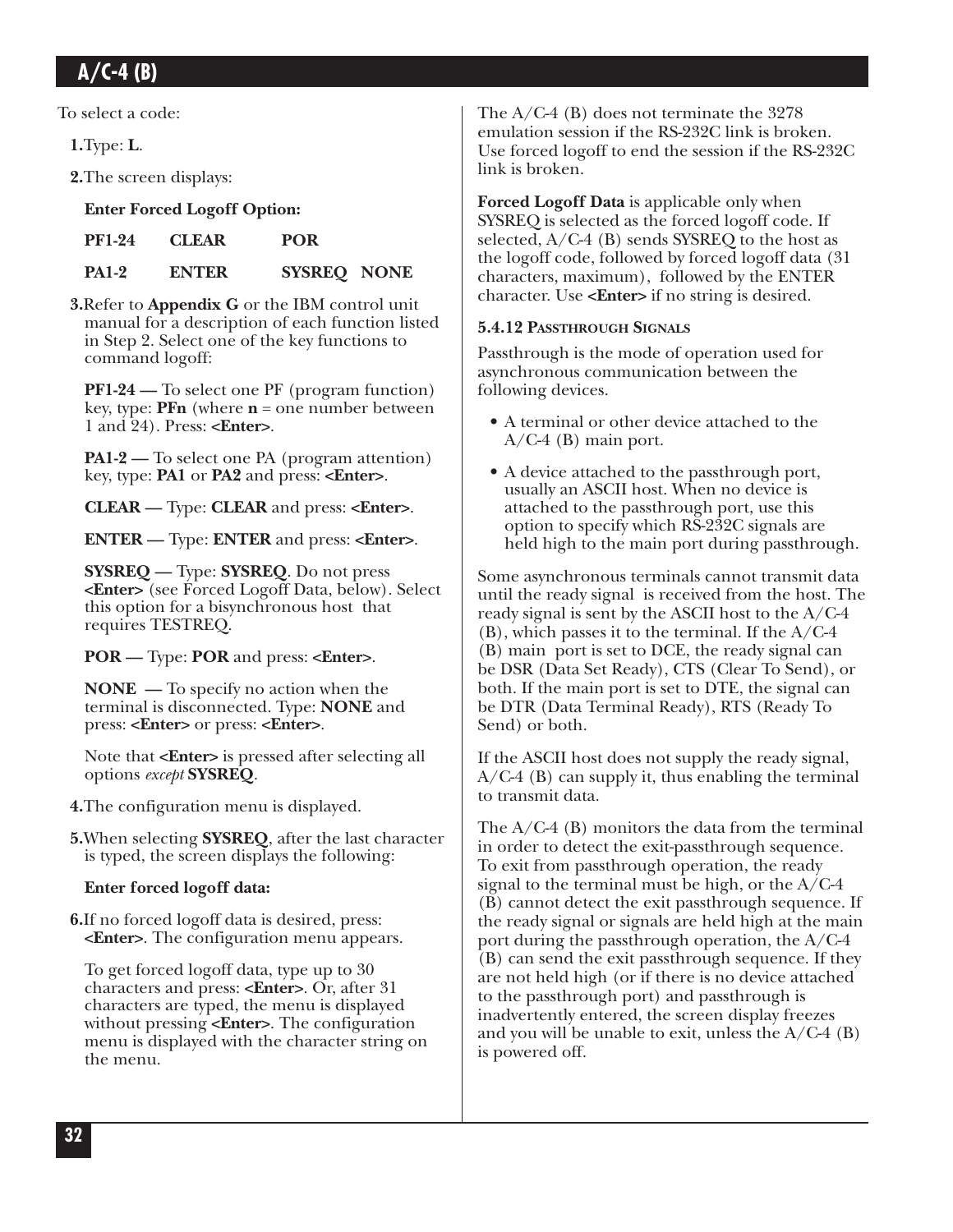To select a code:

1. Type: **L**.

2. The screen displays:

   **Enter Forced Logoff Option:**

   **PF1-24 CLEAR POR**

   **PA1-2 ENTER SYSREQ NONE**

3. Refer to **Appendix G** or the IBM control unit manual for a description of each function listed in Step 2. Select one of the key functions to command logoff:

   **PF1-24 —** To select one PF (program function) key, type: **PFn** (where **n** = one number between 1 and 24). Press: **<Enter>**.

   **PA1-2 —** To select one PA (program attention) key, type: **PA1** or **PA2** and press: **<Enter>**.

   **CLEAR —** Type: **CLEAR** and press: **<Enter>**.

   **ENTER —** Type: **ENTER** and press: **<Enter>**.

   **SYSREQ —** Type: **SYSREQ**. Do not press **<Enter>** (see Forced Logoff Data, below). Select this option for a bisynchronous host that requires TESTREQ.

   **POR —** Type: **POR** and press: **<Enter>**.

   **NONE —** To specify no action when the terminal is disconnected. Type: **NONE** and press: **<Enter>** or press: **<Enter>**.

   Note that **<Enter>** is pressed after selecting all options *except* **SYSREQ**.

4. The configuration menu is displayed.

5. When selecting **SYSREQ**, after the last character is typed, the screen displays the following:

   **Enter forced logoff data:**

6. If no forced logoff data is desired, press: **<Enter>**. The configuration menu appears.

   To get forced logoff data, type up to 30 characters and press: **<Enter>**. Or, after 31 characters are typed, the menu is displayed without pressing **<Enter>**. The configuration menu is displayed with the character string on the menu.

The A/C-4 (B) does not terminate the 3278 emulation session if the RS-232C link is broken. Use forced logoff to end the session if the RS-232C link is broken.

**Forced Logoff Data** is applicable only when SYSREQ is selected as the forced logoff code. If selected, A/C-4 (B) sends SYSREQ to the host as the logoff code, followed by forced logoff data (31 characters, maximum), followed by the ENTER character. Use **<Enter>** if no string is desired.

#### 5.4.12 Passthrough Signals

Passthrough is the mode of operation used for asynchronous communication between the following devices.

- A terminal or other device attached to the A/C-4 (B) main port.
- A device attached to the passthrough port, usually an ASCII host. When no device is attached to the passthrough port, use this option to specify which RS-232C signals are held high to the main port during passthrough.

Some asynchronous terminals cannot transmit data until the ready signal is received from the host. The ready signal is sent by the ASCII host to the A/C-4 (B), which passes it to the terminal. If the A/C-4 (B) main port is set to DCE, the ready signal can be DSR (Data Set Ready), CTS (Clear To Send), or both. If the main port is set to DTE, the signal can be DTR (Data Terminal Ready), RTS (Ready To Send) or both.

If the ASCII host does not supply the ready signal, A/C-4 (B) can supply it, thus enabling the terminal to transmit data.

The A/C-4 (B) monitors the data from the terminal in order to detect the exit-passthrough sequence. To exit from passthrough operation, the ready signal to the terminal must be high, or the A/C-4 (B) cannot detect the exit passthrough sequence. If the ready signal or signals are held high at the main port during the passthrough operation, the A/C-4 (B) can send the exit passthrough sequence. If they are not held high (or if there is no device attached to the passthrough port) and passthrough is inadvertently entered, the screen display freezes and you will be unable to exit, unless the A/C-4 (B) is powered off.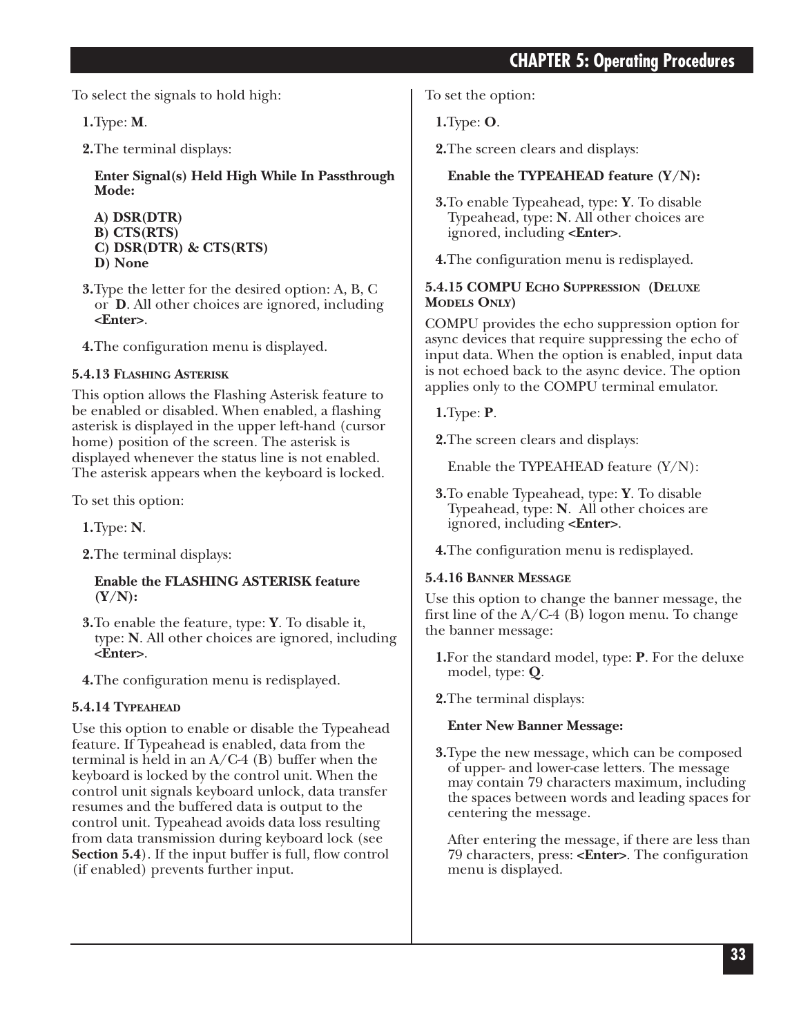To select the signals to hold high:

1. Type: **M**.

2. The terminal displays:

   **Enter Signal(s) Held High While In Passthrough Mode:**

   **A) DSR(DTR)**
   **B) CTS(RTS)**
   **C) DSR(DTR) & CTS(RTS)**
   **D) None**

3. Type the letter for the desired option: A, B, C or **D**. All other choices are ignored, including **<Enter>**.

4. The configuration menu is displayed.

#### 5.4.13 Flashing Asterisk

This option allows the Flashing Asterisk feature to be enabled or disabled. When enabled, a flashing asterisk is displayed in the upper left-hand (cursor home) position of the screen. The asterisk is displayed whenever the status line is not enabled. The asterisk appears when the keyboard is locked.

To set this option:

1. Type: **N**.

2. The terminal displays:

   **Enable the FLASHING ASTERISK feature (Y/N):**

3. To enable the feature, type: **Y**. To disable it, type: **N**. All other choices are ignored, including **<Enter>**.

4. The configuration menu is redisplayed.

#### 5.4.14 Typeahead

Use this option to enable or disable the Typeahead feature. If Typeahead is enabled, data from the terminal is held in an A/C-4 (B) buffer when the keyboard is locked by the control unit. When the control unit signals keyboard unlock, data transfer resumes and the buffered data is output to the control unit. Typeahead avoids data loss resulting from data transmission during keyboard lock (see **Section 5.4**). If the input buffer is full, flow control (if enabled) prevents further input.

To set the option:

1. Type: **O**.

2. The screen clears and displays:

   **Enable the TYPEAHEAD feature (Y/N):**

3. To enable Typeahead, type: **Y**. To disable Typeahead, type: **N**. All other choices are ignored, including **<Enter>**.

4. The configuration menu is redisplayed.

#### 5.4.15 COMPU Echo Suppression (Deluxe Models Only)

COMPU provides the echo suppression option for async devices that require suppressing the echo of input data. When the option is enabled, input data is not echoed back to the async device. The option applies only to the COMPU terminal emulator.

1. Type: **P**.

2. The screen clears and displays:

   Enable the TYPEAHEAD feature (Y/N):

3. To enable Typeahead, type: **Y**. To disable Typeahead, type: **N**. All other choices are ignored, including **<Enter>**.

4. The configuration menu is redisplayed.

#### 5.4.16 Banner Message

Use this option to change the banner message, the first line of the A/C-4 (B) logon menu. To change the banner message:

1. For the standard model, type: **P**. For the deluxe model, type: **Q**.

2. The terminal displays:

   **Enter New Banner Message:**

3. Type the new message, which can be composed of upper- and lower-case letters. The message may contain 79 characters maximum, including the spaces between words and leading spaces for centering the message.

   After entering the message, if there are less than 79 characters, press: **<Enter>**. The configuration menu is displayed.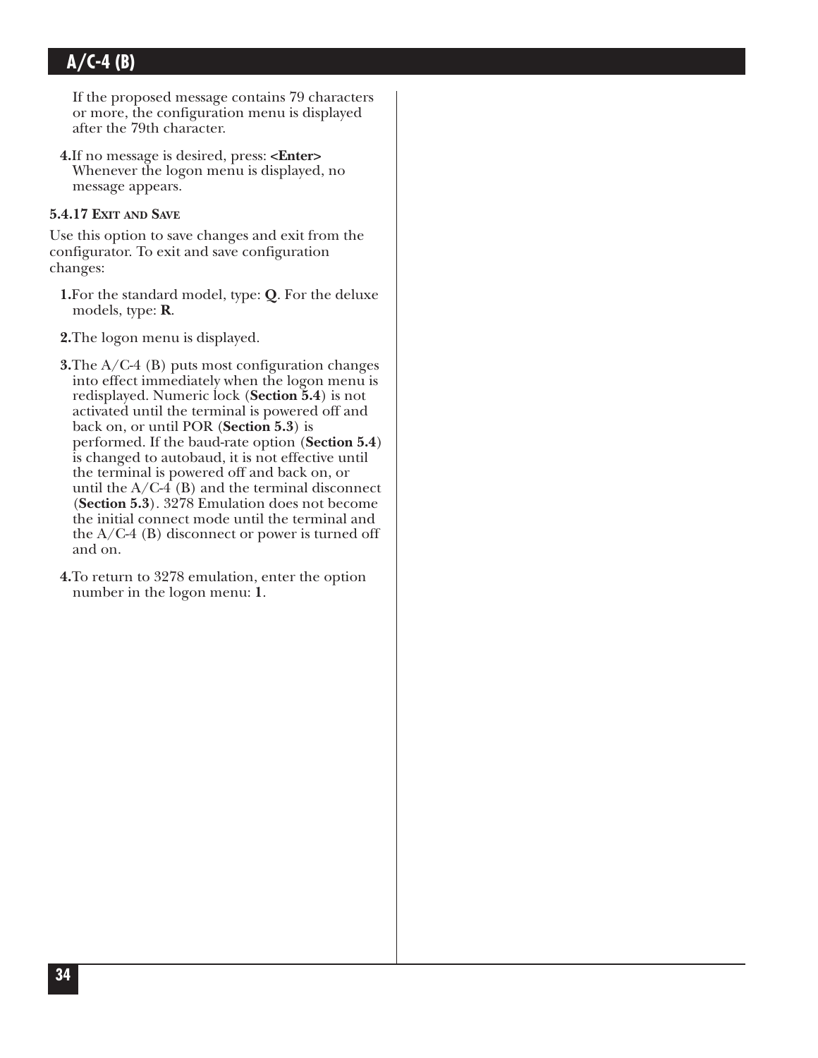If the proposed message contains 79 characters or more, the configuration menu is displayed after the 79th character.

4. If no message is desired, press: **<Enter>** Whenever the logon menu is displayed, no message appears.

### 5.4.17 Exit and Save

Use this option to save changes and exit from the configurator. To exit and save configuration changes:

1. For the standard model, type: **Q**. For the deluxe models, type: **R**.

2. The logon menu is displayed.

3. The A/C-4 (B) puts most configuration changes into effect immediately when the logon menu is redisplayed. Numeric lock (**Section 5.4**) is not activated until the terminal is powered off and back on, or until POR (**Section 5.3**) is performed. If the baud-rate option (**Section 5.4**) is changed to autobaud, it is not effective until the terminal is powered off and back on, or until the A/C-4 (B) and the terminal disconnect (**Section 5.3**). 3278 Emulation does not become the initial connect mode until the terminal and the A/C-4 (B) disconnect or power is turned off and on.

4. To return to 3278 emulation, enter the option number in the logon menu: **1**.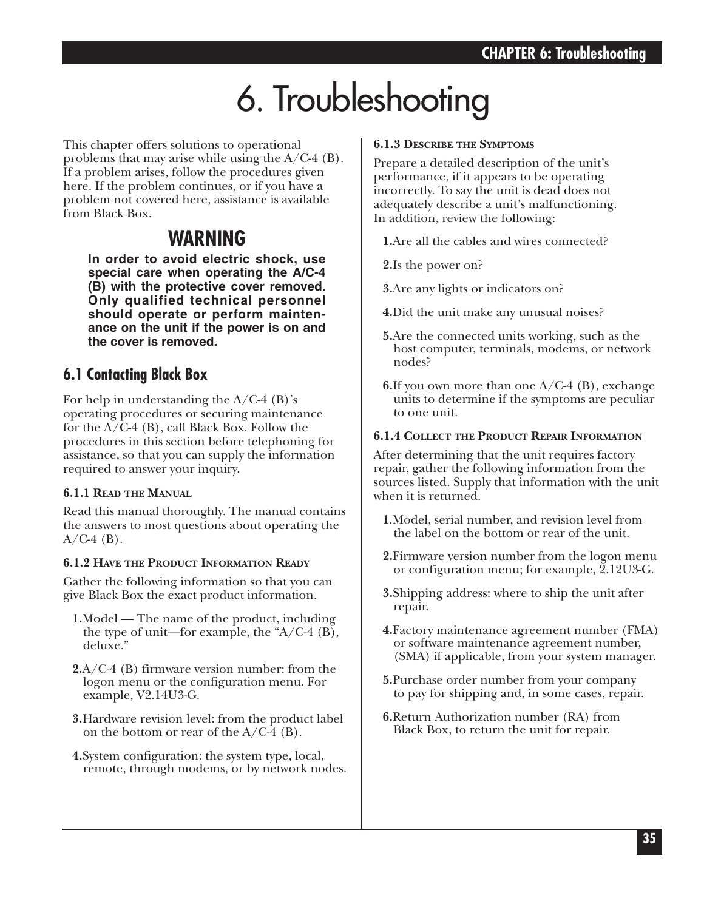# 6. Troubleshooting

This chapter offers solutions to operational problems that may arise while using the A/C-4 (B). If a problem arises, follow the procedures given here. If the problem continues, or if you have a problem not covered here, assistance is available from Black Box.

## WARNING

**In order to avoid electric shock, use special care when operating the A/C-4 (B) with the protective cover removed. Only qualified technical personnel should operate or perform maintenance on the unit if the power is on and the cover is removed.**

## 6.1 Contacting Black Box

For help in understanding the A/C-4 (B)'s operating procedures or securing maintenance for the A/C-4 (B), call Black Box. Follow the procedures in this section before telephoning for assistance, so that you can supply the information required to answer your inquiry.

### 6.1.1 Read the Manual

Read this manual thoroughly. The manual contains the answers to most questions about operating the A/C-4 (B).

### 6.1.2 Have the Product Information Ready

Gather the following information so that you can give Black Box the exact product information.

1. Model — The name of the product, including the type of unit—for example, the "A/C-4 (B), deluxe."
2. A/C-4 (B) firmware version number: from the logon menu or the configuration menu. For example, V2.14U3-G.
3. Hardware revision level: from the product label on the bottom or rear of the A/C-4 (B).
4. System configuration: the system type, local, remote, through modems, or by network nodes.

### 6.1.3 Describe the Symptoms

Prepare a detailed description of the unit's performance, if it appears to be operating incorrectly. To say the unit is dead does not adequately describe a unit's malfunctioning. In addition, review the following:

1. Are all the cables and wires connected?
2. Is the power on?
3. Are any lights or indicators on?
4. Did the unit make any unusual noises?
5. Are the connected units working, such as the host computer, terminals, modems, or network nodes?
6. If you own more than one A/C-4 (B), exchange units to determine if the symptoms are peculiar to one unit.

### 6.1.4 Collect the Product Repair Information

After determining that the unit requires factory repair, gather the following information from the sources listed. Supply that information with the unit when it is returned.

1. Model, serial number, and revision level from the label on the bottom or rear of the unit.
2. Firmware version number from the logon menu or configuration menu; for example, 2.12U3-G.
3. Shipping address: where to ship the unit after repair.
4. Factory maintenance agreement number (FMA) or software maintenance agreement number, (SMA) if applicable, from your system manager.
5. Purchase order number from your company to pay for shipping and, in some cases, repair.
6. Return Authorization number (RA) from Black Box, to return the unit for repair.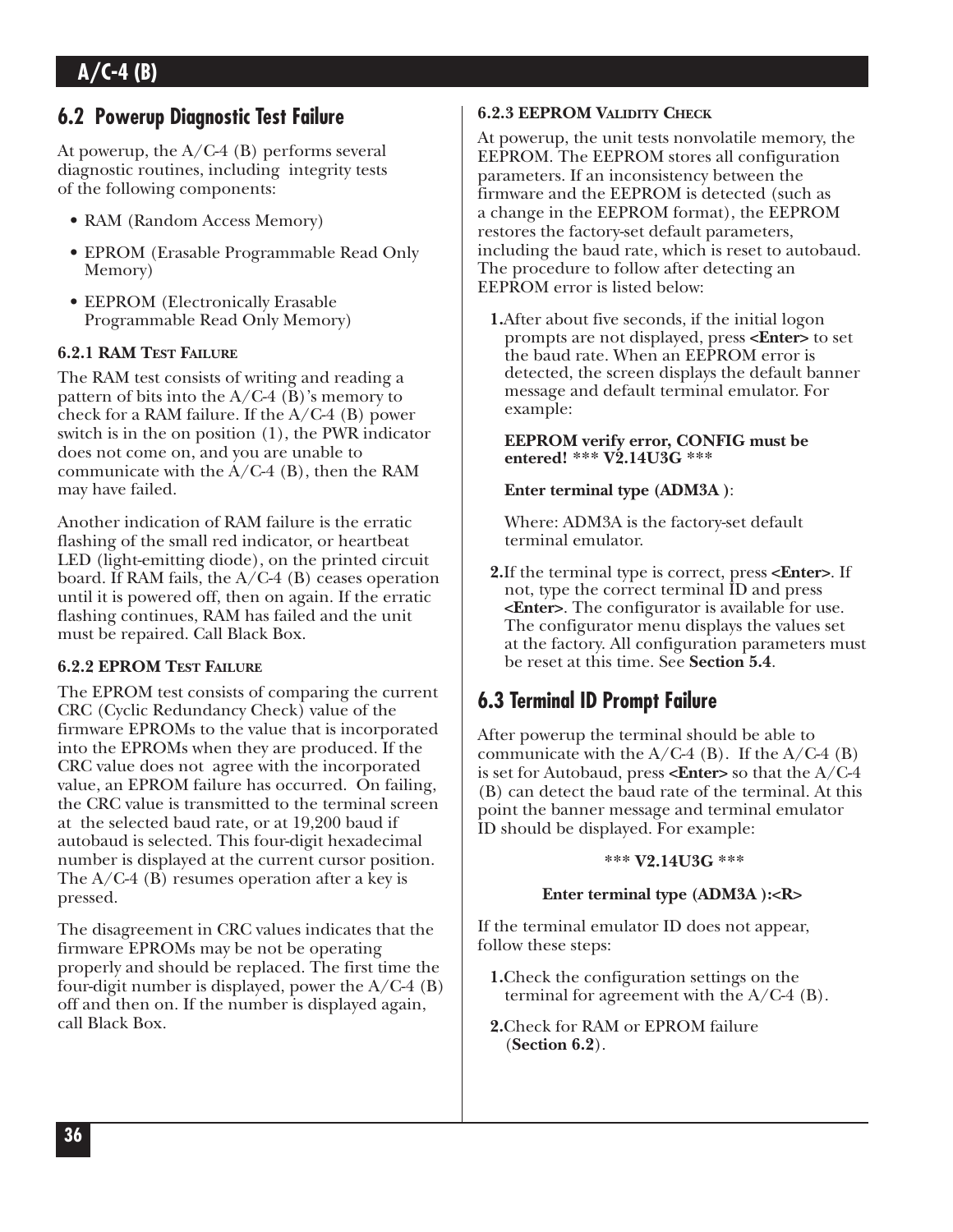## 6.2 Powerup Diagnostic Test Failure

At powerup, the A/C-4 (B) performs several diagnostic routines, including integrity tests of the following components:

- RAM (Random Access Memory)
- EPROM (Erasable Programmable Read Only Memory)
- EEPROM (Electronically Erasable Programmable Read Only Memory)

### 6.2.1 RAM Test Failure

The RAM test consists of writing and reading a pattern of bits into the A/C-4 (B)'s memory to check for a RAM failure. If the A/C-4 (B) power switch is in the on position (1), the PWR indicator does not come on, and you are unable to communicate with the A/C-4 (B), then the RAM may have failed.

Another indication of RAM failure is the erratic flashing of the small red indicator, or heartbeat LED (light-emitting diode), on the printed circuit board. If RAM fails, the A/C-4 (B) ceases operation until it is powered off, then on again. If the erratic flashing continues, RAM has failed and the unit must be repaired. Call Black Box.

### 6.2.2 EPROM Test Failure

The EPROM test consists of comparing the current CRC (Cyclic Redundancy Check) value of the firmware EPROMs to the value that is incorporated into the EPROMs when they are produced. If the CRC value does not agree with the incorporated value, an EPROM failure has occurred. On failing, the CRC value is transmitted to the terminal screen at the selected baud rate, or at 19,200 baud if autobaud is selected. This four-digit hexadecimal number is displayed at the current cursor position. The A/C-4 (B) resumes operation after a key is pressed.

The disagreement in CRC values indicates that the firmware EPROMs may be not be operating properly and should be replaced. The first time the four-digit number is displayed, power the A/C-4 (B) off and then on. If the number is displayed again, call Black Box.

### 6.2.3 EEPROM Validity Check

At powerup, the unit tests nonvolatile memory, the EEPROM. The EEPROM stores all configuration parameters. If an inconsistency between the firmware and the EEPROM is detected (such as a change in the EEPROM format), the EEPROM restores the factory-set default parameters, including the baud rate, which is reset to autobaud. The procedure to follow after detecting an EEPROM error is listed below:

1. After about five seconds, if the initial logon prompts are not displayed, press **<Enter>** to set the baud rate. When an EEPROM error is detected, the screen displays the default banner message and default terminal emulator. For example:

   **EEPROM verify error, CONFIG must be entered! *** V2.14U3G *****

   **Enter terminal type (ADM3A )**:

   Where: ADM3A is the factory-set default terminal emulator.

2. If the terminal type is correct, press **<Enter>**. If not, type the correct terminal ID and press **<Enter>**. The configurator is available for use. The configurator menu displays the values set at the factory. All configuration parameters must be reset at this time. See **Section 5.4**.

## 6.3 Terminal ID Prompt Failure

After powerup the terminal should be able to communicate with the A/C-4 (B). If the A/C-4 (B) is set for Autobaud, press **<Enter>** so that the A/C-4 (B) can detect the baud rate of the terminal. At this point the banner message and terminal emulator ID should be displayed. For example:

**\*** V2.14U3G *****

**Enter terminal type (ADM3A ):<R>**

If the terminal emulator ID does not appear, follow these steps:

1. Check the configuration settings on the terminal for agreement with the A/C-4 (B).
2. Check for RAM or EPROM failure (**Section 6.2**).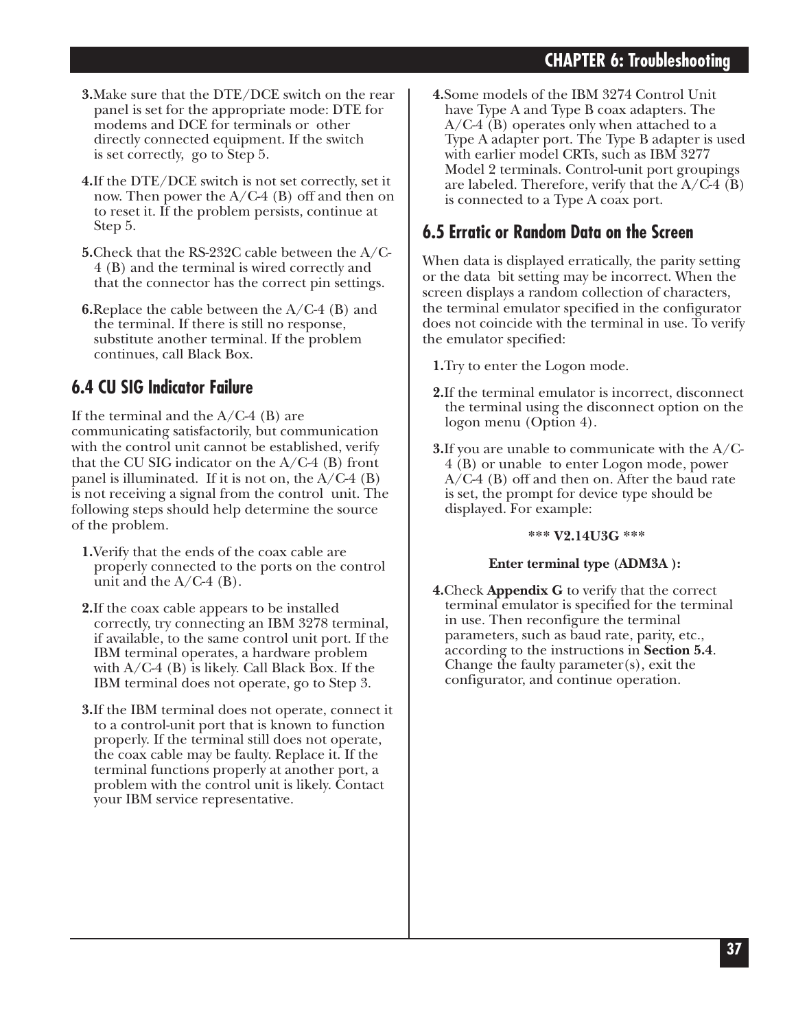3. Make sure that the DTE/DCE switch on the rear panel is set for the appropriate mode: DTE for modems and DCE for terminals or other directly connected equipment. If the switch is set correctly, go to Step 5.

4. If the DTE/DCE switch is not set correctly, set it now. Then power the A/C-4 (B) off and then on to reset it. If the problem persists, continue at Step 5.

5. Check that the RS-232C cable between the A/C-4 (B) and the terminal is wired correctly and that the connector has the correct pin settings.

6. Replace the cable between the A/C-4 (B) and the terminal. If there is still no response, substitute another terminal. If the problem continues, call Black Box.

## 6.4 CU SIG Indicator Failure

If the terminal and the A/C-4 (B) are communicating satisfactorily, but communication with the control unit cannot be established, verify that the CU SIG indicator on the A/C-4 (B) front panel is illuminated. If it is not on, the A/C-4 (B) is not receiving a signal from the control unit. The following steps should help determine the source of the problem.

1. Verify that the ends of the coax cable are properly connected to the ports on the control unit and the A/C-4 (B).

2. If the coax cable appears to be installed correctly, try connecting an IBM 3278 terminal, if available, to the same control unit port. If the IBM terminal operates, a hardware problem with A/C-4 (B) is likely. Call Black Box. If the IBM terminal does not operate, go to Step 3.

3. If the IBM terminal does not operate, connect it to a control-unit port that is known to function properly. If the terminal still does not operate, the coax cable may be faulty. Replace it. If the terminal functions properly at another port, a problem with the control unit is likely. Contact your IBM service representative.

4. Some models of the IBM 3274 Control Unit have Type A and Type B coax adapters. The A/C-4 (B) operates only when attached to a Type A adapter port. The Type B adapter is used with earlier model CRTs, such as IBM 3277 Model 2 terminals. Control-unit port groupings are labeled. Therefore, verify that the A/C-4 (B) is connected to a Type A coax port.

## 6.5 Erratic or Random Data on the Screen

When data is displayed erratically, the parity setting or the data bit setting may be incorrect. When the screen displays a random collection of characters, the terminal emulator specified in the configurator does not coincide with the terminal in use. To verify the emulator specified:

1. Try to enter the Logon mode.

2. If the terminal emulator is incorrect, disconnect the terminal using the disconnect option on the logon menu (Option 4).

3. If you are unable to communicate with the A/C-4 (B) or unable to enter Logon mode, power A/C-4 (B) off and then on. After the baud rate is set, the prompt for device type should be displayed. For example:

   **\*\*\* V2.14U3G \*\*\***

   **Enter terminal type (ADM3A ):**

4. Check **Appendix G** to verify that the correct terminal emulator is specified for the terminal in use. Then reconfigure the terminal parameters, such as baud rate, parity, etc., according to the instructions in **Section 5.4**. Change the faulty parameter(s), exit the configurator, and continue operation.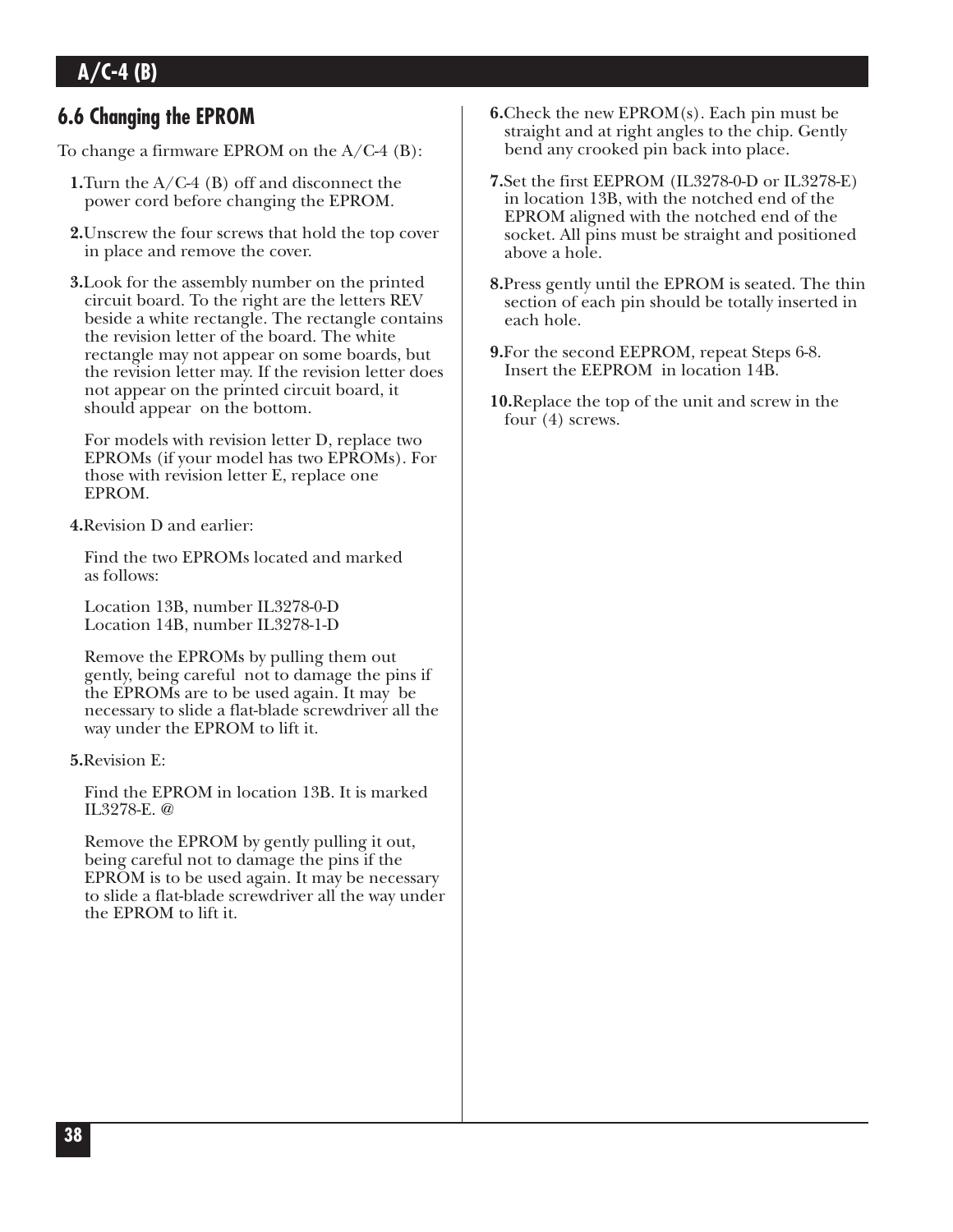## 6.6 Changing the EPROM

To change a firmware EPROM on the A/C-4 (B):

1. Turn the A/C-4 (B) off and disconnect the power cord before changing the EPROM.

2. Unscrew the four screws that hold the top cover in place and remove the cover.

3. Look for the assembly number on the printed circuit board. To the right are the letters REV beside a white rectangle. The rectangle contains the revision letter of the board. The white rectangle may not appear on some boards, but the revision letter may. If the revision letter does not appear on the printed circuit board, it should appear on the bottom.

   For models with revision letter D, replace two EPROMs (if your model has two EPROMs). For those with revision letter E, replace one EPROM.

4. Revision D and earlier:

   Find the two EPROMs located and marked as follows:

   Location 13B, number IL3278-0-D
   Location 14B, number IL3278-1-D

   Remove the EPROMs by pulling them out gently, being careful not to damage the pins if the EPROMs are to be used again. It may be necessary to slide a flat-blade screwdriver all the way under the EPROM to lift it.

5. Revision E:

   Find the EPROM in location 13B. It is marked IL3278-E. @

   Remove the EPROM by gently pulling it out, being careful not to damage the pins if the EPROM is to be used again. It may be necessary to slide a flat-blade screwdriver all the way under the EPROM to lift it.

6. Check the new EPROM(s). Each pin must be straight and at right angles to the chip. Gently bend any crooked pin back into place.

7. Set the first EEPROM (IL3278-0-D or IL3278-E) in location 13B, with the notched end of the EPROM aligned with the notched end of the socket. All pins must be straight and positioned above a hole.

8. Press gently until the EPROM is seated. The thin section of each pin should be totally inserted in each hole.

9. For the second EEPROM, repeat Steps 6-8. Insert the EEPROM in location 14B.

10. Replace the top of the unit and screw in the four (4) screws.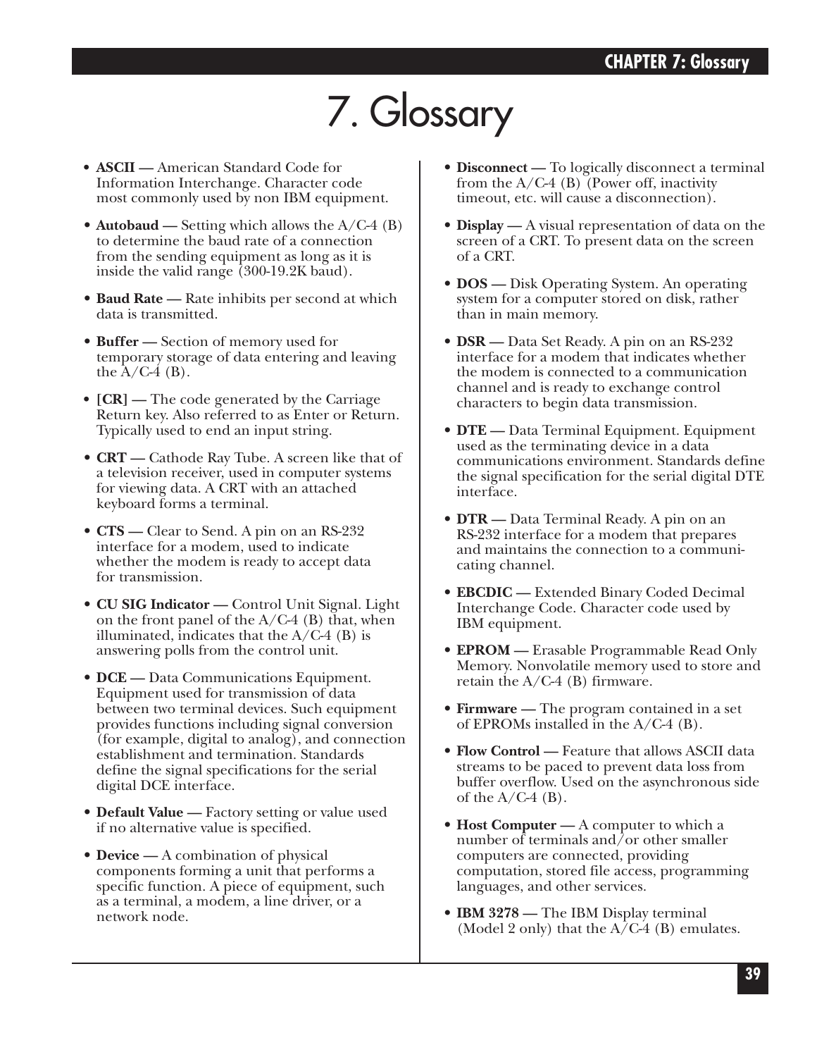# 7. Glossary

- **ASCII —** American Standard Code for Information Interchange. Character code most commonly used by non IBM equipment.
- **Autobaud —** Setting which allows the A/C-4 (B) to determine the baud rate of a connection from the sending equipment as long as it is inside the valid range (300-19.2K baud).
- **Baud Rate —** Rate inhibits per second at which data is transmitted.
- **Buffer —** Section of memory used for temporary storage of data entering and leaving the A/C-4 (B).
- **[CR] —** The code generated by the Carriage Return key. Also referred to as Enter or Return. Typically used to end an input string.
- **CRT —** Cathode Ray Tube. A screen like that of a television receiver, used in computer systems for viewing data. A CRT with an attached keyboard forms a terminal.
- **CTS —** Clear to Send. A pin on an RS-232 interface for a modem, used to indicate whether the modem is ready to accept data for transmission.
- **CU SIG Indicator —** Control Unit Signal. Light on the front panel of the A/C-4 (B) that, when illuminated, indicates that the A/C-4 (B) is answering polls from the control unit.
- **DCE —** Data Communications Equipment. Equipment used for transmission of data between two terminal devices. Such equipment provides functions including signal conversion (for example, digital to analog), and connection establishment and termination. Standards define the signal specifications for the serial digital DCE interface.
- **Default Value —** Factory setting or value used if no alternative value is specified.
- **Device —** A combination of physical components forming a unit that performs a specific function. A piece of equipment, such as a terminal, a modem, a line driver, or a network node.
- **Disconnect —** To logically disconnect a terminal from the A/C-4 (B) (Power off, inactivity timeout, etc. will cause a disconnection).
- **Display —** A visual representation of data on the screen of a CRT. To present data on the screen of a CRT.
- **DOS —** Disk Operating System. An operating system for a computer stored on disk, rather than in main memory.
- **DSR —** Data Set Ready. A pin on an RS-232 interface for a modem that indicates whether the modem is connected to a communication channel and is ready to exchange control characters to begin data transmission.
- **DTE —** Data Terminal Equipment. Equipment used as the terminating device in a data communications environment. Standards define the signal specification for the serial digital DTE interface.
- **DTR —** Data Terminal Ready. A pin on an RS-232 interface for a modem that prepares and maintains the connection to a communicating channel.
- **EBCDIC —** Extended Binary Coded Decimal Interchange Code. Character code used by IBM equipment.
- **EPROM —** Erasable Programmable Read Only Memory. Nonvolatile memory used to store and retain the A/C-4 (B) firmware.
- **Firmware —** The program contained in a set of EPROMs installed in the A/C-4 (B).
- **Flow Control —** Feature that allows ASCII data streams to be paced to prevent data loss from buffer overflow. Used on the asynchronous side of the A/C-4 (B).
- **Host Computer —** A computer to which a number of terminals and/or other smaller computers are connected, providing computation, stored file access, programming languages, and other services.
- **IBM 3278 —** The IBM Display terminal (Model 2 only) that the A/C-4 (B) emulates.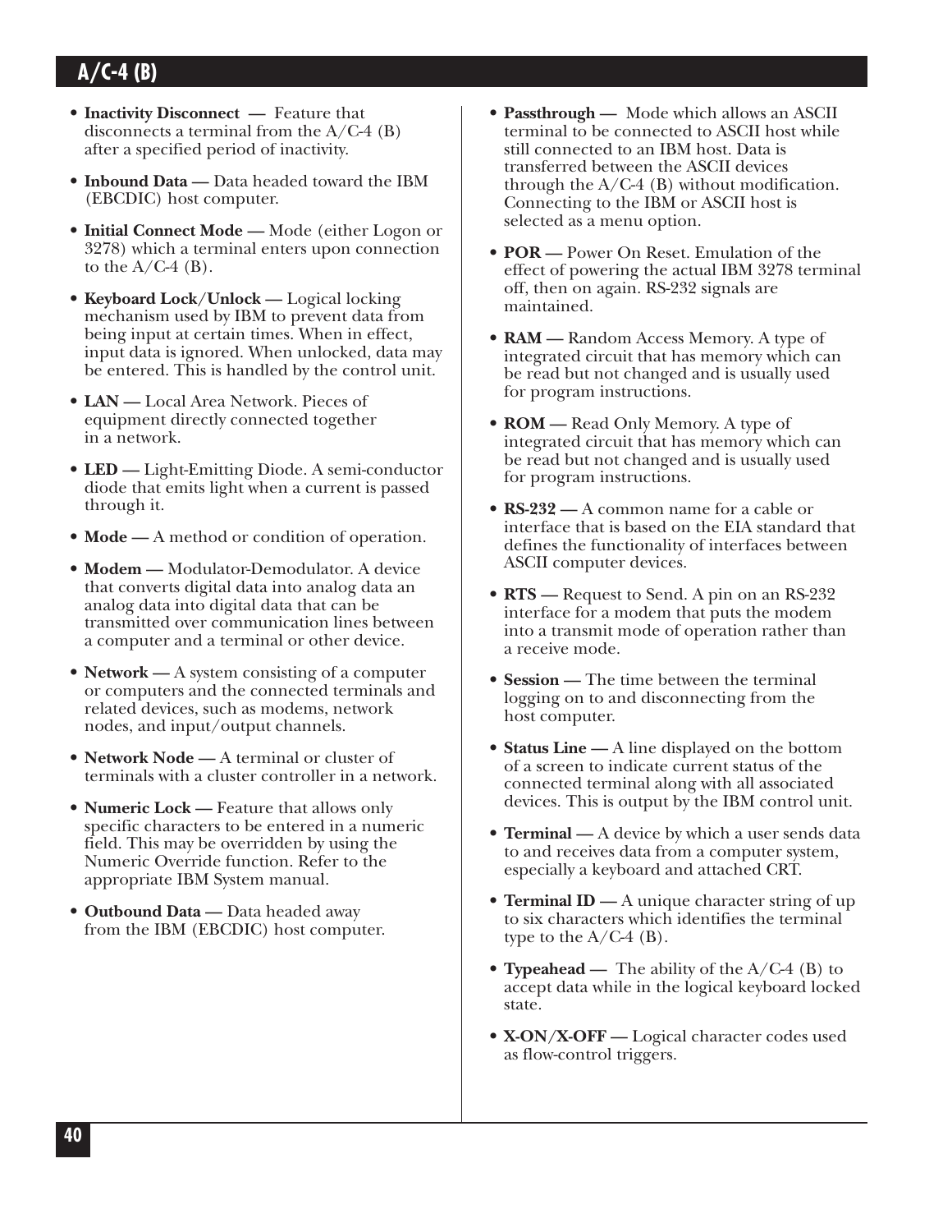- **Inactivity Disconnect —** Feature that disconnects a terminal from the A/C-4 (B) after a specified period of inactivity.

- **Inbound Data —** Data headed toward the IBM (EBCDIC) host computer.

- **Initial Connect Mode —** Mode (either Logon or 3278) which a terminal enters upon connection to the A/C-4 (B).

- **Keyboard Lock/Unlock —** Logical locking mechanism used by IBM to prevent data from being input at certain times. When in effect, input data is ignored. When unlocked, data may be entered. This is handled by the control unit.

- **LAN —** Local Area Network. Pieces of equipment directly connected together in a network.

- **LED —** Light-Emitting Diode. A semi-conductor diode that emits light when a current is passed through it.

- **Mode —** A method or condition of operation.

- **Modem —** Modulator-Demodulator. A device that converts digital data into analog data an analog data into digital data that can be transmitted over communication lines between a computer and a terminal or other device.

- **Network —** A system consisting of a computer or computers and the connected terminals and related devices, such as modems, network nodes, and input/output channels.

- **Network Node —** A terminal or cluster of terminals with a cluster controller in a network.

- **Numeric Lock —** Feature that allows only specific characters to be entered in a numeric field. This may be overridden by using the Numeric Override function. Refer to the appropriate IBM System manual.

- **Outbound Data —** Data headed away from the IBM (EBCDIC) host computer.

- **Passthrough —** Mode which allows an ASCII terminal to be connected to ASCII host while still connected to an IBM host. Data is transferred between the ASCII devices through the A/C-4 (B) without modification. Connecting to the IBM or ASCII host is selected as a menu option.

- **POR —** Power On Reset. Emulation of the effect of powering the actual IBM 3278 terminal off, then on again. RS-232 signals are maintained.

- **RAM —** Random Access Memory. A type of integrated circuit that has memory which can be read but not changed and is usually used for program instructions.

- **ROM —** Read Only Memory. A type of integrated circuit that has memory which can be read but not changed and is usually used for program instructions.

- **RS-232 —** A common name for a cable or interface that is based on the EIA standard that defines the functionality of interfaces between ASCII computer devices.

- **RTS —** Request to Send. A pin on an RS-232 interface for a modem that puts the modem into a transmit mode of operation rather than a receive mode.

- **Session —** The time between the terminal logging on to and disconnecting from the host computer.

- **Status Line —** A line displayed on the bottom of a screen to indicate current status of the connected terminal along with all associated devices. This is output by the IBM control unit.

- **Terminal —** A device by which a user sends data to and receives data from a computer system, especially a keyboard and attached CRT.

- **Terminal ID —** A unique character string of up to six characters which identifies the terminal type to the A/C-4 (B).

- **Typeahead —** The ability of the A/C-4 (B) to accept data while in the logical keyboard locked state.

- **X-ON/X-OFF —** Logical character codes used as flow-control triggers.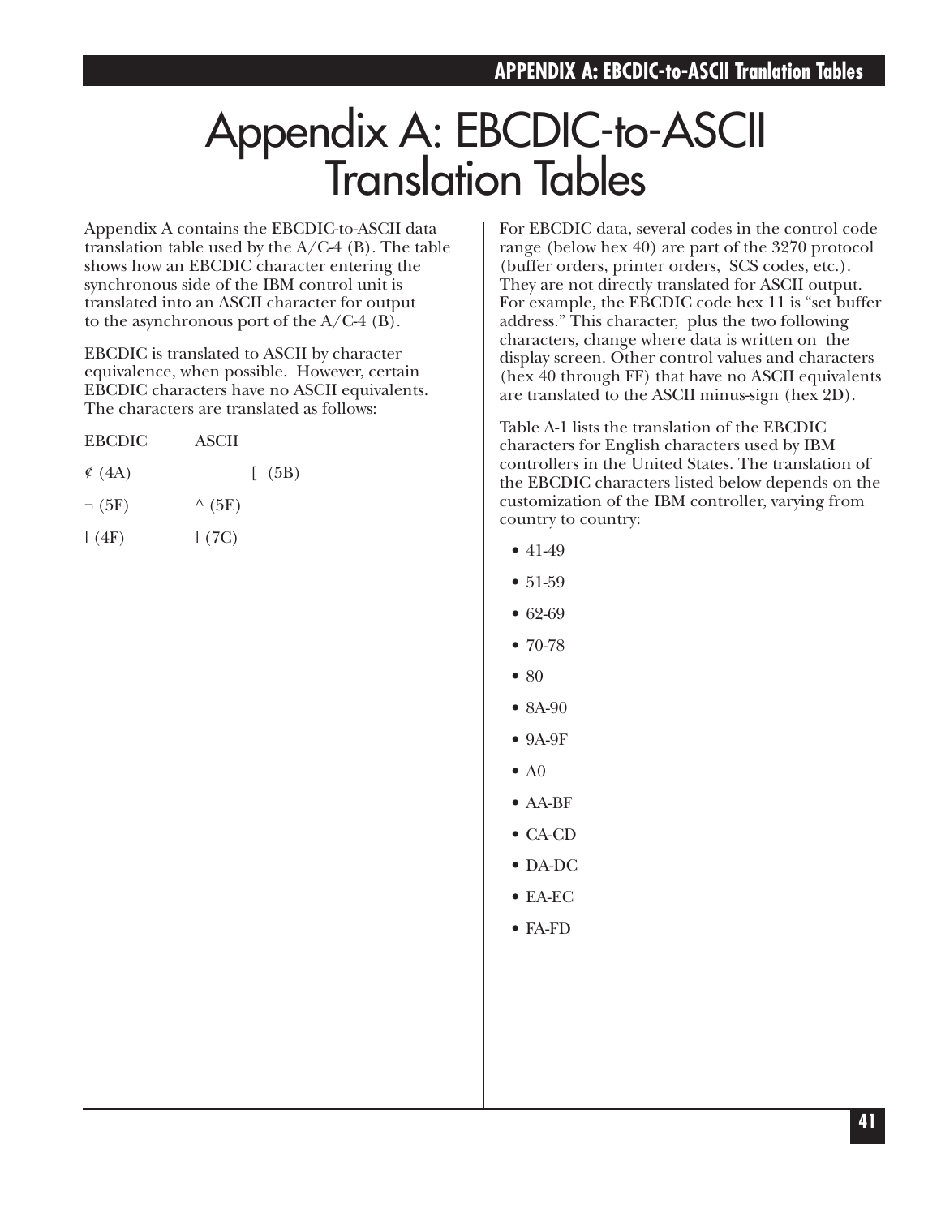# Appendix A: EBCDIC-to-ASCII Translation Tables

Appendix A contains the EBCDIC-to-ASCII data translation table used by the A/C-4 (B). The table shows how an EBCDIC character entering the synchronous side of the IBM control unit is translated into an ASCII character for output to the asynchronous port of the A/C-4 (B).

EBCDIC is translated to ASCII by character equivalence, when possible. However, certain EBCDIC characters have no ASCII equivalents. The characters are translated as follows:

| EBCDIC | ASCII |
|---|---|
| ¢ (4A) | [ (5B) |
| ¬ (5F) | ^ (5E) |
| \| (4F) | \| (7C) |

For EBCDIC data, several codes in the control code range (below hex 40) are part of the 3270 protocol (buffer orders, printer orders, SCS codes, etc.). They are not directly translated for ASCII output. For example, the EBCDIC code hex 11 is "set buffer address." This character, plus the two following characters, change where data is written on the display screen. Other control values and characters (hex 40 through FF) that have no ASCII equivalents are translated to the ASCII minus-sign (hex 2D).

Table A-1 lists the translation of the EBCDIC characters for English characters used by IBM controllers in the United States. The translation of the EBCDIC characters listed below depends on the customization of the IBM controller, varying from country to country:

- 41-49
- 51-59
- 62-69
- 70-78
- 80
- 8A-90
- 9A-9F
- A0
- AA-BF
- CA-CD
- DA-DC
- EA-EC
- FA-FD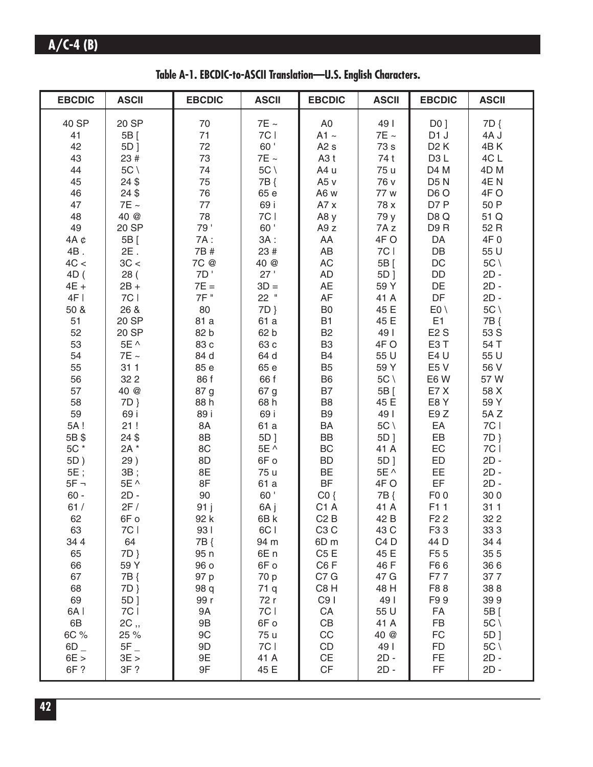## Table A-1. EBCDIC-to-ASCII Translation—U.S. English Characters.

| EBCDIC | ASCII | EBCDIC | ASCII | EBCDIC | ASCII | EBCDIC | ASCII |
|---|---|---|---|---|---|---|---|
| 40 SP | 20 SP | 70 | 7E ~ | A0 | 49 I | D0 ] | 7D { |
| 41 | 5B [ | 71 | 7C l | A1 ~ | 7E ~ | D1 J | 4A J |
| 42 | 5D ] | 72 | 60 ' | A2 s | 73 s | D2 K | 4B K |
| 43 | 23 # | 73 | 7E ~ | A3 t | 74 t | D3 L | 4C L |
| 44 | 5C \ | 74 | 5C \ | A4 u | 75 u | D4 M | 4D M |
| 45 | 24 $ | 75 | 7B { | A5 v | 76 v | D5 N | 4E N |
| 46 | 24 $ | 76 | 65 e | A6 w | 77 w | D6 O | 4F O |
| 47 | 7E ~ | 77 | 69 i | A7 x | 78 x | D7 P | 50 P |
| 48 | 40 @ | 78 | 7C l | A8 y | 79 y | D8 Q | 51 Q |
| 49 | 20 SP | 79 ' | 60 ' | A9 z | 7A z | D9 R | 52 R |
| 4A ¢ | 5B [ | 7A : | 3A : | AA | 4F O | DA | 4F 0 |
| 4B . | 2E . | 7B # | 23 # | AB | 7C l | DB | 55 U |
| 4C < | 3C < | 7C @ | 40 @ | AC | 5B [ | DC | 5C \ |
| 4D ( | 28 ( | 7D ' | 27 ' | AD | 5D ] | DD | 2D - |
| 4E + | 2B + | 7E = | 3D = | AE | 59 Y | DE | 2D - |
| 4F I | 7C l | 7F " | 22 " | AF | 41 A | DF | 2D - |
| 50 & | 26 & | 80 | 7D } | B0 | 45 E | E0 \ | 5C \ |
| 51 | 20 SP | 81 a | 61 a | B1 | 45 E | E1 | 7B { |
| 52 | 20 SP | 82 b | 62 b | B2 | 49 I | E2 S | 53 S |
| 53 | 5E ^ | 83 c | 63 c | B3 | 4F O | E3 T | 54 T |
| 54 | 7E ~ | 84 d | 64 d | B4 | 55 U | E4 U | 55 U |
| 55 | 31 1 | 85 e | 65 e | B5 | 59 Y | E5 V | 56 V |
| 56 | 32 2 | 86 f | 66 f | B6 | 5C \ | E6 W | 57 W |
| 57 | 40 @ | 87 g | 67 g | B7 | 5B [ | E7 X | 58 X |
| 58 | 7D } | 88 h | 68 h | B8 | 45 E | E8 Y | 59 Y |
| 59 | 69 i | 89 i | 69 i | B9 | 49 I | E9 Z | 5A Z |
| 5A ! | 21 ! | 8A | 61 a | BA | 5C \ | EA | 7C l |
| 5B $ | 24 $ | 8B | 5D ] | BB | 5D ] | EB | 7D } |
| 5C * | 2A * | 8C | 5E ^ | BC | 41 A | EC | 7C l |
| 5D ) | 29 ) | 8D | 6F o | BD | 5D ] | ED | 2D - |
| 5E ; | 3B ; | 8E | 75 u | BE | 5E ^ | EE | 2D - |
| 5F ¬ | 5E ^ | 8F | 61 a | BF | 4F O | EF | 2D - |
| 60 - | 2D - | 90 | 60 ' | C0 { | 7B { | F0 0 | 30 0 |
| 61 / | 2F / | 91 j | 6A j | C1 A | 41 A | F1 1 | 31 1 |
| 62 | 6F o | 92 k | 6B k | C2 B | 42 B | F2 2 | 32 2 |
| 63 | 7C l | 93 l | 6C l | C3 C | 43 C | F3 3 | 33 3 |
| 34 4 | 64 | 7B { | 94 m | 6D m | C4 D | 44 D | 34 4 |
| 65 | 7D } | 95 n | 6E n | C5 E | 45 E | F5 5 | 35 5 |
| 66 | 59 Y | 96 o | 6F o | C6 F | 46 F | F6 6 | 36 6 |
| 67 | 7B { | 97 p | 70 p | C7 G | 47 G | F7 7 | 37 7 |
| 68 | 7D } | 98 q | 71 q | C8 H | 48 H | F8 8 | 38 8 |
| 69 | 5D ] | 99 r | 72 r | C9 I | 49 I | F9 9 | 39 9 |
| 6A l | 7C l | 9A | 7C l | CA | 55 U | FA | 5B [ |
| 6B | 2C ,, | 9B | 6F o | CB | 41 A | FB | 5C \ |
| 6C % | 25 % | 9C | 75 u | CC | 40 @ | FC | 5D ] |
| 6D _ | 5F _ | 9D | 7C l | CD | 49 I | FD | 5C \ |
| 6E > | 3E > | 9E | 41 A | CE | 2D - | FE | 2D - |
| 6F ? | 3F ? | 9F | 45 E | CF | 2D - | FF | 2D - |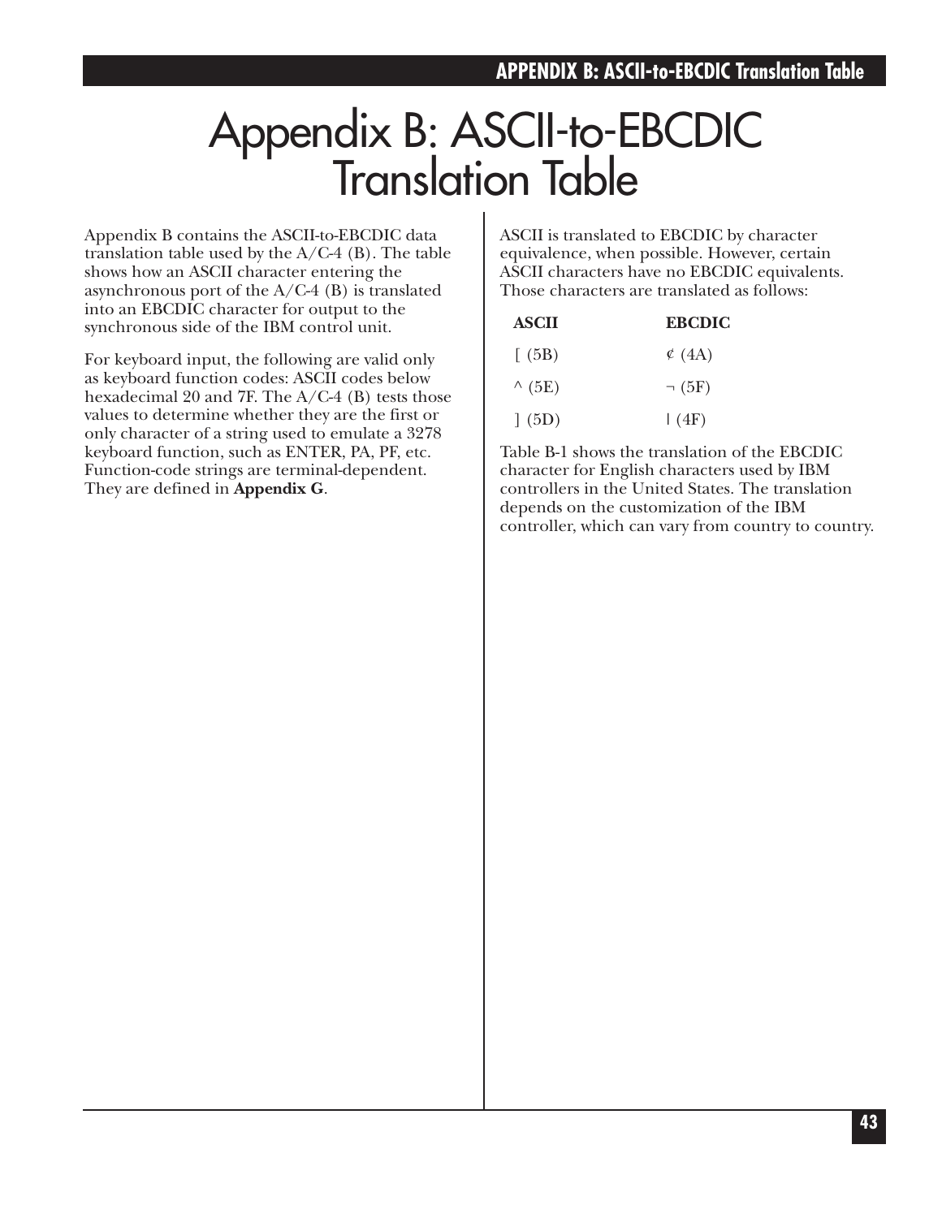# Appendix B: ASCII-to-EBCDIC Translation Table

Appendix B contains the ASCII-to-EBCDIC data translation table used by the A/C-4 (B). The table shows how an ASCII character entering the asynchronous port of the A/C-4 (B) is translated into an EBCDIC character for output to the synchronous side of the IBM control unit.

For keyboard input, the following are valid only as keyboard function codes: ASCII codes below hexadecimal 20 and 7F. The A/C-4 (B) tests those values to determine whether they are the first or only character of a string used to emulate a 3278 keyboard function, such as ENTER, PA, PF, etc. Function-code strings are terminal-dependent. They are defined in **Appendix G**.

ASCII is translated to EBCDIC by character equivalence, when possible. However, certain ASCII characters have no EBCDIC equivalents. Those characters are translated as follows:

| ASCII | EBCDIC |
|---|---|
| [ (5B) | ¢ (4A) |
| ^ (5E) | ¬ (5F) |
| ] (5D) | &#124; (4F) |

Table B-1 shows the translation of the EBCDIC character for English characters used by IBM controllers in the United States. The translation depends on the customization of the IBM controller, which can vary from country to country.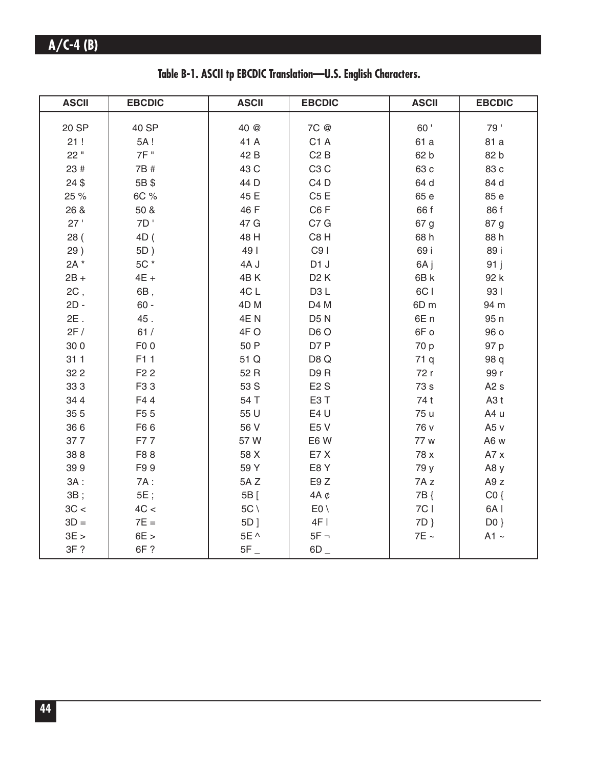Table B-1. ASCII tp EBCDIC Translation—U.S. English Characters.

| ASCII | EBCDIC | ASCII | EBCDIC | ASCII | EBCDIC |
|---|---|---|---|---|---|
| 20 SP | 40 SP | 40 @ | 7C @ | 60 ' | 79 ' |
| 21 ! | 5A ! | 41 A | C1 A | 61 a | 81 a |
| 22 " | 7F " | 42 B | C2 B | 62 b | 82 b |
| 23 # | 7B # | 43 C | C3 C | 63 c | 83 c |
| 24 $ | 5B $ | 44 D | C4 D | 64 d | 84 d |
| 25 % | 6C % | 45 E | C5 E | 65 e | 85 e |
| 26 & | 50 & | 46 F | C6 F | 66 f | 86 f |
| 27 ' | 7D ' | 47 G | C7 G | 67 g | 87 g |
| 28 ( | 4D ( | 48 H | C8 H | 68 h | 88 h |
| 29 ) | 5D ) | 49 I | C9 I | 69 i | 89 i |
| 2A * | 5C * | 4A J | D1 J | 6A j | 91 j |
| 2B + | 4E + | 4B K | D2 K | 6B k | 92 k |
| 2C , | 6B , | 4C L | D3 L | 6C l | 93 l |
| 2D - | 60 - | 4D M | D4 M | 6D m | 94 m |
| 2E . | 45 . | 4E N | D5 N | 6E n | 95 n |
| 2F / | 61 / | 4F O | D6 O | 6F o | 96 o |
| 30 0 | F0 0 | 50 P | D7 P | 70 p | 97 p |
| 31 1 | F1 1 | 51 Q | D8 Q | 71 q | 98 q |
| 32 2 | F2 2 | 52 R | D9 R | 72 r | 99 r |
| 33 3 | F3 3 | 53 S | E2 S | 73 s | A2 s |
| 34 4 | F4 4 | 54 T | E3 T | 74 t | A3 t |
| 35 5 | F5 5 | 55 U | E4 U | 75 u | A4 u |
| 36 6 | F6 6 | 56 V | E5 V | 76 v | A5 v |
| 37 7 | F7 7 | 57 W | E6 W | 77 w | A6 w |
| 38 8 | F8 8 | 58 X | E7 X | 78 x | A7 x |
| 39 9 | F9 9 | 59 Y | E8 Y | 79 y | A8 y |
| 3A : | 7A : | 5A Z | E9 Z | 7A z | A9 z |
| 3B ; | 5E ; | 5B [ | 4A ¢ | 7B { | C0 { |
| 3C < | 4C < | 5C \ | E0 \ | 7C \| | 6A \| |
| 3D = | 7E = | 5D ] | 4F \| | 7D } | D0 } |
| 3E > | 6E > | 5E ^ | 5F ¬ | 7E ~ | A1 ~ |
| 3F ? | 6F ? | 5F _ | 6D _ | | |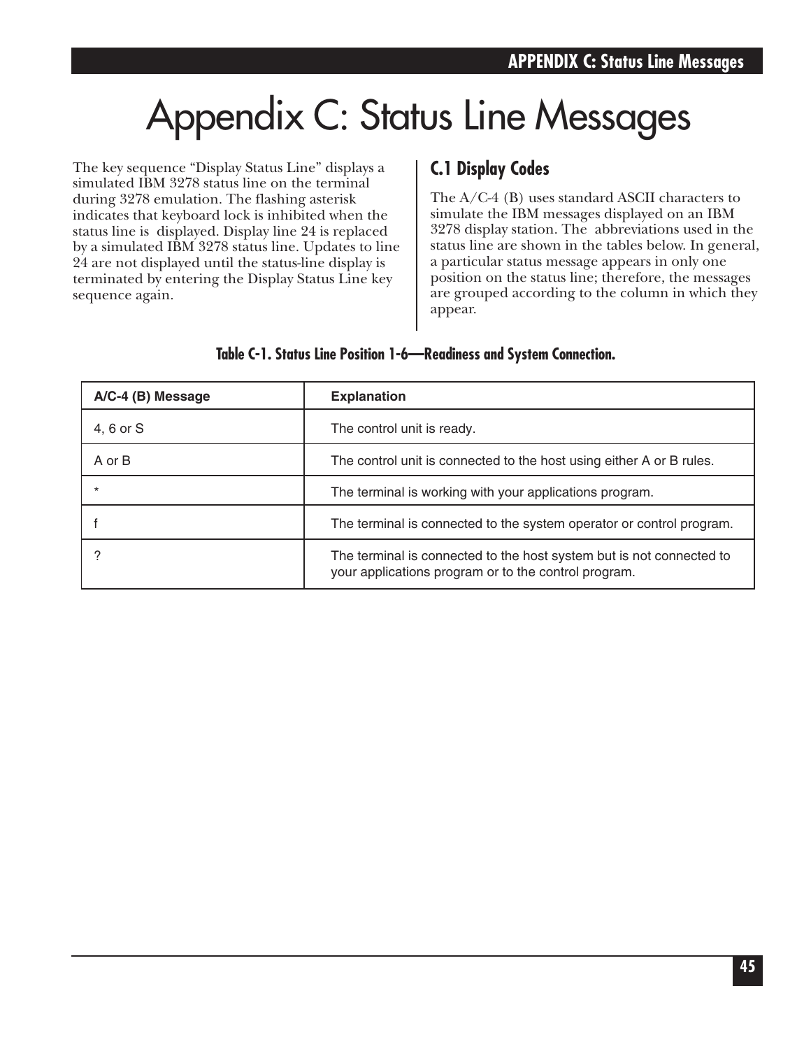# Appendix C: Status Line Messages

The key sequence "Display Status Line" displays a simulated IBM 3278 status line on the terminal during 3278 emulation. The flashing asterisk indicates that keyboard lock is inhibited when the status line is displayed. Display line 24 is replaced by a simulated IBM 3278 status line. Updates to line 24 are not displayed until the status-line display is terminated by entering the Display Status Line key sequence again.

## C.1 Display Codes

The A/C-4 (B) uses standard ASCII characters to simulate the IBM messages displayed on an IBM 3278 display station. The abbreviations used in the status line are shown in the tables below. In general, a particular status message appears in only one position on the status line; therefore, the messages are grouped according to the column in which they appear.

**Table C-1. Status Line Position 1-6—Readiness and System Connection.**

| A/C-4 (B) Message | Explanation |
|---|---|
| 4, 6 or S | The control unit is ready. |
| A or B | The control unit is connected to the host using either A or B rules. |
| * | The terminal is working with your applications program. |
| f | The terminal is connected to the system operator or control program. |
| ? | The terminal is connected to the host system but is not connected to your applications program or to the control program. |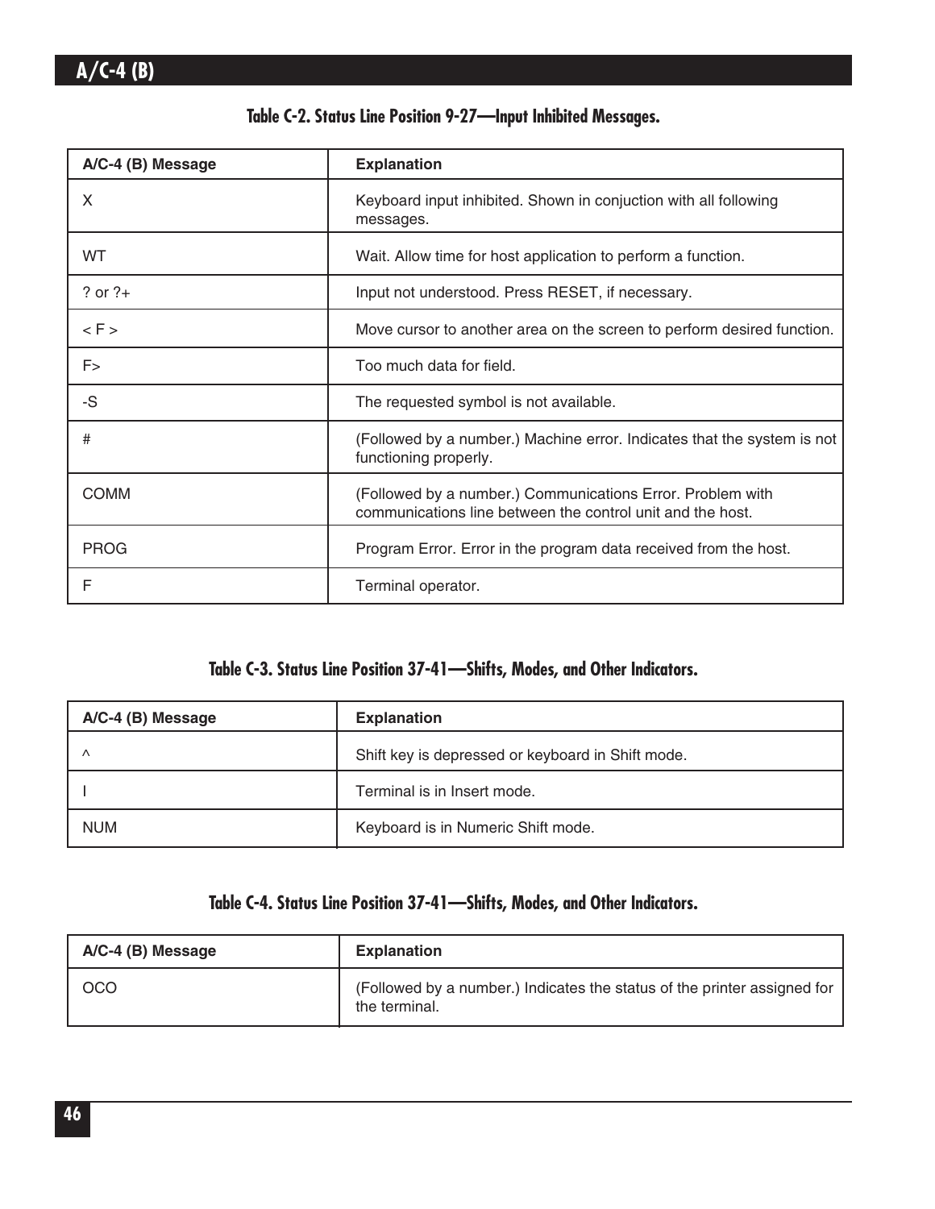### Table C-2. Status Line Position 9-27—Input Inhibited Messages.

| A/C-4 (B) Message | Explanation |
| --- | --- |
| X | Keyboard input inhibited. Shown in conjuction with all following messages. |
| WT | Wait. Allow time for host application to perform a function. |
| ? or ?+ | Input not understood. Press RESET, if necessary. |
| < F > | Move cursor to another area on the screen to perform desired function. |
| F> | Too much data for field. |
| -S | The requested symbol is not available. |
| # | (Followed by a number.) Machine error. Indicates that the system is not functioning properly. |
| COMM | (Followed by a number.) Communications Error. Problem with communications line between the control unit and the host. |
| PROG | Program Error. Error in the program data received from the host. |
| F | Terminal operator. |

### Table C-3. Status Line Position 37-41—Shifts, Modes, and Other Indicators.

| A/C-4 (B) Message | Explanation |
| --- | --- |
| ^ | Shift key is depressed or keyboard in Shift mode. |
| I | Terminal is in Insert mode. |
| NUM | Keyboard is in Numeric Shift mode. |

### Table C-4. Status Line Position 37-41—Shifts, Modes, and Other Indicators.

| A/C-4 (B) Message | Explanation |
| --- | --- |
| OCO | (Followed by a number.) Indicates the status of the printer assigned for the terminal. |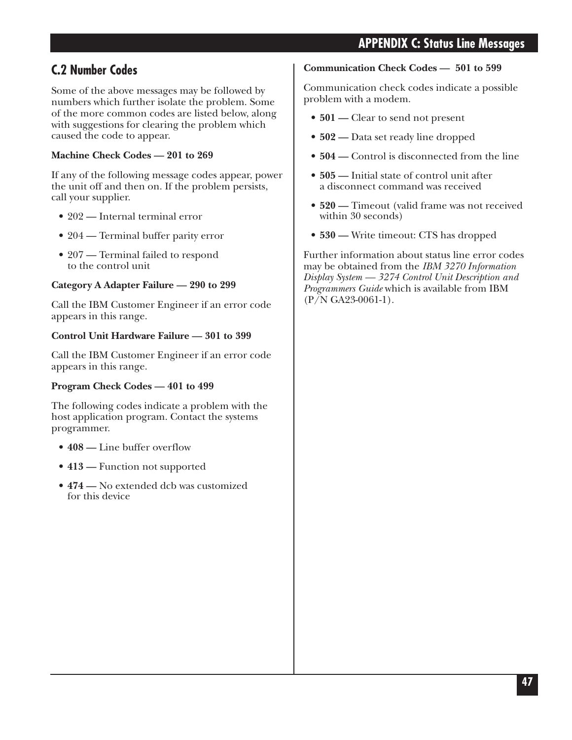## C.2 Number Codes

Some of the above messages may be followed by numbers which further isolate the problem. Some of the more common codes are listed below, along with suggestions for clearing the problem which caused the code to appear.

**Machine Check Codes — 201 to 269**

If any of the following message codes appear, power the unit off and then on. If the problem persists, call your supplier.

- 202 — Internal terminal error
- 204 — Terminal buffer parity error
- 207 — Terminal failed to respond to the control unit

**Category A Adapter Failure — 290 to 299**

Call the IBM Customer Engineer if an error code appears in this range.

**Control Unit Hardware Failure — 301 to 399**

Call the IBM Customer Engineer if an error code appears in this range.

**Program Check Codes — 401 to 499**

The following codes indicate a problem with the host application program. Contact the systems programmer.

- **408 —** Line buffer overflow
- **413 —** Function not supported
- **474 —** No extended dcb was customized for this device

**Communication Check Codes — 501 to 599**

Communication check codes indicate a possible problem with a modem.

- **501 —** Clear to send not present
- **502 —** Data set ready line dropped
- **504 —** Control is disconnected from the line
- **505 —** Initial state of control unit after a disconnect command was received
- **520 —** Timeout (valid frame was not received within 30 seconds)
- **530 —** Write timeout: CTS has dropped

Further information about status line error codes may be obtained from the *IBM 3270 Information Display System — 3274 Control Unit Description and Programmers Guide* which is available from IBM (P/N GA23-0061-1).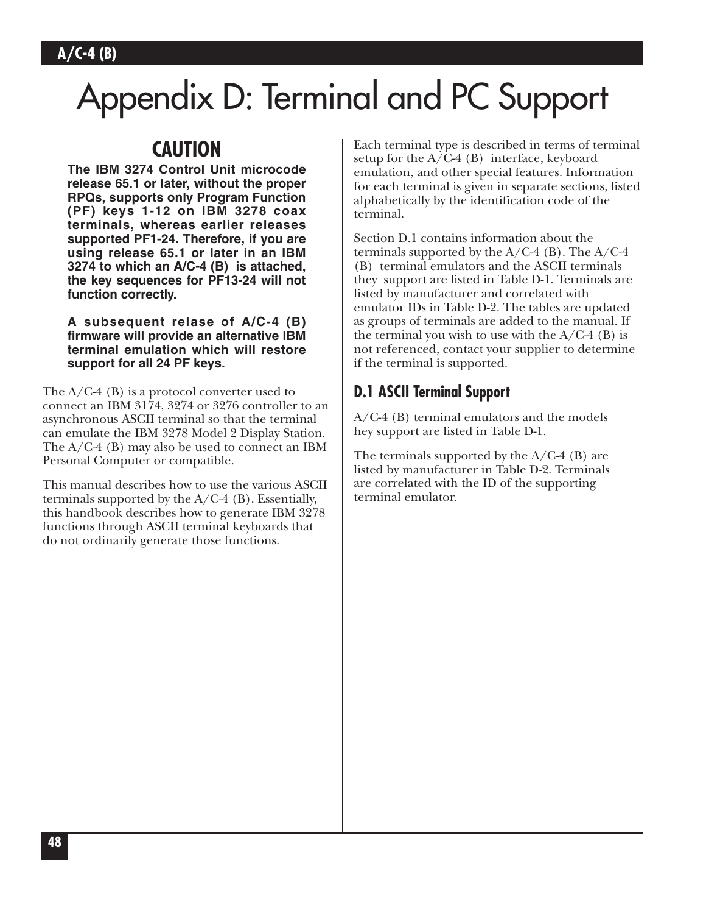# Appendix D: Terminal and PC Support

## CAUTION

**The IBM 3274 Control Unit microcode release 65.1 or later, without the proper RPQs, supports only Program Function (PF) keys 1-12 on IBM 3278 coax terminals, whereas earlier releases supported PF1-24. Therefore, if you are using release 65.1 or later in an IBM 3274 to which an A/C-4 (B) is attached, the key sequences for PF13-24 will not function correctly.**

**A subsequent relase of A/C-4 (B) firmware will provide an alternative IBM terminal emulation which will restore support for all 24 PF keys.**

The A/C-4 (B) is a protocol converter used to connect an IBM 3174, 3274 or 3276 controller to an asynchronous ASCII terminal so that the terminal can emulate the IBM 3278 Model 2 Display Station. The A/C-4 (B) may also be used to connect an IBM Personal Computer or compatible.

This manual describes how to use the various ASCII terminals supported by the A/C-4 (B). Essentially, this handbook describes how to generate IBM 3278 functions through ASCII terminal keyboards that do not ordinarily generate those functions.

Each terminal type is described in terms of terminal setup for the A/C-4 (B) interface, keyboard emulation, and other special features. Information for each terminal is given in separate sections, listed alphabetically by the identification code of the terminal.

Section D.1 contains information about the terminals supported by the A/C-4 (B). The A/C-4 (B) terminal emulators and the ASCII terminals they support are listed in Table D-1. Terminals are listed by manufacturer and correlated with emulator IDs in Table D-2. The tables are updated as groups of terminals are added to the manual. If the terminal you wish to use with the A/C-4 (B) is not referenced, contact your supplier to determine if the terminal is supported.

## D.1 ASCII Terminal Support

A/C-4 (B) terminal emulators and the models hey support are listed in Table D-1.

The terminals supported by the A/C-4 (B) are listed by manufacturer in Table D-2. Terminals are correlated with the ID of the supporting terminal emulator.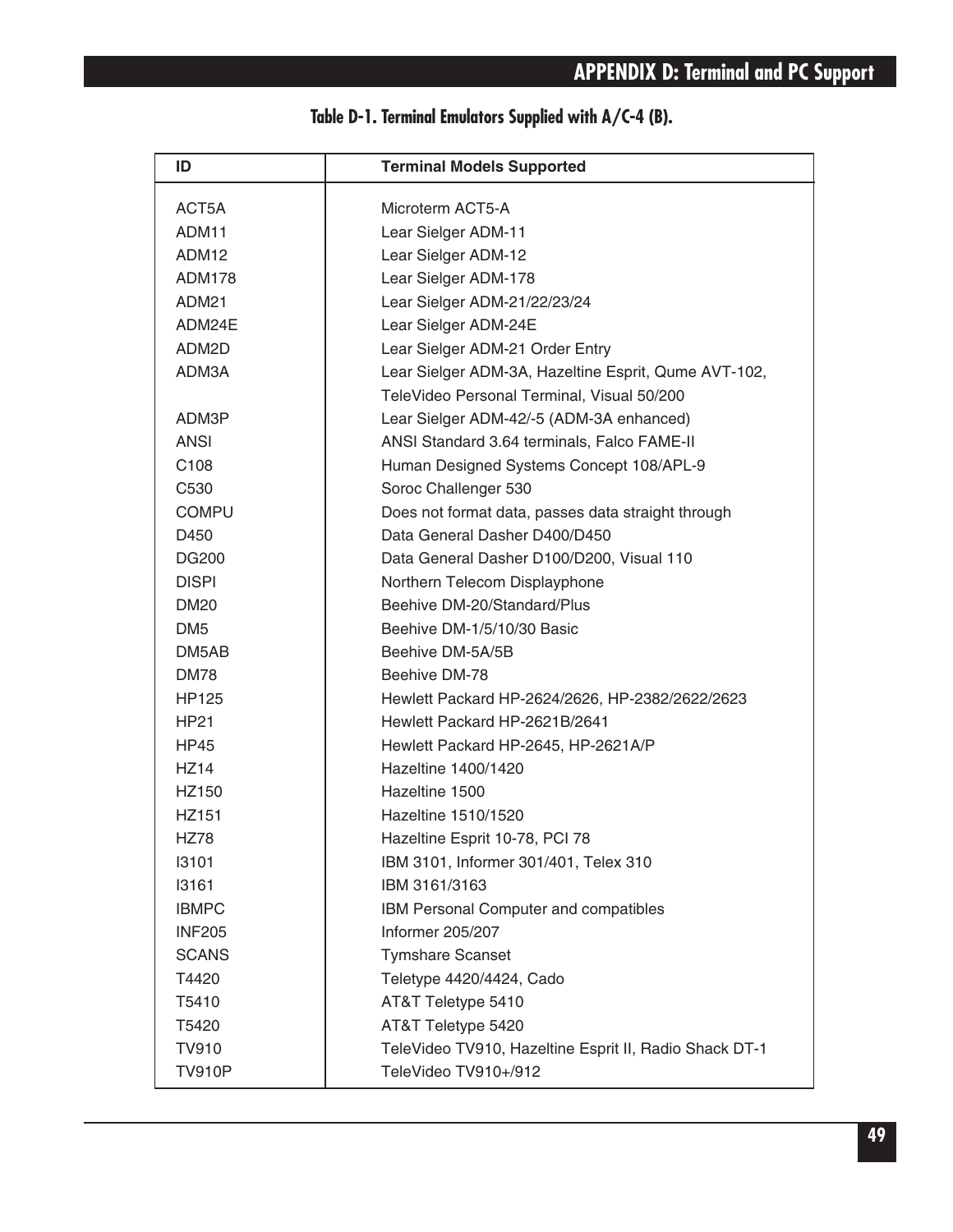**Table D-1. Terminal Emulators Supplied with A/C-4 (B).**

| ID | Terminal Models Supported |
|---|---|
| ACT5A | Microterm ACT5-A |
| ADM11 | Lear Sielger ADM-11 |
| ADM12 | Lear Sielger ADM-12 |
| ADM178 | Lear Sielger ADM-178 |
| ADM21 | Lear Sielger ADM-21/22/23/24 |
| ADM24E | Lear Sielger ADM-24E |
| ADM2D | Lear Sielger ADM-21 Order Entry |
| ADM3A | Lear Sielger ADM-3A, Hazeltine Esprit, Qume AVT-102, TeleVideo Personal Terminal, Visual 50/200 |
| ADM3P | Lear Sielger ADM-42/-5 (ADM-3A enhanced) |
| ANSI | ANSI Standard 3.64 terminals, Falco FAME-II |
| C108 | Human Designed Systems Concept 108/APL-9 |
| C530 | Soroc Challenger 530 |
| COMPU | Does not format data, passes data straight through |
| D450 | Data General Dasher D400/D450 |
| DG200 | Data General Dasher D100/D200, Visual 110 |
| DISPI | Northern Telecom Displayphone |
| DM20 | Beehive DM-20/Standard/Plus |
| DM5 | Beehive DM-1/5/10/30 Basic |
| DM5AB | Beehive DM-5A/5B |
| DM78 | Beehive DM-78 |
| HP125 | Hewlett Packard HP-2624/2626, HP-2382/2622/2623 |
| HP21 | Hewlett Packard HP-2621B/2641 |
| HP45 | Hewlett Packard HP-2645, HP-2621A/P |
| HZ14 | Hazeltine 1400/1420 |
| HZ150 | Hazeltine 1500 |
| HZ151 | Hazeltine 1510/1520 |
| HZ78 | Hazeltine Esprit 10-78, PCI 78 |
| I3101 | IBM 3101, Informer 301/401, Telex 310 |
| I3161 | IBM 3161/3163 |
| IBMPC | IBM Personal Computer and compatibles |
| INF205 | Informer 205/207 |
| SCANS | Tymshare Scanset |
| T4420 | Teletype 4420/4424, Cado |
| T5410 | AT&T Teletype 5410 |
| T5420 | AT&T Teletype 5420 |
| TV910 | TeleVideo TV910, Hazeltine Esprit II, Radio Shack DT-1 |
| TV910P | TeleVideo TV910+/912 |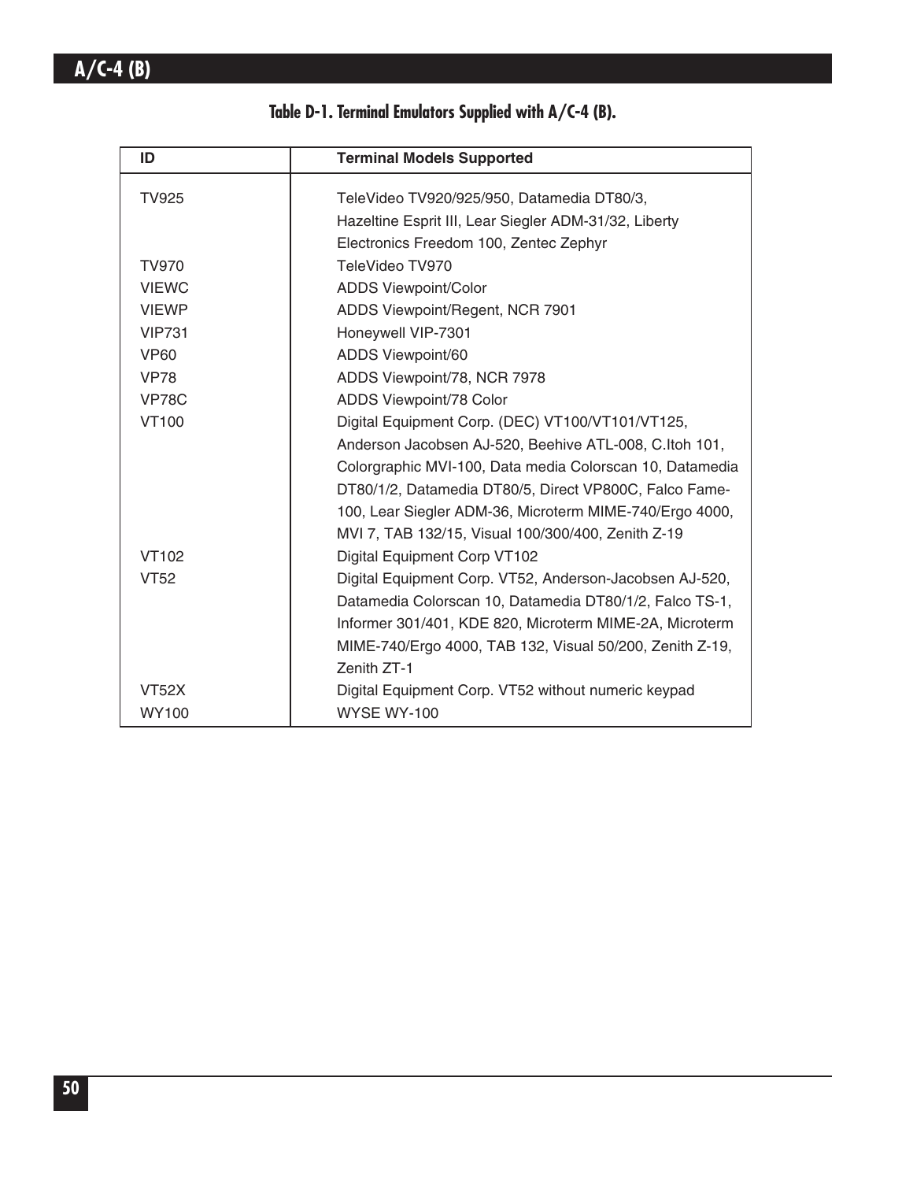**Table D-1. Terminal Emulators Supplied with A/C-4 (B).**

| ID | Terminal Models Supported |
|---|---|
| TV925 | TeleVideo TV920/925/950, Datamedia DT80/3, Hazeltine Esprit III, Lear Siegler ADM-31/32, Liberty Electronics Freedom 100, Zentec Zephyr |
| TV970 | TeleVideo TV970 |
| VIEWC | ADDS Viewpoint/Color |
| VIEWP | ADDS Viewpoint/Regent, NCR 7901 |
| VIP731 | Honeywell VIP-7301 |
| VP60 | ADDS Viewpoint/60 |
| VP78 | ADDS Viewpoint/78, NCR 7978 |
| VP78C | ADDS Viewpoint/78 Color |
| VT100 | Digital Equipment Corp. (DEC) VT100/VT101/VT125, Anderson Jacobsen AJ-520, Beehive ATL-008, C.Itoh 101, Colorgraphic MVI-100, Data media Colorscan 10, Datamedia DT80/1/2, Datamedia DT80/5, Direct VP800C, Falco Fame-100, Lear Siegler ADM-36, Microterm MIME-740/Ergo 4000, MVI 7, TAB 132/15, Visual 100/300/400, Zenith Z-19 |
| VT102 | Digital Equipment Corp VT102 |
| VT52 | Digital Equipment Corp. VT52, Anderson-Jacobsen AJ-520, Datamedia Colorscan 10, Datamedia DT80/1/2, Falco TS-1, Informer 301/401, KDE 820, Microterm MIME-2A, Microterm MIME-740/Ergo 4000, TAB 132, Visual 50/200, Zenith Z-19, Zenith ZT-1 |
| VT52X | Digital Equipment Corp. VT52 without numeric keypad |
| WY100 | WYSE WY-100 |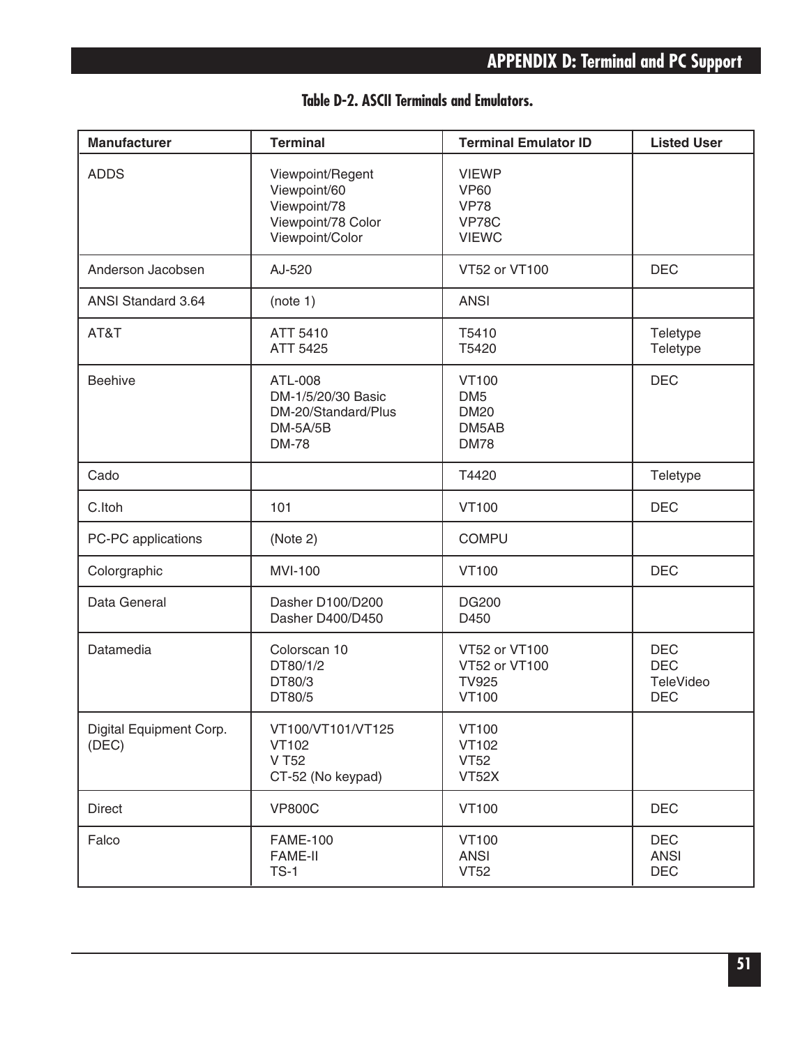**Table D-2. ASCII Terminals and Emulators.**

| Manufacturer | Terminal | Terminal Emulator ID | Listed User |
|---|---|---|---|
| ADDS | Viewpoint/Regent<br>Viewpoint/60<br>Viewpoint/78<br>Viewpoint/78 Color<br>Viewpoint/Color | VIEWP<br>VP60<br>VP78<br>VP78C<br>VIEWC | |
| Anderson Jacobsen | AJ-520 | VT52 or VT100 | DEC |
| ANSI Standard 3.64 | (note 1) | ANSI | |
| AT&T | ATT 5410<br>ATT 5425 | T5410<br>T5420 | Teletype<br>Teletype |
| Beehive | ATL-008<br>DM-1/5/20/30 Basic<br>DM-20/Standard/Plus<br>DM-5A/5B<br>DM-78 | VT100<br>DM5<br>DM20<br>DM5AB<br>DM78 | DEC |
| Cado | | T4420 | Teletype |
| C.Itoh | 101 | VT100 | DEC |
| PC-PC applications | (Note 2) | COMPU | |
| Colorgraphic | MVI-100 | VT100 | DEC |
| Data General | Dasher D100/D200<br>Dasher D400/D450 | DG200<br>D450 | |
| Datamedia | Colorscan 10<br>DT80/1/2<br>DT80/3<br>DT80/5 | VT52 or VT100<br>VT52 or VT100<br>TV925<br>VT100 | DEC<br>DEC<br>TeleVideo<br>DEC |
| Digital Equipment Corp. (DEC) | VT100/VT101/VT125<br>VT102<br>V T52<br>CT-52 (No keypad) | VT100<br>VT102<br>VT52<br>VT52X | |
| Direct | VP800C | VT100 | DEC |
| Falco | FAME-100<br>FAME-II<br>TS-1 | VT100<br>ANSI<br>VT52 | DEC<br>ANSI<br>DEC |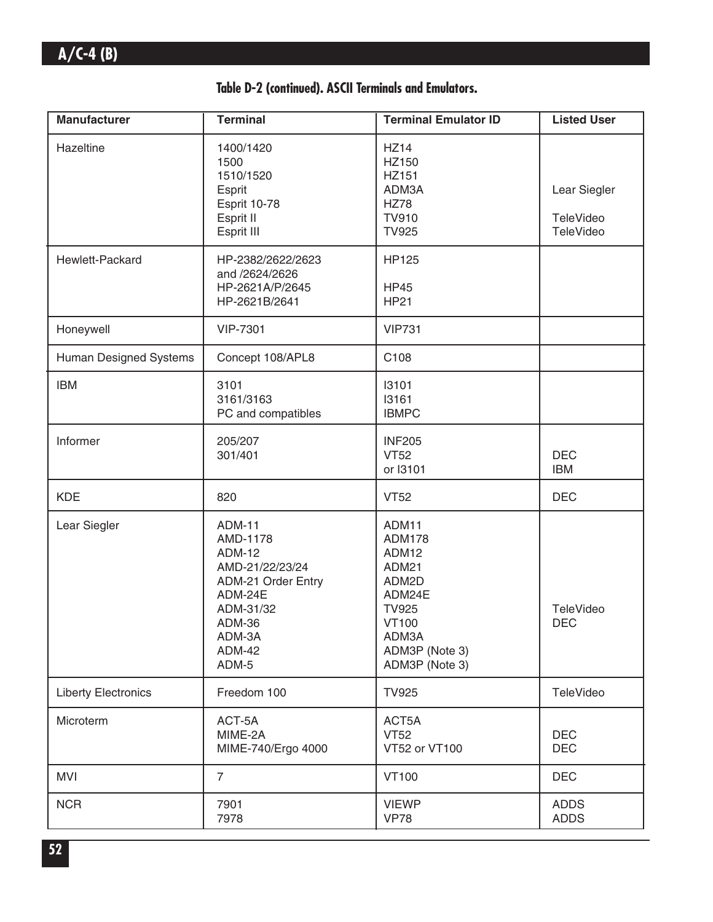**Table D-2 (continued). ASCII Terminals and Emulators.**

| Manufacturer | Terminal | Terminal Emulator ID | Listed User |
|---|---|---|---|
| Hazeltine | 1400/1420<br>1500<br>1510/1520<br>Esprit<br>Esprit 10-78<br>Esprit II<br>Esprit III | HZ14<br>HZ150<br>HZ151<br>ADM3A<br>HZ78<br>TV910<br>TV925 | <br><br><br>Lear Siegler<br><br>TeleVideo<br>TeleVideo |
| Hewlett-Packard | HP-2382/2622/2623<br>and /2624/2626<br>HP-2621A/P/2645<br>HP-2621B/2641 | HP125<br><br>HP45<br>HP21 | |
| Honeywell | VIP-7301 | VIP731 | |
| Human Designed Systems | Concept 108/APL8 | C108 | |
| IBM | 3101<br>3161/3163<br>PC and compatibles | I3101<br>I3161<br>IBMPC | |
| Informer | 205/207<br>301/401 | INF205<br>VT52<br>or I3101 | <br>DEC<br>IBM |
| KDE | 820 | VT52 | DEC |
| Lear Siegler | ADM-11<br>AMD-1178<br>ADM-12<br>AMD-21/22/23/24<br>ADM-21 Order Entry<br>ADM-24E<br>ADM-31/32<br>ADM-36<br>ADM-3A<br>ADM-42<br>ADM-5 | ADM11<br>ADM178<br>ADM12<br>ADM21<br>ADM2D<br>ADM24E<br>TV925<br>VT100<br>ADM3A<br>ADM3P (Note 3)<br>ADM3P (Note 3) | <br><br><br><br><br><br>TeleVideo<br>DEC |
| Liberty Electronics | Freedom 100 | TV925 | TeleVideo |
| Microterm | ACT-5A<br>MIME-2A<br>MIME-740/Ergo 4000 | ACT5A<br>VT52<br>VT52 or VT100 | <br>DEC<br>DEC |
| MVI | 7 | VT100 | DEC |
| NCR | 7901<br>7978 | VIEWP<br>VP78 | ADDS<br>ADDS |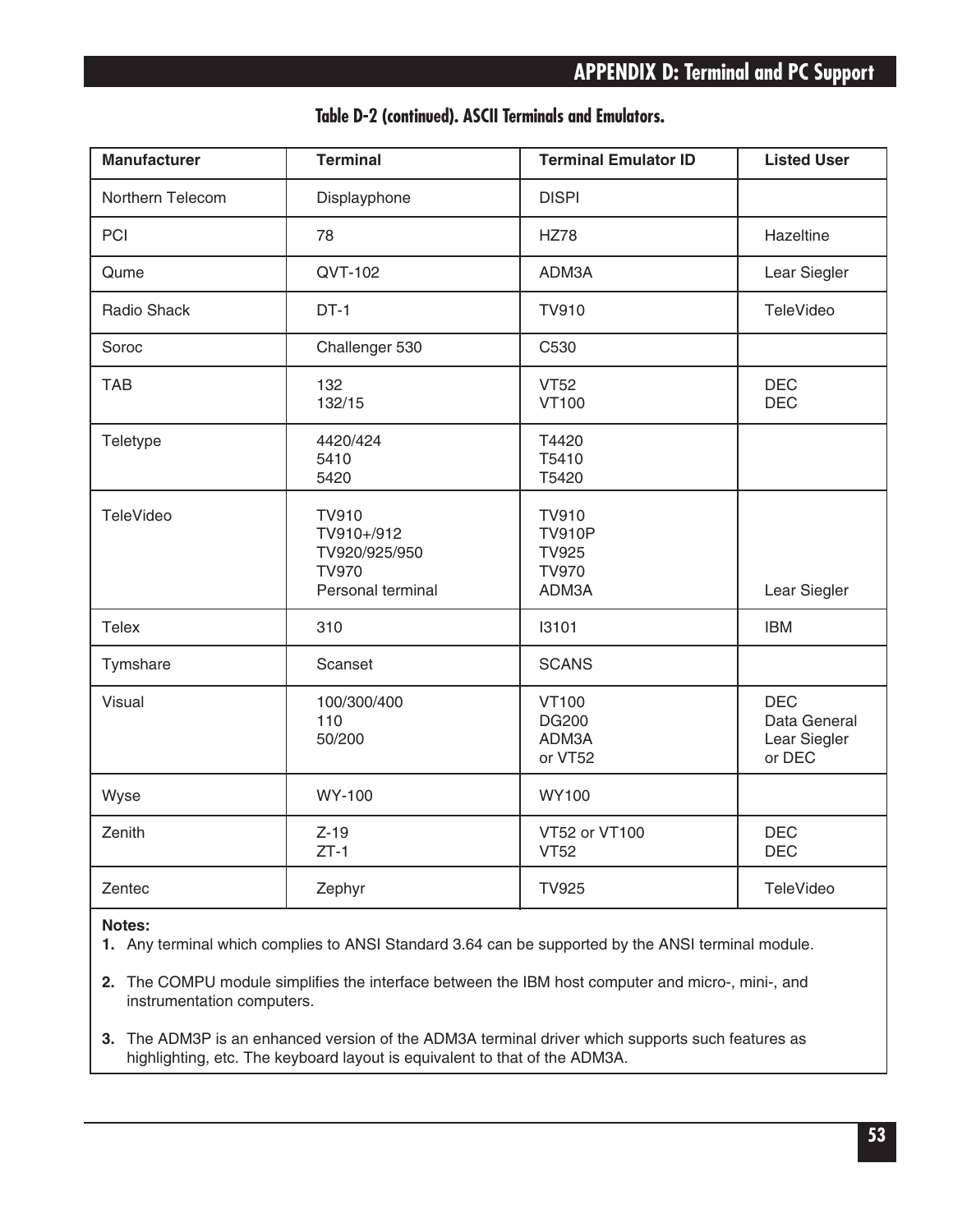### Table D-2 (continued). ASCII Terminals and Emulators.

| Manufacturer | Terminal | Terminal Emulator ID | Listed User |
|---|---|---|---|
| Northern Telecom | Displayphone | DISPI | |
| PCI | 78 | HZ78 | Hazeltine |
| Qume | QVT-102 | ADM3A | Lear Siegler |
| Radio Shack | DT-1 | TV910 | TeleVideo |
| Soroc | Challenger 530 | C530 | |
| TAB | 132<br>132/15 | VT52<br>VT100 | DEC<br>DEC |
| Teletype | 4420/424<br>5410<br>5420 | T4420<br>T5410<br>T5420 | |
| TeleVideo | TV910<br>TV910+/912<br>TV920/925/950<br>TV970<br>Personal terminal | TV910<br>TV910P<br>TV925<br>TV970<br>ADM3A | <br><br><br><br>Lear Siegler |
| Telex | 310 | I3101 | IBM |
| Tymshare | Scanset | SCANS | |
| Visual | 100/300/400<br>110<br>50/200 | VT100<br>DG200<br>ADM3A<br>or VT52 | DEC<br>Data General<br>Lear Siegler<br>or DEC |
| Wyse | WY-100 | WY100 | |
| Zenith | Z-19<br>ZT-1 | VT52 or VT100<br>VT52 | DEC<br>DEC |
| Zentec | Zephyr | TV925 | TeleVideo |

**Notes:**

1. Any terminal which complies to ANSI Standard 3.64 can be supported by the ANSI terminal module.
2. The COMPU module simplifies the interface between the IBM host computer and micro-, mini-, and instrumentation computers.
3. The ADM3P is an enhanced version of the ADM3A terminal driver which supports such features as highlighting, etc. The keyboard layout is equivalent to that of the ADM3A.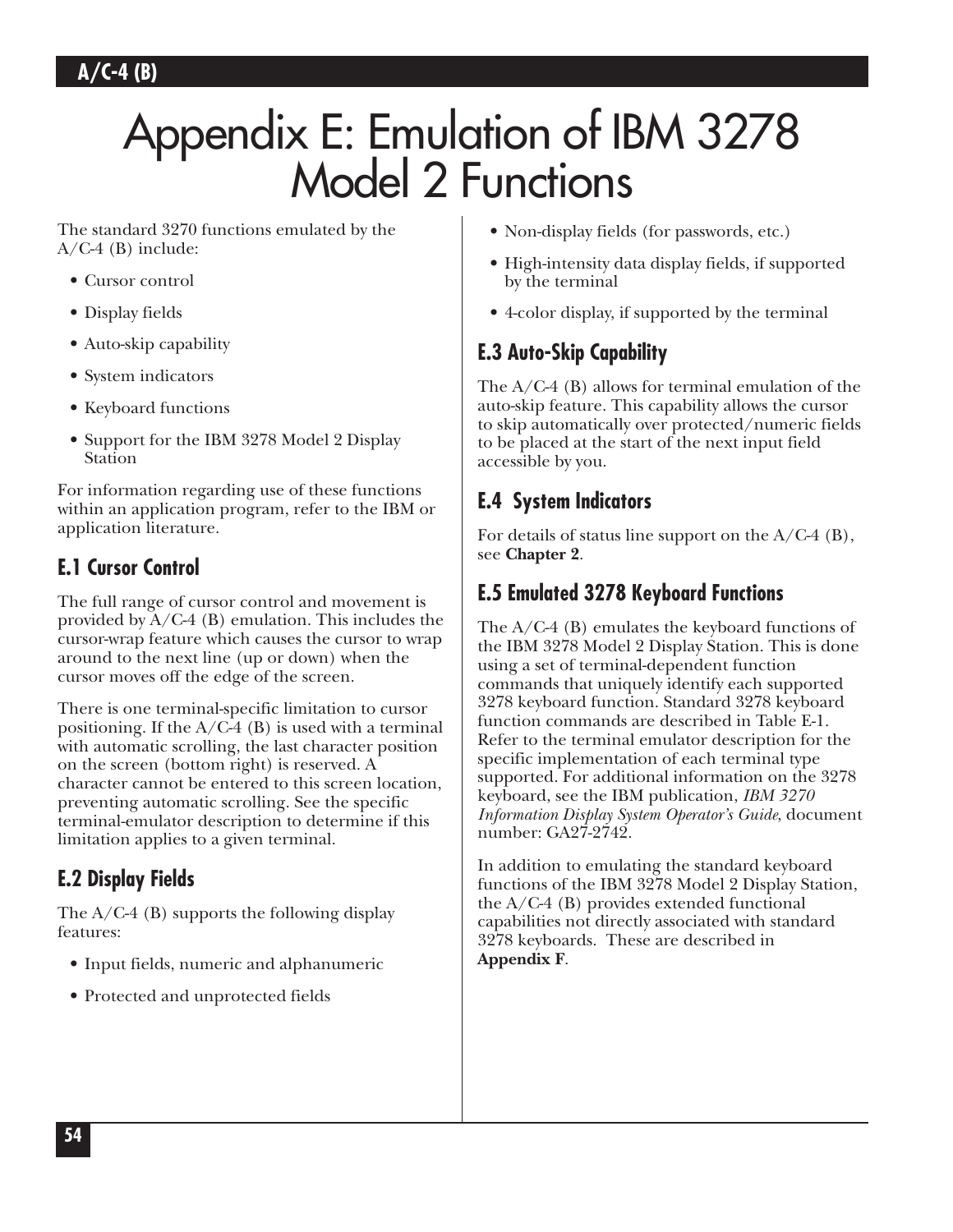# Appendix E: Emulation of IBM 3278 Model 2 Functions

The standard 3270 functions emulated by the A/C-4 (B) include:

- Cursor control
- Display fields
- Auto-skip capability
- System indicators
- Keyboard functions
- Support for the IBM 3278 Model 2 Display Station

For information regarding use of these functions within an application program, refer to the IBM or application literature.

## E.1 Cursor Control

The full range of cursor control and movement is provided by A/C-4 (B) emulation. This includes the cursor-wrap feature which causes the cursor to wrap around to the next line (up or down) when the cursor moves off the edge of the screen.

There is one terminal-specific limitation to cursor positioning. If the A/C-4 (B) is used with a terminal with automatic scrolling, the last character position on the screen (bottom right) is reserved. A character cannot be entered to this screen location, preventing automatic scrolling. See the specific terminal-emulator description to determine if this limitation applies to a given terminal.

## E.2 Display Fields

The A/C-4 (B) supports the following display features:

- Input fields, numeric and alphanumeric
- Protected and unprotected fields
- Non-display fields (for passwords, etc.)
- High-intensity data display fields, if supported by the terminal
- 4-color display, if supported by the terminal

## E.3 Auto-Skip Capability

The A/C-4 (B) allows for terminal emulation of the auto-skip feature. This capability allows the cursor to skip automatically over protected/numeric fields to be placed at the start of the next input field accessible by you.

## E.4 System Indicators

For details of status line support on the A/C-4 (B), see **Chapter 2**.

## E.5 Emulated 3278 Keyboard Functions

The A/C-4 (B) emulates the keyboard functions of the IBM 3278 Model 2 Display Station. This is done using a set of terminal-dependent function commands that uniquely identify each supported 3278 keyboard function. Standard 3278 keyboard function commands are described in Table E-1. Refer to the terminal emulator description for the specific implementation of each terminal type supported. For additional information on the 3278 keyboard, see the IBM publication, *IBM 3270 Information Display System Operator's Guide*, document number: GA27-2742.

In addition to emulating the standard keyboard functions of the IBM 3278 Model 2 Display Station, the A/C-4 (B) provides extended functional capabilities not directly associated with standard 3278 keyboards. These are described in **Appendix F**.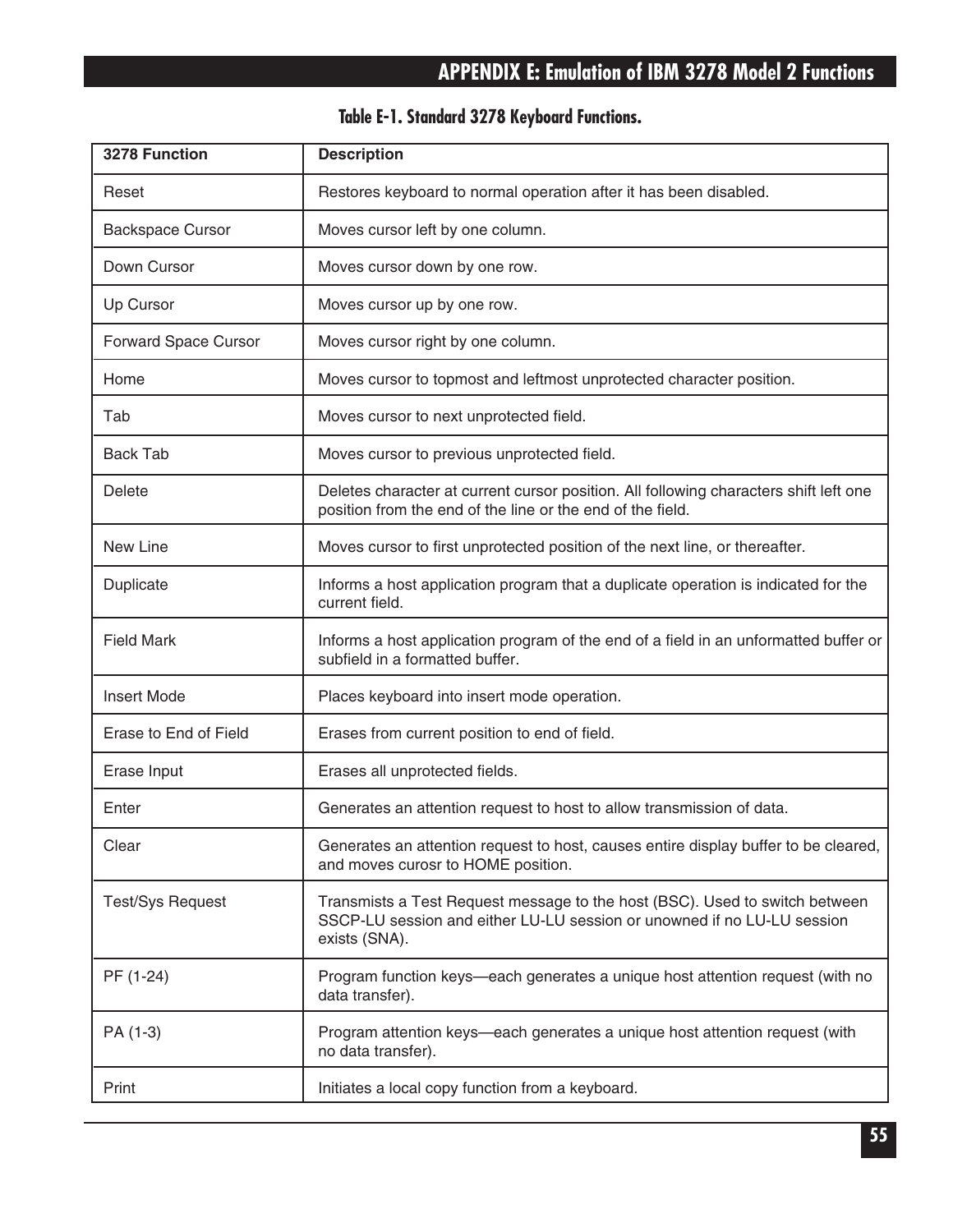**Table E-1. Standard 3278 Keyboard Functions.**

| 3278 Function | Description |
|---|---|
| Reset | Restores keyboard to normal operation after it has been disabled. |
| Backspace Cursor | Moves cursor left by one column. |
| Down Cursor | Moves cursor down by one row. |
| Up Cursor | Moves cursor up by one row. |
| Forward Space Cursor | Moves cursor right by one column. |
| Home | Moves cursor to topmost and leftmost unprotected character position. |
| Tab | Moves cursor to next unprotected field. |
| Back Tab | Moves cursor to previous unprotected field. |
| Delete | Deletes character at current cursor position. All following characters shift left one position from the end of the line or the end of the field. |
| New Line | Moves cursor to first unprotected position of the next line, or thereafter. |
| Duplicate | Informs a host application program that a duplicate operation is indicated for the current field. |
| Field Mark | Informs a host application program of the end of a field in an unformatted buffer or subfield in a formatted buffer. |
| Insert Mode | Places keyboard into insert mode operation. |
| Erase to End of Field | Erases from current position to end of field. |
| Erase Input | Erases all unprotected fields. |
| Enter | Generates an attention request to host to allow transmission of data. |
| Clear | Generates an attention request to host, causes entire display buffer to be cleared, and moves curosr to HOME position. |
| Test/Sys Request | Transmits a Test Request message to the host (BSC). Used to switch between SSCP-LU session and either LU-LU session or unowned if no LU-LU session exists (SNA). |
| PF (1-24) | Program function keys—each generates a unique host attention request (with no data transfer). |
| PA (1-3) | Program attention keys—each generates a unique host attention request (with no data transfer). |
| Print | Initiates a local copy function from a keyboard. |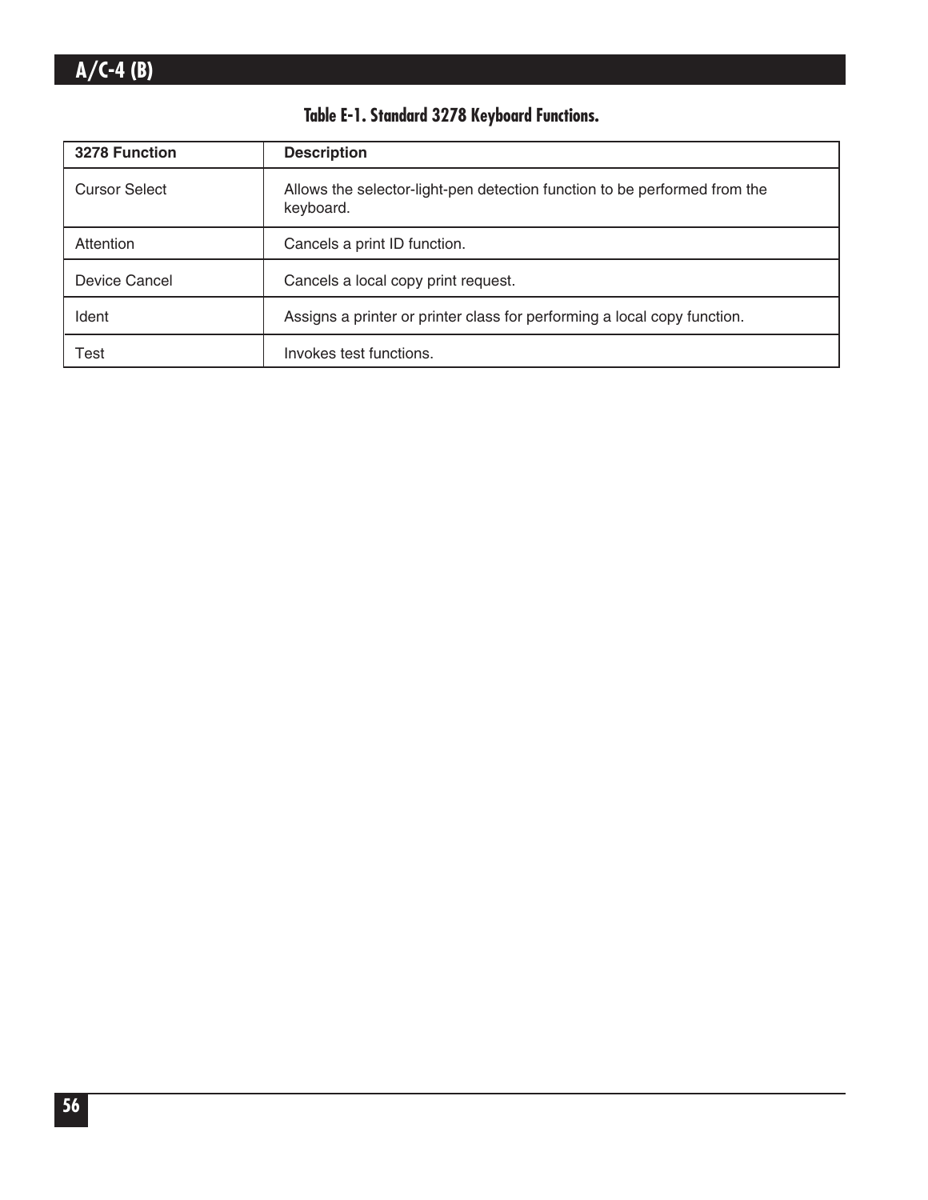**Table E-1. Standard 3278 Keyboard Functions.**

| 3278 Function | Description |
| --- | --- |
| Cursor Select | Allows the selector-light-pen detection function to be performed from the keyboard. |
| Attention | Cancels a print ID function. |
| Device Cancel | Cancels a local copy print request. |
| Ident | Assigns a printer or printer class for performing a local copy function. |
| Test | Invokes test functions. |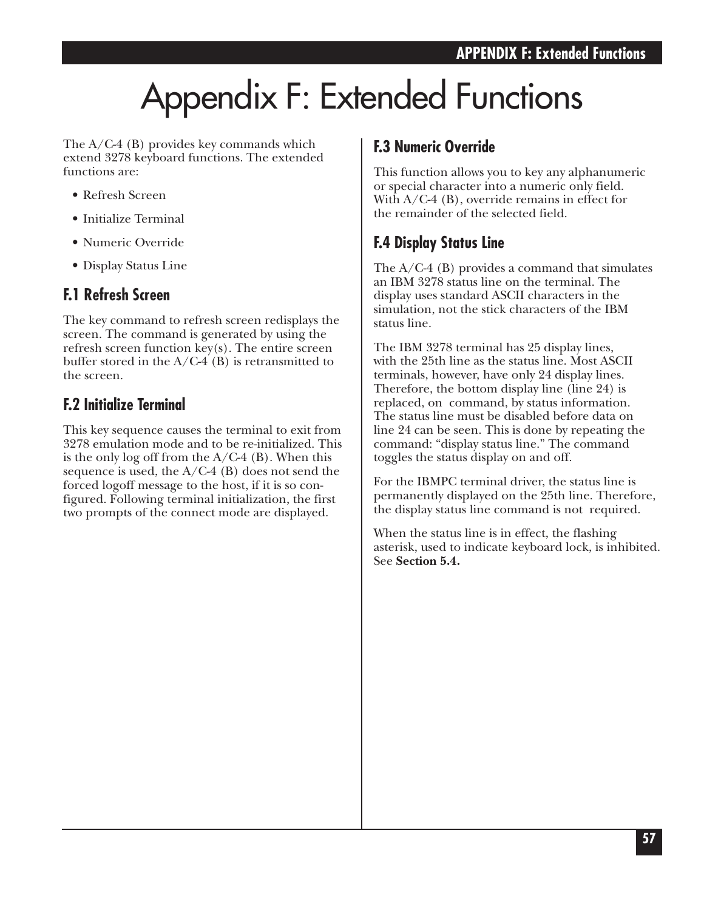# Appendix F: Extended Functions

The A/C-4 (B) provides key commands which extend 3278 keyboard functions. The extended functions are:

- Refresh Screen
- Initialize Terminal
- Numeric Override
- Display Status Line

## F.1 Refresh Screen

The key command to refresh screen redisplays the screen. The command is generated by using the refresh screen function key(s). The entire screen buffer stored in the A/C-4 (B) is retransmitted to the screen.

## F.2 Initialize Terminal

This key sequence causes the terminal to exit from 3278 emulation mode and to be re-initialized. This is the only log off from the A/C-4 (B). When this sequence is used, the A/C-4 (B) does not send the forced logoff message to the host, if it is so configured. Following terminal initialization, the first two prompts of the connect mode are displayed.

## F.3 Numeric Override

This function allows you to key any alphanumeric or special character into a numeric only field. With A/C-4 (B), override remains in effect for the remainder of the selected field.

## F.4 Display Status Line

The A/C-4 (B) provides a command that simulates an IBM 3278 status line on the terminal. The display uses standard ASCII characters in the simulation, not the stick characters of the IBM status line.

The IBM 3278 terminal has 25 display lines, with the 25th line as the status line. Most ASCII terminals, however, have only 24 display lines. Therefore, the bottom display line (line 24) is replaced, on command, by status information. The status line must be disabled before data on line 24 can be seen. This is done by repeating the command: "display status line." The command toggles the status display on and off.

For the IBMPC terminal driver, the status line is permanently displayed on the 25th line. Therefore, the display status line command is not required.

When the status line is in effect, the flashing asterisk, used to indicate keyboard lock, is inhibited. See **Section 5.4.**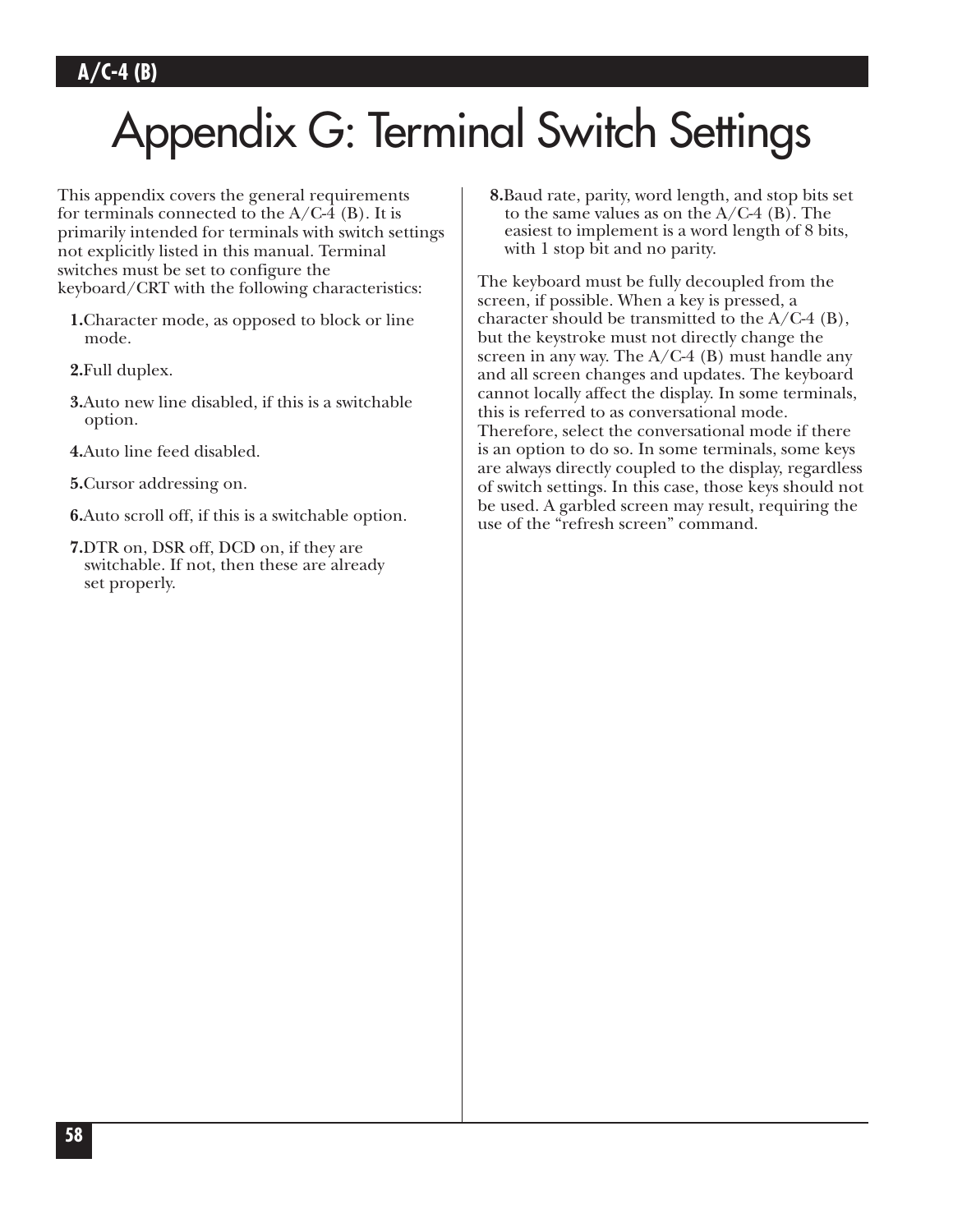# Appendix G: Terminal Switch Settings

This appendix covers the general requirements for terminals connected to the A/C-4 (B). It is primarily intended for terminals with switch settings not explicitly listed in this manual. Terminal switches must be set to configure the keyboard/CRT with the following characteristics:

1. Character mode, as opposed to block or line mode.
2. Full duplex.
3. Auto new line disabled, if this is a switchable option.
4. Auto line feed disabled.
5. Cursor addressing on.
6. Auto scroll off, if this is a switchable option.
7. DTR on, DSR off, DCD on, if they are switchable. If not, then these are already set properly.
8. Baud rate, parity, word length, and stop bits set to the same values as on the A/C-4 (B). The easiest to implement is a word length of 8 bits, with 1 stop bit and no parity.

The keyboard must be fully decoupled from the screen, if possible. When a key is pressed, a character should be transmitted to the A/C-4 (B), but the keystroke must not directly change the screen in any way. The A/C-4 (B) must handle any and all screen changes and updates. The keyboard cannot locally affect the display. In some terminals, this is referred to as conversational mode. Therefore, select the conversational mode if there is an option to do so. In some terminals, some keys are always directly coupled to the display, regardless of switch settings. In this case, those keys should not be used. A garbled screen may result, requiring the use of the “refresh screen” command.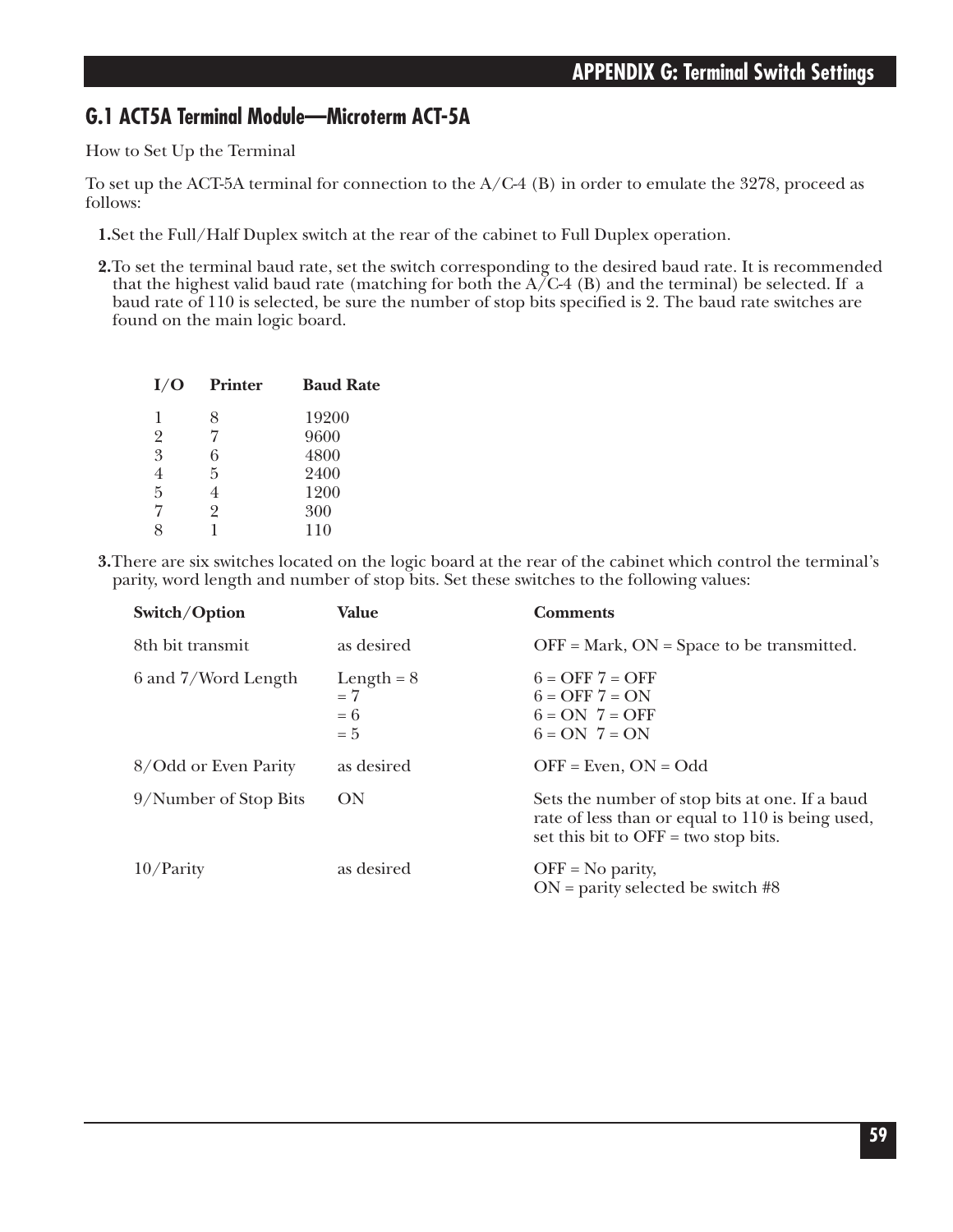## G.1 ACT5A Terminal Module—Microterm ACT-5A

How to Set Up the Terminal

To set up the ACT-5A terminal for connection to the A/C-4 (B) in order to emulate the 3278, proceed as follows:

1. Set the Full/Half Duplex switch at the rear of the cabinet to Full Duplex operation.

2. To set the terminal baud rate, set the switch corresponding to the desired baud rate. It is recommended that the highest valid baud rate (matching for both the A/C-4 (B) and the terminal) be selected. If a baud rate of 110 is selected, be sure the number of stop bits specified is 2. The baud rate switches are found on the main logic board.

| I/O | Printer | Baud Rate |
|---|---|---|
| 1 | 8 | 19200 |
| 2 | 7 | 9600 |
| 3 | 6 | 4800 |
| 4 | 5 | 2400 |
| 5 | 4 | 1200 |
| 7 | 2 | 300 |
| 8 | 1 | 110 |

3. There are six switches located on the logic board at the rear of the cabinet which control the terminal's parity, word length and number of stop bits. Set these switches to the following values:

| Switch/Option | Value | Comments |
|---|---|---|
| 8th bit transmit | as desired | OFF = Mark, ON = Space to be transmitted. |
| 6 and 7/Word Length | Length = 8 | 6 = OFF 7 = OFF |
| | = 7 | 6 = OFF 7 = ON |
| | = 6 | 6 = ON 7 = OFF |
| | = 5 | 6 = ON 7 = ON |
| 8/Odd or Even Parity | as desired | OFF = Even, ON = Odd |
| 9/Number of Stop Bits | ON | Sets the number of stop bits at one. If a baud rate of less than or equal to 110 is being used, set this bit to OFF = two stop bits. |
| 10/Parity | as desired | OFF = No parity, ON = parity selected be switch #8 |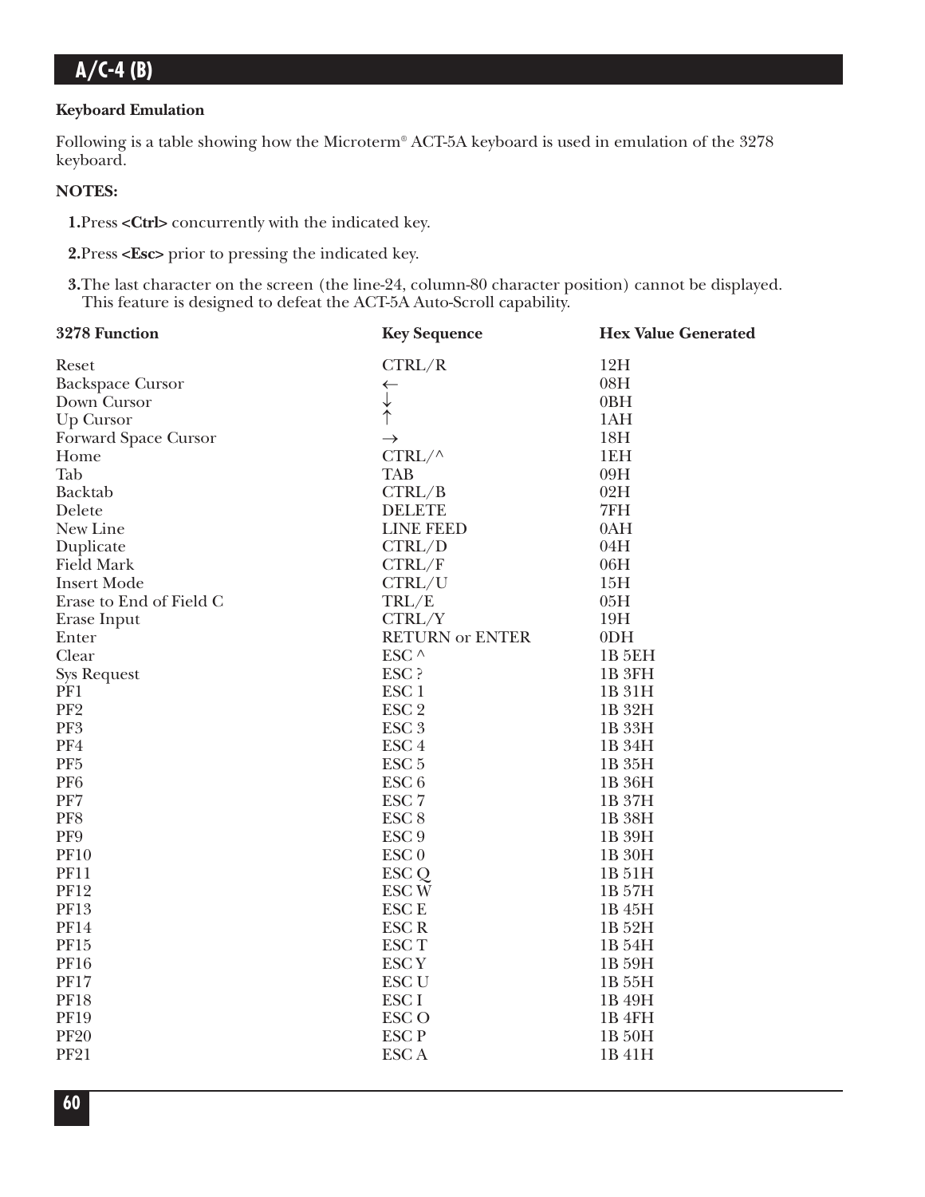### Keyboard Emulation

Following is a table showing how the Microterm® ACT-5A keyboard is used in emulation of the 3278 keyboard.

**NOTES:**

**1.** Press **<Ctrl>** concurrently with the indicated key.

**2.** Press **<Esc>** prior to pressing the indicated key.

**3.** The last character on the screen (the line-24, column-80 character position) cannot be displayed. This feature is designed to defeat the ACT-5A Auto-Scroll capability.

| 3278 Function | Key Sequence | Hex Value Generated |
|---|---|---|
| Reset | CTRL/R | 12H |
| Backspace Cursor | ← | 08H |
| Down Cursor | ↓ | 0BH |
| Up Cursor | ↑ | 1AH |
| Forward Space Cursor | → | 18H |
| Home | CTRL/^ | 1EH |
| Tab | TAB | 09H |
| Backtab | CTRL/B | 02H |
| Delete | DELETE | 7FH |
| New Line | LINE FEED | 0AH |
| Duplicate | CTRL/D | 04H |
| Field Mark | CTRL/F | 06H |
| Insert Mode | CTRL/U | 15H |
| Erase to End of Field C | TRL/E | 05H |
| Erase Input | CTRL/Y | 19H |
| Enter | RETURN or ENTER | 0DH |
| Clear | ESC ^ | 1B 5EH |
| Sys Request | ESC ? | 1B 3FH |
| PF1 | ESC 1 | 1B 31H |
| PF2 | ESC 2 | 1B 32H |
| PF3 | ESC 3 | 1B 33H |
| PF4 | ESC 4 | 1B 34H |
| PF5 | ESC 5 | 1B 35H |
| PF6 | ESC 6 | 1B 36H |
| PF7 | ESC 7 | 1B 37H |
| PF8 | ESC 8 | 1B 38H |
| PF9 | ESC 9 | 1B 39H |
| PF10 | ESC 0 | 1B 30H |
| PF11 | ESC Q | 1B 51H |
| PF12 | ESC W | 1B 57H |
| PF13 | ESC E | 1B 45H |
| PF14 | ESC R | 1B 52H |
| PF15 | ESC T | 1B 54H |
| PF16 | ESC Y | 1B 59H |
| PF17 | ESC U | 1B 55H |
| PF18 | ESC I | 1B 49H |
| PF19 | ESC O | 1B 4FH |
| PF20 | ESC P | 1B 50H |
| PF21 | ESC A | 1B 41H |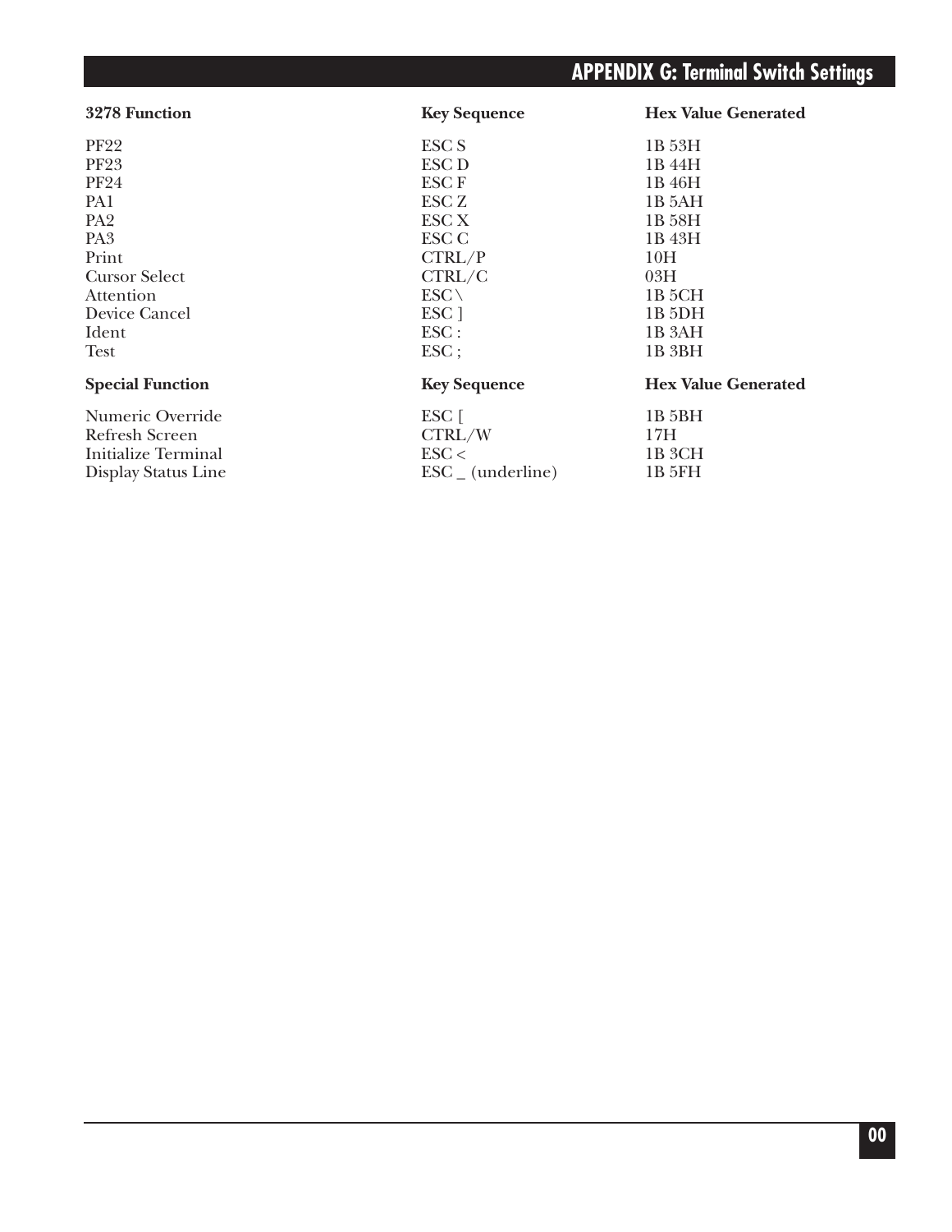| 3278 Function | Key Sequence | Hex Value Generated |
| --- | --- | --- |
| PF22 | ESC S | 1B 53H |
| PF23 | ESC D | 1B 44H |
| PF24 | ESC F | 1B 46H |
| PA1 | ESC Z | 1B 5AH |
| PA2 | ESC X | 1B 58H |
| PA3 | ESC C | 1B 43H |
| Print | CTRL/P | 10H |
| Cursor Select | CTRL/C | 03H |
| Attention | ESC \ | 1B 5CH |
| Device Cancel | ESC ] | 1B 5DH |
| Ident | ESC : | 1B 3AH |
| Test | ESC ; | 1B 3BH |

| Special Function | Key Sequence | Hex Value Generated |
| --- | --- | --- |
| Numeric Override | ESC [ | 1B 5BH |
| Refresh Screen | CTRL/W | 17H |
| Initialize Terminal | ESC < | 1B 3CH |
| Display Status Line | ESC _ (underline) | 1B 5FH |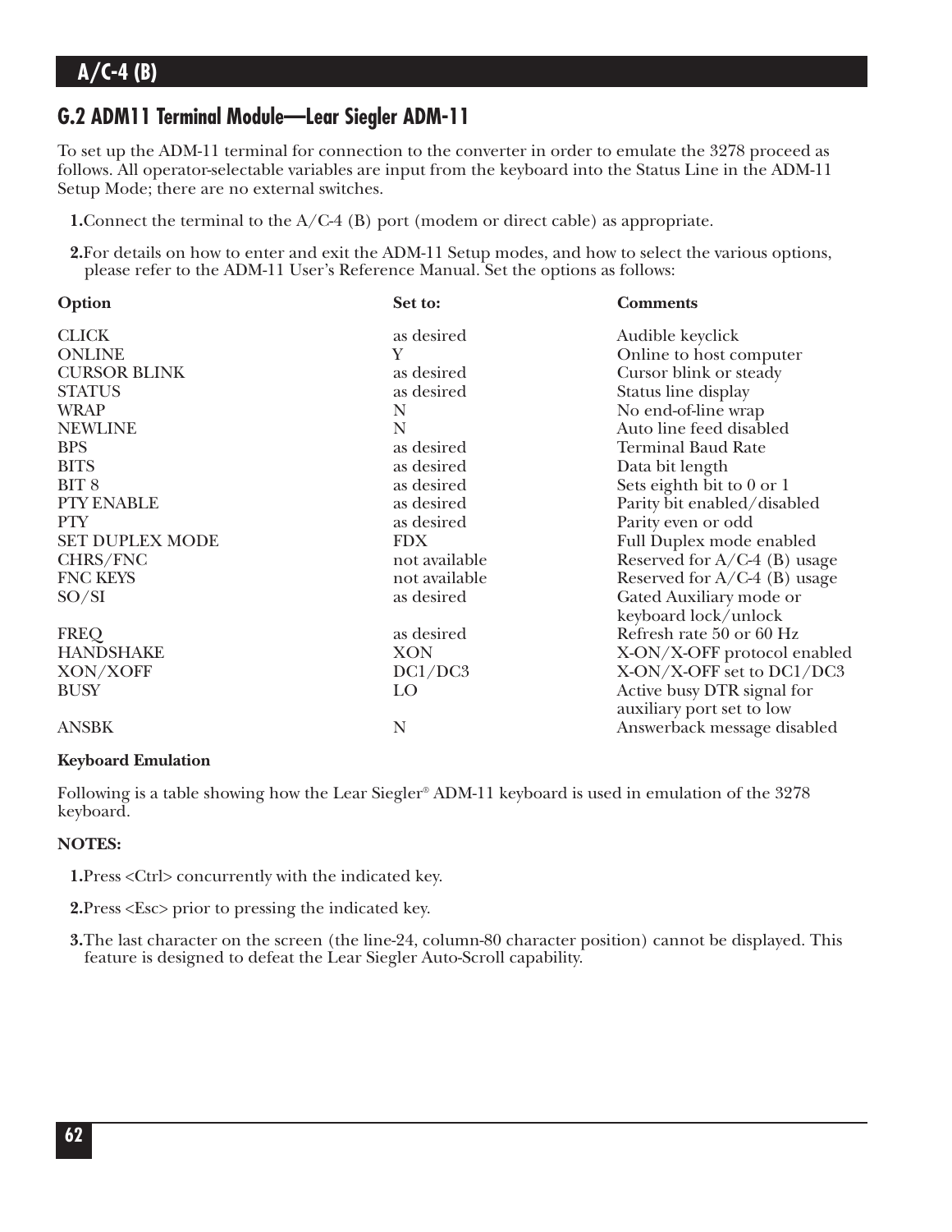## G.2 ADM11 Terminal Module—Lear Siegler ADM-11

To set up the ADM-11 terminal for connection to the converter in order to emulate the 3278 proceed as follows. All operator-selectable variables are input from the keyboard into the Status Line in the ADM-11 Setup Mode; there are no external switches.

1. Connect the terminal to the A/C-4 (B) port (modem or direct cable) as appropriate.

2. For details on how to enter and exit the ADM-11 Setup modes, and how to select the various options, please refer to the ADM-11 User's Reference Manual. Set the options as follows:

| Option | Set to: | Comments |
|---|---|---|
| CLICK | as desired | Audible keyclick |
| ONLINE | Y | Online to host computer |
| CURSOR BLINK | as desired | Cursor blink or steady |
| STATUS | as desired | Status line display |
| WRAP | N | No end-of-line wrap |
| NEWLINE | N | Auto line feed disabled |
| BPS | as desired | Terminal Baud Rate |
| BITS | as desired | Data bit length |
| BIT 8 | as desired | Sets eighth bit to 0 or 1 |
| PTY ENABLE | as desired | Parity bit enabled/disabled |
| PTY | as desired | Parity even or odd |
| SET DUPLEX MODE | FDX | Full Duplex mode enabled |
| CHRS/FNC | not available | Reserved for A/C-4 (B) usage |
| FNC KEYS | not available | Reserved for A/C-4 (B) usage |
| SO/SI | as desired | Gated Auxiliary mode or keyboard lock/unlock |
| FREQ | as desired | Refresh rate 50 or 60 Hz |
| HANDSHAKE | XON | X-ON/X-OFF protocol enabled |
| XON/XOFF | DC1/DC3 | X-ON/X-OFF set to DC1/DC3 |
| BUSY | LO | Active busy DTR signal for auxiliary port set to low |
| ANSBK | N | Answerback message disabled |

**Keyboard Emulation**

Following is a table showing how the Lear Siegler® ADM-11 keyboard is used in emulation of the 3278 keyboard.

**NOTES:**

1. Press <Ctrl> concurrently with the indicated key.

2. Press <Esc> prior to pressing the indicated key.

3. The last character on the screen (the line-24, column-80 character position) cannot be displayed. This feature is designed to defeat the Lear Siegler Auto-Scroll capability.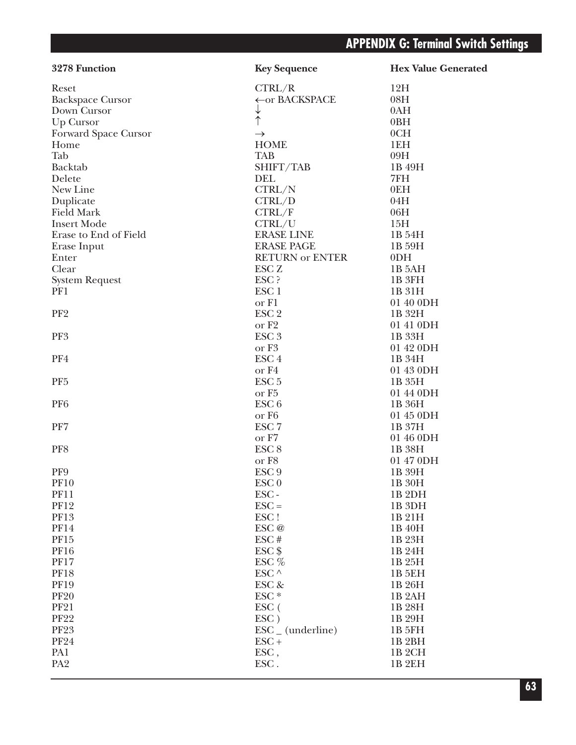| 3278 Function | Key Sequence | Hex Value Generated |
|---|---|---|
| Reset | CTRL/R | 12H |
| Backspace Cursor | ←or BACKSPACE | 08H |
| Down Cursor | ↓ | 0AH |
| Up Cursor | ↑ | 0BH |
| Forward Space Cursor | → | 0CH |
| Home | HOME | 1EH |
| Tab | TAB | 09H |
| Backtab | SHIFT/TAB | 1B 49H |
| Delete | DEL | 7FH |
| New Line | CTRL/N | 0EH |
| Duplicate | CTRL/D | 04H |
| Field Mark | CTRL/F | 06H |
| Insert Mode | CTRL/U | 15H |
| Erase to End of Field | ERASE LINE | 1B 54H |
| Erase Input | ERASE PAGE | 1B 59H |
| Enter | RETURN or ENTER | 0DH |
| Clear | ESC Z | 1B 5AH |
| System Request | ESC ? | 1B 3FH |
| PF1 | ESC 1 | 1B 31H |
| | or F1 | 01 40 0DH |
| PF2 | ESC 2 | 1B 32H |
| | or F2 | 01 41 0DH |
| PF3 | ESC 3 | 1B 33H |
| | or F3 | 01 42 0DH |
| PF4 | ESC 4 | 1B 34H |
| | or F4 | 01 43 0DH |
| PF5 | ESC 5 | 1B 35H |
| | or F5 | 01 44 0DH |
| PF6 | ESC 6 | 1B 36H |
| | or F6 | 01 45 0DH |
| PF7 | ESC 7 | 1B 37H |
| | or F7 | 01 46 0DH |
| PF8 | ESC 8 | 1B 38H |
| | or F8 | 01 47 0DH |
| PF9 | ESC 9 | 1B 39H |
| PF10 | ESC 0 | 1B 30H |
| PF11 | ESC - | 1B 2DH |
| PF12 | ESC = | 1B 3DH |
| PF13 | ESC ! | 1B 21H |
| PF14 | ESC @ | 1B 40H |
| PF15 | ESC # | 1B 23H |
| PF16 | ESC $ | 1B 24H |
| PF17 | ESC % | 1B 25H |
| PF18 | ESC ^ | 1B 5EH |
| PF19 | ESC & | 1B 26H |
| PF20 | ESC * | 1B 2AH |
| PF21 | ESC ( | 1B 28H |
| PF22 | ESC ) | 1B 29H |
| PF23 | ESC _ (underline) | 1B 5FH |
| PF24 | ESC + | 1B 2BH |
| PA1 | ESC , | 1B 2CH |
| PA2 | ESC . | 1B 2EH |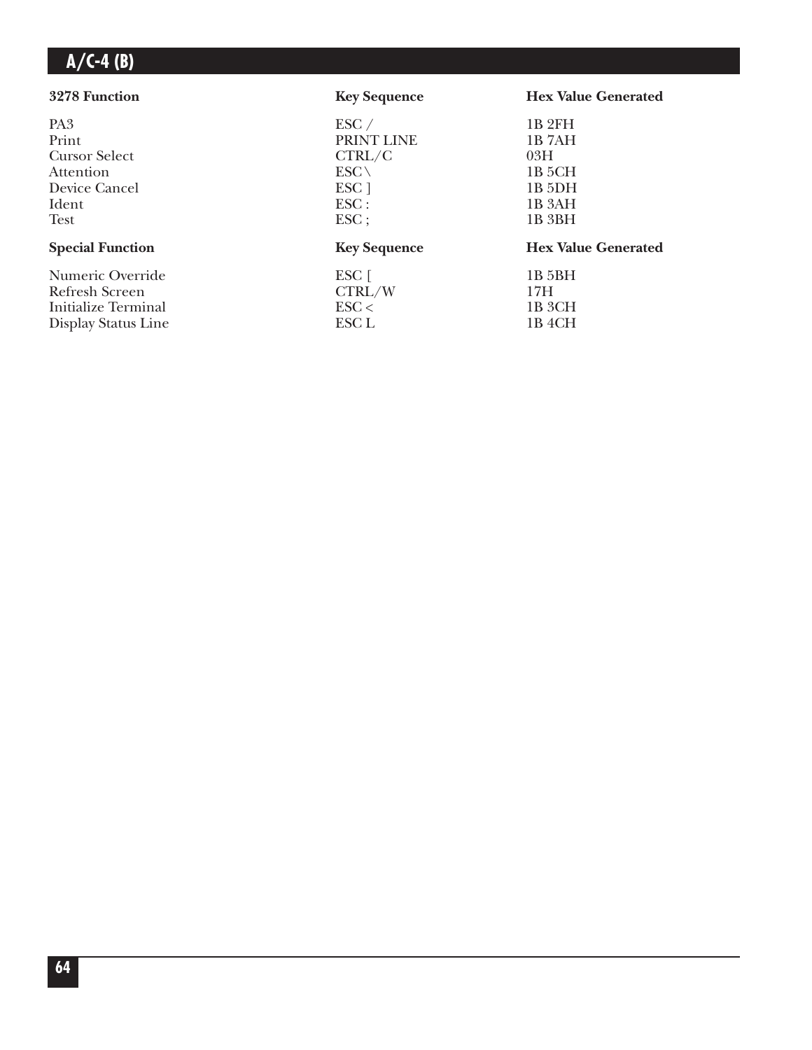| 3278 Function | Key Sequence | Hex Value Generated |
|---|---|---|
| PA3 | ESC / | 1B 2FH |
| Print | PRINT LINE | 1B 7AH |
| Cursor Select | CTRL/C | 03H |
| Attention | ESC \ | 1B 5CH |
| Device Cancel | ESC ] | 1B 5DH |
| Ident | ESC : | 1B 3AH |
| Test | ESC ; | 1B 3BH |

| Special Function | Key Sequence | Hex Value Generated |
|---|---|---|
| Numeric Override | ESC [ | 1B 5BH |
| Refresh Screen | CTRL/W | 17H |
| Initialize Terminal | ESC < | 1B 3CH |
| Display Status Line | ESC L | 1B 4CH |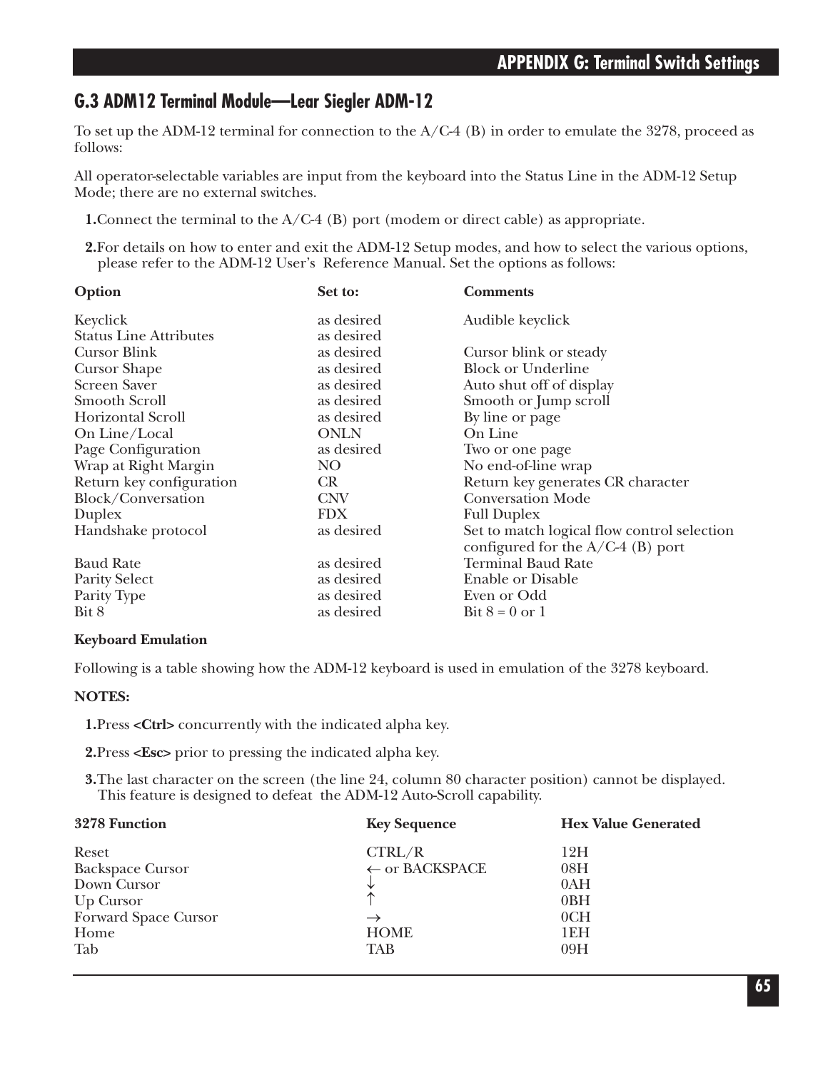## G.3 ADM12 Terminal Module—Lear Siegler ADM-12

To set up the ADM-12 terminal for connection to the A/C-4 (B) in order to emulate the 3278, proceed as follows:

All operator-selectable variables are input from the keyboard into the Status Line in the ADM-12 Setup Mode; there are no external switches.

1. Connect the terminal to the A/C-4 (B) port (modem or direct cable) as appropriate.
2. For details on how to enter and exit the ADM-12 Setup modes, and how to select the various options, please refer to the ADM-12 User's Reference Manual. Set the options as follows:

| Option | Set to: | Comments |
|---|---|---|
| Keyclick | as desired | Audible keyclick |
| Status Line Attributes | as desired | |
| Cursor Blink | as desired | Cursor blink or steady |
| Cursor Shape | as desired | Block or Underline |
| Screen Saver | as desired | Auto shut off of display |
| Smooth Scroll | as desired | Smooth or Jump scroll |
| Horizontal Scroll | as desired | By line or page |
| On Line/Local | ONLN | On Line |
| Page Configuration | as desired | Two or one page |
| Wrap at Right Margin | NO | No end-of-line wrap |
| Return key configuration | CR | Return key generates CR character |
| Block/Conversation | CNV | Conversation Mode |
| Duplex | FDX | Full Duplex |
| Handshake protocol | as desired | Set to match logical flow control selection configured for the A/C-4 (B) port |
| Baud Rate | as desired | Terminal Baud Rate |
| Parity Select | as desired | Enable or Disable |
| Parity Type | as desired | Even or Odd |
| Bit 8 | as desired | Bit 8 = 0 or 1 |

**Keyboard Emulation**

Following is a table showing how the ADM-12 keyboard is used in emulation of the 3278 keyboard.

**NOTES:**

1. Press **<Ctrl>** concurrently with the indicated alpha key.
2. Press **<Esc>** prior to pressing the indicated alpha key.
3. The last character on the screen (the line 24, column 80 character position) cannot be displayed. This feature is designed to defeat the ADM-12 Auto-Scroll capability.

| 3278 Function | Key Sequence | Hex Value Generated |
|---|---|---|
| Reset | CTRL/R | 12H |
| Backspace Cursor | ← or BACKSPACE | 08H |
| Down Cursor | ↓ | 0AH |
| Up Cursor | ↑ | 0BH |
| Forward Space Cursor | → | 0CH |
| Home | HOME | 1EH |
| Tab | TAB | 09H |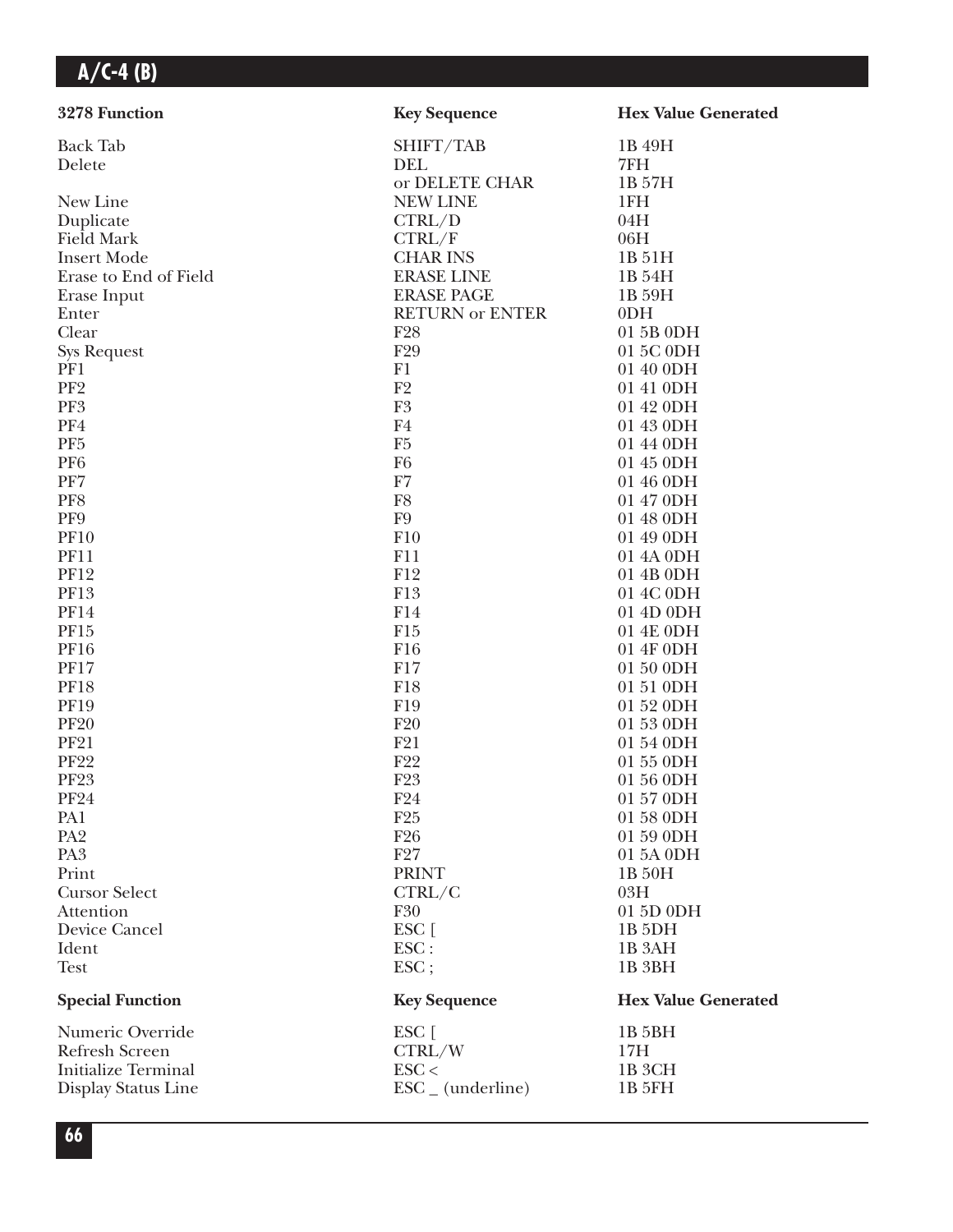| 3278 Function | Key Sequence | Hex Value Generated |
| --- | --- | --- |
| Back Tab | SHIFT/TAB | 1B 49H |
| Delete | DEL | 7FH |
| | or DELETE CHAR | 1B 57H |
| New Line | NEW LINE | 1FH |
| Duplicate | CTRL/D | 04H |
| Field Mark | CTRL/F | 06H |
| Insert Mode | CHAR INS | 1B 51H |
| Erase to End of Field | ERASE LINE | 1B 54H |
| Erase Input | ERASE PAGE | 1B 59H |
| Enter | RETURN or ENTER | 0DH |
| Clear | F28 | 01 5B 0DH |
| Sys Request | F29 | 01 5C 0DH |
| PF1 | F1 | 01 40 0DH |
| PF2 | F2 | 01 41 0DH |
| PF3 | F3 | 01 42 0DH |
| PF4 | F4 | 01 43 0DH |
| PF5 | F5 | 01 44 0DH |
| PF6 | F6 | 01 45 0DH |
| PF7 | F7 | 01 46 0DH |
| PF8 | F8 | 01 47 0DH |
| PF9 | F9 | 01 48 0DH |
| PF10 | F10 | 01 49 0DH |
| PF11 | F11 | 01 4A 0DH |
| PF12 | F12 | 01 4B 0DH |
| PF13 | F13 | 01 4C 0DH |
| PF14 | F14 | 01 4D 0DH |
| PF15 | F15 | 01 4E 0DH |
| PF16 | F16 | 01 4F 0DH |
| PF17 | F17 | 01 50 0DH |
| PF18 | F18 | 01 51 0DH |
| PF19 | F19 | 01 52 0DH |
| PF20 | F20 | 01 53 0DH |
| PF21 | F21 | 01 54 0DH |
| PF22 | F22 | 01 55 0DH |
| PF23 | F23 | 01 56 0DH |
| PF24 | F24 | 01 57 0DH |
| PA1 | F25 | 01 58 0DH |
| PA2 | F26 | 01 59 0DH |
| PA3 | F27 | 01 5A 0DH |
| Print | PRINT | 1B 50H |
| Cursor Select | CTRL/C | 03H |
| Attention | F30 | 01 5D 0DH |
| Device Cancel | ESC [ | 1B 5DH |
| Ident | ESC : | 1B 3AH |
| Test | ESC ; | 1B 3BH |

| Special Function | Key Sequence | Hex Value Generated |
| --- | --- | --- |
| Numeric Override | ESC [ | 1B 5BH |
| Refresh Screen | CTRL/W | 17H |
| Initialize Terminal | ESC < | 1B 3CH |
| Display Status Line | ESC _ (underline) | 1B 5FH |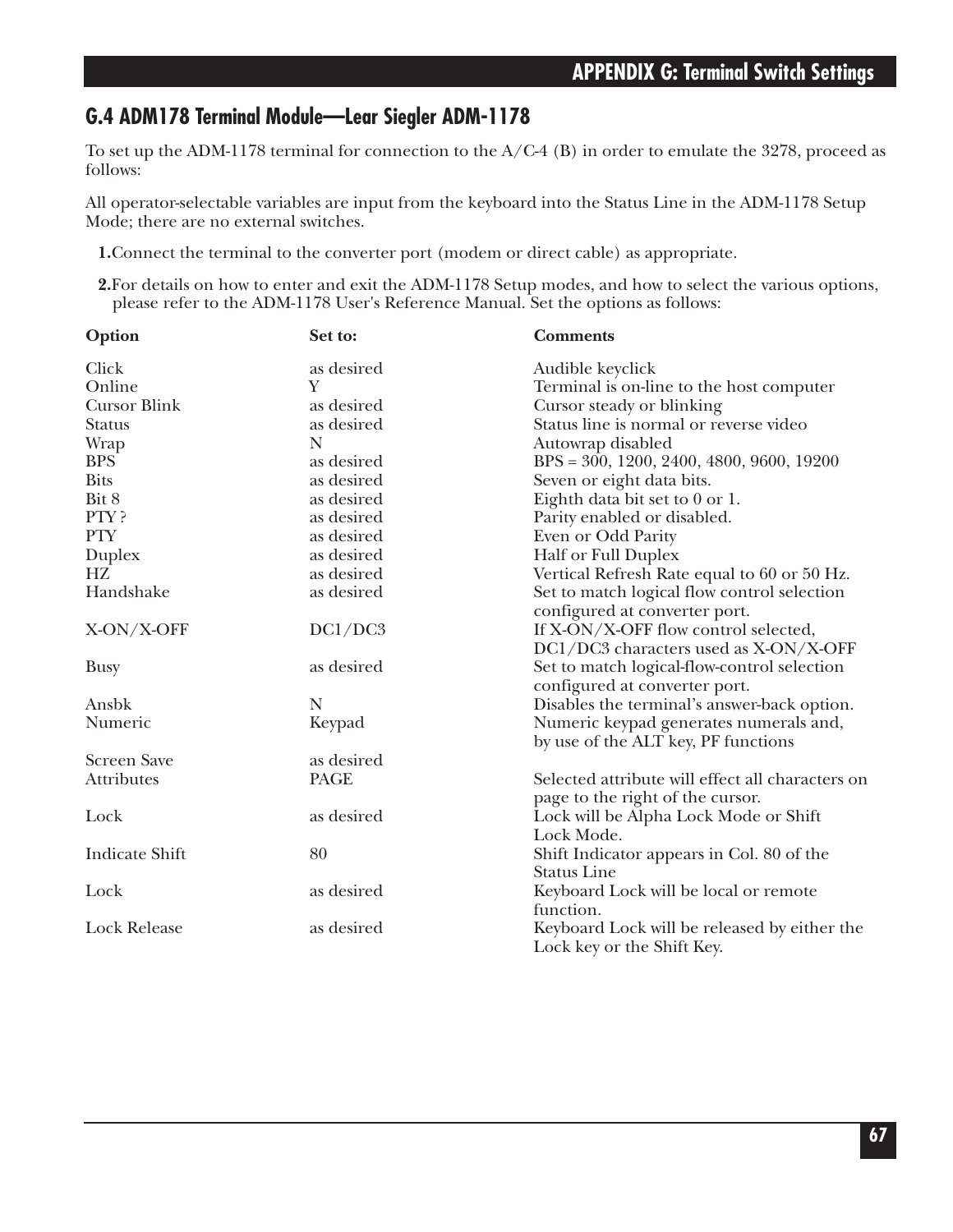## G.4 ADM178 Terminal Module—Lear Siegler ADM-1178

To set up the ADM-1178 terminal for connection to the A/C-4 (B) in order to emulate the 3278, proceed as follows:

All operator-selectable variables are input from the keyboard into the Status Line in the ADM-1178 Setup Mode; there are no external switches.

1. Connect the terminal to the converter port (modem or direct cable) as appropriate.
2. For details on how to enter and exit the ADM-1178 Setup modes, and how to select the various options, please refer to the ADM-1178 User's Reference Manual. Set the options as follows:

| Option | Set to: | Comments |
|---|---|---|
| Click | as desired | Audible keyclick |
| Online | Y | Terminal is on-line to the host computer |
| Cursor Blink | as desired | Cursor steady or blinking |
| Status | as desired | Status line is normal or reverse video |
| Wrap | N | Autowrap disabled |
| BPS | as desired | BPS = 300, 1200, 2400, 4800, 9600, 19200 |
| Bits | as desired | Seven or eight data bits. |
| Bit 8 | as desired | Eighth data bit set to 0 or 1. |
| PTY ? | as desired | Parity enabled or disabled. |
| PTY | as desired | Even or Odd Parity |
| Duplex | as desired | Half or Full Duplex |
| HZ | as desired | Vertical Refresh Rate equal to 60 or 50 Hz. |
| Handshake | as desired | Set to match logical flow control selection configured at converter port. |
| X-ON/X-OFF | DC1/DC3 | If X-ON/X-OFF flow control selected, DC1/DC3 characters used as X-ON/X-OFF |
| Busy | as desired | Set to match logical-flow-control selection configured at converter port. |
| Ansbk | N | Disables the terminal's answer-back option. |
| Numeric | Keypad | Numeric keypad generates numerals and, by use of the ALT key, PF functions |
| Screen Save | as desired | |
| Attributes | PAGE | Selected attribute will effect all characters on page to the right of the cursor. |
| Lock | as desired | Lock will be Alpha Lock Mode or Shift Lock Mode. |
| Indicate Shift | 80 | Shift Indicator appears in Col. 80 of the Status Line |
| Lock | as desired | Keyboard Lock will be local or remote function. |
| Lock Release | as desired | Keyboard Lock will be released by either the Lock key or the Shift Key. |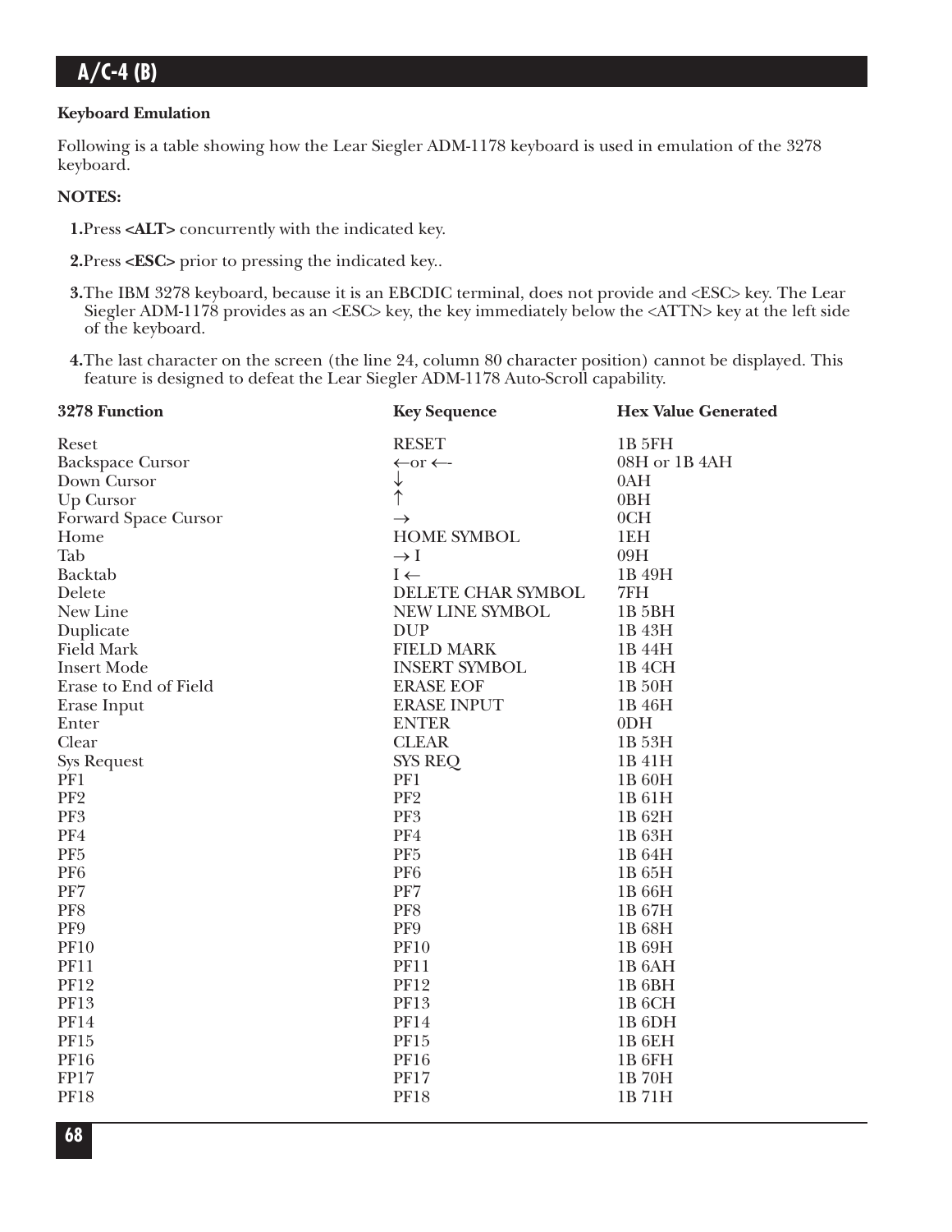### Keyboard Emulation

Following is a table showing how the Lear Siegler ADM-1178 keyboard is used in emulation of the 3278 keyboard.

**NOTES:**

**1.** Press **<ALT>** concurrently with the indicated key.

**2.** Press **<ESC>** prior to pressing the indicated key..

**3.** The IBM 3278 keyboard, because it is an EBCDIC terminal, does not provide and <ESC> key. The Lear Siegler ADM-1178 provides as an <ESC> key, the key immediately below the <ATTN> key at the left side of the keyboard.

**4.** The last character on the screen (the line 24, column 80 character position) cannot be displayed. This feature is designed to defeat the Lear Siegler ADM-1178 Auto-Scroll capability.

| 3278 Function | Key Sequence | Hex Value Generated |
|---|---|---|
| Reset | RESET | 1B 5FH |
| Backspace Cursor | ←or ←- | 08H or 1B 4AH |
| Down Cursor | ↓ | 0AH |
| Up Cursor | ↑ | 0BH |
| Forward Space Cursor | → | 0CH |
| Home | HOME SYMBOL | 1EH |
| Tab | → I | 09H |
| Backtab | I ← | 1B 49H |
| Delete | DELETE CHAR SYMBOL | 7FH |
| New Line | NEW LINE SYMBOL | 1B 5BH |
| Duplicate | DUP | 1B 43H |
| Field Mark | FIELD MARK | 1B 44H |
| Insert Mode | INSERT SYMBOL | 1B 4CH |
| Erase to End of Field | ERASE EOF | 1B 50H |
| Erase Input | ERASE INPUT | 1B 46H |
| Enter | ENTER | 0DH |
| Clear | CLEAR | 1B 53H |
| Sys Request | SYS REQ | 1B 41H |
| PF1 | PF1 | 1B 60H |
| PF2 | PF2 | 1B 61H |
| PF3 | PF3 | 1B 62H |
| PF4 | PF4 | 1B 63H |
| PF5 | PF5 | 1B 64H |
| PF6 | PF6 | 1B 65H |
| PF7 | PF7 | 1B 66H |
| PF8 | PF8 | 1B 67H |
| PF9 | PF9 | 1B 68H |
| PF10 | PF10 | 1B 69H |
| PF11 | PF11 | 1B 6AH |
| PF12 | PF12 | 1B 6BH |
| PF13 | PF13 | 1B 6CH |
| PF14 | PF14 | 1B 6DH |
| PF15 | PF15 | 1B 6EH |
| PF16 | PF16 | 1B 6FH |
| FP17 | PF17 | 1B 70H |
| PF18 | PF18 | 1B 71H |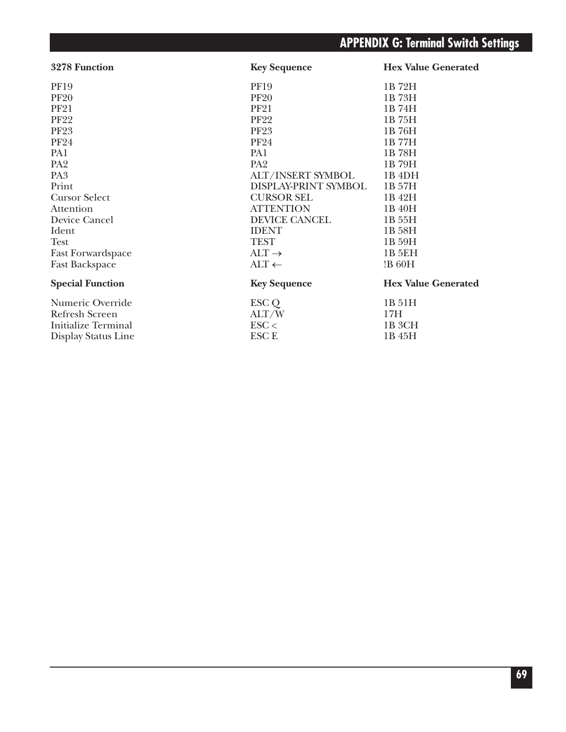| 3278 Function | Key Sequence | Hex Value Generated |
|---|---|---|
| PF19 | PF19 | 1B 72H |
| PF20 | PF20 | 1B 73H |
| PF21 | PF21 | 1B 74H |
| PF22 | PF22 | 1B 75H |
| PF23 | PF23 | 1B 76H |
| PF24 | PF24 | 1B 77H |
| PA1 | PA1 | 1B 78H |
| PA2 | PA2 | 1B 79H |
| PA3 | ALT/INSERT SYMBOL | 1B 4DH |
| Print | DISPLAY-PRINT SYMBOL | 1B 57H |
| Cursor Select | CURSOR SEL | 1B 42H |
| Attention | ATTENTION | 1B 40H |
| Device Cancel | DEVICE CANCEL | 1B 55H |
| Ident | IDENT | 1B 58H |
| Test | TEST | 1B 59H |
| Fast Forwardspace | ALT → | 1B 5EH |
| Fast Backspace | ALT ← | !B 60H |

| Special Function | Key Sequence | Hex Value Generated |
|---|---|---|
| Numeric Override | ESC Q | 1B 51H |
| Refresh Screen | ALT/W | 17H |
| Initialize Terminal | ESC < | 1B 3CH |
| Display Status Line | ESC E | 1B 45H |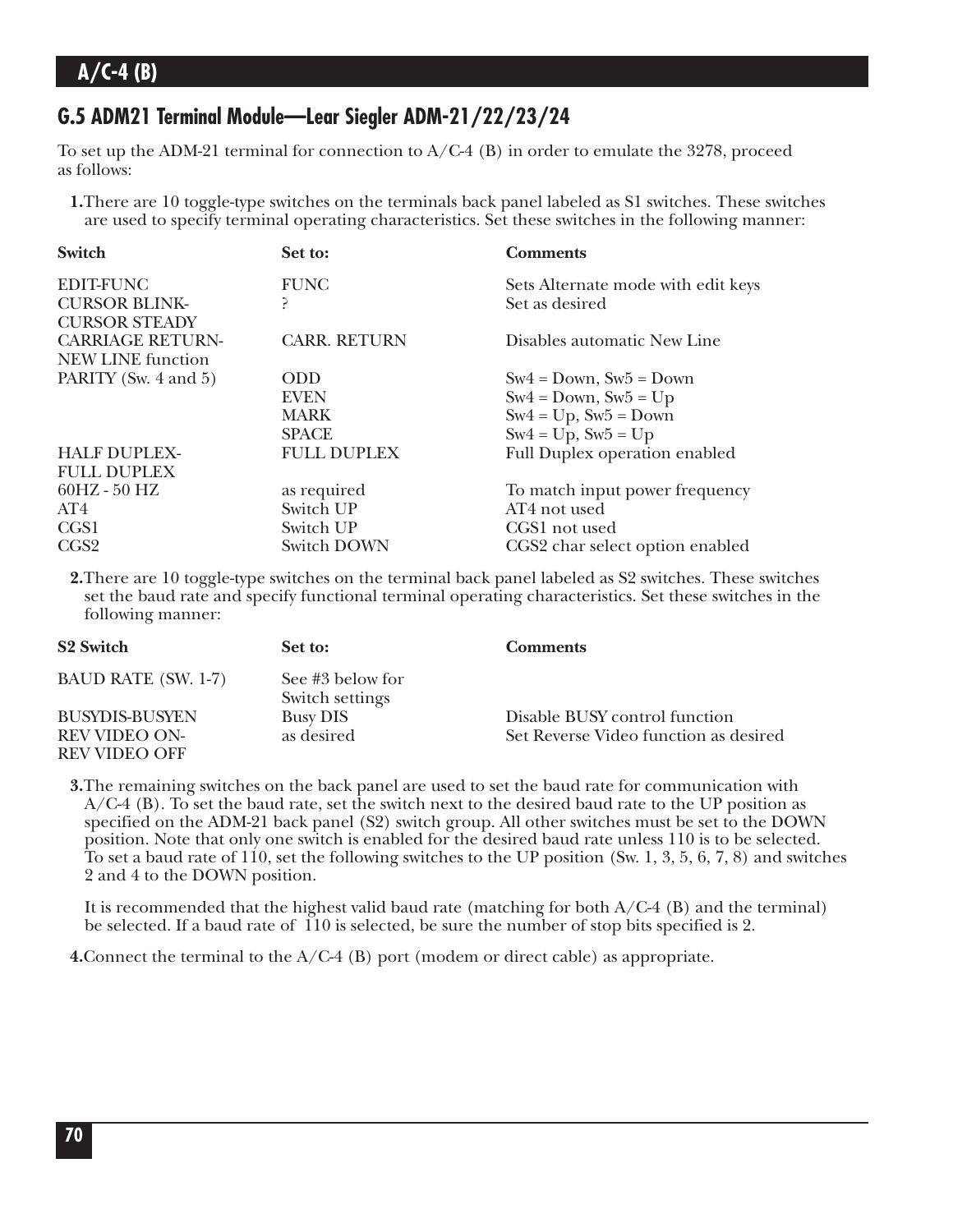## G.5 ADM21 Terminal Module—Lear Siegler ADM-21/22/23/24

To set up the ADM-21 terminal for connection to A/C-4 (B) in order to emulate the 3278, proceed as follows:

**1.** There are 10 toggle-type switches on the terminals back panel labeled as S1 switches. These switches are used to specify terminal operating characteristics. Set these switches in the following manner:

| Switch | Set to: | Comments |
|---|---|---|
| EDIT-FUNC | FUNC | Sets Alternate mode with edit keys |
| CURSOR BLINK-CURSOR STEADY | ? | Set as desired |
| CARRIAGE RETURN-NEW LINE function | CARR. RETURN | Disables automatic New Line |
| PARITY (Sw. 4 and 5) | ODD | Sw4 = Down, Sw5 = Down |
| | EVEN | Sw4 = Down, Sw5 = Up |
| | MARK | Sw4 = Up, Sw5 = Down |
| | SPACE | Sw4 = Up, Sw5 = Up |
| HALF DUPLEX-FULL DUPLEX | FULL DUPLEX | Full Duplex operation enabled |
| 60HZ - 50 HZ | as required | To match input power frequency |
| AT4 | Switch UP | AT4 not used |
| CGS1 | Switch UP | CGS1 not used |
| CGS2 | Switch DOWN | CGS2 char select option enabled |

**2.** There are 10 toggle-type switches on the terminal back panel labeled as S2 switches. These switches set the baud rate and specify functional terminal operating characteristics. Set these switches in the following manner:

| S2 Switch | Set to: | Comments |
|---|---|---|
| BAUD RATE (SW. 1-7) | See #3 below for Switch settings | |
| BUSYDIS-BUSYEN | Busy DIS | Disable BUSY control function |
| REV VIDEO ON-REV VIDEO OFF | as desired | Set Reverse Video function as desired |

**3.** The remaining switches on the back panel are used to set the baud rate for communication with A/C-4 (B). To set the baud rate, set the switch next to the desired baud rate to the UP position as specified on the ADM-21 back panel (S2) switch group. All other switches must be set to the DOWN position. Note that only one switch is enabled for the desired baud rate unless 110 is to be selected. To set a baud rate of 110, set the following switches to the UP position (Sw. 1, 3, 5, 6, 7, 8) and switches 2 and 4 to the DOWN position.

It is recommended that the highest valid baud rate (matching for both A/C-4 (B) and the terminal) be selected. If a baud rate of 110 is selected, be sure the number of stop bits specified is 2.

**4.** Connect the terminal to the A/C-4 (B) port (modem or direct cable) as appropriate.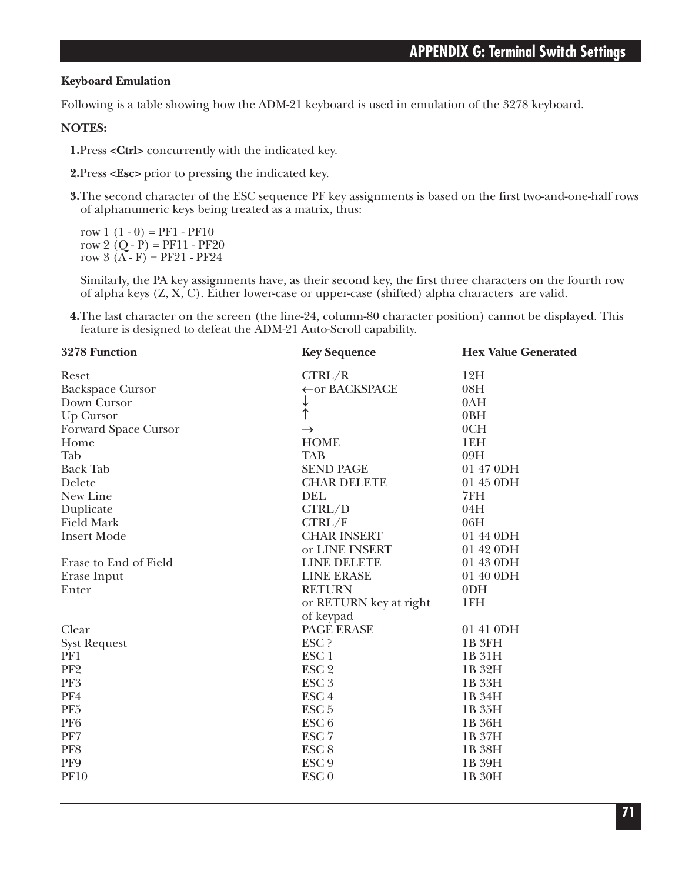### Keyboard Emulation

Following is a table showing how the ADM-21 keyboard is used in emulation of the 3278 keyboard.

**NOTES:**

1. Press **<Ctrl>** concurrently with the indicated key.

2. Press **<Esc>** prior to pressing the indicated key.

3. The second character of the ESC sequence PF key assignments is based on the first two-and-one-half rows of alphanumeric keys being treated as a matrix, thus:

   row 1 (1 - 0) = PF1 - PF10
   row 2 (Q - P) = PF11 - PF20
   row 3 (A - F) = PF21 - PF24

   Similarly, the PA key assignments have, as their second key, the first three characters on the fourth row of alpha keys (Z, X, C). Either lower-case or upper-case (shifted) alpha characters are valid.

4. The last character on the screen (the line-24, column-80 character position) cannot be displayed. This feature is designed to defeat the ADM-21 Auto-Scroll capability.

| 3278 Function | Key Sequence | Hex Value Generated |
|---|---|---|
| Reset | CTRL/R | 12H |
| Backspace Cursor | ←or BACKSPACE | 08H |
| Down Cursor | ↓ | 0AH |
| Up Cursor | ↑ | 0BH |
| Forward Space Cursor | → | 0CH |
| Home | HOME | 1EH |
| Tab | TAB | 09H |
| Back Tab | SEND PAGE | 01 47 0DH |
| Delete | CHAR DELETE | 01 45 0DH |
| New Line | DEL | 7FH |
| Duplicate | CTRL/D | 04H |
| Field Mark | CTRL/F | 06H |
| Insert Mode | CHAR INSERT | 01 44 0DH |
| | or LINE INSERT | 01 42 0DH |
| Erase to End of Field | LINE DELETE | 01 43 0DH |
| Erase Input | LINE ERASE | 01 40 0DH |
| Enter | RETURN | 0DH |
| | or RETURN key at right of keypad | 1FH |
| Clear | PAGE ERASE | 01 41 0DH |
| Syst Request | ESC ? | 1B 3FH |
| PF1 | ESC 1 | 1B 31H |
| PF2 | ESC 2 | 1B 32H |
| PF3 | ESC 3 | 1B 33H |
| PF4 | ESC 4 | 1B 34H |
| PF5 | ESC 5 | 1B 35H |
| PF6 | ESC 6 | 1B 36H |
| PF7 | ESC 7 | 1B 37H |
| PF8 | ESC 8 | 1B 38H |
| PF9 | ESC 9 | 1B 39H |
| PF10 | ESC 0 | 1B 30H |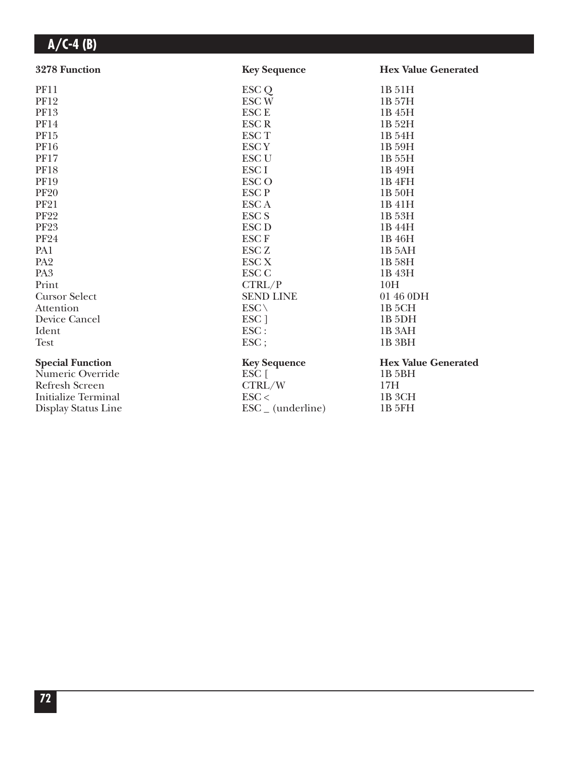| 3278 Function | Key Sequence | Hex Value Generated |
|---|---|---|
| PF11 | ESC Q | 1B 51H |
| PF12 | ESC W | 1B 57H |
| PF13 | ESC E | 1B 45H |
| PF14 | ESC R | 1B 52H |
| PF15 | ESC T | 1B 54H |
| PF16 | ESC Y | 1B 59H |
| PF17 | ESC U | 1B 55H |
| PF18 | ESC I | 1B 49H |
| PF19 | ESC O | 1B 4FH |
| PF20 | ESC P | 1B 50H |
| PF21 | ESC A | 1B 41H |
| PF22 | ESC S | 1B 53H |
| PF23 | ESC D | 1B 44H |
| PF24 | ESC F | 1B 46H |
| PA1 | ESC Z | 1B 5AH |
| PA2 | ESC X | 1B 58H |
| PA3 | ESC C | 1B 43H |
| Print | CTRL/P | 10H |
| Cursor Select | SEND LINE | 01 46 0DH |
| Attention | ESC \ | 1B 5CH |
| Device Cancel | ESC ] | 1B 5DH |
| Ident | ESC : | 1B 3AH |
| Test | ESC ; | 1B 3BH |

| Special Function | Key Sequence | Hex Value Generated |
|---|---|---|
| Numeric Override | ESC [ | 1B 5BH |
| Refresh Screen | CTRL/W | 17H |
| Initialize Terminal | ESC < | 1B 3CH |
| Display Status Line | ESC _ (underline) | 1B 5FH |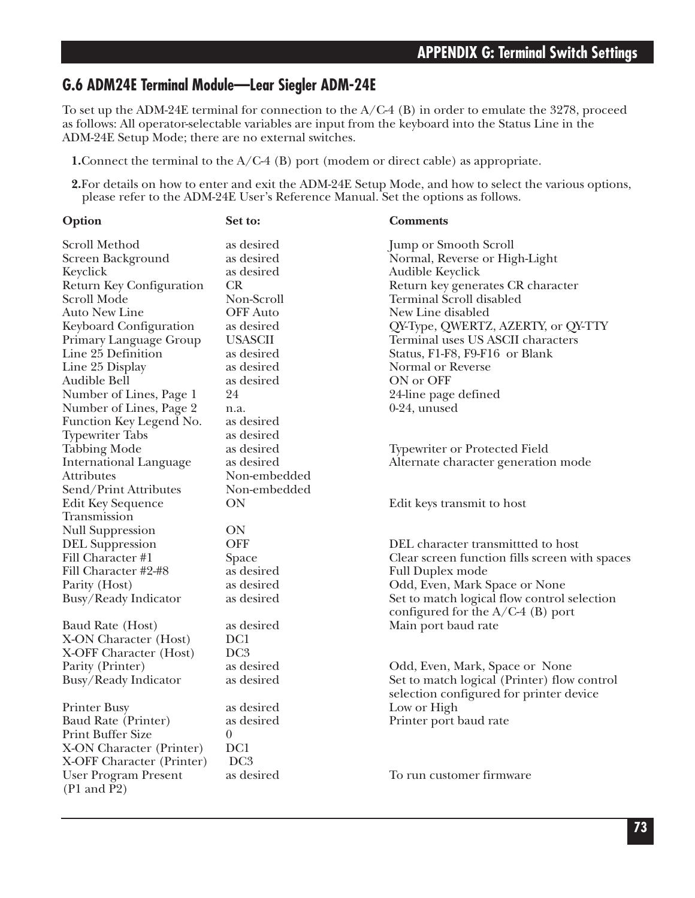## G.6 ADM24E Terminal Module—Lear Siegler ADM-24E

To set up the ADM-24E terminal for connection to the A/C-4 (B) in order to emulate the 3278, proceed as follows: All operator-selectable variables are input from the keyboard into the Status Line in the ADM-24E Setup Mode; there are no external switches.

1. Connect the terminal to the A/C-4 (B) port (modem or direct cable) as appropriate.

2. For details on how to enter and exit the ADM-24E Setup Mode, and how to select the various options, please refer to the ADM-24E User's Reference Manual. Set the options as follows.

| Option | Set to: | Comments |
|---|---|---|
| Scroll Method | as desired | Jump or Smooth Scroll |
| Screen Background | as desired | Normal, Reverse or High-Light |
| Keyclick | as desired | Audible Keyclick |
| Return Key Configuration | CR | Return key generates CR character |
| Scroll Mode | Non-Scroll | Terminal Scroll disabled |
| Auto New Line | OFF Auto | New Line disabled |
| Keyboard Configuration | as desired | QY-Type, QWERTZ, AZERTY, or QY-TTY |
| Primary Language Group | USASCII | Terminal uses US ASCII characters |
| Line 25 Definition | as desired | Status, F1-F8, F9-F16 or Blank |
| Line 25 Display | as desired | Normal or Reverse |
| Audible Bell | as desired | ON or OFF |
| Number of Lines, Page 1 | 24 | 24-line page defined |
| Number of Lines, Page 2 | n.a. | 0-24, unused |
| Function Key Legend No. | as desired | |
| Typewriter Tabs | as desired | |
| Tabbing Mode | as desired | Typewriter or Protected Field |
| International Language | as desired | Alternate character generation mode |
| Attributes | Non-embedded | |
| Send/Print Attributes | Non-embedded | |
| Edit Key Sequence Transmission | ON | Edit keys transmit to host |
| Null Suppression | ON | |
| DEL Suppression | OFF | DEL character transmittted to host |
| Fill Character #1 | Space | Clear screen function fills screen with spaces |
| Fill Character #2-#8 | as desired | Full Duplex mode |
| Parity (Host) | as desired | Odd, Even, Mark Space or None |
| Busy/Ready Indicator | as desired | Set to match logical flow control selection configured for the A/C-4 (B) port |
| Baud Rate (Host) | as desired | Main port baud rate |
| X-ON Character (Host) | DC1 | |
| X-OFF Character (Host) | DC3 | |
| Parity (Printer) | as desired | Odd, Even, Mark, Space or None |
| Busy/Ready Indicator | as desired | Set to match logical (Printer) flow control selection configured for printer device |
| Printer Busy | as desired | Low or High |
| Baud Rate (Printer) | as desired | Printer port baud rate |
| Print Buffer Size | 0 | |
| X-ON Character (Printer) | DC1 | |
| X-OFF Character (Printer) | DC3 | |
| User Program Present (P1 and P2) | as desired | To run customer firmware |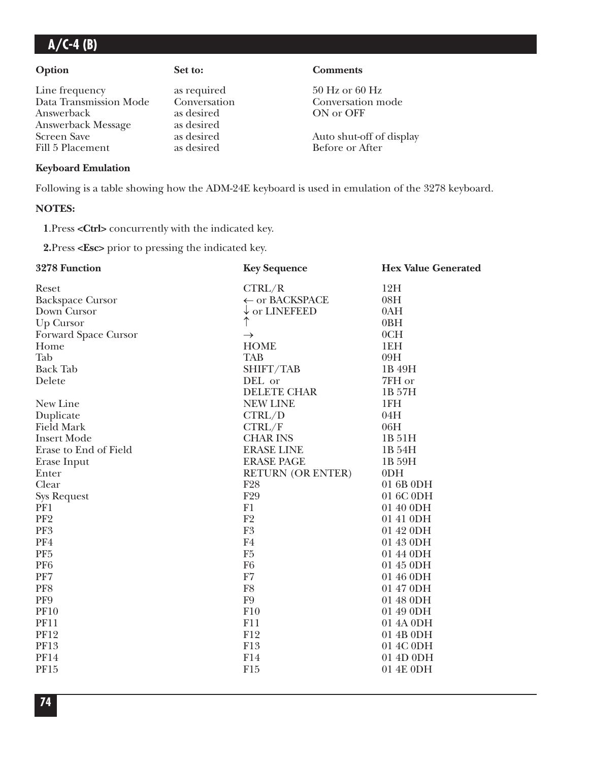| Option | Set to: | Comments |
|---|---|---|
| Line frequency | as required | 50 Hz or 60 Hz |
| Data Transmission Mode | Conversation | Conversation mode |
| Answerback | as desired | ON or OFF |
| Answerback Message | as desired | |
| Screen Save | as desired | Auto shut-off of display |
| Fill 5 Placement | as desired | Before or After |

**Keyboard Emulation**

Following is a table showing how the ADM-24E keyboard is used in emulation of the 3278 keyboard.

**NOTES:**

**1**.Press **<Ctrl>** concurrently with the indicated key.

**2.**Press **<Esc>** prior to pressing the indicated key.

| 3278 Function | Key Sequence | Hex Value Generated |
|---|---|---|
| Reset | CTRL/R | 12H |
| Backspace Cursor | ← or BACKSPACE | 08H |
| Down Cursor | ↓ or LINEFEED | 0AH |
| Up Cursor | ↑ | 0BH |
| Forward Space Cursor | → | 0CH |
| Home | HOME | 1EH |
| Tab | TAB | 09H |
| Back Tab | SHIFT/TAB | 1B 49H |
| Delete | DEL or<br>DELETE CHAR | 7FH or<br>1B 57H |
| New Line | NEW LINE | 1FH |
| Duplicate | CTRL/D | 04H |
| Field Mark | CTRL/F | 06H |
| Insert Mode | CHAR INS | 1B 51H |
| Erase to End of Field | ERASE LINE | 1B 54H |
| Erase Input | ERASE PAGE | 1B 59H |
| Enter | RETURN (OR ENTER) | 0DH |
| Clear | F28 | 01 6B 0DH |
| Sys Request | F29 | 01 6C 0DH |
| PF1 | F1 | 01 40 0DH |
| PF2 | F2 | 01 41 0DH |
| PF3 | F3 | 01 42 0DH |
| PF4 | F4 | 01 43 0DH |
| PF5 | F5 | 01 44 0DH |
| PF6 | F6 | 01 45 0DH |
| PF7 | F7 | 01 46 0DH |
| PF8 | F8 | 01 47 0DH |
| PF9 | F9 | 01 48 0DH |
| PF10 | F10 | 01 49 0DH |
| PF11 | F11 | 01 4A 0DH |
| PF12 | F12 | 01 4B 0DH |
| PF13 | F13 | 01 4C 0DH |
| PF14 | F14 | 01 4D 0DH |
| PF15 | F15 | 01 4E 0DH |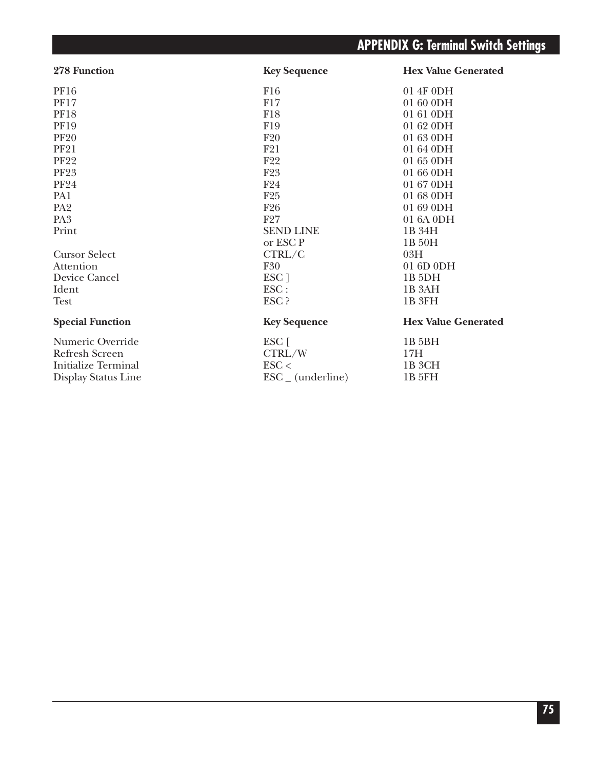| 278 Function | Key Sequence | Hex Value Generated |
|---|---|---|
| PF16 | F16 | 01 4F 0DH |
| PF17 | F17 | 01 60 0DH |
| PF18 | F18 | 01 61 0DH |
| PF19 | F19 | 01 62 0DH |
| PF20 | F20 | 01 63 0DH |
| PF21 | F21 | 01 64 0DH |
| PF22 | F22 | 01 65 0DH |
| PF23 | F23 | 01 66 0DH |
| PF24 | F24 | 01 67 0DH |
| PA1 | F25 | 01 68 0DH |
| PA2 | F26 | 01 69 0DH |
| PA3 | F27 | 01 6A 0DH |
| Print | SEND LINE | 1B 34H |
| | or ESC P | 1B 50H |
| Cursor Select | CTRL/C | 03H |
| Attention | F30 | 01 6D 0DH |
| Device Cancel | ESC ] | 1B 5DH |
| Ident | ESC : | 1B 3AH |
| Test | ESC ? | 1B 3FH |

| Special Function | Key Sequence | Hex Value Generated |
|---|---|---|
| Numeric Override | ESC [ | 1B 5BH |
| Refresh Screen | CTRL/W | 17H |
| Initialize Terminal | ESC < | 1B 3CH |
| Display Status Line | ESC _ (underline) | 1B 5FH |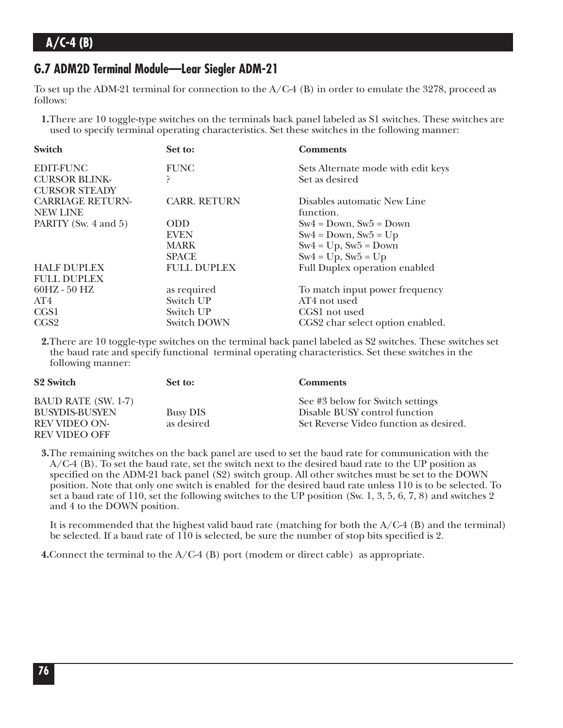## G.7 ADM2D Terminal Module—Lear Siegler ADM-21

To set up the ADM-21 terminal for connection to the A/C-4 (B) in order to emulate the 3278, proceed as follows:

**1.** There are 10 toggle-type switches on the terminals back panel labeled as S1 switches. These switches are used to specify terminal operating characteristics. Set these switches in the following manner:

| Switch | Set to: | Comments |
|---|---|---|
| EDIT-FUNC | FUNC | Sets Alternate mode with edit keys |
| CURSOR BLINK-CURSOR STEADY | ? | Set as desired |
| CARRIAGE RETURN-NEW LINE | CARR. RETURN | Disables automatic New Line function. |
| PARITY (Sw. 4 and 5) | ODD | Sw4 = Down, Sw5 = Down |
| | EVEN | Sw4 = Down, Sw5 = Up |
| | MARK | Sw4 = Up, Sw5 = Down |
| | SPACE | Sw4 = Up, Sw5 = Up |
| HALF DUPLEX FULL DUPLEX | FULL DUPLEX | Full Duplex operation enabled |
| 60HZ - 50 HZ | as required | To match input power frequency |
| AT4 | Switch UP | AT4 not used |
| CGS1 | Switch UP | CGS1 not used |
| CGS2 | Switch DOWN | CGS2 char select option enabled. |

**2.** There are 10 toggle-type switches on the terminal back panel labeled as S2 switches. These switches set the baud rate and specify functional terminal operating characteristics. Set these switches in the following manner:

| S2 Switch | Set to: | Comments |
|---|---|---|
| BAUD RATE (SW. 1-7) | | See #3 below for Switch settings |
| BUSYDIS-BUSYEN | Busy DIS | Disable BUSY control function |
| REV VIDEO ON-REV VIDEO OFF | as desired | Set Reverse Video function as desired. |

**3.** The remaining switches on the back panel are used to set the baud rate for communication with the A/C-4 (B). To set the baud rate, set the switch next to the desired baud rate to the UP position as specified on the ADM-21 back panel (S2) switch group. All other switches must be set to the DOWN position. Note that only one switch is enabled for the desired baud rate unless 110 is to be selected. To set a baud rate of 110, set the following switches to the UP position (Sw. 1, 3, 5, 6, 7, 8) and switches 2 and 4 to the DOWN position.

It is recommended that the highest valid baud rate (matching for both the A/C-4 (B) and the terminal) be selected. If a baud rate of 110 is selected, be sure the number of stop bits specified is 2.

**4.** Connect the terminal to the A/C-4 (B) port (modem or direct cable) as appropriate.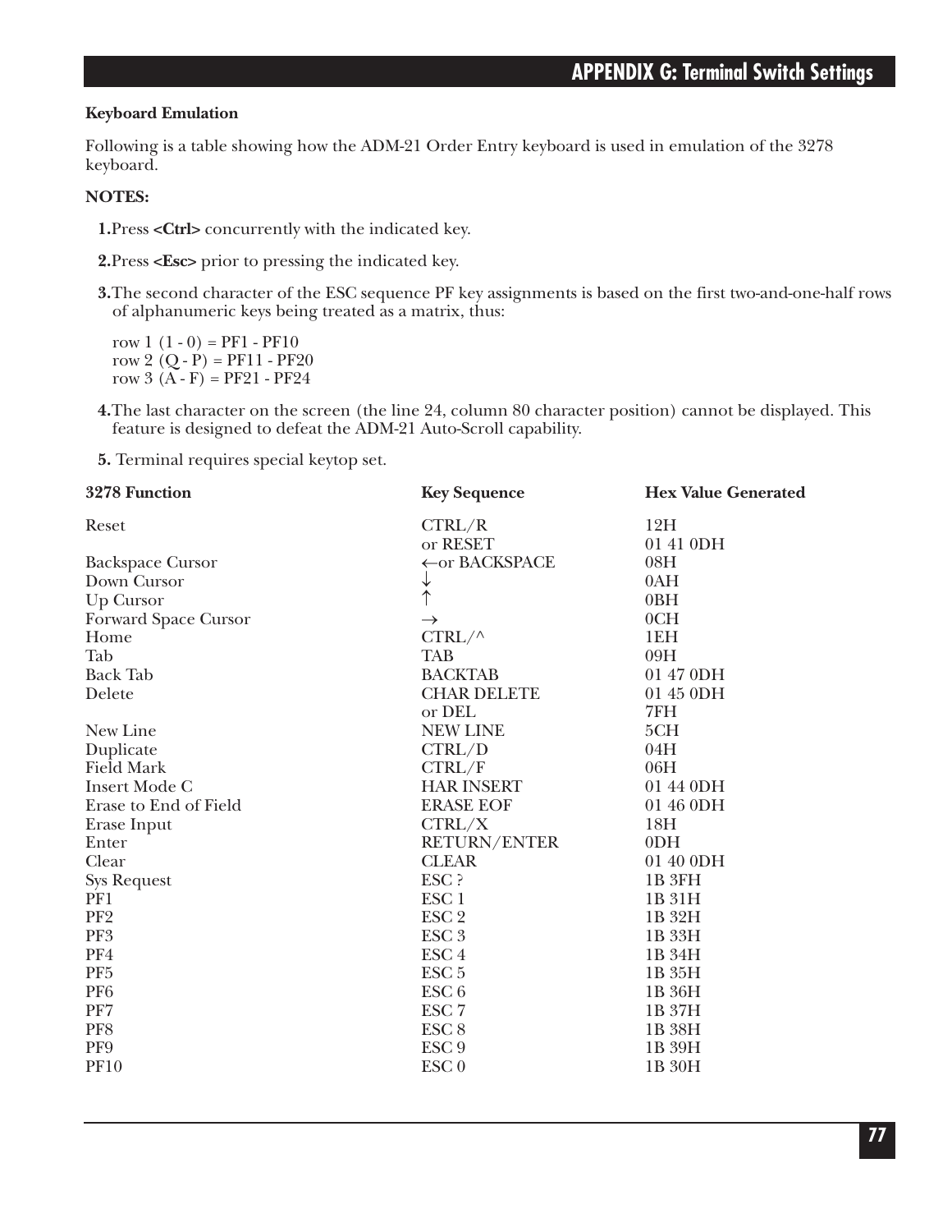### Keyboard Emulation

Following is a table showing how the ADM-21 Order Entry keyboard is used in emulation of the 3278 keyboard.

**NOTES:**

1. Press **<Ctrl>** concurrently with the indicated key.
2. Press **<Esc>** prior to pressing the indicated key.
3. The second character of the ESC sequence PF key assignments is based on the first two-and-one-half rows of alphanumeric keys being treated as a matrix, thus:

   row 1 (1 - 0) = PF1 - PF10
   row 2 (Q - P) = PF11 - PF20
   row 3 (A - F) = PF21 - PF24

4. The last character on the screen (the line 24, column 80 character position) cannot be displayed. This feature is designed to defeat the ADM-21 Auto-Scroll capability.
5. Terminal requires special keytop set.

| 3278 Function | Key Sequence | Hex Value Generated |
|---|---|---|
| Reset | CTRL/R | 12H |
| | or RESET | 01 41 0DH |
| Backspace Cursor | ←or BACKSPACE | 08H |
| Down Cursor | ↓ | 0AH |
| Up Cursor | ↑ | 0BH |
| Forward Space Cursor | → | 0CH |
| Home | CTRL/^ | 1EH |
| Tab | TAB | 09H |
| Back Tab | BACKTAB | 01 47 0DH |
| Delete | CHAR DELETE | 01 45 0DH |
| | or DEL | 7FH |
| New Line | NEW LINE | 5CH |
| Duplicate | CTRL/D | 04H |
| Field Mark | CTRL/F | 06H |
| Insert Mode C | HAR INSERT | 01 44 0DH |
| Erase to End of Field | ERASE EOF | 01 46 0DH |
| Erase Input | CTRL/X | 18H |
| Enter | RETURN/ENTER | 0DH |
| Clear | CLEAR | 01 40 0DH |
| Sys Request | ESC ? | 1B 3FH |
| PF1 | ESC 1 | 1B 31H |
| PF2 | ESC 2 | 1B 32H |
| PF3 | ESC 3 | 1B 33H |
| PF4 | ESC 4 | 1B 34H |
| PF5 | ESC 5 | 1B 35H |
| PF6 | ESC 6 | 1B 36H |
| PF7 | ESC 7 | 1B 37H |
| PF8 | ESC 8 | 1B 38H |
| PF9 | ESC 9 | 1B 39H |
| PF10 | ESC 0 | 1B 30H |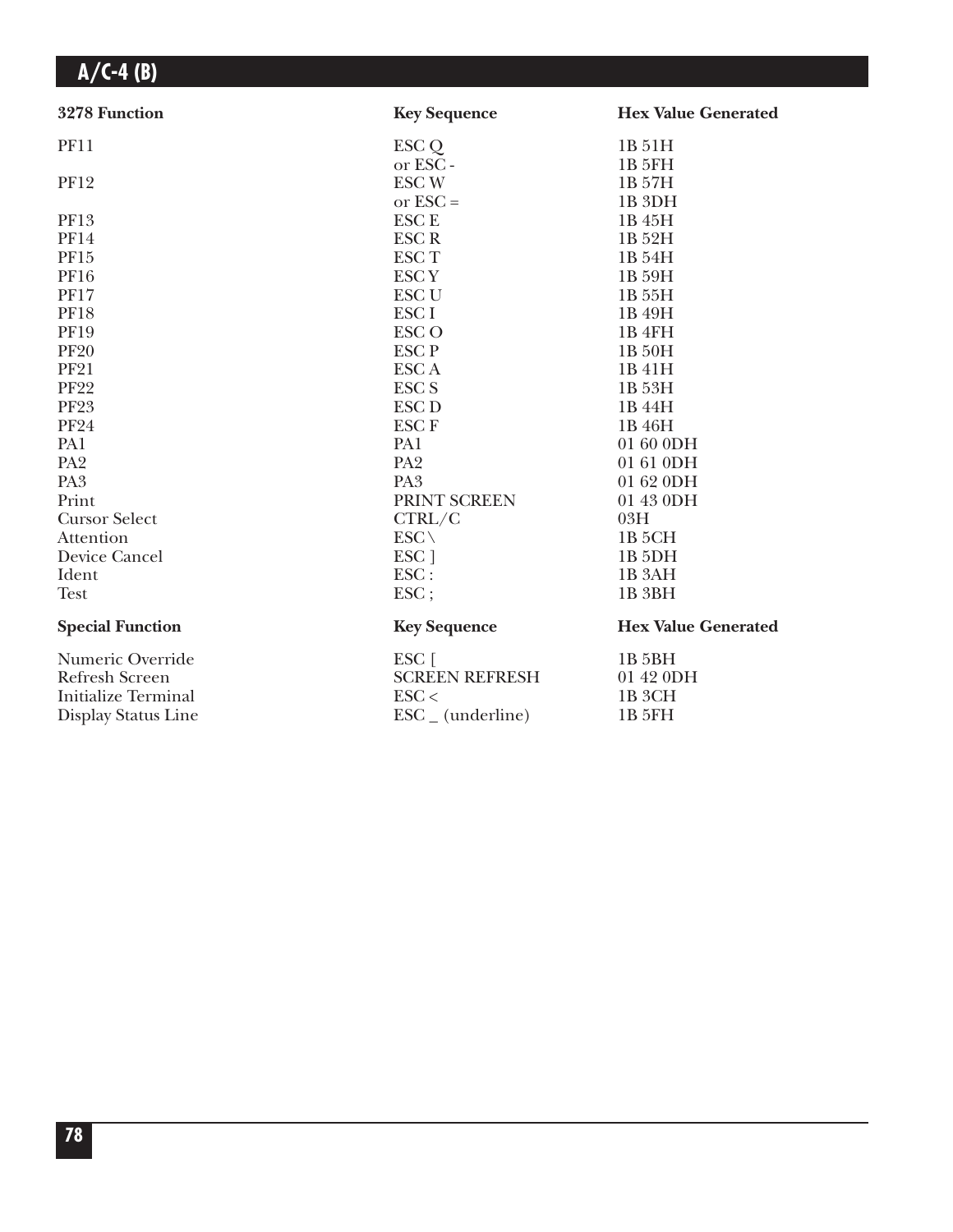| 3278 Function | Key Sequence | Hex Value Generated |
|---|---|---|
| PF11 | ESC Q | 1B 51H |
| | or ESC - | 1B 5FH |
| PF12 | ESC W | 1B 57H |
| | or ESC = | 1B 3DH |
| PF13 | ESC E | 1B 45H |
| PF14 | ESC R | 1B 52H |
| PF15 | ESC T | 1B 54H |
| PF16 | ESC Y | 1B 59H |
| PF17 | ESC U | 1B 55H |
| PF18 | ESC I | 1B 49H |
| PF19 | ESC O | 1B 4FH |
| PF20 | ESC P | 1B 50H |
| PF21 | ESC A | 1B 41H |
| PF22 | ESC S | 1B 53H |
| PF23 | ESC D | 1B 44H |
| PF24 | ESC F | 1B 46H |
| PA1 | PA1 | 01 60 0DH |
| PA2 | PA2 | 01 61 0DH |
| PA3 | PA3 | 01 62 0DH |
| Print | PRINT SCREEN | 01 43 0DH |
| Cursor Select | CTRL/C | 03H |
| Attention | ESC \ | 1B 5CH |
| Device Cancel | ESC ] | 1B 5DH |
| Ident | ESC : | 1B 3AH |
| Test | ESC ; | 1B 3BH |

| Special Function | Key Sequence | Hex Value Generated |
|---|---|---|
| Numeric Override | ESC [ | 1B 5BH |
| Refresh Screen | SCREEN REFRESH | 01 42 0DH |
| Initialize Terminal | ESC < | 1B 3CH |
| Display Status Line | ESC _ (underline) | 1B 5FH |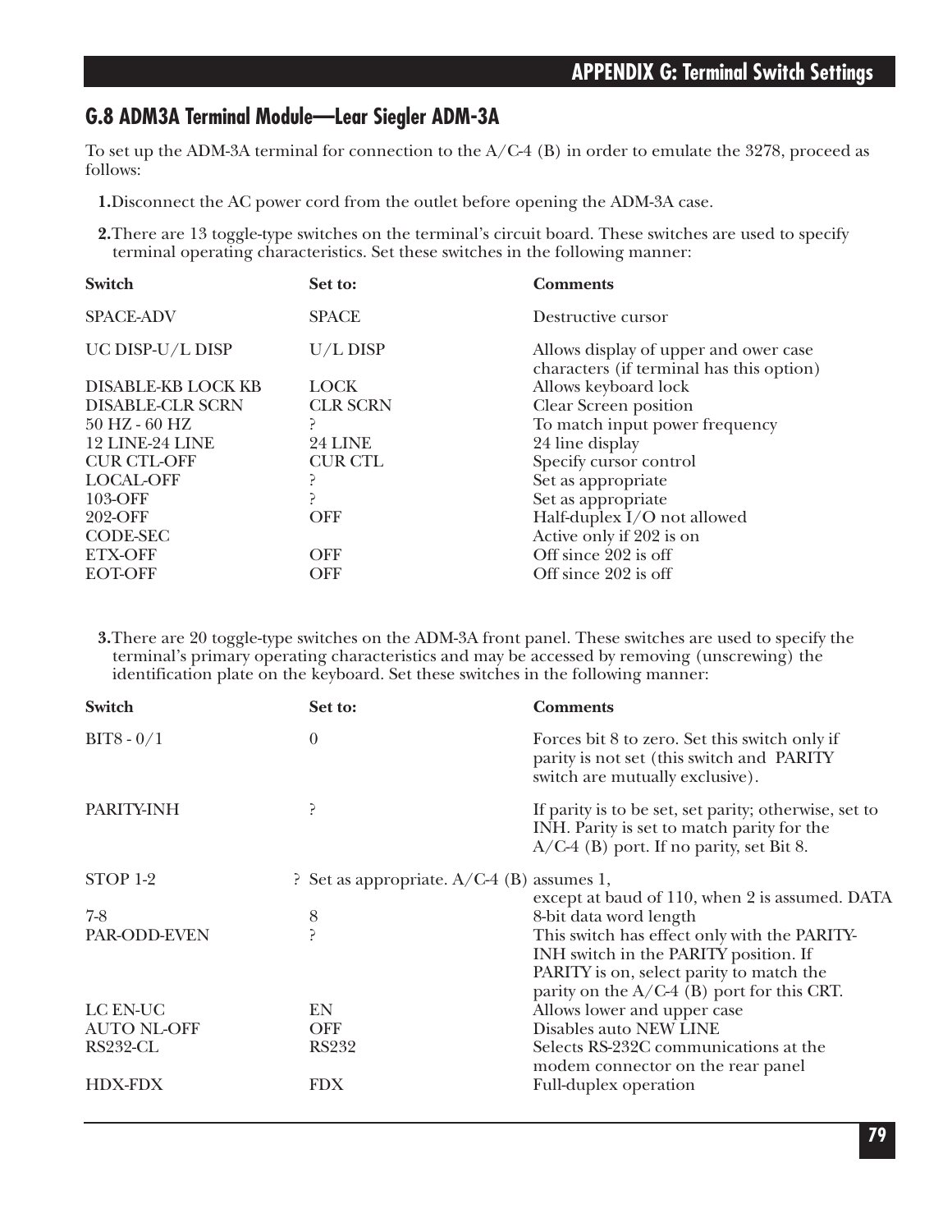## G.8 ADM3A Terminal Module—Lear Siegler ADM-3A

To set up the ADM-3A terminal for connection to the A/C-4 (B) in order to emulate the 3278, proceed as follows:

**1.** Disconnect the AC power cord from the outlet before opening the ADM-3A case.

**2.** There are 13 toggle-type switches on the terminal's circuit board. These switches are used to specify terminal operating characteristics. Set these switches in the following manner:

| Switch | Set to: | Comments |
|---|---|---|
| SPACE-ADV | SPACE | Destructive cursor |
| UC DISP-U/L DISP | U/L DISP | Allows display of upper and ower case characters (if terminal has this option) |
| DISABLE-KB LOCK KB | LOCK | Allows keyboard lock |
| DISABLE-CLR SCRN | CLR SCRN | Clear Screen position |
| 50 HZ - 60 HZ | ? | To match input power frequency |
| 12 LINE-24 LINE | 24 LINE | 24 line display |
| CUR CTL-OFF | CUR CTL | Specify cursor control |
| LOCAL-OFF | ? | Set as appropriate |
| 103-OFF | ? | Set as appropriate |
| 202-OFF | OFF | Half-duplex I/O not allowed |
| CODE-SEC | | Active only if 202 is on |
| ETX-OFF | OFF | Off since 202 is off |
| EOT-OFF | OFF | Off since 202 is off |

**3.** There are 20 toggle-type switches on the ADM-3A front panel. These switches are used to specify the terminal's primary operating characteristics and may be accessed by removing (unscrewing) the identification plate on the keyboard. Set these switches in the following manner:

| Switch | Set to: | Comments |
|---|---|---|
| BIT8 - 0/1 | 0 | Forces bit 8 to zero. Set this switch only if parity is not set (this switch and PARITY switch are mutually exclusive). |
| PARITY-INH | ? | If parity is to be set, set parity; otherwise, set to INH. Parity is set to match parity for the A/C-4 (B) port. If no parity, set Bit 8. |
| STOP 1-2 | ? | Set as appropriate. A/C-4 (B) assumes 1, except at baud of 110, when 2 is assumed. DATA |
| 7-8 | 8 | 8-bit data word length |
| PAR-ODD-EVEN | ? | This switch has effect only with the PARITY-INH switch in the PARITY position. If PARITY is on, select parity to match the parity on the A/C-4 (B) port for this CRT. |
| LC EN-UC | EN | Allows lower and upper case |
| AUTO NL-OFF | OFF | Disables auto NEW LINE |
| RS232-CL | RS232 | Selects RS-232C communications at the modem connector on the rear panel |
| HDX-FDX | FDX | Full-duplex operation |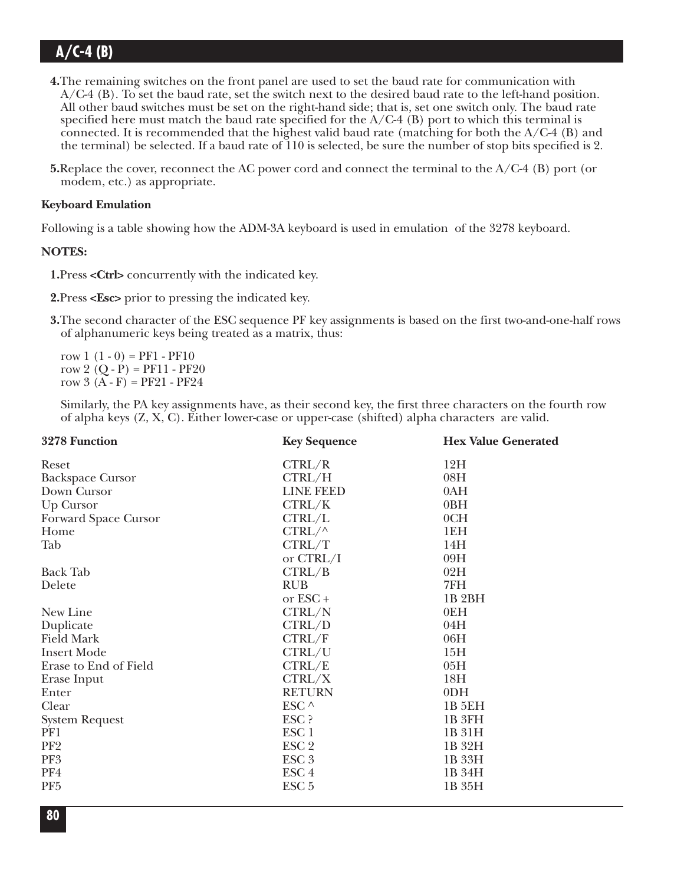4. The remaining switches on the front panel are used to set the baud rate for communication with A/C-4 (B). To set the baud rate, set the switch next to the desired baud rate to the left-hand position. All other baud switches must be set on the right-hand side; that is, set one switch only. The baud rate specified here must match the baud rate specified for the A/C-4 (B) port to which this terminal is connected. It is recommended that the highest valid baud rate (matching for both the A/C-4 (B) and the terminal) be selected. If a baud rate of 110 is selected, be sure the number of stop bits specified is 2.

5. Replace the cover, reconnect the AC power cord and connect the terminal to the A/C-4 (B) port (or modem, etc.) as appropriate.

**Keyboard Emulation**

Following is a table showing how the ADM-3A keyboard is used in emulation of the 3278 keyboard.

**NOTES:**

1. Press **<Ctrl>** concurrently with the indicated key.

2. Press **<Esc>** prior to pressing the indicated key.

3. The second character of the ESC sequence PF key assignments is based on the first two-and-one-half rows of alphanumeric keys being treated as a matrix, thus:

   row 1 (1 - 0) = PF1 - PF10
   row 2 (Q - P) = PF11 - PF20
   row 3 (A - F) = PF21 - PF24

   Similarly, the PA key assignments have, as their second key, the first three characters on the fourth row of alpha keys (Z, X, C). Either lower-case or upper-case (shifted) alpha characters are valid.

| 3278 Function | Key Sequence | Hex Value Generated |
|---|---|---|
| Reset | CTRL/R | 12H |
| Backspace Cursor | CTRL/H | 08H |
| Down Cursor | LINE FEED | 0AH |
| Up Cursor | CTRL/K | 0BH |
| Forward Space Cursor | CTRL/L | 0CH |
| Home | CTRL/^ | 1EH |
| Tab | CTRL/T | 14H |
| | or CTRL/I | 09H |
| Back Tab | CTRL/B | 02H |
| Delete | RUB | 7FH |
| | or ESC + | 1B 2BH |
| New Line | CTRL/N | 0EH |
| Duplicate | CTRL/D | 04H |
| Field Mark | CTRL/F | 06H |
| Insert Mode | CTRL/U | 15H |
| Erase to End of Field | CTRL/E | 05H |
| Erase Input | CTRL/X | 18H |
| Enter | RETURN | 0DH |
| Clear | ESC ^ | 1B 5EH |
| System Request | ESC ? | 1B 3FH |
| PF1 | ESC 1 | 1B 31H |
| PF2 | ESC 2 | 1B 32H |
| PF3 | ESC 3 | 1B 33H |
| PF4 | ESC 4 | 1B 34H |
| PF5 | ESC 5 | 1B 35H |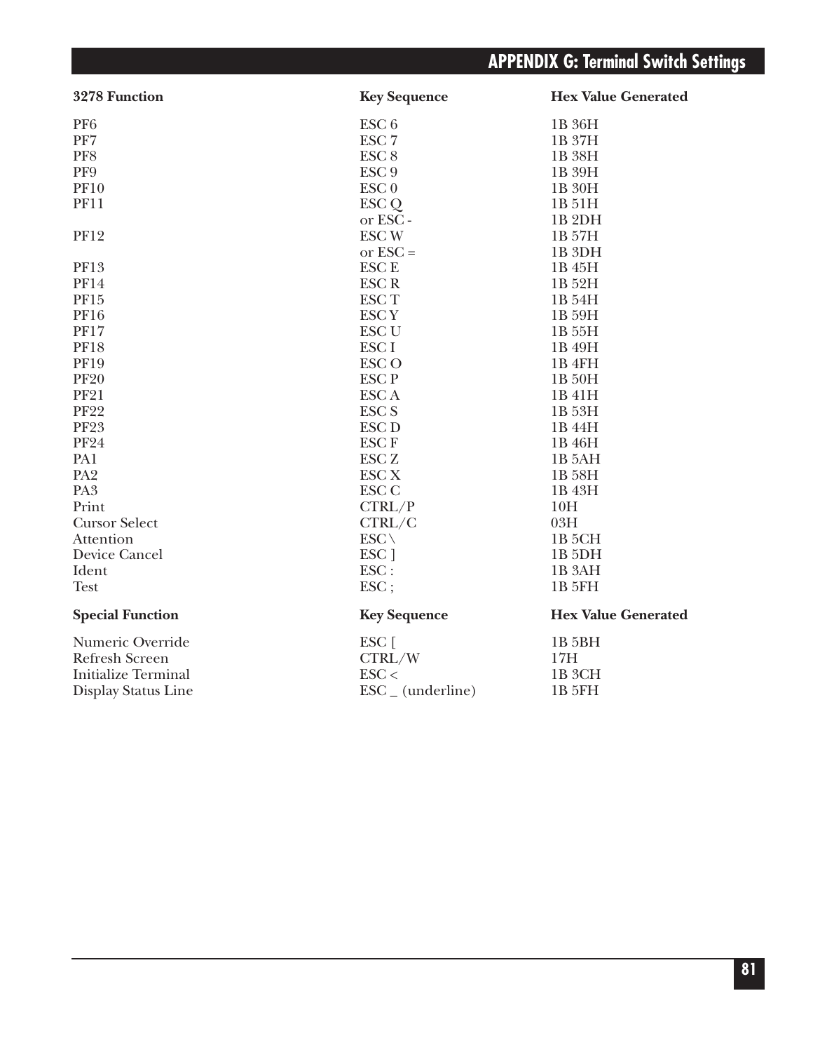| 3278 Function | Key Sequence | Hex Value Generated |
|---|---|---|
| PF6 | ESC 6 | 1B 36H |
| PF7 | ESC 7 | 1B 37H |
| PF8 | ESC 8 | 1B 38H |
| PF9 | ESC 9 | 1B 39H |
| PF10 | ESC 0 | 1B 30H |
| PF11 | ESC Q | 1B 51H |
| | or ESC - | 1B 2DH |
| PF12 | ESC W | 1B 57H |
| | or ESC = | 1B 3DH |
| PF13 | ESC E | 1B 45H |
| PF14 | ESC R | 1B 52H |
| PF15 | ESC T | 1B 54H |
| PF16 | ESC Y | 1B 59H |
| PF17 | ESC U | 1B 55H |
| PF18 | ESC I | 1B 49H |
| PF19 | ESC O | 1B 4FH |
| PF20 | ESC P | 1B 50H |
| PF21 | ESC A | 1B 41H |
| PF22 | ESC S | 1B 53H |
| PF23 | ESC D | 1B 44H |
| PF24 | ESC F | 1B 46H |
| PA1 | ESC Z | 1B 5AH |
| PA2 | ESC X | 1B 58H |
| PA3 | ESC C | 1B 43H |
| Print | CTRL/P | 10H |
| Cursor Select | CTRL/C | 03H |
| Attention | ESC \ | 1B 5CH |
| Device Cancel | ESC ] | 1B 5DH |
| Ident | ESC : | 1B 3AH |
| Test | ESC ; | 1B 5FH |

| Special Function | Key Sequence | Hex Value Generated |
|---|---|---|
| Numeric Override | ESC [ | 1B 5BH |
| Refresh Screen | CTRL/W | 17H |
| Initialize Terminal | ESC < | 1B 3CH |
| Display Status Line | ESC _ (underline) | 1B 5FH |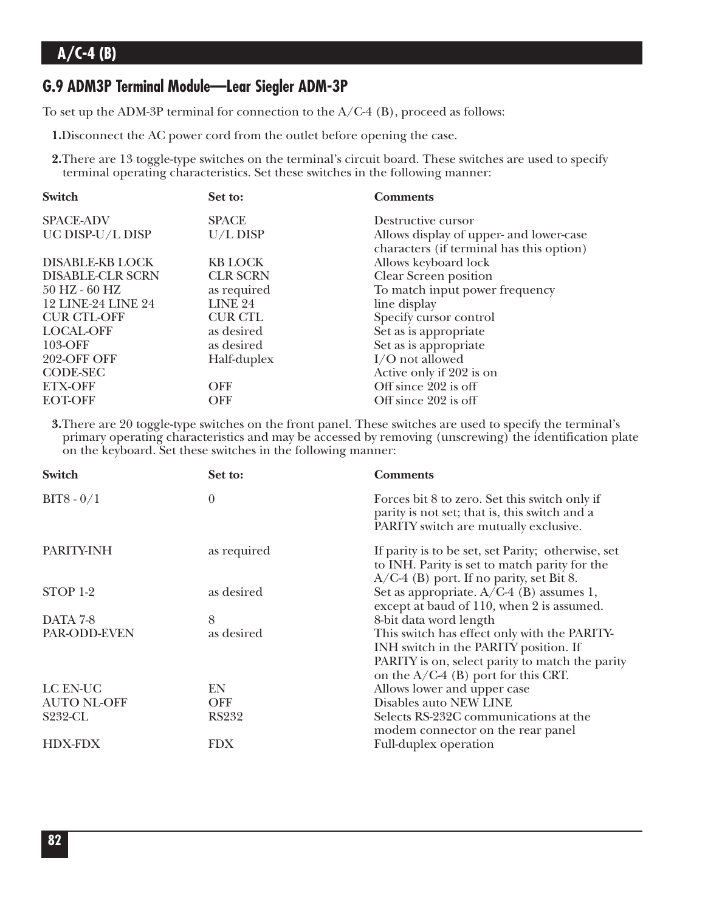## G.9 ADM3P Terminal Module—Lear Siegler ADM-3P

To set up the ADM-3P terminal for connection to the A/C-4 (B), proceed as follows:

1. Disconnect the AC power cord from the outlet before opening the case.

2. There are 13 toggle-type switches on the terminal's circuit board. These switches are used to specify terminal operating characteristics. Set these switches in the following manner:

| Switch | Set to: | Comments |
|---|---|---|
| SPACE-ADV | SPACE | Destructive cursor |
| UC DISP-U/L DISP | U/L DISP | Allows display of upper- and lower-case characters (if terminal has this option) |
| DISABLE-KB LOCK | KB LOCK | Allows keyboard lock |
| DISABLE-CLR SCRN | CLR SCRN | Clear Screen position |
| 50 HZ - 60 HZ | as required | To match input power frequency |
| 12 LINE-24 LINE 24 | LINE 24 | line display |
| CUR CTL-OFF | CUR CTL | Specify cursor control |
| LOCAL-OFF | as desired | Set as is appropriate |
| 103-OFF | as desired | Set as is appropriate |
| 202-OFF OFF | Half-duplex | I/O not allowed |
| CODE-SEC | | Active only if 202 is on |
| ETX-OFF | OFF | Off since 202 is off |
| EOT-OFF | OFF | Off since 202 is off |

3. There are 20 toggle-type switches on the front panel. These switches are used to specify the terminal's primary operating characteristics and may be accessed by removing (unscrewing) the identification plate on the keyboard. Set these switches in the following manner:

| Switch | Set to: | Comments |
|---|---|---|
| BIT8 - 0/1 | 0 | Forces bit 8 to zero. Set this switch only if parity is not set; that is, this switch and a PARITY switch are mutually exclusive. |
| PARITY-INH | as required | If parity is to be set, set Parity; otherwise, set to INH. Parity is set to match parity for the A/C-4 (B) port. If no parity, set Bit 8. |
| STOP 1-2 | as desired | Set as appropriate. A/C-4 (B) assumes 1, except at baud of 110, when 2 is assumed. |
| DATA 7-8 | 8 | 8-bit data word length |
| PAR-ODD-EVEN | as desired | This switch has effect only with the PARITY-INH switch in the PARITY position. If PARITY is on, select parity to match the parity on the A/C-4 (B) port for this CRT. |
| LC EN-UC | EN | Allows lower and upper case |
| AUTO NL-OFF | OFF | Disables auto NEW LINE |
| S232-CL | RS232 | Selects RS-232C communications at the modem connector on the rear panel |
| HDX-FDX | FDX | Full-duplex operation |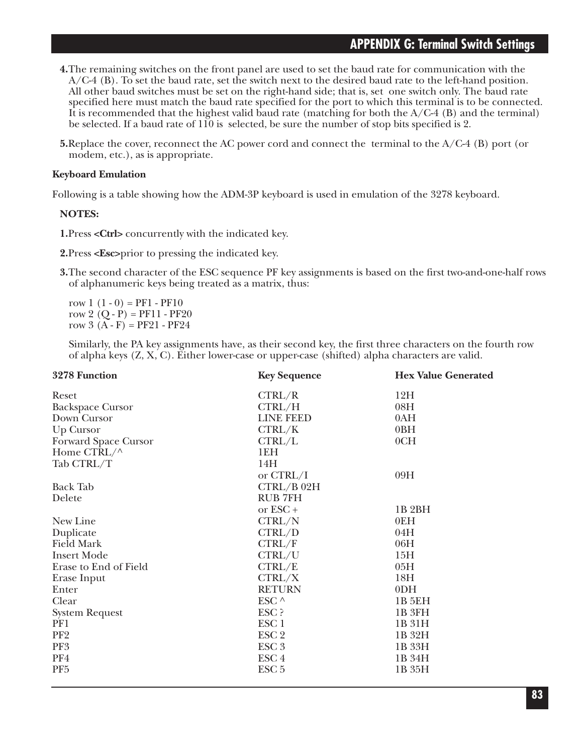4. The remaining switches on the front panel are used to set the baud rate for communication with the A/C-4 (B). To set the baud rate, set the switch next to the desired baud rate to the left-hand position. All other baud switches must be set on the right-hand side; that is, set one switch only. The baud rate specified here must match the baud rate specified for the port to which this terminal is to be connected. It is recommended that the highest valid baud rate (matching for both the A/C-4 (B) and the terminal) be selected. If a baud rate of 110 is selected, be sure the number of stop bits specified is 2.

5. Replace the cover, reconnect the AC power cord and connect the terminal to the A/C-4 (B) port (or modem, etc.), as is appropriate.

**Keyboard Emulation**

Following is a table showing how the ADM-3P keyboard is used in emulation of the 3278 keyboard.

**NOTES:**

1. Press **<Ctrl>** concurrently with the indicated key.

2. Press **<Esc>** prior to pressing the indicated key.

3. The second character of the ESC sequence PF key assignments is based on the first two-and-one-half rows of alphanumeric keys being treated as a matrix, thus:

   row 1 (1 - 0) = PF1 - PF10
   row 2 (Q - P) = PF11 - PF20
   row 3 (A - F) = PF21 - PF24

   Similarly, the PA key assignments have, as their second key, the first three characters on the fourth row of alpha keys (Z, X, C). Either lower-case or upper-case (shifted) alpha characters are valid.

| 3278 Function | Key Sequence | Hex Value Generated |
|---|---|---|
| Reset | CTRL/R | 12H |
| Backspace Cursor | CTRL/H | 08H |
| Down Cursor | LINE FEED | 0AH |
| Up Cursor | CTRL/K | 0BH |
| Forward Space Cursor | CTRL/L | 0CH |
| Home CTRL/^ | 1EH | |
| Tab CTRL/T | 14H | |
| | or CTRL/I | 09H |
| Back Tab | CTRL/B 02H | |
| Delete | RUB 7FH | |
| | or ESC + | 1B 2BH |
| New Line | CTRL/N | 0EH |
| Duplicate | CTRL/D | 04H |
| Field Mark | CTRL/F | 06H |
| Insert Mode | CTRL/U | 15H |
| Erase to End of Field | CTRL/E | 05H |
| Erase Input | CTRL/X | 18H |
| Enter | RETURN | 0DH |
| Clear | ESC ^ | 1B 5EH |
| System Request | ESC ? | 1B 3FH |
| PF1 | ESC 1 | 1B 31H |
| PF2 | ESC 2 | 1B 32H |
| PF3 | ESC 3 | 1B 33H |
| PF4 | ESC 4 | 1B 34H |
| PF5 | ESC 5 | 1B 35H |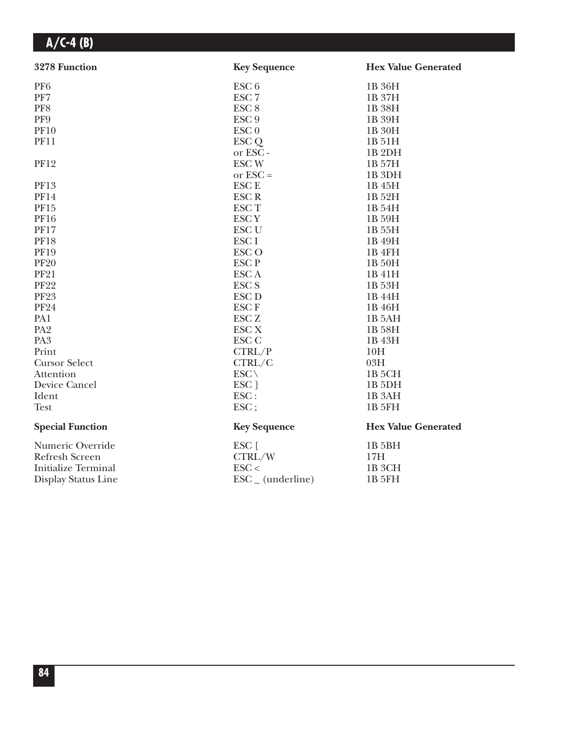| 3278 Function | Key Sequence | Hex Value Generated |
|---|---|---|
| PF6 | ESC 6 | 1B 36H |
| PF7 | ESC 7 | 1B 37H |
| PF8 | ESC 8 | 1B 38H |
| PF9 | ESC 9 | 1B 39H |
| PF10 | ESC 0 | 1B 30H |
| PF11 | ESC Q | 1B 51H |
| | or ESC - | 1B 2DH |
| PF12 | ESC W | 1B 57H |
| | or ESC = | 1B 3DH |
| PF13 | ESC E | 1B 45H |
| PF14 | ESC R | 1B 52H |
| PF15 | ESC T | 1B 54H |
| PF16 | ESC Y | 1B 59H |
| PF17 | ESC U | 1B 55H |
| PF18 | ESC I | 1B 49H |
| PF19 | ESC O | 1B 4FH |
| PF20 | ESC P | 1B 50H |
| PF21 | ESC A | 1B 41H |
| PF22 | ESC S | 1B 53H |
| PF23 | ESC D | 1B 44H |
| PF24 | ESC F | 1B 46H |
| PA1 | ESC Z | 1B 5AH |
| PA2 | ESC X | 1B 58H |
| PA3 | ESC C | 1B 43H |
| Print | CTRL/P | 10H |
| Cursor Select | CTRL/C | 03H |
| Attention | ESC \ | 1B 5CH |
| Device Cancel | ESC ] | 1B 5DH |
| Ident | ESC : | 1B 3AH |
| Test | ESC ; | 1B 5FH |

| Special Function | Key Sequence | Hex Value Generated |
|---|---|---|
| Numeric Override | ESC [ | 1B 5BH |
| Refresh Screen | CTRL/W | 17H |
| Initialize Terminal | ESC < | 1B 3CH |
| Display Status Line | ESC _ (underline) | 1B 5FH |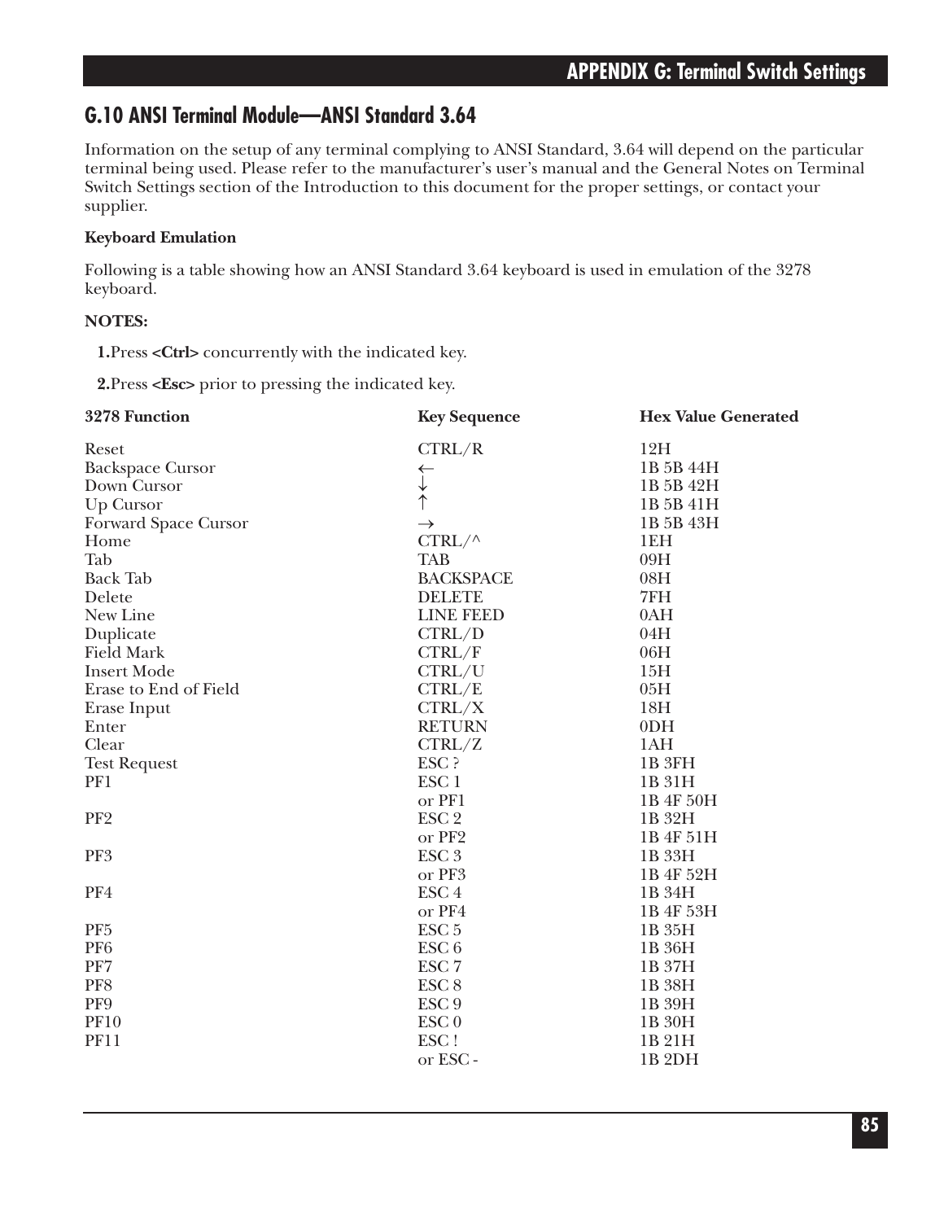## G.10 ANSI Terminal Module—ANSI Standard 3.64

Information on the setup of any terminal complying to ANSI Standard, 3.64 will depend on the particular terminal being used. Please refer to the manufacturer's user's manual and the General Notes on Terminal Switch Settings section of the Introduction to this document for the proper settings, or contact your supplier.

**Keyboard Emulation**

Following is a table showing how an ANSI Standard 3.64 keyboard is used in emulation of the 3278 keyboard.

**NOTES:**

**1.**Press **<Ctrl>** concurrently with the indicated key.

**2.**Press **<Esc>** prior to pressing the indicated key.

| 3278 Function | Key Sequence | Hex Value Generated |
|---|---|---|
| Reset | CTRL/R | 12H |
| Backspace Cursor | ← | 1B 5B 44H |
| Down Cursor | ↓ | 1B 5B 42H |
| Up Cursor | ↑ | 1B 5B 41H |
| Forward Space Cursor | → | 1B 5B 43H |
| Home | CTRL/^ | 1EH |
| Tab | TAB | 09H |
| Back Tab | BACKSPACE | 08H |
| Delete | DELETE | 7FH |
| New Line | LINE FEED | 0AH |
| Duplicate | CTRL/D | 04H |
| Field Mark | CTRL/F | 06H |
| Insert Mode | CTRL/U | 15H |
| Erase to End of Field | CTRL/E | 05H |
| Erase Input | CTRL/X | 18H |
| Enter | RETURN | 0DH |
| Clear | CTRL/Z | 1AH |
| Test Request | ESC ? | 1B 3FH |
| PF1 | ESC 1 | 1B 31H |
| | or PF1 | 1B 4F 50H |
| PF2 | ESC 2 | 1B 32H |
| | or PF2 | 1B 4F 51H |
| PF3 | ESC 3 | 1B 33H |
| | or PF3 | 1B 4F 52H |
| PF4 | ESC 4 | 1B 34H |
| | or PF4 | 1B 4F 53H |
| PF5 | ESC 5 | 1B 35H |
| PF6 | ESC 6 | 1B 36H |
| PF7 | ESC 7 | 1B 37H |
| PF8 | ESC 8 | 1B 38H |
| PF9 | ESC 9 | 1B 39H |
| PF10 | ESC 0 | 1B 30H |
| PF11 | ESC ! | 1B 21H |
| | or ESC - | 1B 2DH |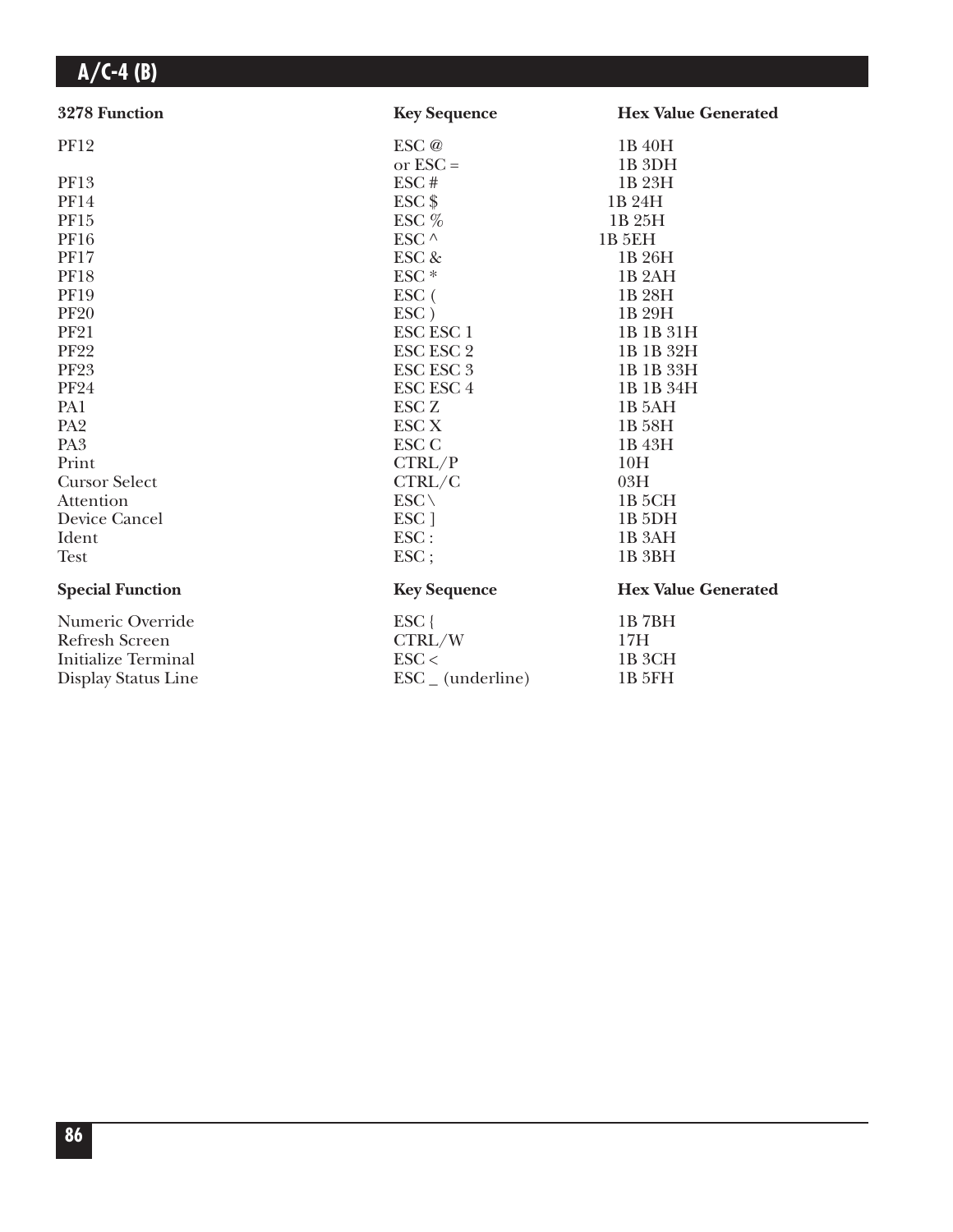| 3278 Function | Key Sequence | Hex Value Generated |
|---|---|---|
| PF12 | ESC @ | 1B 40H |
| | or ESC = | 1B 3DH |
| PF13 | ESC # | 1B 23H |
| PF14 | ESC $ | 1B 24H |
| PF15 | ESC % | 1B 25H |
| PF16 | ESC ^ | 1B 5EH |
| PF17 | ESC & | 1B 26H |
| PF18 | ESC * | 1B 2AH |
| PF19 | ESC ( | 1B 28H |
| PF20 | ESC ) | 1B 29H |
| PF21 | ESC ESC 1 | 1B 1B 31H |
| PF22 | ESC ESC 2 | 1B 1B 32H |
| PF23 | ESC ESC 3 | 1B 1B 33H |
| PF24 | ESC ESC 4 | 1B 1B 34H |
| PA1 | ESC Z | 1B 5AH |
| PA2 | ESC X | 1B 58H |
| PA3 | ESC C | 1B 43H |
| Print | CTRL/P | 10H |
| Cursor Select | CTRL/C | 03H |
| Attention | ESC \ | 1B 5CH |
| Device Cancel | ESC ] | 1B 5DH |
| Ident | ESC : | 1B 3AH |
| Test | ESC ; | 1B 3BH |

| Special Function | Key Sequence | Hex Value Generated |
|---|---|---|
| Numeric Override | ESC { | 1B 7BH |
| Refresh Screen | CTRL/W | 17H |
| Initialize Terminal | ESC < | 1B 3CH |
| Display Status Line | ESC _ (underline) | 1B 5FH |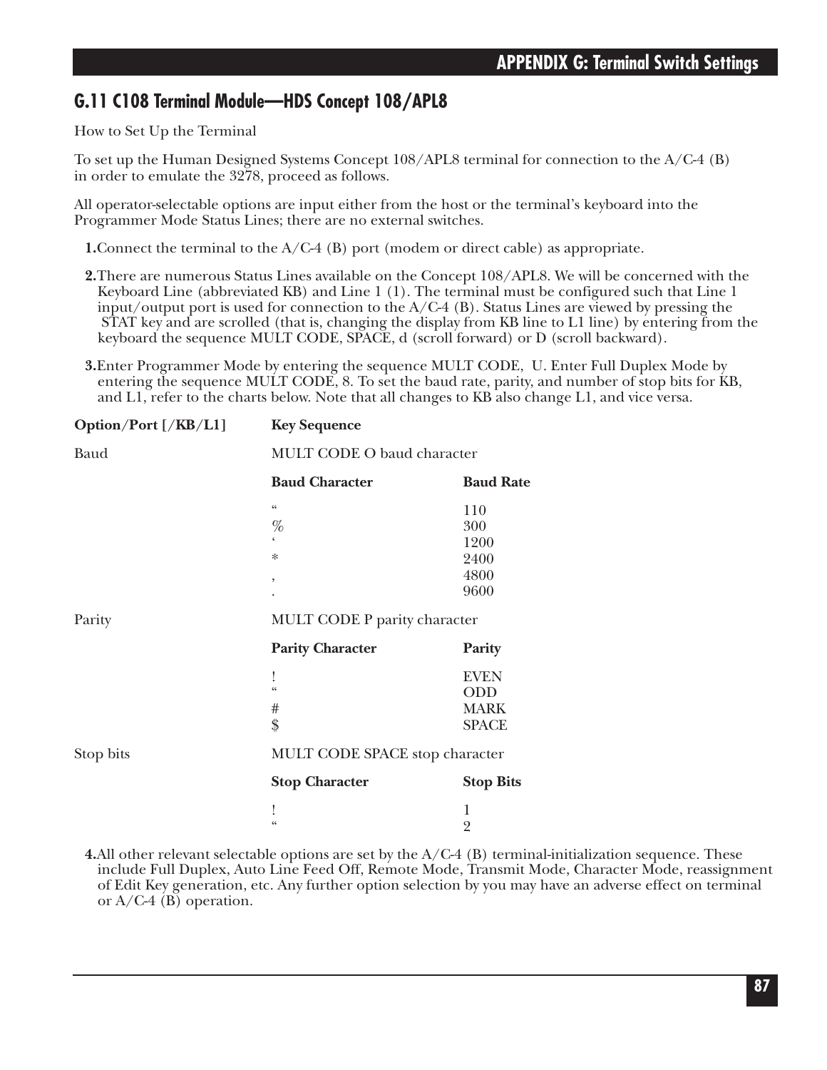## G.11 C108 Terminal Module—HDS Concept 108/APL8

How to Set Up the Terminal

To set up the Human Designed Systems Concept 108/APL8 terminal for connection to the A/C-4 (B) in order to emulate the 3278, proceed as follows.

All operator-selectable options are input either from the host or the terminal's keyboard into the Programmer Mode Status Lines; there are no external switches.

1. Connect the terminal to the A/C-4 (B) port (modem or direct cable) as appropriate.

2. There are numerous Status Lines available on the Concept 108/APL8. We will be concerned with the Keyboard Line (abbreviated KB) and Line 1 (1). The terminal must be configured such that Line 1 input/output port is used for connection to the A/C-4 (B). Status Lines are viewed by pressing the STAT key and are scrolled (that is, changing the display from KB line to L1 line) by entering from the keyboard the sequence MULT CODE, SPACE, d (scroll forward) or D (scroll backward).

3. Enter Programmer Mode by entering the sequence MULT CODE, U. Enter Full Duplex Mode by entering the sequence MULT CODE, 8. To set the baud rate, parity, and number of stop bits for KB, and L1, refer to the charts below. Note that all changes to KB also change L1, and vice versa.

| Option/Port [/KB/L1] | Key Sequence | |
|---|---|---|
| Baud | MULT CODE O baud character | |
| | **Baud Character** | **Baud Rate** |
| | " | 110 |
| | % | 300 |
| | ' | 1200 |
| | * | 2400 |
| | , | 4800 |
| | . | 9600 |
| Parity | MULT CODE P parity character | |
| | **Parity Character** | **Parity** |
| | ! | EVEN |
| | " | ODD |
| | # | MARK |
| | $ | SPACE |
| Stop bits | MULT CODE SPACE stop character | |
| | **Stop Character** | **Stop Bits** |
| | ! | 1 |
| | " | 2 |

4. All other relevant selectable options are set by the A/C-4 (B) terminal-initialization sequence. These include Full Duplex, Auto Line Feed Off, Remote Mode, Transmit Mode, Character Mode, reassignment of Edit Key generation, etc. Any further option selection by you may have an adverse effect on terminal or A/C-4 (B) operation.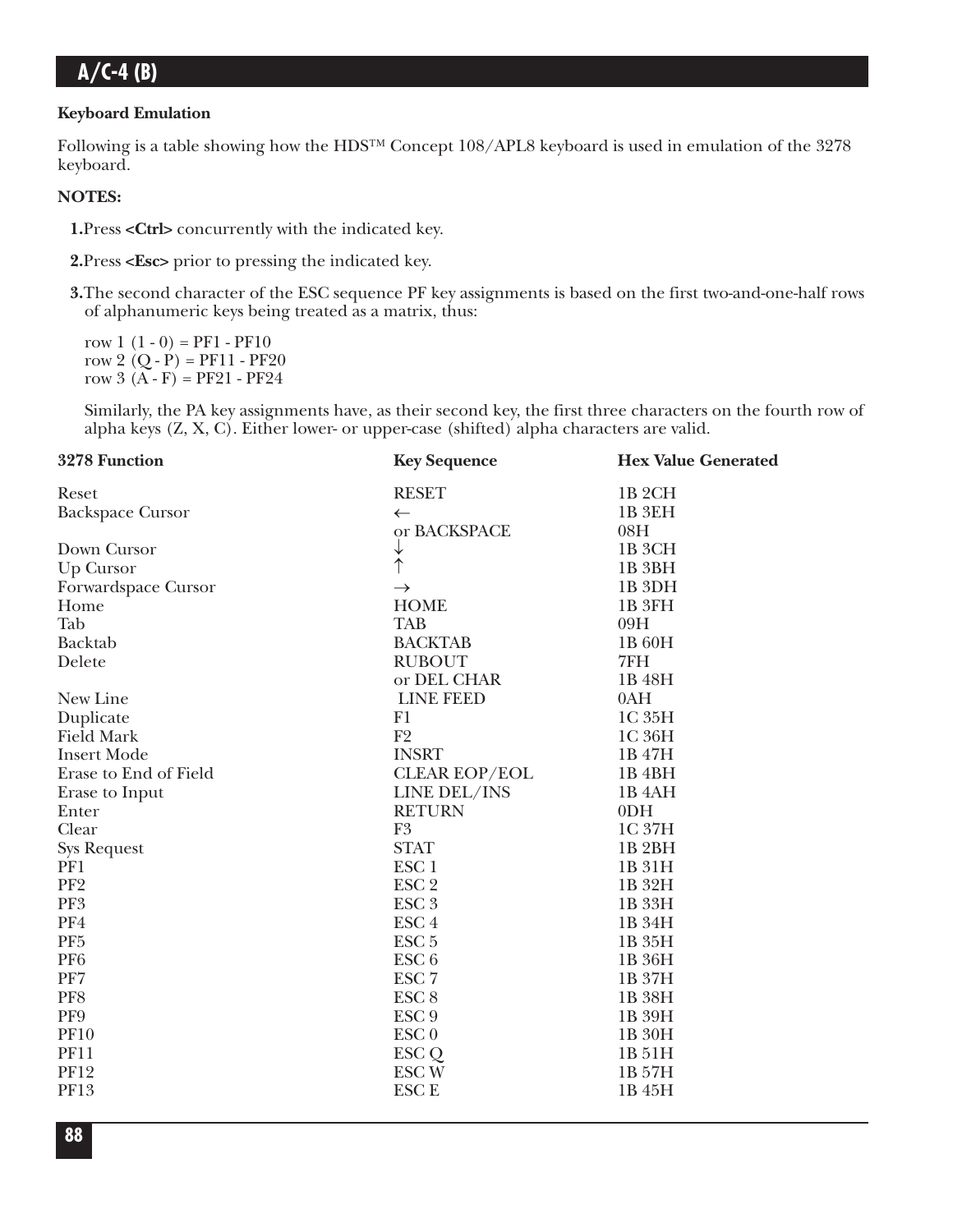### Keyboard Emulation

Following is a table showing how the HDS™ Concept 108/APL8 keyboard is used in emulation of the 3278 keyboard.

**NOTES:**

1. Press **<Ctrl>** concurrently with the indicated key.
2. Press **<Esc>** prior to pressing the indicated key.
3. The second character of the ESC sequence PF key assignments is based on the first two-and-one-half rows of alphanumeric keys being treated as a matrix, thus:

   row 1 (1 - 0) = PF1 - PF10
   row 2 (Q - P) = PF11 - PF20
   row 3 (A - F) = PF21 - PF24

   Similarly, the PA key assignments have, as their second key, the first three characters on the fourth row of alpha keys (Z, X, C). Either lower- or upper-case (shifted) alpha characters are valid.

| 3278 Function | Key Sequence | Hex Value Generated |
|---|---|---|
| Reset | RESET | 1B 2CH |
| Backspace Cursor | ← | 1B 3EH |
| | or BACKSPACE | 08H |
| Down Cursor | ↓ | 1B 3CH |
| Up Cursor | ↑ | 1B 3BH |
| Forwardspace Cursor | → | 1B 3DH |
| Home | HOME | 1B 3FH |
| Tab | TAB | 09H |
| Backtab | BACKTAB | 1B 60H |
| Delete | RUBOUT | 7FH |
| | or DEL CHAR | 1B 48H |
| New Line | LINE FEED | 0AH |
| Duplicate | F1 | 1C 35H |
| Field Mark | F2 | 1C 36H |
| Insert Mode | INSRT | 1B 47H |
| Erase to End of Field | CLEAR EOP/EOL | 1B 4BH |
| Erase to Input | LINE DEL/INS | 1B 4AH |
| Enter | RETURN | 0DH |
| Clear | F3 | 1C 37H |
| Sys Request | STAT | 1B 2BH |
| PF1 | ESC 1 | 1B 31H |
| PF2 | ESC 2 | 1B 32H |
| PF3 | ESC 3 | 1B 33H |
| PF4 | ESC 4 | 1B 34H |
| PF5 | ESC 5 | 1B 35H |
| PF6 | ESC 6 | 1B 36H |
| PF7 | ESC 7 | 1B 37H |
| PF8 | ESC 8 | 1B 38H |
| PF9 | ESC 9 | 1B 39H |
| PF10 | ESC 0 | 1B 30H |
| PF11 | ESC Q | 1B 51H |
| PF12 | ESC W | 1B 57H |
| PF13 | ESC E | 1B 45H |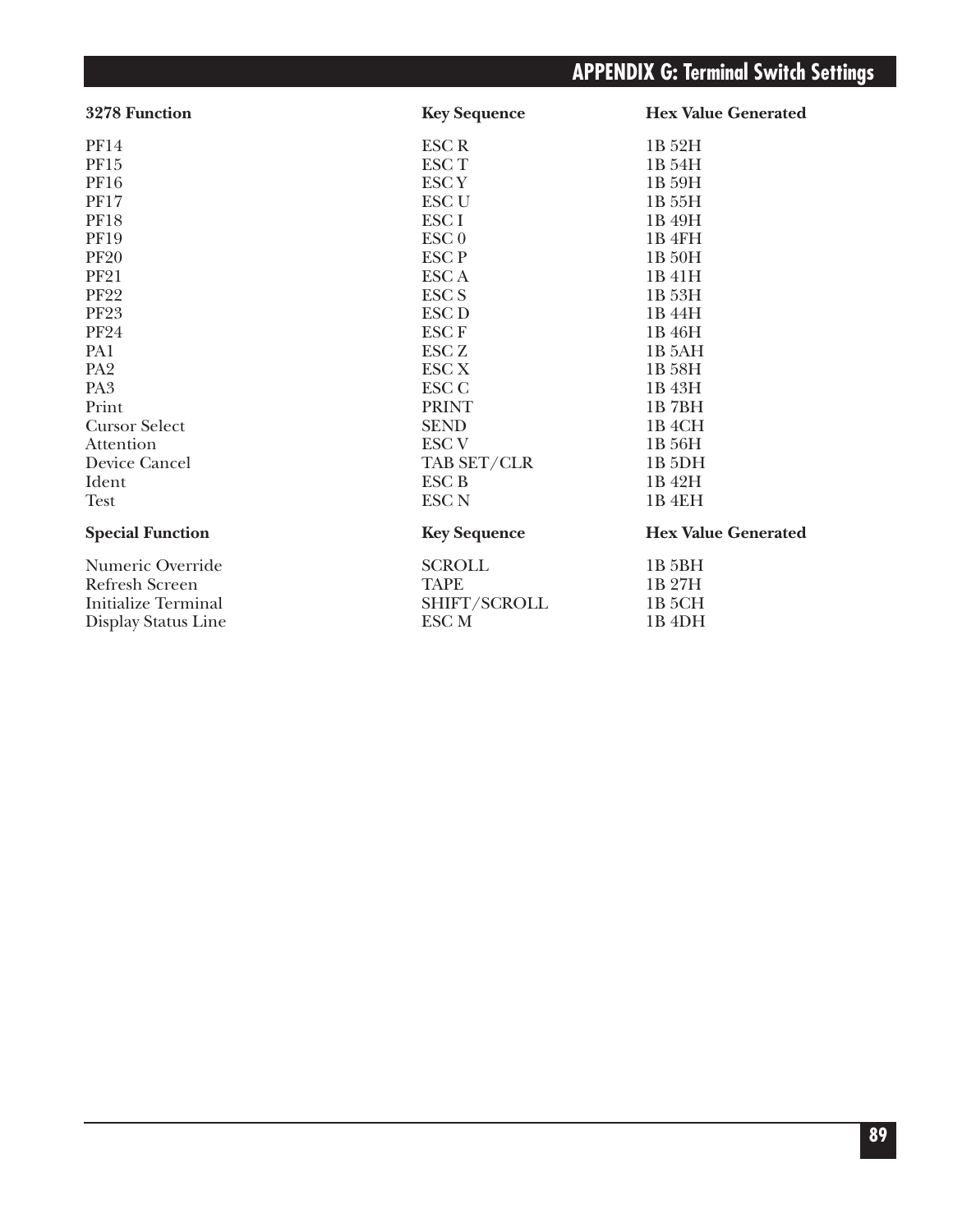| 3278 Function | Key Sequence | Hex Value Generated |
|---|---|---|
| PF14 | ESC R | 1B 52H |
| PF15 | ESC T | 1B 54H |
| PF16 | ESC Y | 1B 59H |
| PF17 | ESC U | 1B 55H |
| PF18 | ESC I | 1B 49H |
| PF19 | ESC 0 | 1B 4FH |
| PF20 | ESC P | 1B 50H |
| PF21 | ESC A | 1B 41H |
| PF22 | ESC S | 1B 53H |
| PF23 | ESC D | 1B 44H |
| PF24 | ESC F | 1B 46H |
| PA1 | ESC Z | 1B 5AH |
| PA2 | ESC X | 1B 58H |
| PA3 | ESC C | 1B 43H |
| Print | PRINT | 1B 7BH |
| Cursor Select | SEND | 1B 4CH |
| Attention | ESC V | 1B 56H |
| Device Cancel | TAB SET/CLR | 1B 5DH |
| Ident | ESC B | 1B 42H |
| Test | ESC N | 1B 4EH |

| Special Function | Key Sequence | Hex Value Generated |
|---|---|---|
| Numeric Override | SCROLL | 1B 5BH |
| Refresh Screen | TAPE | 1B 27H |
| Initialize Terminal | SHIFT/SCROLL | 1B 5CH |
| Display Status Line | ESC M | 1B 4DH |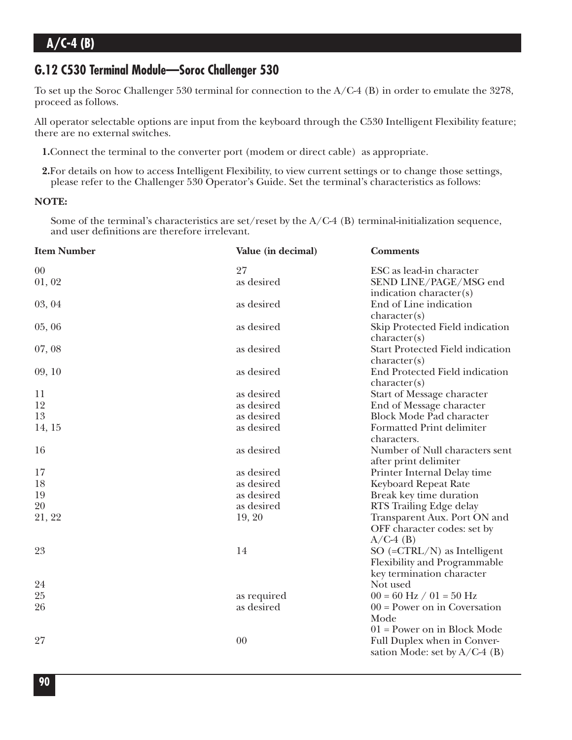## G.12 C530 Terminal Module—Soroc Challenger 530

To set up the Soroc Challenger 530 terminal for connection to the A/C-4 (B) in order to emulate the 3278, proceed as follows.

All operator selectable options are input from the keyboard through the C530 Intelligent Flexibility feature; there are no external switches.

1. Connect the terminal to the converter port (modem or direct cable) as appropriate.

2. For details on how to access Intelligent Flexibility, to view current settings or to change those settings, please refer to the Challenger 530 Operator's Guide. Set the terminal's characteristics as follows:

**NOTE:**

Some of the terminal's characteristics are set/reset by the A/C-4 (B) terminal-initialization sequence, and user definitions are therefore irrelevant.

| Item Number | Value (in decimal) | Comments |
|---|---|---|
| 00 | 27 | ESC as lead-in character |
| 01, 02 | as desired | SEND LINE/PAGE/MSG end indication character(s) |
| 03, 04 | as desired | End of Line indication character(s) |
| 05, 06 | as desired | Skip Protected Field indication character(s) |
| 07, 08 | as desired | Start Protected Field indication character(s) |
| 09, 10 | as desired | End Protected Field indication character(s) |
| 11 | as desired | Start of Message character |
| 12 | as desired | End of Message character |
| 13 | as desired | Block Mode Pad character |
| 14, 15 | as desired | Formatted Print delimiter characters. |
| 16 | as desired | Number of Null characters sent after print delimiter |
| 17 | as desired | Printer Internal Delay time |
| 18 | as desired | Keyboard Repeat Rate |
| 19 | as desired | Break key time duration |
| 20 | as desired | RTS Trailing Edge delay |
| 21, 22 | 19, 20 | Transparent Aux. Port ON and OFF character codes: set by A/C-4 (B) |
| 23 | 14 | SO (=CTRL/N) as Intelligent Flexibility and Programmable key termination character |
| 24 | | Not used |
| 25 | as required | 00 = 60 Hz / 01 = 50 Hz |
| 26 | as desired | 00 = Power on in Coversation Mode<br>01 = Power on in Block Mode |
| 27 | 00 | Full Duplex when in Conversation Mode: set by A/C-4 (B) |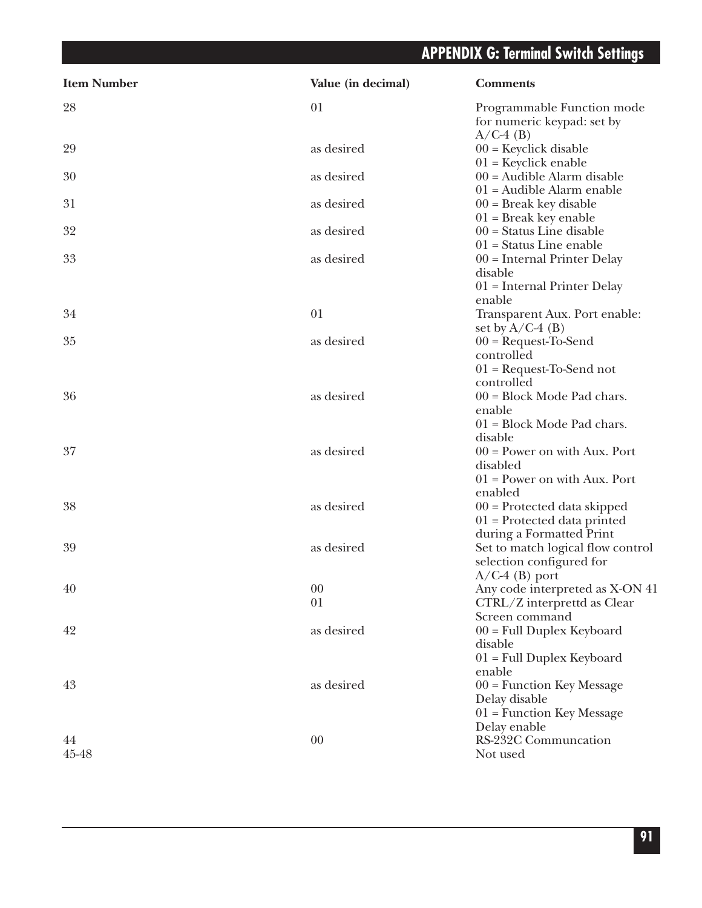| Item Number | Value (in decimal) | Comments |
| --- | --- | --- |
| 28 | 01 | Programmable Function mode for numeric keypad: set by A/C-4 (B) |
| 29 | as desired | 00 = Keyclick disable<br>01 = Keyclick enable |
| 30 | as desired | 00 = Audible Alarm disable<br>01 = Audible Alarm enable |
| 31 | as desired | 00 = Break key disable<br>01 = Break key enable |
| 32 | as desired | 00 = Status Line disable<br>01 = Status Line enable |
| 33 | as desired | 00 = Internal Printer Delay disable<br>01 = Internal Printer Delay enable |
| 34 | 01 | Transparent Aux. Port enable: set by A/C-4 (B) |
| 35 | as desired | 00 = Request-To-Send controlled<br>01 = Request-To-Send not controlled |
| 36 | as desired | 00 = Block Mode Pad chars. enable<br>01 = Block Mode Pad chars. disable |
| 37 | as desired | 00 = Power on with Aux. Port disabled<br>01 = Power on with Aux. Port enabled |
| 38 | as desired | 00 = Protected data skipped<br>01 = Protected data printed during a Formatted Print |
| 39 | as desired | Set to match logical flow control selection configured for A/C-4 (B) port |
| 40 | 00<br>01 | Any code interpreted as X-ON 41<br>CTRL/Z interprettd as Clear Screen command |
| 42 | as desired | 00 = Full Duplex Keyboard disable<br>01 = Full Duplex Keyboard enable |
| 43 | as desired | 00 = Function Key Message Delay disable<br>01 = Function Key Message Delay enable |
| 44 | 00 | RS-232C Communcation |
| 45-48 | | Not used |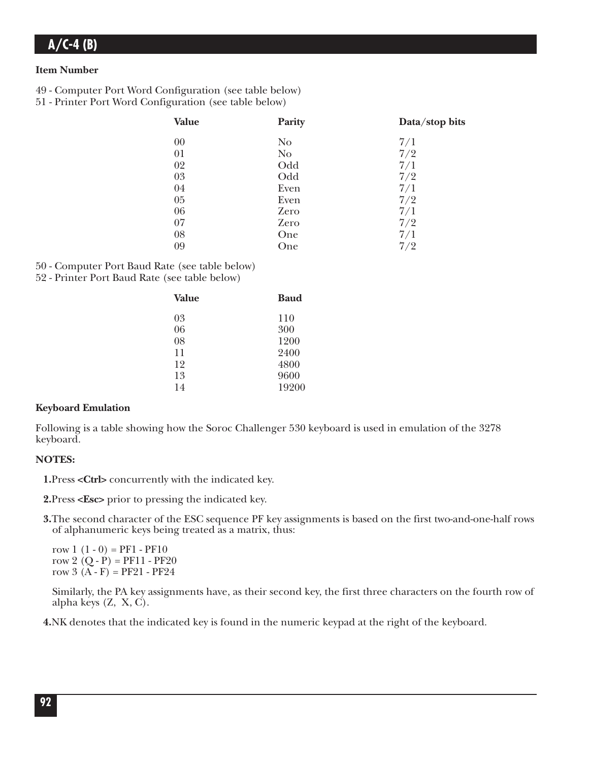**Item Number**

49 - Computer Port Word Configuration (see table below)
51 - Printer Port Word Configuration (see table below)

| Value | Parity | Data/stop bits |
|---|---|---|
| 00 | No | 7/1 |
| 01 | No | 7/2 |
| 02 | Odd | 7/1 |
| 03 | Odd | 7/2 |
| 04 | Even | 7/1 |
| 05 | Even | 7/2 |
| 06 | Zero | 7/1 |
| 07 | Zero | 7/2 |
| 08 | One | 7/1 |
| 09 | One | 7/2 |

50 - Computer Port Baud Rate (see table below)
52 - Printer Port Baud Rate (see table below)

| Value | Baud |
|---|---|
| 03 | 110 |
| 06 | 300 |
| 08 | 1200 |
| 11 | 2400 |
| 12 | 4800 |
| 13 | 9600 |
| 14 | 19200 |

**Keyboard Emulation**

Following is a table showing how the Soroc Challenger 530 keyboard is used in emulation of the 3278 keyboard.

**NOTES:**

**1.** Press **<Ctrl>** concurrently with the indicated key.

**2.** Press **<Esc>** prior to pressing the indicated key.

**3.** The second character of the ESC sequence PF key assignments is based on the first two-and-one-half rows of alphanumeric keys being treated as a matrix, thus:

row 1 (1 - 0) = PF1 - PF10
row 2 (Q - P) = PF11 - PF20
row 3 (A - F) = PF21 - PF24

Similarly, the PA key assignments have, as their second key, the first three characters on the fourth row of alpha keys (Z, X, C).

**4.** NK denotes that the indicated key is found in the numeric keypad at the right of the keyboard.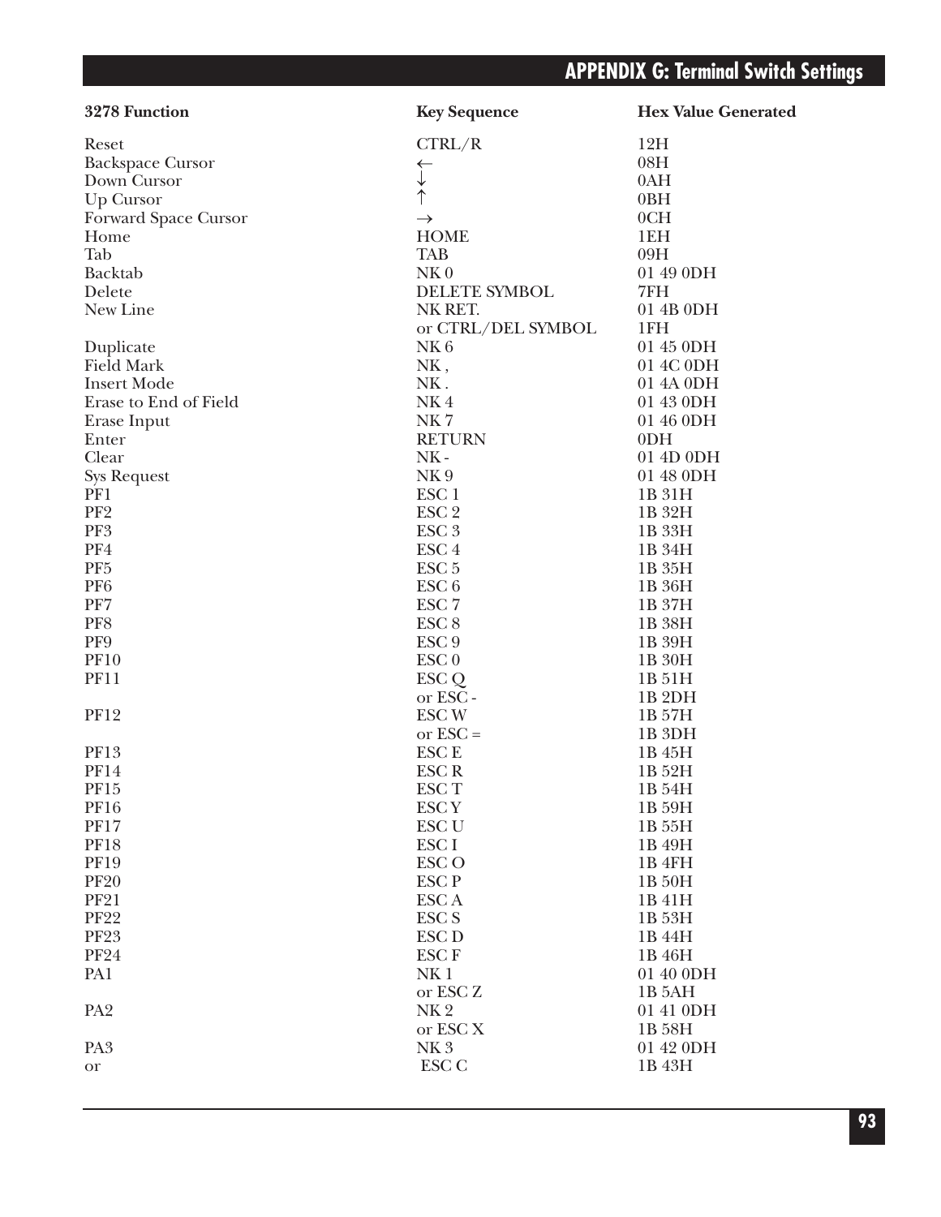| 3278 Function | Key Sequence | Hex Value Generated |
|---|---|---|
| Reset | CTRL/R | 12H |
| Backspace Cursor | ← | 08H |
| Down Cursor | ↓ | 0AH |
| Up Cursor | ↑ | 0BH |
| Forward Space Cursor | → | 0CH |
| Home | HOME | 1EH |
| Tab | TAB | 09H |
| Backtab | NK 0 | 01 49 0DH |
| Delete | DELETE SYMBOL | 7FH |
| New Line | NK RET. | 01 4B 0DH |
| | or CTRL/DEL SYMBOL | 1FH |
| Duplicate | NK 6 | 01 45 0DH |
| Field Mark | NK , | 01 4C 0DH |
| Insert Mode | NK . | 01 4A 0DH |
| Erase to End of Field | NK 4 | 01 43 0DH |
| Erase Input | NK 7 | 01 46 0DH |
| Enter | RETURN | 0DH |
| Clear | NK - | 01 4D 0DH |
| Sys Request | NK 9 | 01 48 0DH |
| PF1 | ESC 1 | 1B 31H |
| PF2 | ESC 2 | 1B 32H |
| PF3 | ESC 3 | 1B 33H |
| PF4 | ESC 4 | 1B 34H |
| PF5 | ESC 5 | 1B 35H |
| PF6 | ESC 6 | 1B 36H |
| PF7 | ESC 7 | 1B 37H |
| PF8 | ESC 8 | 1B 38H |
| PF9 | ESC 9 | 1B 39H |
| PF10 | ESC 0 | 1B 30H |
| PF11 | ESC Q | 1B 51H |
| | or ESC - | 1B 2DH |
| PF12 | ESC W | 1B 57H |
| | or ESC = | 1B 3DH |
| PF13 | ESC E | 1B 45H |
| PF14 | ESC R | 1B 52H |
| PF15 | ESC T | 1B 54H |
| PF16 | ESC Y | 1B 59H |
| PF17 | ESC U | 1B 55H |
| PF18 | ESC I | 1B 49H |
| PF19 | ESC O | 1B 4FH |
| PF20 | ESC P | 1B 50H |
| PF21 | ESC A | 1B 41H |
| PF22 | ESC S | 1B 53H |
| PF23 | ESC D | 1B 44H |
| PF24 | ESC F | 1B 46H |
| PA1 | NK 1 | 01 40 0DH |
| | or ESC Z | 1B 5AH |
| PA2 | NK 2 | 01 41 0DH |
| | or ESC X | 1B 58H |
| PA3 | NK 3 | 01 42 0DH |
| or | ESC C | 1B 43H |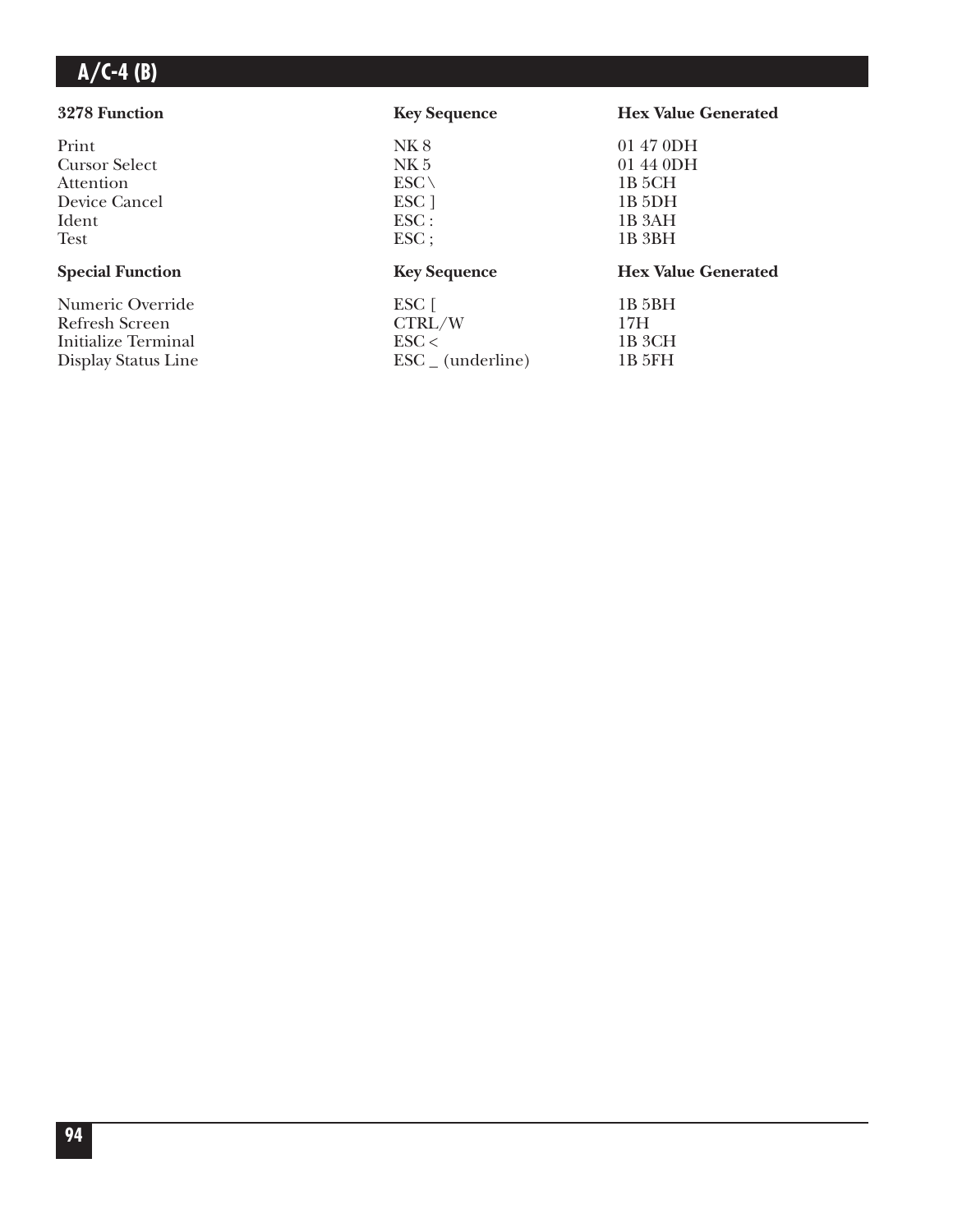| 3278 Function | Key Sequence | Hex Value Generated |
|---|---|---|
| Print | NK 8 | 01 47 0DH |
| Cursor Select | NK 5 | 01 44 0DH |
| Attention | ESC \ | 1B 5CH |
| Device Cancel | ESC ] | 1B 5DH |
| Ident | ESC : | 1B 3AH |
| Test | ESC ; | 1B 3BH |

| Special Function | Key Sequence | Hex Value Generated |
|---|---|---|
| Numeric Override | ESC [ | 1B 5BH |
| Refresh Screen | CTRL/W | 17H |
| Initialize Terminal | ESC < | 1B 3CH |
| Display Status Line | ESC _ (underline) | 1B 5FH |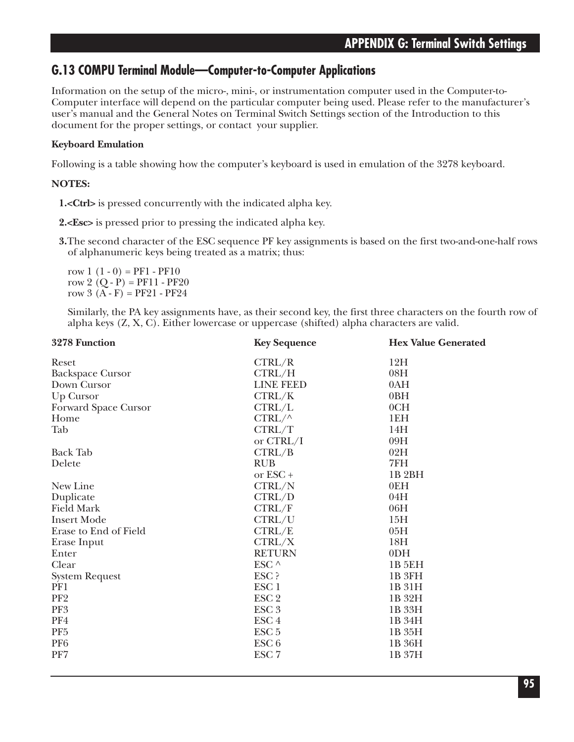## G.13 COMPU Terminal Module—Computer-to-Computer Applications

Information on the setup of the micro-, mini-, or instrumentation computer used in the Computer-to-Computer interface will depend on the particular computer being used. Please refer to the manufacturer's user's manual and the General Notes on Terminal Switch Settings section of the Introduction to this document for the proper settings, or contact your supplier.

**Keyboard Emulation**

Following is a table showing how the computer's keyboard is used in emulation of the 3278 keyboard.

**NOTES:**

**1.<Ctrl>** is pressed concurrently with the indicated alpha key.

**2.<Esc>** is pressed prior to pressing the indicated alpha key.

**3.** The second character of the ESC sequence PF key assignments is based on the first two-and-one-half rows of alphanumeric keys being treated as a matrix; thus:

row 1 (1 - 0) = PF1 - PF10
row 2 (Q - P) = PF11 - PF20
row 3 (A - F) = PF21 - PF24

Similarly, the PA key assignments have, as their second key, the first three characters on the fourth row of alpha keys (Z, X, C). Either lowercase or uppercase (shifted) alpha characters are valid.

| 3278 Function | Key Sequence | Hex Value Generated |
|---|---|---|
| Reset | CTRL/R | 12H |
| Backspace Cursor | CTRL/H | 08H |
| Down Cursor | LINE FEED | 0AH |
| Up Cursor | CTRL/K | 0BH |
| Forward Space Cursor | CTRL/L | 0CH |
| Home | CTRL/^ | 1EH |
| Tab | CTRL/T | 14H |
| | or CTRL/I | 09H |
| Back Tab | CTRL/B | 02H |
| Delete | RUB | 7FH |
| | or ESC + | 1B 2BH |
| New Line | CTRL/N | 0EH |
| Duplicate | CTRL/D | 04H |
| Field Mark | CTRL/F | 06H |
| Insert Mode | CTRL/U | 15H |
| Erase to End of Field | CTRL/E | 05H |
| Erase Input | CTRL/X | 18H |
| Enter | RETURN | 0DH |
| Clear | ESC ^ | 1B 5EH |
| System Request | ESC ? | 1B 3FH |
| PF1 | ESC 1 | 1B 31H |
| PF2 | ESC 2 | 1B 32H |
| PF3 | ESC 3 | 1B 33H |
| PF4 | ESC 4 | 1B 34H |
| PF5 | ESC 5 | 1B 35H |
| PF6 | ESC 6 | 1B 36H |
| PF7 | ESC 7 | 1B 37H |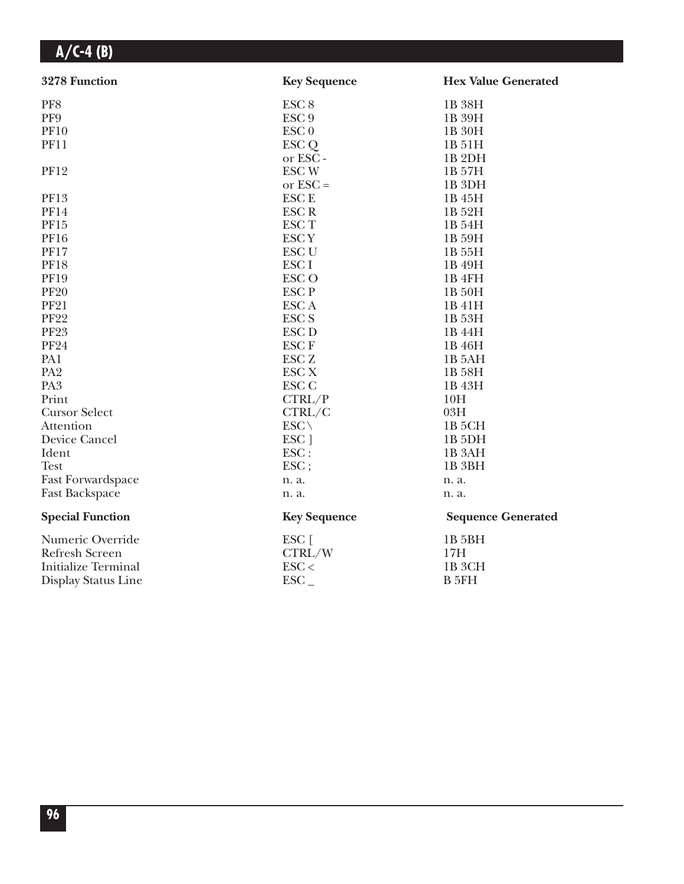| 3278 Function | Key Sequence | Hex Value Generated |
|---|---|---|
| PF8 | ESC 8 | 1B 38H |
| PF9 | ESC 9 | 1B 39H |
| PF10 | ESC 0 | 1B 30H |
| PF11 | ESC Q | 1B 51H |
| | or ESC - | 1B 2DH |
| PF12 | ESC W | 1B 57H |
| | or ESC = | 1B 3DH |
| PF13 | ESC E | 1B 45H |
| PF14 | ESC R | 1B 52H |
| PF15 | ESC T | 1B 54H |
| PF16 | ESC Y | 1B 59H |
| PF17 | ESC U | 1B 55H |
| PF18 | ESC I | 1B 49H |
| PF19 | ESC O | 1B 4FH |
| PF20 | ESC P | 1B 50H |
| PF21 | ESC A | 1B 41H |
| PF22 | ESC S | 1B 53H |
| PF23 | ESC D | 1B 44H |
| PF24 | ESC F | 1B 46H |
| PA1 | ESC Z | 1B 5AH |
| PA2 | ESC X | 1B 58H |
| PA3 | ESC C | 1B 43H |
| Print | CTRL/P | 10H |
| Cursor Select | CTRL/C | 03H |
| Attention | ESC \ | 1B 5CH |
| Device Cancel | ESC ] | 1B 5DH |
| Ident | ESC : | 1B 3AH |
| Test | ESC ; | 1B 3BH |
| Fast Forwardspace | n. a. | n. a. |
| Fast Backspace | n. a. | n. a. |

| Special Function | Key Sequence | Sequence Generated |
|---|---|---|
| Numeric Override | ESC [ | 1B 5BH |
| Refresh Screen | CTRL/W | 17H |
| Initialize Terminal | ESC < | 1B 3CH |
| Display Status Line | ESC _ | B 5FH |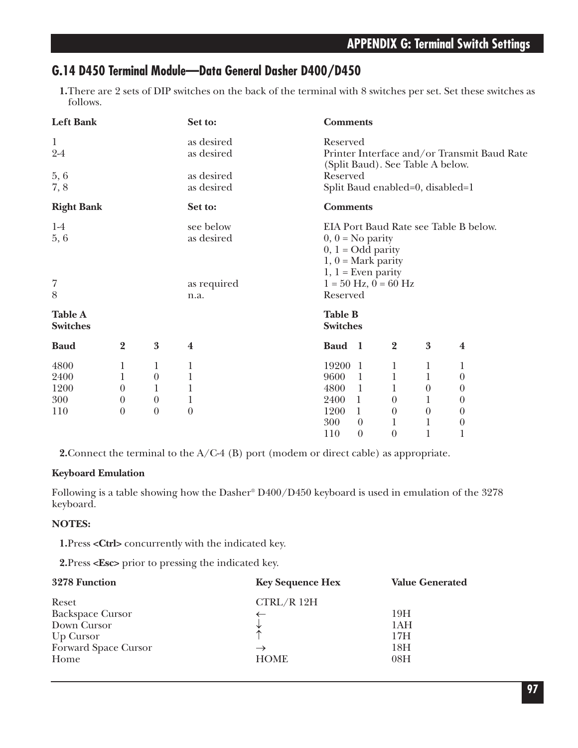## G.14 D450 Terminal Module—Data General Dasher D400/D450

**1.** There are 2 sets of DIP switches on the back of the terminal with 8 switches per set. Set these switches as follows.

| Left Bank | Set to: | Comments |
|---|---|---|
| 1 | as desired | Reserved |
| 2-4 | as desired | Printer Interface and/or Transmit Baud Rate (Split Baud). See Table A below. |
| 5, 6 | as desired | Reserved |
| 7, 8 | as desired | Split Baud enabled=0, disabled=1 |

| Right Bank | Set to: | Comments |
|---|---|---|
| 1-4 | see below | EIA Port Baud Rate see Table B below. |
| 5, 6 | as desired | 0, 0 = No parity<br>0, 1 = Odd parity<br>1, 0 = Mark parity<br>1, 1 = Even parity |
| 7 | as required | 1 = 50 Hz, 0 = 60 Hz |
| 8 | n.a. | Reserved |

**Table A Switches**

| Baud | 2 | 3 | 4 |
|---|---|---|---|
| 4800 | 1 | 1 | 1 |
| 2400 | 1 | 0 | 1 |
| 1200 | 0 | 1 | 1 |
| 300 | 0 | 0 | 1 |
| 110 | 0 | 0 | 0 |

**Table B Switches**

| Baud | 1 | 2 | 3 | 4 |
|---|---|---|---|---|
| 19200 | 1 | 1 | 1 | 1 |
| 9600 | 1 | 1 | 1 | 0 |
| 4800 | 1 | 1 | 0 | 0 |
| 2400 | 1 | 0 | 1 | 0 |
| 1200 | 1 | 0 | 0 | 0 |
| 300 | 0 | 1 | 1 | 0 |
| 110 | 0 | 0 | 1 | 1 |

**2.** Connect the terminal to the A/C-4 (B) port (modem or direct cable) as appropriate.

**Keyboard Emulation**

Following is a table showing how the Dasher® D400/D450 keyboard is used in emulation of the 3278 keyboard.

**NOTES:**

**1.** Press **<Ctrl>** concurrently with the indicated key.

**2.** Press **<Esc>** prior to pressing the indicated key.

| 3278 Function | Key Sequence Hex | Value Generated |
|---|---|---|
| Reset | CTRL/R 12H | |
| Backspace Cursor | ← | 19H |
| Down Cursor | ↓ | 1AH |
| Up Cursor | ↑ | 17H |
| Forward Space Cursor | → | 18H |
| Home | HOME | 08H |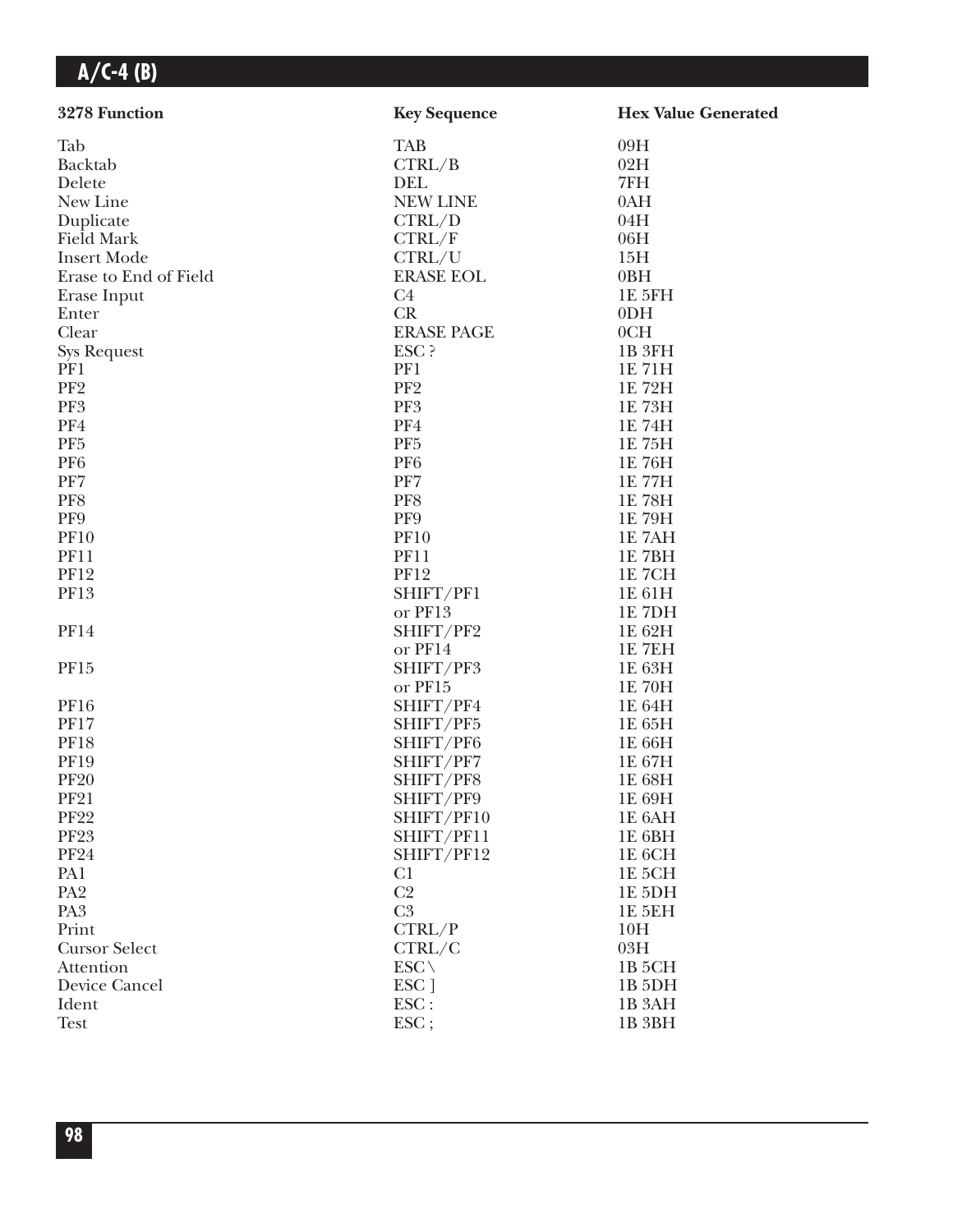| 3278 Function | Key Sequence | Hex Value Generated |
| --- | --- | --- |
| Tab | TAB | 09H |
| Backtab | CTRL/B | 02H |
| Delete | DEL | 7FH |
| New Line | NEW LINE | 0AH |
| Duplicate | CTRL/D | 04H |
| Field Mark | CTRL/F | 06H |
| Insert Mode | CTRL/U | 15H |
| Erase to End of Field | ERASE EOL | 0BH |
| Erase Input | C4 | 1E 5FH |
| Enter | CR | 0DH |
| Clear | ERASE PAGE | 0CH |
| Sys Request | ESC ? | 1B 3FH |
| PF1 | PF1 | 1E 71H |
| PF2 | PF2 | 1E 72H |
| PF3 | PF3 | 1E 73H |
| PF4 | PF4 | 1E 74H |
| PF5 | PF5 | 1E 75H |
| PF6 | PF6 | 1E 76H |
| PF7 | PF7 | 1E 77H |
| PF8 | PF8 | 1E 78H |
| PF9 | PF9 | 1E 79H |
| PF10 | PF10 | 1E 7AH |
| PF11 | PF11 | 1E 7BH |
| PF12 | PF12 | 1E 7CH |
| PF13 | SHIFT/PF1 | 1E 61H |
| | or PF13 | 1E 7DH |
| PF14 | SHIFT/PF2 | 1E 62H |
| | or PF14 | 1E 7EH |
| PF15 | SHIFT/PF3 | 1E 63H |
| | or PF15 | 1E 70H |
| PF16 | SHIFT/PF4 | 1E 64H |
| PF17 | SHIFT/PF5 | 1E 65H |
| PF18 | SHIFT/PF6 | 1E 66H |
| PF19 | SHIFT/PF7 | 1E 67H |
| PF20 | SHIFT/PF8 | 1E 68H |
| PF21 | SHIFT/PF9 | 1E 69H |
| PF22 | SHIFT/PF10 | 1E 6AH |
| PF23 | SHIFT/PF11 | 1E 6BH |
| PF24 | SHIFT/PF12 | 1E 6CH |
| PA1 | C1 | 1E 5CH |
| PA2 | C2 | 1E 5DH |
| PA3 | C3 | 1E 5EH |
| Print | CTRL/P | 10H |
| Cursor Select | CTRL/C | 03H |
| Attention | ESC \ | 1B 5CH |
| Device Cancel | ESC ] | 1B 5DH |
| Ident | ESC : | 1B 3AH |
| Test | ESC ; | 1B 3BH |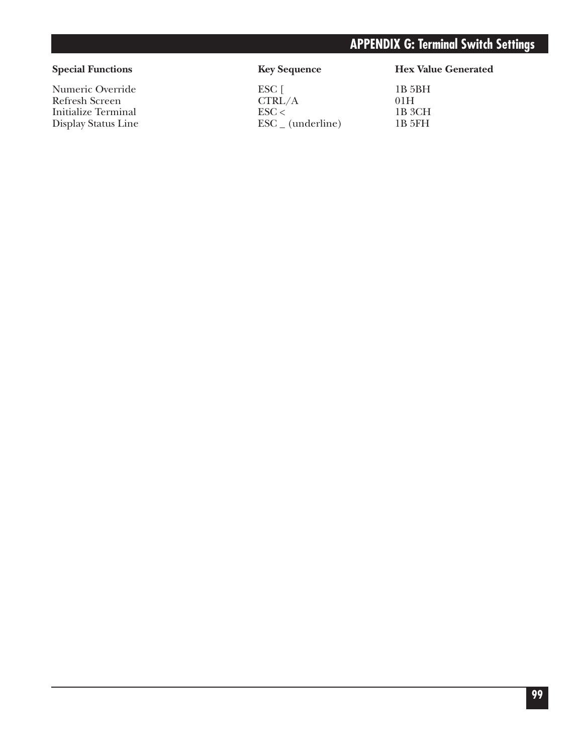| Special Functions | Key Sequence | Hex Value Generated |
|---|---|---|
| Numeric Override | ESC [ | 1B 5BH |
| Refresh Screen | CTRL/A | 01H |
| Initialize Terminal | ESC < | 1B 3CH |
| Display Status Line | ESC _ (underline) | 1B 5FH |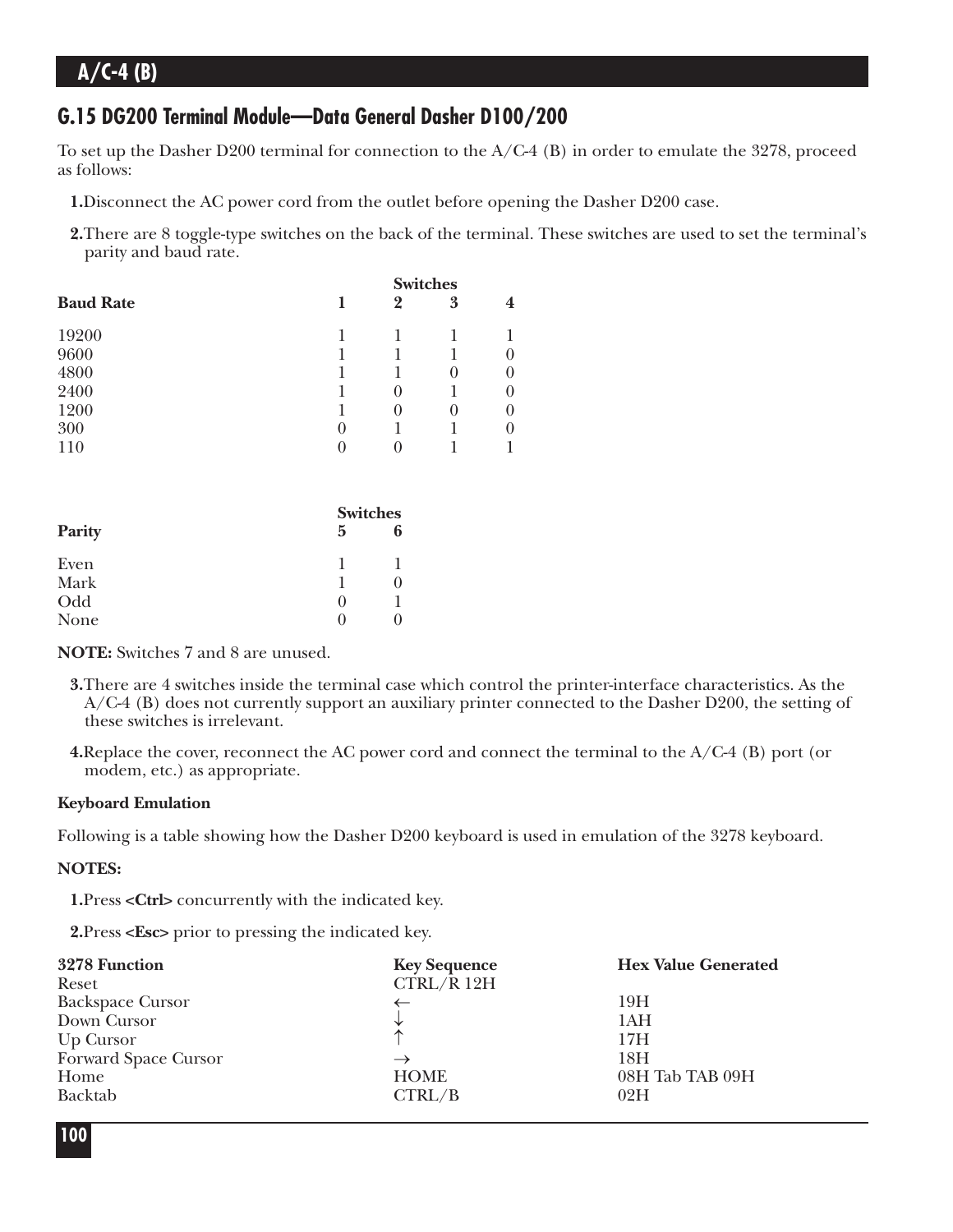## G.15 DG200 Terminal Module—Data General Dasher D100/200

To set up the Dasher D200 terminal for connection to the A/C-4 (B) in order to emulate the 3278, proceed as follows:

1. Disconnect the AC power cord from the outlet before opening the Dasher D200 case.

2. There are 8 toggle-type switches on the back of the terminal. These switches are used to set the terminal's parity and baud rate.

| | Switches | | | |
|---|---|---|---|---|
| **Baud Rate** | **1** | **2** | **3** | **4** |
| 19200 | 1 | 1 | 1 | 1 |
| 9600 | 1 | 1 | 1 | 0 |
| 4800 | 1 | 1 | 0 | 0 |
| 2400 | 1 | 0 | 1 | 0 |
| 1200 | 1 | 0 | 0 | 0 |
| 300 | 0 | 1 | 1 | 0 |
| 110 | 0 | 0 | 1 | 1 |

| | Switches | |
|---|---|---|
| **Parity** | **5** | **6** |
| Even | 1 | 1 |
| Mark | 1 | 0 |
| Odd | 0 | 1 |
| None | 0 | 0 |

**NOTE:** Switches 7 and 8 are unused.

3. There are 4 switches inside the terminal case which control the printer-interface characteristics. As the A/C-4 (B) does not currently support an auxiliary printer connected to the Dasher D200, the setting of these switches is irrelevant.

4. Replace the cover, reconnect the AC power cord and connect the terminal to the A/C-4 (B) port (or modem, etc.) as appropriate.

**Keyboard Emulation**

Following is a table showing how the Dasher D200 keyboard is used in emulation of the 3278 keyboard.

**NOTES:**

1. Press **<Ctrl>** concurrently with the indicated key.

2. Press **<Esc>** prior to pressing the indicated key.

| 3278 Function | Key Sequence | Hex Value Generated |
|---|---|---|
| Reset | CTRL/R 12H | |
| Backspace Cursor | ← | 19H |
| Down Cursor | ↓ | 1AH |
| Up Cursor | ↑ | 17H |
| Forward Space Cursor | → | 18H |
| Home | HOME | 08H Tab TAB 09H |
| Backtab | CTRL/B | 02H |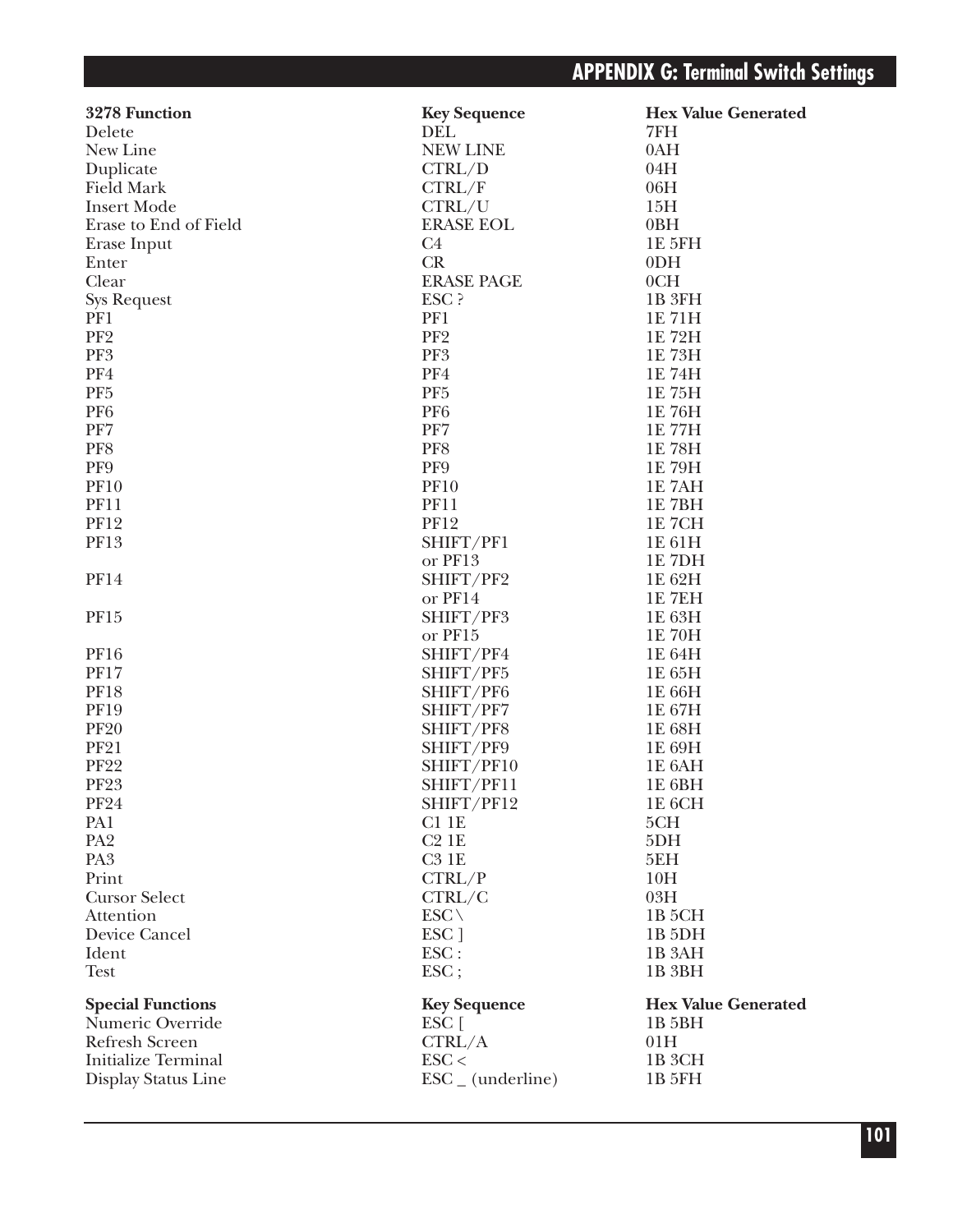| 3278 Function | Key Sequence | Hex Value Generated |
|---|---|---|
| Delete | DEL | 7FH |
| New Line | NEW LINE | 0AH |
| Duplicate | CTRL/D | 04H |
| Field Mark | CTRL/F | 06H |
| Insert Mode | CTRL/U | 15H |
| Erase to End of Field | ERASE EOL | 0BH |
| Erase Input | C4 | 1E 5FH |
| Enter | CR | 0DH |
| Clear | ERASE PAGE | 0CH |
| Sys Request | ESC ? | 1B 3FH |
| PF1 | PF1 | 1E 71H |
| PF2 | PF2 | 1E 72H |
| PF3 | PF3 | 1E 73H |
| PF4 | PF4 | 1E 74H |
| PF5 | PF5 | 1E 75H |
| PF6 | PF6 | 1E 76H |
| PF7 | PF7 | 1E 77H |
| PF8 | PF8 | 1E 78H |
| PF9 | PF9 | 1E 79H |
| PF10 | PF10 | 1E 7AH |
| PF11 | PF11 | 1E 7BH |
| PF12 | PF12 | 1E 7CH |
| PF13 | SHIFT/PF1 | 1E 61H |
| | or PF13 | 1E 7DH |
| PF14 | SHIFT/PF2 | 1E 62H |
| | or PF14 | 1E 7EH |
| PF15 | SHIFT/PF3 | 1E 63H |
| | or PF15 | 1E 70H |
| PF16 | SHIFT/PF4 | 1E 64H |
| PF17 | SHIFT/PF5 | 1E 65H |
| PF18 | SHIFT/PF6 | 1E 66H |
| PF19 | SHIFT/PF7 | 1E 67H |
| PF20 | SHIFT/PF8 | 1E 68H |
| PF21 | SHIFT/PF9 | 1E 69H |
| PF22 | SHIFT/PF10 | 1E 6AH |
| PF23 | SHIFT/PF11 | 1E 6BH |
| PF24 | SHIFT/PF12 | 1E 6CH |
| PA1 | C1 1E | 5CH |
| PA2 | C2 1E | 5DH |
| PA3 | C3 1E | 5EH |
| Print | CTRL/P | 10H |
| Cursor Select | CTRL/C | 03H |
| Attention | ESC \ | 1B 5CH |
| Device Cancel | ESC ] | 1B 5DH |
| Ident | ESC : | 1B 3AH |
| Test | ESC ; | 1B 3BH |

| Special Functions | Key Sequence | Hex Value Generated |
|---|---|---|
| Numeric Override | ESC [ | 1B 5BH |
| Refresh Screen | CTRL/A | 01H |
| Initialize Terminal | ESC < | 1B 3CH |
| Display Status Line | ESC _ (underline) | 1B 5FH |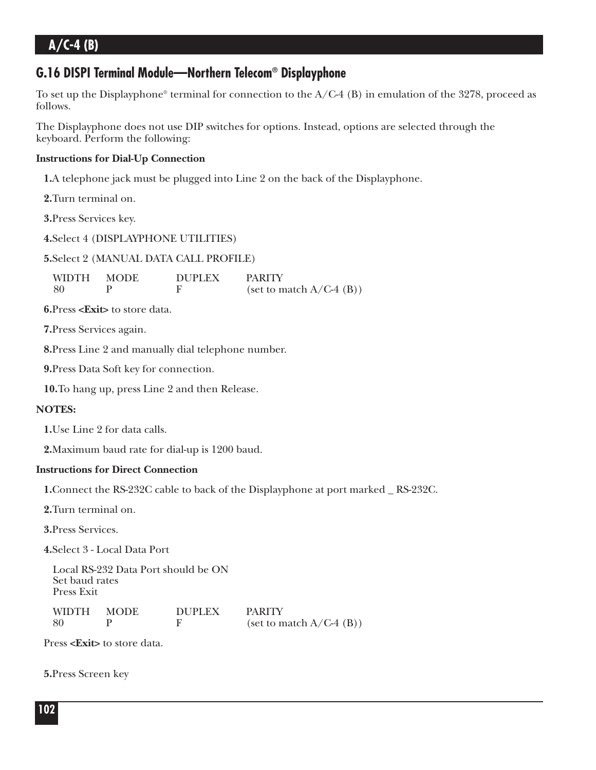## G.16 DISPI Terminal Module—Northern Telecom® Displayphone

To set up the Displayphone® terminal for connection to the A/C-4 (B) in emulation of the 3278, proceed as follows.

The Displayphone does not use DIP switches for options. Instead, options are selected through the keyboard. Perform the following:

**Instructions for Dial-Up Connection**

**1.** A telephone jack must be plugged into Line 2 on the back of the Displayphone.

**2.** Turn terminal on.

**3.** Press Services key.

**4.** Select 4 (DISPLAYPHONE UTILITIES)

**5.** Select 2 (MANUAL DATA CALL PROFILE)

| WIDTH | MODE | DUPLEX | PARITY |
|---|---|---|---|
| 80 | P | F | (set to match A/C-4 (B)) |

**6.** Press **<Exit>** to store data.

**7.** Press Services again.

**8.** Press Line 2 and manually dial telephone number.

**9.** Press Data Soft key for connection.

**10.** To hang up, press Line 2 and then Release.

**NOTES:**

**1.** Use Line 2 for data calls.

**2.** Maximum baud rate for dial-up is 1200 baud.

**Instructions for Direct Connection**

**1.** Connect the RS-232C cable to back of the Displayphone at port marked _ RS-232C.

**2.** Turn terminal on.

**3.** Press Services.

**4.** Select 3 - Local Data Port

Local RS-232 Data Port should be ON
Set baud rates
Press Exit

| WIDTH | MODE | DUPLEX | PARITY |
|---|---|---|---|
| 80 | P | F | (set to match A/C-4 (B)) |

Press **<Exit>** to store data.

**5.** Press Screen key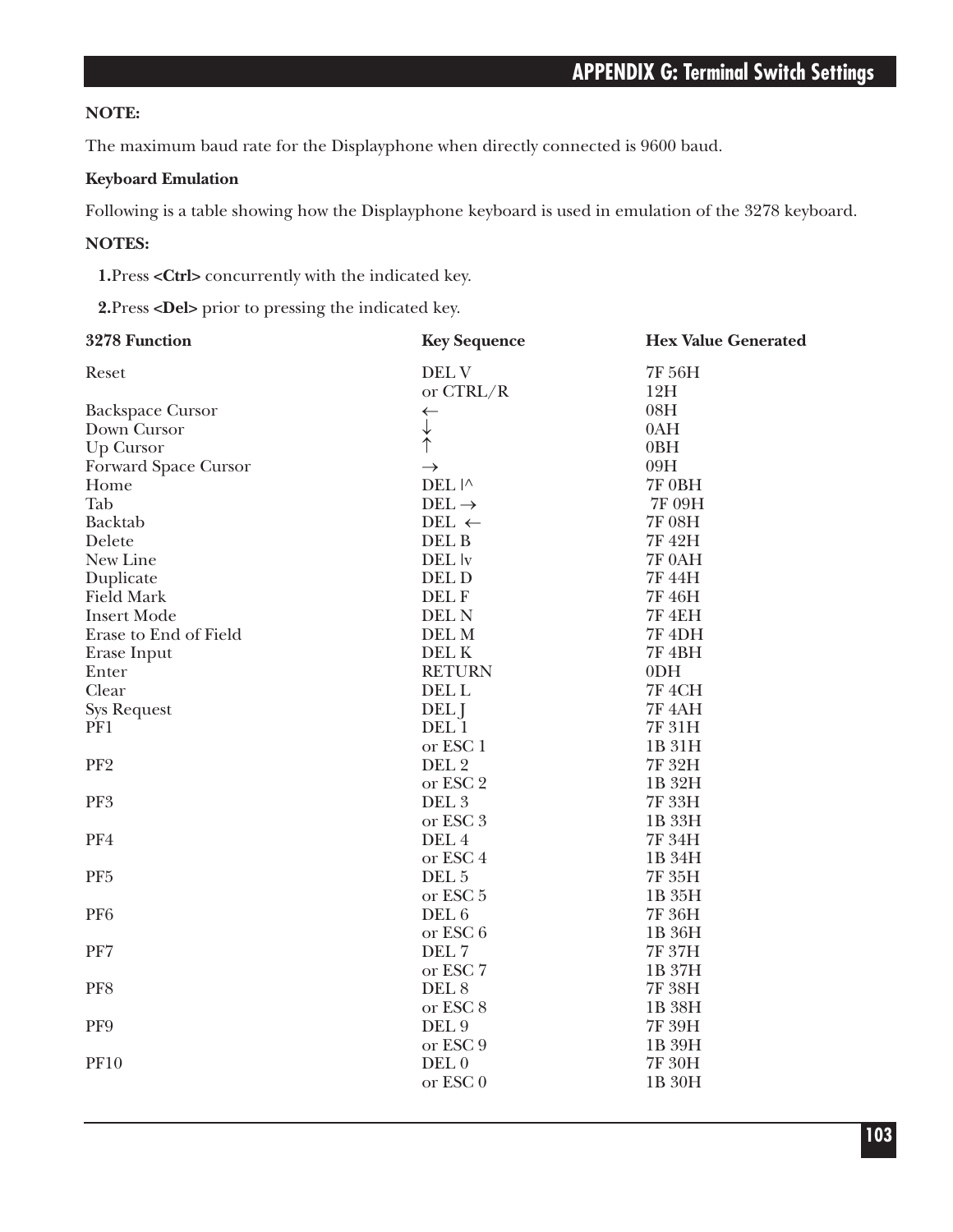**NOTE:**

The maximum baud rate for the Displayphone when directly connected is 9600 baud.

**Keyboard Emulation**

Following is a table showing how the Displayphone keyboard is used in emulation of the 3278 keyboard.

**NOTES:**

**1.** Press **<Ctrl>** concurrently with the indicated key.

**2.** Press **<Del>** prior to pressing the indicated key.

| 3278 Function | Key Sequence | Hex Value Generated |
|---|---|---|
| Reset | DEL V | 7F 56H |
| | or CTRL/R | 12H |
| Backspace Cursor | ← | 08H |
| Down Cursor | ↓ | 0AH |
| Up Cursor | ↑ | 0BH |
| Forward Space Cursor | → | 09H |
| Home | DEL \|^ | 7F 0BH |
| Tab | DEL → | 7F 09H |
| Backtab | DEL ← | 7F 08H |
| Delete | DEL B | 7F 42H |
| New Line | DEL \|v | 7F 0AH |
| Duplicate | DEL D | 7F 44H |
| Field Mark | DEL F | 7F 46H |
| Insert Mode | DEL N | 7F 4EH |
| Erase to End of Field | DEL M | 7F 4DH |
| Erase Input | DEL K | 7F 4BH |
| Enter | RETURN | 0DH |
| Clear | DEL L | 7F 4CH |
| Sys Request | DEL J | 7F 4AH |
| PF1 | DEL 1 | 7F 31H |
| | or ESC 1 | 1B 31H |
| PF2 | DEL 2 | 7F 32H |
| | or ESC 2 | 1B 32H |
| PF3 | DEL 3 | 7F 33H |
| | or ESC 3 | 1B 33H |
| PF4 | DEL 4 | 7F 34H |
| | or ESC 4 | 1B 34H |
| PF5 | DEL 5 | 7F 35H |
| | or ESC 5 | 1B 35H |
| PF6 | DEL 6 | 7F 36H |
| | or ESC 6 | 1B 36H |
| PF7 | DEL 7 | 7F 37H |
| | or ESC 7 | 1B 37H |
| PF8 | DEL 8 | 7F 38H |
| | or ESC 8 | 1B 38H |
| PF9 | DEL 9 | 7F 39H |
| | or ESC 9 | 1B 39H |
| PF10 | DEL 0 | 7F 30H |
| | or ESC 0 | 1B 30H |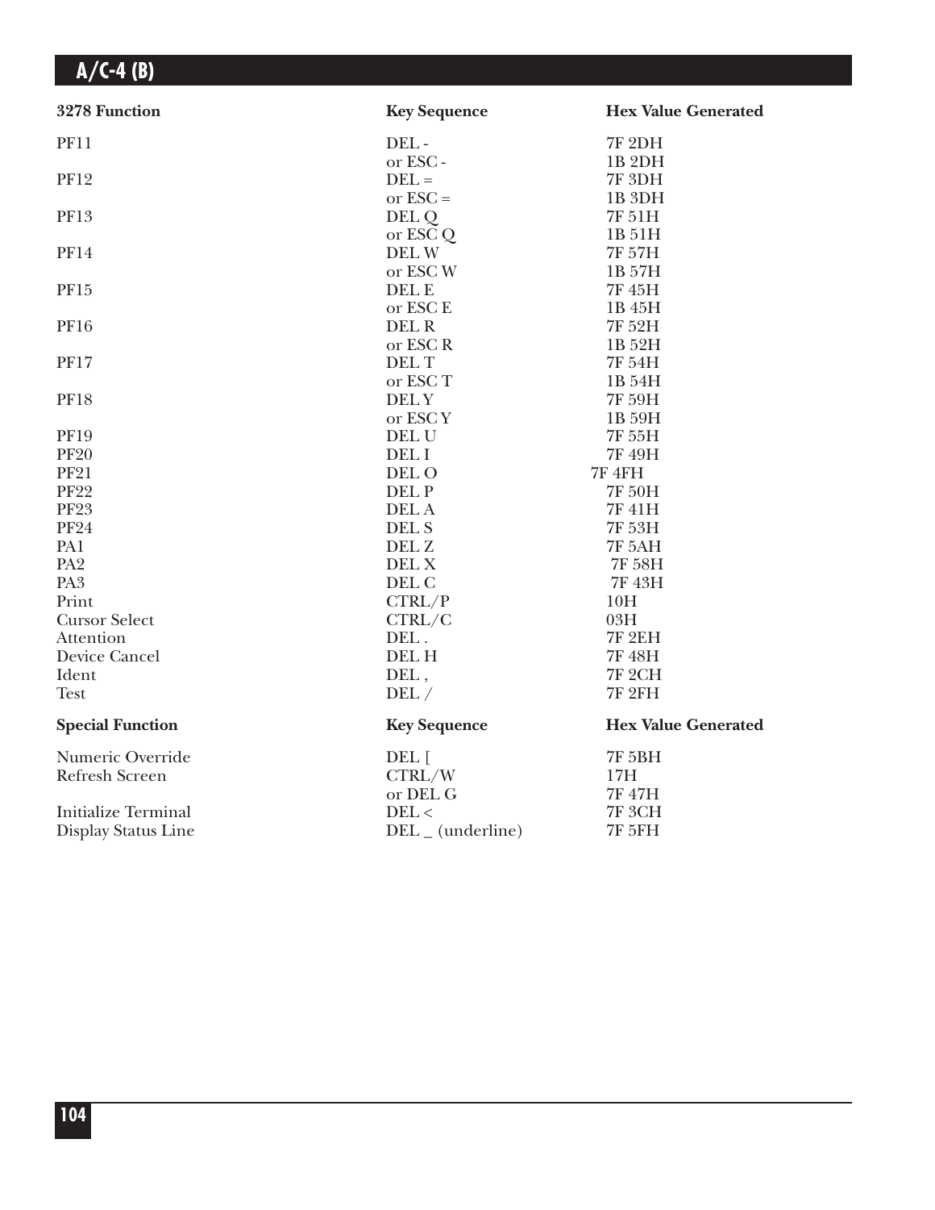| 3278 Function | Key Sequence | Hex Value Generated |
|---|---|---|
| PF11 | DEL - | 7F 2DH |
| | or ESC - | 1B 2DH |
| PF12 | DEL = | 7F 3DH |
| | or ESC = | 1B 3DH |
| PF13 | DEL Q | 7F 51H |
| | or ESC Q | 1B 51H |
| PF14 | DEL W | 7F 57H |
| | or ESC W | 1B 57H |
| PF15 | DEL E | 7F 45H |
| | or ESC E | 1B 45H |
| PF16 | DEL R | 7F 52H |
| | or ESC R | 1B 52H |
| PF17 | DEL T | 7F 54H |
| | or ESC T | 1B 54H |
| PF18 | DEL Y | 7F 59H |
| | or ESC Y | 1B 59H |
| PF19 | DEL U | 7F 55H |
| PF20 | DEL I | 7F 49H |
| PF21 | DEL O | 7F 4FH |
| PF22 | DEL P | 7F 50H |
| PF23 | DEL A | 7F 41H |
| PF24 | DEL S | 7F 53H |
| PA1 | DEL Z | 7F 5AH |
| PA2 | DEL X | 7F 58H |
| PA3 | DEL C | 7F 43H |
| Print | CTRL/P | 10H |
| Cursor Select | CTRL/C | 03H |
| Attention | DEL . | 7F 2EH |
| Device Cancel | DEL H | 7F 48H |
| Ident | DEL , | 7F 2CH |
| Test | DEL / | 7F 2FH |

| Special Function | Key Sequence | Hex Value Generated |
|---|---|---|
| Numeric Override | DEL [ | 7F 5BH |
| Refresh Screen | CTRL/W | 17H |
| | or DEL G | 7F 47H |
| Initialize Terminal | DEL < | 7F 3CH |
| Display Status Line | DEL _ (underline) | 7F 5FH |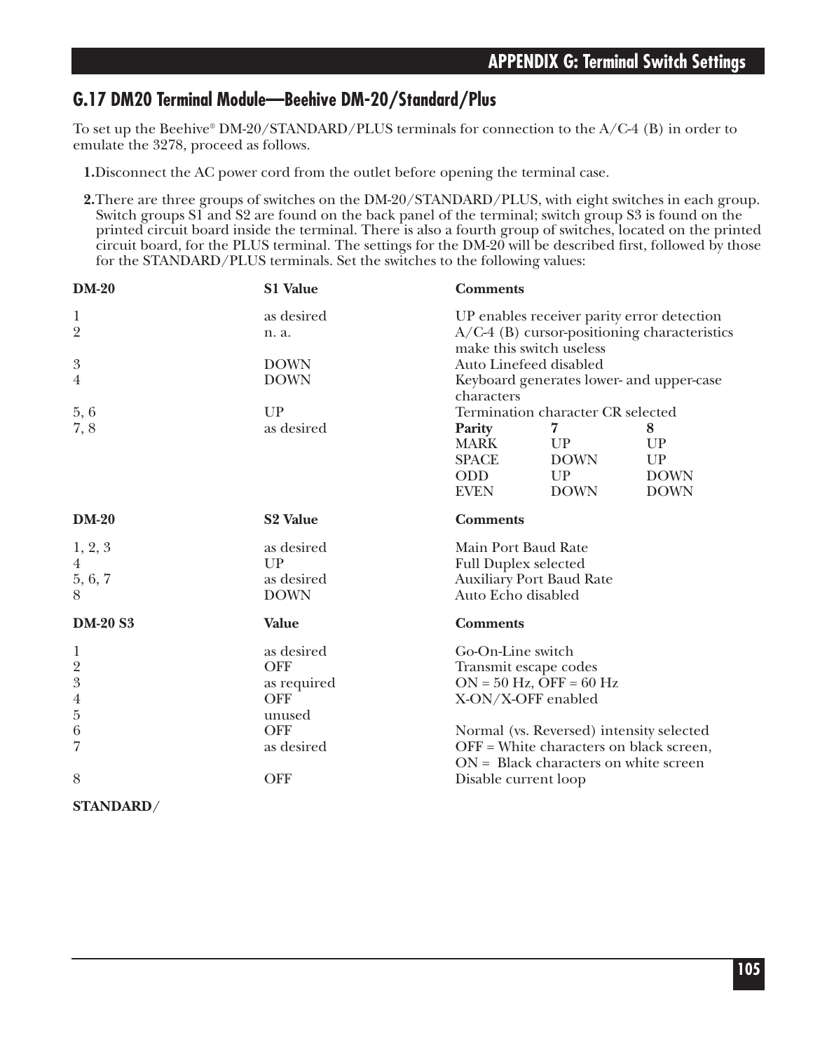## G.17 DM20 Terminal Module—Beehive DM-20/Standard/Plus

To set up the Beehive® DM-20/STANDARD/PLUS terminals for connection to the A/C-4 (B) in order to emulate the 3278, proceed as follows.

1. Disconnect the AC power cord from the outlet before opening the terminal case.

2. There are three groups of switches on the DM-20/STANDARD/PLUS, with eight switches in each group. Switch groups S1 and S2 are found on the back panel of the terminal; switch group S3 is found on the printed circuit board inside the terminal. There is also a fourth group of switches, located on the printed circuit board, for the PLUS terminal. The settings for the DM-20 will be described first, followed by those for the STANDARD/PLUS terminals. Set the switches to the following values:

| DM-20 | S1 Value | Comments |
|---|---|---|
| 1 | as desired | UP enables receiver parity error detection |
| 2 | n. a. | A/C-4 (B) cursor-positioning characteristics make this switch useless |
| 3 | DOWN | Auto Linefeed disabled |
| 4 | DOWN | Keyboard generates lower- and upper-case characters |
| 5, 6 | UP | Termination character CR selected |
| 7, 8 | as desired | See parity table below |

| Parity | 7 | 8 |
|---|---|---|
| MARK | UP | UP |
| SPACE | DOWN | UP |
| ODD | UP | DOWN |
| EVEN | DOWN | DOWN |

| DM-20 | S2 Value | Comments |
|---|---|---|
| 1, 2, 3 | as desired | Main Port Baud Rate |
| 4 | UP | Full Duplex selected |
| 5, 6, 7 | as desired | Auxiliary Port Baud Rate |
| 8 | DOWN | Auto Echo disabled |

| DM-20 S3 | Value | Comments |
|---|---|---|
| 1 | as desired | Go-On-Line switch |
| 2 | OFF | Transmit escape codes |
| 3 | as required | ON = 50 Hz, OFF = 60 Hz |
| 4 | OFF | X-ON/X-OFF enabled |
| 5 | unused | |
| 6 | OFF | Normal (vs. Reversed) intensity selected |
| 7 | as desired | OFF = White characters on black screen, ON = Black characters on white screen |
| 8 | OFF | Disable current loop |

**STANDARD/**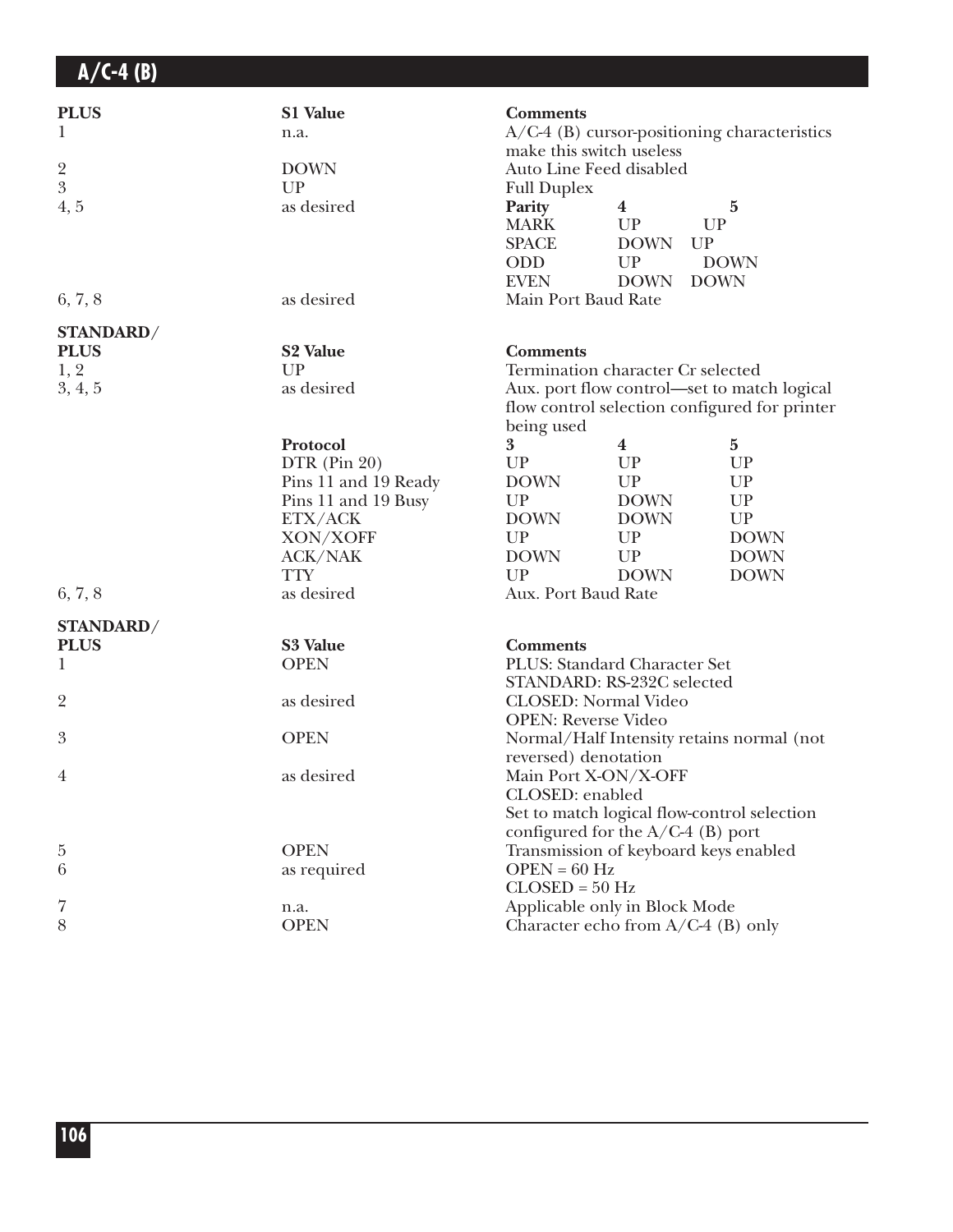| PLUS | S1 Value | Comments |
|---|---|---|
| 1 | n.a. | A/C-4 (B) cursor-positioning characteristics make this switch useless |
| 2 | DOWN | Auto Line Feed disabled |
| 3 | UP | Full Duplex |
| 4, 5 | as desired | **Parity** / **4** / **5**<br>MARK / UP / UP<br>SPACE / DOWN / UP<br>ODD / UP / DOWN<br>EVEN / DOWN / DOWN |
| 6, 7, 8 | as desired | Main Port Baud Rate |

| STANDARD/ PLUS | S2 Value | Comments | | |
|---|---|---|---|---|
| 1, 2 | UP | Termination character Cr selected | | |
| 3, 4, 5 | as desired | Aux. port flow control—set to match logical flow control selection configured for printer being used | | |
| | **Protocol** | **3** | **4** | **5** |
| | DTR (Pin 20) | UP | UP | UP |
| | Pins 11 and 19 Ready | DOWN | UP | UP |
| | Pins 11 and 19 Busy | UP | DOWN | UP |
| | ETX/ACK | DOWN | DOWN | UP |
| | XON/XOFF | UP | UP | DOWN |
| | ACK/NAK | DOWN | UP | DOWN |
| | TTY | UP | DOWN | DOWN |
| 6, 7, 8 | as desired | Aux. Port Baud Rate | | |

| STANDARD/ PLUS | S3 Value | Comments |
|---|---|---|
| 1 | OPEN | PLUS: Standard Character Set<br>STANDARD: RS-232C selected |
| 2 | as desired | CLOSED: Normal Video<br>OPEN: Reverse Video |
| 3 | OPEN | Normal/Half Intensity retains normal (not reversed) denotation |
| 4 | as desired | Main Port X-ON/X-OFF<br>CLOSED: enabled<br>Set to match logical flow-control selection configured for the A/C-4 (B) port |
| 5 | OPEN | Transmission of keyboard keys enabled |
| 6 | as required | OPEN = 60 Hz<br>CLOSED = 50 Hz |
| 7 | n.a. | Applicable only in Block Mode |
| 8 | OPEN | Character echo from A/C-4 (B) only |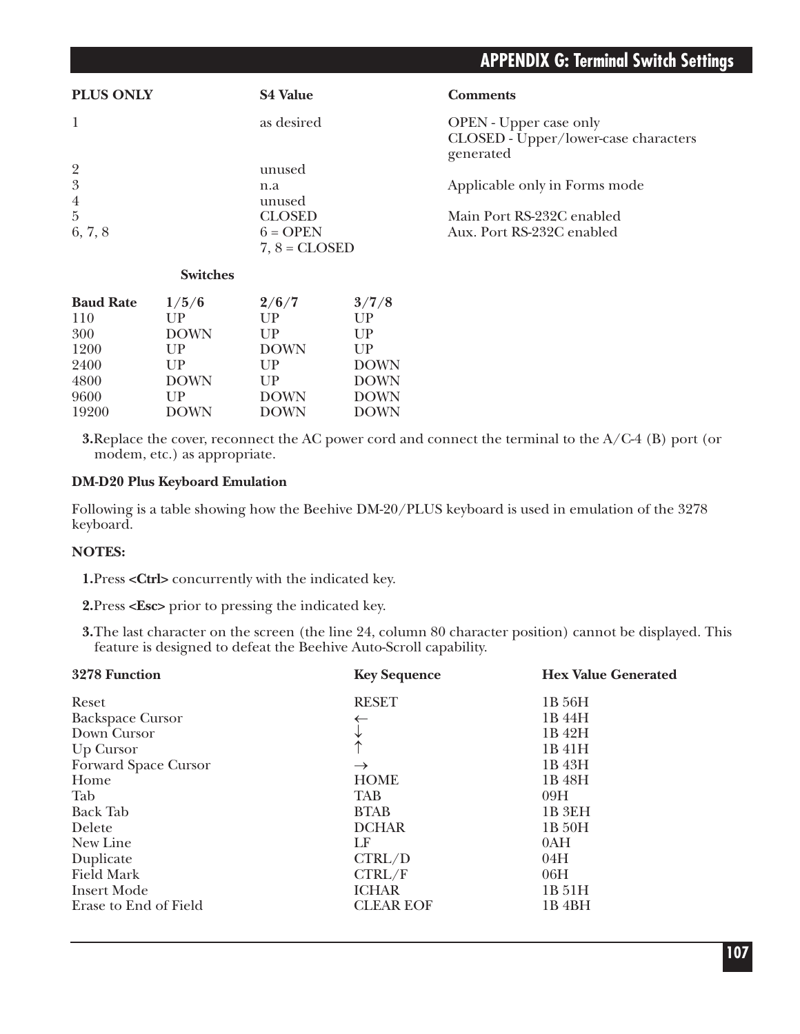| PLUS ONLY | S4 Value | Comments |
|---|---|---|
| 1 | as desired | OPEN - Upper case only<br>CLOSED - Upper/lower-case characters generated |
| 2 | unused | |
| 3 | n.a | Applicable only in Forms mode |
| 4 | unused | |
| 5 | CLOSED | Main Port RS-232C enabled |
| 6, 7, 8 | 6 = OPEN<br>7, 8 = CLOSED | Aux. Port RS-232C enabled |

| | Switches | | |
|---|---|---|---|
| **Baud Rate** | **1/5/6** | **2/6/7** | **3/7/8** |
| 110 | UP | UP | UP |
| 300 | DOWN | UP | UP |
| 1200 | UP | DOWN | UP |
| 2400 | UP | UP | DOWN |
| 4800 | DOWN | UP | DOWN |
| 9600 | UP | DOWN | DOWN |
| 19200 | DOWN | DOWN | DOWN |

**3.** Replace the cover, reconnect the AC power cord and connect the terminal to the A/C-4 (B) port (or modem, etc.) as appropriate.

**DM-D20 Plus Keyboard Emulation**

Following is a table showing how the Beehive DM-20/PLUS keyboard is used in emulation of the 3278 keyboard.

**NOTES:**

**1.** Press **<Ctrl>** concurrently with the indicated key.

**2.** Press **<Esc>** prior to pressing the indicated key.

**3.** The last character on the screen (the line 24, column 80 character position) cannot be displayed. This feature is designed to defeat the Beehive Auto-Scroll capability.

| 3278 Function | Key Sequence | Hex Value Generated |
|---|---|---|
| Reset | RESET | 1B 56H |
| Backspace Cursor | ← | 1B 44H |
| Down Cursor | ↓ | 1B 42H |
| Up Cursor | ↑ | 1B 41H |
| Forward Space Cursor | → | 1B 43H |
| Home | HOME | 1B 48H |
| Tab | TAB | 09H |
| Back Tab | BTAB | 1B 3EH |
| Delete | DCHAR | 1B 50H |
| New Line | LF | 0AH |
| Duplicate | CTRL/D | 04H |
| Field Mark | CTRL/F | 06H |
| Insert Mode | ICHAR | 1B 51H |
| Erase to End of Field | CLEAR EOF | 1B 4BH |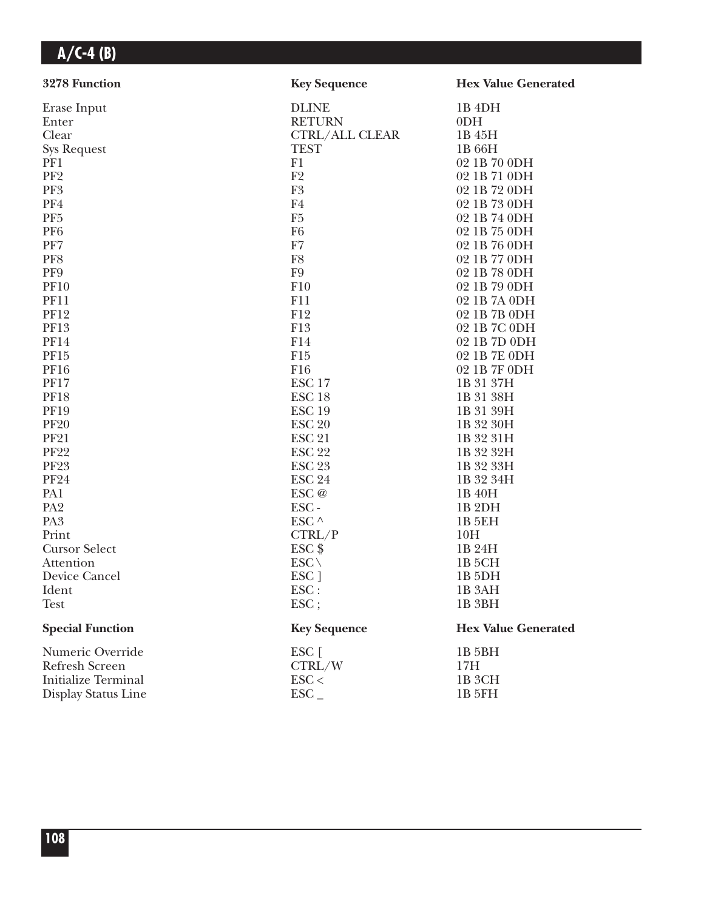# A/C-4 (B)

| 3278 Function | Key Sequence | Hex Value Generated |
|---|---|---|
| Erase Input | DLINE | 1B 4DH |
| Enter | RETURN | 0DH |
| Clear | CTRL/ALL CLEAR | 1B 45H |
| Sys Request | TEST | 1B 66H |
| PF1 | F1 | 02 1B 70 0DH |
| PF2 | F2 | 02 1B 71 0DH |
| PF3 | F3 | 02 1B 72 0DH |
| PF4 | F4 | 02 1B 73 0DH |
| PF5 | F5 | 02 1B 74 0DH |
| PF6 | F6 | 02 1B 75 0DH |
| PF7 | F7 | 02 1B 76 0DH |
| PF8 | F8 | 02 1B 77 0DH |
| PF9 | F9 | 02 1B 78 0DH |
| PF10 | F10 | 02 1B 79 0DH |
| PF11 | F11 | 02 1B 7A 0DH |
| PF12 | F12 | 02 1B 7B 0DH |
| PF13 | F13 | 02 1B 7C 0DH |
| PF14 | F14 | 02 1B 7D 0DH |
| PF15 | F15 | 02 1B 7E 0DH |
| PF16 | F16 | 02 1B 7F 0DH |
| PF17 | ESC 17 | 1B 31 37H |
| PF18 | ESC 18 | 1B 31 38H |
| PF19 | ESC 19 | 1B 31 39H |
| PF20 | ESC 20 | 1B 32 30H |
| PF21 | ESC 21 | 1B 32 31H |
| PF22 | ESC 22 | 1B 32 32H |
| PF23 | ESC 23 | 1B 32 33H |
| PF24 | ESC 24 | 1B 32 34H |
| PA1 | ESC @ | 1B 40H |
| PA2 | ESC - | 1B 2DH |
| PA3 | ESC ^ | 1B 5EH |
| Print | CTRL/P | 10H |
| Cursor Select | ESC $ | 1B 24H |
| Attention | ESC \ | 1B 5CH |
| Device Cancel | ESC ] | 1B 5DH |
| Ident | ESC : | 1B 3AH |
| Test | ESC ; | 1B 3BH |

| Special Function | Key Sequence | Hex Value Generated |
|---|---|---|
| Numeric Override | ESC [ | 1B 5BH |
| Refresh Screen | CTRL/W | 17H |
| Initialize Terminal | ESC < | 1B 3CH |
| Display Status Line | ESC _ | 1B 5FH |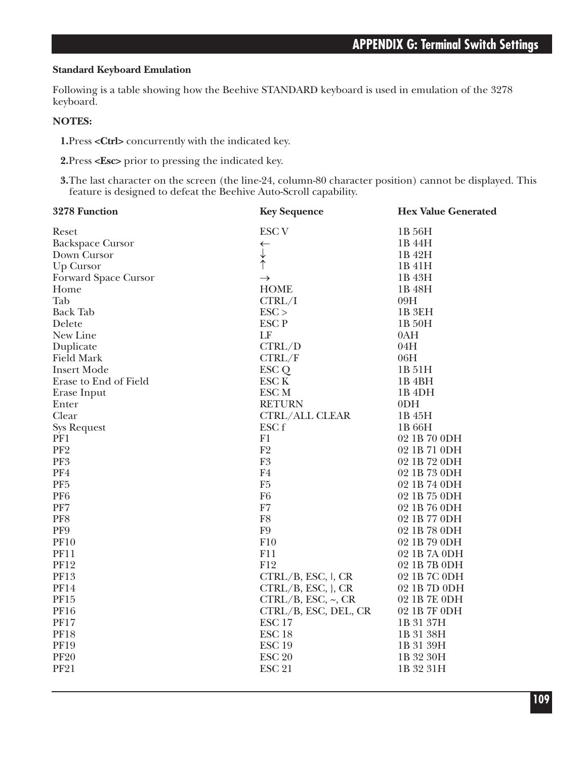### Standard Keyboard Emulation

Following is a table showing how the Beehive STANDARD keyboard is used in emulation of the 3278 keyboard.

**NOTES:**

**1.**Press **<Ctrl>** concurrently with the indicated key.

**2.**Press **<Esc>** prior to pressing the indicated key.

**3.**The last character on the screen (the line-24, column-80 character position) cannot be displayed. This feature is designed to defeat the Beehive Auto-Scroll capability.

| 3278 Function | Key Sequence | Hex Value Generated |
|---|---|---|
| Reset | ESC V | 1B 56H |
| Backspace Cursor | ← | 1B 44H |
| Down Cursor | ↓ | 1B 42H |
| Up Cursor | ↑ | 1B 41H |
| Forward Space Cursor | → | 1B 43H |
| Home | HOME | 1B 48H |
| Tab | CTRL/I | 09H |
| Back Tab | ESC > | 1B 3EH |
| Delete | ESC P | 1B 50H |
| New Line | LF | 0AH |
| Duplicate | CTRL/D | 04H |
| Field Mark | CTRL/F | 06H |
| Insert Mode | ESC Q | 1B 51H |
| Erase to End of Field | ESC K | 1B 4BH |
| Erase Input | ESC M | 1B 4DH |
| Enter | RETURN | 0DH |
| Clear | CTRL/ALL CLEAR | 1B 45H |
| Sys Request | ESC f | 1B 66H |
| PF1 | F1 | 02 1B 70 0DH |
| PF2 | F2 | 02 1B 71 0DH |
| PF3 | F3 | 02 1B 72 0DH |
| PF4 | F4 | 02 1B 73 0DH |
| PF5 | F5 | 02 1B 74 0DH |
| PF6 | F6 | 02 1B 75 0DH |
| PF7 | F7 | 02 1B 76 0DH |
| PF8 | F8 | 02 1B 77 0DH |
| PF9 | F9 | 02 1B 78 0DH |
| PF10 | F10 | 02 1B 79 0DH |
| PF11 | F11 | 02 1B 7A 0DH |
| PF12 | F12 | 02 1B 7B 0DH |
| PF13 | CTRL/B, ESC, ¦, CR | 02 1B 7C 0DH |
| PF14 | CTRL/B, ESC, }, CR | 02 1B 7D 0DH |
| PF15 | CTRL/B, ESC, ~, CR | 02 1B 7E 0DH |
| PF16 | CTRL/B, ESC, DEL, CR | 02 1B 7F 0DH |
| PF17 | ESC 17 | 1B 31 37H |
| PF18 | ESC 18 | 1B 31 38H |
| PF19 | ESC 19 | 1B 31 39H |
| PF20 | ESC 20 | 1B 32 30H |
| PF21 | ESC 21 | 1B 32 31H |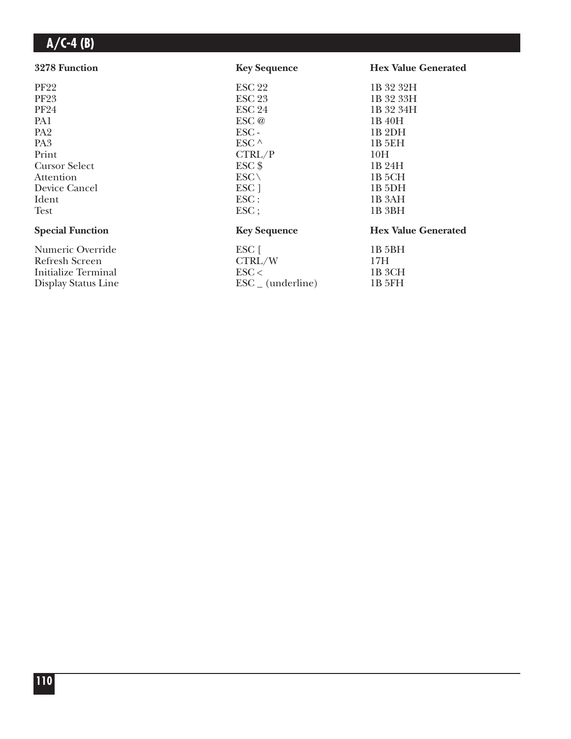| 3278 Function | Key Sequence | Hex Value Generated |
| --- | --- | --- |
| PF22 | ESC 22 | 1B 32 32H |
| PF23 | ESC 23 | 1B 32 33H |
| PF24 | ESC 24 | 1B 32 34H |
| PA1 | ESC @ | 1B 40H |
| PA2 | ESC - | 1B 2DH |
| PA3 | ESC ^ | 1B 5EH |
| Print | CTRL/P | 10H |
| Cursor Select | ESC $ | 1B 24H |
| Attention | ESC \ | 1B 5CH |
| Device Cancel | ESC ] | 1B 5DH |
| Ident | ESC : | 1B 3AH |
| Test | ESC ; | 1B 3BH |

| Special Function | Key Sequence | Hex Value Generated |
| --- | --- | --- |
| Numeric Override | ESC [ | 1B 5BH |
| Refresh Screen | CTRL/W | 17H |
| Initialize Terminal | ESC < | 1B 3CH |
| Display Status Line | ESC _ (underline) | 1B 5FH |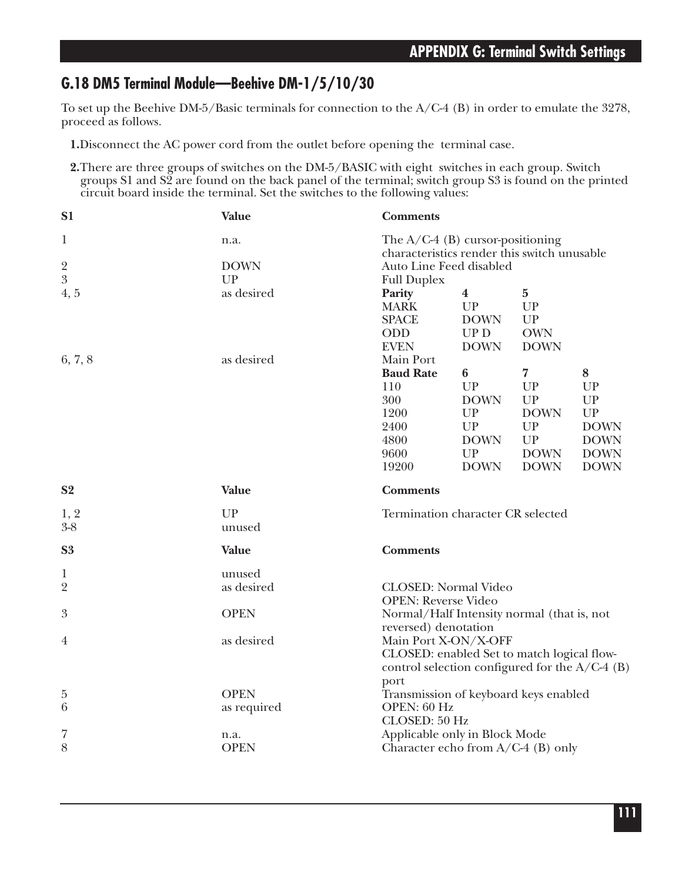## G.18 DM5 Terminal Module—Beehive DM-1/5/10/30

To set up the Beehive DM-5/Basic terminals for connection to the A/C-4 (B) in order to emulate the 3278, proceed as follows.

**1.** Disconnect the AC power cord from the outlet before opening the terminal case.

**2.** There are three groups of switches on the DM-5/BASIC with eight switches in each group. Switch groups S1 and S2 are found on the back panel of the terminal; switch group S3 is found on the printed circuit board inside the terminal. Set the switches to the following values:

| S1 | Value | Comments | | | |
|---|---|---|---|---|---|
| 1 | n.a. | The A/C-4 (B) cursor-positioning characteristics render this switch unusable | | | |
| 2 | DOWN | Auto Line Feed disabled | | | |
| 3 | UP | Full Duplex | | | |
| 4, 5 | as desired | **Parity** | **4** | **5** | |
| | | MARK | UP | UP | |
| | | SPACE | DOWN | UP | |
| | | ODD | UP D | OWN | |
| | | EVEN | DOWN | DOWN | |
| 6, 7, 8 | as desired | Main Port | | | |
| | | **Baud Rate** | **6** | **7** | **8** |
| | | 110 | UP | UP | UP |
| | | 300 | DOWN | UP | UP |
| | | 1200 | UP | DOWN | UP |
| | | 2400 | UP | UP | DOWN |
| | | 4800 | DOWN | UP | DOWN |
| | | 9600 | UP | DOWN | DOWN |
| | | 19200 | DOWN | DOWN | DOWN |

| S2 | Value | Comments |
|---|---|---|
| 1, 2 | UP | Termination character CR selected |
| 3-8 | unused | |

| S3 | Value | Comments |
|---|---|---|
| 1 | unused | |
| 2 | as desired | CLOSED: Normal Video<br>OPEN: Reverse Video |
| 3 | OPEN | Normal/Half Intensity normal (that is, not reversed) denotation |
| 4 | as desired | Main Port X-ON/X-OFF<br>CLOSED: enabled Set to match logical flow-control selection configured for the A/C-4 (B) port |
| 5 | OPEN | Transmission of keyboard keys enabled |
| 6 | as required | OPEN: 60 Hz<br>CLOSED: 50 Hz |
| 7 | n.a. | Applicable only in Block Mode |
| 8 | OPEN | Character echo from A/C-4 (B) only |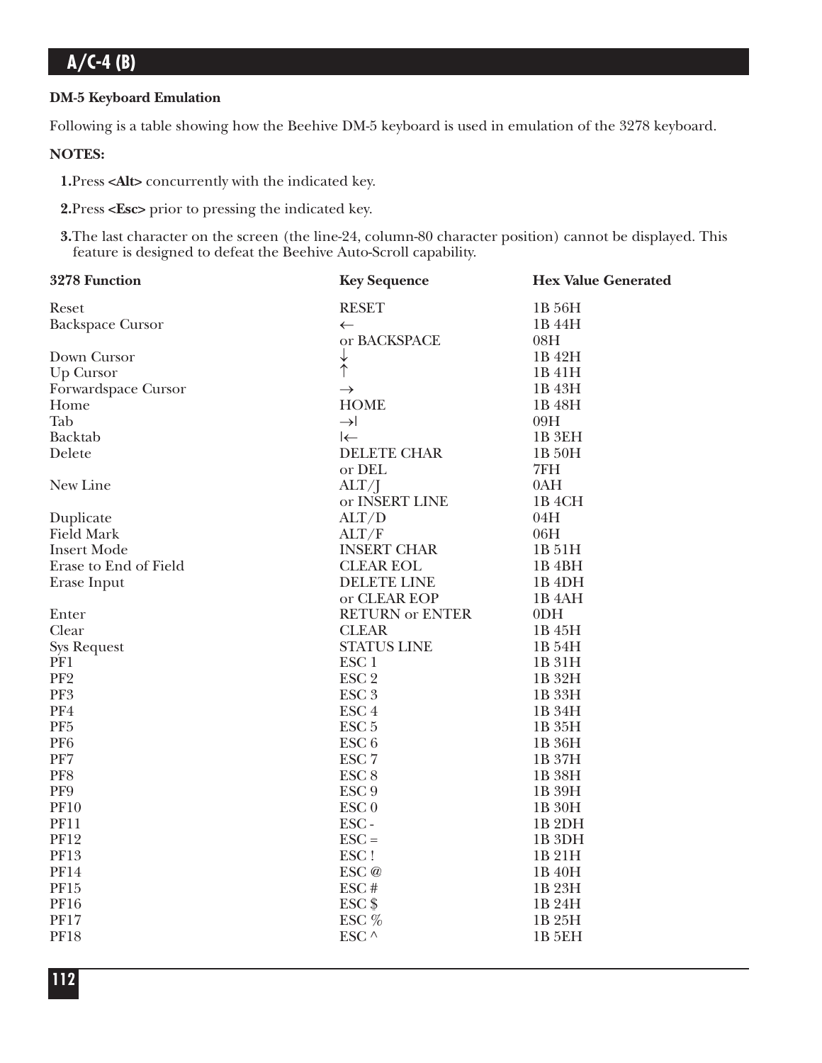### DM-5 Keyboard Emulation

Following is a table showing how the Beehive DM-5 keyboard is used in emulation of the 3278 keyboard.

**NOTES:**

**1.** Press **<Alt>** concurrently with the indicated key.

**2.** Press **<Esc>** prior to pressing the indicated key.

**3.** The last character on the screen (the line-24, column-80 character position) cannot be displayed. This feature is designed to defeat the Beehive Auto-Scroll capability.

| 3278 Function | Key Sequence | Hex Value Generated |
|---|---|---|
| Reset | RESET | 1B 56H |
| Backspace Cursor | ← | 1B 44H |
| | or BACKSPACE | 08H |
| Down Cursor | ↓ | 1B 42H |
| Up Cursor | ↑ | 1B 41H |
| Forwardspace Cursor | → | 1B 43H |
| Home | HOME | 1B 48H |
| Tab | →\| | 09H |
| Backtab | \|← | 1B 3EH |
| Delete | DELETE CHAR | 1B 50H |
| | or DEL | 7FH |
| New Line | ALT/J | 0AH |
| | or INSERT LINE | 1B 4CH |
| Duplicate | ALT/D | 04H |
| Field Mark | ALT/F | 06H |
| Insert Mode | INSERT CHAR | 1B 51H |
| Erase to End of Field | CLEAR EOL | 1B 4BH |
| Erase Input | DELETE LINE | 1B 4DH |
| | or CLEAR EOP | 1B 4AH |
| Enter | RETURN or ENTER | 0DH |
| Clear | CLEAR | 1B 45H |
| Sys Request | STATUS LINE | 1B 54H |
| PF1 | ESC 1 | 1B 31H |
| PF2 | ESC 2 | 1B 32H |
| PF3 | ESC 3 | 1B 33H |
| PF4 | ESC 4 | 1B 34H |
| PF5 | ESC 5 | 1B 35H |
| PF6 | ESC 6 | 1B 36H |
| PF7 | ESC 7 | 1B 37H |
| PF8 | ESC 8 | 1B 38H |
| PF9 | ESC 9 | 1B 39H |
| PF10 | ESC 0 | 1B 30H |
| PF11 | ESC - | 1B 2DH |
| PF12 | ESC = | 1B 3DH |
| PF13 | ESC ! | 1B 21H |
| PF14 | ESC @ | 1B 40H |
| PF15 | ESC # | 1B 23H |
| PF16 | ESC $ | 1B 24H |
| PF17 | ESC % | 1B 25H |
| PF18 | ESC ^ | 1B 5EH |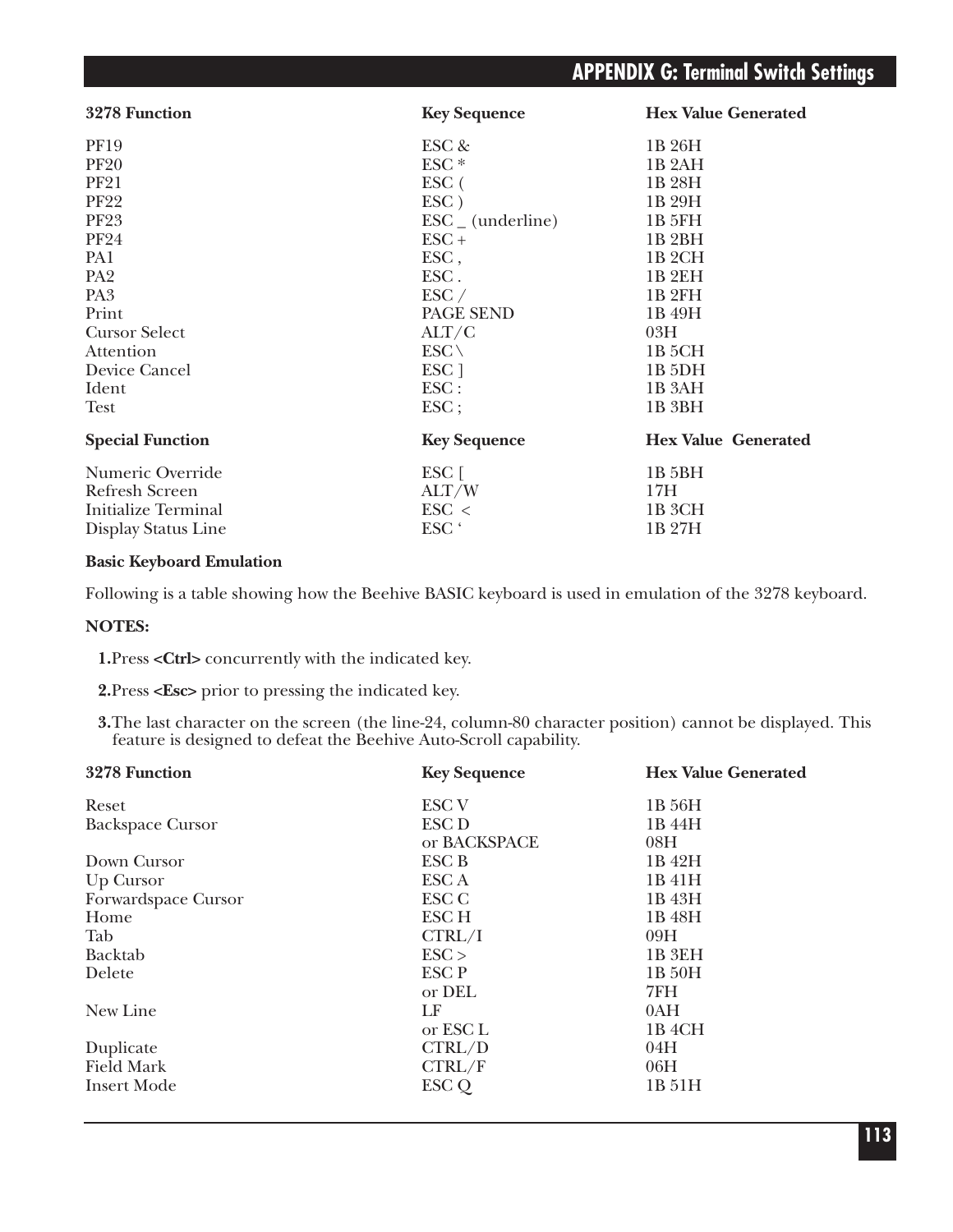| 3278 Function | Key Sequence | Hex Value Generated |
|---|---|---|
| PF19 | ESC & | 1B 26H |
| PF20 | ESC * | 1B 2AH |
| PF21 | ESC ( | 1B 28H |
| PF22 | ESC ) | 1B 29H |
| PF23 | ESC _ (underline) | 1B 5FH |
| PF24 | ESC + | 1B 2BH |
| PA1 | ESC , | 1B 2CH |
| PA2 | ESC . | 1B 2EH |
| PA3 | ESC / | 1B 2FH |
| Print | PAGE SEND | 1B 49H |
| Cursor Select | ALT/C | 03H |
| Attention | ESC \ | 1B 5CH |
| Device Cancel | ESC ] | 1B 5DH |
| Ident | ESC : | 1B 3AH |
| Test | ESC ; | 1B 3BH |

| Special Function | Key Sequence | Hex Value Generated |
|---|---|---|
| Numeric Override | ESC [ | 1B 5BH |
| Refresh Screen | ALT/W | 17H |
| Initialize Terminal | ESC < | 1B 3CH |
| Display Status Line | ESC ‘ | 1B 27H |

**Basic Keyboard Emulation**

Following is a table showing how the Beehive BASIC keyboard is used in emulation of the 3278 keyboard.

**NOTES:**

1. Press **<Ctrl>** concurrently with the indicated key.
2. Press **<Esc>** prior to pressing the indicated key.
3. The last character on the screen (the line-24, column-80 character position) cannot be displayed. This feature is designed to defeat the Beehive Auto-Scroll capability.

| 3278 Function | Key Sequence | Hex Value Generated |
|---|---|---|
| Reset | ESC V | 1B 56H |
| Backspace Cursor | ESC D | 1B 44H |
| | or BACKSPACE | 08H |
| Down Cursor | ESC B | 1B 42H |
| Up Cursor | ESC A | 1B 41H |
| Forwardspace Cursor | ESC C | 1B 43H |
| Home | ESC H | 1B 48H |
| Tab | CTRL/I | 09H |
| Backtab | ESC > | 1B 3EH |
| Delete | ESC P | 1B 50H |
| | or DEL | 7FH |
| New Line | LF | 0AH |
| | or ESC L | 1B 4CH |
| Duplicate | CTRL/D | 04H |
| Field Mark | CTRL/F | 06H |
| Insert Mode | ESC Q | 1B 51H |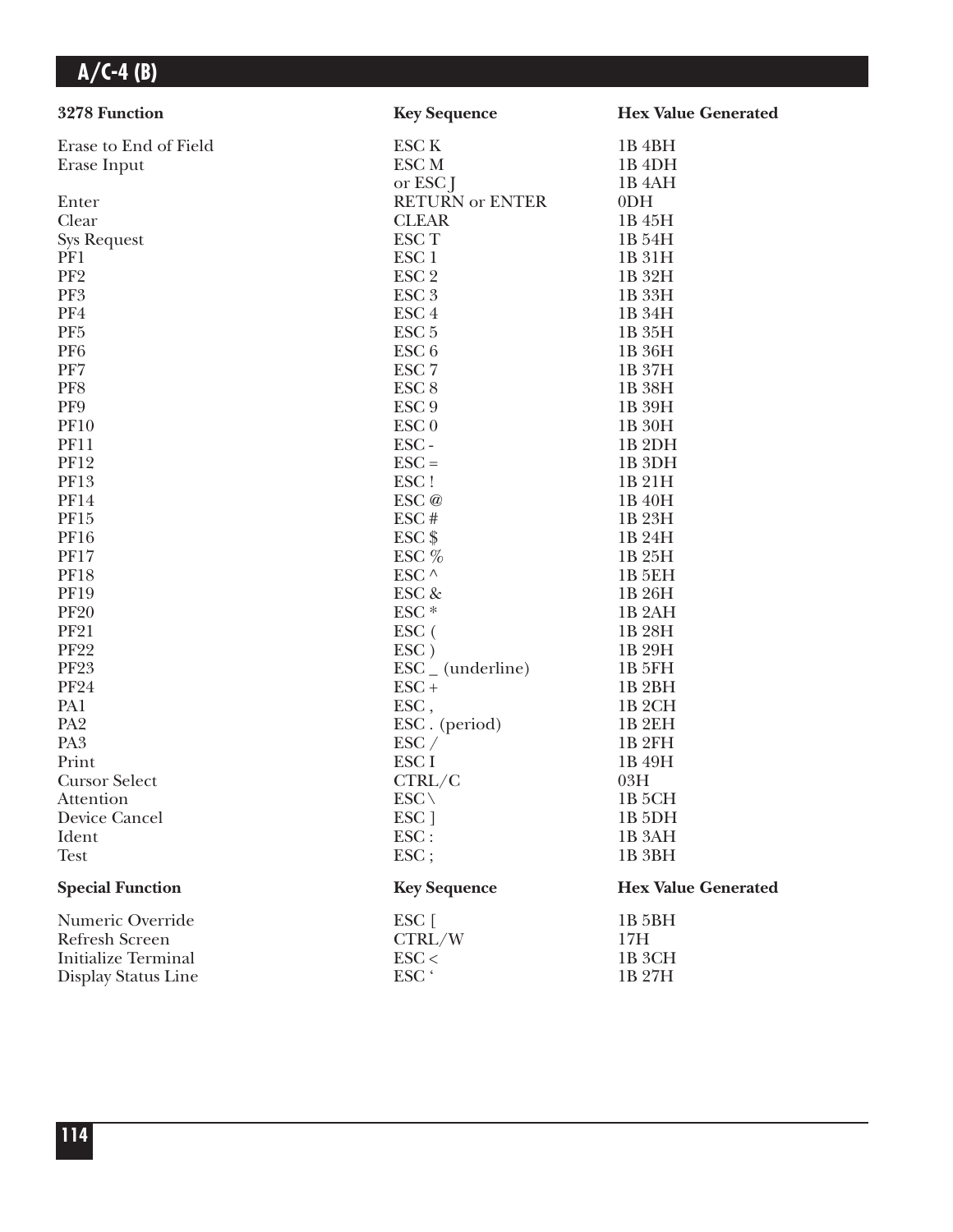| 3278 Function | Key Sequence | Hex Value Generated |
|---|---|---|
| Erase to End of Field | ESC K | 1B 4BH |
| Erase Input | ESC M | 1B 4DH |
| | or ESC J | 1B 4AH |
| Enter | RETURN or ENTER | 0DH |
| Clear | CLEAR | 1B 45H |
| Sys Request | ESC T | 1B 54H |
| PF1 | ESC 1 | 1B 31H |
| PF2 | ESC 2 | 1B 32H |
| PF3 | ESC 3 | 1B 33H |
| PF4 | ESC 4 | 1B 34H |
| PF5 | ESC 5 | 1B 35H |
| PF6 | ESC 6 | 1B 36H |
| PF7 | ESC 7 | 1B 37H |
| PF8 | ESC 8 | 1B 38H |
| PF9 | ESC 9 | 1B 39H |
| PF10 | ESC 0 | 1B 30H |
| PF11 | ESC - | 1B 2DH |
| PF12 | ESC = | 1B 3DH |
| PF13 | ESC ! | 1B 21H |
| PF14 | ESC @ | 1B 40H |
| PF15 | ESC # | 1B 23H |
| PF16 | ESC $ | 1B 24H |
| PF17 | ESC % | 1B 25H |
| PF18 | ESC ^ | 1B 5EH |
| PF19 | ESC & | 1B 26H |
| PF20 | ESC * | 1B 2AH |
| PF21 | ESC ( | 1B 28H |
| PF22 | ESC ) | 1B 29H |
| PF23 | ESC _ (underline) | 1B 5FH |
| PF24 | ESC + | 1B 2BH |
| PA1 | ESC , | 1B 2CH |
| PA2 | ESC . (period) | 1B 2EH |
| PA3 | ESC / | 1B 2FH |
| Print | ESC I | 1B 49H |
| Cursor Select | CTRL/C | 03H |
| Attention | ESC \ | 1B 5CH |
| Device Cancel | ESC ] | 1B 5DH |
| Ident | ESC : | 1B 3AH |
| Test | ESC ; | 1B 3BH |

| Special Function | Key Sequence | Hex Value Generated |
|---|---|---|
| Numeric Override | ESC [ | 1B 5BH |
| Refresh Screen | CTRL/W | 17H |
| Initialize Terminal | ESC < | 1B 3CH |
| Display Status Line | ESC ‘ | 1B 27H |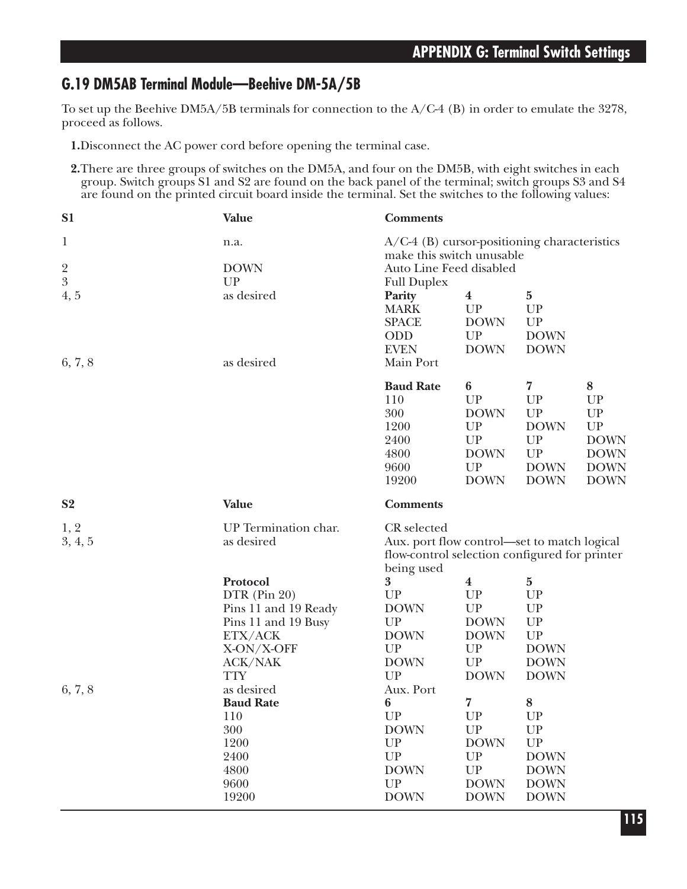## G.19 DM5AB Terminal Module—Beehive DM-5A/5B

To set up the Beehive DM5A/5B terminals for connection to the A/C-4 (B) in order to emulate the 3278, proceed as follows.

1. Disconnect the AC power cord before opening the terminal case.

2. There are three groups of switches on the DM5A, and four on the DM5B, with eight switches in each group. Switch groups S1 and S2 are found on the back panel of the terminal; switch groups S3 and S4 are found on the printed circuit board inside the terminal. Set the switches to the following values:

| S1 | Value | Comments | | | |
|---|---|---|---|---|---|
| 1 | n.a. | A/C-4 (B) cursor-positioning characteristics make this switch unusable | | | |
| 2 | DOWN | Auto Line Feed disabled | | | |
| 3 | UP | Full Duplex | | | |
| 4, 5 | as desired | **Parity** | **4** | **5** | |
| | | MARK | UP | UP | |
| | | SPACE | DOWN | UP | |
| | | ODD | UP | DOWN | |
| | | EVEN | DOWN | DOWN | |
| 6, 7, 8 | as desired | Main Port | | | |
| | | **Baud Rate** | **6** | **7** | **8** |
| | | 110 | UP | UP | UP |
| | | 300 | DOWN | UP | UP |
| | | 1200 | UP | DOWN | UP |
| | | 2400 | UP | UP | DOWN |
| | | 4800 | DOWN | UP | DOWN |
| | | 9600 | UP | DOWN | DOWN |
| | | 19200 | DOWN | DOWN | DOWN |

| S2 | Value | Comments | | |
|---|---|---|---|---|
| 1, 2 | UP Termination char. | CR selected | | |
| 3, 4, 5 | as desired | Aux. port flow control—set to match logical flow-control selection configured for printer being used | | |
| | **Protocol** | **3** | **4** | **5** |
| | DTR (Pin 20) | UP | UP | UP |
| | Pins 11 and 19 Ready | DOWN | UP | UP |
| | Pins 11 and 19 Busy | UP | DOWN | UP |
| | ETX/ACK | DOWN | DOWN | UP |
| | X-ON/X-OFF | UP | UP | DOWN |
| | ACK/NAK | DOWN | UP | DOWN |
| | TTY | UP | DOWN | DOWN |
| 6, 7, 8 | as desired | Aux. Port | | |
| | **Baud Rate** | **6** | **7** | **8** |
| | 110 | UP | UP | UP |
| | 300 | DOWN | UP | UP |
| | 1200 | UP | DOWN | UP |
| | 2400 | UP | UP | DOWN |
| | 4800 | DOWN | UP | DOWN |
| | 9600 | UP | DOWN | DOWN |
| | 19200 | DOWN | DOWN | DOWN |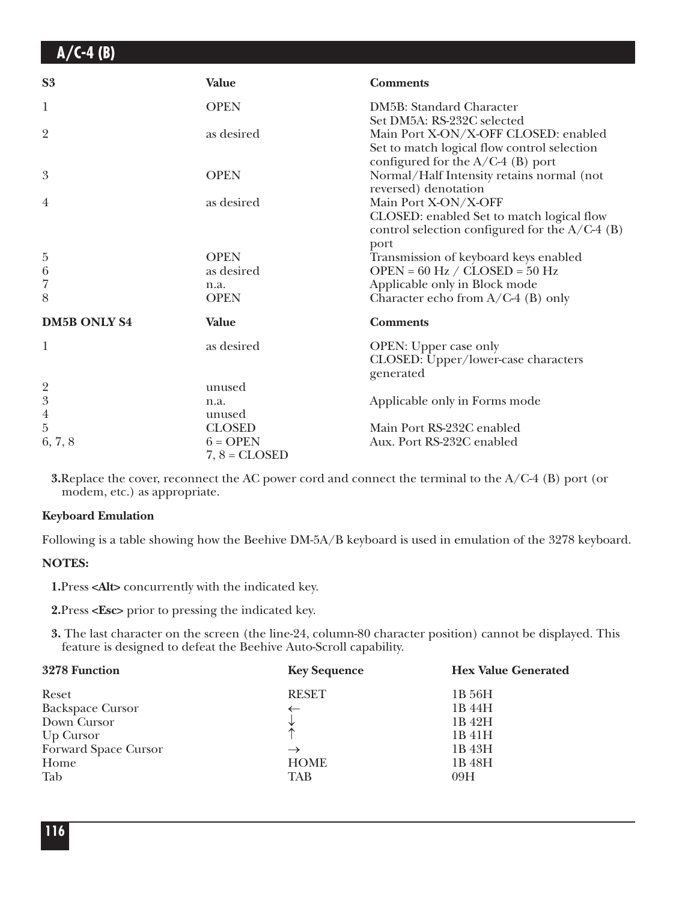| S3 | Value | Comments |
|---|---|---|
| 1 | OPEN | DM5B: Standard Character<br>Set DM5A: RS-232C selected |
| 2 | as desired | Main Port X-ON/X-OFF CLOSED: enabled Set to match logical flow control selection configured for the A/C-4 (B) port |
| 3 | OPEN | Normal/Half Intensity retains normal (not reversed) denotation |
| 4 | as desired | Main Port X-ON/X-OFF CLOSED: enabled Set to match logical flow control selection configured for the A/C-4 (B) port |
| 5 | OPEN | Transmission of keyboard keys enabled |
| 6 | as desired | OPEN = 60 Hz / CLOSED = 50 Hz |
| 7 | n.a. | Applicable only in Block mode |
| 8 | OPEN | Character echo from A/C-4 (B) only |

| DM5B ONLY S4 | Value | Comments |
|---|---|---|
| 1 | as desired | OPEN: Upper case only<br>CLOSED: Upper/lower-case characters generated |
| 2 | unused | |
| 3 | n.a. | Applicable only in Forms mode |
| 4 | unused | |
| 5 | CLOSED | Main Port RS-232C enabled |
| 6, 7, 8 | 6 = OPEN<br>7, 8 = CLOSED | Aux. Port RS-232C enabled |

3. Replace the cover, reconnect the AC power cord and connect the terminal to the A/C-4 (B) port (or modem, etc.) as appropriate.

**Keyboard Emulation**

Following is a table showing how the Beehive DM-5A/B keyboard is used in emulation of the 3278 keyboard.

**NOTES:**

1. Press **<Alt>** concurrently with the indicated key.

2. Press **<Esc>** prior to pressing the indicated key.

3. The last character on the screen (the line-24, column-80 character position) cannot be displayed. This feature is designed to defeat the Beehive Auto-Scroll capability.

| 3278 Function | Key Sequence | Hex Value Generated |
|---|---|---|
| Reset | RESET | 1B 56H |
| Backspace Cursor | ← | 1B 44H |
| Down Cursor | ↓ | 1B 42H |
| Up Cursor | ↑ | 1B 41H |
| Forward Space Cursor | → | 1B 43H |
| Home | HOME | 1B 48H |
| Tab | TAB | 09H |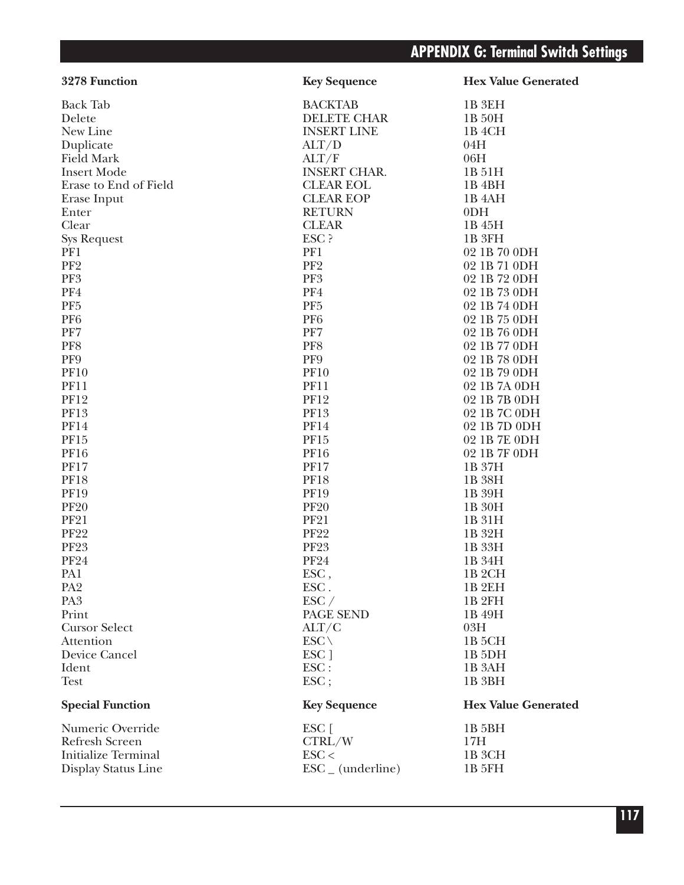| 3278 Function | Key Sequence | Hex Value Generated |
|---|---|---|
| Back Tab | BACKTAB | 1B 3EH |
| Delete | DELETE CHAR | 1B 50H |
| New Line | INSERT LINE | 1B 4CH |
| Duplicate | ALT/D | 04H |
| Field Mark | ALT/F | 06H |
| Insert Mode | INSERT CHAR. | 1B 51H |
| Erase to End of Field | CLEAR EOL | 1B 4BH |
| Erase Input | CLEAR EOP | 1B 4AH |
| Enter | RETURN | 0DH |
| Clear | CLEAR | 1B 45H |
| Sys Request | ESC ? | 1B 3FH |
| PF1 | PF1 | 02 1B 70 0DH |
| PF2 | PF2 | 02 1B 71 0DH |
| PF3 | PF3 | 02 1B 72 0DH |
| PF4 | PF4 | 02 1B 73 0DH |
| PF5 | PF5 | 02 1B 74 0DH |
| PF6 | PF6 | 02 1B 75 0DH |
| PF7 | PF7 | 02 1B 76 0DH |
| PF8 | PF8 | 02 1B 77 0DH |
| PF9 | PF9 | 02 1B 78 0DH |
| PF10 | PF10 | 02 1B 79 0DH |
| PF11 | PF11 | 02 1B 7A 0DH |
| PF12 | PF12 | 02 1B 7B 0DH |
| PF13 | PF13 | 02 1B 7C 0DH |
| PF14 | PF14 | 02 1B 7D 0DH |
| PF15 | PF15 | 02 1B 7E 0DH |
| PF16 | PF16 | 02 1B 7F 0DH |
| PF17 | PF17 | 1B 37H |
| PF18 | PF18 | 1B 38H |
| PF19 | PF19 | 1B 39H |
| PF20 | PF20 | 1B 30H |
| PF21 | PF21 | 1B 31H |
| PF22 | PF22 | 1B 32H |
| PF23 | PF23 | 1B 33H |
| PF24 | PF24 | 1B 34H |
| PA1 | ESC , | 1B 2CH |
| PA2 | ESC . | 1B 2EH |
| PA3 | ESC / | 1B 2FH |
| Print | PAGE SEND | 1B 49H |
| Cursor Select | ALT/C | 03H |
| Attention | ESC \ | 1B 5CH |
| Device Cancel | ESC ] | 1B 5DH |
| Ident | ESC : | 1B 3AH |
| Test | ESC ; | 1B 3BH |

| Special Function | Key Sequence | Hex Value Generated |
|---|---|---|
| Numeric Override | ESC [ | 1B 5BH |
| Refresh Screen | CTRL/W | 17H |
| Initialize Terminal | ESC < | 1B 3CH |
| Display Status Line | ESC _ (underline) | 1B 5FH |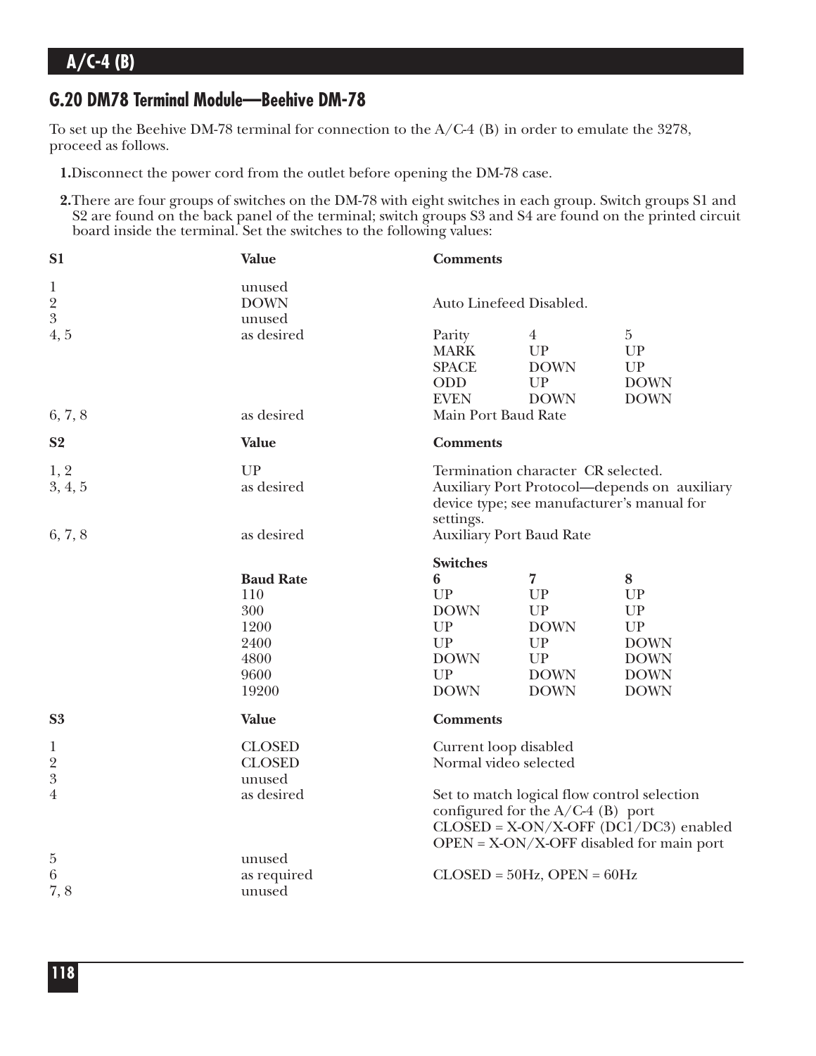## G.20 DM78 Terminal Module—Beehive DM-78

To set up the Beehive DM-78 terminal for connection to the A/C-4 (B) in order to emulate the 3278, proceed as follows.

**1.** Disconnect the power cord from the outlet before opening the DM-78 case.

**2.** There are four groups of switches on the DM-78 with eight switches in each group. Switch groups S1 and S2 are found on the back panel of the terminal; switch groups S3 and S4 are found on the printed circuit board inside the terminal. Set the switches to the following values:

| S1 | Value | Comments | | |
|---|---|---|---|---|
| 1 | unused | | | |
| 2 | DOWN | Auto Linefeed Disabled. | | |
| 3 | unused | | | |
| 4, 5 | as desired | Parity | 4 | 5 |
| | | MARK | UP | UP |
| | | SPACE | DOWN | UP |
| | | ODD | UP | DOWN |
| | | EVEN | DOWN | DOWN |
| 6, 7, 8 | as desired | Main Port Baud Rate | | |

| S2 | Value | Comments | | |
|---|---|---|---|---|
| 1, 2 | UP | Termination character CR selected. | | |
| 3, 4, 5 | as desired | Auxiliary Port Protocol—depends on auxiliary device type; see manufacturer's manual for settings. | | |
| 6, 7, 8 | as desired | Auxiliary Port Baud Rate | | |
| | | **Switches** | | |
| | **Baud Rate** | **6** | **7** | **8** |
| | 110 | UP | UP | UP |
| | 300 | DOWN | UP | UP |
| | 1200 | UP | DOWN | UP |
| | 2400 | UP | UP | DOWN |
| | 4800 | DOWN | UP | DOWN |
| | 9600 | UP | DOWN | DOWN |
| | 19200 | DOWN | DOWN | DOWN |

| S3 | Value | Comments |
|---|---|---|
| 1 | CLOSED | Current loop disabled |
| 2 | CLOSED | Normal video selected |
| 3 | unused | |
| 4 | as desired | Set to match logical flow control selection configured for the A/C-4 (B) port<br>CLOSED = X-ON/X-OFF (DC1/DC3) enabled<br>OPEN = X-ON/X-OFF disabled for main port |
| 5 | unused | |
| 6 | as required | CLOSED = 50Hz, OPEN = 60Hz |
| 7, 8 | unused | |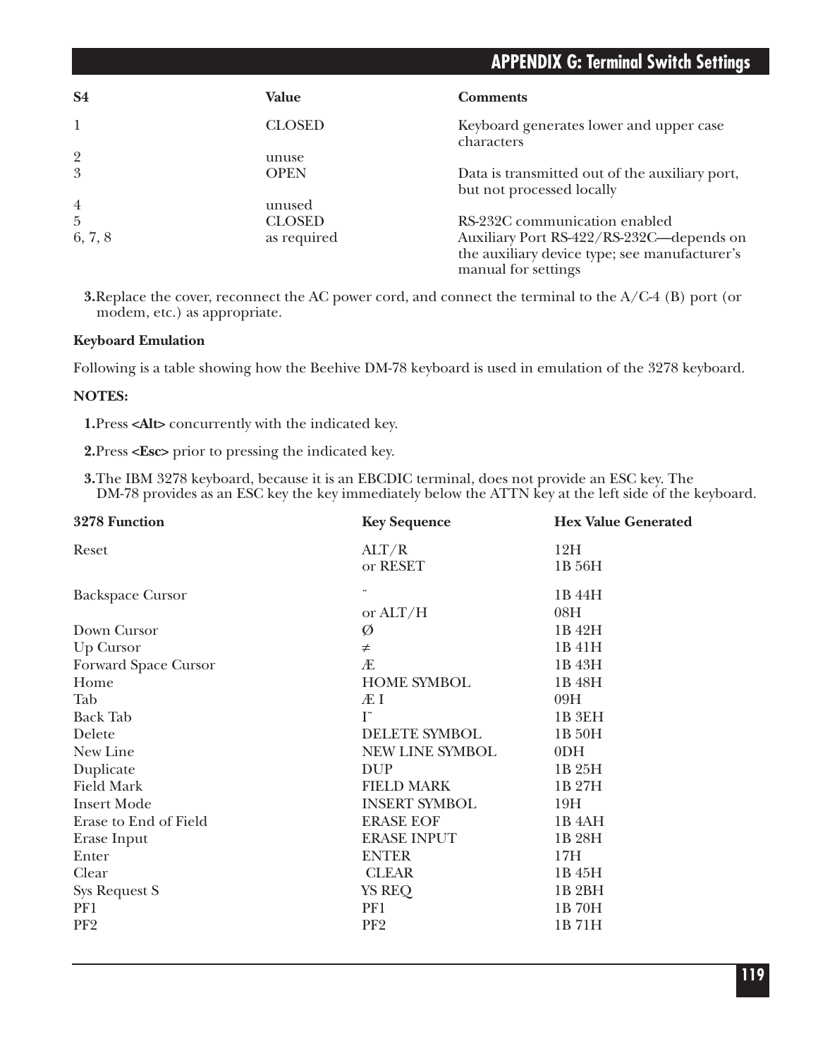| S4 | Value | Comments |
|---|---|---|
| 1 | CLOSED | Keyboard generates lower and upper case characters |
| 2 | unuse | |
| 3 | OPEN | Data is transmitted out of the auxiliary port, but not processed locally |
| 4 | unused | |
| 5 | CLOSED | RS-232C communication enabled |
| 6, 7, 8 | as required | Auxiliary Port RS-422/RS-232C—depends on the auxiliary device type; see manufacturer's manual for settings |

3. Replace the cover, reconnect the AC power cord, and connect the terminal to the A/C-4 (B) port (or modem, etc.) as appropriate.

**Keyboard Emulation**

Following is a table showing how the Beehive DM-78 keyboard is used in emulation of the 3278 keyboard.

**NOTES:**

1. Press **<Alt>** concurrently with the indicated key.

2. Press **<Esc>** prior to pressing the indicated key.

3. The IBM 3278 keyboard, because it is an EBCDIC terminal, does not provide an ESC key. The DM-78 provides as an ESC key the key immediately below the ATTN key at the left side of the keyboard.

| 3278 Function | Key Sequence | Hex Value Generated |
|---|---|---|
| Reset | ALT/R | 12H |
| | or RESET | 1B 56H |
| Backspace Cursor | ¨ | 1B 44H |
| | or ALT/H | 08H |
| Down Cursor | Ø | 1B 42H |
| Up Cursor | ≠ | 1B 41H |
| Forward Space Cursor | Æ | 1B 43H |
| Home | HOME SYMBOL | 1B 48H |
| Tab | Æ I | 09H |
| Back Tab | I¨ | 1B 3EH |
| Delete | DELETE SYMBOL | 1B 50H |
| New Line | NEW LINE SYMBOL | 0DH |
| Duplicate | DUP | 1B 25H |
| Field Mark | FIELD MARK | 1B 27H |
| Insert Mode | INSERT SYMBOL | 19H |
| Erase to End of Field | ERASE EOF | 1B 4AH |
| Erase Input | ERASE INPUT | 1B 28H |
| Enter | ENTER | 17H |
| Clear | CLEAR | 1B 45H |
| Sys Request S | YS REQ | 1B 2BH |
| PF1 | PF1 | 1B 70H |
| PF2 | PF2 | 1B 71H |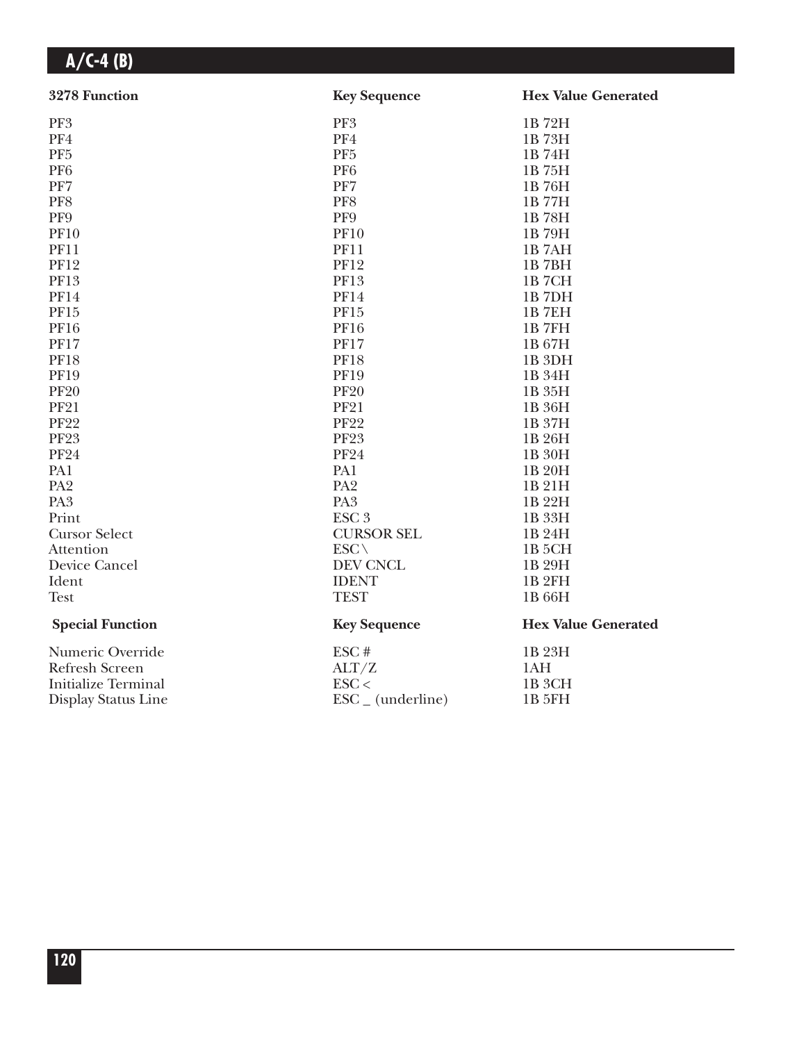| 3278 Function | Key Sequence | Hex Value Generated |
|---|---|---|
| PF3 | PF3 | 1B 72H |
| PF4 | PF4 | 1B 73H |
| PF5 | PF5 | 1B 74H |
| PF6 | PF6 | 1B 75H |
| PF7 | PF7 | 1B 76H |
| PF8 | PF8 | 1B 77H |
| PF9 | PF9 | 1B 78H |
| PF10 | PF10 | 1B 79H |
| PF11 | PF11 | 1B 7AH |
| PF12 | PF12 | 1B 7BH |
| PF13 | PF13 | 1B 7CH |
| PF14 | PF14 | 1B 7DH |
| PF15 | PF15 | 1B 7EH |
| PF16 | PF16 | 1B 7FH |
| PF17 | PF17 | 1B 67H |
| PF18 | PF18 | 1B 3DH |
| PF19 | PF19 | 1B 34H |
| PF20 | PF20 | 1B 35H |
| PF21 | PF21 | 1B 36H |
| PF22 | PF22 | 1B 37H |
| PF23 | PF23 | 1B 26H |
| PF24 | PF24 | 1B 30H |
| PA1 | PA1 | 1B 20H |
| PA2 | PA2 | 1B 21H |
| PA3 | PA3 | 1B 22H |
| Print | ESC 3 | 1B 33H |
| Cursor Select | CURSOR SEL | 1B 24H |
| Attention | ESC \ | 1B 5CH |
| Device Cancel | DEV CNCL | 1B 29H |
| Ident | IDENT | 1B 2FH |
| Test | TEST | 1B 66H |

| Special Function | Key Sequence | Hex Value Generated |
|---|---|---|
| Numeric Override | ESC # | 1B 23H |
| Refresh Screen | ALT/Z | 1AH |
| Initialize Terminal | ESC < | 1B 3CH |
| Display Status Line | ESC _ (underline) | 1B 5FH |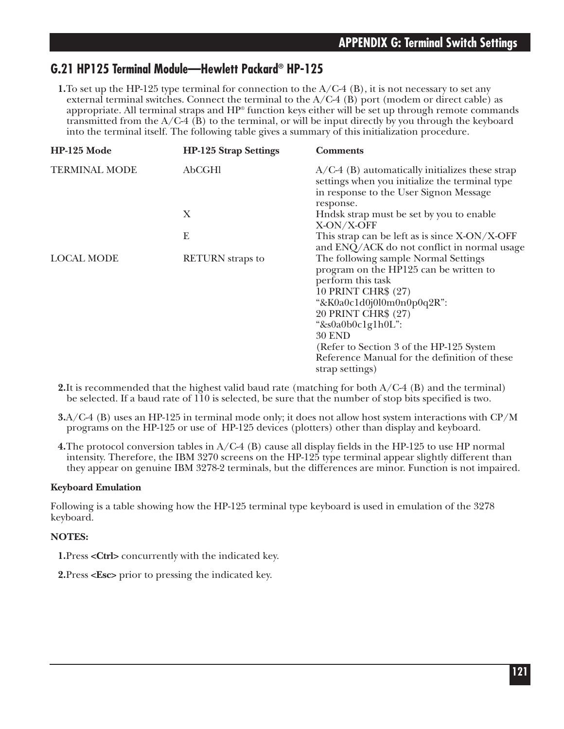## G.21 HP125 Terminal Module—Hewlett Packard® HP-125

1. To set up the HP-125 type terminal for connection to the A/C-4 (B), it is not necessary to set any external terminal switches. Connect the terminal to the A/C-4 (B) port (modem or direct cable) as appropriate. All terminal straps and HP® function keys either will be set up through remote commands transmitted from the A/C-4 (B) to the terminal, or will be input directly by you through the keyboard into the terminal itself. The following table gives a summary of this initialization procedure.

| HP-125 Mode | HP-125 Strap Settings | Comments |
|---|---|---|
| TERMINAL MODE | AbCGHl | A/C-4 (B) automatically initializes these strap settings when you initialize the terminal type in response to the User Signon Message response. |
| | X | Hndsk strap must be set by you to enable X-ON/X-OFF |
| | E | This strap can be left as is since X-ON/X-OFF and ENQ/ACK do not conflict in normal usage |
| LOCAL MODE | RETURN straps to | The following sample Normal Settings program on the HP125 can be written to perform this task<br>10 PRINT CHR$ (27) "&K0a0c1d0j0l0m0n0p0q2R":<br>20 PRINT CHR$ (27) "&s0a0b0c1g1h0L":<br>30 END<br>(Refer to Section 3 of the HP-125 System Reference Manual for the definition of these strap settings) |

2. It is recommended that the highest valid baud rate (matching for both A/C-4 (B) and the terminal) be selected. If a baud rate of 110 is selected, be sure that the number of stop bits specified is two.

3. A/C-4 (B) uses an HP-125 in terminal mode only; it does not allow host system interactions with CP/M programs on the HP-125 or use of HP-125 devices (plotters) other than display and keyboard.

4. The protocol conversion tables in A/C-4 (B) cause all display fields in the HP-125 to use HP normal intensity. Therefore, the IBM 3270 screens on the HP-125 type terminal appear slightly different than they appear on genuine IBM 3278-2 terminals, but the differences are minor. Function is not impaired.

**Keyboard Emulation**

Following is a table showing how the HP-125 terminal type keyboard is used in emulation of the 3278 keyboard.

**NOTES:**

1. Press **<Ctrl>** concurrently with the indicated key.

2. Press **<Esc>** prior to pressing the indicated key.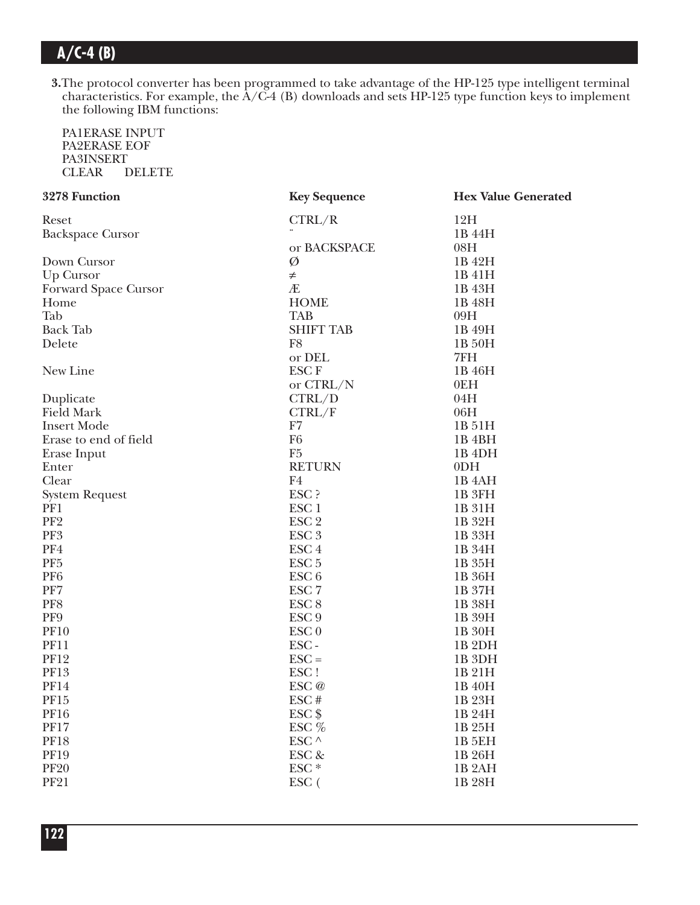3. The protocol converter has been programmed to take advantage of the HP-125 type intelligent terminal characteristics. For example, the A/C-4 (B) downloads and sets HP-125 type function keys to implement the following IBM functions:

PA1ERASE INPUT
PA2ERASE EOF
PA3INSERT
CLEAR DELETE

| 3278 Function | Key Sequence | Hex Value Generated |
|---|---|---|
| Reset | CTRL/R | 12H |
| Backspace Cursor | ¨ | 1B 44H |
| | or BACKSPACE | 08H |
| Down Cursor | Ø | 1B 42H |
| Up Cursor | ≠ | 1B 41H |
| Forward Space Cursor | Æ | 1B 43H |
| Home | HOME | 1B 48H |
| Tab | TAB | 09H |
| Back Tab | SHIFT TAB | 1B 49H |
| Delete | F8 | 1B 50H |
| | or DEL | 7FH |
| New Line | ESC F | 1B 46H |
| | or CTRL/N | 0EH |
| Duplicate | CTRL/D | 04H |
| Field Mark | CTRL/F | 06H |
| Insert Mode | F7 | 1B 51H |
| Erase to end of field | F6 | 1B 4BH |
| Erase Input | F5 | 1B 4DH |
| Enter | RETURN | 0DH |
| Clear | F4 | 1B 4AH |
| System Request | ESC ? | 1B 3FH |
| PF1 | ESC 1 | 1B 31H |
| PF2 | ESC 2 | 1B 32H |
| PF3 | ESC 3 | 1B 33H |
| PF4 | ESC 4 | 1B 34H |
| PF5 | ESC 5 | 1B 35H |
| PF6 | ESC 6 | 1B 36H |
| PF7 | ESC 7 | 1B 37H |
| PF8 | ESC 8 | 1B 38H |
| PF9 | ESC 9 | 1B 39H |
| PF10 | ESC 0 | 1B 30H |
| PF11 | ESC - | 1B 2DH |
| PF12 | ESC = | 1B 3DH |
| PF13 | ESC ! | 1B 21H |
| PF14 | ESC @ | 1B 40H |
| PF15 | ESC # | 1B 23H |
| PF16 | ESC $ | 1B 24H |
| PF17 | ESC % | 1B 25H |
| PF18 | ESC ^ | 1B 5EH |
| PF19 | ESC & | 1B 26H |
| PF20 | ESC * | 1B 2AH |
| PF21 | ESC ( | 1B 28H |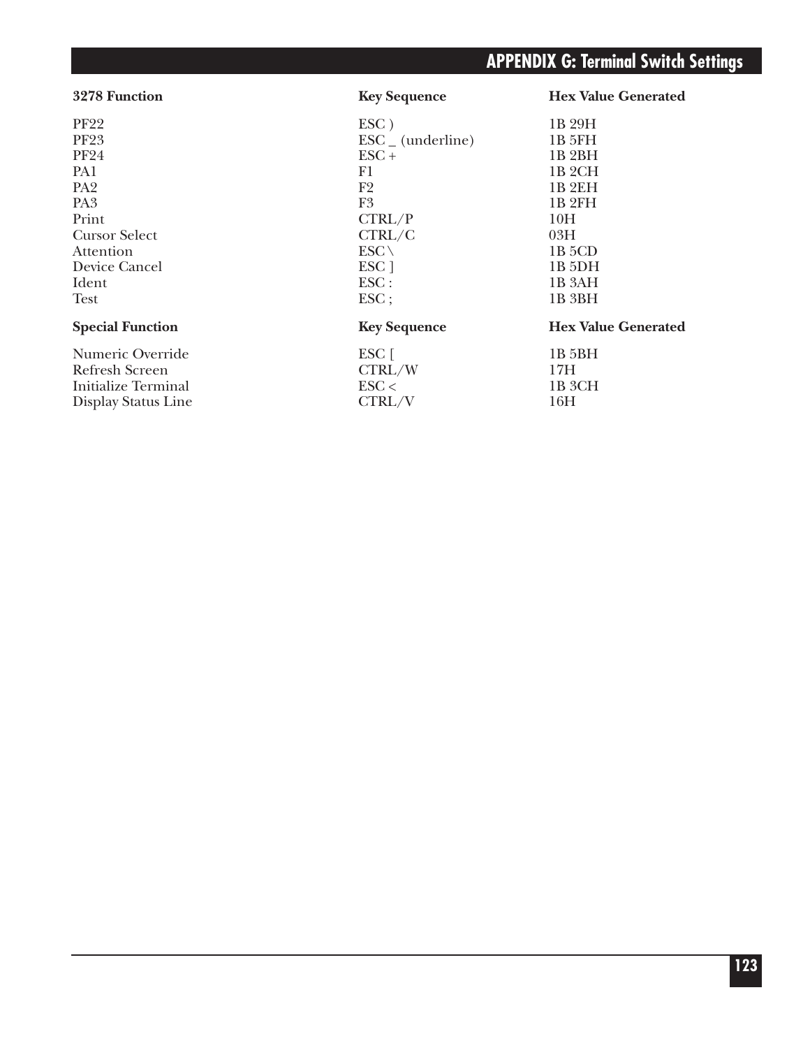| 3278 Function | Key Sequence | Hex Value Generated |
|---|---|---|
| PF22 | ESC ) | 1B 29H |
| PF23 | ESC _ (underline) | 1B 5FH |
| PF24 | ESC + | 1B 2BH |
| PA1 | F1 | 1B 2CH |
| PA2 | F2 | 1B 2EH |
| PA3 | F3 | 1B 2FH |
| Print | CTRL/P | 10H |
| Cursor Select | CTRL/C | 03H |
| Attention | ESC \ | 1B 5CD |
| Device Cancel | ESC ] | 1B 5DH |
| Ident | ESC : | 1B 3AH |
| Test | ESC ; | 1B 3BH |

| Special Function | Key Sequence | Hex Value Generated |
|---|---|---|
| Numeric Override | ESC [ | 1B 5BH |
| Refresh Screen | CTRL/W | 17H |
| Initialize Terminal | ESC < | 1B 3CH |
| Display Status Line | CTRL/V | 16H |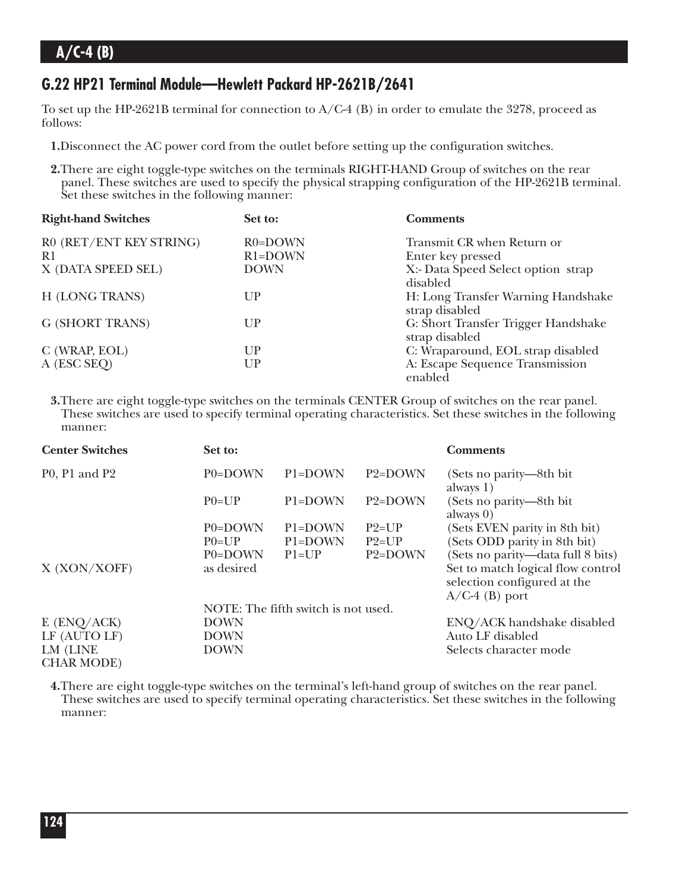## G.22 HP21 Terminal Module—Hewlett Packard HP-2621B/2641

To set up the HP-2621B terminal for connection to A/C-4 (B) in order to emulate the 3278, proceed as follows:

1. Disconnect the AC power cord from the outlet before setting up the configuration switches.

2. There are eight toggle-type switches on the terminals RIGHT-HAND Group of switches on the rear panel. These switches are used to specify the physical strapping configuration of the HP-2621B terminal. Set these switches in the following manner:

| Right-hand Switches | Set to: | Comments |
|---|---|---|
| R0 (RET/ENT KEY STRING) | R0=DOWN | Transmit CR when Return or |
| R1 | R1=DOWN | Enter key pressed |
| X (DATA SPEED SEL) | DOWN | X:- Data Speed Select option strap disabled |
| H (LONG TRANS) | UP | H: Long Transfer Warning Handshake strap disabled |
| G (SHORT TRANS) | UP | G: Short Transfer Trigger Handshake strap disabled |
| C (WRAP, EOL) | UP | C: Wraparound, EOL strap disabled |
| A (ESC SEQ) | UP | A: Escape Sequence Transmission enabled |

3. There are eight toggle-type switches on the terminals CENTER Group of switches on the rear panel. These switches are used to specify terminal operating characteristics. Set these switches in the following manner:

| Center Switches | Set to: | | | Comments |
|---|---|---|---|---|
| P0, P1 and P2 | P0=DOWN | P1=DOWN | P2=DOWN | (Sets no parity—8th bit always 1) |
| | P0=UP | P1=DOWN | P2=DOWN | (Sets no parity—8th bit always 0) |
| | P0=DOWN | P1=DOWN | P2=UP | (Sets EVEN parity in 8th bit) |
| | P0=UP | P1=DOWN | P2=UP | (Sets ODD parity in 8th bit) |
| | P0=DOWN | P1=UP | P2=DOWN | (Sets no parity—data full 8 bits) |
| X (XON/XOFF) | as desired | | | Set to match logical flow control selection configured at the A/C-4 (B) port |
| | NOTE: The fifth switch is not used. | | | |
| E (ENQ/ACK) | DOWN | | | ENQ/ACK handshake disabled |
| LF (AUTO LF) | DOWN | | | Auto LF disabled |
| LM (LINE CHAR MODE) | DOWN | | | Selects character mode |

4. There are eight toggle-type switches on the terminal's left-hand group of switches on the rear panel. These switches are used to specify terminal operating characteristics. Set these switches in the following manner: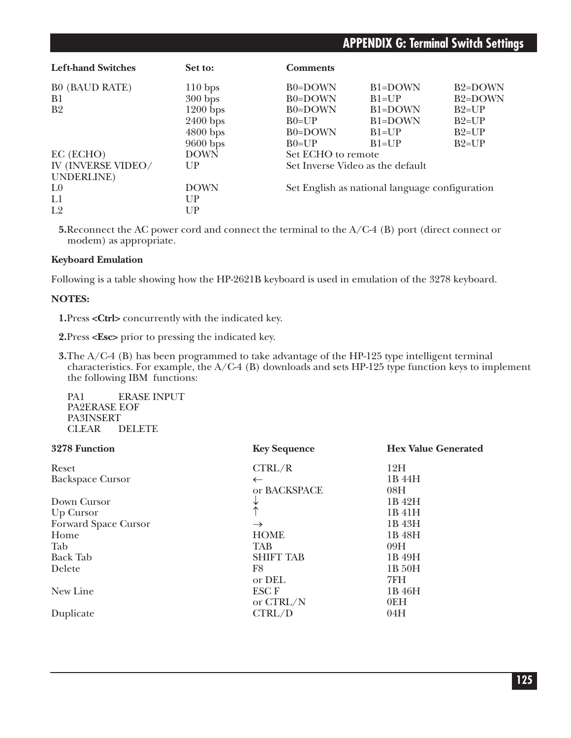| Left-hand Switches | Set to: | Comments | | |
|---|---|---|---|---|
| B0 (BAUD RATE) | 110 bps | B0=DOWN | B1=DOWN | B2=DOWN |
| B1 | 300 bps | B0=DOWN | B1=UP | B2=DOWN |
| B2 | 1200 bps | B0=DOWN | B1=DOWN | B2=UP |
| | 2400 bps | B0=UP | B1=DOWN | B2=UP |
| | 4800 bps | B0=DOWN | B1=UP | B2=UP |
| | 9600 bps | B0=UP | B1=UP | B2=UP |
| EC (ECHO) | DOWN | Set ECHO to remote | | |
| IV (INVERSE VIDEO/ UNDERLINE) | UP | Set Inverse Video as the default | | |
| L0 | DOWN | Set English as national language configuration | | |
| L1 | UP | | | |
| L2 | UP | | | |

5. Reconnect the AC power cord and connect the terminal to the A/C-4 (B) port (direct connect or modem) as appropriate.

**Keyboard Emulation**

Following is a table showing how the HP-2621B keyboard is used in emulation of the 3278 keyboard.

**NOTES:**

1. Press **<Ctrl>** concurrently with the indicated key.

2. Press **<Esc>** prior to pressing the indicated key.

3. The A/C-4 (B) has been programmed to take advantage of the HP-125 type intelligent terminal characteristics. For example, the A/C-4 (B) downloads and sets HP-125 type function keys to implement the following IBM functions:

   PA1 ERASE INPUT
   PA2ERASE EOF
   PA3INSERT
   CLEAR DELETE

| 3278 Function | Key Sequence | Hex Value Generated |
|---|---|---|
| Reset | CTRL/R | 12H |
| Backspace Cursor | ← | 1B 44H |
| | or BACKSPACE | 08H |
| Down Cursor | ↓ | 1B 42H |
| Up Cursor | ↑ | 1B 41H |
| Forward Space Cursor | → | 1B 43H |
| Home | HOME | 1B 48H |
| Tab | TAB | 09H |
| Back Tab | SHIFT TAB | 1B 49H |
| Delete | F8 | 1B 50H |
| | or DEL | 7FH |
| New Line | ESC F | 1B 46H |
| | or CTRL/N | 0EH |
| Duplicate | CTRL/D | 04H |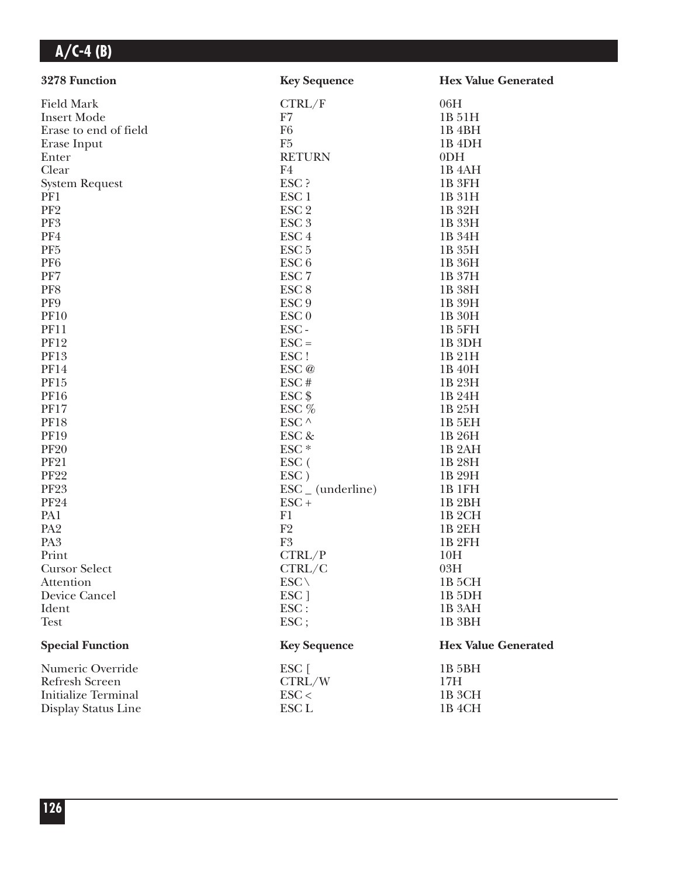| 3278 Function | Key Sequence | Hex Value Generated |
|---|---|---|
| Field Mark | CTRL/F | 06H |
| Insert Mode | F7 | 1B 51H |
| Erase to end of field | F6 | 1B 4BH |
| Erase Input | F5 | 1B 4DH |
| Enter | RETURN | 0DH |
| Clear | F4 | 1B 4AH |
| System Request | ESC ? | 1B 3FH |
| PF1 | ESC 1 | 1B 31H |
| PF2 | ESC 2 | 1B 32H |
| PF3 | ESC 3 | 1B 33H |
| PF4 | ESC 4 | 1B 34H |
| PF5 | ESC 5 | 1B 35H |
| PF6 | ESC 6 | 1B 36H |
| PF7 | ESC 7 | 1B 37H |
| PF8 | ESC 8 | 1B 38H |
| PF9 | ESC 9 | 1B 39H |
| PF10 | ESC 0 | 1B 30H |
| PF11 | ESC - | 1B 5FH |
| PF12 | ESC = | 1B 3DH |
| PF13 | ESC ! | 1B 21H |
| PF14 | ESC @ | 1B 40H |
| PF15 | ESC # | 1B 23H |
| PF16 | ESC $ | 1B 24H |
| PF17 | ESC % | 1B 25H |
| PF18 | ESC ^ | 1B 5EH |
| PF19 | ESC & | 1B 26H |
| PF20 | ESC * | 1B 2AH |
| PF21 | ESC ( | 1B 28H |
| PF22 | ESC ) | 1B 29H |
| PF23 | ESC _ (underline) | 1B 1FH |
| PF24 | ESC + | 1B 2BH |
| PA1 | F1 | 1B 2CH |
| PA2 | F2 | 1B 2EH |
| PA3 | F3 | 1B 2FH |
| Print | CTRL/P | 10H |
| Cursor Select | CTRL/C | 03H |
| Attention | ESC \ | 1B 5CH |
| Device Cancel | ESC ] | 1B 5DH |
| Ident | ESC : | 1B 3AH |
| Test | ESC ; | 1B 3BH |

| Special Function | Key Sequence | Hex Value Generated |
|---|---|---|
| Numeric Override | ESC [ | 1B 5BH |
| Refresh Screen | CTRL/W | 17H |
| Initialize Terminal | ESC < | 1B 3CH |
| Display Status Line | ESC L | 1B 4CH |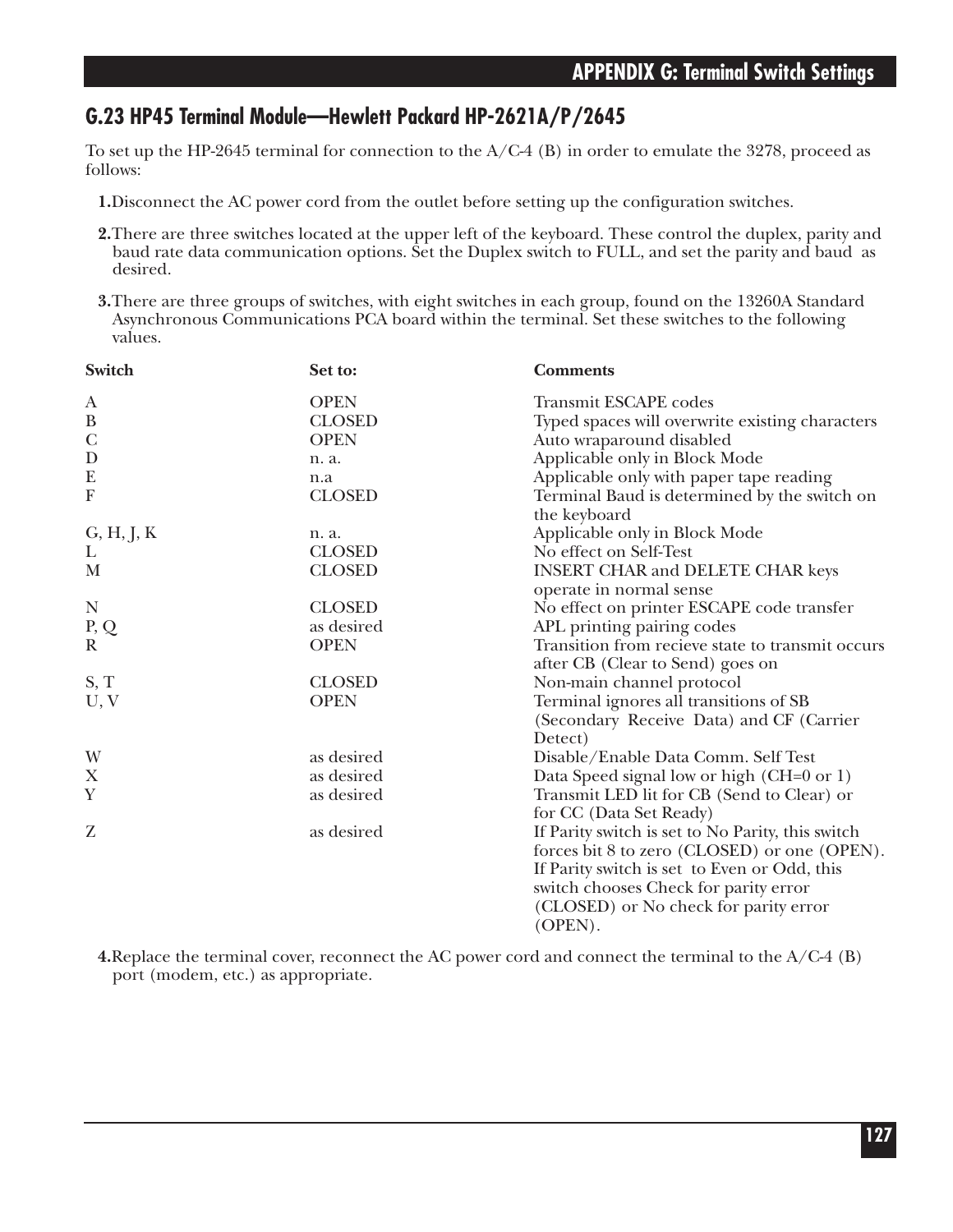## G.23 HP45 Terminal Module—Hewlett Packard HP-2621A/P/2645

To set up the HP-2645 terminal for connection to the A/C-4 (B) in order to emulate the 3278, proceed as follows:

**1.** Disconnect the AC power cord from the outlet before setting up the configuration switches.

**2.** There are three switches located at the upper left of the keyboard. These control the duplex, parity and baud rate data communication options. Set the Duplex switch to FULL, and set the parity and baud as desired.

**3.** There are three groups of switches, with eight switches in each group, found on the 13260A Standard Asynchronous Communications PCA board within the terminal. Set these switches to the following values.

| Switch | Set to: | Comments |
|---|---|---|
| A | OPEN | Transmit ESCAPE codes |
| B | CLOSED | Typed spaces will overwrite existing characters |
| C | OPEN | Auto wraparound disabled |
| D | n. a. | Applicable only in Block Mode |
| E | n.a | Applicable only with paper tape reading |
| F | CLOSED | Terminal Baud is determined by the switch on the keyboard |
| G, H, J, K | n. a. | Applicable only in Block Mode |
| L | CLOSED | No effect on Self-Test |
| M | CLOSED | INSERT CHAR and DELETE CHAR keys operate in normal sense |
| N | CLOSED | No effect on printer ESCAPE code transfer |
| P, Q | as desired | APL printing pairing codes |
| R | OPEN | Transition from recieve state to transmit occurs after CB (Clear to Send) goes on |
| S, T | CLOSED | Non-main channel protocol |
| U, V | OPEN | Terminal ignores all transitions of SB (Secondary Receive Data) and CF (Carrier Detect) |
| W | as desired | Disable/Enable Data Comm. Self Test |
| X | as desired | Data Speed signal low or high (CH=0 or 1) |
| Y | as desired | Transmit LED lit for CB (Send to Clear) or for CC (Data Set Ready) |
| Z | as desired | If Parity switch is set to No Parity, this switch forces bit 8 to zero (CLOSED) or one (OPEN). If Parity switch is set to Even or Odd, this switch chooses Check for parity error (CLOSED) or No check for parity error (OPEN). |

**4.** Replace the terminal cover, reconnect the AC power cord and connect the terminal to the A/C-4 (B) port (modem, etc.) as appropriate.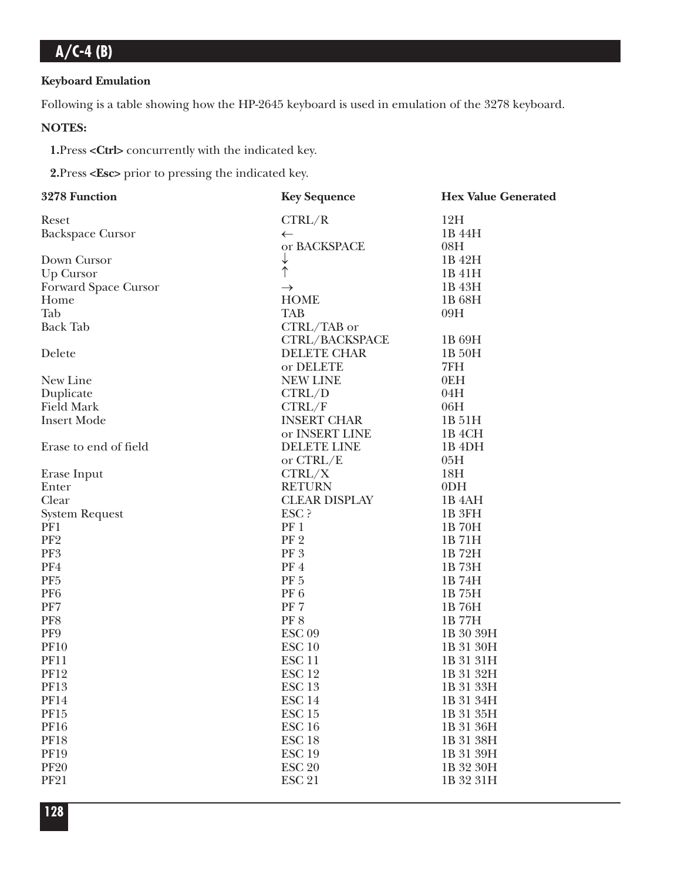**Keyboard Emulation**

Following is a table showing how the HP-2645 keyboard is used in emulation of the 3278 keyboard.

**NOTES:**

**1.**Press **<Ctrl>** concurrently with the indicated key.

**2.**Press **<Esc>** prior to pressing the indicated key.

| 3278 Function | Key Sequence | Hex Value Generated |
|---|---|---|
| Reset | CTRL/R | 12H |
| Backspace Cursor | ← | 1B 44H |
| | or BACKSPACE | 08H |
| Down Cursor | ↓ | 1B 42H |
| Up Cursor | ↑ | 1B 41H |
| Forward Space Cursor | → | 1B 43H |
| Home | HOME | 1B 68H |
| Tab | TAB | 09H |
| Back Tab | CTRL/TAB or | |
| | CTRL/BACKSPACE | 1B 69H |
| Delete | DELETE CHAR | 1B 50H |
| | or DELETE | 7FH |
| New Line | NEW LINE | 0EH |
| Duplicate | CTRL/D | 04H |
| Field Mark | CTRL/F | 06H |
| Insert Mode | INSERT CHAR | 1B 51H |
| | or INSERT LINE | 1B 4CH |
| Erase to end of field | DELETE LINE | 1B 4DH |
| | or CTRL/E | 05H |
| Erase Input | CTRL/X | 18H |
| Enter | RETURN | 0DH |
| Clear | CLEAR DISPLAY | 1B 4AH |
| System Request | ESC ? | 1B 3FH |
| PF1 | PF 1 | 1B 70H |
| PF2 | PF 2 | 1B 71H |
| PF3 | PF 3 | 1B 72H |
| PF4 | PF 4 | 1B 73H |
| PF5 | PF 5 | 1B 74H |
| PF6 | PF 6 | 1B 75H |
| PF7 | PF 7 | 1B 76H |
| PF8 | PF 8 | 1B 77H |
| PF9 | ESC 09 | 1B 30 39H |
| PF10 | ESC 10 | 1B 31 30H |
| PF11 | ESC 11 | 1B 31 31H |
| PF12 | ESC 12 | 1B 31 32H |
| PF13 | ESC 13 | 1B 31 33H |
| PF14 | ESC 14 | 1B 31 34H |
| PF15 | ESC 15 | 1B 31 35H |
| PF16 | ESC 16 | 1B 31 36H |
| PF18 | ESC 18 | 1B 31 38H |
| PF19 | ESC 19 | 1B 31 39H |
| PF20 | ESC 20 | 1B 32 30H |
| PF21 | ESC 21 | 1B 32 31H |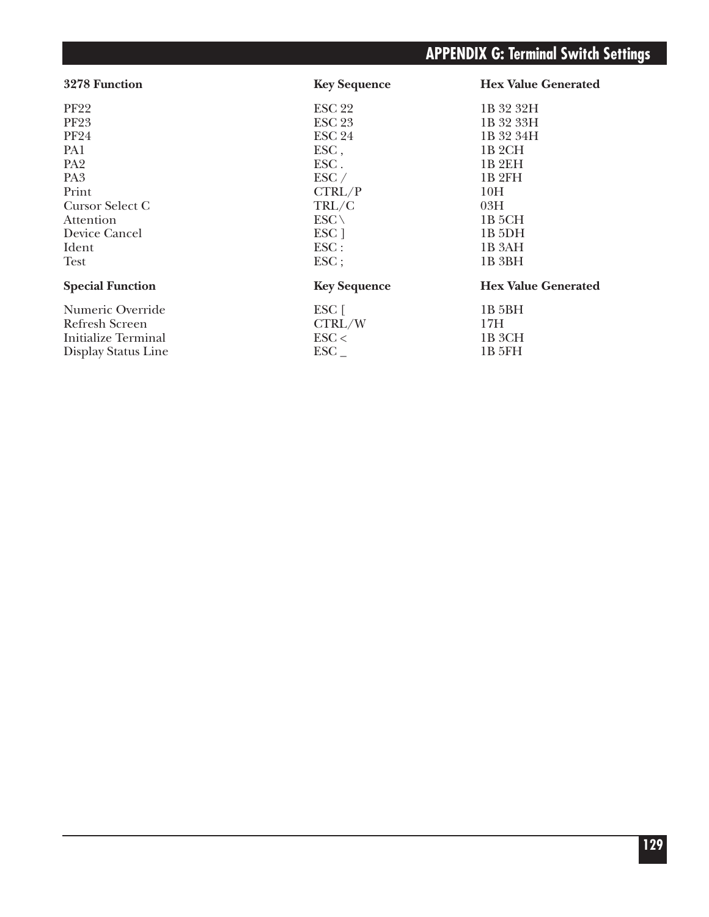| 3278 Function | Key Sequence | Hex Value Generated |
| --- | --- | --- |
| PF22 | ESC 22 | 1B 32 32H |
| PF23 | ESC 23 | 1B 32 33H |
| PF24 | ESC 24 | 1B 32 34H |
| PA1 | ESC , | 1B 2CH |
| PA2 | ESC . | 1B 2EH |
| PA3 | ESC / | 1B 2FH |
| Print | CTRL/P | 10H |
| Cursor Select C | TRL/C | 03H |
| Attention | ESC \ | 1B 5CH |
| Device Cancel | ESC ] | 1B 5DH |
| Ident | ESC : | 1B 3AH |
| Test | ESC ; | 1B 3BH |

| Special Function | Key Sequence | Hex Value Generated |
| --- | --- | --- |
| Numeric Override | ESC [ | 1B 5BH |
| Refresh Screen | CTRL/W | 17H |
| Initialize Terminal | ESC < | 1B 3CH |
| Display Status Line | ESC _ | 1B 5FH |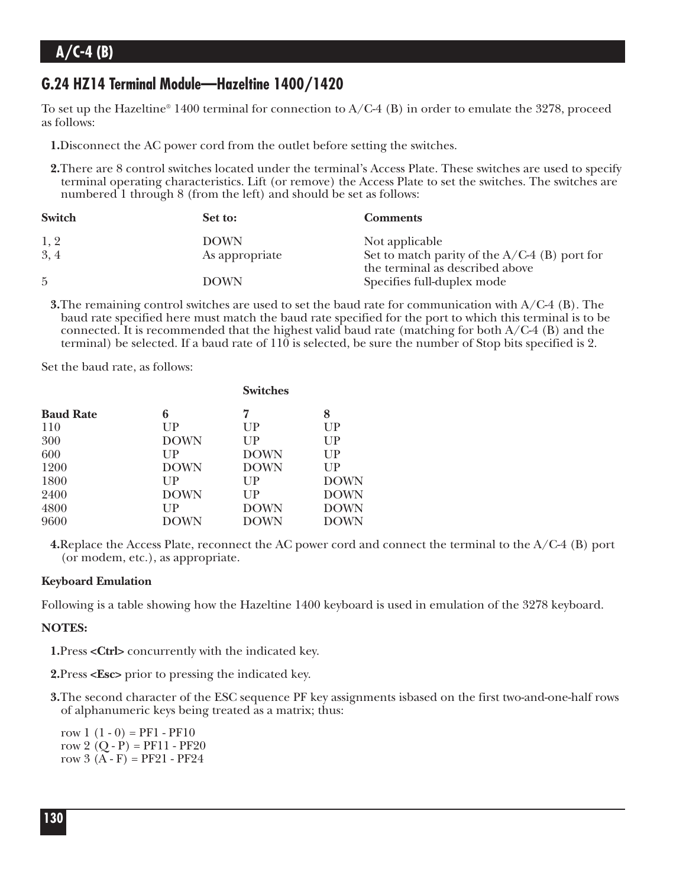## G.24 HZ14 Terminal Module—Hazeltine 1400/1420

To set up the Hazeltine® 1400 terminal for connection to A/C-4 (B) in order to emulate the 3278, proceed as follows:

**1.** Disconnect the AC power cord from the outlet before setting the switches.

**2.** There are 8 control switches located under the terminal's Access Plate. These switches are used to specify terminal operating characteristics. Lift (or remove) the Access Plate to set the switches. The switches are numbered 1 through 8 (from the left) and should be set as follows:

| Switch | Set to: | Comments |
|---|---|---|
| 1, 2 | DOWN | Not applicable |
| 3, 4 | As appropriate | Set to match parity of the A/C-4 (B) port for the terminal as described above |
| 5 | DOWN | Specifies full-duplex mode |

**3.** The remaining control switches are used to set the baud rate for communication with A/C-4 (B). The baud rate specified here must match the baud rate specified for the port to which this terminal is to be connected. It is recommended that the highest valid baud rate (matching for both A/C-4 (B) and the terminal) be selected. If a baud rate of 110 is selected, be sure the number of Stop bits specified is 2.

Set the baud rate, as follows:

| | Switches | | |
|---|---|---|---|
| **Baud Rate** | **6** | **7** | **8** |
| 110 | UP | UP | UP |
| 300 | DOWN | UP | UP |
| 600 | UP | DOWN | UP |
| 1200 | DOWN | DOWN | UP |
| 1800 | UP | UP | DOWN |
| 2400 | DOWN | UP | DOWN |
| 4800 | UP | DOWN | DOWN |
| 9600 | DOWN | DOWN | DOWN |

**4.** Replace the Access Plate, reconnect the AC power cord and connect the terminal to the A/C-4 (B) port (or modem, etc.), as appropriate.

**Keyboard Emulation**

Following is a table showing how the Hazeltine 1400 keyboard is used in emulation of the 3278 keyboard.

**NOTES:**

**1.** Press **<Ctrl>** concurrently with the indicated key.

**2.** Press **<Esc>** prior to pressing the indicated key.

**3.** The second character of the ESC sequence PF key assignments isbased on the first two-and-one-half rows of alphanumeric keys being treated as a matrix; thus:

row 1 (1 - 0) = PF1 - PF10
row 2 (Q - P) = PF11 - PF20
row 3 (A - F) = PF21 - PF24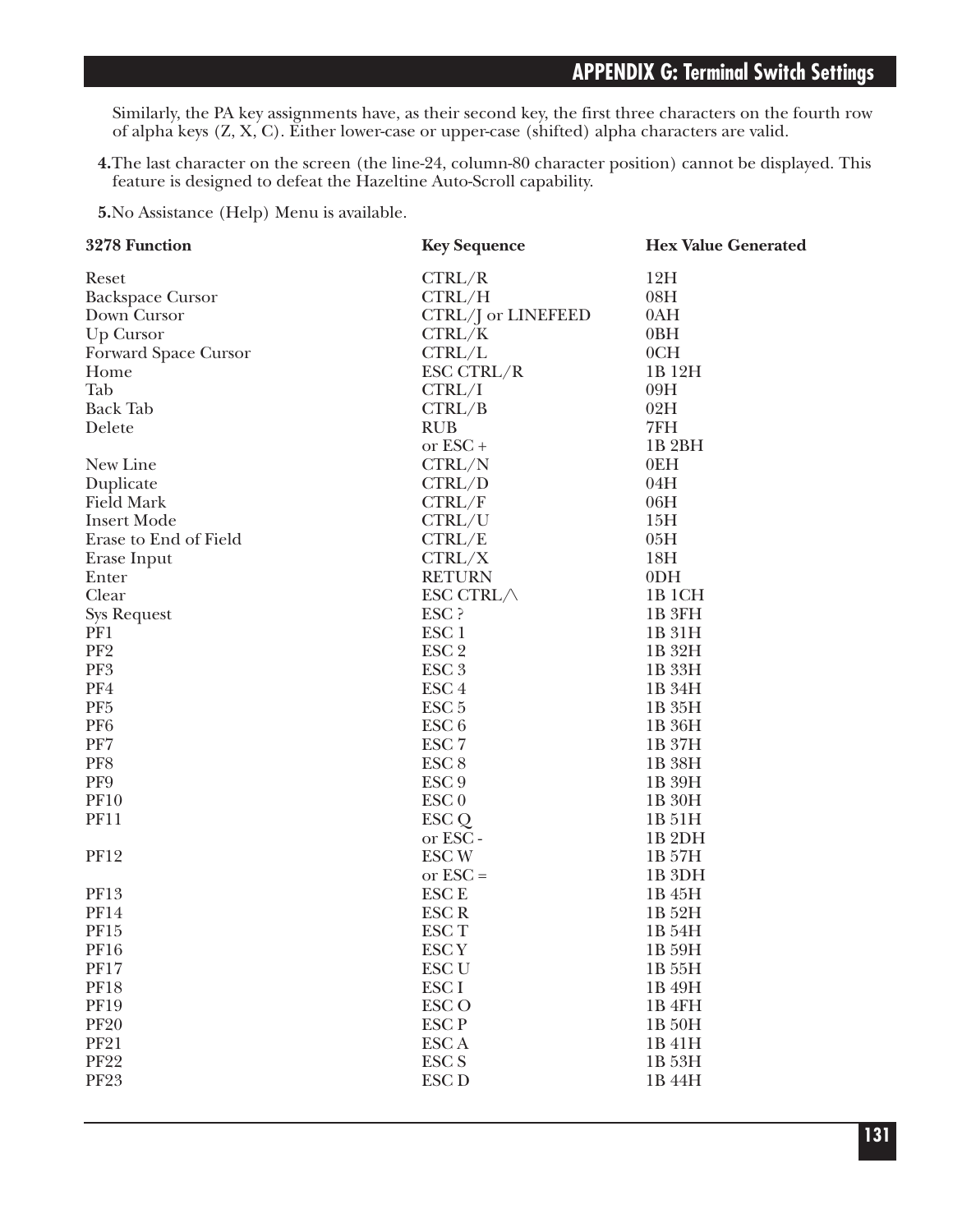Similarly, the PA key assignments have, as their second key, the first three characters on the fourth row of alpha keys (Z, X, C). Either lower-case or upper-case (shifted) alpha characters are valid.

**4.** The last character on the screen (the line-24, column-80 character position) cannot be displayed. This feature is designed to defeat the Hazeltine Auto-Scroll capability.

**5.** No Assistance (Help) Menu is available.

| 3278 Function | Key Sequence | Hex Value Generated |
|---|---|---|
| Reset | CTRL/R | 12H |
| Backspace Cursor | CTRL/H | 08H |
| Down Cursor | CTRL/J or LINEFEED | 0AH |
| Up Cursor | CTRL/K | 0BH |
| Forward Space Cursor | CTRL/L | 0CH |
| Home | ESC CTRL/R | 1B 12H |
| Tab | CTRL/I | 09H |
| Back Tab | CTRL/B | 02H |
| Delete | RUB | 7FH |
| | or ESC + | 1B 2BH |
| New Line | CTRL/N | 0EH |
| Duplicate | CTRL/D | 04H |
| Field Mark | CTRL/F | 06H |
| Insert Mode | CTRL/U | 15H |
| Erase to End of Field | CTRL/E | 05H |
| Erase Input | CTRL/X | 18H |
| Enter | RETURN | 0DH |
| Clear | ESC CTRL/\ | 1B 1CH |
| Sys Request | ESC ? | 1B 3FH |
| PF1 | ESC 1 | 1B 31H |
| PF2 | ESC 2 | 1B 32H |
| PF3 | ESC 3 | 1B 33H |
| PF4 | ESC 4 | 1B 34H |
| PF5 | ESC 5 | 1B 35H |
| PF6 | ESC 6 | 1B 36H |
| PF7 | ESC 7 | 1B 37H |
| PF8 | ESC 8 | 1B 38H |
| PF9 | ESC 9 | 1B 39H |
| PF10 | ESC 0 | 1B 30H |
| PF11 | ESC Q | 1B 51H |
| | or ESC - | 1B 2DH |
| PF12 | ESC W | 1B 57H |
| | or ESC = | 1B 3DH |
| PF13 | ESC E | 1B 45H |
| PF14 | ESC R | 1B 52H |
| PF15 | ESC T | 1B 54H |
| PF16 | ESC Y | 1B 59H |
| PF17 | ESC U | 1B 55H |
| PF18 | ESC I | 1B 49H |
| PF19 | ESC O | 1B 4FH |
| PF20 | ESC P | 1B 50H |
| PF21 | ESC A | 1B 41H |
| PF22 | ESC S | 1B 53H |
| PF23 | ESC D | 1B 44H |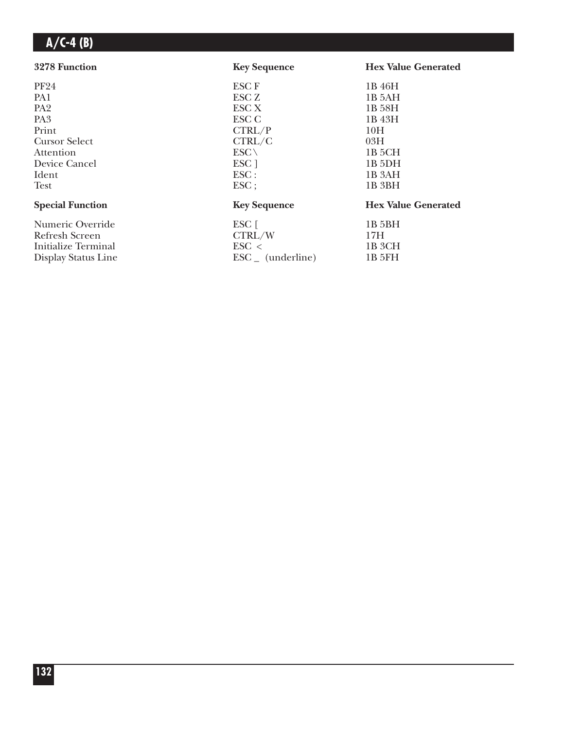| 3278 Function | Key Sequence | Hex Value Generated |
|---|---|---|
| PF24 | ESC F | 1B 46H |
| PA1 | ESC Z | 1B 5AH |
| PA2 | ESC X | 1B 58H |
| PA3 | ESC C | 1B 43H |
| Print | CTRL/P | 10H |
| Cursor Select | CTRL/C | 03H |
| Attention | ESC \ | 1B 5CH |
| Device Cancel | ESC ] | 1B 5DH |
| Ident | ESC : | 1B 3AH |
| Test | ESC ; | 1B 3BH |

| Special Function | Key Sequence | Hex Value Generated |
|---|---|---|
| Numeric Override | ESC [ | 1B 5BH |
| Refresh Screen | CTRL/W | 17H |
| Initialize Terminal | ESC < | 1B 3CH |
| Display Status Line | ESC _ (underline) | 1B 5FH |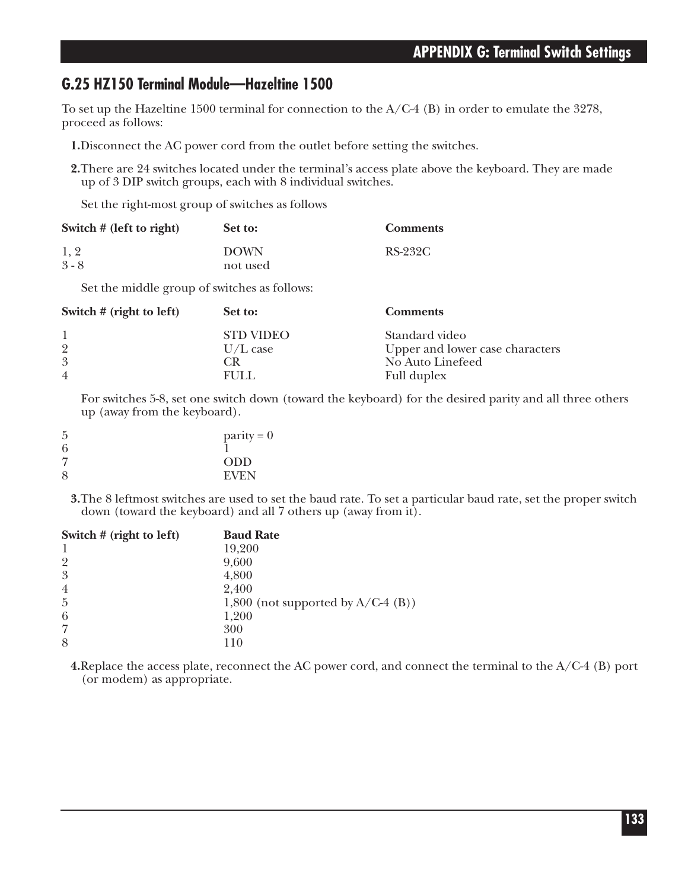## G.25 HZ150 Terminal Module—Hazeltine 1500

To set up the Hazeltine 1500 terminal for connection to the A/C-4 (B) in order to emulate the 3278, proceed as follows:

**1.** Disconnect the AC power cord from the outlet before setting the switches.

**2.** There are 24 switches located under the terminal's access plate above the keyboard. They are made up of 3 DIP switch groups, each with 8 individual switches.

Set the right-most group of switches as follows

| Switch # (left to right) | Set to: | Comments |
|---|---|---|
| 1, 2 | DOWN | RS-232C |
| 3 - 8 | not used | |

Set the middle group of switches as follows:

| Switch # (right to left) | Set to: | Comments |
|---|---|---|
| 1 | STD VIDEO | Standard video |
| 2 | U/L case | Upper and lower case characters |
| 3 | CR | No Auto Linefeed |
| 4 | FULL | Full duplex |

For switches 5-8, set one switch down (toward the keyboard) for the desired parity and all three others up (away from the keyboard).

| | |
|---|---|
| 5 | parity = 0 |
| 6 | 1 |
| 7 | ODD |
| 8 | EVEN |

**3.** The 8 leftmost switches are used to set the baud rate. To set a particular baud rate, set the proper switch down (toward the keyboard) and all 7 others up (away from it).

| Switch # (right to left) | Baud Rate |
|---|---|
| 1 | 19,200 |
| 2 | 9,600 |
| 3 | 4,800 |
| 4 | 2,400 |
| 5 | 1,800 (not supported by A/C-4 (B)) |
| 6 | 1,200 |
| 7 | 300 |
| 8 | 110 |

**4.** Replace the access plate, reconnect the AC power cord, and connect the terminal to the A/C-4 (B) port (or modem) as appropriate.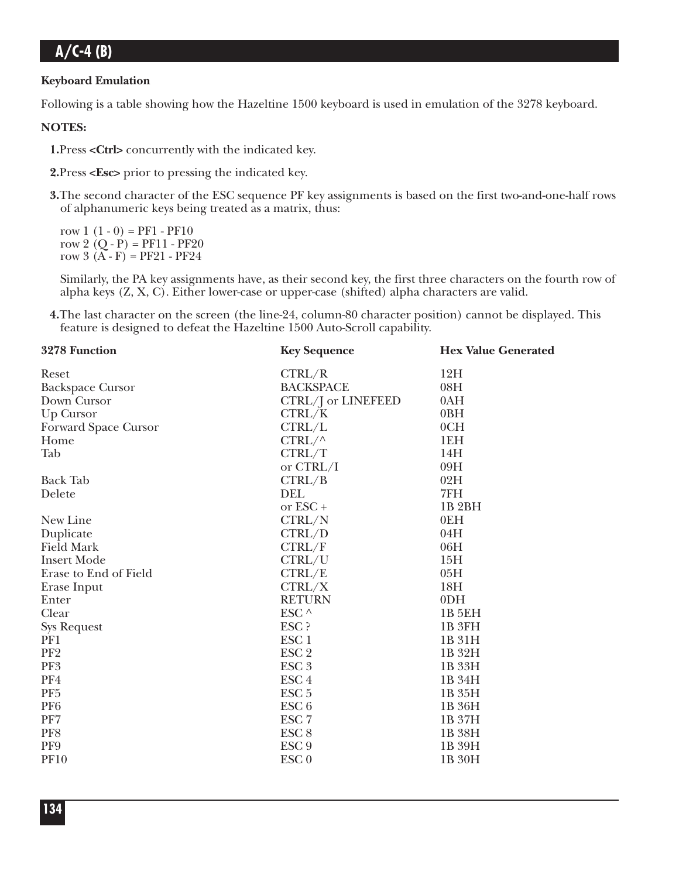### Keyboard Emulation

Following is a table showing how the Hazeltine 1500 keyboard is used in emulation of the 3278 keyboard.

**NOTES:**

1. Press **<Ctrl>** concurrently with the indicated key.
2. Press **<Esc>** prior to pressing the indicated key.
3. The second character of the ESC sequence PF key assignments is based on the first two-and-one-half rows of alphanumeric keys being treated as a matrix, thus:

   row 1 (1 - 0) = PF1 - PF10
   row 2 (Q - P) = PF11 - PF20
   row 3 (A - F) = PF21 - PF24

   Similarly, the PA key assignments have, as their second key, the first three characters on the fourth row of alpha keys (Z, X, C). Either lower-case or upper-case (shifted) alpha characters are valid.

4. The last character on the screen (the line-24, column-80 character position) cannot be displayed. This feature is designed to defeat the Hazeltine 1500 Auto-Scroll capability.

| 3278 Function | Key Sequence | Hex Value Generated |
|---|---|---|
| Reset | CTRL/R | 12H |
| Backspace Cursor | BACKSPACE | 08H |
| Down Cursor | CTRL/J or LINEFEED | 0AH |
| Up Cursor | CTRL/K | 0BH |
| Forward Space Cursor | CTRL/L | 0CH |
| Home | CTRL/^ | 1EH |
| Tab | CTRL/T | 14H |
| | or CTRL/I | 09H |
| Back Tab | CTRL/B | 02H |
| Delete | DEL | 7FH |
| | or ESC + | 1B 2BH |
| New Line | CTRL/N | 0EH |
| Duplicate | CTRL/D | 04H |
| Field Mark | CTRL/F | 06H |
| Insert Mode | CTRL/U | 15H |
| Erase to End of Field | CTRL/E | 05H |
| Erase Input | CTRL/X | 18H |
| Enter | RETURN | 0DH |
| Clear | ESC ^ | 1B 5EH |
| Sys Request | ESC ? | 1B 3FH |
| PF1 | ESC 1 | 1B 31H |
| PF2 | ESC 2 | 1B 32H |
| PF3 | ESC 3 | 1B 33H |
| PF4 | ESC 4 | 1B 34H |
| PF5 | ESC 5 | 1B 35H |
| PF6 | ESC 6 | 1B 36H |
| PF7 | ESC 7 | 1B 37H |
| PF8 | ESC 8 | 1B 38H |
| PF9 | ESC 9 | 1B 39H |
| PF10 | ESC 0 | 1B 30H |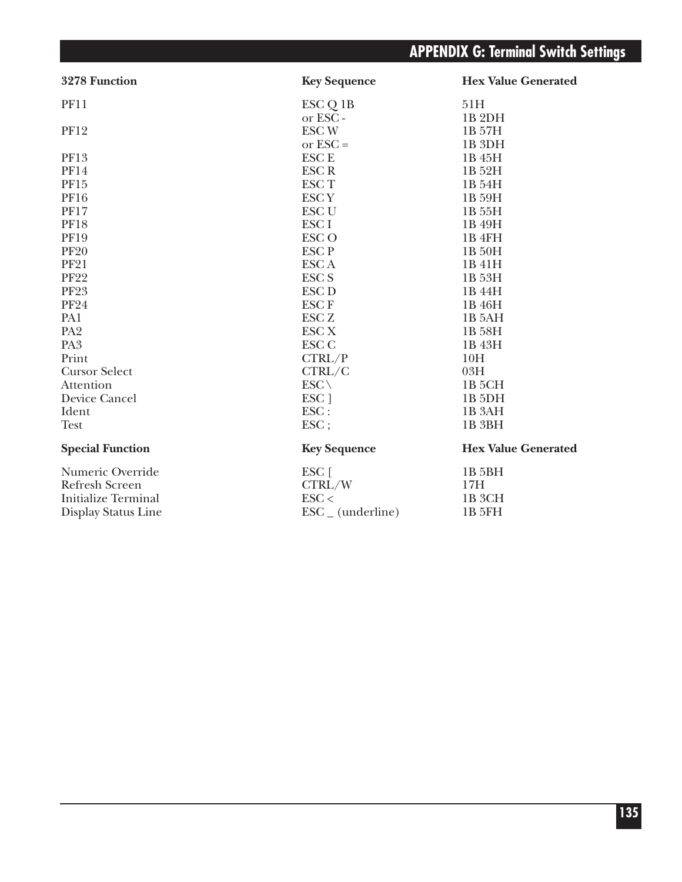| 3278 Function | Key Sequence | Hex Value Generated |
|---|---|---|
| PF11 | ESC Q 1B | 51H |
| | or ESC - | 1B 2DH |
| PF12 | ESC W | 1B 57H |
| | or ESC = | 1B 3DH |
| PF13 | ESC E | 1B 45H |
| PF14 | ESC R | 1B 52H |
| PF15 | ESC T | 1B 54H |
| PF16 | ESC Y | 1B 59H |
| PF17 | ESC U | 1B 55H |
| PF18 | ESC I | 1B 49H |
| PF19 | ESC O | 1B 4FH |
| PF20 | ESC P | 1B 50H |
| PF21 | ESC A | 1B 41H |
| PF22 | ESC S | 1B 53H |
| PF23 | ESC D | 1B 44H |
| PF24 | ESC F | 1B 46H |
| PA1 | ESC Z | 1B 5AH |
| PA2 | ESC X | 1B 58H |
| PA3 | ESC C | 1B 43H |
| Print | CTRL/P | 10H |
| Cursor Select | CTRL/C | 03H |
| Attention | ESC \ | 1B 5CH |
| Device Cancel | ESC ] | 1B 5DH |
| Ident | ESC : | 1B 3AH |
| Test | ESC ; | 1B 3BH |

| Special Function | Key Sequence | Hex Value Generated |
|---|---|---|
| Numeric Override | ESC [ | 1B 5BH |
| Refresh Screen | CTRL/W | 17H |
| Initialize Terminal | ESC < | 1B 3CH |
| Display Status Line | ESC _ (underline) | 1B 5FH |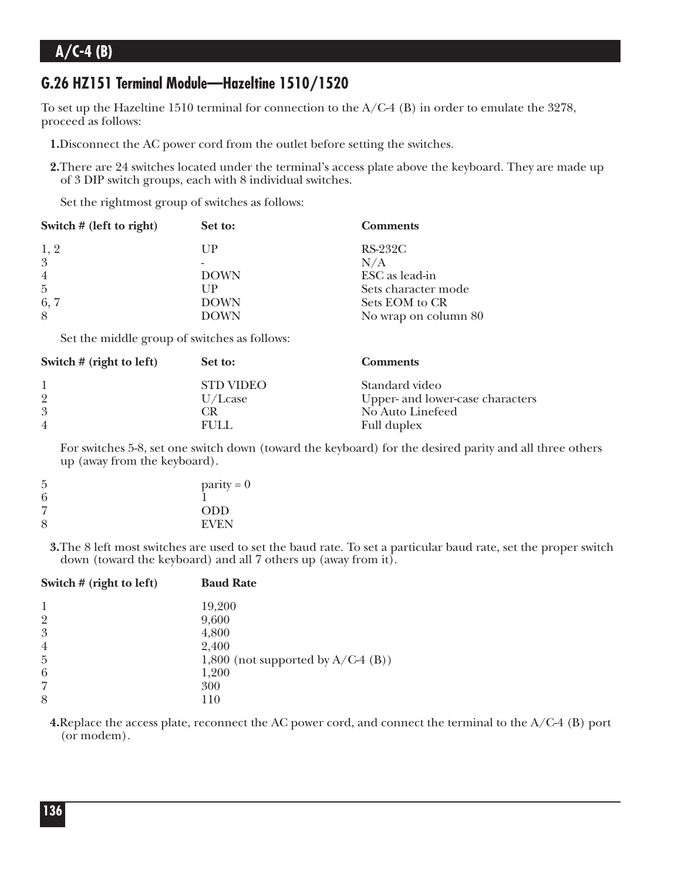## G.26 HZ151 Terminal Module—Hazeltine 1510/1520

To set up the Hazeltine 1510 terminal for connection to the A/C-4 (B) in order to emulate the 3278, proceed as follows:

**1.** Disconnect the AC power cord from the outlet before setting the switches.

**2.** There are 24 switches located under the terminal's access plate above the keyboard. They are made up of 3 DIP switch groups, each with 8 individual switches.

Set the rightmost group of switches as follows:

| Switch # (left to right) | Set to: | Comments |
|---|---|---|
| 1, 2 | UP | RS-232C |
| 3 | - | N/A |
| 4 | DOWN | ESC as lead-in |
| 5 | UP | Sets character mode |
| 6, 7 | DOWN | Sets EOM to CR |
| 8 | DOWN | No wrap on column 80 |

Set the middle group of switches as follows:

| Switch # (right to left) | Set to: | Comments |
|---|---|---|
| 1 | STD VIDEO | Standard video |
| 2 | U/Lcase | Upper- and lower-case characters |
| 3 | CR | No Auto Linefeed |
| 4 | FULL | Full duplex |

For switches 5-8, set one switch down (toward the keyboard) for the desired parity and all three others up (away from the keyboard).

| | |
|---|---|
| 5 | parity = 0 |
| 6 | 1 |
| 7 | ODD |
| 8 | EVEN |

**3.** The 8 left most switches are used to set the baud rate. To set a particular baud rate, set the proper switch down (toward the keyboard) and all 7 others up (away from it).

| Switch # (right to left) | Baud Rate |
|---|---|
| 1 | 19,200 |
| 2 | 9,600 |
| 3 | 4,800 |
| 4 | 2,400 |
| 5 | 1,800 (not supported by A/C-4 (B)) |
| 6 | 1,200 |
| 7 | 300 |
| 8 | 110 |

**4.** Replace the access plate, reconnect the AC power cord, and connect the terminal to the A/C-4 (B) port (or modem).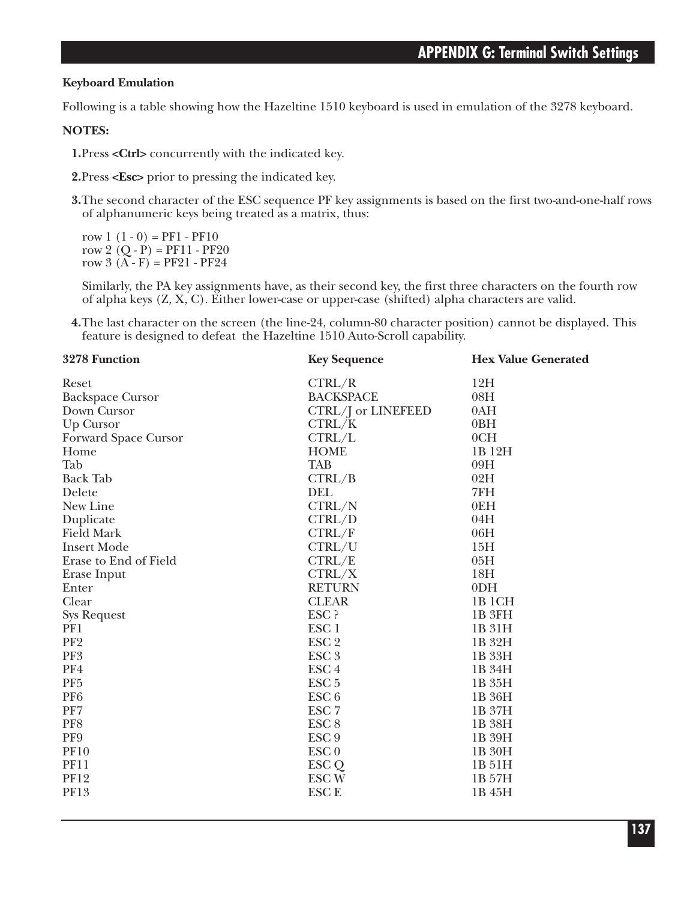### Keyboard Emulation

Following is a table showing how the Hazeltine 1510 keyboard is used in emulation of the 3278 keyboard.

**NOTES:**

**1.** Press **<Ctrl>** concurrently with the indicated key.

**2.** Press **<Esc>** prior to pressing the indicated key.

**3.** The second character of the ESC sequence PF key assignments is based on the first two-and-one-half rows of alphanumeric keys being treated as a matrix, thus:

row 1 (1 - 0) = PF1 - PF10
row 2 (Q - P) = PF11 - PF20
row 3 (A - F) = PF21 - PF24

Similarly, the PA key assignments have, as their second key, the first three characters on the fourth row of alpha keys (Z, X, C). Either lower-case or upper-case (shifted) alpha characters are valid.

**4.** The last character on the screen (the line-24, column-80 character position) cannot be displayed. This feature is designed to defeat the Hazeltine 1510 Auto-Scroll capability.

| 3278 Function | Key Sequence | Hex Value Generated |
|---|---|---|
| Reset | CTRL/R | 12H |
| Backspace Cursor | BACKSPACE | 08H |
| Down Cursor | CTRL/J or LINEFEED | 0AH |
| Up Cursor | CTRL/K | 0BH |
| Forward Space Cursor | CTRL/L | 0CH |
| Home | HOME | 1B 12H |
| Tab | TAB | 09H |
| Back Tab | CTRL/B | 02H |
| Delete | DEL | 7FH |
| New Line | CTRL/N | 0EH |
| Duplicate | CTRL/D | 04H |
| Field Mark | CTRL/F | 06H |
| Insert Mode | CTRL/U | 15H |
| Erase to End of Field | CTRL/E | 05H |
| Erase Input | CTRL/X | 18H |
| Enter | RETURN | 0DH |
| Clear | CLEAR | 1B 1CH |
| Sys Request | ESC ? | 1B 3FH |
| PF1 | ESC 1 | 1B 31H |
| PF2 | ESC 2 | 1B 32H |
| PF3 | ESC 3 | 1B 33H |
| PF4 | ESC 4 | 1B 34H |
| PF5 | ESC 5 | 1B 35H |
| PF6 | ESC 6 | 1B 36H |
| PF7 | ESC 7 | 1B 37H |
| PF8 | ESC 8 | 1B 38H |
| PF9 | ESC 9 | 1B 39H |
| PF10 | ESC 0 | 1B 30H |
| PF11 | ESC Q | 1B 51H |
| PF12 | ESC W | 1B 57H |
| PF13 | ESC E | 1B 45H |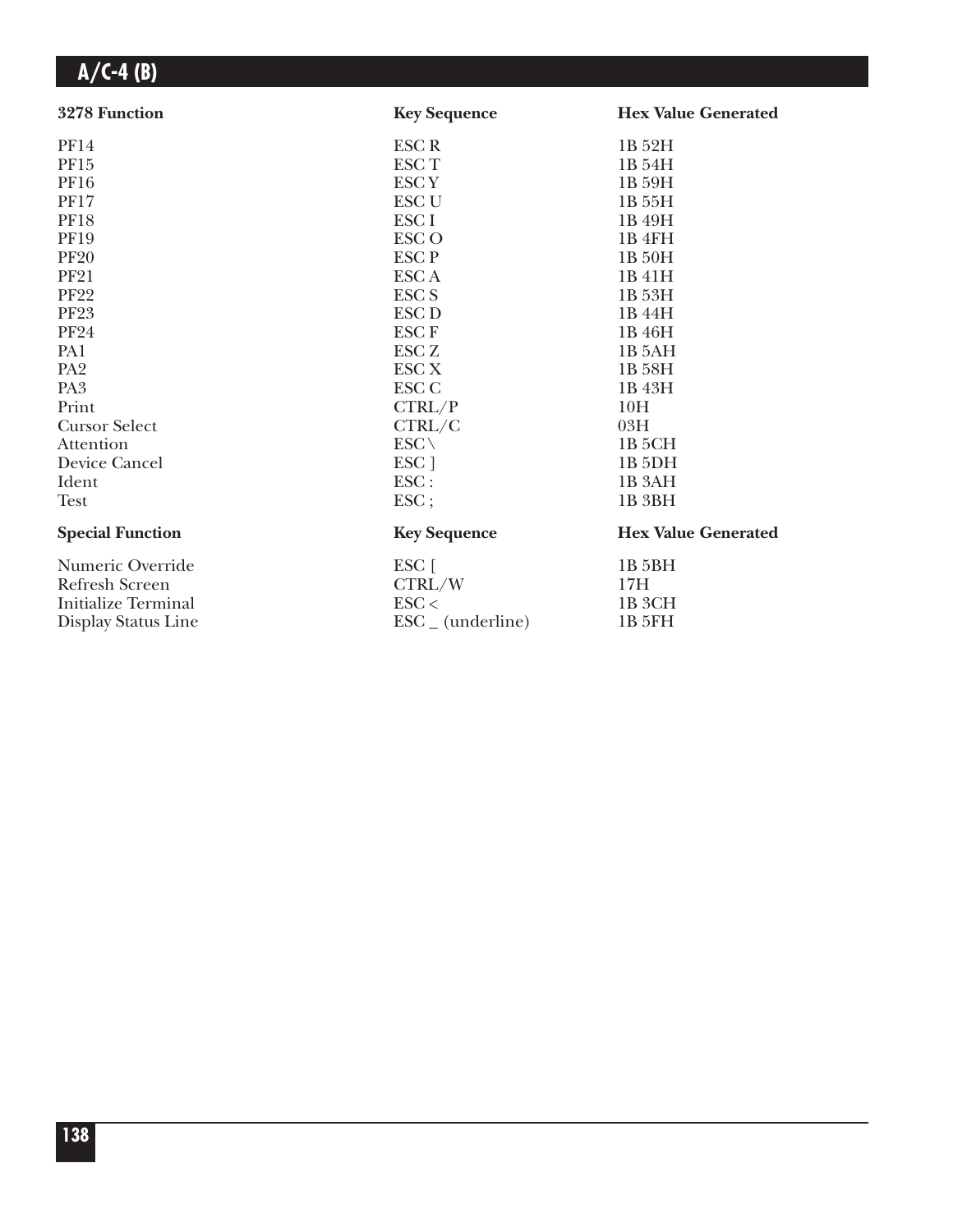| 3278 Function | Key Sequence | Hex Value Generated |
|---|---|---|
| PF14 | ESC R | 1B 52H |
| PF15 | ESC T | 1B 54H |
| PF16 | ESC Y | 1B 59H |
| PF17 | ESC U | 1B 55H |
| PF18 | ESC I | 1B 49H |
| PF19 | ESC O | 1B 4FH |
| PF20 | ESC P | 1B 50H |
| PF21 | ESC A | 1B 41H |
| PF22 | ESC S | 1B 53H |
| PF23 | ESC D | 1B 44H |
| PF24 | ESC F | 1B 46H |
| PA1 | ESC Z | 1B 5AH |
| PA2 | ESC X | 1B 58H |
| PA3 | ESC C | 1B 43H |
| Print | CTRL/P | 10H |
| Cursor Select | CTRL/C | 03H |
| Attention | ESC \ | 1B 5CH |
| Device Cancel | ESC ] | 1B 5DH |
| Ident | ESC : | 1B 3AH |
| Test | ESC ; | 1B 3BH |

| Special Function | Key Sequence | Hex Value Generated |
|---|---|---|
| Numeric Override | ESC [ | 1B 5BH |
| Refresh Screen | CTRL/W | 17H |
| Initialize Terminal | ESC < | 1B 3CH |
| Display Status Line | ESC _ (underline) | 1B 5FH |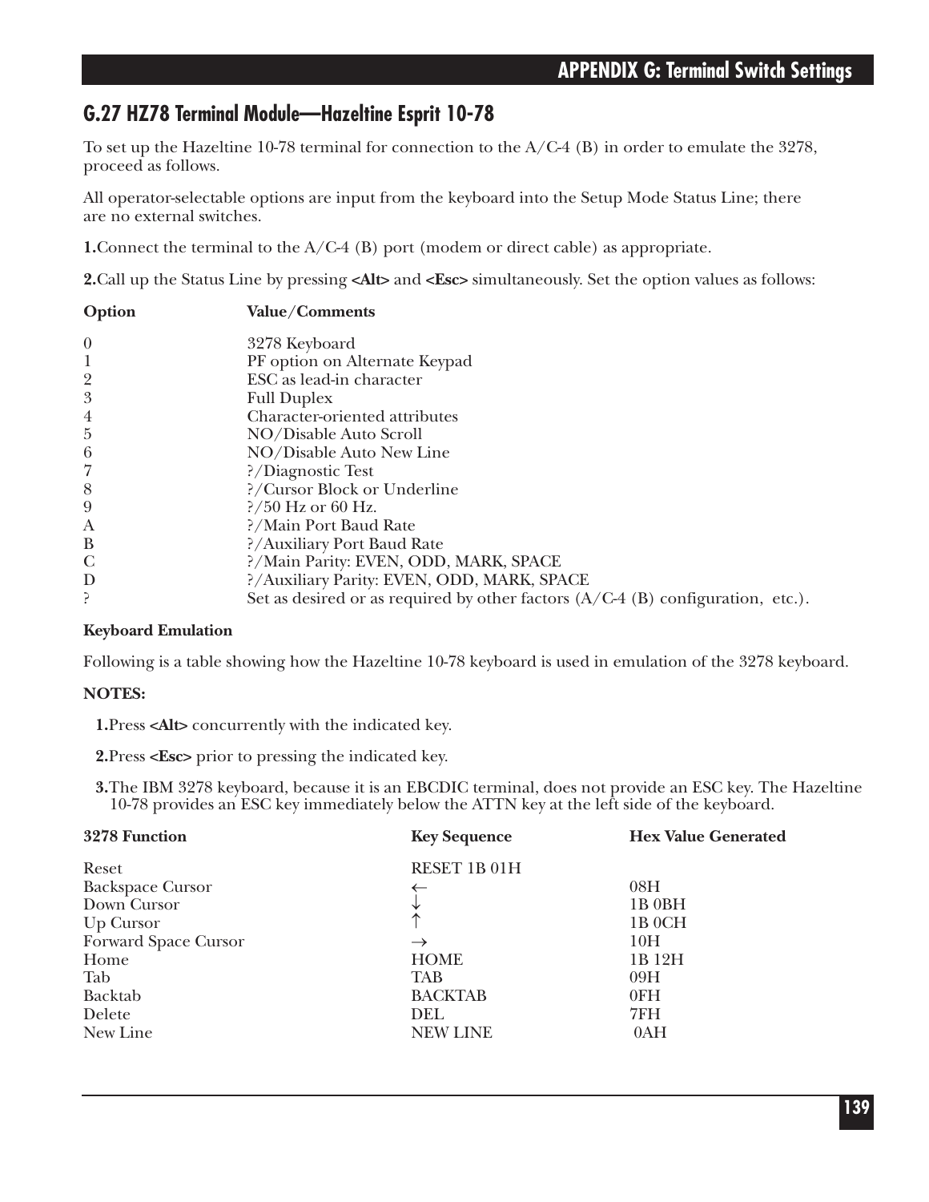## G.27 HZ78 Terminal Module—Hazeltine Esprit 10-78

To set up the Hazeltine 10-78 terminal for connection to the A/C-4 (B) in order to emulate the 3278, proceed as follows.

All operator-selectable options are input from the keyboard into the Setup Mode Status Line; there are no external switches.

**1.** Connect the terminal to the A/C-4 (B) port (modem or direct cable) as appropriate.

**2.** Call up the Status Line by pressing **<Alt>** and **<Esc>** simultaneously. Set the option values as follows:

| Option | Value/Comments |
|---|---|
| 0 | 3278 Keyboard |
| 1 | PF option on Alternate Keypad |
| 2 | ESC as lead-in character |
| 3 | Full Duplex |
| 4 | Character-oriented attributes |
| 5 | NO/Disable Auto Scroll |
| 6 | NO/Disable Auto New Line |
| 7 | ?/Diagnostic Test |
| 8 | ?/Cursor Block or Underline |
| 9 | ?/50 Hz or 60 Hz. |
| A | ?/Main Port Baud Rate |
| B | ?/Auxiliary Port Baud Rate |
| C | ?/Main Parity: EVEN, ODD, MARK, SPACE |
| D | ?/Auxiliary Parity: EVEN, ODD, MARK, SPACE |
| ? | Set as desired or as required by other factors (A/C-4 (B) configuration, etc.). |

**Keyboard Emulation**

Following is a table showing how the Hazeltine 10-78 keyboard is used in emulation of the 3278 keyboard.

**NOTES:**

**1.** Press **<Alt>** concurrently with the indicated key.

**2.** Press **<Esc>** prior to pressing the indicated key.

**3.** The IBM 3278 keyboard, because it is an EBCDIC terminal, does not provide an ESC key. The Hazeltine 10-78 provides an ESC key immediately below the ATTN key at the left side of the keyboard.

| 3278 Function | Key Sequence | Hex Value Generated |
|---|---|---|
| Reset | RESET 1B 01H | |
| Backspace Cursor | ← | 08H |
| Down Cursor | ↓ | 1B 0BH |
| Up Cursor | ↑ | 1B 0CH |
| Forward Space Cursor | → | 10H |
| Home | HOME | 1B 12H |
| Tab | TAB | 09H |
| Backtab | BACKTAB | 0FH |
| Delete | DEL | 7FH |
| New Line | NEW LINE | 0AH |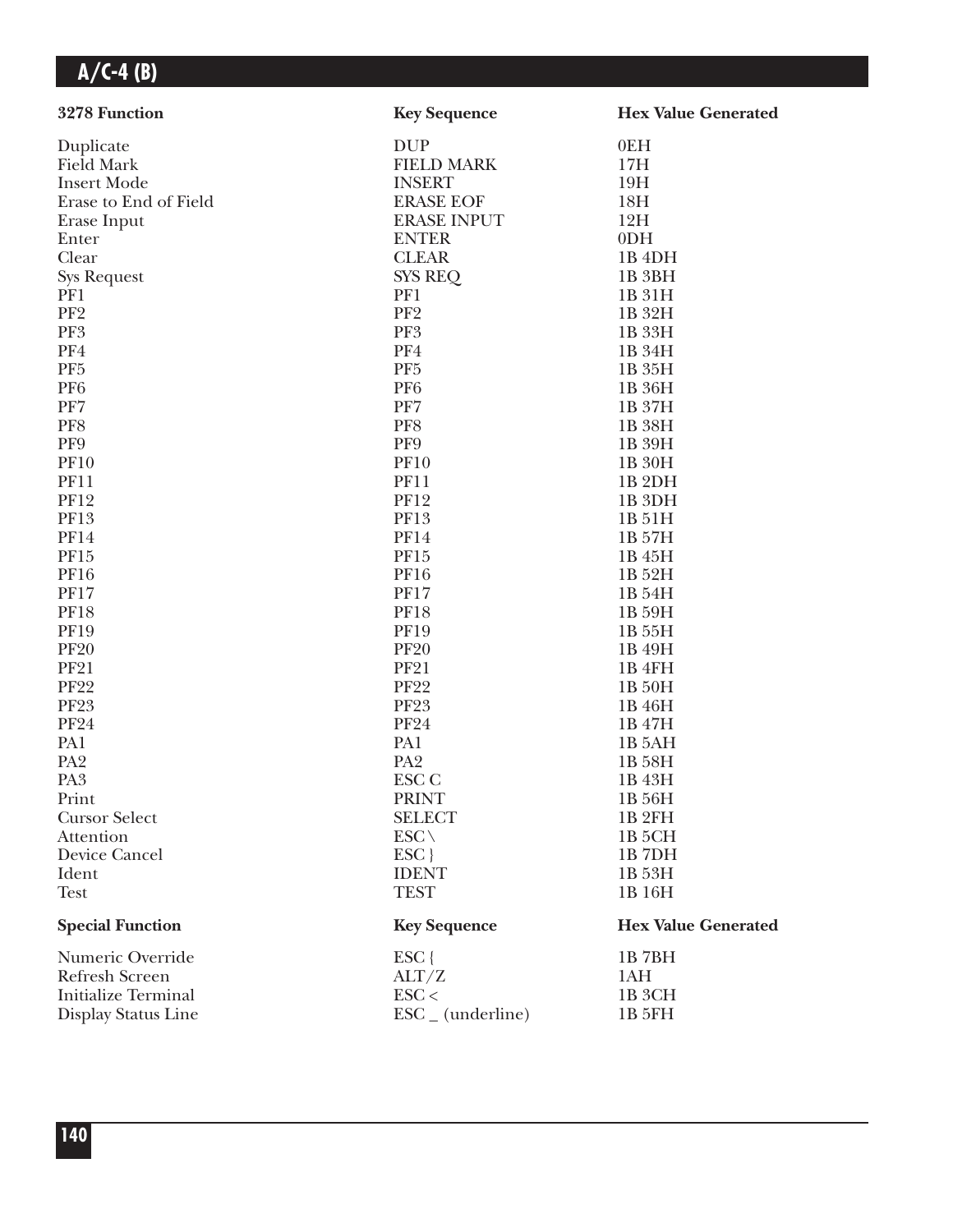| 3278 Function | Key Sequence | Hex Value Generated |
|---|---|---|
| Duplicate | DUP | 0EH |
| Field Mark | FIELD MARK | 17H |
| Insert Mode | INSERT | 19H |
| Erase to End of Field | ERASE EOF | 18H |
| Erase Input | ERASE INPUT | 12H |
| Enter | ENTER | 0DH |
| Clear | CLEAR | 1B 4DH |
| Sys Request | SYS REQ | 1B 3BH |
| PF1 | PF1 | 1B 31H |
| PF2 | PF2 | 1B 32H |
| PF3 | PF3 | 1B 33H |
| PF4 | PF4 | 1B 34H |
| PF5 | PF5 | 1B 35H |
| PF6 | PF6 | 1B 36H |
| PF7 | PF7 | 1B 37H |
| PF8 | PF8 | 1B 38H |
| PF9 | PF9 | 1B 39H |
| PF10 | PF10 | 1B 30H |
| PF11 | PF11 | 1B 2DH |
| PF12 | PF12 | 1B 3DH |
| PF13 | PF13 | 1B 51H |
| PF14 | PF14 | 1B 57H |
| PF15 | PF15 | 1B 45H |
| PF16 | PF16 | 1B 52H |
| PF17 | PF17 | 1B 54H |
| PF18 | PF18 | 1B 59H |
| PF19 | PF19 | 1B 55H |
| PF20 | PF20 | 1B 49H |
| PF21 | PF21 | 1B 4FH |
| PF22 | PF22 | 1B 50H |
| PF23 | PF23 | 1B 46H |
| PF24 | PF24 | 1B 47H |
| PA1 | PA1 | 1B 5AH |
| PA2 | PA2 | 1B 58H |
| PA3 | ESC C | 1B 43H |
| Print | PRINT | 1B 56H |
| Cursor Select | SELECT | 1B 2FH |
| Attention | ESC \ | 1B 5CH |
| Device Cancel | ESC } | 1B 7DH |
| Ident | IDENT | 1B 53H |
| Test | TEST | 1B 16H |

| Special Function | Key Sequence | Hex Value Generated |
|---|---|---|
| Numeric Override | ESC { | 1B 7BH |
| Refresh Screen | ALT/Z | 1AH |
| Initialize Terminal | ESC < | 1B 3CH |
| Display Status Line | ESC _ (underline) | 1B 5FH |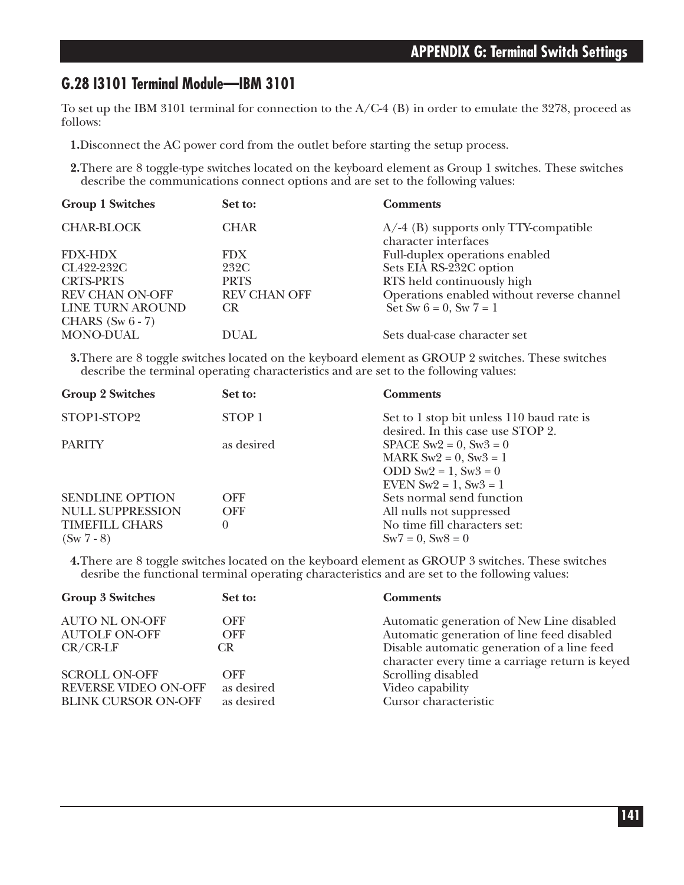## G.28 I3101 Terminal Module—IBM 3101

To set up the IBM 3101 terminal for connection to the A/C-4 (B) in order to emulate the 3278, proceed as follows:

**1.** Disconnect the AC power cord from the outlet before starting the setup process.

**2.** There are 8 toggle-type switches located on the keyboard element as Group 1 switches. These switches describe the communications connect options and are set to the following values:

| Group 1 Switches | Set to: | Comments |
|---|---|---|
| CHAR-BLOCK | CHAR | A/-4 (B) supports only TTY-compatible character interfaces |
| FDX-HDX | FDX | Full-duplex operations enabled |
| CL422-232C | 232C | Sets EIA RS-232C option |
| CRTS-PRTS | PRTS | RTS held continuously high |
| REV CHAN ON-OFF | REV CHAN OFF | Operations enabled without reverse channel |
| LINE TURN AROUND CHARS (Sw 6 - 7) | CR | Set Sw 6 = 0, Sw 7 = 1 |
| MONO-DUAL | DUAL | Sets dual-case character set |

**3.** There are 8 toggle switches located on the keyboard element as GROUP 2 switches. These switches describe the terminal operating characteristics and are set to the following values:

| Group 2 Switches | Set to: | Comments |
|---|---|---|
| STOP1-STOP2 | STOP 1 | Set to 1 stop bit unless 110 baud rate is desired. In this case use STOP 2. |
| PARITY | as desired | SPACE Sw2 = 0, Sw3 = 0<br>MARK Sw2 = 0, Sw3 = 1<br>ODD Sw2 = 1, Sw3 = 0<br>EVEN Sw2 = 1, Sw3 = 1 |
| SENDLINE OPTION | OFF | Sets normal send function |
| NULL SUPPRESSION | OFF | All nulls not suppressed |
| TIMEFILL CHARS (Sw 7 - 8) | 0 | No time fill characters set: Sw7 = 0, Sw8 = 0 |

**4.** There are 8 toggle switches located on the keyboard element as GROUP 3 switches. These switches desribe the functional terminal operating characteristics and are set to the following values:

| Group 3 Switches | Set to: | Comments |
|---|---|---|
| AUTO NL ON-OFF | OFF | Automatic generation of New Line disabled |
| AUTOLF ON-OFF | OFF | Automatic generation of line feed disabled |
| CR/CR-LF | CR | Disable automatic generation of a line feed character every time a carriage return is keyed |
| SCROLL ON-OFF | OFF | Scrolling disabled |
| REVERSE VIDEO ON-OFF | as desired | Video capability |
| BLINK CURSOR ON-OFF | as desired | Cursor characteristic |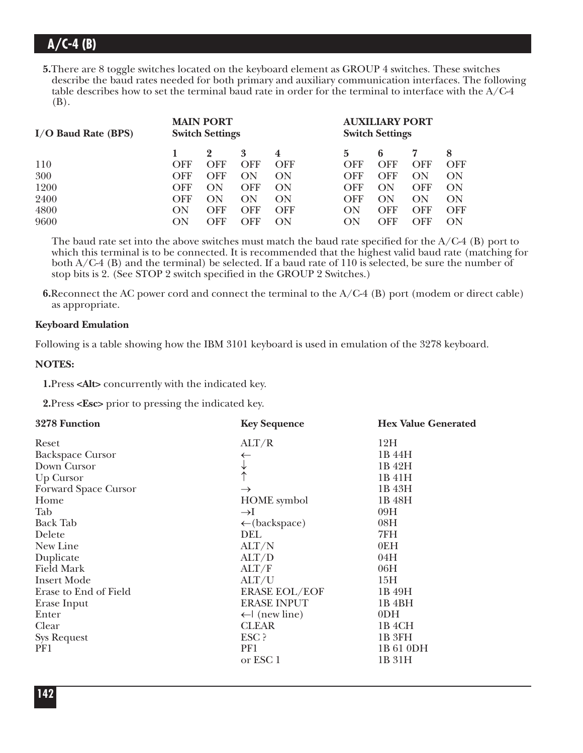5. There are 8 toggle switches located on the keyboard element as GROUP 4 switches. These switches describe the baud rates needed for both primary and auxiliary communication interfaces. The following table describes how to set the terminal baud rate in order for the terminal to interface with the A/C-4 (B).

| I/O Baud Rate (BPS) | MAIN PORT Switch Settings | | | | AUXILIARY PORT Switch Settings | | | |
|---|---|---|---|---|---|---|---|---|
| | 1 | 2 | 3 | 4 | 5 | 6 | 7 | 8 |
| 110 | OFF | OFF | OFF | OFF | OFF | OFF | OFF | OFF |
| 300 | OFF | OFF | ON | ON | OFF | OFF | ON | ON |
| 1200 | OFF | ON | OFF | ON | OFF | ON | OFF | ON |
| 2400 | OFF | ON | ON | ON | OFF | ON | ON | ON |
| 4800 | ON | OFF | OFF | OFF | ON | OFF | OFF | OFF |
| 9600 | ON | OFF | OFF | ON | ON | OFF | OFF | ON |

The baud rate set into the above switches must match the baud rate specified for the A/C-4 (B) port to which this terminal is to be connected. It is recommended that the highest valid baud rate (matching for both A/C-4 (B) and the terminal) be selected. If a baud rate of 110 is selected, be sure the number of stop bits is 2. (See STOP 2 switch specified in the GROUP 2 Switches.)

6. Reconnect the AC power cord and connect the terminal to the A/C-4 (B) port (modem or direct cable) as appropriate.

**Keyboard Emulation**

Following is a table showing how the IBM 3101 keyboard is used in emulation of the 3278 keyboard.

**NOTES:**

1. Press **<Alt>** concurrently with the indicated key.

2. Press **<Esc>** prior to pressing the indicated key.

| 3278 Function | Key Sequence | Hex Value Generated |
|---|---|---|
| Reset | ALT/R | 12H |
| Backspace Cursor | ← | 1B 44H |
| Down Cursor | ↓ | 1B 42H |
| Up Cursor | ↑ | 1B 41H |
| Forward Space Cursor | → | 1B 43H |
| Home | HOME symbol | 1B 48H |
| Tab | →I | 09H |
| Back Tab | ←(backspace) | 08H |
| Delete | DEL | 7FH |
| New Line | ALT/N | 0EH |
| Duplicate | ALT/D | 04H |
| Field Mark | ALT/F | 06H |
| Insert Mode | ALT/U | 15H |
| Erase to End of Field | ERASE EOL/EOF | 1B 49H |
| Erase Input | ERASE INPUT | 1B 4BH |
| Enter | ←\| (new line) | 0DH |
| Clear | CLEAR | 1B 4CH |
| Sys Request | ESC ? | 1B 3FH |
| PF1 | PF1 | 1B 61 0DH |
| | or ESC 1 | 1B 31H |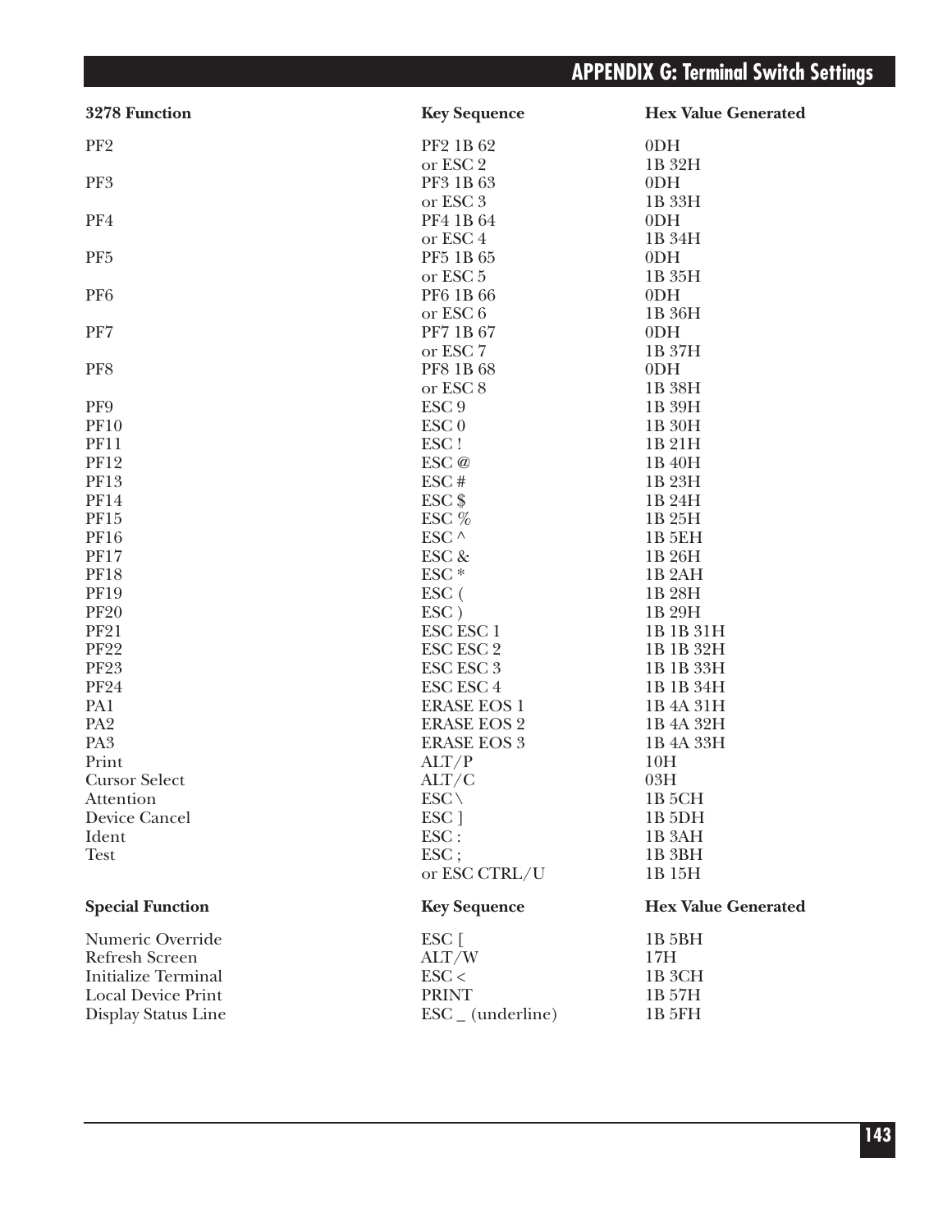| 3278 Function | Key Sequence | Hex Value Generated |
|---|---|---|
| PF2 | PF2 1B 62 | 0DH |
| | or ESC 2 | 1B 32H |
| PF3 | PF3 1B 63 | 0DH |
| | or ESC 3 | 1B 33H |
| PF4 | PF4 1B 64 | 0DH |
| | or ESC 4 | 1B 34H |
| PF5 | PF5 1B 65 | 0DH |
| | or ESC 5 | 1B 35H |
| PF6 | PF6 1B 66 | 0DH |
| | or ESC 6 | 1B 36H |
| PF7 | PF7 1B 67 | 0DH |
| | or ESC 7 | 1B 37H |
| PF8 | PF8 1B 68 | 0DH |
| | or ESC 8 | 1B 38H |
| PF9 | ESC 9 | 1B 39H |
| PF10 | ESC 0 | 1B 30H |
| PF11 | ESC ! | 1B 21H |
| PF12 | ESC @ | 1B 40H |
| PF13 | ESC # | 1B 23H |
| PF14 | ESC $ | 1B 24H |
| PF15 | ESC % | 1B 25H |
| PF16 | ESC ^ | 1B 5EH |
| PF17 | ESC & | 1B 26H |
| PF18 | ESC * | 1B 2AH |
| PF19 | ESC ( | 1B 28H |
| PF20 | ESC ) | 1B 29H |
| PF21 | ESC ESC 1 | 1B 1B 31H |
| PF22 | ESC ESC 2 | 1B 1B 32H |
| PF23 | ESC ESC 3 | 1B 1B 33H |
| PF24 | ESC ESC 4 | 1B 1B 34H |
| PA1 | ERASE EOS 1 | 1B 4A 31H |
| PA2 | ERASE EOS 2 | 1B 4A 32H |
| PA3 | ERASE EOS 3 | 1B 4A 33H |
| Print | ALT/P | 10H |
| Cursor Select | ALT/C | 03H |
| Attention | ESC \ | 1B 5CH |
| Device Cancel | ESC ] | 1B 5DH |
| Ident | ESC : | 1B 3AH |
| Test | ESC ; | 1B 3BH |
| | or ESC CTRL/U | 1B 15H |

| Special Function | Key Sequence | Hex Value Generated |
|---|---|---|
| Numeric Override | ESC [ | 1B 5BH |
| Refresh Screen | ALT/W | 17H |
| Initialize Terminal | ESC < | 1B 3CH |
| Local Device Print | PRINT | 1B 57H |
| Display Status Line | ESC _ (underline) | 1B 5FH |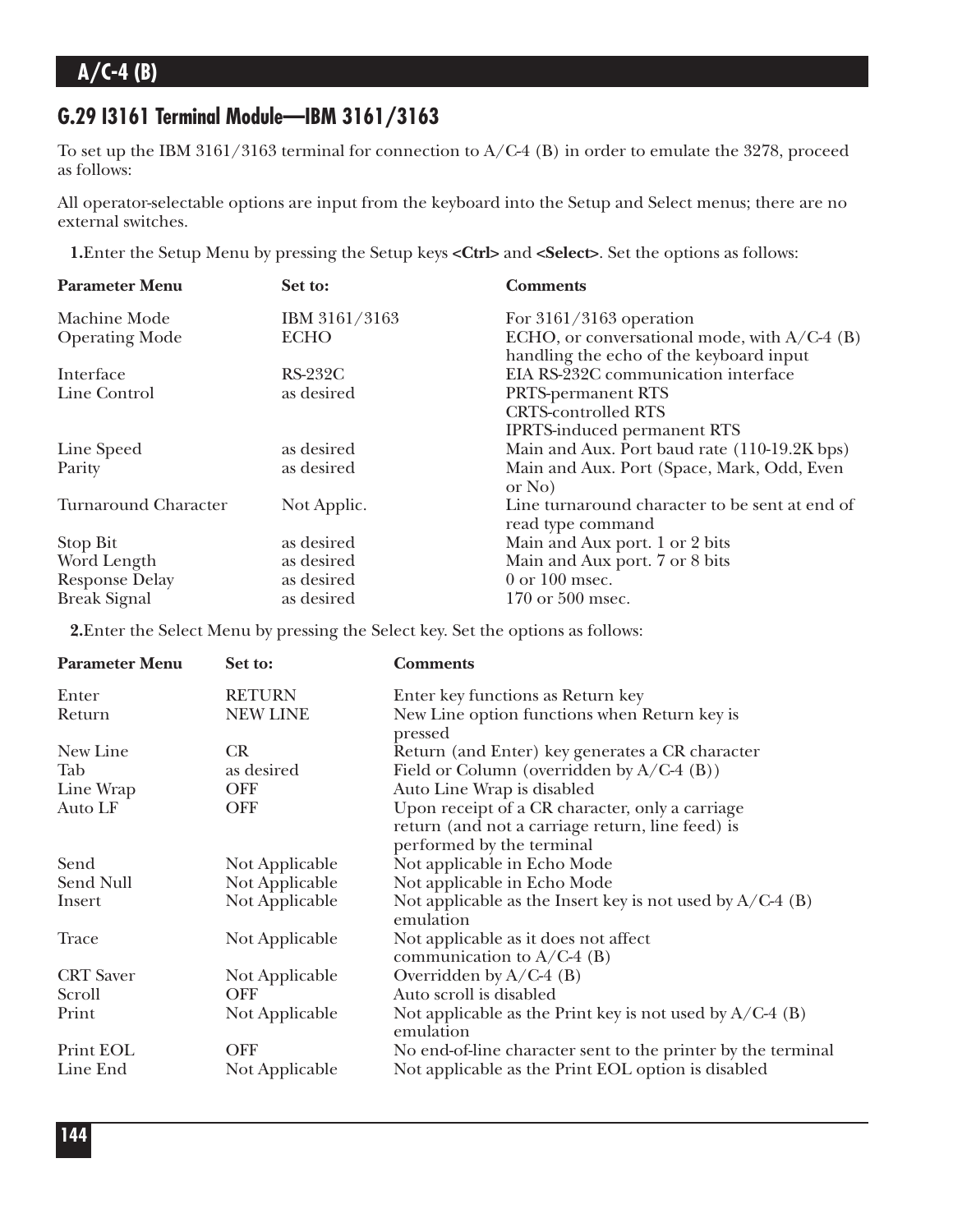## G.29 I3161 Terminal Module—IBM 3161/3163

To set up the IBM 3161/3163 terminal for connection to A/C-4 (B) in order to emulate the 3278, proceed as follows:

All operator-selectable options are input from the keyboard into the Setup and Select menus; there are no external switches.

**1.**Enter the Setup Menu by pressing the Setup keys **<Ctrl>** and **<Select>**. Set the options as follows:

| Parameter Menu | Set to: | Comments |
|---|---|---|
| Machine Mode | IBM 3161/3163 | For 3161/3163 operation |
| Operating Mode | ECHO | ECHO, or conversational mode, with A/C-4 (B) handling the echo of the keyboard input |
| Interface | RS-232C | EIA RS-232C communication interface |
| Line Control | as desired | PRTS-permanent RTS<br>CRTS-controlled RTS<br>IPRTS-induced permanent RTS |
| Line Speed | as desired | Main and Aux. Port baud rate (110-19.2K bps) |
| Parity | as desired | Main and Aux. Port (Space, Mark, Odd, Even or No) |
| Turnaround Character | Not Applic. | Line turnaround character to be sent at end of read type command |
| Stop Bit | as desired | Main and Aux port. 1 or 2 bits |
| Word Length | as desired | Main and Aux port. 7 or 8 bits |
| Response Delay | as desired | 0 or 100 msec. |
| Break Signal | as desired | 170 or 500 msec. |

**2.**Enter the Select Menu by pressing the Select key. Set the options as follows:

| Parameter Menu | Set to: | Comments |
|---|---|---|
| Enter | RETURN | Enter key functions as Return key |
| Return | NEW LINE | New Line option functions when Return key is pressed |
| New Line | CR | Return (and Enter) key generates a CR character |
| Tab | as desired | Field or Column (overridden by A/C-4 (B)) |
| Line Wrap | OFF | Auto Line Wrap is disabled |
| Auto LF | OFF | Upon receipt of a CR character, only a carriage return (and not a carriage return, line feed) is performed by the terminal |
| Send | Not Applicable | Not applicable in Echo Mode |
| Send Null | Not Applicable | Not applicable in Echo Mode |
| Insert | Not Applicable | Not applicable as the Insert key is not used by A/C-4 (B) emulation |
| Trace | Not Applicable | Not applicable as it does not affect communication to A/C-4 (B) |
| CRT Saver | Not Applicable | Overridden by A/C-4 (B) |
| Scroll | OFF | Auto scroll is disabled |
| Print | Not Applicable | Not applicable as the Print key is not used by A/C-4 (B) emulation |
| Print EOL | OFF | No end-of-line character sent to the printer by the terminal |
| Line End | Not Applicable | Not applicable as the Print EOL option is disabled |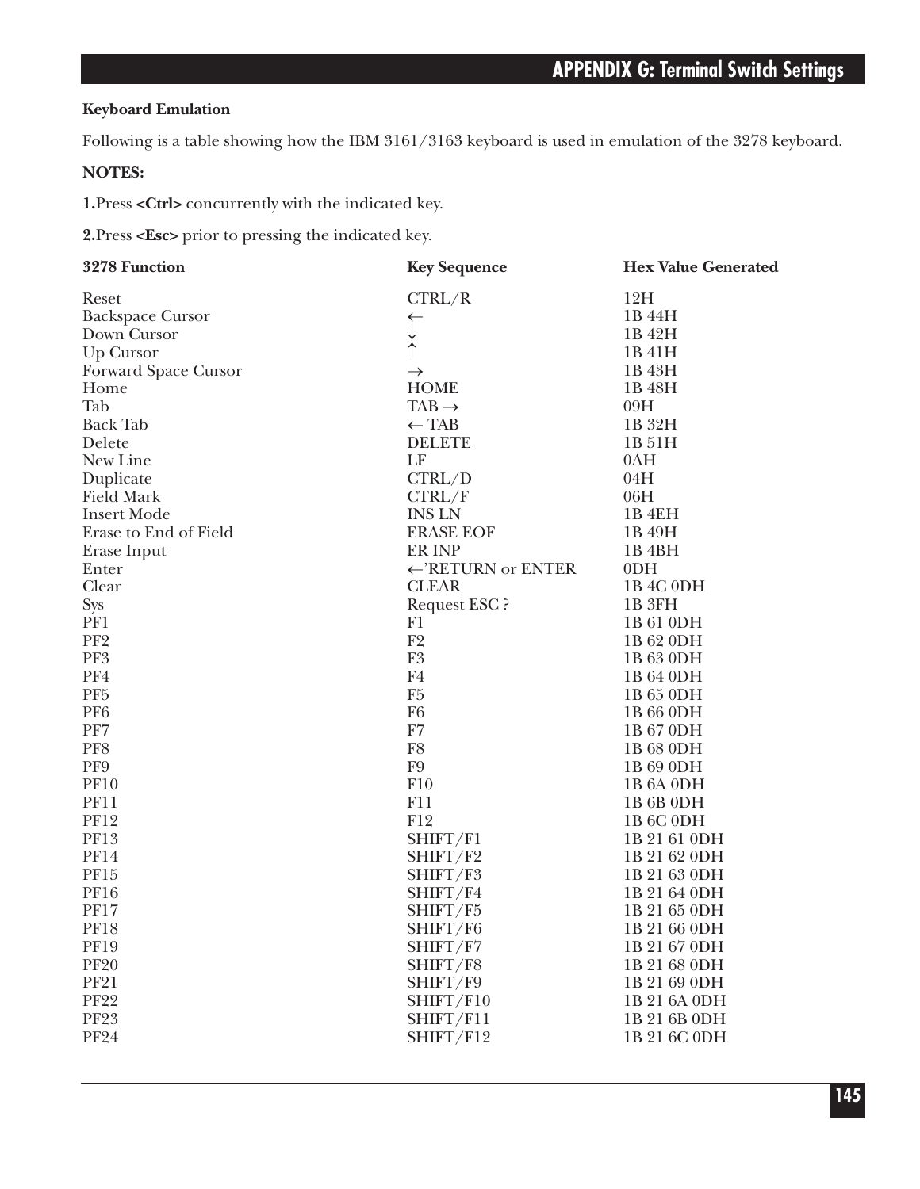**Keyboard Emulation**

Following is a table showing how the IBM 3161/3163 keyboard is used in emulation of the 3278 keyboard.

**NOTES:**

**1.**Press **<Ctrl>** concurrently with the indicated key.

**2.**Press **<Esc>** prior to pressing the indicated key.

| 3278 Function | Key Sequence | Hex Value Generated |
| --- | --- | --- |
| Reset | CTRL/R | 12H |
| Backspace Cursor | ← | 1B 44H |
| Down Cursor | ↓ | 1B 42H |
| Up Cursor | ↑ | 1B 41H |
| Forward Space Cursor | → | 1B 43H |
| Home | HOME | 1B 48H |
| Tab | TAB → | 09H |
| Back Tab | ← TAB | 1B 32H |
| Delete | DELETE | 1B 51H |
| New Line | LF | 0AH |
| Duplicate | CTRL/D | 04H |
| Field Mark | CTRL/F | 06H |
| Insert Mode | INS LN | 1B 4EH |
| Erase to End of Field | ERASE EOF | 1B 49H |
| Erase Input | ER INP | 1B 4BH |
| Enter | ←'RETURN or ENTER | 0DH |
| Clear | CLEAR | 1B 4C 0DH |
| Sys | Request ESC ? | 1B 3FH |
| PF1 | F1 | 1B 61 0DH |
| PF2 | F2 | 1B 62 0DH |
| PF3 | F3 | 1B 63 0DH |
| PF4 | F4 | 1B 64 0DH |
| PF5 | F5 | 1B 65 0DH |
| PF6 | F6 | 1B 66 0DH |
| PF7 | F7 | 1B 67 0DH |
| PF8 | F8 | 1B 68 0DH |
| PF9 | F9 | 1B 69 0DH |
| PF10 | F10 | 1B 6A 0DH |
| PF11 | F11 | 1B 6B 0DH |
| PF12 | F12 | 1B 6C 0DH |
| PF13 | SHIFT/F1 | 1B 21 61 0DH |
| PF14 | SHIFT/F2 | 1B 21 62 0DH |
| PF15 | SHIFT/F3 | 1B 21 63 0DH |
| PF16 | SHIFT/F4 | 1B 21 64 0DH |
| PF17 | SHIFT/F5 | 1B 21 65 0DH |
| PF18 | SHIFT/F6 | 1B 21 66 0DH |
| PF19 | SHIFT/F7 | 1B 21 67 0DH |
| PF20 | SHIFT/F8 | 1B 21 68 0DH |
| PF21 | SHIFT/F9 | 1B 21 69 0DH |
| PF22 | SHIFT/F10 | 1B 21 6A 0DH |
| PF23 | SHIFT/F11 | 1B 21 6B 0DH |
| PF24 | SHIFT/F12 | 1B 21 6C 0DH |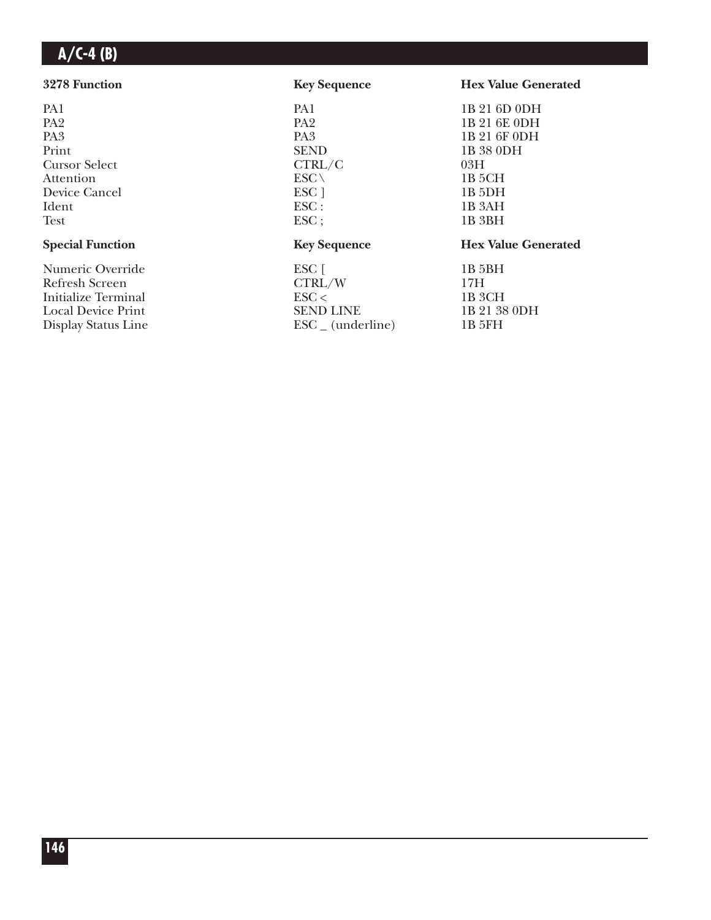| 3278 Function | Key Sequence | Hex Value Generated |
|---|---|---|
| PA1 | PA1 | 1B 21 6D 0DH |
| PA2 | PA2 | 1B 21 6E 0DH |
| PA3 | PA3 | 1B 21 6F 0DH |
| Print | SEND | 1B 38 0DH |
| Cursor Select | CTRL/C | 03H |
| Attention | ESC \ | 1B 5CH |
| Device Cancel | ESC ] | 1B 5DH |
| Ident | ESC : | 1B 3AH |
| Test | ESC ; | 1B 3BH |

| Special Function | Key Sequence | Hex Value Generated |
|---|---|---|
| Numeric Override | ESC [ | 1B 5BH |
| Refresh Screen | CTRL/W | 17H |
| Initialize Terminal | ESC < | 1B 3CH |
| Local Device Print | SEND LINE | 1B 21 38 0DH |
| Display Status Line | ESC _ (underline) | 1B 5FH |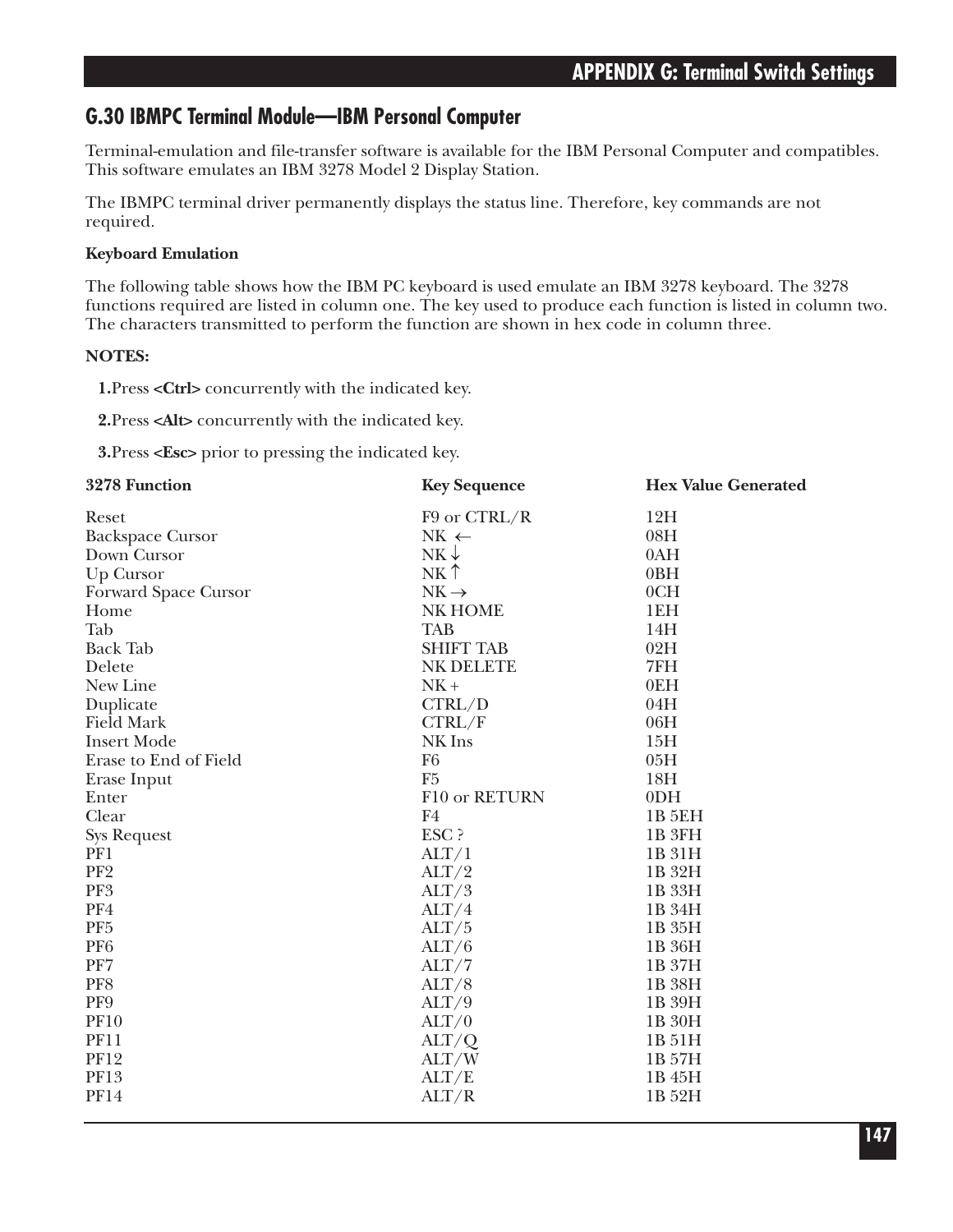## G.30 IBMPC Terminal Module—IBM Personal Computer

Terminal-emulation and file-transfer software is available for the IBM Personal Computer and compatibles. This software emulates an IBM 3278 Model 2 Display Station.

The IBMPC terminal driver permanently displays the status line. Therefore, key commands are not required.

**Keyboard Emulation**

The following table shows how the IBM PC keyboard is used emulate an IBM 3278 keyboard. The 3278 functions required are listed in column one. The key used to produce each function is listed in column two. The characters transmitted to perform the function are shown in hex code in column three.

**NOTES:**

**1.** Press **<Ctrl>** concurrently with the indicated key.

**2.** Press **<Alt>** concurrently with the indicated key.

**3.** Press **<Esc>** prior to pressing the indicated key.

| 3278 Function | Key Sequence | Hex Value Generated |
|---|---|---|
| Reset | F9 or CTRL/R | 12H |
| Backspace Cursor | NK ← | 08H |
| Down Cursor | NK ↓ | 0AH |
| Up Cursor | NK ↑ | 0BH |
| Forward Space Cursor | NK → | 0CH |
| Home | NK HOME | 1EH |
| Tab | TAB | 14H |
| Back Tab | SHIFT TAB | 02H |
| Delete | NK DELETE | 7FH |
| New Line | NK + | 0EH |
| Duplicate | CTRL/D | 04H |
| Field Mark | CTRL/F | 06H |
| Insert Mode | NK Ins | 15H |
| Erase to End of Field | F6 | 05H |
| Erase Input | F5 | 18H |
| Enter | F10 or RETURN | 0DH |
| Clear | F4 | 1B 5EH |
| Sys Request | ESC ? | 1B 3FH |
| PF1 | ALT/1 | 1B 31H |
| PF2 | ALT/2 | 1B 32H |
| PF3 | ALT/3 | 1B 33H |
| PF4 | ALT/4 | 1B 34H |
| PF5 | ALT/5 | 1B 35H |
| PF6 | ALT/6 | 1B 36H |
| PF7 | ALT/7 | 1B 37H |
| PF8 | ALT/8 | 1B 38H |
| PF9 | ALT/9 | 1B 39H |
| PF10 | ALT/0 | 1B 30H |
| PF11 | ALT/Q | 1B 51H |
| PF12 | ALT/W | 1B 57H |
| PF13 | ALT/E | 1B 45H |
| PF14 | ALT/R | 1B 52H |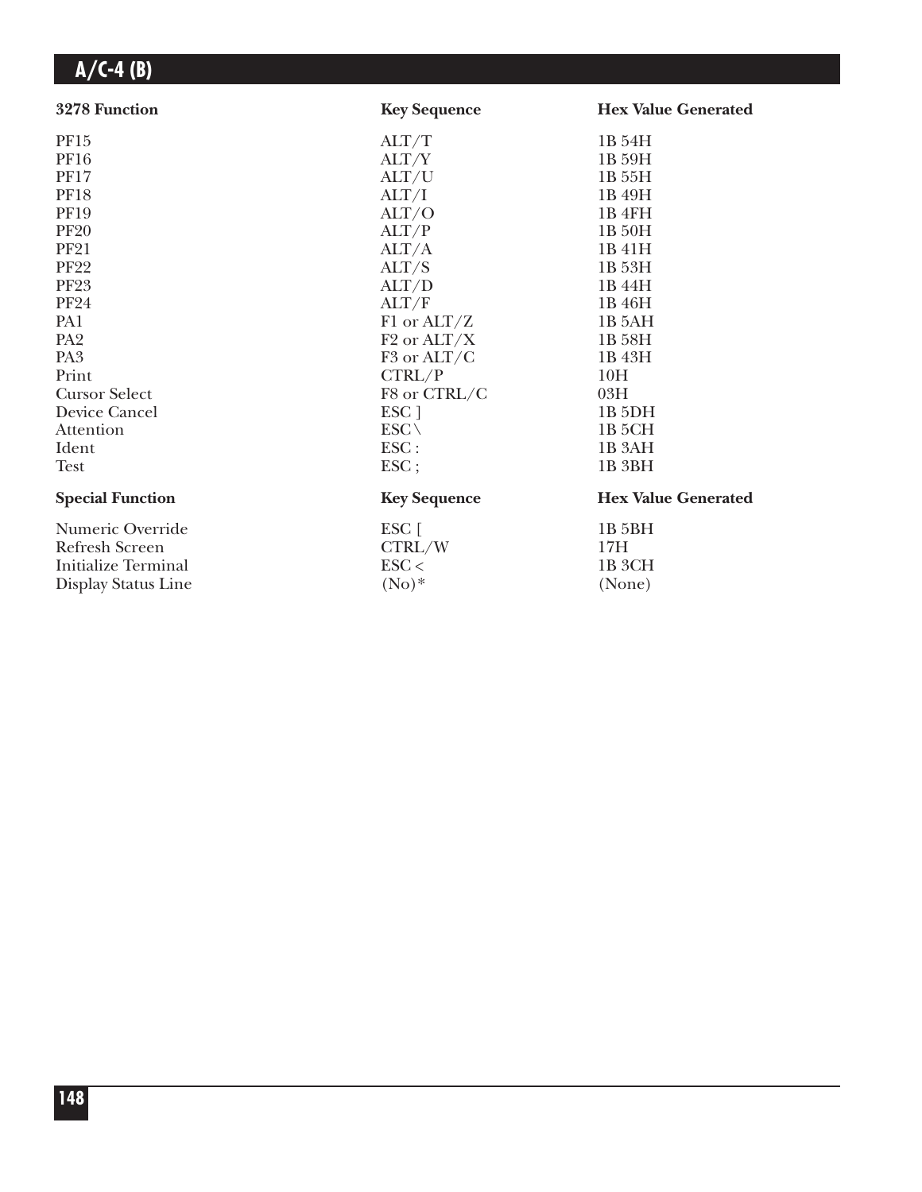| 3278 Function | Key Sequence | Hex Value Generated |
|---|---|---|
| PF15 | ALT/T | 1B 54H |
| PF16 | ALT/Y | 1B 59H |
| PF17 | ALT/U | 1B 55H |
| PF18 | ALT/I | 1B 49H |
| PF19 | ALT/O | 1B 4FH |
| PF20 | ALT/P | 1B 50H |
| PF21 | ALT/A | 1B 41H |
| PF22 | ALT/S | 1B 53H |
| PF23 | ALT/D | 1B 44H |
| PF24 | ALT/F | 1B 46H |
| PA1 | F1 or ALT/Z | 1B 5AH |
| PA2 | F2 or ALT/X | 1B 58H |
| PA3 | F3 or ALT/C | 1B 43H |
| Print | CTRL/P | 10H |
| Cursor Select | F8 or CTRL/C | 03H |
| Device Cancel | ESC ] | 1B 5DH |
| Attention | ESC \ | 1B 5CH |
| Ident | ESC : | 1B 3AH |
| Test | ESC ; | 1B 3BH |

| Special Function | Key Sequence | Hex Value Generated |
|---|---|---|
| Numeric Override | ESC [ | 1B 5BH |
| Refresh Screen | CTRL/W | 17H |
| Initialize Terminal | ESC < | 1B 3CH |
| Display Status Line | (No)* | (None) |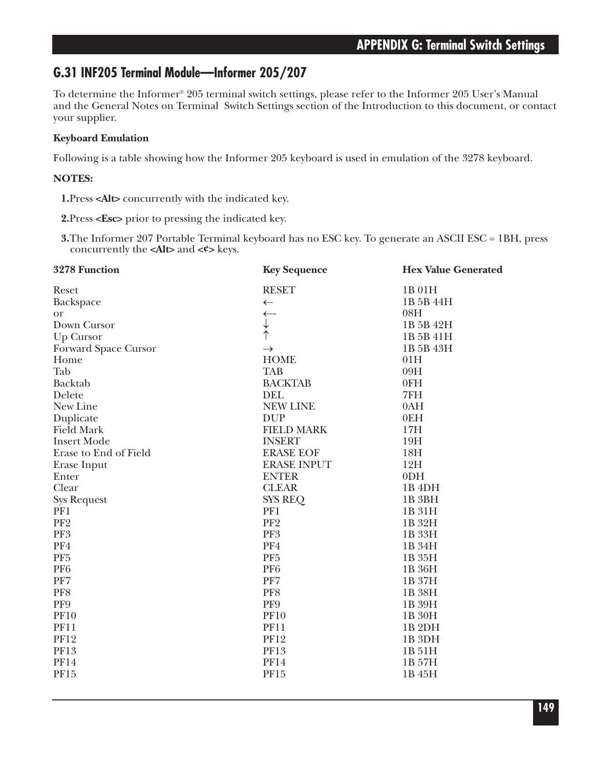## G.31 INF205 Terminal Module—Informer 205/207

To determine the Informer® 205 terminal switch settings, please refer to the Informer 205 User's Manual and the General Notes on Terminal Switch Settings section of the Introduction to this document, or contact your supplier.

**Keyboard Emulation**

Following is a table showing how the Informer 205 keyboard is used in emulation of the 3278 keyboard.

**NOTES:**

1. Press **<Alt>** concurrently with the indicated key.
2. Press **<Esc>** prior to pressing the indicated key.
3. The Informer 207 Portable Terminal keyboard has no ESC key. To generate an ASCII ESC = 1BH, press concurrently the **<Alt>** and **<¢>** keys.

| 3278 Function | Key Sequence | Hex Value Generated |
|---|---|---|
| Reset | RESET | 1B 01H |
| Backspace | ← | 1B 5B 44H |
| or | ←- | 08H |
| Down Cursor | ↓ | 1B 5B 42H |
| Up Cursor | ↑ | 1B 5B 41H |
| Forward Space Cursor | → | 1B 5B 43H |
| Home | HOME | 01H |
| Tab | TAB | 09H |
| Backtab | BACKTAB | 0FH |
| Delete | DEL | 7FH |
| New Line | NEW LINE | 0AH |
| Duplicate | DUP | 0EH |
| Field Mark | FIELD MARK | 17H |
| Insert Mode | INSERT | 19H |
| Erase to End of Field | ERASE EOF | 18H |
| Erase Input | ERASE INPUT | 12H |
| Enter | ENTER | 0DH |
| Clear | CLEAR | 1B 4DH |
| Sys Request | SYS REQ | 1B 3BH |
| PF1 | PF1 | 1B 31H |
| PF2 | PF2 | 1B 32H |
| PF3 | PF3 | 1B 33H |
| PF4 | PF4 | 1B 34H |
| PF5 | PF5 | 1B 35H |
| PF6 | PF6 | 1B 36H |
| PF7 | PF7 | 1B 37H |
| PF8 | PF8 | 1B 38H |
| PF9 | PF9 | 1B 39H |
| PF10 | PF10 | 1B 30H |
| PF11 | PF11 | 1B 2DH |
| PF12 | PF12 | 1B 3DH |
| PF13 | PF13 | 1B 51H |
| PF14 | PF14 | 1B 57H |
| PF15 | PF15 | 1B 45H |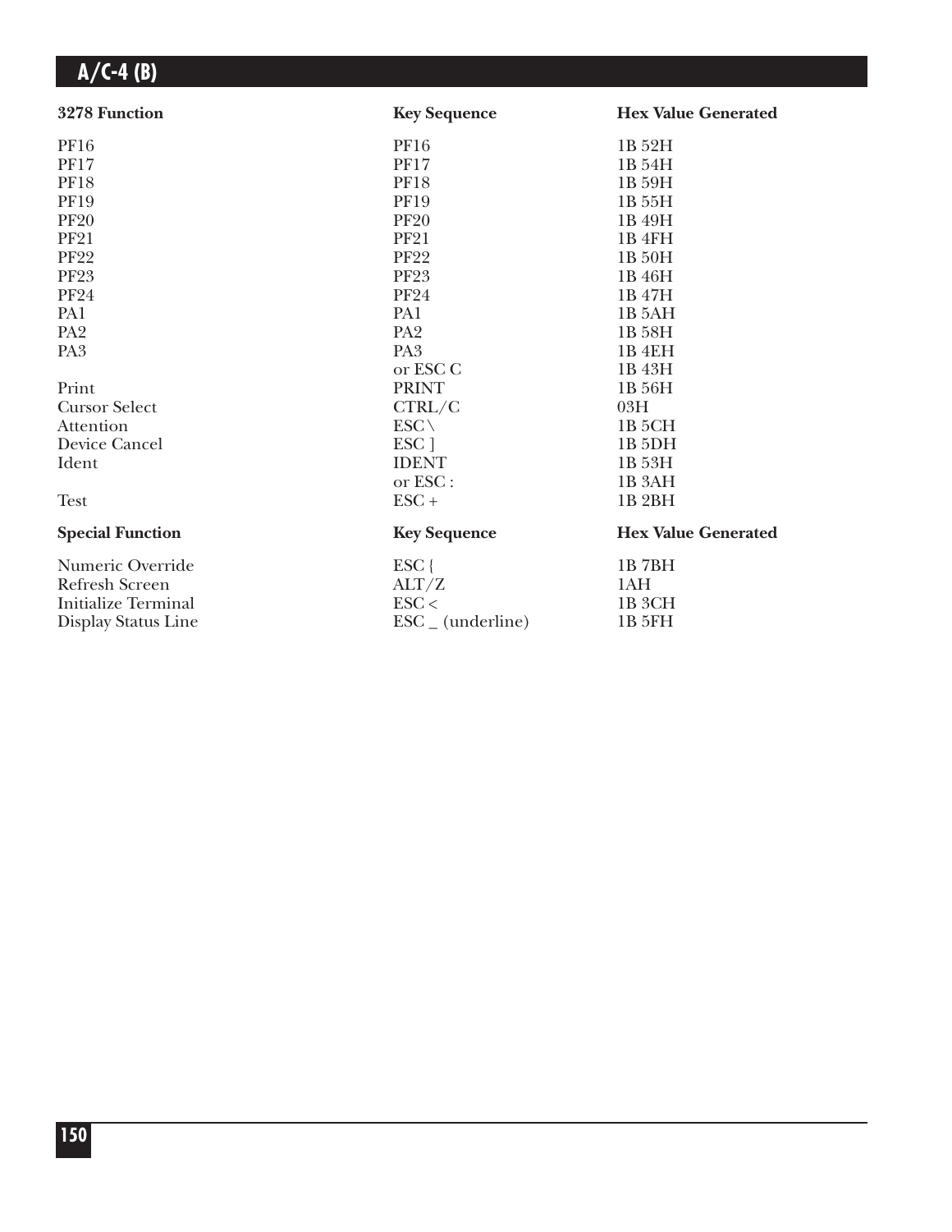| 3278 Function | Key Sequence | Hex Value Generated |
|---|---|---|
| PF16 | PF16 | 1B 52H |
| PF17 | PF17 | 1B 54H |
| PF18 | PF18 | 1B 59H |
| PF19 | PF19 | 1B 55H |
| PF20 | PF20 | 1B 49H |
| PF21 | PF21 | 1B 4FH |
| PF22 | PF22 | 1B 50H |
| PF23 | PF23 | 1B 46H |
| PF24 | PF24 | 1B 47H |
| PA1 | PA1 | 1B 5AH |
| PA2 | PA2 | 1B 58H |
| PA3 | PA3 | 1B 4EH |
| | or ESC C | 1B 43H |
| Print | PRINT | 1B 56H |
| Cursor Select | CTRL/C | 03H |
| Attention | ESC \ | 1B 5CH |
| Device Cancel | ESC ] | 1B 5DH |
| Ident | IDENT | 1B 53H |
| | or ESC : | 1B 3AH |
| Test | ESC + | 1B 2BH |

| Special Function | Key Sequence | Hex Value Generated |
|---|---|---|
| Numeric Override | ESC { | 1B 7BH |
| Refresh Screen | ALT/Z | 1AH |
| Initialize Terminal | ESC < | 1B 3CH |
| Display Status Line | ESC _ (underline) | 1B 5FH |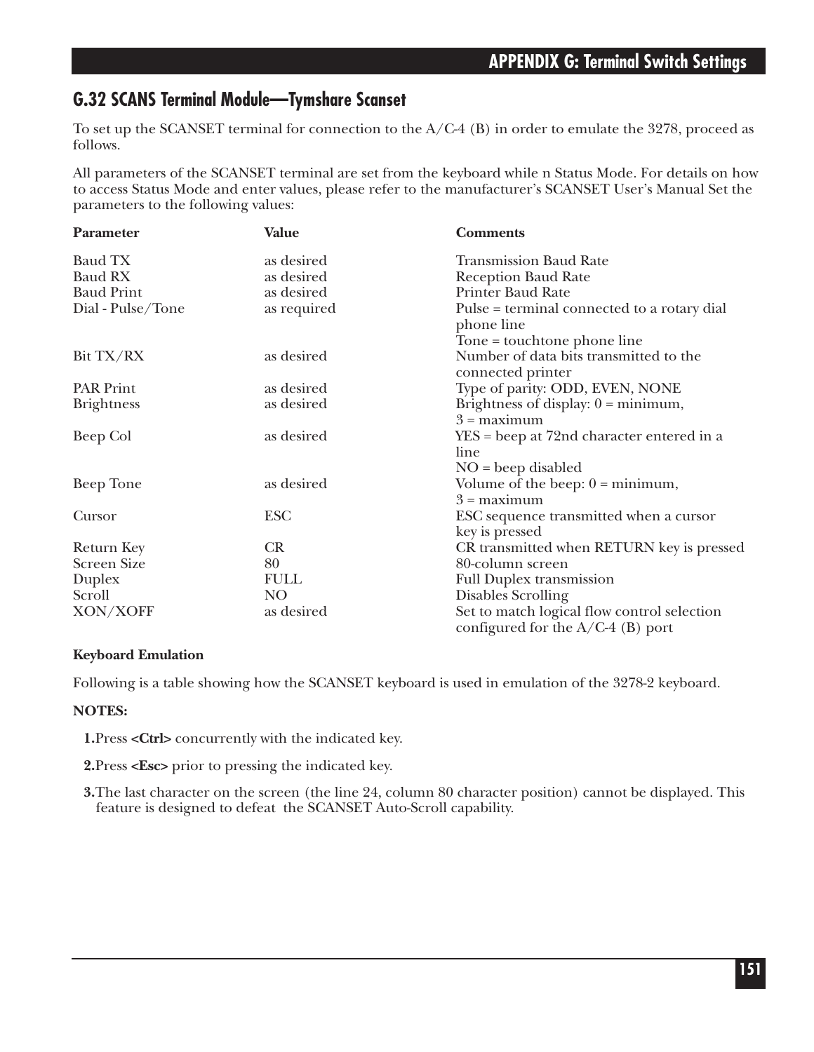## G.32 SCANS Terminal Module—Tymshare Scanset

To set up the SCANSET terminal for connection to the A/C-4 (B) in order to emulate the 3278, proceed as follows.

All parameters of the SCANSET terminal are set from the keyboard while n Status Mode. For details on how to access Status Mode and enter values, please refer to the manufacturer's SCANSET User's Manual Set the parameters to the following values:

| Parameter | Value | Comments |
|---|---|---|
| Baud TX | as desired | Transmission Baud Rate |
| Baud RX | as desired | Reception Baud Rate |
| Baud Print | as desired | Printer Baud Rate |
| Dial - Pulse/Tone | as required | Pulse = terminal connected to a rotary dial phone line<br>Tone = touchtone phone line |
| Bit TX/RX | as desired | Number of data bits transmitted to the connected printer |
| PAR Print | as desired | Type of parity: ODD, EVEN, NONE |
| Brightness | as desired | Brightness of display: 0 = minimum, 3 = maximum |
| Beep Col | as desired | YES = beep at 72nd character entered in a line<br>NO = beep disabled |
| Beep Tone | as desired | Volume of the beep: 0 = minimum, 3 = maximum |
| Cursor | ESC | ESC sequence transmitted when a cursor key is pressed |
| Return Key | CR | CR transmitted when RETURN key is pressed |
| Screen Size | 80 | 80-column screen |
| Duplex | FULL | Full Duplex transmission |
| Scroll | NO | Disables Scrolling |
| XON/XOFF | as desired | Set to match logical flow control selection configured for the A/C-4 (B) port |

**Keyboard Emulation**

Following is a table showing how the SCANSET keyboard is used in emulation of the 3278-2 keyboard.

**NOTES:**

1. Press **<Ctrl>** concurrently with the indicated key.
2. Press **<Esc>** prior to pressing the indicated key.
3. The last character on the screen (the line 24, column 80 character position) cannot be displayed. This feature is designed to defeat the SCANSET Auto-Scroll capability.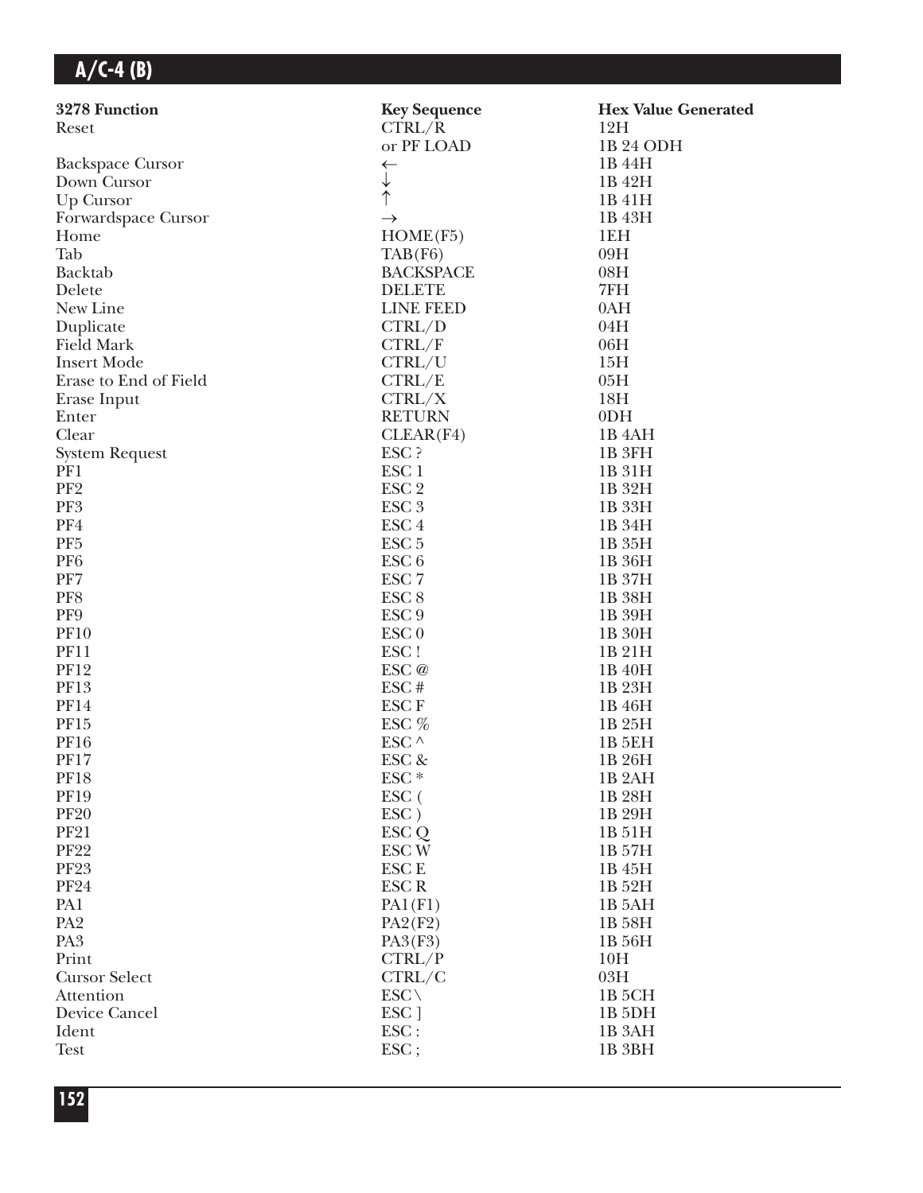| 3278 Function | Key Sequence | Hex Value Generated |
|---|---|---|
| Reset | CTRL/R | 12H |
| | or PF LOAD | 1B 24 ODH |
| Backspace Cursor | ← | 1B 44H |
| Down Cursor | ↓ | 1B 42H |
| Up Cursor | ↑ | 1B 41H |
| Forwardspace Cursor | → | 1B 43H |
| Home | HOME(F5) | 1EH |
| Tab | TAB(F6) | 09H |
| Backtab | BACKSPACE | 08H |
| Delete | DELETE | 7FH |
| New Line | LINE FEED | 0AH |
| Duplicate | CTRL/D | 04H |
| Field Mark | CTRL/F | 06H |
| Insert Mode | CTRL/U | 15H |
| Erase to End of Field | CTRL/E | 05H |
| Erase Input | CTRL/X | 18H |
| Enter | RETURN | 0DH |
| Clear | CLEAR(F4) | 1B 4AH |
| System Request | ESC ? | 1B 3FH |
| PF1 | ESC 1 | 1B 31H |
| PF2 | ESC 2 | 1B 32H |
| PF3 | ESC 3 | 1B 33H |
| PF4 | ESC 4 | 1B 34H |
| PF5 | ESC 5 | 1B 35H |
| PF6 | ESC 6 | 1B 36H |
| PF7 | ESC 7 | 1B 37H |
| PF8 | ESC 8 | 1B 38H |
| PF9 | ESC 9 | 1B 39H |
| PF10 | ESC 0 | 1B 30H |
| PF11 | ESC ! | 1B 21H |
| PF12 | ESC @ | 1B 40H |
| PF13 | ESC # | 1B 23H |
| PF14 | ESC F | 1B 46H |
| PF15 | ESC % | 1B 25H |
| PF16 | ESC ^ | 1B 5EH |
| PF17 | ESC & | 1B 26H |
| PF18 | ESC * | 1B 2AH |
| PF19 | ESC ( | 1B 28H |
| PF20 | ESC ) | 1B 29H |
| PF21 | ESC Q | 1B 51H |
| PF22 | ESC W | 1B 57H |
| PF23 | ESC E | 1B 45H |
| PF24 | ESC R | 1B 52H |
| PA1 | PA1(F1) | 1B 5AH |
| PA2 | PA2(F2) | 1B 58H |
| PA3 | PA3(F3) | 1B 56H |
| Print | CTRL/P | 10H |
| Cursor Select | CTRL/C | 03H |
| Attention | ESC \ | 1B 5CH |
| Device Cancel | ESC ] | 1B 5DH |
| Ident | ESC : | 1B 3AH |
| Test | ESC ; | 1B 3BH |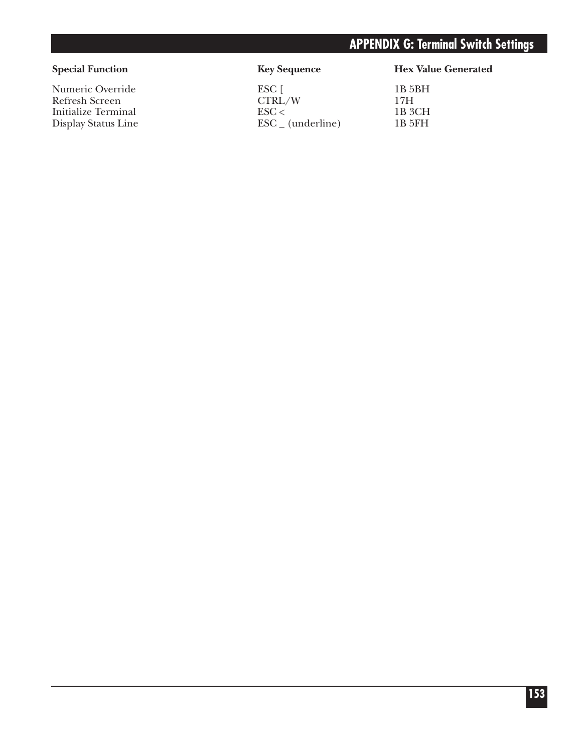| Special Function | Key Sequence | Hex Value Generated |
| --- | --- | --- |
| Numeric Override | ESC [ | 1B 5BH |
| Refresh Screen | CTRL/W | 17H |
| Initialize Terminal | ESC < | 1B 3CH |
| Display Status Line | ESC _ (underline) | 1B 5FH |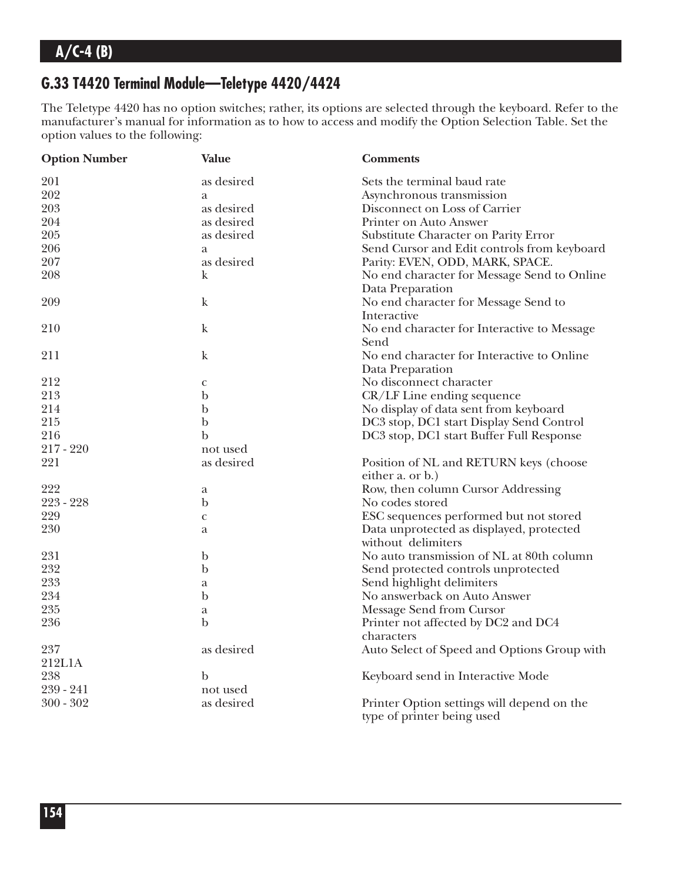## G.33 T4420 Terminal Module—Teletype 4420/4424

The Teletype 4420 has no option switches; rather, its options are selected through the keyboard. Refer to the manufacturer's manual for information as to how to access and modify the Option Selection Table. Set the option values to the following:

| Option Number | Value | Comments |
|---|---|---|
| 201 | as desired | Sets the terminal baud rate |
| 202 | a | Asynchronous transmission |
| 203 | as desired | Disconnect on Loss of Carrier |
| 204 | as desired | Printer on Auto Answer |
| 205 | as desired | Substitute Character on Parity Error |
| 206 | a | Send Cursor and Edit controls from keyboard |
| 207 | as desired | Parity: EVEN, ODD, MARK, SPACE. |
| 208 | k | No end character for Message Send to Online Data Preparation |
| 209 | k | No end character for Message Send to Interactive |
| 210 | k | No end character for Interactive to Message Send |
| 211 | k | No end character for Interactive to Online Data Preparation |
| 212 | c | No disconnect character |
| 213 | b | CR/LF Line ending sequence |
| 214 | b | No display of data sent from keyboard |
| 215 | b | DC3 stop, DC1 start Display Send Control |
| 216 | b | DC3 stop, DC1 start Buffer Full Response |
| 217 - 220 | not used | |
| 221 | as desired | Position of NL and RETURN keys (choose either a. or b.) |
| 222 | a | Row, then column Cursor Addressing |
| 223 - 228 | b | No codes stored |
| 229 | c | ESC sequences performed but not stored |
| 230 | a | Data unprotected as displayed, protected without delimiters |
| 231 | b | No auto transmission of NL at 80th column |
| 232 | b | Send protected controls unprotected |
| 233 | a | Send highlight delimiters |
| 234 | b | No answerback on Auto Answer |
| 235 | a | Message Send from Cursor |
| 236 | b | Printer not affected by DC2 and DC4 characters |
| 237 | as desired | Auto Select of Speed and Options Group with 212L1A |
| 238 | b | Keyboard send in Interactive Mode |
| 239 - 241 | not used | |
| 300 - 302 | as desired | Printer Option settings will depend on the type of printer being used |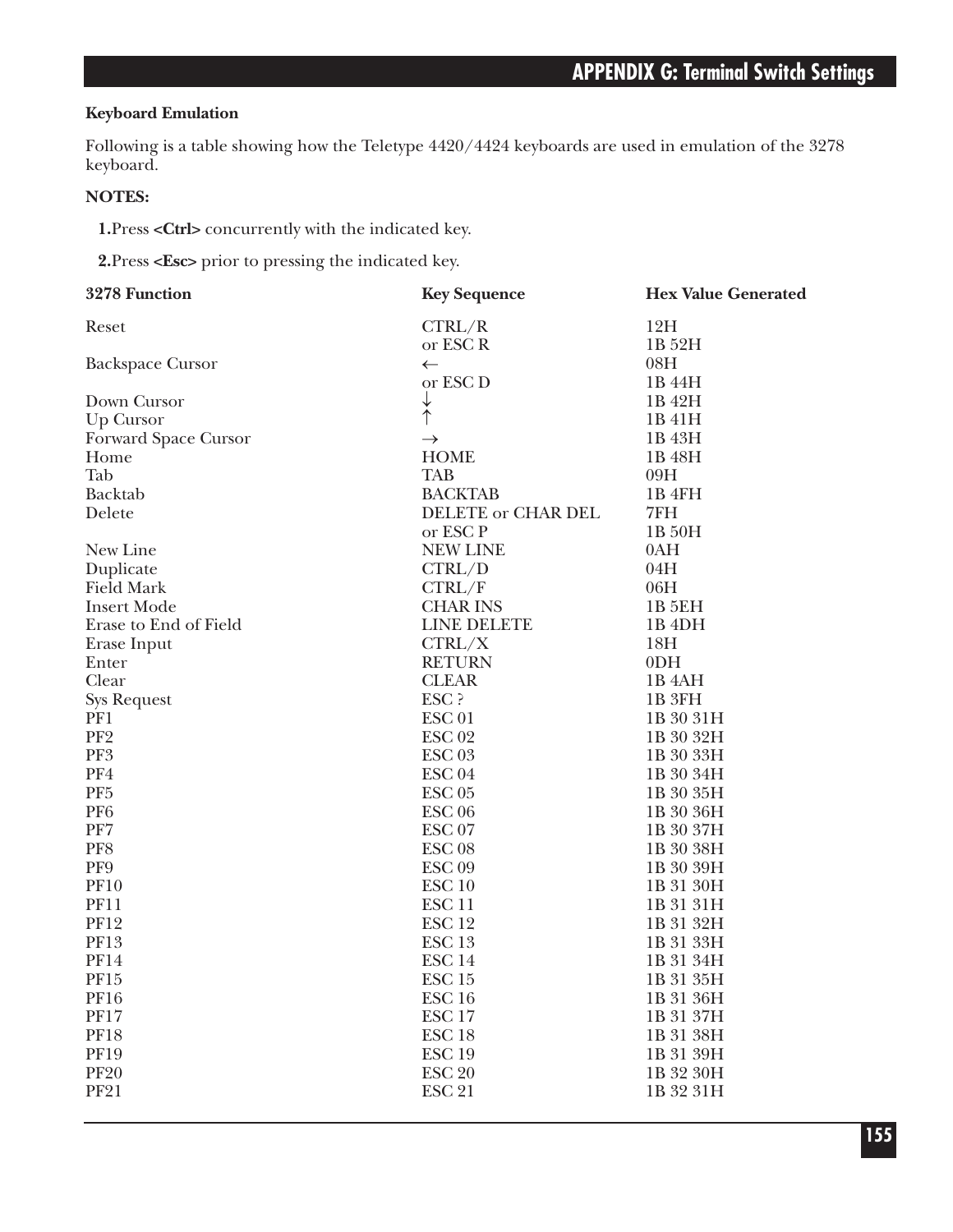### Keyboard Emulation

Following is a table showing how the Teletype 4420/4424 keyboards are used in emulation of the 3278 keyboard.

**NOTES:**

**1.** Press **<Ctrl>** concurrently with the indicated key.

**2.** Press **<Esc>** prior to pressing the indicated key.

| 3278 Function | Key Sequence | Hex Value Generated |
|---|---|---|
| Reset | CTRL/R | 12H |
| | or ESC R | 1B 52H |
| Backspace Cursor | ← | 08H |
| | or ESC D | 1B 44H |
| Down Cursor | ↓ | 1B 42H |
| Up Cursor | ↑ | 1B 41H |
| Forward Space Cursor | → | 1B 43H |
| Home | HOME | 1B 48H |
| Tab | TAB | 09H |
| Backtab | BACKTAB | 1B 4FH |
| Delete | DELETE or CHAR DEL | 7FH |
| | or ESC P | 1B 50H |
| New Line | NEW LINE | 0AH |
| Duplicate | CTRL/D | 04H |
| Field Mark | CTRL/F | 06H |
| Insert Mode | CHAR INS | 1B 5EH |
| Erase to End of Field | LINE DELETE | 1B 4DH |
| Erase Input | CTRL/X | 18H |
| Enter | RETURN | 0DH |
| Clear | CLEAR | 1B 4AH |
| Sys Request | ESC ? | 1B 3FH |
| PF1 | ESC 01 | 1B 30 31H |
| PF2 | ESC 02 | 1B 30 32H |
| PF3 | ESC 03 | 1B 30 33H |
| PF4 | ESC 04 | 1B 30 34H |
| PF5 | ESC 05 | 1B 30 35H |
| PF6 | ESC 06 | 1B 30 36H |
| PF7 | ESC 07 | 1B 30 37H |
| PF8 | ESC 08 | 1B 30 38H |
| PF9 | ESC 09 | 1B 30 39H |
| PF10 | ESC 10 | 1B 31 30H |
| PF11 | ESC 11 | 1B 31 31H |
| PF12 | ESC 12 | 1B 31 32H |
| PF13 | ESC 13 | 1B 31 33H |
| PF14 | ESC 14 | 1B 31 34H |
| PF15 | ESC 15 | 1B 31 35H |
| PF16 | ESC 16 | 1B 31 36H |
| PF17 | ESC 17 | 1B 31 37H |
| PF18 | ESC 18 | 1B 31 38H |
| PF19 | ESC 19 | 1B 31 39H |
| PF20 | ESC 20 | 1B 32 30H |
| PF21 | ESC 21 | 1B 32 31H |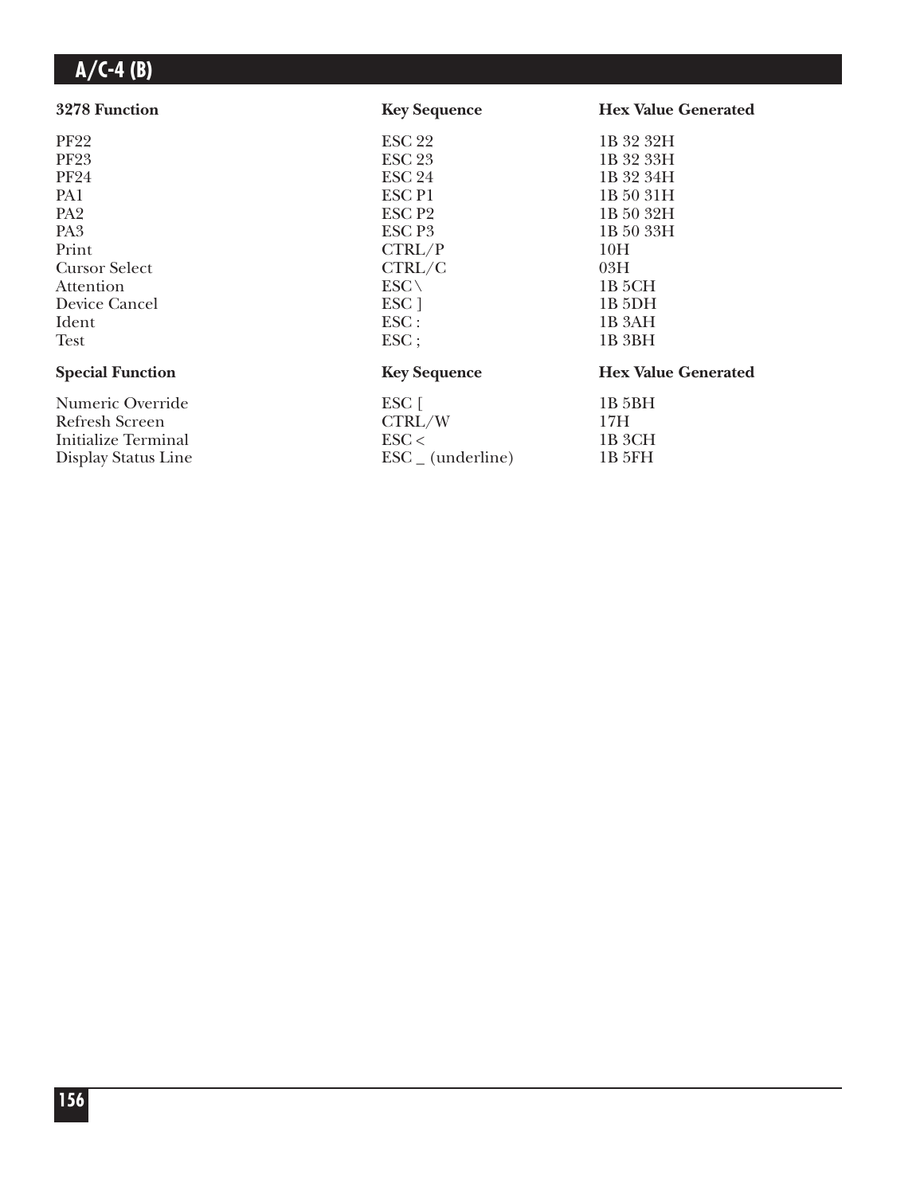| 3278 Function | Key Sequence | Hex Value Generated |
|---|---|---|
| PF22 | ESC 22 | 1B 32 32H |
| PF23 | ESC 23 | 1B 32 33H |
| PF24 | ESC 24 | 1B 32 34H |
| PA1 | ESC P1 | 1B 50 31H |
| PA2 | ESC P2 | 1B 50 32H |
| PA3 | ESC P3 | 1B 50 33H |
| Print | CTRL/P | 10H |
| Cursor Select | CTRL/C | 03H |
| Attention | ESC \ | 1B 5CH |
| Device Cancel | ESC ] | 1B 5DH |
| Ident | ESC : | 1B 3AH |
| Test | ESC ; | 1B 3BH |

| Special Function | Key Sequence | Hex Value Generated |
|---|---|---|
| Numeric Override | ESC [ | 1B 5BH |
| Refresh Screen | CTRL/W | 17H |
| Initialize Terminal | ESC < | 1B 3CH |
| Display Status Line | ESC _ (underline) | 1B 5FH |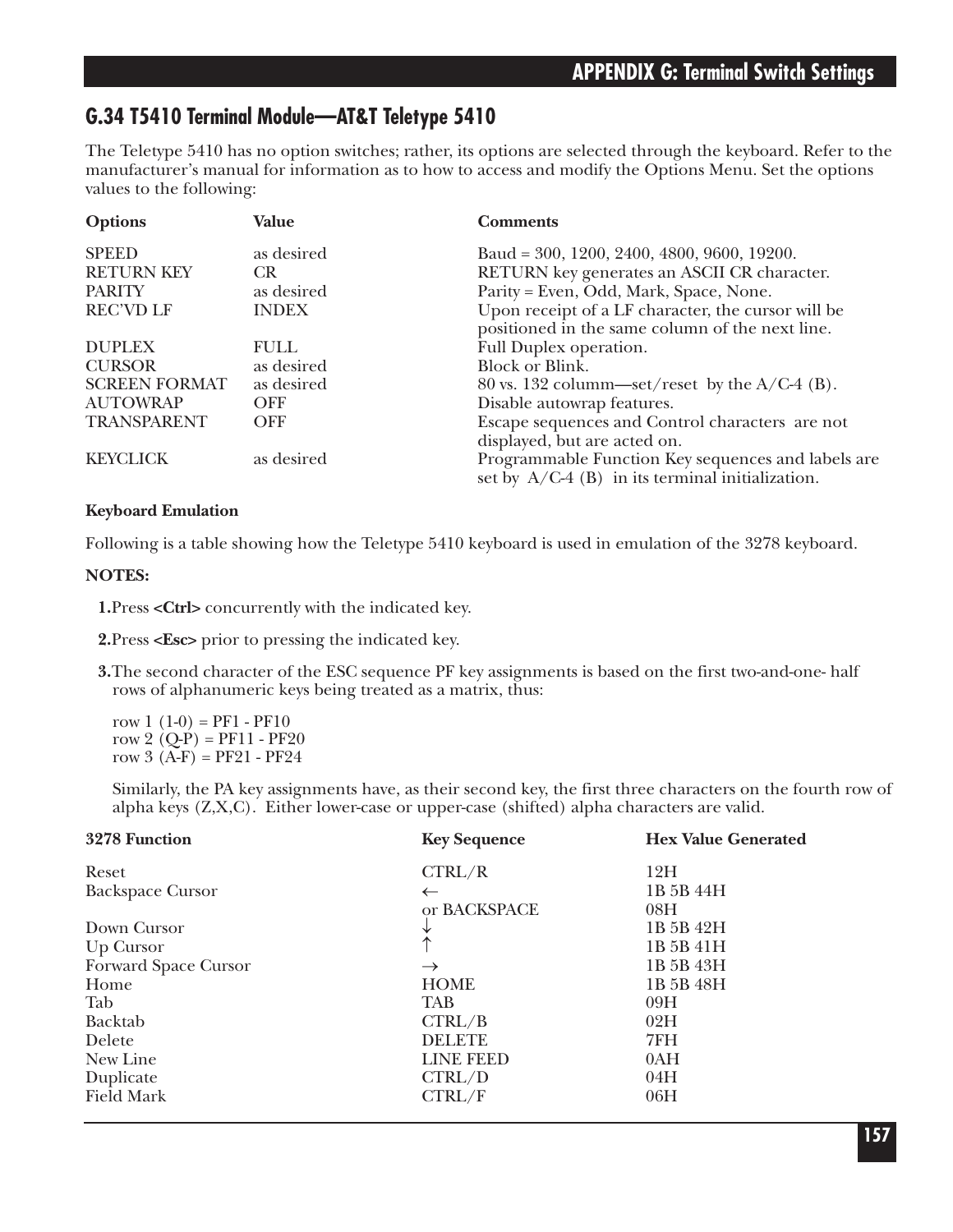## G.34 T5410 Terminal Module—AT&T Teletype 5410

The Teletype 5410 has no option switches; rather, its options are selected through the keyboard. Refer to the manufacturer's manual for information as to how to access and modify the Options Menu. Set the options values to the following:

| Options | Value | Comments |
|---|---|---|
| SPEED | as desired | Baud = 300, 1200, 2400, 4800, 9600, 19200. |
| RETURN KEY | CR | RETURN key generates an ASCII CR character. |
| PARITY | as desired | Parity = Even, Odd, Mark, Space, None. |
| REC'VD LF | INDEX | Upon receipt of a LF character, the cursor will be positioned in the same column of the next line. |
| DUPLEX | FULL | Full Duplex operation. |
| CURSOR | as desired | Block or Blink. |
| SCREEN FORMAT | as desired | 80 vs. 132 columm—set/reset by the A/C-4 (B). |
| AUTOWRAP | OFF | Disable autowrap features. |
| TRANSPARENT | OFF | Escape sequences and Control characters are not displayed, but are acted on. |
| KEYCLICK | as desired | Programmable Function Key sequences and labels are set by A/C-4 (B) in its terminal initialization. |

**Keyboard Emulation**

Following is a table showing how the Teletype 5410 keyboard is used in emulation of the 3278 keyboard.

**NOTES:**

1. Press **<Ctrl>** concurrently with the indicated key.
2. Press **<Esc>** prior to pressing the indicated key.
3. The second character of the ESC sequence PF key assignments is based on the first two-and-one- half rows of alphanumeric keys being treated as a matrix, thus:

   row 1 (1-0) = PF1 - PF10
   row 2 (Q-P) = PF11 - PF20
   row 3 (A-F) = PF21 - PF24

   Similarly, the PA key assignments have, as their second key, the first three characters on the fourth row of alpha keys (Z,X,C). Either lower-case or upper-case (shifted) alpha characters are valid.

| 3278 Function | Key Sequence | Hex Value Generated |
|---|---|---|
| Reset | CTRL/R | 12H |
| Backspace Cursor | ← | 1B 5B 44H |
| | or BACKSPACE | 08H |
| Down Cursor | ↓ | 1B 5B 42H |
| Up Cursor | ↑ | 1B 5B 41H |
| Forward Space Cursor | → | 1B 5B 43H |
| Home | HOME | 1B 5B 48H |
| Tab | TAB | 09H |
| Backtab | CTRL/B | 02H |
| Delete | DELETE | 7FH |
| New Line | LINE FEED | 0AH |
| Duplicate | CTRL/D | 04H |
| Field Mark | CTRL/F | 06H |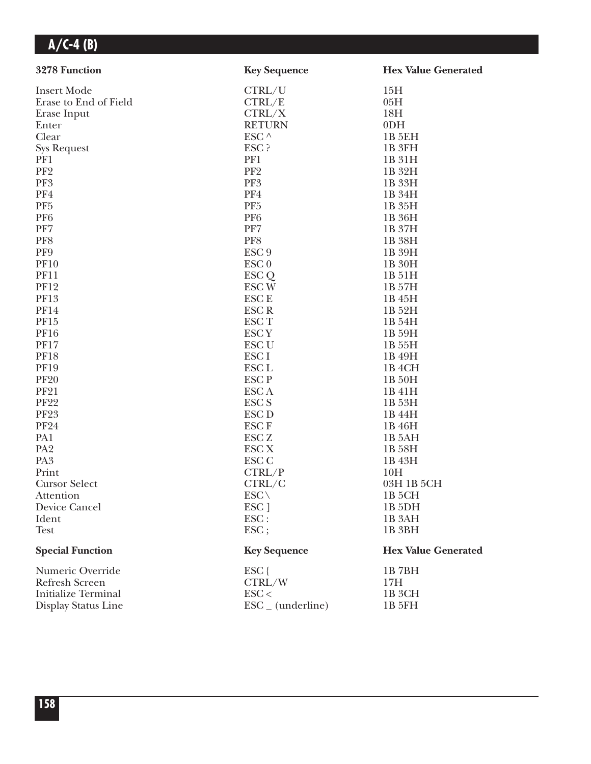## A/C-4 (B)

| 3278 Function | Key Sequence | Hex Value Generated |
|---|---|---|
| Insert Mode | CTRL/U | 15H |
| Erase to End of Field | CTRL/E | 05H |
| Erase Input | CTRL/X | 18H |
| Enter | RETURN | 0DH |
| Clear | ESC ^ | 1B 5EH |
| Sys Request | ESC ? | 1B 3FH |
| PF1 | PF1 | 1B 31H |
| PF2 | PF2 | 1B 32H |
| PF3 | PF3 | 1B 33H |
| PF4 | PF4 | 1B 34H |
| PF5 | PF5 | 1B 35H |
| PF6 | PF6 | 1B 36H |
| PF7 | PF7 | 1B 37H |
| PF8 | PF8 | 1B 38H |
| PF9 | ESC 9 | 1B 39H |
| PF10 | ESC 0 | 1B 30H |
| PF11 | ESC Q | 1B 51H |
| PF12 | ESC W | 1B 57H |
| PF13 | ESC E | 1B 45H |
| PF14 | ESC R | 1B 52H |
| PF15 | ESC T | 1B 54H |
| PF16 | ESC Y | 1B 59H |
| PF17 | ESC U | 1B 55H |
| PF18 | ESC I | 1B 49H |
| PF19 | ESC L | 1B 4CH |
| PF20 | ESC P | 1B 50H |
| PF21 | ESC A | 1B 41H |
| PF22 | ESC S | 1B 53H |
| PF23 | ESC D | 1B 44H |
| PF24 | ESC F | 1B 46H |
| PA1 | ESC Z | 1B 5AH |
| PA2 | ESC X | 1B 58H |
| PA3 | ESC C | 1B 43H |
| Print | CTRL/P | 10H |
| Cursor Select | CTRL/C | 03H 1B 5CH |
| Attention | ESC \ | 1B 5CH |
| Device Cancel | ESC ] | 1B 5DH |
| Ident | ESC : | 1B 3AH |
| Test | ESC ; | 1B 3BH |

| Special Function | Key Sequence | Hex Value Generated |
|---|---|---|
| Numeric Override | ESC { | 1B 7BH |
| Refresh Screen | CTRL/W | 17H |
| Initialize Terminal | ESC < | 1B 3CH |
| Display Status Line | ESC _ (underline) | 1B 5FH |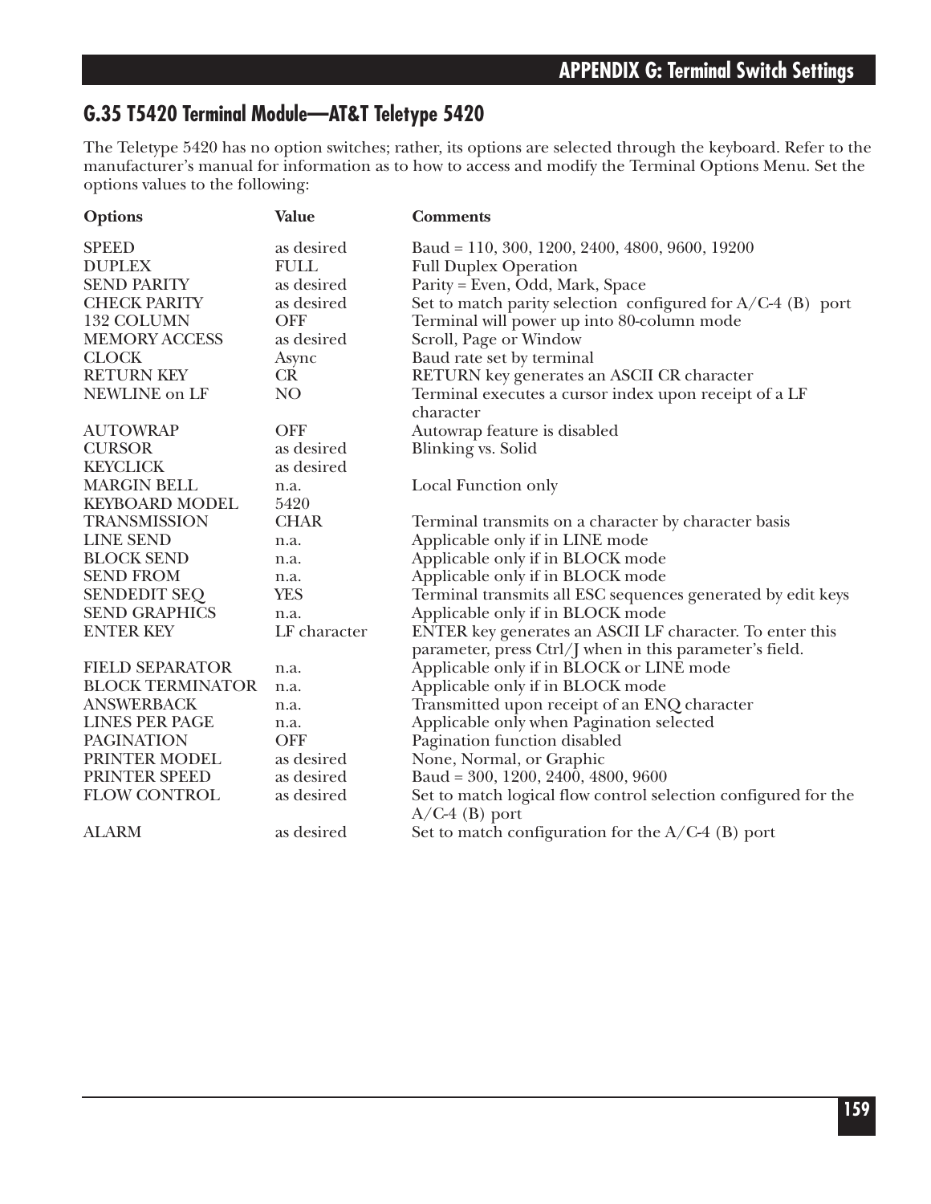## G.35 T5420 Terminal Module—AT&T Teletype 5420

The Teletype 5420 has no option switches; rather, its options are selected through the keyboard. Refer to the manufacturer's manual for information as to how to access and modify the Terminal Options Menu. Set the options values to the following:

| Options | Value | Comments |
|---|---|---|
| SPEED | as desired | Baud = 110, 300, 1200, 2400, 4800, 9600, 19200 |
| DUPLEX | FULL | Full Duplex Operation |
| SEND PARITY | as desired | Parity = Even, Odd, Mark, Space |
| CHECK PARITY | as desired | Set to match parity selection configured for A/C-4 (B) port |
| 132 COLUMN | OFF | Terminal will power up into 80-column mode |
| MEMORY ACCESS | as desired | Scroll, Page or Window |
| CLOCK | Async | Baud rate set by terminal |
| RETURN KEY | CR | RETURN key generates an ASCII CR character |
| NEWLINE on LF | NO | Terminal executes a cursor index upon receipt of a LF character |
| AUTOWRAP | OFF | Autowrap feature is disabled |
| CURSOR | as desired | Blinking vs. Solid |
| KEYCLICK | as desired | |
| MARGIN BELL | n.a. | Local Function only |
| KEYBOARD MODEL | 5420 | |
| TRANSMISSION | CHAR | Terminal transmits on a character by character basis |
| LINE SEND | n.a. | Applicable only if in LINE mode |
| BLOCK SEND | n.a. | Applicable only if in BLOCK mode |
| SEND FROM | n.a. | Applicable only if in BLOCK mode |
| SENDEDIT SEQ | YES | Terminal transmits all ESC sequences generated by edit keys |
| SEND GRAPHICS | n.a. | Applicable only if in BLOCK mode |
| ENTER KEY | LF character | ENTER key generates an ASCII LF character. To enter this parameter, press Ctrl/J when in this parameter's field. |
| FIELD SEPARATOR | n.a. | Applicable only if in BLOCK or LINE mode |
| BLOCK TERMINATOR | n.a. | Applicable only if in BLOCK mode |
| ANSWERBACK | n.a. | Transmitted upon receipt of an ENQ character |
| LINES PER PAGE | n.a. | Applicable only when Pagination selected |
| PAGINATION | OFF | Pagination function disabled |
| PRINTER MODEL | as desired | None, Normal, or Graphic |
| PRINTER SPEED | as desired | Baud = 300, 1200, 2400, 4800, 9600 |
| FLOW CONTROL | as desired | Set to match logical flow control selection configured for the A/C-4 (B) port |
| ALARM | as desired | Set to match configuration for the A/C-4 (B) port |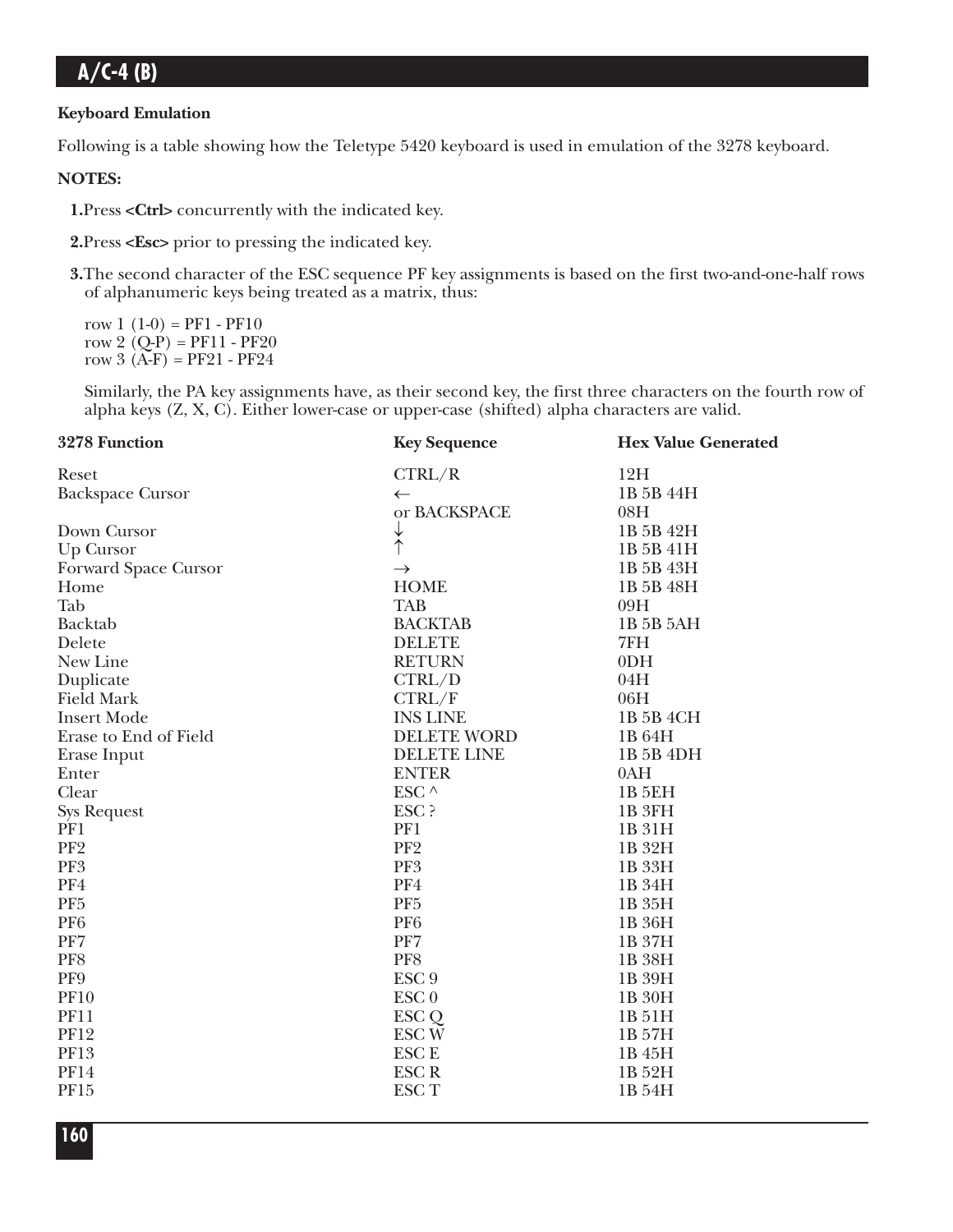### Keyboard Emulation

Following is a table showing how the Teletype 5420 keyboard is used in emulation of the 3278 keyboard.

**NOTES:**

1. Press **<Ctrl>** concurrently with the indicated key.

2. Press **<Esc>** prior to pressing the indicated key.

3. The second character of the ESC sequence PF key assignments is based on the first two-and-one-half rows of alphanumeric keys being treated as a matrix, thus:

   row 1 (1-0) = PF1 - PF10
   row 2 (Q-P) = PF11 - PF20
   row 3 (A-F) = PF21 - PF24

   Similarly, the PA key assignments have, as their second key, the first three characters on the fourth row of alpha keys (Z, X, C). Either lower-case or upper-case (shifted) alpha characters are valid.

| 3278 Function | Key Sequence | Hex Value Generated |
|---|---|---|
| Reset | CTRL/R | 12H |
| Backspace Cursor | ← | 1B 5B 44H |
| | or BACKSPACE | 08H |
| Down Cursor | ↓ | 1B 5B 42H |
| Up Cursor | ↑ | 1B 5B 41H |
| Forward Space Cursor | → | 1B 5B 43H |
| Home | HOME | 1B 5B 48H |
| Tab | TAB | 09H |
| Backtab | BACKTAB | 1B 5B 5AH |
| Delete | DELETE | 7FH |
| New Line | RETURN | 0DH |
| Duplicate | CTRL/D | 04H |
| Field Mark | CTRL/F | 06H |
| Insert Mode | INS LINE | 1B 5B 4CH |
| Erase to End of Field | DELETE WORD | 1B 64H |
| Erase Input | DELETE LINE | 1B 5B 4DH |
| Enter | ENTER | 0AH |
| Clear | ESC ^ | 1B 5EH |
| Sys Request | ESC ? | 1B 3FH |
| PF1 | PF1 | 1B 31H |
| PF2 | PF2 | 1B 32H |
| PF3 | PF3 | 1B 33H |
| PF4 | PF4 | 1B 34H |
| PF5 | PF5 | 1B 35H |
| PF6 | PF6 | 1B 36H |
| PF7 | PF7 | 1B 37H |
| PF8 | PF8 | 1B 38H |
| PF9 | ESC 9 | 1B 39H |
| PF10 | ESC 0 | 1B 30H |
| PF11 | ESC Q | 1B 51H |
| PF12 | ESC W | 1B 57H |
| PF13 | ESC E | 1B 45H |
| PF14 | ESC R | 1B 52H |
| PF15 | ESC T | 1B 54H |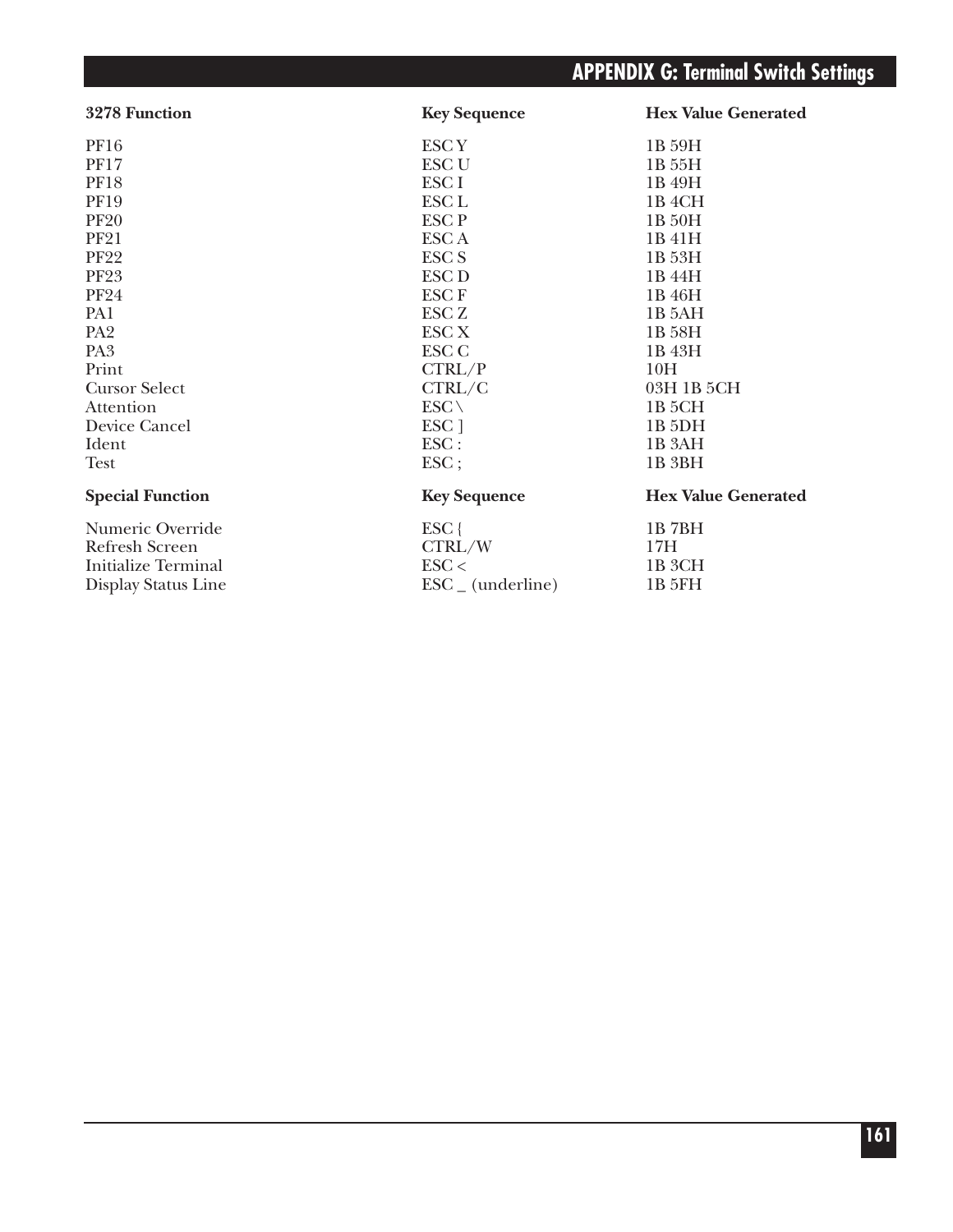| 3278 Function | Key Sequence | Hex Value Generated |
|---|---|---|
| PF16 | ESC Y | 1B 59H |
| PF17 | ESC U | 1B 55H |
| PF18 | ESC I | 1B 49H |
| PF19 | ESC L | 1B 4CH |
| PF20 | ESC P | 1B 50H |
| PF21 | ESC A | 1B 41H |
| PF22 | ESC S | 1B 53H |
| PF23 | ESC D | 1B 44H |
| PF24 | ESC F | 1B 46H |
| PA1 | ESC Z | 1B 5AH |
| PA2 | ESC X | 1B 58H |
| PA3 | ESC C | 1B 43H |
| Print | CTRL/P | 10H |
| Cursor Select | CTRL/C | 03H 1B 5CH |
| Attention | ESC \ | 1B 5CH |
| Device Cancel | ESC ] | 1B 5DH |
| Ident | ESC : | 1B 3AH |
| Test | ESC ; | 1B 3BH |

| Special Function | Key Sequence | Hex Value Generated |
|---|---|---|
| Numeric Override | ESC { | 1B 7BH |
| Refresh Screen | CTRL/W | 17H |
| Initialize Terminal | ESC < | 1B 3CH |
| Display Status Line | ESC _ (underline) | 1B 5FH |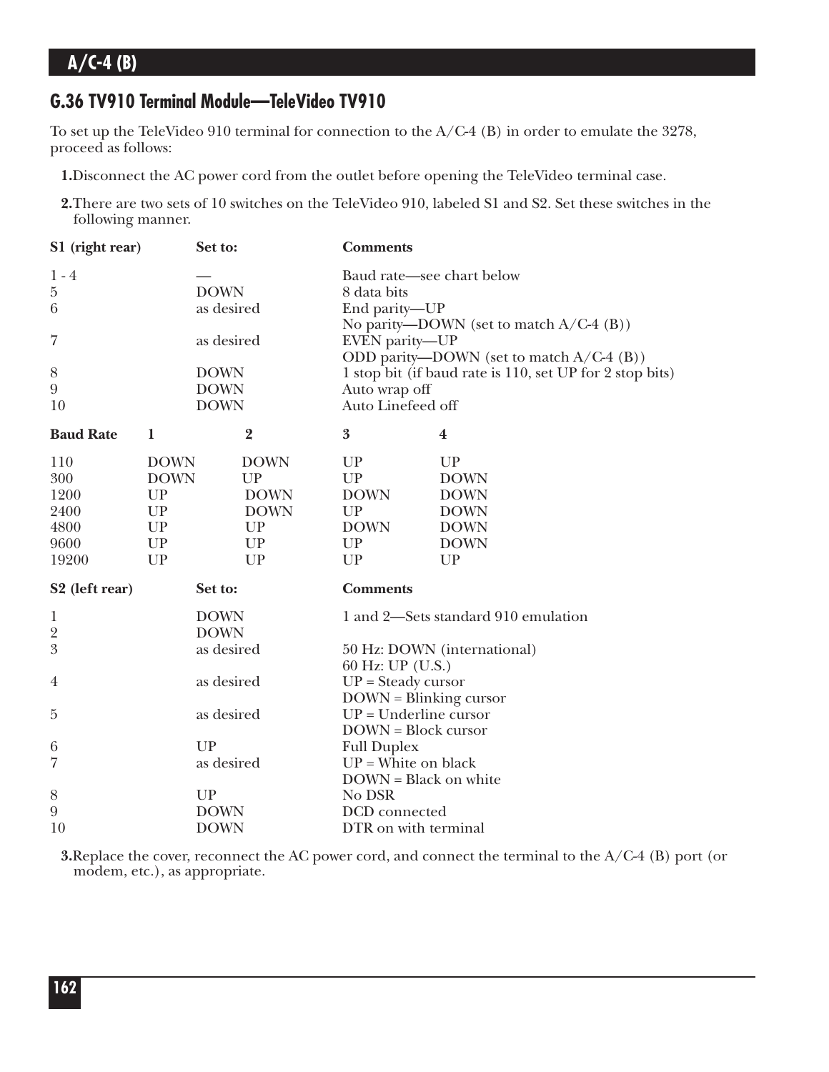## G.36 TV910 Terminal Module—TeleVideo TV910

To set up the TeleVideo 910 terminal for connection to the A/C-4 (B) in order to emulate the 3278, proceed as follows:

1. Disconnect the AC power cord from the outlet before opening the TeleVideo terminal case.

2. There are two sets of 10 switches on the TeleVideo 910, labeled S1 and S2. Set these switches in the following manner.

| S1 (right rear) | Set to: | Comments |
|---|---|---|
| 1 - 4 | — | Baud rate—see chart below |
| 5 | DOWN | 8 data bits |
| 6 | as desired | End parity—UP<br>No parity—DOWN (set to match A/C-4 (B)) |
| 7 | as desired | EVEN parity—UP<br>ODD parity—DOWN (set to match A/C-4 (B)) |
| 8 | DOWN | 1 stop bit (if baud rate is 110, set UP for 2 stop bits) |
| 9 | DOWN | Auto wrap off |
| 10 | DOWN | Auto Linefeed off |

| Baud Rate | 1 | 2 | 3 | 4 |
|---|---|---|---|---|
| 110 | DOWN | DOWN | UP | UP |
| 300 | DOWN | UP | UP | DOWN |
| 1200 | UP | DOWN | DOWN | DOWN |
| 2400 | UP | DOWN | UP | DOWN |
| 4800 | UP | UP | DOWN | DOWN |
| 9600 | UP | UP | UP | DOWN |
| 19200 | UP | UP | UP | UP |

| S2 (left rear) | Set to: | Comments |
|---|---|---|
| 1 | DOWN | 1 and 2—Sets standard 910 emulation |
| 2 | DOWN | |
| 3 | as desired | 50 Hz: DOWN (international)<br>60 Hz: UP (U.S.) |
| 4 | as desired | UP = Steady cursor<br>DOWN = Blinking cursor |
| 5 | as desired | UP = Underline cursor<br>DOWN = Block cursor |
| 6 | UP | Full Duplex |
| 7 | as desired | UP = White on black<br>DOWN = Black on white |
| 8 | UP | No DSR |
| 9 | DOWN | DCD connected |
| 10 | DOWN | DTR on with terminal |

3. Replace the cover, reconnect the AC power cord, and connect the terminal to the A/C-4 (B) port (or modem, etc.), as appropriate.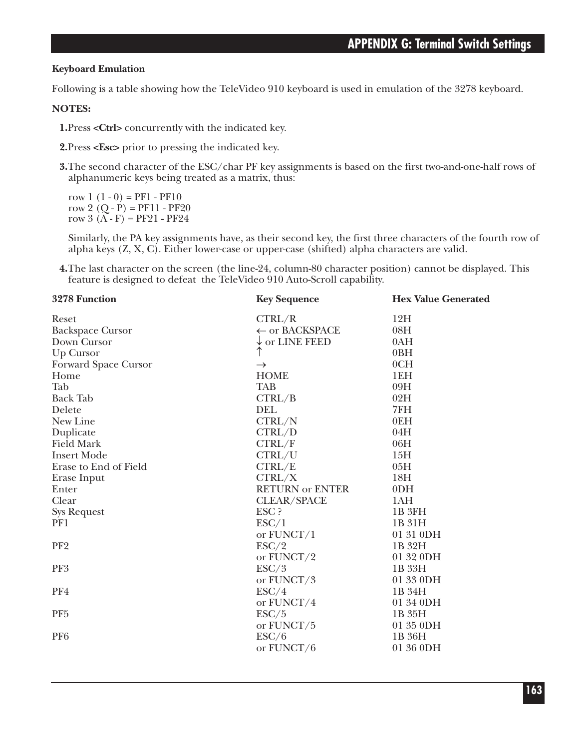**Keyboard Emulation**

Following is a table showing how the TeleVideo 910 keyboard is used in emulation of the 3278 keyboard.

**NOTES:**

**1.** Press **<Ctrl>** concurrently with the indicated key.

**2.** Press **<Esc>** prior to pressing the indicated key.

**3.** The second character of the ESC/char PF key assignments is based on the first two-and-one-half rows of alphanumeric keys being treated as a matrix, thus:

row 1 (1 - 0) = PF1 - PF10
row 2 (Q - P) = PF11 - PF20
row 3 (A - F) = PF21 - PF24

Similarly, the PA key assignments have, as their second key, the first three characters of the fourth row of alpha keys (Z, X, C). Either lower-case or upper-case (shifted) alpha characters are valid.

**4.** The last character on the screen (the line-24, column-80 character position) cannot be displayed. This feature is designed to defeat the TeleVideo 910 Auto-Scroll capability.

| 3278 Function | Key Sequence | Hex Value Generated |
|---|---|---|
| Reset | CTRL/R | 12H |
| Backspace Cursor | ← or BACKSPACE | 08H |
| Down Cursor | ↓ or LINE FEED | 0AH |
| Up Cursor | ↑ | 0BH |
| Forward Space Cursor | → | 0CH |
| Home | HOME | 1EH |
| Tab | TAB | 09H |
| Back Tab | CTRL/B | 02H |
| Delete | DEL | 7FH |
| New Line | CTRL/N | 0EH |
| Duplicate | CTRL/D | 04H |
| Field Mark | CTRL/F | 06H |
| Insert Mode | CTRL/U | 15H |
| Erase to End of Field | CTRL/E | 05H |
| Erase Input | CTRL/X | 18H |
| Enter | RETURN or ENTER | 0DH |
| Clear | CLEAR/SPACE | 1AH |
| Sys Request | ESC ? | 1B 3FH |
| PF1 | ESC/1 | 1B 31H |
| | or FUNCT/1 | 01 31 0DH |
| PF2 | ESC/2 | 1B 32H |
| | or FUNCT/2 | 01 32 0DH |
| PF3 | ESC/3 | 1B 33H |
| | or FUNCT/3 | 01 33 0DH |
| PF4 | ESC/4 | 1B 34H |
| | or FUNCT/4 | 01 34 0DH |
| PF5 | ESC/5 | 1B 35H |
| | or FUNCT/5 | 01 35 0DH |
| PF6 | ESC/6 | 1B 36H |
| | or FUNCT/6 | 01 36 0DH |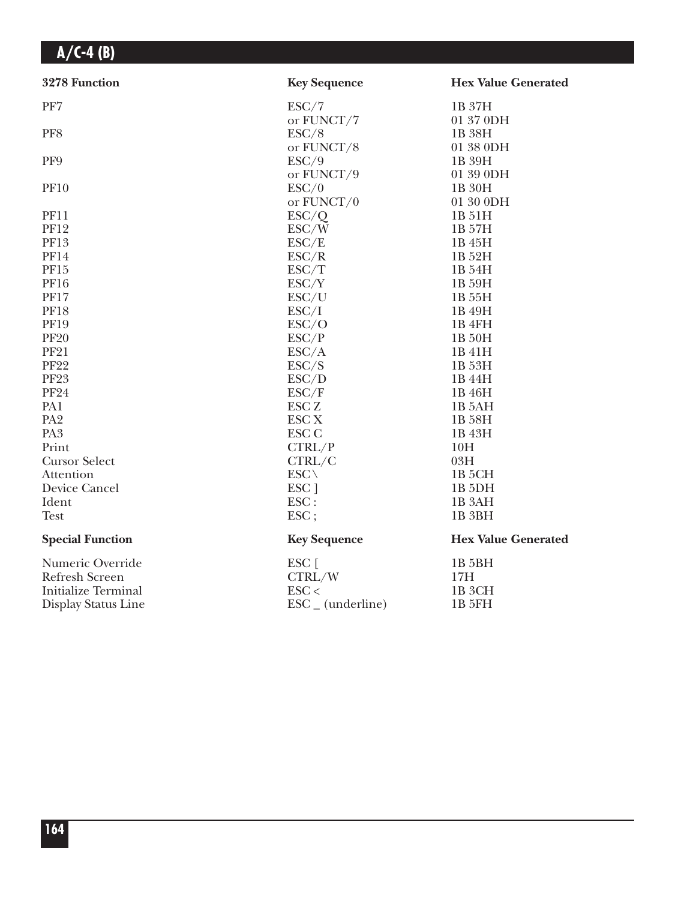| 3278 Function | Key Sequence | Hex Value Generated |
|---|---|---|
| PF7 | ESC/7 | 1B 37H |
| | or FUNCT/7 | 01 37 0DH |
| PF8 | ESC/8 | 1B 38H |
| | or FUNCT/8 | 01 38 0DH |
| PF9 | ESC/9 | 1B 39H |
| | or FUNCT/9 | 01 39 0DH |
| PF10 | ESC/0 | 1B 30H |
| | or FUNCT/0 | 01 30 0DH |
| PF11 | ESC/Q | 1B 51H |
| PF12 | ESC/W | 1B 57H |
| PF13 | ESC/E | 1B 45H |
| PF14 | ESC/R | 1B 52H |
| PF15 | ESC/T | 1B 54H |
| PF16 | ESC/Y | 1B 59H |
| PF17 | ESC/U | 1B 55H |
| PF18 | ESC/I | 1B 49H |
| PF19 | ESC/O | 1B 4FH |
| PF20 | ESC/P | 1B 50H |
| PF21 | ESC/A | 1B 41H |
| PF22 | ESC/S | 1B 53H |
| PF23 | ESC/D | 1B 44H |
| PF24 | ESC/F | 1B 46H |
| PA1 | ESC Z | 1B 5AH |
| PA2 | ESC X | 1B 58H |
| PA3 | ESC C | 1B 43H |
| Print | CTRL/P | 10H |
| Cursor Select | CTRL/C | 03H |
| Attention | ESC \ | 1B 5CH |
| Device Cancel | ESC ] | 1B 5DH |
| Ident | ESC : | 1B 3AH |
| Test | ESC ; | 1B 3BH |

| Special Function | Key Sequence | Hex Value Generated |
|---|---|---|
| Numeric Override | ESC [ | 1B 5BH |
| Refresh Screen | CTRL/W | 17H |
| Initialize Terminal | ESC < | 1B 3CH |
| Display Status Line | ESC _ (underline) | 1B 5FH |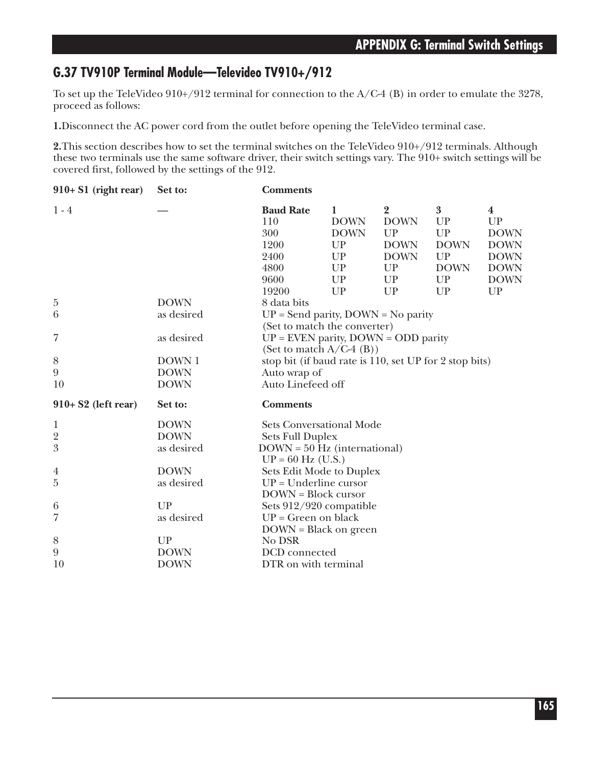## G.37 TV910P Terminal Module—Televideo TV910+/912

To set up the TeleVideo 910+/912 terminal for connection to the A/C-4 (B) in order to emulate the 3278, proceed as follows:

**1.** Disconnect the AC power cord from the outlet before opening the TeleVideo terminal case.

**2.** This section describes how to set the terminal switches on the TeleVideo 910+/912 terminals. Although these two terminals use the same software driver, their switch settings vary. The 910+ switch settings will be covered first, followed by the settings of the 912.

| 910+ S1 (right rear) | Set to: | Comments | | | | |
|---|---|---|---|---|---|---|
| 1 - 4 | — | **Baud Rate** | **1** | **2** | **3** | **4** |
| | | 110 | DOWN | DOWN | UP | UP |
| | | 300 | DOWN | UP | UP | DOWN |
| | | 1200 | UP | DOWN | DOWN | DOWN |
| | | 2400 | UP | DOWN | UP | DOWN |
| | | 4800 | UP | UP | DOWN | DOWN |
| | | 9600 | UP | UP | UP | DOWN |
| | | 19200 | UP | UP | UP | UP |
| 5 | DOWN | 8 data bits | | | | |
| 6 | as desired | UP = Send parity, DOWN = No parity (Set to match the converter) | | | | |
| 7 | as desired | UP = EVEN parity, DOWN = ODD parity (Set to match A/C-4 (B)) | | | | |
| 8 | DOWN 1 | stop bit (if baud rate is 110, set UP for 2 stop bits) | | | | |
| 9 | DOWN | Auto wrap of | | | | |
| 10 | DOWN | Auto Linefeed off | | | | |

| 910+ S2 (left rear) | Set to: | Comments |
|---|---|---|
| 1 | DOWN | Sets Conversational Mode |
| 2 | DOWN | Sets Full Duplex |
| 3 | as desired | DOWN = 50 Hz (international) UP = 60 Hz (U.S.) |
| 4 | DOWN | Sets Edit Mode to Duplex |
| 5 | as desired | UP = Underline cursor DOWN = Block cursor |
| 6 | UP | Sets 912/920 compatible |
| 7 | as desired | UP = Green on black DOWN = Black on green |
| 8 | UP | No DSR |
| 9 | DOWN | DCD connected |
| 10 | DOWN | DTR on with terminal |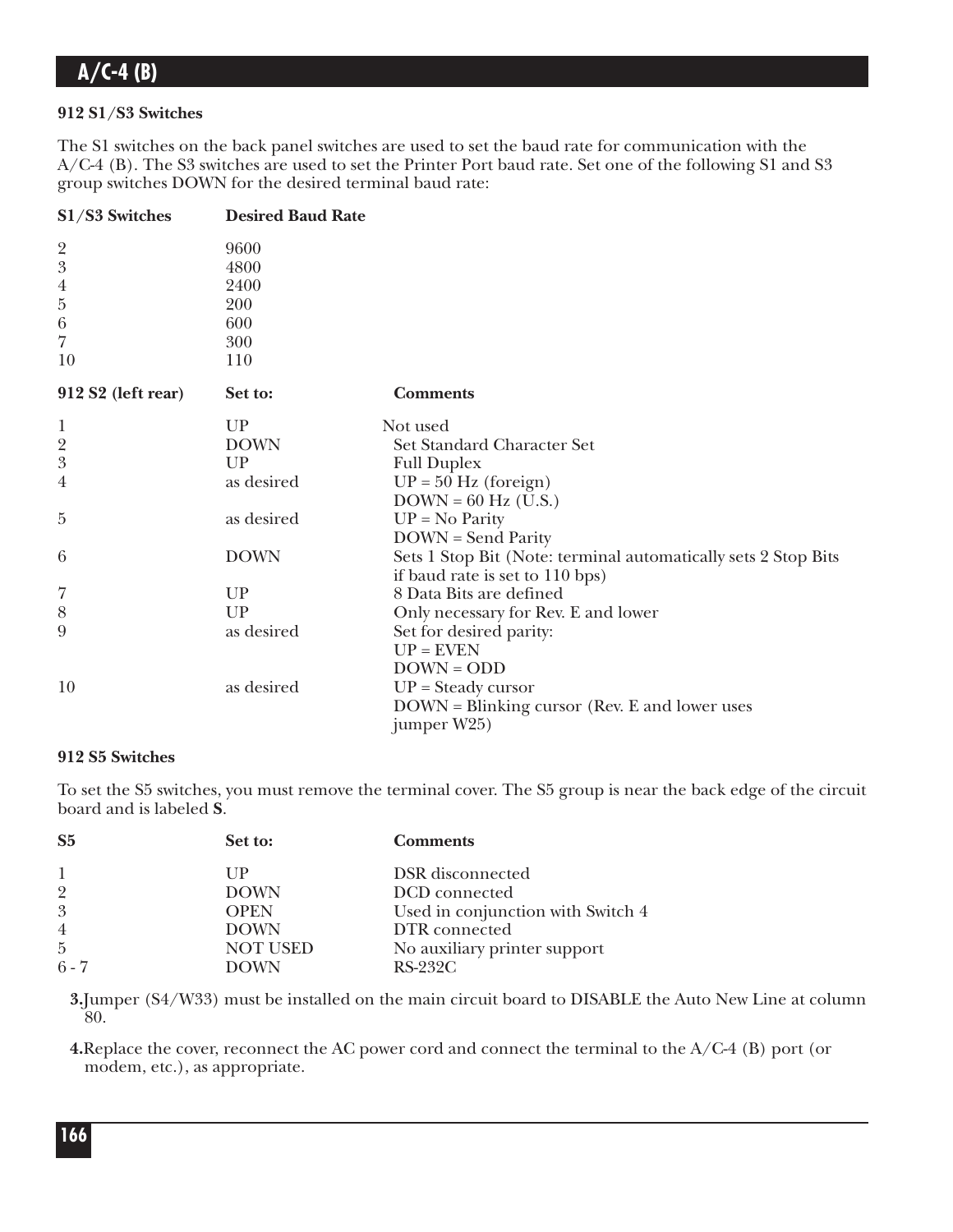**912 S1/S3 Switches**

The S1 switches on the back panel switches are used to set the baud rate for communication with the A/C-4 (B). The S3 switches are used to set the Printer Port baud rate. Set one of the following S1 and S3 group switches DOWN for the desired terminal baud rate:

| S1/S3 Switches | Desired Baud Rate |
|---|---|
| 2 | 9600 |
| 3 | 4800 |
| 4 | 2400 |
| 5 | 200 |
| 6 | 600 |
| 7 | 300 |
| 10 | 110 |

| 912 S2 (left rear) | Set to: | Comments |
|---|---|---|
| 1 | UP | Not used |
| 2 | DOWN | Set Standard Character Set |
| 3 | UP | Full Duplex |
| 4 | as desired | UP = 50 Hz (foreign)<br>DOWN = 60 Hz (U.S.) |
| 5 | as desired | UP = No Parity<br>DOWN = Send Parity |
| 6 | DOWN | Sets 1 Stop Bit (Note: terminal automatically sets 2 Stop Bits if baud rate is set to 110 bps) |
| 7 | UP | 8 Data Bits are defined |
| 8 | UP | Only necessary for Rev. E and lower |
| 9 | as desired | Set for desired parity:<br>UP = EVEN<br>DOWN = ODD |
| 10 | as desired | UP = Steady cursor<br>DOWN = Blinking cursor (Rev. E and lower uses jumper W25) |

**912 S5 Switches**

To set the S5 switches, you must remove the terminal cover. The S5 group is near the back edge of the circuit board and is labeled **S**.

| S5 | Set to: | Comments |
|---|---|---|
| 1 | UP | DSR disconnected |
| 2 | DOWN | DCD connected |
| 3 | OPEN | Used in conjunction with Switch 4 |
| 4 | DOWN | DTR connected |
| 5 | NOT USED | No auxiliary printer support |
| 6 - 7 | DOWN | RS-232C |

3. Jumper (S4/W33) must be installed on the main circuit board to DISABLE the Auto New Line at column 80.

4. Replace the cover, reconnect the AC power cord and connect the terminal to the A/C-4 (B) port (or modem, etc.), as appropriate.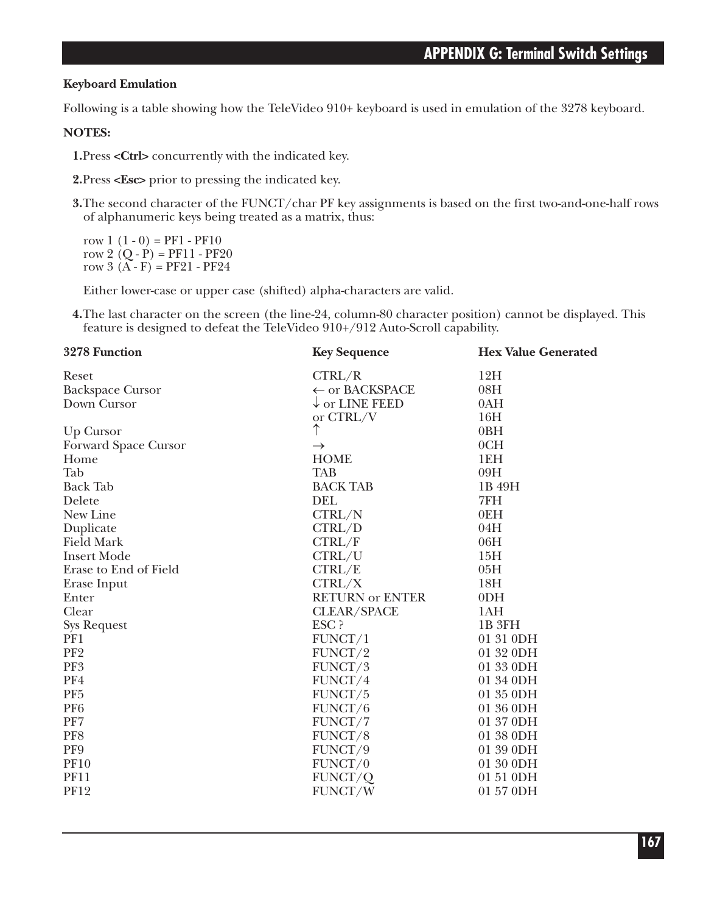**Keyboard Emulation**

Following is a table showing how the TeleVideo 910+ keyboard is used in emulation of the 3278 keyboard.

**NOTES:**

1. Press **<Ctrl>** concurrently with the indicated key.

2. Press **<Esc>** prior to pressing the indicated key.

3. The second character of the FUNCT/char PF key assignments is based on the first two-and-one-half rows of alphanumeric keys being treated as a matrix, thus:

   row 1 (1 - 0) = PF1 - PF10
   row 2 (Q - P) = PF11 - PF20
   row 3 (A - F) = PF21 - PF24

   Either lower-case or upper case (shifted) alpha-characters are valid.

4. The last character on the screen (the line-24, column-80 character position) cannot be displayed. This feature is designed to defeat the TeleVideo 910+/912 Auto-Scroll capability.

| 3278 Function | Key Sequence | Hex Value Generated |
|---|---|---|
| Reset | CTRL/R | 12H |
| Backspace Cursor | ← or BACKSPACE | 08H |
| Down Cursor | ↓ or LINE FEED | 0AH |
| | or CTRL/V | 16H |
| Up Cursor | ↑ | 0BH |
| Forward Space Cursor | → | 0CH |
| Home | HOME | 1EH |
| Tab | TAB | 09H |
| Back Tab | BACK TAB | 1B 49H |
| Delete | DEL | 7FH |
| New Line | CTRL/N | 0EH |
| Duplicate | CTRL/D | 04H |
| Field Mark | CTRL/F | 06H |
| Insert Mode | CTRL/U | 15H |
| Erase to End of Field | CTRL/E | 05H |
| Erase Input | CTRL/X | 18H |
| Enter | RETURN or ENTER | 0DH |
| Clear | CLEAR/SPACE | 1AH |
| Sys Request | ESC ? | 1B 3FH |
| PF1 | FUNCT/1 | 01 31 0DH |
| PF2 | FUNCT/2 | 01 32 0DH |
| PF3 | FUNCT/3 | 01 33 0DH |
| PF4 | FUNCT/4 | 01 34 0DH |
| PF5 | FUNCT/5 | 01 35 0DH |
| PF6 | FUNCT/6 | 01 36 0DH |
| PF7 | FUNCT/7 | 01 37 0DH |
| PF8 | FUNCT/8 | 01 38 0DH |
| PF9 | FUNCT/9 | 01 39 0DH |
| PF10 | FUNCT/0 | 01 30 0DH |
| PF11 | FUNCT/Q | 01 51 0DH |
| PF12 | FUNCT/W | 01 57 0DH |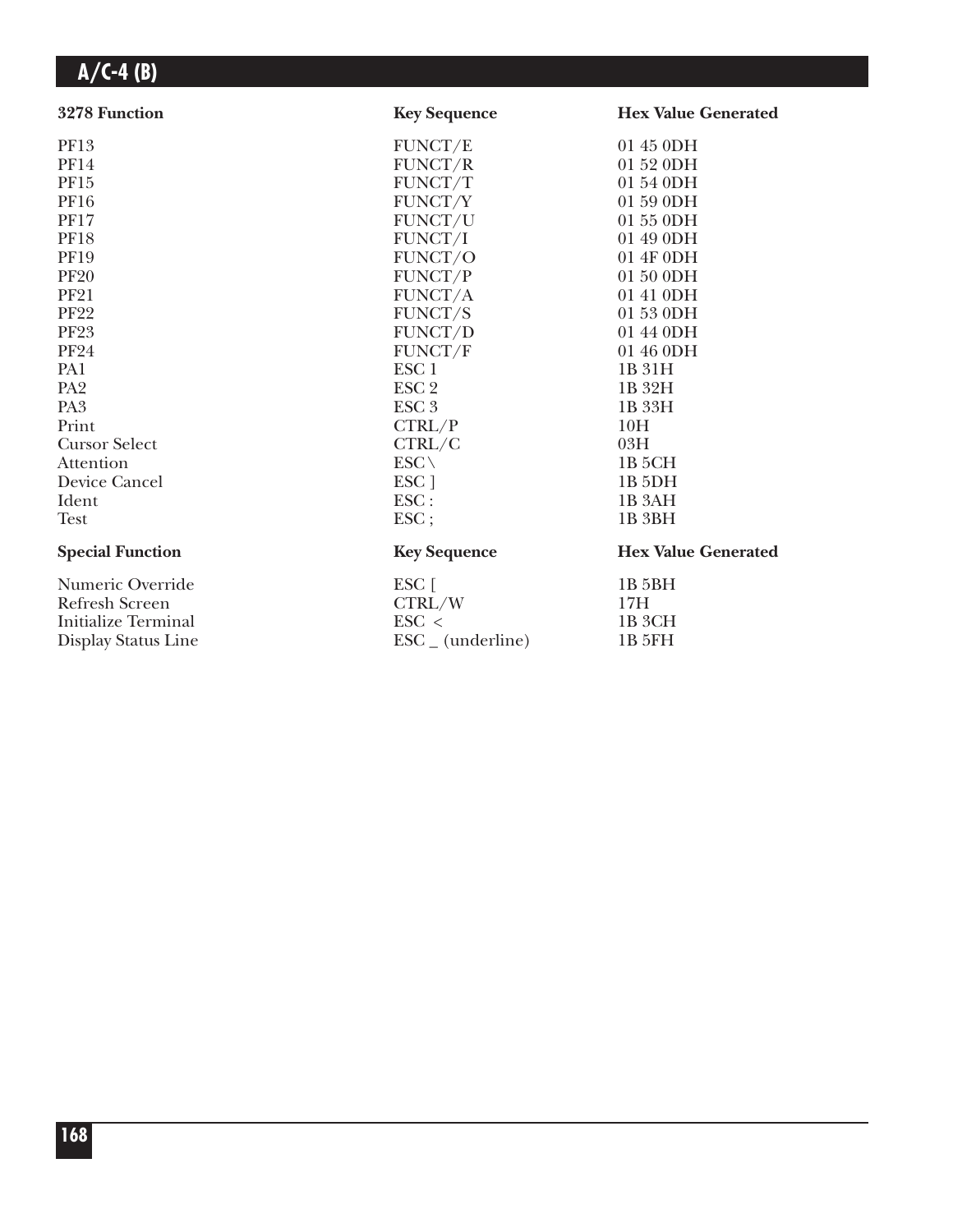| 3278 Function | Key Sequence | Hex Value Generated |
|---|---|---|
| PF13 | FUNCT/E | 01 45 0DH |
| PF14 | FUNCT/R | 01 52 0DH |
| PF15 | FUNCT/T | 01 54 0DH |
| PF16 | FUNCT/Y | 01 59 0DH |
| PF17 | FUNCT/U | 01 55 0DH |
| PF18 | FUNCT/I | 01 49 0DH |
| PF19 | FUNCT/O | 01 4F 0DH |
| PF20 | FUNCT/P | 01 50 0DH |
| PF21 | FUNCT/A | 01 41 0DH |
| PF22 | FUNCT/S | 01 53 0DH |
| PF23 | FUNCT/D | 01 44 0DH |
| PF24 | FUNCT/F | 01 46 0DH |
| PA1 | ESC 1 | 1B 31H |
| PA2 | ESC 2 | 1B 32H |
| PA3 | ESC 3 | 1B 33H |
| Print | CTRL/P | 10H |
| Cursor Select | CTRL/C | 03H |
| Attention | ESC \ | 1B 5CH |
| Device Cancel | ESC ] | 1B 5DH |
| Ident | ESC : | 1B 3AH |
| Test | ESC ; | 1B 3BH |

| Special Function | Key Sequence | Hex Value Generated |
|---|---|---|
| Numeric Override | ESC [ | 1B 5BH |
| Refresh Screen | CTRL/W | 17H |
| Initialize Terminal | ESC < | 1B 3CH |
| Display Status Line | ESC _ (underline) | 1B 5FH |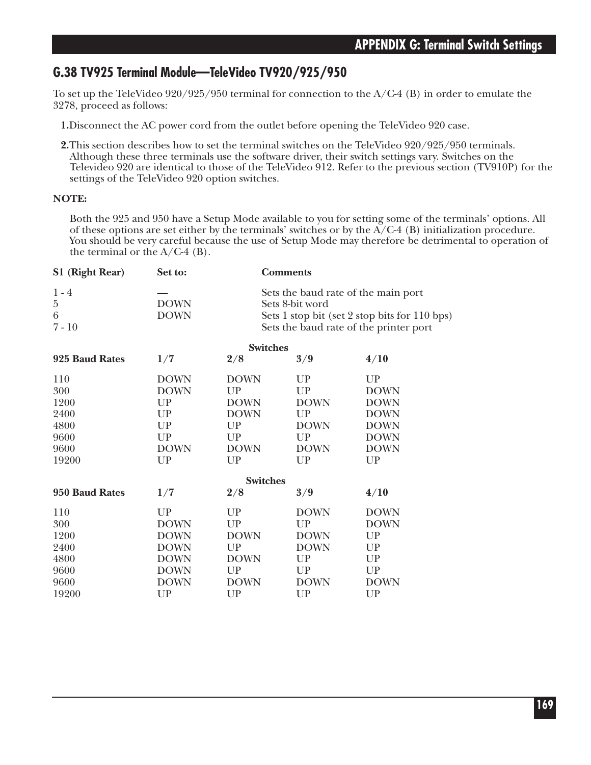## G.38 TV925 Terminal Module—TeleVideo TV920/925/950

To set up the TeleVideo 920/925/950 terminal for connection to the A/C-4 (B) in order to emulate the 3278, proceed as follows:

1. Disconnect the AC power cord from the outlet before opening the TeleVideo 920 case.

2. This section describes how to set the terminal switches on the TeleVideo 920/925/950 terminals. Although these three terminals use the software driver, their switch settings vary. Switches on the Televideo 920 are identical to those of the TeleVideo 912. Refer to the previous section (TV910P) for the settings of the TeleVideo 920 option switches.

**NOTE:**

Both the 925 and 950 have a Setup Mode available to you for setting some of the terminals' options. All of these options are set either by the terminals' switches or by the A/C-4 (B) initialization procedure. You should be very careful because the use of Setup Mode may therefore be detrimental to operation of the terminal or the A/C-4 (B).

| S1 (Right Rear) | Set to: | Comments |
|---|---|---|
| 1 - 4 | — | Sets the baud rate of the main port |
| 5 | DOWN | Sets 8-bit word |
| 6 | DOWN | Sets 1 stop bit (set 2 stop bits for 110 bps) |
| 7 - 10 | | Sets the baud rate of the printer port |

| | Switches | | | |
|---|---|---|---|---|
| **925 Baud Rates** | **1/7** | **2/8** | **3/9** | **4/10** |
| 110 | DOWN | DOWN | UP | UP |
| 300 | DOWN | UP | UP | DOWN |
| 1200 | UP | DOWN | DOWN | DOWN |
| 2400 | UP | DOWN | UP | DOWN |
| 4800 | UP | UP | DOWN | DOWN |
| 9600 | UP | UP | UP | DOWN |
| 9600 | DOWN | DOWN | DOWN | DOWN |
| 19200 | UP | UP | UP | UP |

| | Switches | | | |
|---|---|---|---|---|
| **950 Baud Rates** | **1/7** | **2/8** | **3/9** | **4/10** |
| 110 | UP | UP | DOWN | DOWN |
| 300 | DOWN | UP | UP | DOWN |
| 1200 | DOWN | DOWN | DOWN | UP |
| 2400 | DOWN | UP | DOWN | UP |
| 4800 | DOWN | DOWN | UP | UP |
| 9600 | DOWN | UP | UP | UP |
| 9600 | DOWN | DOWN | DOWN | DOWN |
| 19200 | UP | UP | UP | UP |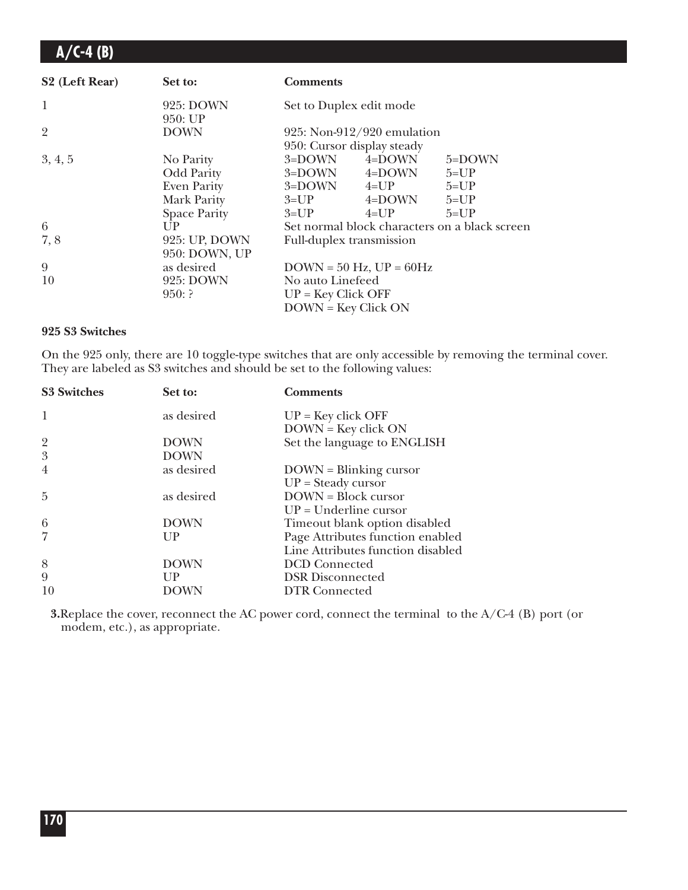| S2 (Left Rear) | Set to: | Comments | | |
|---|---|---|---|---|
| 1 | 925: DOWN<br>950: UP | Set to Duplex edit mode | | |
| 2 | DOWN | 925: Non-912/920 emulation<br>950: Cursor display steady | | |
| 3, 4, 5 | No Parity | 3=DOWN | 4=DOWN | 5=DOWN |
| | Odd Parity | 3=DOWN | 4=DOWN | 5=UP |
| | Even Parity | 3=DOWN | 4=UP | 5=UP |
| | Mark Parity | 3=UP | 4=DOWN | 5=UP |
| | Space Parity | 3=UP | 4=UP | 5=UP |
| 6 | UP | Set normal block characters on a black screen | | |
| 7, 8 | 925: UP, DOWN<br>950: DOWN, UP | Full-duplex transmission | | |
| 9 | as desired | DOWN = 50 Hz, UP = 60Hz | | |
| 10 | 925: DOWN<br>950: ? | No auto Linefeed<br>UP = Key Click OFF<br>DOWN = Key Click ON | | |

**925 S3 Switches**

On the 925 only, there are 10 toggle-type switches that are only accessible by removing the terminal cover. They are labeled as S3 switches and should be set to the following values:

| S3 Switches | Set to: | Comments |
|---|---|---|
| 1 | as desired | UP = Key click OFF<br>DOWN = Key click ON |
| 2 | DOWN | Set the language to ENGLISH |
| 3 | DOWN | |
| 4 | as desired | DOWN = Blinking cursor<br>UP = Steady cursor |
| 5 | as desired | DOWN = Block cursor<br>UP = Underline cursor |
| 6 | DOWN | Timeout blank option disabled |
| 7 | UP | Page Attributes function enabled<br>Line Attributes function disabled |
| 8 | DOWN | DCD Connected |
| 9 | UP | DSR Disconnected |
| 10 | DOWN | DTR Connected |

**3.** Replace the cover, reconnect the AC power cord, connect the terminal to the A/C-4 (B) port (or modem, etc.), as appropriate.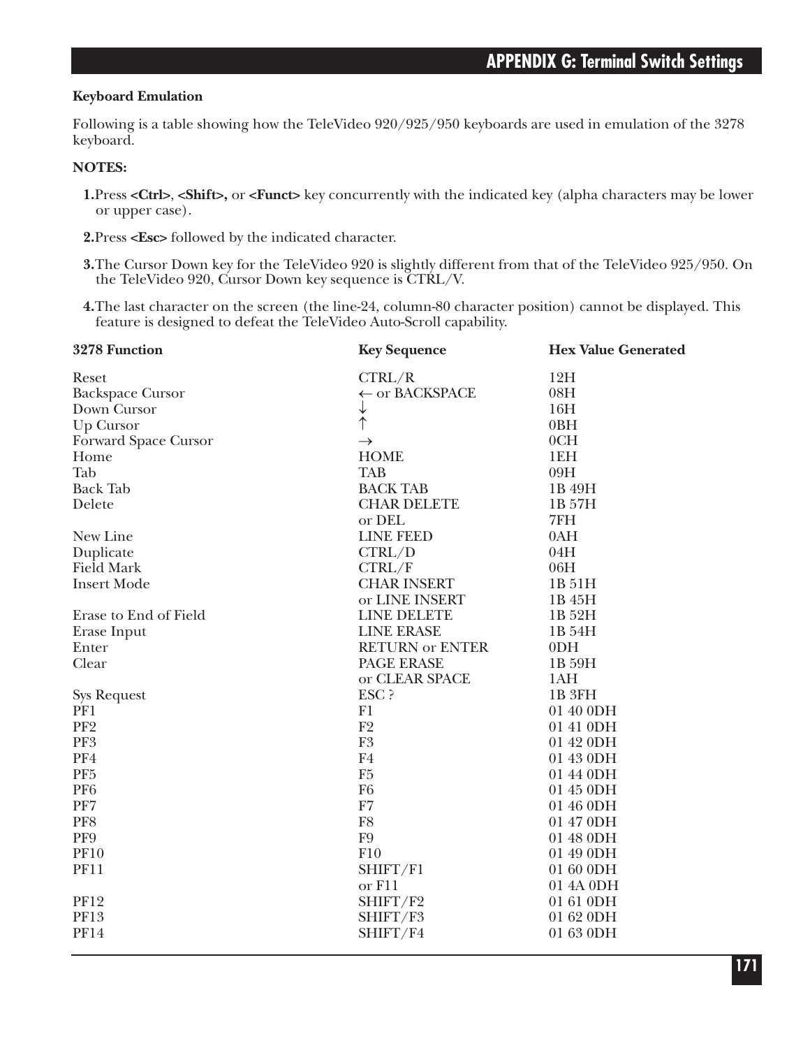**Keyboard Emulation**

Following is a table showing how the TeleVideo 920/925/950 keyboards are used in emulation of the 3278 keyboard.

**NOTES:**

**1.**Press **<Ctrl>**, **<Shift>,** or **<Funct>** key concurrently with the indicated key (alpha characters may be lower or upper case).

**2.**Press **<Esc>** followed by the indicated character.

**3.**The Cursor Down key for the TeleVideo 920 is slightly different from that of the TeleVideo 925/950. On the TeleVideo 920, Cursor Down key sequence is CTRL/V.

**4.**The last character on the screen (the line-24, column-80 character position) cannot be displayed. This feature is designed to defeat the TeleVideo Auto-Scroll capability.

| 3278 Function | Key Sequence | Hex Value Generated |
| --- | --- | --- |
| Reset | CTRL/R | 12H |
| Backspace Cursor | ← or BACKSPACE | 08H |
| Down Cursor | ↓ | 16H |
| Up Cursor | ↑ | 0BH |
| Forward Space Cursor | → | 0CH |
| Home | HOME | 1EH |
| Tab | TAB | 09H |
| Back Tab | BACK TAB | 1B 49H |
| Delete | CHAR DELETE | 1B 57H |
| | or DEL | 7FH |
| New Line | LINE FEED | 0AH |
| Duplicate | CTRL/D | 04H |
| Field Mark | CTRL/F | 06H |
| Insert Mode | CHAR INSERT | 1B 51H |
| | or LINE INSERT | 1B 45H |
| Erase to End of Field | LINE DELETE | 1B 52H |
| Erase Input | LINE ERASE | 1B 54H |
| Enter | RETURN or ENTER | 0DH |
| Clear | PAGE ERASE | 1B 59H |
| | or CLEAR SPACE | 1AH |
| Sys Request | ESC ? | 1B 3FH |
| PF1 | F1 | 01 40 0DH |
| PF2 | F2 | 01 41 0DH |
| PF3 | F3 | 01 42 0DH |
| PF4 | F4 | 01 43 0DH |
| PF5 | F5 | 01 44 0DH |
| PF6 | F6 | 01 45 0DH |
| PF7 | F7 | 01 46 0DH |
| PF8 | F8 | 01 47 0DH |
| PF9 | F9 | 01 48 0DH |
| PF10 | F10 | 01 49 0DH |
| PF11 | SHIFT/F1 | 01 60 0DH |
| | or F11 | 01 4A 0DH |
| PF12 | SHIFT/F2 | 01 61 0DH |
| PF13 | SHIFT/F3 | 01 62 0DH |
| PF14 | SHIFT/F4 | 01 63 0DH |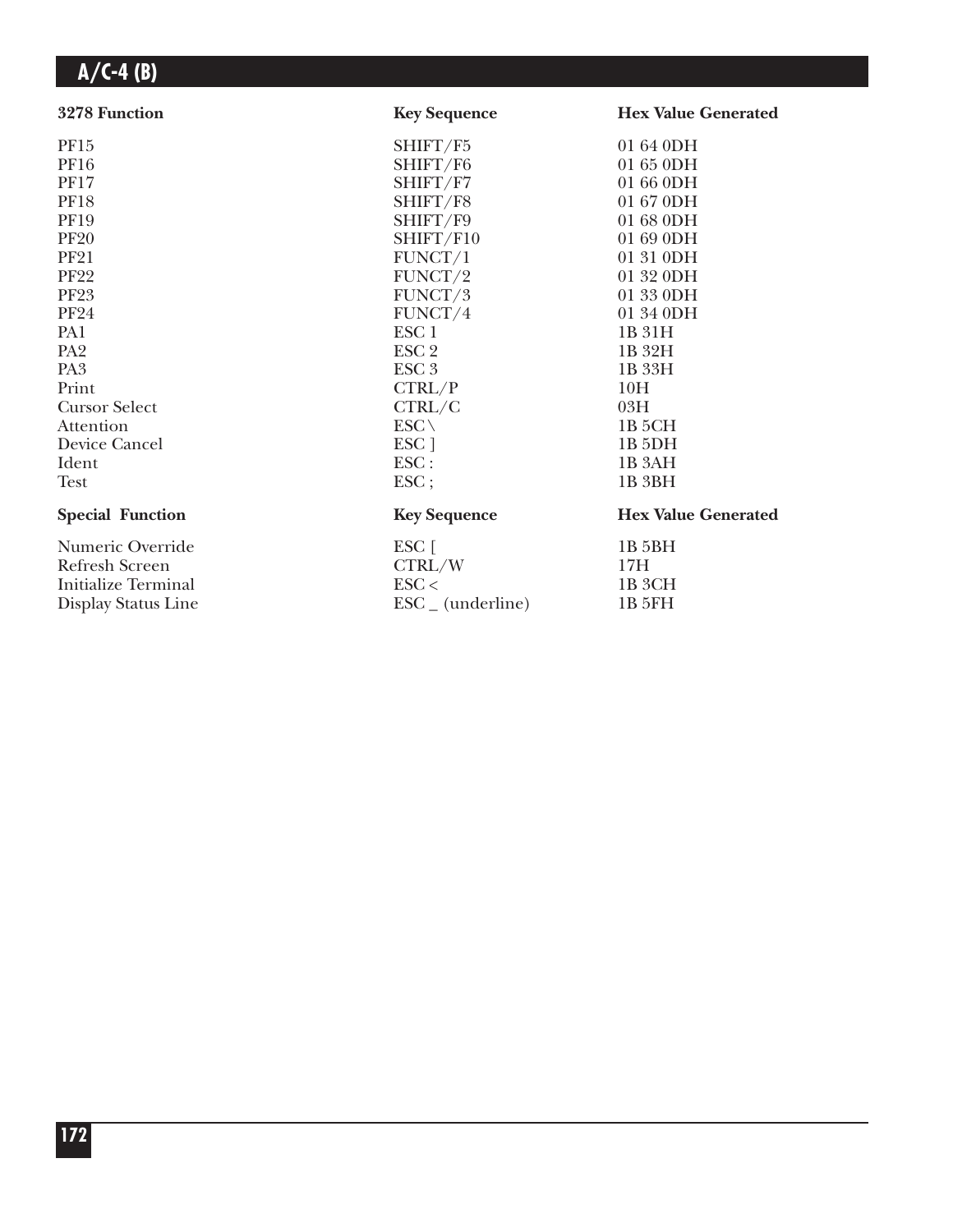| 3278 Function | Key Sequence | Hex Value Generated |
|---|---|---|
| PF15 | SHIFT/F5 | 01 64 0DH |
| PF16 | SHIFT/F6 | 01 65 0DH |
| PF17 | SHIFT/F7 | 01 66 0DH |
| PF18 | SHIFT/F8 | 01 67 0DH |
| PF19 | SHIFT/F9 | 01 68 0DH |
| PF20 | SHIFT/F10 | 01 69 0DH |
| PF21 | FUNCT/1 | 01 31 0DH |
| PF22 | FUNCT/2 | 01 32 0DH |
| PF23 | FUNCT/3 | 01 33 0DH |
| PF24 | FUNCT/4 | 01 34 0DH |
| PA1 | ESC 1 | 1B 31H |
| PA2 | ESC 2 | 1B 32H |
| PA3 | ESC 3 | 1B 33H |
| Print | CTRL/P | 10H |
| Cursor Select | CTRL/C | 03H |
| Attention | ESC \ | 1B 5CH |
| Device Cancel | ESC ] | 1B 5DH |
| Ident | ESC : | 1B 3AH |
| Test | ESC ; | 1B 3BH |

| Special Function | Key Sequence | Hex Value Generated |
|---|---|---|
| Numeric Override | ESC [ | 1B 5BH |
| Refresh Screen | CTRL/W | 17H |
| Initialize Terminal | ESC < | 1B 3CH |
| Display Status Line | ESC _ (underline) | 1B 5FH |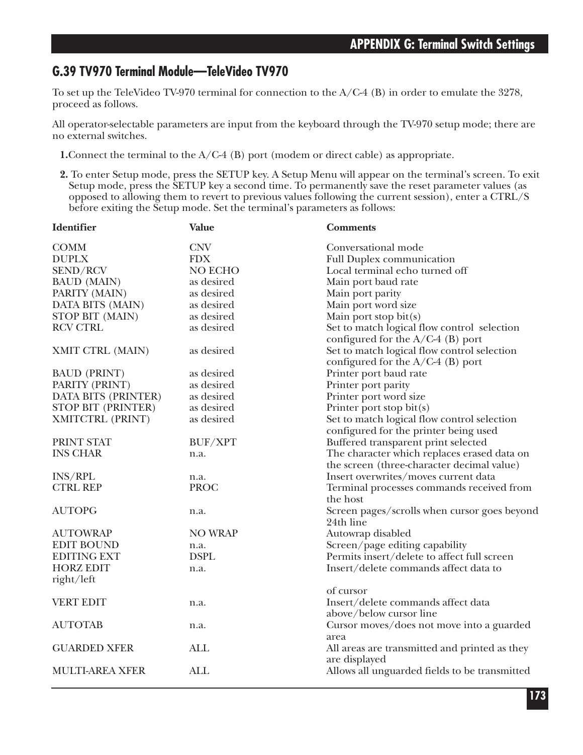## G.39 TV970 Terminal Module—TeleVideo TV970

To set up the TeleVideo TV-970 terminal for connection to the A/C-4 (B) in order to emulate the 3278, proceed as follows.

All operator-selectable parameters are input from the keyboard through the TV-970 setup mode; there are no external switches.

1. Connect the terminal to the A/C-4 (B) port (modem or direct cable) as appropriate.
2. To enter Setup mode, press the SETUP key. A Setup Menu will appear on the terminal's screen. To exit Setup mode, press the SETUP key a second time. To permanently save the reset parameter values (as opposed to allowing them to revert to previous values following the current session), enter a CTRL/S before exiting the Setup mode. Set the terminal's parameters as follows:

| Identifier | Value | Comments |
|---|---|---|
| COMM | CNV | Conversational mode |
| DUPLX | FDX | Full Duplex communication |
| SEND/RCV | NO ECHO | Local terminal echo turned off |
| BAUD (MAIN) | as desired | Main port baud rate |
| PARITY (MAIN) | as desired | Main port parity |
| DATA BITS (MAIN) | as desired | Main port word size |
| STOP BIT (MAIN) | as desired | Main port stop bit(s) |
| RCV CTRL | as desired | Set to match logical flow control selection configured for the A/C-4 (B) port |
| XMIT CTRL (MAIN) | as desired | Set to match logical flow control selection configured for the A/C-4 (B) port |
| BAUD (PRINT) | as desired | Printer port baud rate |
| PARITY (PRINT) | as desired | Printer port parity |
| DATA BITS (PRINTER) | as desired | Printer port word size |
| STOP BIT (PRINTER) | as desired | Printer port stop bit(s) |
| XMITCTRL (PRINT) | as desired | Set to match logical flow control selection configured for the printer being used |
| PRINT STAT | BUF/XPT | Buffered transparent print selected |
| INS CHAR | n.a. | The character which replaces erased data on the screen (three-character decimal value) |
| INS/RPL | n.a. | Insert overwrites/moves current data |
| CTRL REP | PROC | Terminal processes commands received from the host |
| AUTOPG | n.a. | Screen pages/scrolls when cursor goes beyond 24th line |
| AUTOWRAP | NO WRAP | Autowrap disabled |
| EDIT BOUND | n.a. | Screen/page editing capability |
| EDITING EXT | DSPL | Permits insert/delete to affect full screen |
| HORZ EDIT | n.a. | Insert/delete commands affect data to right/left of cursor |
| VERT EDIT | n.a. | Insert/delete commands affect data above/below cursor line |
| AUTOTAB | n.a. | Cursor moves/does not move into a guarded area |
| GUARDED XFER | ALL | All areas are transmitted and printed as they are displayed |
| MULTI-AREA XFER | ALL | Allows all unguarded fields to be transmitted |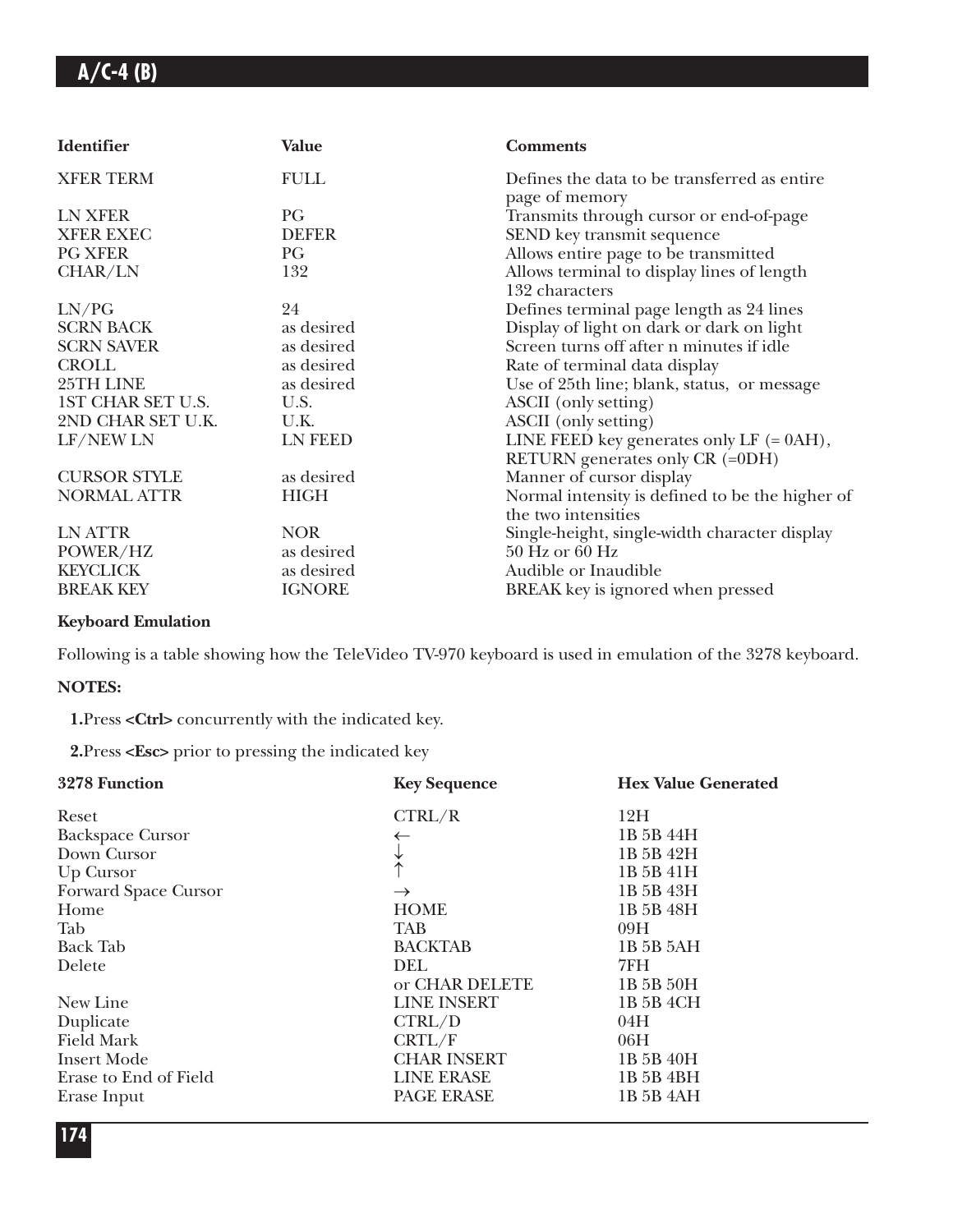| Identifier | Value | Comments |
|---|---|---|
| XFER TERM | FULL | Defines the data to be transferred as entire page of memory |
| LN XFER | PG | Transmits through cursor or end-of-page |
| XFER EXEC | DEFER | SEND key transmit sequence |
| PG XFER | PG | Allows entire page to be transmitted |
| CHAR/LN | 132 | Allows terminal to display lines of length 132 characters |
| LN/PG | 24 | Defines terminal page length as 24 lines |
| SCRN BACK | as desired | Display of light on dark or dark on light |
| SCRN SAVER | as desired | Screen turns off after n minutes if idle |
| CROLL | as desired | Rate of terminal data display |
| 25TH LINE | as desired | Use of 25th line; blank, status, or message |
| 1ST CHAR SET U.S. | U.S. | ASCII (only setting) |
| 2ND CHAR SET U.K. | U.K. | ASCII (only setting) |
| LF/NEW LN | LN FEED | LINE FEED key generates only LF (= 0AH), RETURN generates only CR (=0DH) |
| CURSOR STYLE | as desired | Manner of cursor display |
| NORMAL ATTR | HIGH | Normal intensity is defined to be the higher of the two intensities |
| LN ATTR | NOR | Single-height, single-width character display |
| POWER/HZ | as desired | 50 Hz or 60 Hz |
| KEYCLICK | as desired | Audible or Inaudible |
| BREAK KEY | IGNORE | BREAK key is ignored when pressed |

**Keyboard Emulation**

Following is a table showing how the TeleVideo TV-970 keyboard is used in emulation of the 3278 keyboard.

**NOTES:**

**1.**Press **<Ctrl>** concurrently with the indicated key.

**2.**Press **<Esc>** prior to pressing the indicated key

| 3278 Function | Key Sequence | Hex Value Generated |
|---|---|---|
| Reset | CTRL/R | 12H |
| Backspace Cursor | ← | 1B 5B 44H |
| Down Cursor | ↓ | 1B 5B 42H |
| Up Cursor | ↑ | 1B 5B 41H |
| Forward Space Cursor | → | 1B 5B 43H |
| Home | HOME | 1B 5B 48H |
| Tab | TAB | 09H |
| Back Tab | BACKTAB | 1B 5B 5AH |
| Delete | DEL | 7FH |
| | or CHAR DELETE | 1B 5B 50H |
| New Line | LINE INSERT | 1B 5B 4CH |
| Duplicate | CTRL/D | 04H |
| Field Mark | CRTL/F | 06H |
| Insert Mode | CHAR INSERT | 1B 5B 40H |
| Erase to End of Field | LINE ERASE | 1B 5B 4BH |
| Erase Input | PAGE ERASE | 1B 5B 4AH |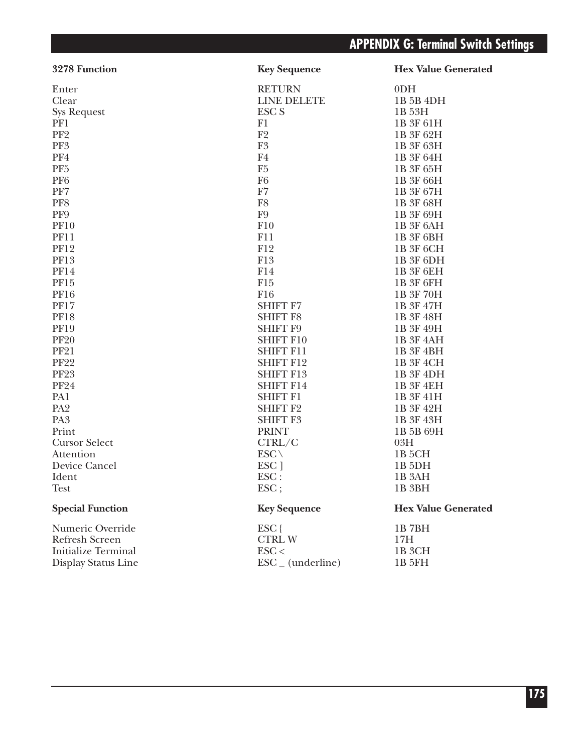| 3278 Function | Key Sequence | Hex Value Generated |
|---|---|---|
| Enter | RETURN | 0DH |
| Clear | LINE DELETE | 1B 5B 4DH |
| Sys Request | ESC S | 1B 53H |
| PF1 | F1 | 1B 3F 61H |
| PF2 | F2 | 1B 3F 62H |
| PF3 | F3 | 1B 3F 63H |
| PF4 | F4 | 1B 3F 64H |
| PF5 | F5 | 1B 3F 65H |
| PF6 | F6 | 1B 3F 66H |
| PF7 | F7 | 1B 3F 67H |
| PF8 | F8 | 1B 3F 68H |
| PF9 | F9 | 1B 3F 69H |
| PF10 | F10 | 1B 3F 6AH |
| PF11 | F11 | 1B 3F 6BH |
| PF12 | F12 | 1B 3F 6CH |
| PF13 | F13 | 1B 3F 6DH |
| PF14 | F14 | 1B 3F 6EH |
| PF15 | F15 | 1B 3F 6FH |
| PF16 | F16 | 1B 3F 70H |
| PF17 | SHIFT F7 | 1B 3F 47H |
| PF18 | SHIFT F8 | 1B 3F 48H |
| PF19 | SHIFT F9 | 1B 3F 49H |
| PF20 | SHIFT F10 | 1B 3F 4AH |
| PF21 | SHIFT F11 | 1B 3F 4BH |
| PF22 | SHIFT F12 | 1B 3F 4CH |
| PF23 | SHIFT F13 | 1B 3F 4DH |
| PF24 | SHIFT F14 | 1B 3F 4EH |
| PA1 | SHIFT F1 | 1B 3F 41H |
| PA2 | SHIFT F2 | 1B 3F 42H |
| PA3 | SHIFT F3 | 1B 3F 43H |
| Print | PRINT | 1B 5B 69H |
| Cursor Select | CTRL/C | 03H |
| Attention | ESC \ | 1B 5CH |
| Device Cancel | ESC ] | 1B 5DH |
| Ident | ESC : | 1B 3AH |
| Test | ESC ; | 1B 3BH |

| Special Function | Key Sequence | Hex Value Generated |
|---|---|---|
| Numeric Override | ESC { | 1B 7BH |
| Refresh Screen | CTRL W | 17H |
| Initialize Terminal | ESC < | 1B 3CH |
| Display Status Line | ESC _ (underline) | 1B 5FH |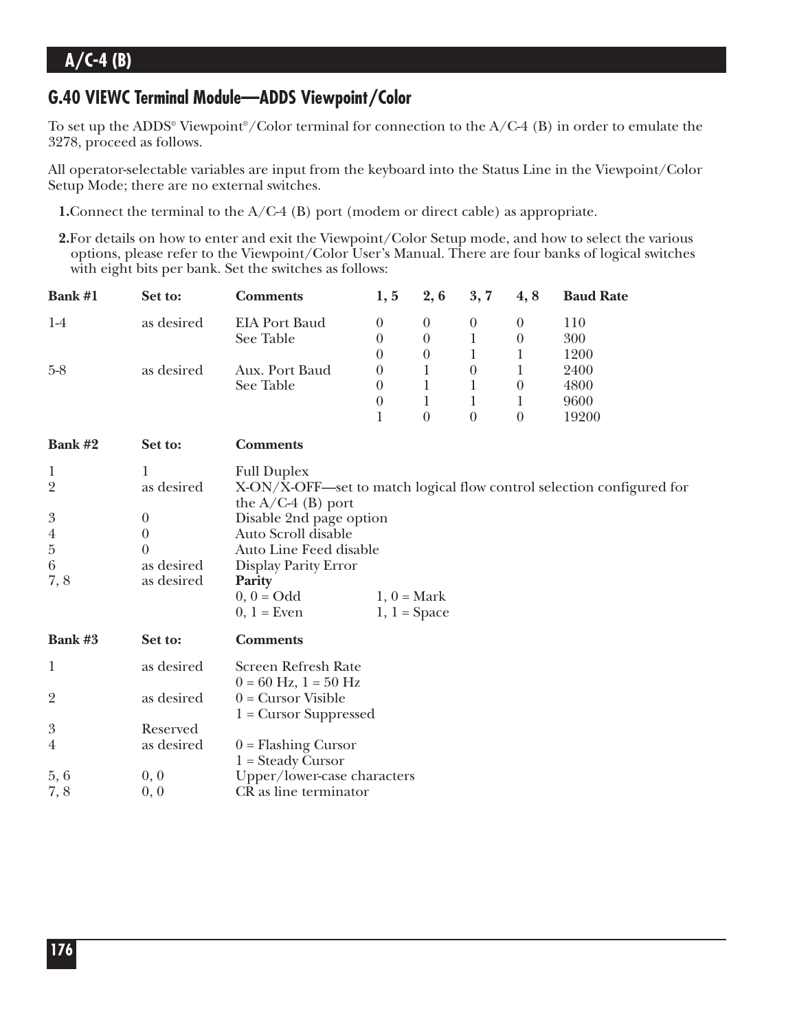## G.40 VIEWC Terminal Module—ADDS Viewpoint/Color

To set up the ADDS® Viewpoint®/Color terminal for connection to the A/C-4 (B) in order to emulate the 3278, proceed as follows.

All operator-selectable variables are input from the keyboard into the Status Line in the Viewpoint/Color Setup Mode; there are no external switches.

1. Connect the terminal to the A/C-4 (B) port (modem or direct cable) as appropriate.

2. For details on how to enter and exit the Viewpoint/Color Setup mode, and how to select the various options, please refer to the Viewpoint/Color User's Manual. There are four banks of logical switches with eight bits per bank. Set the switches as follows:

| Bank #1 | Set to: | Comments | 1, 5 | 2, 6 | 3, 7 | 4, 8 | Baud Rate |
|---|---|---|---|---|---|---|---|
| 1-4 | as desired | EIA Port Baud | 0 | 0 | 0 | 0 | 110 |
| | | See Table | 0 | 0 | 1 | 0 | 300 |
| | | | 0 | 0 | 1 | 1 | 1200 |
| 5-8 | as desired | Aux. Port Baud | 0 | 1 | 0 | 1 | 2400 |
| | | See Table | 0 | 1 | 1 | 0 | 4800 |
| | | | 0 | 1 | 1 | 1 | 9600 |
| | | | 1 | 0 | 0 | 0 | 19200 |

| Bank #2 | Set to: | Comments |
|---|---|---|
| 1 | 1 | Full Duplex |
| 2 | as desired | X-ON/X-OFF—set to match logical flow control selection configured for the A/C-4 (B) port |
| 3 | 0 | Disable 2nd page option |
| 4 | 0 | Auto Scroll disable |
| 5 | 0 | Auto Line Feed disable |
| 6 | as desired | Display Parity Error |
| 7, 8 | as desired | **Parity**<br>0, 0 = Odd    1, 0 = Mark<br>0, 1 = Even    1, 1 = Space |

| Bank #3 | Set to: | Comments |
|---|---|---|
| 1 | as desired | Screen Refresh Rate<br>0 = 60 Hz, 1 = 50 Hz |
| 2 | as desired | 0 = Cursor Visible<br>1 = Cursor Suppressed |
| 3 | Reserved | |
| 4 | as desired | 0 = Flashing Cursor<br>1 = Steady Cursor |
| 5, 6 | 0, 0 | Upper/lower-case characters |
| 7, 8 | 0, 0 | CR as line terminator |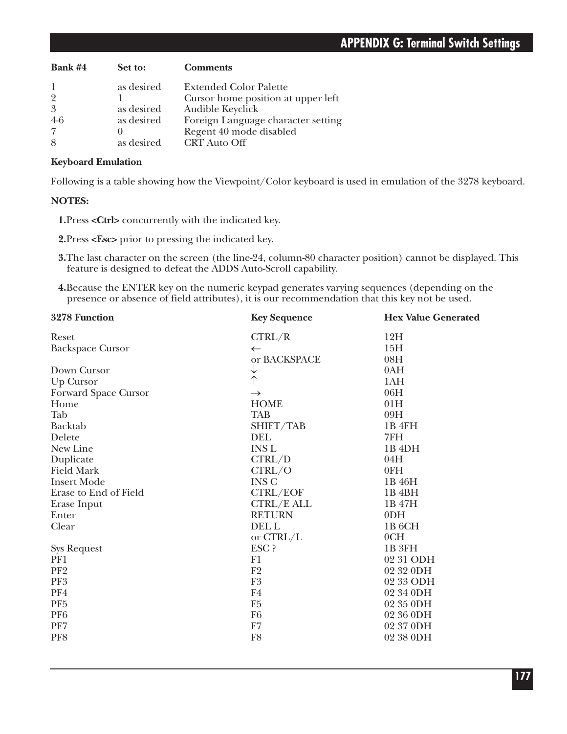| Bank #4 | Set to: | Comments |
|---|---|---|
| 1 | as desired | Extended Color Palette |
| 2 | 1 | Cursor home position at upper left |
| 3 | as desired | Audible Keyclick |
| 4-6 | as desired | Foreign Language character setting |
| 7 | 0 | Regent 40 mode disabled |
| 8 | as desired | CRT Auto Off |

**Keyboard Emulation**

Following is a table showing how the Viewpoint/Color keyboard is used in emulation of the 3278 keyboard.

**NOTES:**

**1.** Press **<Ctrl>** concurrently with the indicated key.

**2.** Press **<Esc>** prior to pressing the indicated key.

**3.** The last character on the screen (the line-24, column-80 character position) cannot be displayed. This feature is designed to defeat the ADDS Auto-Scroll capability.

**4.** Because the ENTER key on the numeric keypad generates varying sequences (depending on the presence or absence of field attributes), it is our recommendation that this key not be used.

| 3278 Function | Key Sequence | Hex Value Generated |
|---|---|---|
| Reset | CTRL/R | 12H |
| Backspace Cursor | ← | 15H |
| | or BACKSPACE | 08H |
| Down Cursor | ↓ | 0AH |
| Up Cursor | ↑ | 1AH |
| Forward Space Cursor | → | 06H |
| Home | HOME | 01H |
| Tab | TAB | 09H |
| Backtab | SHIFT/TAB | 1B 4FH |
| Delete | DEL | 7FH |
| New Line | INS L | 1B 4DH |
| Duplicate | CTRL/D | 04H |
| Field Mark | CTRL/O | 0FH |
| Insert Mode | INS C | 1B 46H |
| Erase to End of Field | CTRL/EOF | 1B 4BH |
| Erase Input | CTRL/E ALL | 1B 47H |
| Enter | RETURN | 0DH |
| Clear | DEL L | 1B 6CH |
| | or CTRL/L | 0CH |
| Sys Request | ESC ? | 1B 3FH |
| PF1 | F1 | 02 31 ODH |
| PF2 | F2 | 02 32 0DH |
| PF3 | F3 | 02 33 ODH |
| PF4 | F4 | 02 34 0DH |
| PF5 | F5 | 02 35 0DH |
| PF6 | F6 | 02 36 0DH |
| PF7 | F7 | 02 37 0DH |
| PF8 | F8 | 02 38 0DH |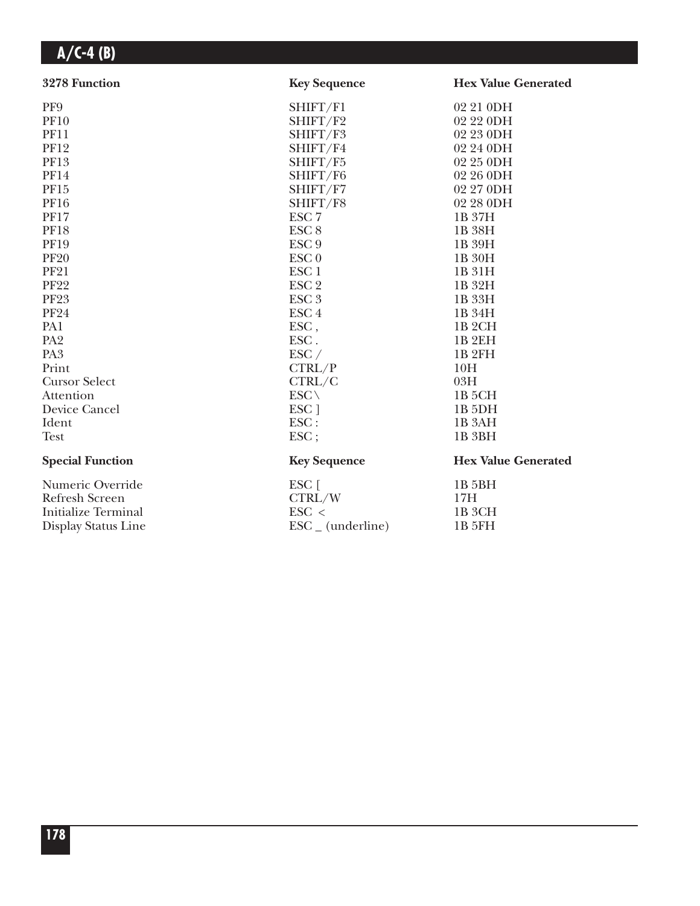| 3278 Function | Key Sequence | Hex Value Generated |
|---|---|---|
| PF9 | SHIFT/F1 | 02 21 0DH |
| PF10 | SHIFT/F2 | 02 22 0DH |
| PF11 | SHIFT/F3 | 02 23 0DH |
| PF12 | SHIFT/F4 | 02 24 0DH |
| PF13 | SHIFT/F5 | 02 25 0DH |
| PF14 | SHIFT/F6 | 02 26 0DH |
| PF15 | SHIFT/F7 | 02 27 0DH |
| PF16 | SHIFT/F8 | 02 28 0DH |
| PF17 | ESC 7 | 1B 37H |
| PF18 | ESC 8 | 1B 38H |
| PF19 | ESC 9 | 1B 39H |
| PF20 | ESC 0 | 1B 30H |
| PF21 | ESC 1 | 1B 31H |
| PF22 | ESC 2 | 1B 32H |
| PF23 | ESC 3 | 1B 33H |
| PF24 | ESC 4 | 1B 34H |
| PA1 | ESC , | 1B 2CH |
| PA2 | ESC . | 1B 2EH |
| PA3 | ESC / | 1B 2FH |
| Print | CTRL/P | 10H |
| Cursor Select | CTRL/C | 03H |
| Attention | ESC \ | 1B 5CH |
| Device Cancel | ESC ] | 1B 5DH |
| Ident | ESC : | 1B 3AH |
| Test | ESC ; | 1B 3BH |

| Special Function | Key Sequence | Hex Value Generated |
|---|---|---|
| Numeric Override | ESC [ | 1B 5BH |
| Refresh Screen | CTRL/W | 17H |
| Initialize Terminal | ESC < | 1B 3CH |
| Display Status Line | ESC _ (underline) | 1B 5FH |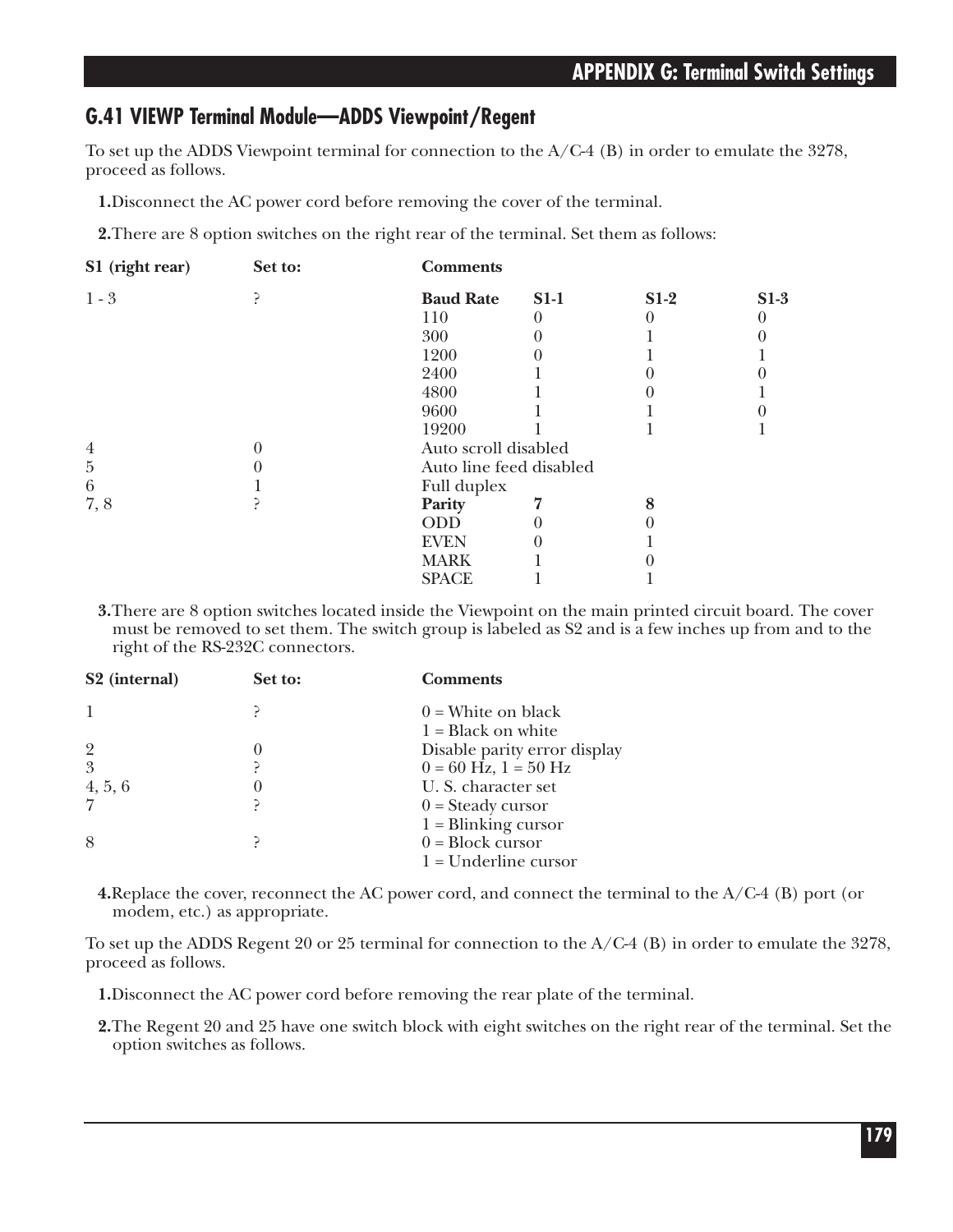## G.41 VIEWP Terminal Module—ADDS Viewpoint/Regent

To set up the ADDS Viewpoint terminal for connection to the A/C-4 (B) in order to emulate the 3278, proceed as follows.

**1.** Disconnect the AC power cord before removing the cover of the terminal.

**2.** There are 8 option switches on the right rear of the terminal. Set them as follows:

| S1 (right rear) | Set to: | Comments | | | |
|---|---|---|---|---|---|
| 1 - 3 | ? | **Baud Rate** | **S1-1** | **S1-2** | **S1-3** |
| | | 110 | 0 | 0 | 0 |
| | | 300 | 0 | 1 | 0 |
| | | 1200 | 0 | 1 | 1 |
| | | 2400 | 1 | 0 | 0 |
| | | 4800 | 1 | 0 | 1 |
| | | 9600 | 1 | 1 | 0 |
| | | 19200 | 1 | 1 | 1 |
| 4 | 0 | Auto scroll disabled | | | |
| 5 | 0 | Auto line feed disabled | | | |
| 6 | 1 | Full duplex | | | |
| 7, 8 | ? | **Parity** | **7** | **8** | |
| | | ODD | 0 | 0 | |
| | | EVEN | 0 | 1 | |
| | | MARK | 1 | 0 | |
| | | SPACE | 1 | 1 | |

**3.** There are 8 option switches located inside the Viewpoint on the main printed circuit board. The cover must be removed to set them. The switch group is labeled as S2 and is a few inches up from and to the right of the RS-232C connectors.

| S2 (internal) | Set to: | Comments |
|---|---|---|
| 1 | ? | 0 = White on black<br>1 = Black on white |
| 2 | 0 | Disable parity error display |
| 3 | ? | 0 = 60 Hz, 1 = 50 Hz |
| 4, 5, 6 | 0 | U. S. character set |
| 7 | ? | 0 = Steady cursor<br>1 = Blinking cursor |
| 8 | ? | 0 = Block cursor<br>1 = Underline cursor |

**4.** Replace the cover, reconnect the AC power cord, and connect the terminal to the A/C-4 (B) port (or modem, etc.) as appropriate.

To set up the ADDS Regent 20 or 25 terminal for connection to the A/C-4 (B) in order to emulate the 3278, proceed as follows.

**1.** Disconnect the AC power cord before removing the rear plate of the terminal.

**2.** The Regent 20 and 25 have one switch block with eight switches on the right rear of the terminal. Set the option switches as follows.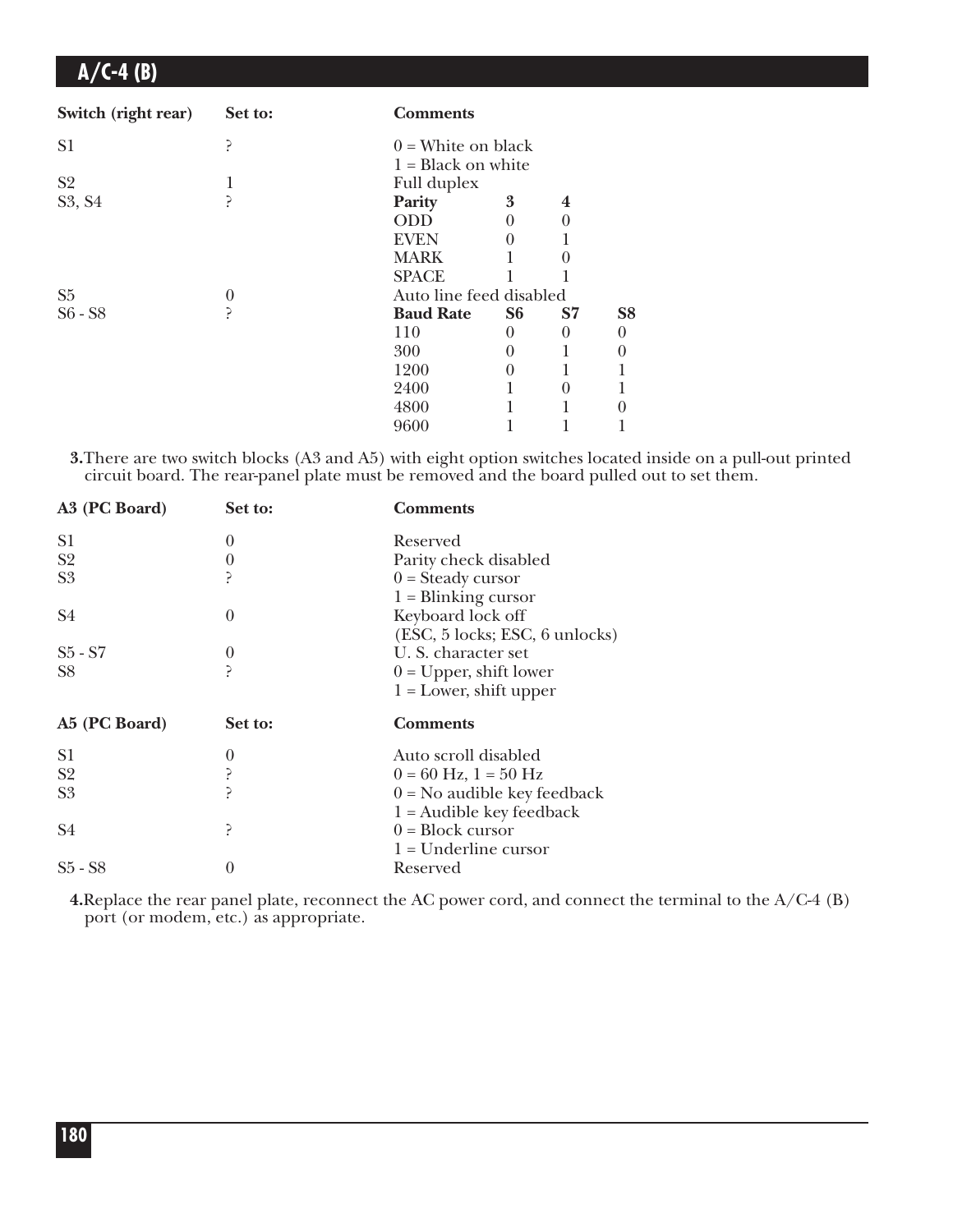| Switch (right rear) | Set to: | Comments | | | |
|---|---|---|---|---|---|
| S1 | ? | 0 = White on black<br>1 = Black on white | | | |
| S2 | 1 | Full duplex | | | |
| S3, S4 | ? | **Parity** | **3** | **4** | |
| | | ODD | 0 | 0 | |
| | | EVEN | 0 | 1 | |
| | | MARK | 1 | 0 | |
| | | SPACE | 1 | 1 | |
| S5 | 0 | Auto line feed disabled | | | |
| S6 - S8 | ? | **Baud Rate** | **S6** | **S7** | **S8** |
| | | 110 | 0 | 0 | 0 |
| | | 300 | 0 | 1 | 0 |
| | | 1200 | 0 | 1 | 1 |
| | | 2400 | 1 | 0 | 1 |
| | | 4800 | 1 | 1 | 0 |
| | | 9600 | 1 | 1 | 1 |

**3.** There are two switch blocks (A3 and A5) with eight option switches located inside on a pull-out printed circuit board. The rear-panel plate must be removed and the board pulled out to set them.

| A3 (PC Board) | Set to: | Comments |
|---|---|---|
| S1 | 0 | Reserved |
| S2 | 0 | Parity check disabled |
| S3 | ? | 0 = Steady cursor<br>1 = Blinking cursor |
| S4 | 0 | Keyboard lock off<br>(ESC, 5 locks; ESC, 6 unlocks) |
| S5 - S7 | 0 | U. S. character set |
| S8 | ? | 0 = Upper, shift lower<br>1 = Lower, shift upper |

| A5 (PC Board) | Set to: | Comments |
|---|---|---|
| S1 | 0 | Auto scroll disabled |
| S2 | ? | 0 = 60 Hz, 1 = 50 Hz |
| S3 | ? | 0 = No audible key feedback<br>1 = Audible key feedback |
| S4 | ? | 0 = Block cursor<br>1 = Underline cursor |
| S5 - S8 | 0 | Reserved |

**4.** Replace the rear panel plate, reconnect the AC power cord, and connect the terminal to the A/C-4 (B) port (or modem, etc.) as appropriate.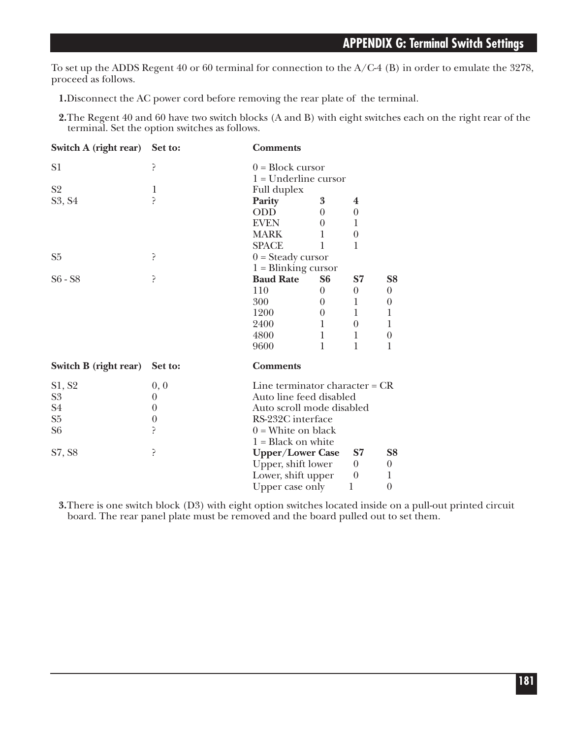## APPENDIX G: Terminal Switch Settings

To set up the ADDS Regent 40 or 60 terminal for connection to the A/C-4 (B) in order to emulate the 3278, proceed as follows.

**1.** Disconnect the AC power cord before removing the rear plate of the terminal.

**2.** The Regent 40 and 60 have two switch blocks (A and B) with eight switches each on the right rear of the terminal. Set the option switches as follows.

| Switch A (right rear) | Set to: | Comments | | | |
|---|---|---|---|---|---|
| S1 | ? | 0 = Block cursor | | | |
| | | 1 = Underline cursor | | | |
| S2 | 1 | Full duplex | | | |
| S3, S4 | ? | **Parity** | **3** | **4** | |
| | | ODD | 0 | 0 | |
| | | EVEN | 0 | 1 | |
| | | MARK | 1 | 0 | |
| | | SPACE | 1 | 1 | |
| S5 | ? | 0 = Steady cursor | | | |
| | | 1 = Blinking cursor | | | |
| S6 - S8 | ? | **Baud Rate** | **S6** | **S7** | **S8** |
| | | 110 | 0 | 0 | 0 |
| | | 300 | 0 | 1 | 0 |
| | | 1200 | 0 | 1 | 1 |
| | | 2400 | 1 | 0 | 1 |
| | | 4800 | 1 | 1 | 0 |
| | | 9600 | 1 | 1 | 1 |

| Switch B (right rear) | Set to: | Comments | | |
|---|---|---|---|---|
| S1, S2 | 0, 0 | Line terminator character = CR | | |
| S3 | 0 | Auto line feed disabled | | |
| S4 | 0 | Auto scroll mode disabled | | |
| S5 | 0 | RS-232C interface | | |
| S6 | ? | 0 = White on black | | |
| | | 1 = Black on white | | |
| S7, S8 | ? | **Upper/Lower Case** | **S7** | **S8** |
| | | Upper, shift lower | 0 | 0 |
| | | Lower, shift upper | 0 | 1 |
| | | Upper case only | 1 | 0 |

**3.** There is one switch block (D3) with eight option switches located inside on a pull-out printed circuit board. The rear panel plate must be removed and the board pulled out to set them.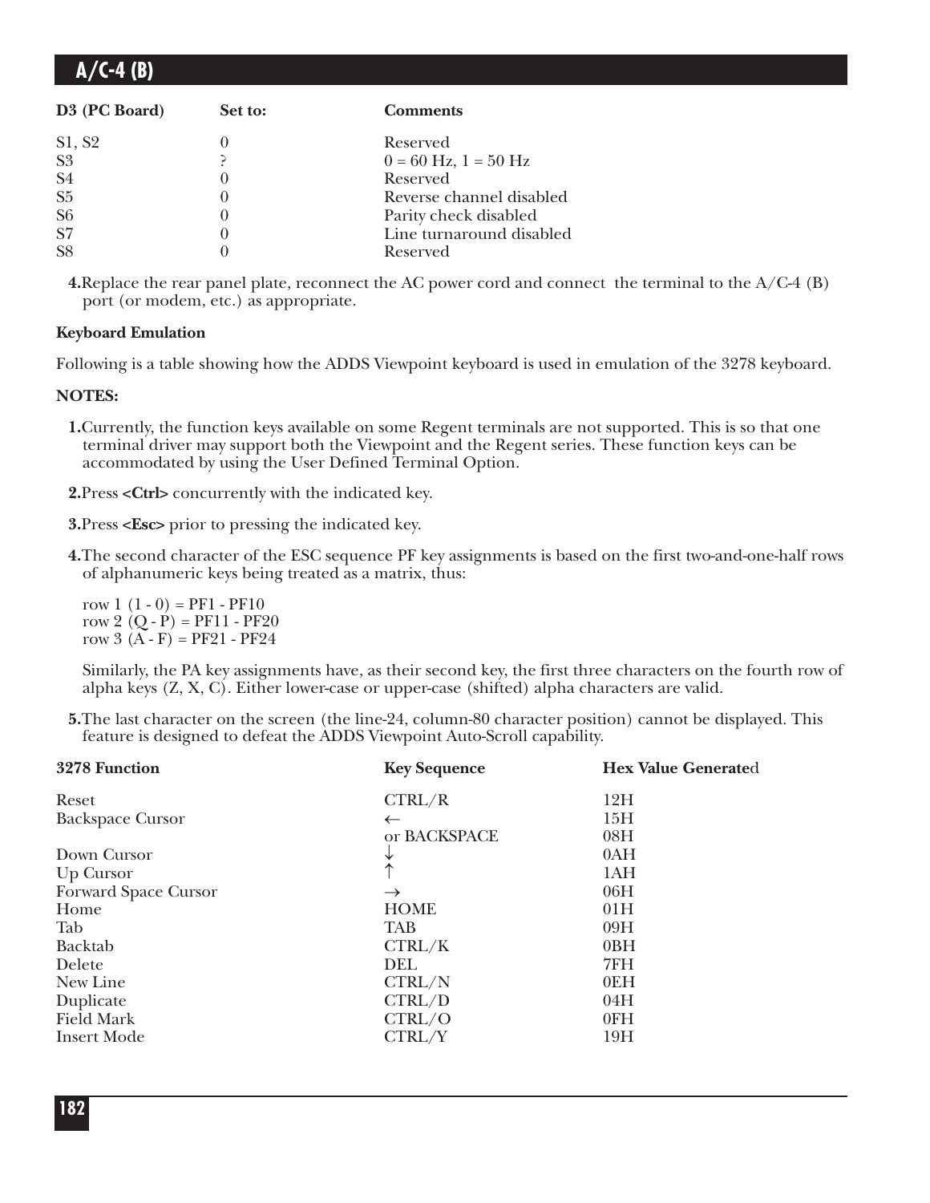| D3 (PC Board) | Set to: | Comments |
|---|---|---|
| S1, S2 | 0 | Reserved |
| S3 | ? | 0 = 60 Hz, 1 = 50 Hz |
| S4 | 0 | Reserved |
| S5 | 0 | Reverse channel disabled |
| S6 | 0 | Parity check disabled |
| S7 | 0 | Line turnaround disabled |
| S8 | 0 | Reserved |

4. Replace the rear panel plate, reconnect the AC power cord and connect the terminal to the A/C-4 (B) port (or modem, etc.) as appropriate.

**Keyboard Emulation**

Following is a table showing how the ADDS Viewpoint keyboard is used in emulation of the 3278 keyboard.

**NOTES:**

1. Currently, the function keys available on some Regent terminals are not supported. This is so that one terminal driver may support both the Viewpoint and the Regent series. These function keys can be accommodated by using the User Defined Terminal Option.
2. Press **<Ctrl>** concurrently with the indicated key.
3. Press **<Esc>** prior to pressing the indicated key.
4. The second character of the ESC sequence PF key assignments is based on the first two-and-one-half rows of alphanumeric keys being treated as a matrix, thus:

   row 1 (1 - 0) = PF1 - PF10
   row 2 (Q - P) = PF11 - PF20
   row 3 (A - F) = PF21 - PF24

   Similarly, the PA key assignments have, as their second key, the first three characters on the fourth row of alpha keys (Z, X, C). Either lower-case or upper-case (shifted) alpha characters are valid.
5. The last character on the screen (the line-24, column-80 character position) cannot be displayed. This feature is designed to defeat the ADDS Viewpoint Auto-Scroll capability.

| 3278 Function | Key Sequence | Hex Value Generated |
|---|---|---|
| Reset | CTRL/R | 12H |
| Backspace Cursor | ← | 15H |
| | or BACKSPACE | 08H |
| Down Cursor | ↓ | 0AH |
| Up Cursor | ↑ | 1AH |
| Forward Space Cursor | → | 06H |
| Home | HOME | 01H |
| Tab | TAB | 09H |
| Backtab | CTRL/K | 0BH |
| Delete | DEL | 7FH |
| New Line | CTRL/N | 0EH |
| Duplicate | CTRL/D | 04H |
| Field Mark | CTRL/O | 0FH |
| Insert Mode | CTRL/Y | 19H |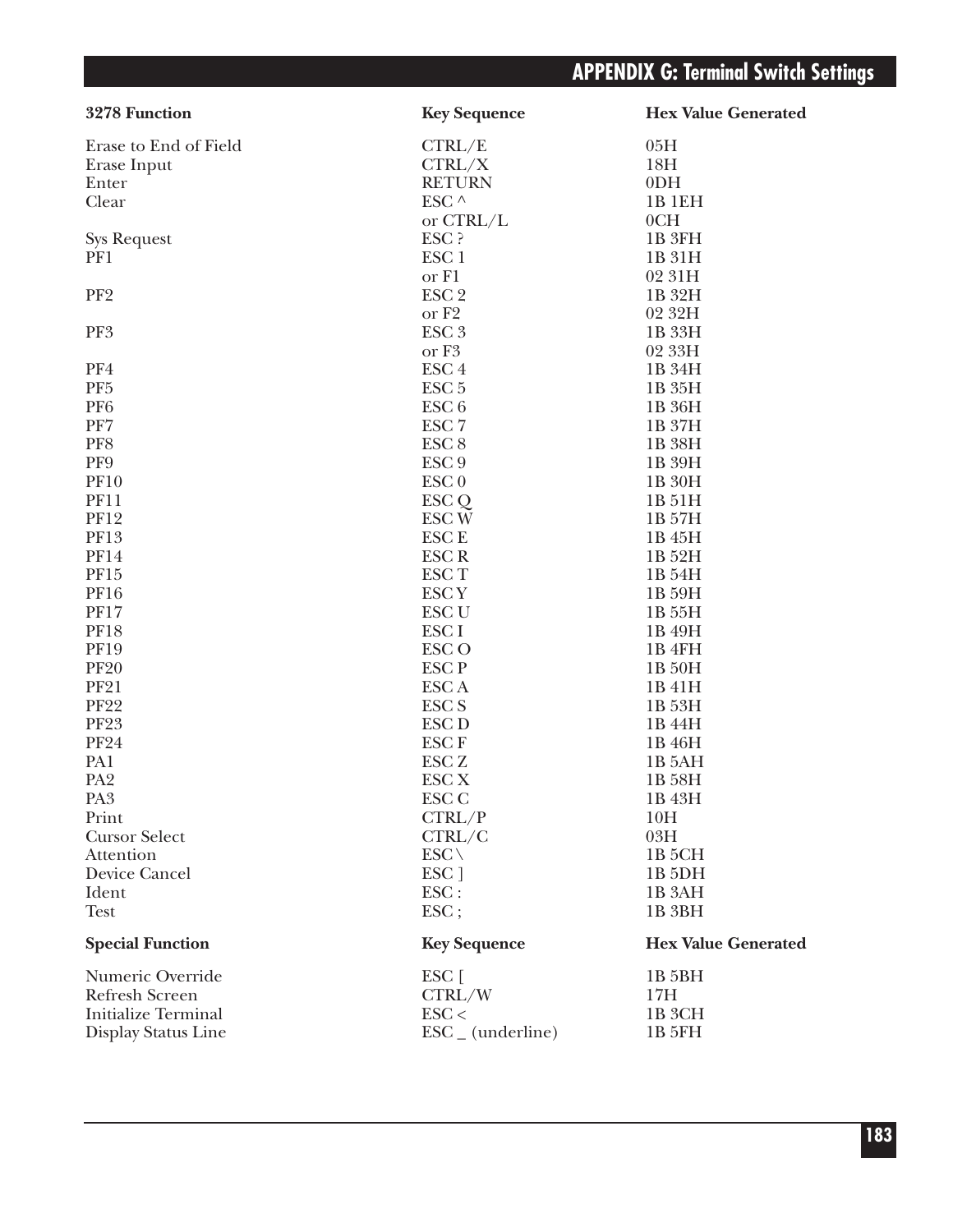| 3278 Function | Key Sequence | Hex Value Generated |
|---|---|---|
| Erase to End of Field | CTRL/E | 05H |
| Erase Input | CTRL/X | 18H |
| Enter | RETURN | 0DH |
| Clear | ESC ^ | 1B 1EH |
| | or CTRL/L | 0CH |
| Sys Request | ESC ? | 1B 3FH |
| PF1 | ESC 1 | 1B 31H |
| | or F1 | 02 31H |
| PF2 | ESC 2 | 1B 32H |
| | or F2 | 02 32H |
| PF3 | ESC 3 | 1B 33H |
| | or F3 | 02 33H |
| PF4 | ESC 4 | 1B 34H |
| PF5 | ESC 5 | 1B 35H |
| PF6 | ESC 6 | 1B 36H |
| PF7 | ESC 7 | 1B 37H |
| PF8 | ESC 8 | 1B 38H |
| PF9 | ESC 9 | 1B 39H |
| PF10 | ESC 0 | 1B 30H |
| PF11 | ESC Q | 1B 51H |
| PF12 | ESC W | 1B 57H |
| PF13 | ESC E | 1B 45H |
| PF14 | ESC R | 1B 52H |
| PF15 | ESC T | 1B 54H |
| PF16 | ESC Y | 1B 59H |
| PF17 | ESC U | 1B 55H |
| PF18 | ESC I | 1B 49H |
| PF19 | ESC O | 1B 4FH |
| PF20 | ESC P | 1B 50H |
| PF21 | ESC A | 1B 41H |
| PF22 | ESC S | 1B 53H |
| PF23 | ESC D | 1B 44H |
| PF24 | ESC F | 1B 46H |
| PA1 | ESC Z | 1B 5AH |
| PA2 | ESC X | 1B 58H |
| PA3 | ESC C | 1B 43H |
| Print | CTRL/P | 10H |
| Cursor Select | CTRL/C | 03H |
| Attention | ESC \ | 1B 5CH |
| Device Cancel | ESC ] | 1B 5DH |
| Ident | ESC : | 1B 3AH |
| Test | ESC ; | 1B 3BH |

| Special Function | Key Sequence | Hex Value Generated |
|---|---|---|
| Numeric Override | ESC [ | 1B 5BH |
| Refresh Screen | CTRL/W | 17H |
| Initialize Terminal | ESC < | 1B 3CH |
| Display Status Line | ESC _ (underline) | 1B 5FH |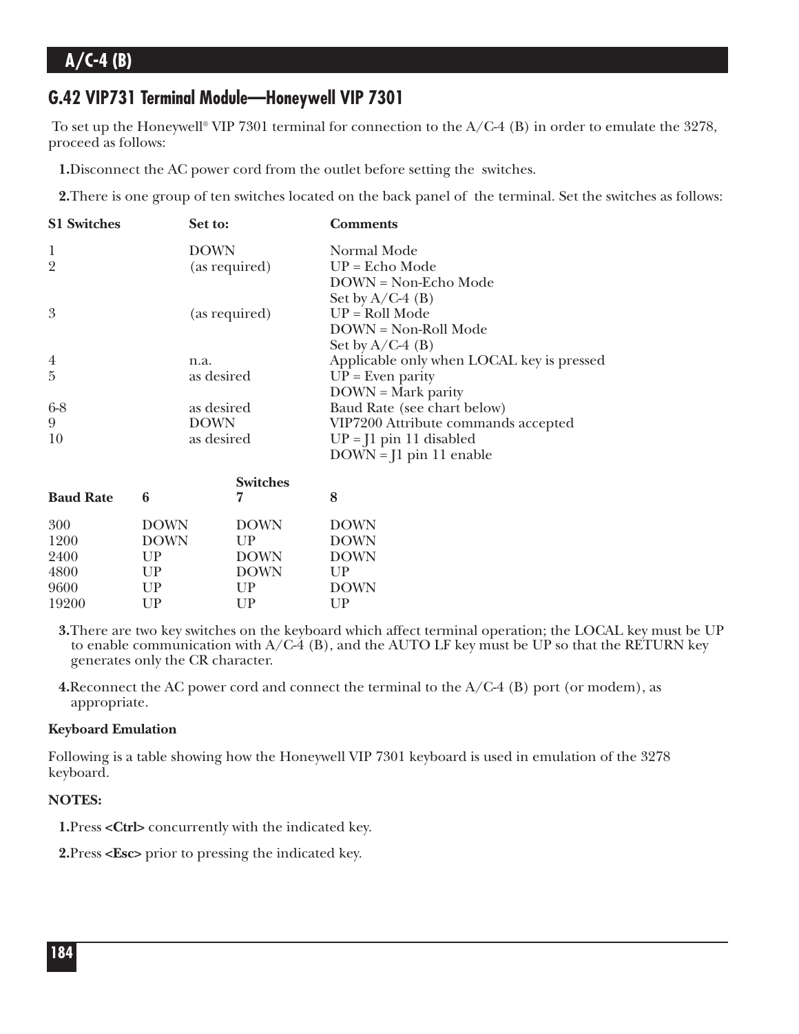## G.42 VIP731 Terminal Module—Honeywell VIP 7301

To set up the Honeywell® VIP 7301 terminal for connection to the A/C-4 (B) in order to emulate the 3278, proceed as follows:

1. Disconnect the AC power cord from the outlet before setting the switches.

2. There is one group of ten switches located on the back panel of the terminal. Set the switches as follows:

| S1 Switches | Set to: | Comments |
|---|---|---|
| 1 | DOWN | Normal Mode |
| 2 | (as required) | UP = Echo Mode<br>DOWN = Non-Echo Mode<br>Set by A/C-4 (B) |
| 3 | (as required) | UP = Roll Mode<br>DOWN = Non-Roll Mode<br>Set by A/C-4 (B) |
| 4 | n.a. | Applicable only when LOCAL key is pressed |
| 5 | as desired | UP = Even parity<br>DOWN = Mark parity |
| 6-8 | as desired | Baud Rate (see chart below) |
| 9 | DOWN | VIP7200 Attribute commands accepted |
| 10 | as desired | UP = J1 pin 11 disabled<br>DOWN = J1 pin 11 enable |

| | | Switches | |
|---|---|---|---|
| **Baud Rate** | **6** | **7** | **8** |
| 300 | DOWN | DOWN | DOWN |
| 1200 | DOWN | UP | DOWN |
| 2400 | UP | DOWN | DOWN |
| 4800 | UP | DOWN | UP |
| 9600 | UP | UP | DOWN |
| 19200 | UP | UP | UP |

3. There are two key switches on the keyboard which affect terminal operation; the LOCAL key must be UP to enable communication with A/C-4 (B), and the AUTO LF key must be UP so that the RETURN key generates only the CR character.

4. Reconnect the AC power cord and connect the terminal to the A/C-4 (B) port (or modem), as appropriate.

**Keyboard Emulation**

Following is a table showing how the Honeywell VIP 7301 keyboard is used in emulation of the 3278 keyboard.

**NOTES:**

1. Press **<Ctrl>** concurrently with the indicated key.

2. Press **<Esc>** prior to pressing the indicated key.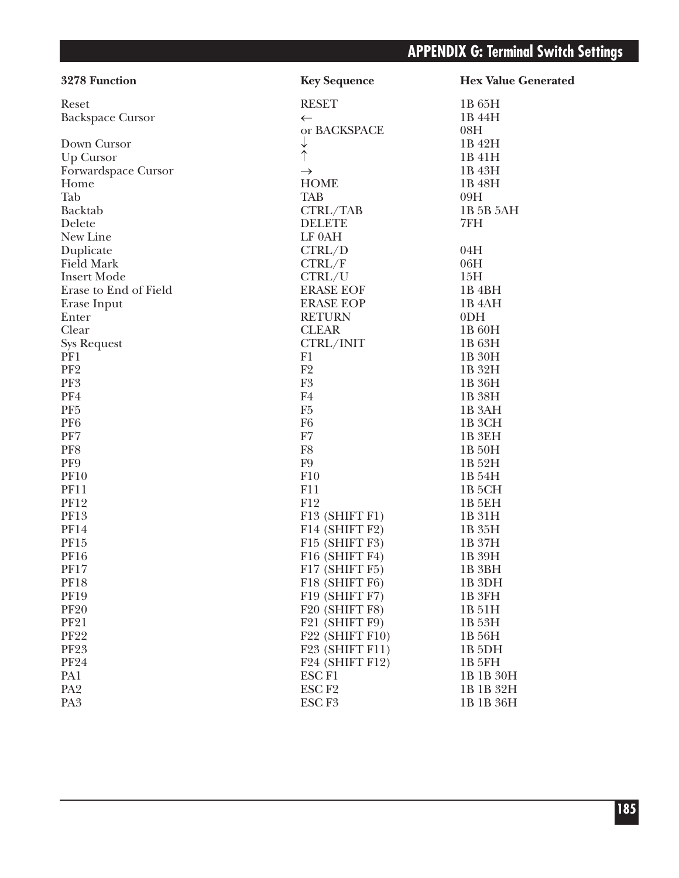| 3278 Function | Key Sequence | Hex Value Generated |
|---|---|---|
| Reset | RESET | 1B 65H |
| Backspace Cursor | ← | 1B 44H |
| | or BACKSPACE | 08H |
| Down Cursor | ↓ | 1B 42H |
| Up Cursor | ↑ | 1B 41H |
| Forwardspace Cursor | → | 1B 43H |
| Home | HOME | 1B 48H |
| Tab | TAB | 09H |
| Backtab | CTRL/TAB | 1B 5B 5AH |
| Delete | DELETE | 7FH |
| New Line | LF 0AH | |
| Duplicate | CTRL/D | 04H |
| Field Mark | CTRL/F | 06H |
| Insert Mode | CTRL/U | 15H |
| Erase to End of Field | ERASE EOF | 1B 4BH |
| Erase Input | ERASE EOP | 1B 4AH |
| Enter | RETURN | 0DH |
| Clear | CLEAR | 1B 60H |
| Sys Request | CTRL/INIT | 1B 63H |
| PF1 | F1 | 1B 30H |
| PF2 | F2 | 1B 32H |
| PF3 | F3 | 1B 36H |
| PF4 | F4 | 1B 38H |
| PF5 | F5 | 1B 3AH |
| PF6 | F6 | 1B 3CH |
| PF7 | F7 | 1B 3EH |
| PF8 | F8 | 1B 50H |
| PF9 | F9 | 1B 52H |
| PF10 | F10 | 1B 54H |
| PF11 | F11 | 1B 5CH |
| PF12 | F12 | 1B 5EH |
| PF13 | F13 (SHIFT F1) | 1B 31H |
| PF14 | F14 (SHIFT F2) | 1B 35H |
| PF15 | F15 (SHIFT F3) | 1B 37H |
| PF16 | F16 (SHIFT F4) | 1B 39H |
| PF17 | F17 (SHIFT F5) | 1B 3BH |
| PF18 | F18 (SHIFT F6) | 1B 3DH |
| PF19 | F19 (SHIFT F7) | 1B 3FH |
| PF20 | F20 (SHIFT F8) | 1B 51H |
| PF21 | F21 (SHIFT F9) | 1B 53H |
| PF22 | F22 (SHIFT F10) | 1B 56H |
| PF23 | F23 (SHIFT F11) | 1B 5DH |
| PF24 | F24 (SHIFT F12) | 1B 5FH |
| PA1 | ESC F1 | 1B 1B 30H |
| PA2 | ESC F2 | 1B 1B 32H |
| PA3 | ESC F3 | 1B 1B 36H |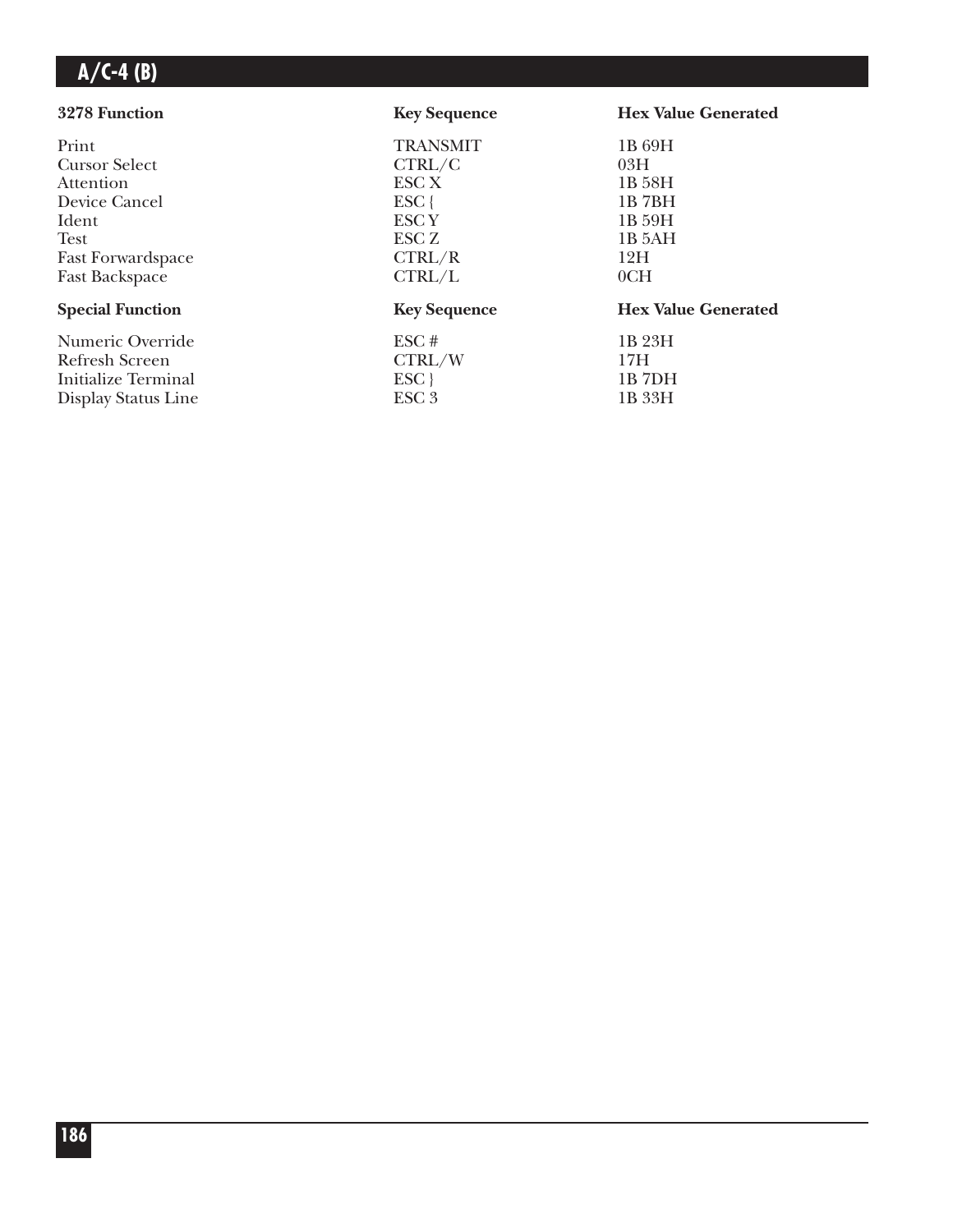| 3278 Function | Key Sequence | Hex Value Generated |
|---|---|---|
| Print | TRANSMIT | 1B 69H |
| Cursor Select | CTRL/C | 03H |
| Attention | ESC X | 1B 58H |
| Device Cancel | ESC { | 1B 7BH |
| Ident | ESC Y | 1B 59H |
| Test | ESC Z | 1B 5AH |
| Fast Forwardspace | CTRL/R | 12H |
| Fast Backspace | CTRL/L | 0CH |

| Special Function | Key Sequence | Hex Value Generated |
|---|---|---|
| Numeric Override | ESC # | 1B 23H |
| Refresh Screen | CTRL/W | 17H |
| Initialize Terminal | ESC } | 1B 7DH |
| Display Status Line | ESC 3 | 1B 33H |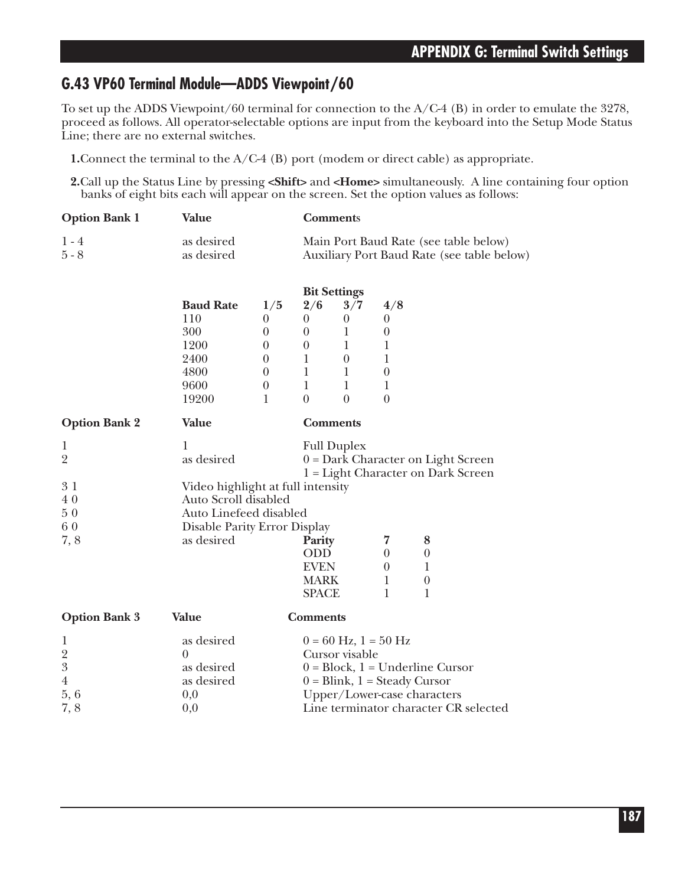## G.43 VP60 Terminal Module—ADDS Viewpoint/60

To set up the ADDS Viewpoint/60 terminal for connection to the A/C-4 (B) in order to emulate the 3278, proceed as follows. All operator-selectable options are input from the keyboard into the Setup Mode Status Line; there are no external switches.

**1.** Connect the terminal to the A/C-4 (B) port (modem or direct cable) as appropriate.

**2.** Call up the Status Line by pressing **<Shift>** and **<Home>** simultaneously. A line containing four option banks of eight bits each will appear on the screen. Set the option values as follows:

| Option Bank 1 | Value | Comments |
|---|---|---|
| 1 - 4 | as desired | Main Port Baud Rate (see table below) |
| 5 - 8 | as desired | Auxiliary Port Baud Rate (see table below) |

| | Bit Settings | | | |
|---|---|---|---|---|
| **Baud Rate** | **1/5** | **2/6** | **3/7** | **4/8** |
| 110 | 0 | 0 | 0 | 0 |
| 300 | 0 | 0 | 1 | 0 |
| 1200 | 0 | 0 | 1 | 1 |
| 2400 | 0 | 1 | 0 | 1 |
| 4800 | 0 | 1 | 1 | 0 |
| 9600 | 0 | 1 | 1 | 1 |
| 19200 | 1 | 0 | 0 | 0 |

| Option Bank 2 | Value | Comments |
|---|---|---|
| 1 | 1 | Full Duplex |
| 2 | as desired | 0 = Dark Character on Light Screen<br>1 = Light Character on Dark Screen |
| 3 | 1 | Video highlight at full intensity |
| 4 | 0 | Auto Scroll disabled |
| 5 | 0 | Auto Linefeed disabled |
| 6 | 0 | Disable Parity Error Display |
| 7, 8 | as desired | (see parity table below) |

| Parity | 7 | 8 |
|---|---|---|
| ODD | 0 | 0 |
| EVEN | 0 | 1 |
| MARK | 1 | 0 |
| SPACE | 1 | 1 |

| Option Bank 3 | Value | Comments |
|---|---|---|
| 1 | as desired | 0 = 60 Hz, 1 = 50 Hz |
| 2 | 0 | Cursor visable |
| 3 | as desired | 0 = Block, 1 = Underline Cursor |
| 4 | as desired | 0 = Blink, 1 = Steady Cursor |
| 5, 6 | 0,0 | Upper/Lower-case characters |
| 7, 8 | 0,0 | Line terminator character CR selected |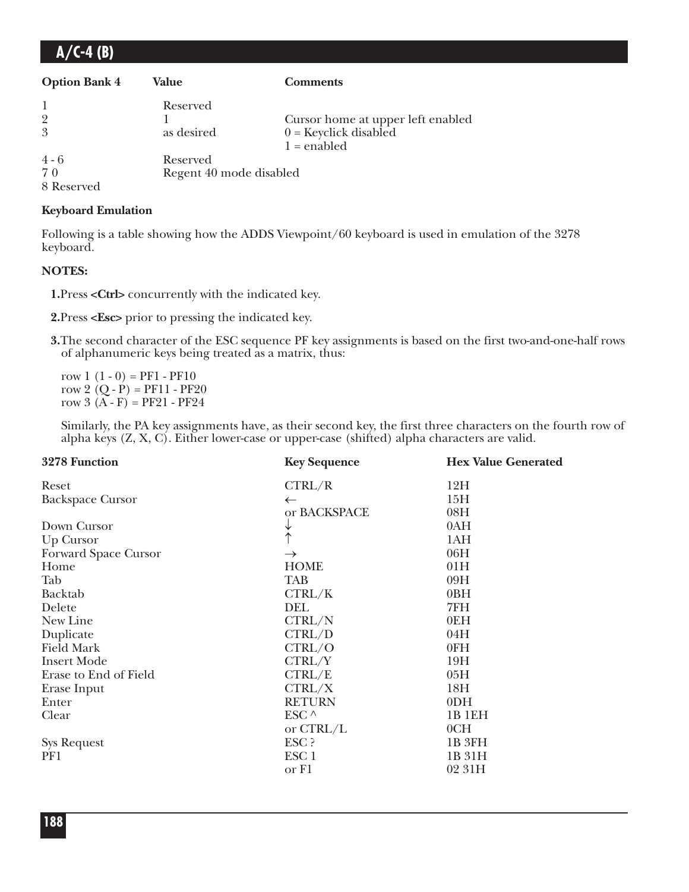| Option Bank 4 | Value | Comments |
|---|---|---|
| 1 | Reserved | |
| 2 | 1 | Cursor home at upper left enabled |
| 3 | as desired | 0 = Keyclick disabled<br>1 = enabled |
| 4 - 6 | Reserved | |
| 7 0 | Regent 40 mode disabled | |
| 8 Reserved | | |

**Keyboard Emulation**

Following is a table showing how the ADDS Viewpoint/60 keyboard is used in emulation of the 3278 keyboard.

**NOTES:**

1. Press **<Ctrl>** concurrently with the indicated key.

2. Press **<Esc>** prior to pressing the indicated key.

3. The second character of the ESC sequence PF key assignments is based on the first two-and-one-half rows of alphanumeric keys being treated as a matrix, thus:

   row 1 (1 - 0) = PF1 - PF10
   row 2 (Q - P) = PF11 - PF20
   row 3 (A - F) = PF21 - PF24

   Similarly, the PA key assignments have, as their second key, the first three characters on the fourth row of alpha keys (Z, X, C). Either lower-case or upper-case (shifted) alpha characters are valid.

| 3278 Function | Key Sequence | Hex Value Generated |
|---|---|---|
| Reset | CTRL/R | 12H |
| Backspace Cursor | ← | 15H |
| | or BACKSPACE | 08H |
| Down Cursor | ↓ | 0AH |
| Up Cursor | ↑ | 1AH |
| Forward Space Cursor | → | 06H |
| Home | HOME | 01H |
| Tab | TAB | 09H |
| Backtab | CTRL/K | 0BH |
| Delete | DEL | 7FH |
| New Line | CTRL/N | 0EH |
| Duplicate | CTRL/D | 04H |
| Field Mark | CTRL/O | 0FH |
| Insert Mode | CTRL/Y | 19H |
| Erase to End of Field | CTRL/E | 05H |
| Erase Input | CTRL/X | 18H |
| Enter | RETURN | 0DH |
| Clear | ESC ^ | 1B 1EH |
| | or CTRL/L | 0CH |
| Sys Request | ESC ? | 1B 3FH |
| PF1 | ESC 1 | 1B 31H |
| | or F1 | 02 31H |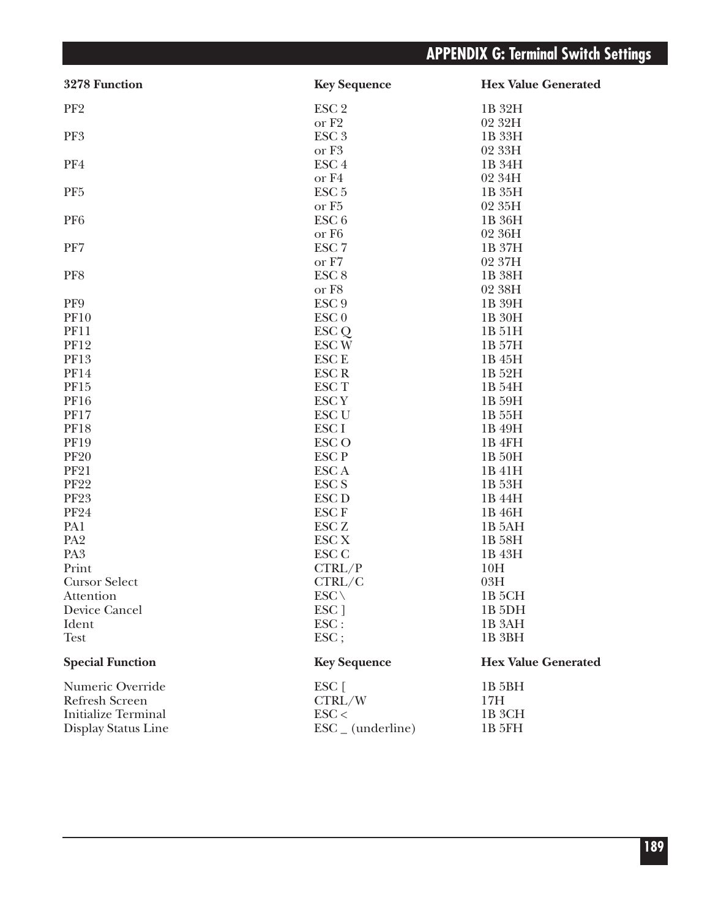| 3278 Function | Key Sequence | Hex Value Generated |
| --- | --- | --- |
| PF2 | ESC 2 | 1B 32H |
| | or F2 | 02 32H |
| PF3 | ESC 3 | 1B 33H |
| | or F3 | 02 33H |
| PF4 | ESC 4 | 1B 34H |
| | or F4 | 02 34H |
| PF5 | ESC 5 | 1B 35H |
| | or F5 | 02 35H |
| PF6 | ESC 6 | 1B 36H |
| | or F6 | 02 36H |
| PF7 | ESC 7 | 1B 37H |
| | or F7 | 02 37H |
| PF8 | ESC 8 | 1B 38H |
| | or F8 | 02 38H |
| PF9 | ESC 9 | 1B 39H |
| PF10 | ESC 0 | 1B 30H |
| PF11 | ESC Q | 1B 51H |
| PF12 | ESC W | 1B 57H |
| PF13 | ESC E | 1B 45H |
| PF14 | ESC R | 1B 52H |
| PF15 | ESC T | 1B 54H |
| PF16 | ESC Y | 1B 59H |
| PF17 | ESC U | 1B 55H |
| PF18 | ESC I | 1B 49H |
| PF19 | ESC O | 1B 4FH |
| PF20 | ESC P | 1B 50H |
| PF21 | ESC A | 1B 41H |
| PF22 | ESC S | 1B 53H |
| PF23 | ESC D | 1B 44H |
| PF24 | ESC F | 1B 46H |
| PA1 | ESC Z | 1B 5AH |
| PA2 | ESC X | 1B 58H |
| PA3 | ESC C | 1B 43H |
| Print | CTRL/P | 10H |
| Cursor Select | CTRL/C | 03H |
| Attention | ESC \ | 1B 5CH |
| Device Cancel | ESC ] | 1B 5DH |
| Ident | ESC : | 1B 3AH |
| Test | ESC ; | 1B 3BH |

| Special Function | Key Sequence | Hex Value Generated |
| --- | --- | --- |
| Numeric Override | ESC [ | 1B 5BH |
| Refresh Screen | CTRL/W | 17H |
| Initialize Terminal | ESC < | 1B 3CH |
| Display Status Line | ESC _ (underline) | 1B 5FH |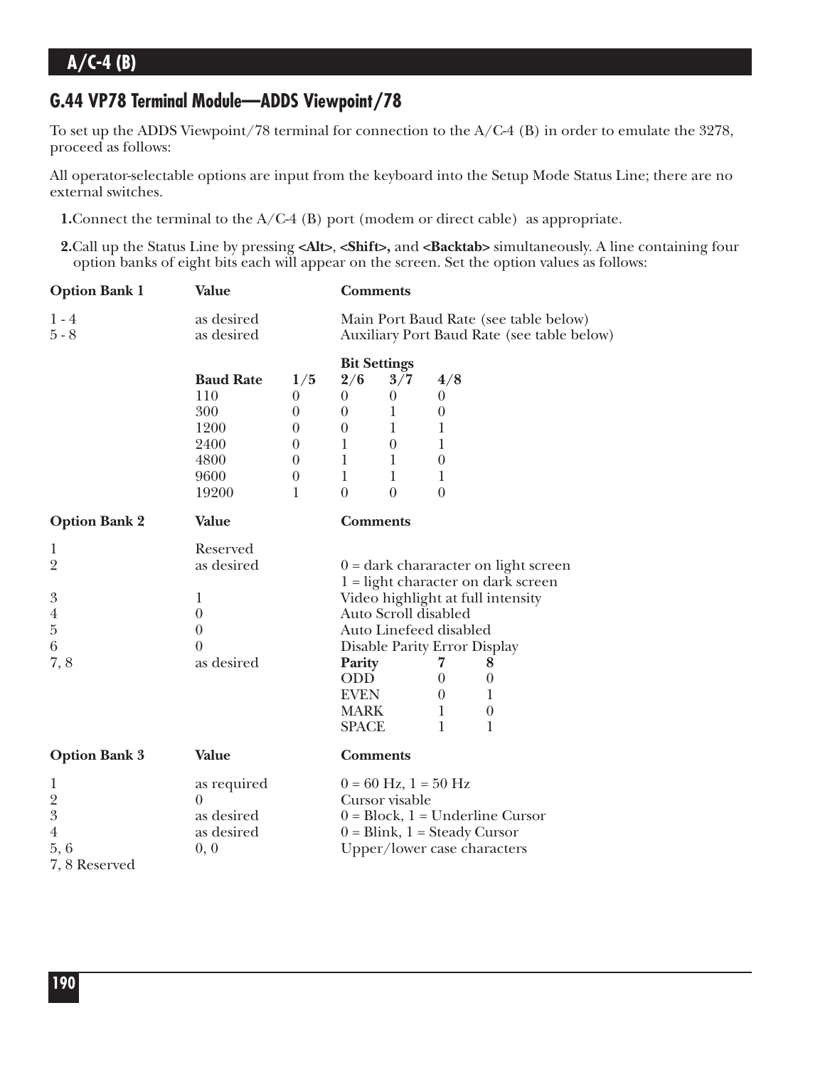## G.44 VP78 Terminal Module—ADDS Viewpoint/78

To set up the ADDS Viewpoint/78 terminal for connection to the A/C-4 (B) in order to emulate the 3278, proceed as follows:

All operator-selectable options are input from the keyboard into the Setup Mode Status Line; there are no external switches.

1. Connect the terminal to the A/C-4 (B) port (modem or direct cable) as appropriate.

2. Call up the Status Line by pressing **<Alt>**, **<Shift>,** and **<Backtab>** simultaneously. A line containing four option banks of eight bits each will appear on the screen. Set the option values as follows:

| Option Bank 1 | Value | Comments |
|---|---|---|
| 1 - 4 | as desired | Main Port Baud Rate (see table below) |
| 5 - 8 | as desired | Auxiliary Port Baud Rate (see table below) |

| | Bit Settings | | | |
|---|---|---|---|---|
| **Baud Rate** | **1/5** | **2/6** | **3/7** | **4/8** |
| 110 | 0 | 0 | 0 | 0 |
| 300 | 0 | 0 | 1 | 0 |
| 1200 | 0 | 0 | 1 | 1 |
| 2400 | 0 | 1 | 0 | 1 |
| 4800 | 0 | 1 | 1 | 0 |
| 9600 | 0 | 1 | 1 | 1 |
| 19200 | 1 | 0 | 0 | 0 |

| Option Bank 2 | Value | Comments |
|---|---|---|
| 1 | Reserved | |
| 2 | as desired | 0 = dark chararacter on light screen<br>1 = light character on dark screen |
| 3 | 1 | Video highlight at full intensity |
| 4 | 0 | Auto Scroll disabled |
| 5 | 0 | Auto Linefeed disabled |
| 6 | 0 | Disable Parity Error Display |
| 7, 8 | as desired | (see parity table below) |

| Parity | 7 | 8 |
|---|---|---|
| ODD | 0 | 0 |
| EVEN | 0 | 1 |
| MARK | 1 | 0 |
| SPACE | 1 | 1 |

| Option Bank 3 | Value | Comments |
|---|---|---|
| 1 | as required | 0 = 60 Hz, 1 = 50 Hz |
| 2 | 0 | Cursor visable |
| 3 | as desired | 0 = Block, 1 = Underline Cursor |
| 4 | as desired | 0 = Blink, 1 = Steady Cursor |
| 5, 6 | 0, 0 | Upper/lower case characters |
| 7, 8 Reserved | | |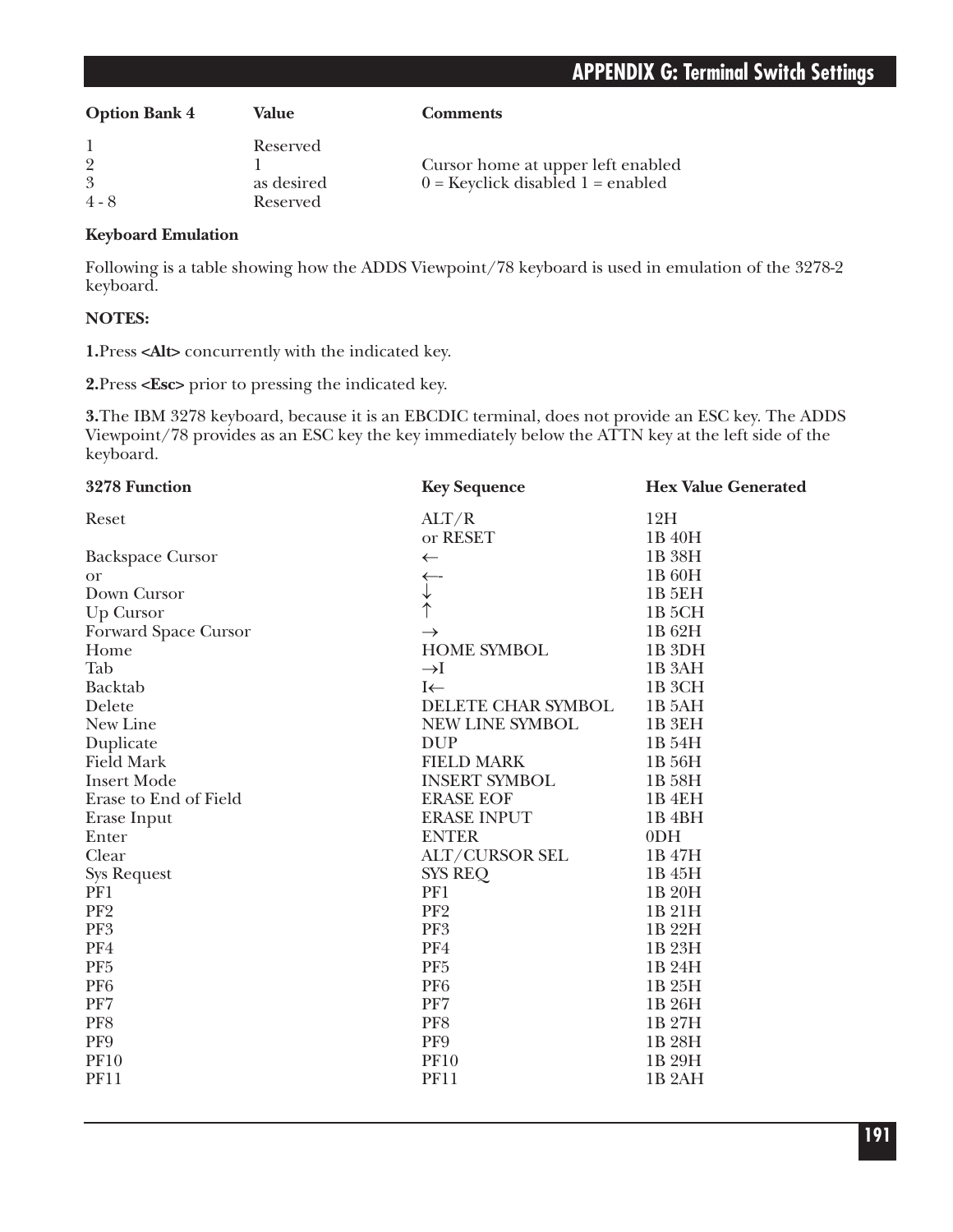| Option Bank 4 | Value | Comments |
|---|---|---|
| 1 | Reserved | |
| 2 | 1 | Cursor home at upper left enabled |
| 3 | as desired | 0 = Keyclick disabled 1 = enabled |
| 4 - 8 | Reserved | |

**Keyboard Emulation**

Following is a table showing how the ADDS Viewpoint/78 keyboard is used in emulation of the 3278-2 keyboard.

**NOTES:**

**1.** Press **<Alt>** concurrently with the indicated key.

**2.** Press **<Esc>** prior to pressing the indicated key.

**3.** The IBM 3278 keyboard, because it is an EBCDIC terminal, does not provide an ESC key. The ADDS Viewpoint/78 provides as an ESC key the key immediately below the ATTN key at the left side of the keyboard.

| 3278 Function | Key Sequence | Hex Value Generated |
|---|---|---|
| Reset | ALT/R | 12H |
| | or RESET | 1B 40H |
| Backspace Cursor | ← | 1B 38H |
| or | ←- | 1B 60H |
| Down Cursor | ↓ | 1B 5EH |
| Up Cursor | ↑ | 1B 5CH |
| Forward Space Cursor | → | 1B 62H |
| Home | HOME SYMBOL | 1B 3DH |
| Tab | →I | 1B 3AH |
| Backtab | I← | 1B 3CH |
| Delete | DELETE CHAR SYMBOL | 1B 5AH |
| New Line | NEW LINE SYMBOL | 1B 3EH |
| Duplicate | DUP | 1B 54H |
| Field Mark | FIELD MARK | 1B 56H |
| Insert Mode | INSERT SYMBOL | 1B 58H |
| Erase to End of Field | ERASE EOF | 1B 4EH |
| Erase Input | ERASE INPUT | 1B 4BH |
| Enter | ENTER | 0DH |
| Clear | ALT/CURSOR SEL | 1B 47H |
| Sys Request | SYS REQ | 1B 45H |
| PF1 | PF1 | 1B 20H |
| PF2 | PF2 | 1B 21H |
| PF3 | PF3 | 1B 22H |
| PF4 | PF4 | 1B 23H |
| PF5 | PF5 | 1B 24H |
| PF6 | PF6 | 1B 25H |
| PF7 | PF7 | 1B 26H |
| PF8 | PF8 | 1B 27H |
| PF9 | PF9 | 1B 28H |
| PF10 | PF10 | 1B 29H |
| PF11 | PF11 | 1B 2AH |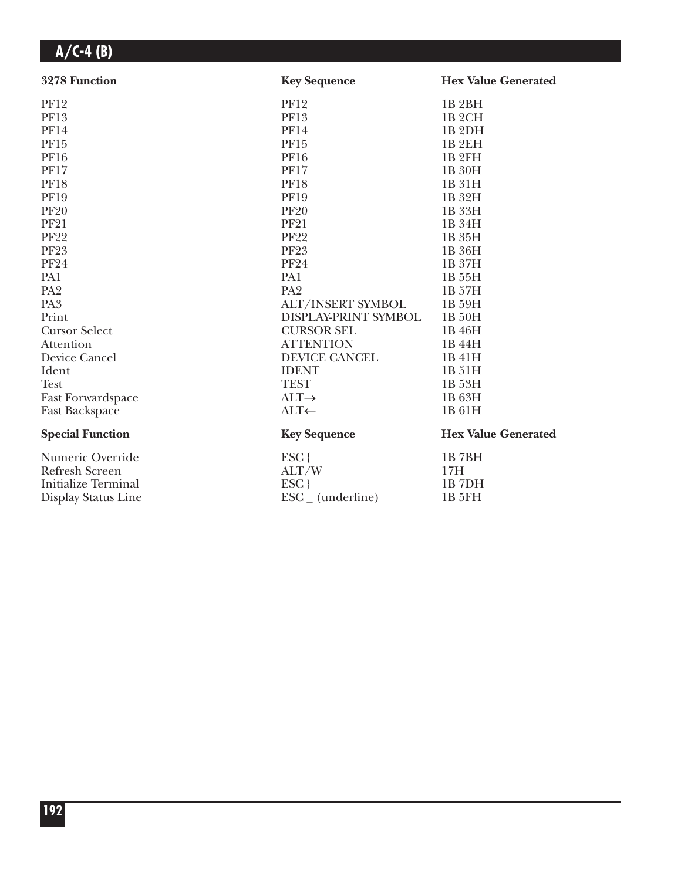| 3278 Function | Key Sequence | Hex Value Generated |
|---|---|---|
| PF12 | PF12 | 1B 2BH |
| PF13 | PF13 | 1B 2CH |
| PF14 | PF14 | 1B 2DH |
| PF15 | PF15 | 1B 2EH |
| PF16 | PF16 | 1B 2FH |
| PF17 | PF17 | 1B 30H |
| PF18 | PF18 | 1B 31H |
| PF19 | PF19 | 1B 32H |
| PF20 | PF20 | 1B 33H |
| PF21 | PF21 | 1B 34H |
| PF22 | PF22 | 1B 35H |
| PF23 | PF23 | 1B 36H |
| PF24 | PF24 | 1B 37H |
| PA1 | PA1 | 1B 55H |
| PA2 | PA2 | 1B 57H |
| PA3 | ALT/INSERT SYMBOL | 1B 59H |
| Print | DISPLAY-PRINT SYMBOL | 1B 50H |
| Cursor Select | CURSOR SEL | 1B 46H |
| Attention | ATTENTION | 1B 44H |
| Device Cancel | DEVICE CANCEL | 1B 41H |
| Ident | IDENT | 1B 51H |
| Test | TEST | 1B 53H |
| Fast Forwardspace | ALT→ | 1B 63H |
| Fast Backspace | ALT← | 1B 61H |

| Special Function | Key Sequence | Hex Value Generated |
|---|---|---|
| Numeric Override | ESC { | 1B 7BH |
| Refresh Screen | ALT/W | 17H |
| Initialize Terminal | ESC } | 1B 7DH |
| Display Status Line | ESC _ (underline) | 1B 5FH |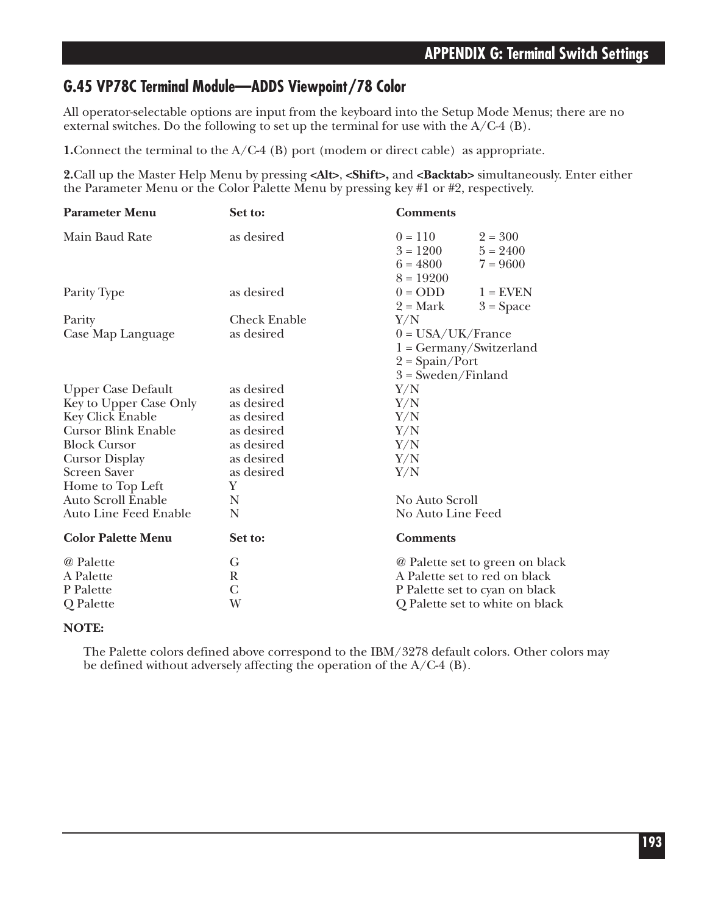## G.45 VP78C Terminal Module—ADDS Viewpoint/78 Color

All operator-selectable options are input from the keyboard into the Setup Mode Menus; there are no external switches. Do the following to set up the terminal for use with the A/C-4 (B).

**1.** Connect the terminal to the A/C-4 (B) port (modem or direct cable) as appropriate.

**2.** Call up the Master Help Menu by pressing **<Alt>**, **<Shift>,** and **<Backtab>** simultaneously. Enter either the Parameter Menu or the Color Palette Menu by pressing key #1 or #2, respectively.

| **Parameter Menu** | **Set to:** | **Comments** | |
|---|---|---|---|
| Main Baud Rate | as desired | 0 = 110 | 2 = 300 |
| | | 3 = 1200 | 5 = 2400 |
| | | 6 = 4800 | 7 = 9600 |
| | | 8 = 19200 | |
| Parity Type | as desired | 0 = ODD | 1 = EVEN |
| | | 2 = Mark | 3 = Space |
| Parity | Check Enable | Y/N | |
| Case Map Language | as desired | 0 = USA/UK/France | |
| | | 1 = Germany/Switzerland | |
| | | 2 = Spain/Port | |
| | | 3 = Sweden/Finland | |
| Upper Case Default | as desired | Y/N | |
| Key to Upper Case Only | as desired | Y/N | |
| Key Click Enable | as desired | Y/N | |
| Cursor Blink Enable | as desired | Y/N | |
| Block Cursor | as desired | Y/N | |
| Cursor Display | as desired | Y/N | |
| Screen Saver | as desired | Y/N | |
| Home to Top Left | Y | | |
| Auto Scroll Enable | N | No Auto Scroll | |
| Auto Line Feed Enable | N | No Auto Line Feed | |

| **Color Palette Menu** | **Set to:** | **Comments** |
|---|---|---|
| @ Palette | G | @ Palette set to green on black |
| A Palette | R | A Palette set to red on black |
| P Palette | C | P Palette set to cyan on black |
| Q Palette | W | Q Palette set to white on black |

**NOTE:**

The Palette colors defined above correspond to the IBM/3278 default colors. Other colors may be defined without adversely affecting the operation of the A/C-4 (B).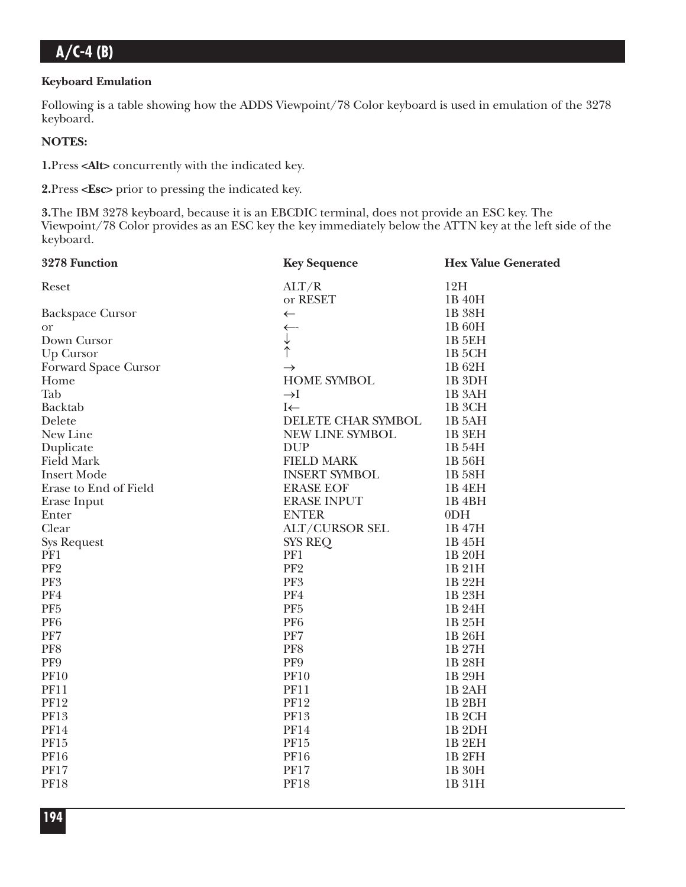### Keyboard Emulation

Following is a table showing how the ADDS Viewpoint/78 Color keyboard is used in emulation of the 3278 keyboard.

**NOTES:**

**1.** Press **<Alt>** concurrently with the indicated key.

**2.** Press **<Esc>** prior to pressing the indicated key.

**3.** The IBM 3278 keyboard, because it is an EBCDIC terminal, does not provide an ESC key. The Viewpoint/78 Color provides as an ESC key the key immediately below the ATTN key at the left side of the keyboard.

| 3278 Function | Key Sequence | Hex Value Generated |
|---|---|---|
| Reset | ALT/R | 12H |
| | or RESET | 1B 40H |
| Backspace Cursor | ← | 1B 38H |
| or | ←- | 1B 60H |
| Down Cursor | ↓ | 1B 5EH |
| Up Cursor | ↑ | 1B 5CH |
| Forward Space Cursor | → | 1B 62H |
| Home | HOME SYMBOL | 1B 3DH |
| Tab | →I | 1B 3AH |
| Backtab | I← | 1B 3CH |
| Delete | DELETE CHAR SYMBOL | 1B 5AH |
| New Line | NEW LINE SYMBOL | 1B 3EH |
| Duplicate | DUP | 1B 54H |
| Field Mark | FIELD MARK | 1B 56H |
| Insert Mode | INSERT SYMBOL | 1B 58H |
| Erase to End of Field | ERASE EOF | 1B 4EH |
| Erase Input | ERASE INPUT | 1B 4BH |
| Enter | ENTER | 0DH |
| Clear | ALT/CURSOR SEL | 1B 47H |
| Sys Request | SYS REQ | 1B 45H |
| PF1 | PF1 | 1B 20H |
| PF2 | PF2 | 1B 21H |
| PF3 | PF3 | 1B 22H |
| PF4 | PF4 | 1B 23H |
| PF5 | PF5 | 1B 24H |
| PF6 | PF6 | 1B 25H |
| PF7 | PF7 | 1B 26H |
| PF8 | PF8 | 1B 27H |
| PF9 | PF9 | 1B 28H |
| PF10 | PF10 | 1B 29H |
| PF11 | PF11 | 1B 2AH |
| PF12 | PF12 | 1B 2BH |
| PF13 | PF13 | 1B 2CH |
| PF14 | PF14 | 1B 2DH |
| PF15 | PF15 | 1B 2EH |
| PF16 | PF16 | 1B 2FH |
| PF17 | PF17 | 1B 30H |
| PF18 | PF18 | 1B 31H |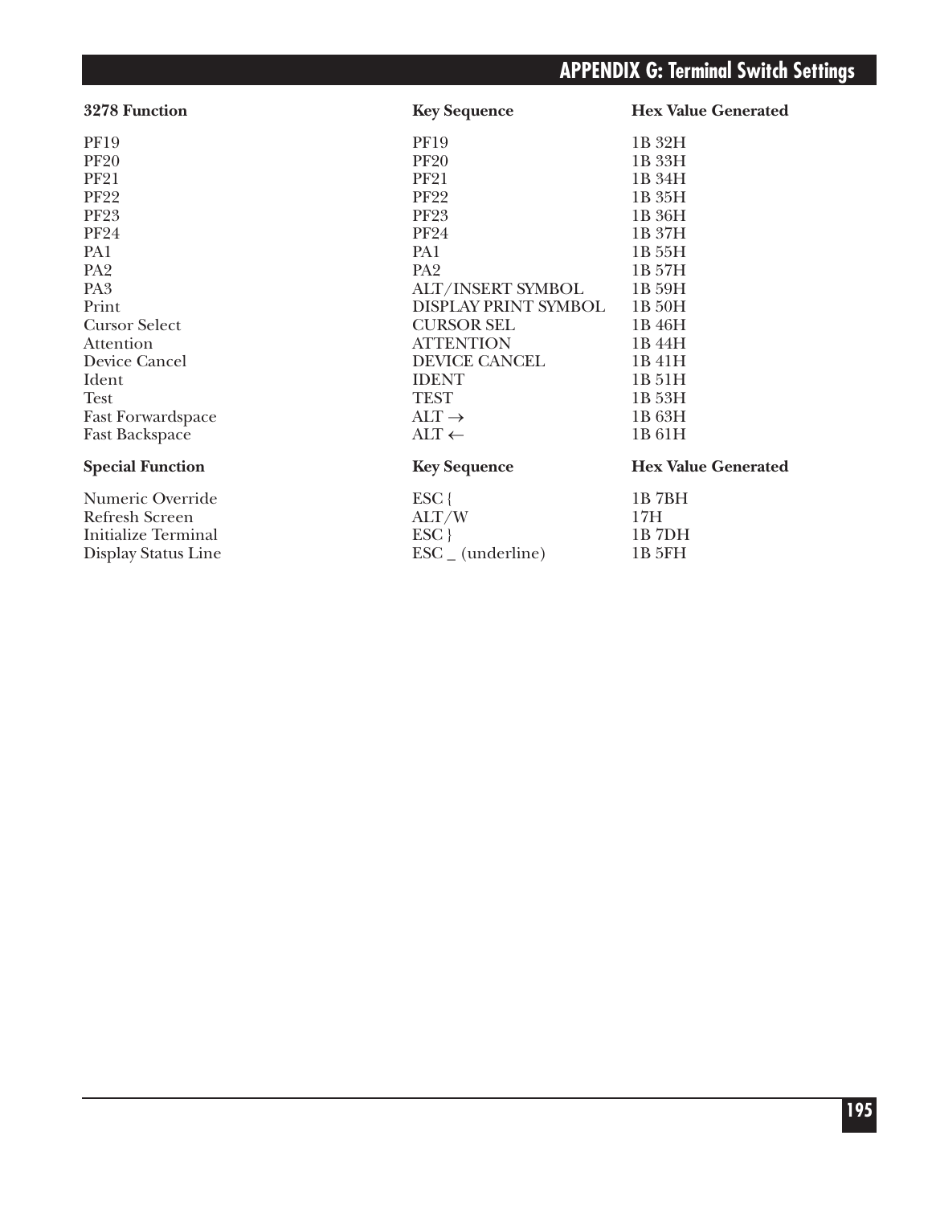| 3278 Function | Key Sequence | Hex Value Generated |
|---|---|---|
| PF19 | PF19 | 1B 32H |
| PF20 | PF20 | 1B 33H |
| PF21 | PF21 | 1B 34H |
| PF22 | PF22 | 1B 35H |
| PF23 | PF23 | 1B 36H |
| PF24 | PF24 | 1B 37H |
| PA1 | PA1 | 1B 55H |
| PA2 | PA2 | 1B 57H |
| PA3 | ALT/INSERT SYMBOL | 1B 59H |
| Print | DISPLAY PRINT SYMBOL | 1B 50H |
| Cursor Select | CURSOR SEL | 1B 46H |
| Attention | ATTENTION | 1B 44H |
| Device Cancel | DEVICE CANCEL | 1B 41H |
| Ident | IDENT | 1B 51H |
| Test | TEST | 1B 53H |
| Fast Forwardspace | ALT → | 1B 63H |
| Fast Backspace | ALT ← | 1B 61H |

| Special Function | Key Sequence | Hex Value Generated |
|---|---|---|
| Numeric Override | ESC { | 1B 7BH |
| Refresh Screen | ALT/W | 17H |
| Initialize Terminal | ESC } | 1B 7DH |
| Display Status Line | ESC _ (underline) | 1B 5FH |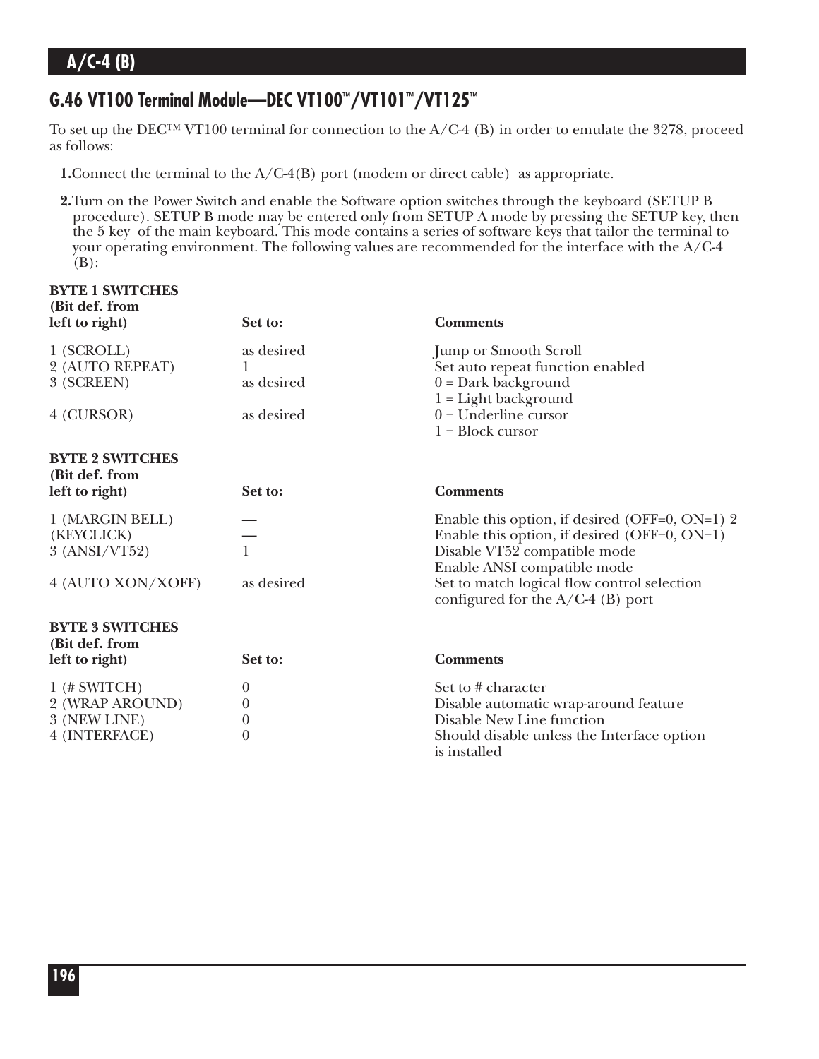## G.46 VT100 Terminal Module—DEC VT100™/VT101™/VT125™

To set up the DEC™ VT100 terminal for connection to the A/C-4 (B) in order to emulate the 3278, proceed as follows:

**1.**Connect the terminal to the A/C-4(B) port (modem or direct cable) as appropriate.

**2.**Turn on the Power Switch and enable the Software option switches through the keyboard (SETUP B procedure). SETUP B mode may be entered only from SETUP A mode by pressing the SETUP key, then the 5 key of the main keyboard. This mode contains a series of software keys that tailor the terminal to your operating environment. The following values are recommended for the interface with the A/C-4 (B):

| BYTE 1 SWITCHES (Bit def. from left to right) | Set to: | Comments |
|---|---|---|
| 1 (SCROLL) | as desired | Jump or Smooth Scroll |
| 2 (AUTO REPEAT) | 1 | Set auto repeat function enabled |
| 3 (SCREEN) | as desired | 0 = Dark background<br>1 = Light background |
| 4 (CURSOR) | as desired | 0 = Underline cursor<br>1 = Block cursor |

| BYTE 2 SWITCHES (Bit def. from left to right) | Set to: | Comments |
|---|---|---|
| 1 (MARGIN BELL) | — | Enable this option, if desired (OFF=0, ON=1) 2 |
| (KEYCLICK) | — | Enable this option, if desired (OFF=0, ON=1) |
| 3 (ANSI/VT52) | 1 | Disable VT52 compatible mode<br>Enable ANSI compatible mode |
| 4 (AUTO XON/XOFF) | as desired | Set to match logical flow control selection configured for the A/C-4 (B) port |

| BYTE 3 SWITCHES (Bit def. from left to right) | Set to: | Comments |
|---|---|---|
| 1 (# SWITCH) | 0 | Set to # character |
| 2 (WRAP AROUND) | 0 | Disable automatic wrap-around feature |
| 3 (NEW LINE) | 0 | Disable New Line function |
| 4 (INTERFACE) | 0 | Should disable unless the Interface option is installed |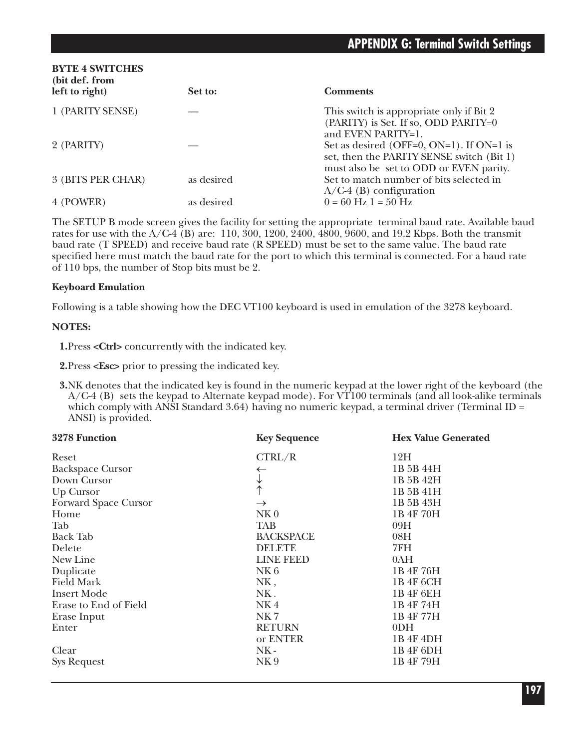| BYTE 4 SWITCHES (bit def. from left to right) | Set to: | Comments |
|---|---|---|
| 1 (PARITY SENSE) | — | This switch is appropriate only if Bit 2 (PARITY) is Set. If so, ODD PARITY=0 and EVEN PARITY=1. |
| 2 (PARITY) | — | Set as desired (OFF=0, ON=1). If ON=1 is set, then the PARITY SENSE switch (Bit 1) must also be set to ODD or EVEN parity. |
| 3 (BITS PER CHAR) | as desired | Set to match number of bits selected in A/C-4 (B) configuration |
| 4 (POWER) | as desired | 0 = 60 Hz 1 = 50 Hz |

The SETUP B mode screen gives the facility for setting the appropriate terminal baud rate. Available baud rates for use with the A/C-4 (B) are: 110, 300, 1200, 2400, 4800, 9600, and 19.2 Kbps. Both the transmit baud rate (T SPEED) and receive baud rate (R SPEED) must be set to the same value. The baud rate specified here must match the baud rate for the port to which this terminal is connected. For a baud rate of 110 bps, the number of Stop bits must be 2.

**Keyboard Emulation**

Following is a table showing how the DEC VT100 keyboard is used in emulation of the 3278 keyboard.

**NOTES:**

**1.** Press **<Ctrl>** concurrently with the indicated key.

**2.** Press **<Esc>** prior to pressing the indicated key.

**3.** NK denotes that the indicated key is found in the numeric keypad at the lower right of the keyboard (the A/C-4 (B) sets the keypad to Alternate keypad mode). For VT100 terminals (and all look-alike terminals which comply with ANSI Standard 3.64) having no numeric keypad, a terminal driver (Terminal ID = ANSI) is provided.

| 3278 Function | Key Sequence | Hex Value Generated |
|---|---|---|
| Reset | CTRL/R | 12H |
| Backspace Cursor | ← | 1B 5B 44H |
| Down Cursor | ↓ | 1B 5B 42H |
| Up Cursor | ↑ | 1B 5B 41H |
| Forward Space Cursor | → | 1B 5B 43H |
| Home | NK 0 | 1B 4F 70H |
| Tab | TAB | 09H |
| Back Tab | BACKSPACE | 08H |
| Delete | DELETE | 7FH |
| New Line | LINE FEED | 0AH |
| Duplicate | NK 6 | 1B 4F 76H |
| Field Mark | NK , | 1B 4F 6CH |
| Insert Mode | NK . | 1B 4F 6EH |
| Erase to End of Field | NK 4 | 1B 4F 74H |
| Erase Input | NK 7 | 1B 4F 77H |
| Enter | RETURN | 0DH |
| | or ENTER | 1B 4F 4DH |
| Clear | NK - | 1B 4F 6DH |
| Sys Request | NK 9 | 1B 4F 79H |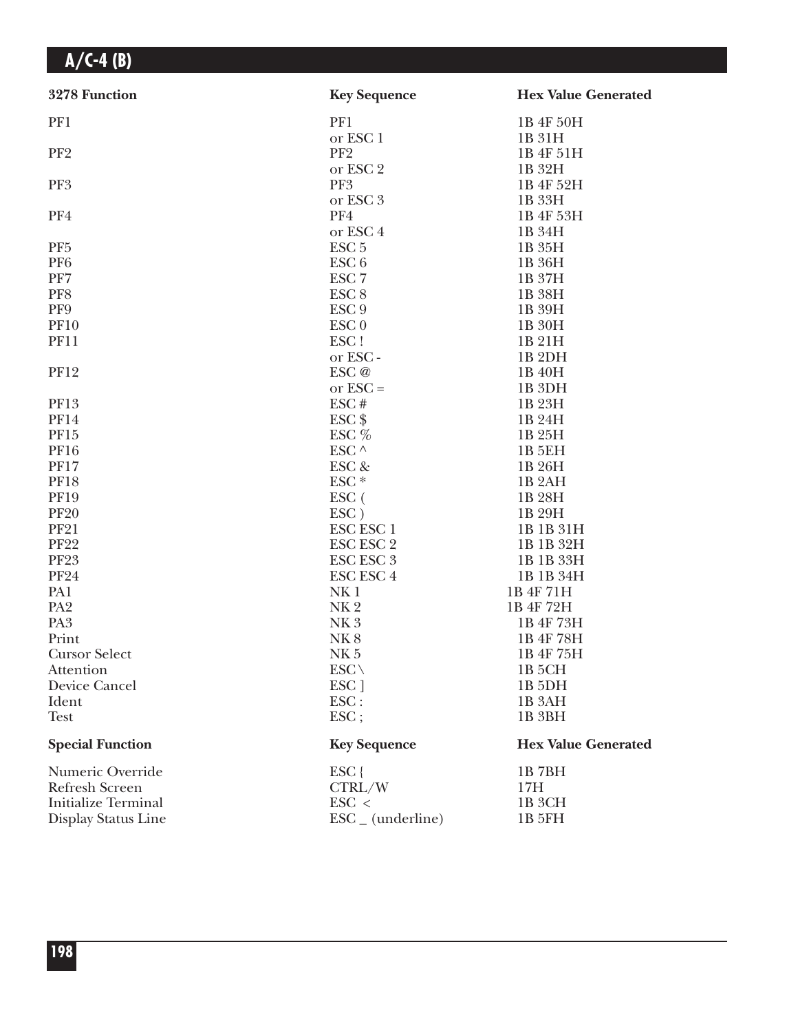| 3278 Function | Key Sequence | Hex Value Generated |
|---|---|---|
| PF1 | PF1 | 1B 4F 50H |
| | or ESC 1 | 1B 31H |
| PF2 | PF2 | 1B 4F 51H |
| | or ESC 2 | 1B 32H |
| PF3 | PF3 | 1B 4F 52H |
| | or ESC 3 | 1B 33H |
| PF4 | PF4 | 1B 4F 53H |
| | or ESC 4 | 1B 34H |
| PF5 | ESC 5 | 1B 35H |
| PF6 | ESC 6 | 1B 36H |
| PF7 | ESC 7 | 1B 37H |
| PF8 | ESC 8 | 1B 38H |
| PF9 | ESC 9 | 1B 39H |
| PF10 | ESC 0 | 1B 30H |
| PF11 | ESC ! | 1B 21H |
| | or ESC - | 1B 2DH |
| PF12 | ESC @ | 1B 40H |
| | or ESC = | 1B 3DH |
| PF13 | ESC # | 1B 23H |
| PF14 | ESC $ | 1B 24H |
| PF15 | ESC % | 1B 25H |
| PF16 | ESC ^ | 1B 5EH |
| PF17 | ESC & | 1B 26H |
| PF18 | ESC * | 1B 2AH |
| PF19 | ESC ( | 1B 28H |
| PF20 | ESC ) | 1B 29H |
| PF21 | ESC ESC 1 | 1B 1B 31H |
| PF22 | ESC ESC 2 | 1B 1B 32H |
| PF23 | ESC ESC 3 | 1B 1B 33H |
| PF24 | ESC ESC 4 | 1B 1B 34H |
| PA1 | NK 1 | 1B 4F 71H |
| PA2 | NK 2 | 1B 4F 72H |
| PA3 | NK 3 | 1B 4F 73H |
| Print | NK 8 | 1B 4F 78H |
| Cursor Select | NK 5 | 1B 4F 75H |
| Attention | ESC \ | 1B 5CH |
| Device Cancel | ESC ] | 1B 5DH |
| Ident | ESC : | 1B 3AH |
| Test | ESC ; | 1B 3BH |

| Special Function | Key Sequence | Hex Value Generated |
|---|---|---|
| Numeric Override | ESC { | 1B 7BH |
| Refresh Screen | CTRL/W | 17H |
| Initialize Terminal | ESC < | 1B 3CH |
| Display Status Line | ESC _ (underline) | 1B 5FH |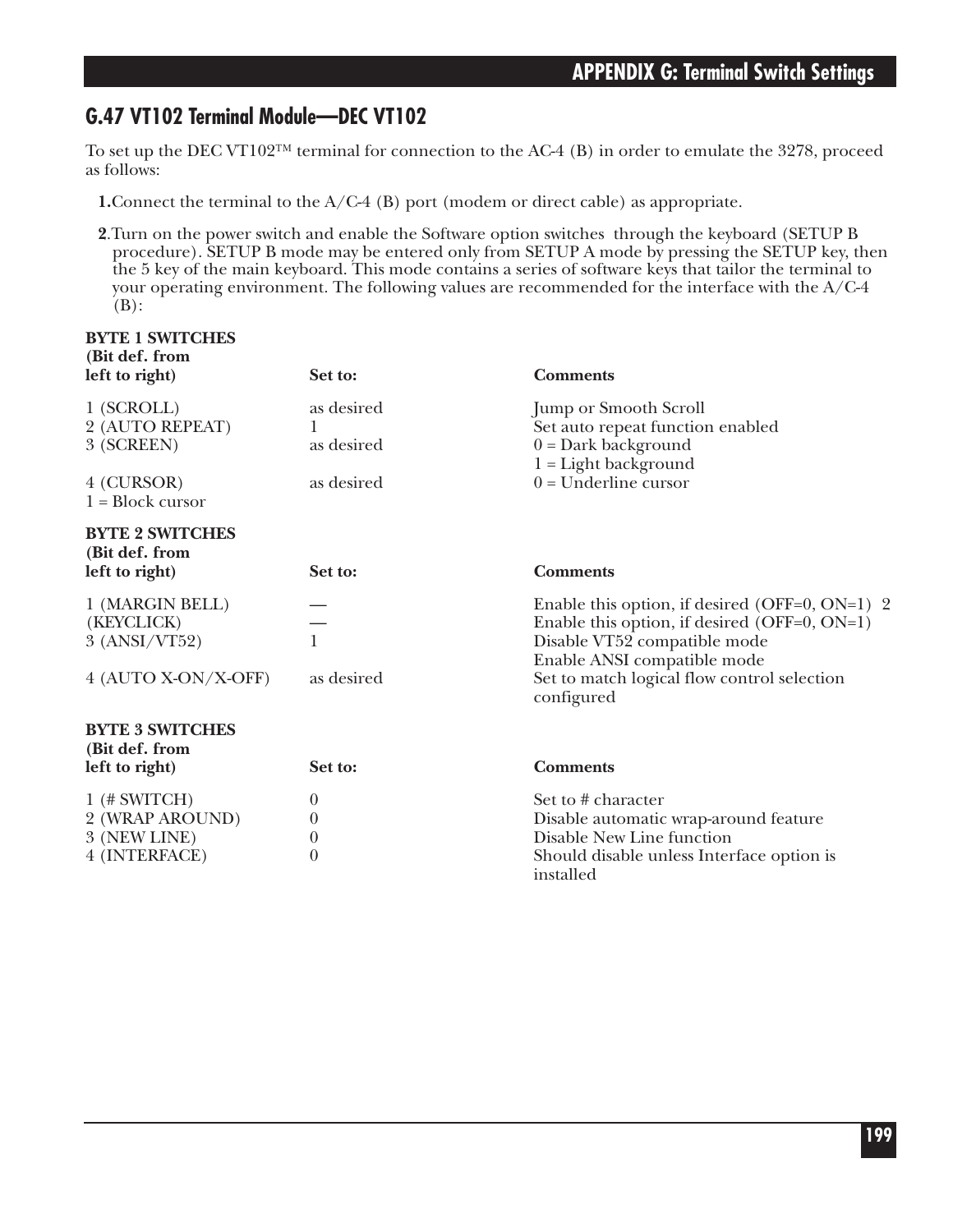## G.47 VT102 Terminal Module—DEC VT102

To set up the DEC VT102™ terminal for connection to the AC-4 (B) in order to emulate the 3278, proceed as follows:

**1.**Connect the terminal to the A/C-4 (B) port (modem or direct cable) as appropriate.

**2**.Turn on the power switch and enable the Software option switches through the keyboard (SETUP B procedure). SETUP B mode may be entered only from SETUP A mode by pressing the SETUP key, then the 5 key of the main keyboard. This mode contains a series of software keys that tailor the terminal to your operating environment. The following values are recommended for the interface with the A/C-4 (B):

| **BYTE 1 SWITCHES (Bit def. from left to right)** | **Set to:** | **Comments** |
|---|---|---|
| 1 (SCROLL) | as desired | Jump or Smooth Scroll |
| 2 (AUTO REPEAT) | 1 | Set auto repeat function enabled |
| 3 (SCREEN) | as desired | 0 = Dark background<br>1 = Light background |
| 4 (CURSOR)<br>1 = Block cursor | as desired | 0 = Underline cursor |

| **BYTE 2 SWITCHES (Bit def. from left to right)** | **Set to:** | **Comments** |
|---|---|---|
| 1 (MARGIN BELL) | — | Enable this option, if desired (OFF=0, ON=1) 2 |
| (KEYCLICK) | — | Enable this option, if desired (OFF=0, ON=1) |
| 3 (ANSI/VT52) | 1 | Disable VT52 compatible mode<br>Enable ANSI compatible mode |
| 4 (AUTO X-ON/X-OFF) | as desired | Set to match logical flow control selection configured |

| **BYTE 3 SWITCHES (Bit def. from left to right)** | **Set to:** | **Comments** |
|---|---|---|
| 1 (# SWITCH) | 0 | Set to # character |
| 2 (WRAP AROUND) | 0 | Disable automatic wrap-around feature |
| 3 (NEW LINE) | 0 | Disable New Line function |
| 4 (INTERFACE) | 0 | Should disable unless Interface option is installed |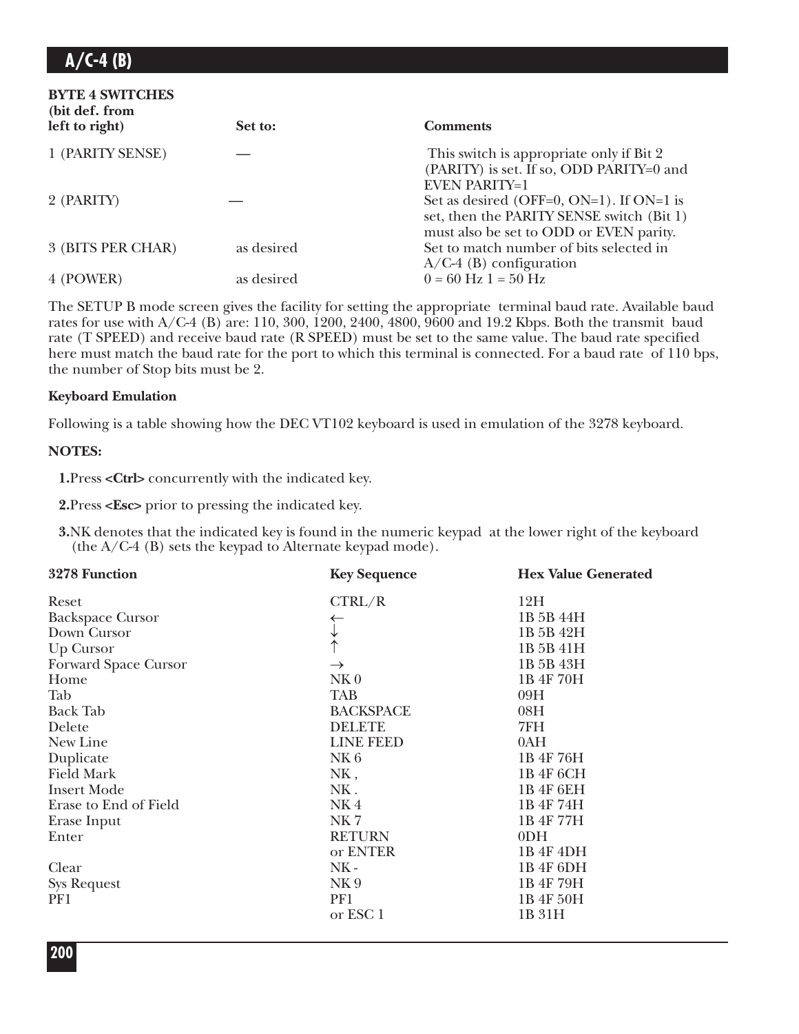| BYTE 4 SWITCHES (bit def. from left to right) | Set to: | Comments |
|---|---|---|
| 1 (PARITY SENSE) | — | This switch is appropriate only if Bit 2 (PARITY) is set. If so, ODD PARITY=0 and EVEN PARITY=1 |
| 2 (PARITY) | — | Set as desired (OFF=0, ON=1). If ON=1 is set, then the PARITY SENSE switch (Bit 1) must also be set to ODD or EVEN parity. |
| 3 (BITS PER CHAR) | as desired | Set to match number of bits selected in A/C-4 (B) configuration |
| 4 (POWER) | as desired | 0 = 60 Hz 1 = 50 Hz |

The SETUP B mode screen gives the facility for setting the appropriate terminal baud rate. Available baud rates for use with A/C-4 (B) are: 110, 300, 1200, 2400, 4800, 9600 and 19.2 Kbps. Both the transmit baud rate (T SPEED) and receive baud rate (R SPEED) must be set to the same value. The baud rate specified here must match the baud rate for the port to which this terminal is connected. For a baud rate of 110 bps, the number of Stop bits must be 2.

**Keyboard Emulation**

Following is a table showing how the DEC VT102 keyboard is used in emulation of the 3278 keyboard.

**NOTES:**

**1.** Press **<Ctrl>** concurrently with the indicated key.

**2.** Press **<Esc>** prior to pressing the indicated key.

**3.** NK denotes that the indicated key is found in the numeric keypad at the lower right of the keyboard (the A/C-4 (B) sets the keypad to Alternate keypad mode).

| 3278 Function | Key Sequence | Hex Value Generated |
|---|---|---|
| Reset | CTRL/R | 12H |
| Backspace Cursor | ← | 1B 5B 44H |
| Down Cursor | ↓ | 1B 5B 42H |
| Up Cursor | ↑ | 1B 5B 41H |
| Forward Space Cursor | → | 1B 5B 43H |
| Home | NK 0 | 1B 4F 70H |
| Tab | TAB | 09H |
| Back Tab | BACKSPACE | 08H |
| Delete | DELETE | 7FH |
| New Line | LINE FEED | 0AH |
| Duplicate | NK 6 | 1B 4F 76H |
| Field Mark | NK , | 1B 4F 6CH |
| Insert Mode | NK . | 1B 4F 6EH |
| Erase to End of Field | NK 4 | 1B 4F 74H |
| Erase Input | NK 7 | 1B 4F 77H |
| Enter | RETURN | 0DH |
| | or ENTER | 1B 4F 4DH |
| Clear | NK - | 1B 4F 6DH |
| Sys Request | NK 9 | 1B 4F 79H |
| PF1 | PF1 | 1B 4F 50H |
| | or ESC 1 | 1B 31H |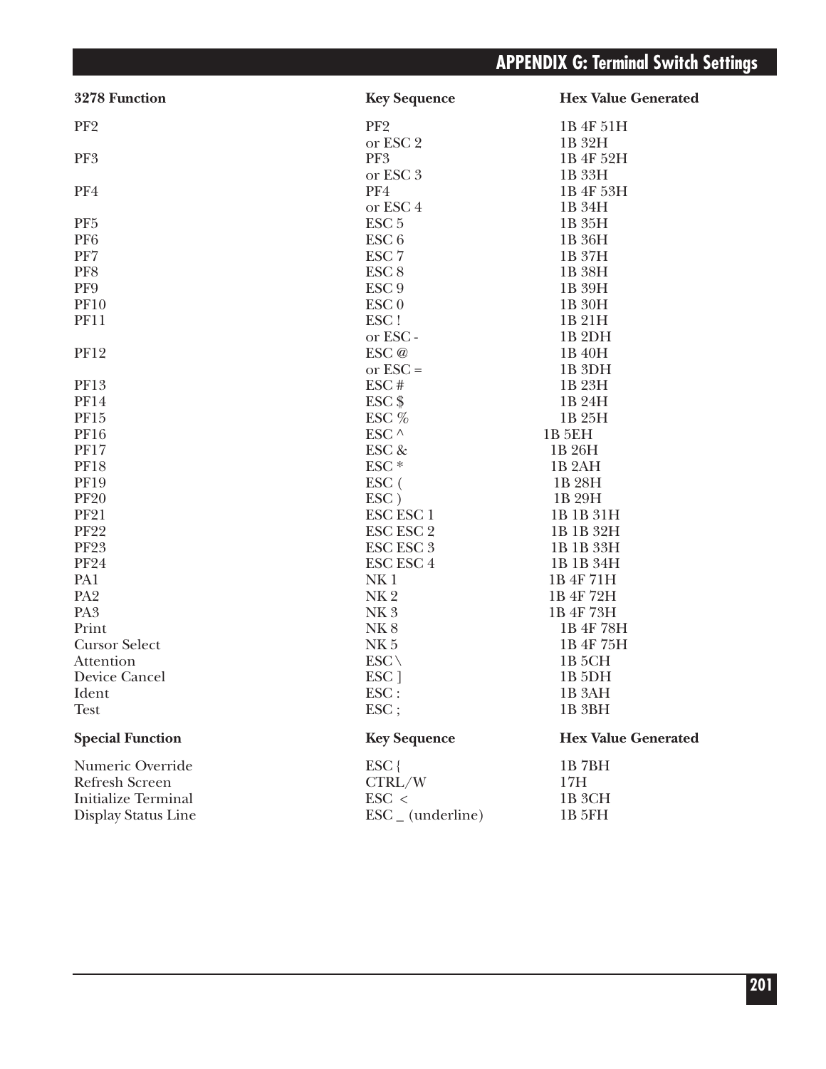| 3278 Function | Key Sequence | Hex Value Generated |
|---|---|---|
| PF2 | PF2 | 1B 4F 51H |
| | or ESC 2 | 1B 32H |
| PF3 | PF3 | 1B 4F 52H |
| | or ESC 3 | 1B 33H |
| PF4 | PF4 | 1B 4F 53H |
| | or ESC 4 | 1B 34H |
| PF5 | ESC 5 | 1B 35H |
| PF6 | ESC 6 | 1B 36H |
| PF7 | ESC 7 | 1B 37H |
| PF8 | ESC 8 | 1B 38H |
| PF9 | ESC 9 | 1B 39H |
| PF10 | ESC 0 | 1B 30H |
| PF11 | ESC ! | 1B 21H |
| | or ESC - | 1B 2DH |
| PF12 | ESC @ | 1B 40H |
| | or ESC = | 1B 3DH |
| PF13 | ESC # | 1B 23H |
| PF14 | ESC $ | 1B 24H |
| PF15 | ESC % | 1B 25H |
| PF16 | ESC ^ | 1B 5EH |
| PF17 | ESC & | 1B 26H |
| PF18 | ESC * | 1B 2AH |
| PF19 | ESC ( | 1B 28H |
| PF20 | ESC ) | 1B 29H |
| PF21 | ESC ESC 1 | 1B 1B 31H |
| PF22 | ESC ESC 2 | 1B 1B 32H |
| PF23 | ESC ESC 3 | 1B 1B 33H |
| PF24 | ESC ESC 4 | 1B 1B 34H |
| PA1 | NK 1 | 1B 4F 71H |
| PA2 | NK 2 | 1B 4F 72H |
| PA3 | NK 3 | 1B 4F 73H |
| Print | NK 8 | 1B 4F 78H |
| Cursor Select | NK 5 | 1B 4F 75H |
| Attention | ESC \ | 1B 5CH |
| Device Cancel | ESC ] | 1B 5DH |
| Ident | ESC : | 1B 3AH |
| Test | ESC ; | 1B 3BH |

| Special Function | Key Sequence | Hex Value Generated |
|---|---|---|
| Numeric Override | ESC { | 1B 7BH |
| Refresh Screen | CTRL/W | 17H |
| Initialize Terminal | ESC < | 1B 3CH |
| Display Status Line | ESC _ (underline) | 1B 5FH |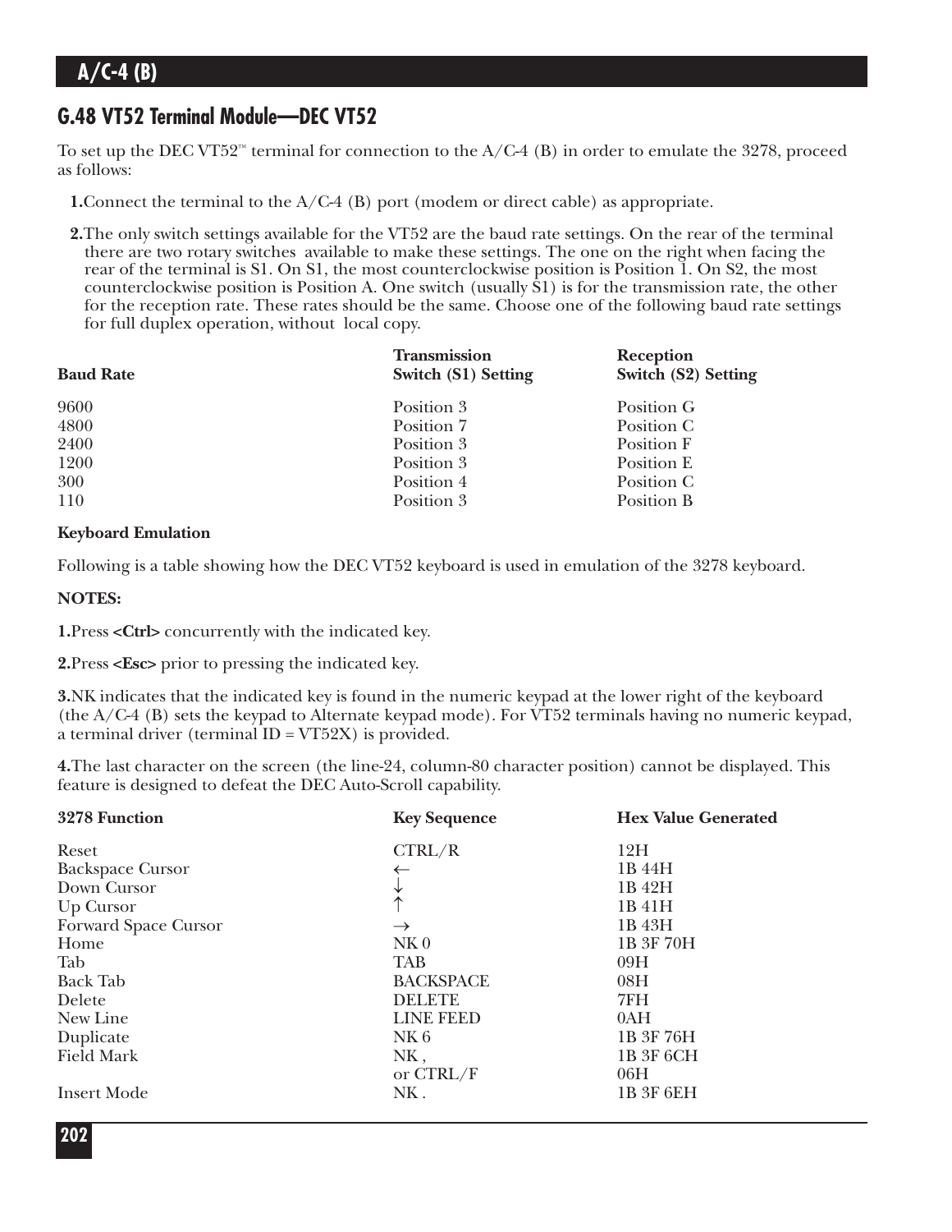## G.48 VT52 Terminal Module—DEC VT52

To set up the DEC VT52™ terminal for connection to the A/C-4 (B) in order to emulate the 3278, proceed as follows:

**1.** Connect the terminal to the A/C-4 (B) port (modem or direct cable) as appropriate.

**2.** The only switch settings available for the VT52 are the baud rate settings. On the rear of the terminal there are two rotary switches available to make these settings. The one on the right when facing the rear of the terminal is S1. On S1, the most counterclockwise position is Position 1. On S2, the most counterclockwise position is Position A. One switch (usually S1) is for the transmission rate, the other for the reception rate. These rates should be the same. Choose one of the following baud rate settings for full duplex operation, without local copy.

| Baud Rate | Transmission Switch (S1) Setting | Reception Switch (S2) Setting |
|---|---|---|
| 9600 | Position 3 | Position G |
| 4800 | Position 7 | Position C |
| 2400 | Position 3 | Position F |
| 1200 | Position 3 | Position E |
| 300 | Position 4 | Position C |
| 110 | Position 3 | Position B |

**Keyboard Emulation**

Following is a table showing how the DEC VT52 keyboard is used in emulation of the 3278 keyboard.

**NOTES:**

**1.** Press **<Ctrl>** concurrently with the indicated key.

**2.** Press **<Esc>** prior to pressing the indicated key.

**3.** NK indicates that the indicated key is found in the numeric keypad at the lower right of the keyboard (the A/C-4 (B) sets the keypad to Alternate keypad mode). For VT52 terminals having no numeric keypad, a terminal driver (terminal ID = VT52X) is provided.

**4.** The last character on the screen (the line-24, column-80 character position) cannot be displayed. This feature is designed to defeat the DEC Auto-Scroll capability.

| 3278 Function | Key Sequence | Hex Value Generated |
|---|---|---|
| Reset | CTRL/R | 12H |
| Backspace Cursor | ← | 1B 44H |
| Down Cursor | ↓ | 1B 42H |
| Up Cursor | ↑ | 1B 41H |
| Forward Space Cursor | → | 1B 43H |
| Home | NK 0 | 1B 3F 70H |
| Tab | TAB | 09H |
| Back Tab | BACKSPACE | 08H |
| Delete | DELETE | 7FH |
| New Line | LINE FEED | 0AH |
| Duplicate | NK 6 | 1B 3F 76H |
| Field Mark | NK , | 1B 3F 6CH |
| | or CTRL/F | 06H |
| Insert Mode | NK . | 1B 3F 6EH |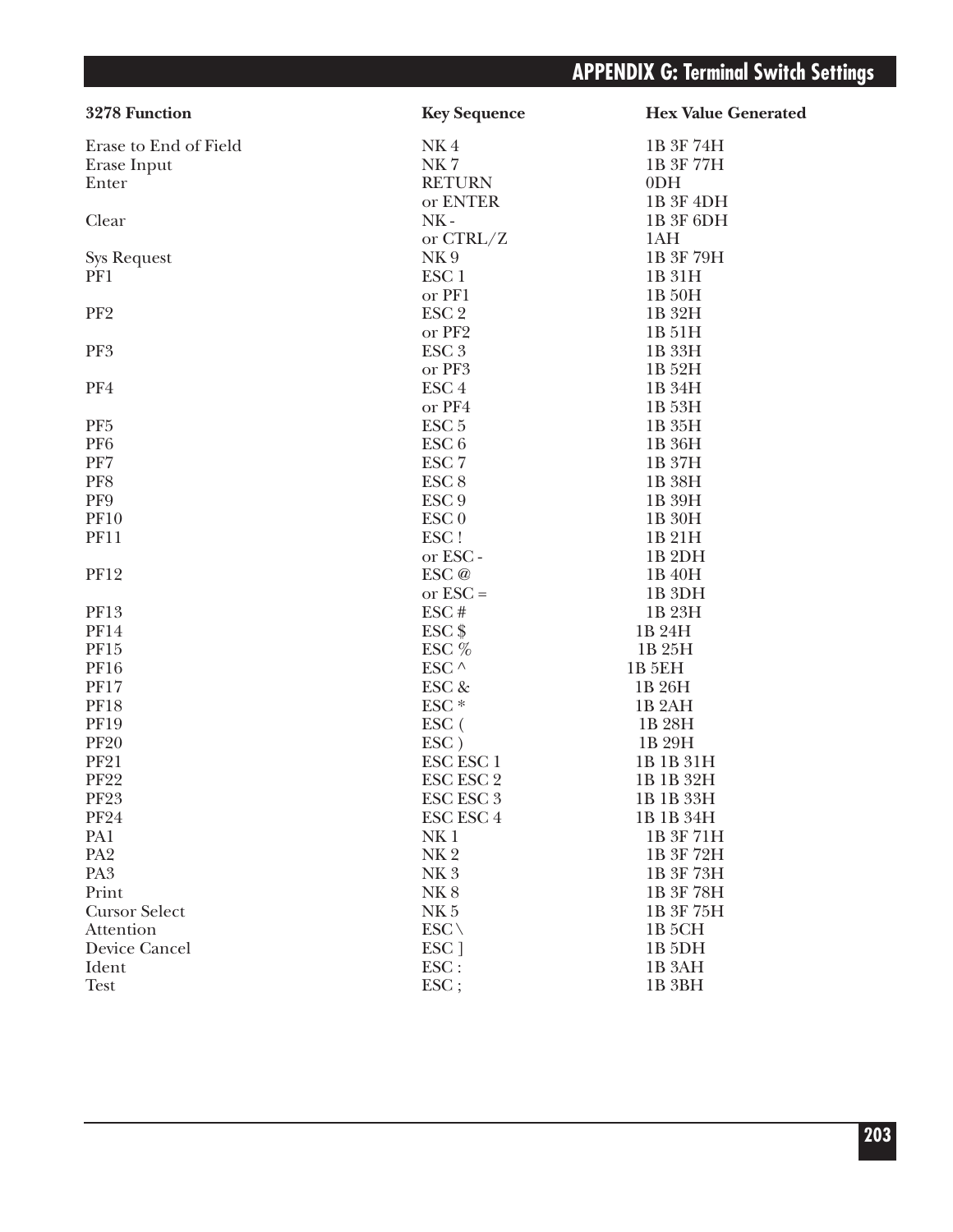| 3278 Function | Key Sequence | Hex Value Generated |
|---|---|---|
| Erase to End of Field | NK 4 | 1B 3F 74H |
| Erase Input | NK 7 | 1B 3F 77H |
| Enter | RETURN | 0DH |
| | or ENTER | 1B 3F 4DH |
| Clear | NK - | 1B 3F 6DH |
| | or CTRL/Z | 1AH |
| Sys Request | NK 9 | 1B 3F 79H |
| PF1 | ESC 1 | 1B 31H |
| | or PF1 | 1B 50H |
| PF2 | ESC 2 | 1B 32H |
| | or PF2 | 1B 51H |
| PF3 | ESC 3 | 1B 33H |
| | or PF3 | 1B 52H |
| PF4 | ESC 4 | 1B 34H |
| | or PF4 | 1B 53H |
| PF5 | ESC 5 | 1B 35H |
| PF6 | ESC 6 | 1B 36H |
| PF7 | ESC 7 | 1B 37H |
| PF8 | ESC 8 | 1B 38H |
| PF9 | ESC 9 | 1B 39H |
| PF10 | ESC 0 | 1B 30H |
| PF11 | ESC ! | 1B 21H |
| | or ESC - | 1B 2DH |
| PF12 | ESC @ | 1B 40H |
| | or ESC = | 1B 3DH |
| PF13 | ESC # | 1B 23H |
| PF14 | ESC $ | 1B 24H |
| PF15 | ESC % | 1B 25H |
| PF16 | ESC ^ | 1B 5EH |
| PF17 | ESC & | 1B 26H |
| PF18 | ESC * | 1B 2AH |
| PF19 | ESC ( | 1B 28H |
| PF20 | ESC ) | 1B 29H |
| PF21 | ESC ESC 1 | 1B 1B 31H |
| PF22 | ESC ESC 2 | 1B 1B 32H |
| PF23 | ESC ESC 3 | 1B 1B 33H |
| PF24 | ESC ESC 4 | 1B 1B 34H |
| PA1 | NK 1 | 1B 3F 71H |
| PA2 | NK 2 | 1B 3F 72H |
| PA3 | NK 3 | 1B 3F 73H |
| Print | NK 8 | 1B 3F 78H |
| Cursor Select | NK 5 | 1B 3F 75H |
| Attention | ESC \ | 1B 5CH |
| Device Cancel | ESC ] | 1B 5DH |
| Ident | ESC : | 1B 3AH |
| Test | ESC ; | 1B 3BH |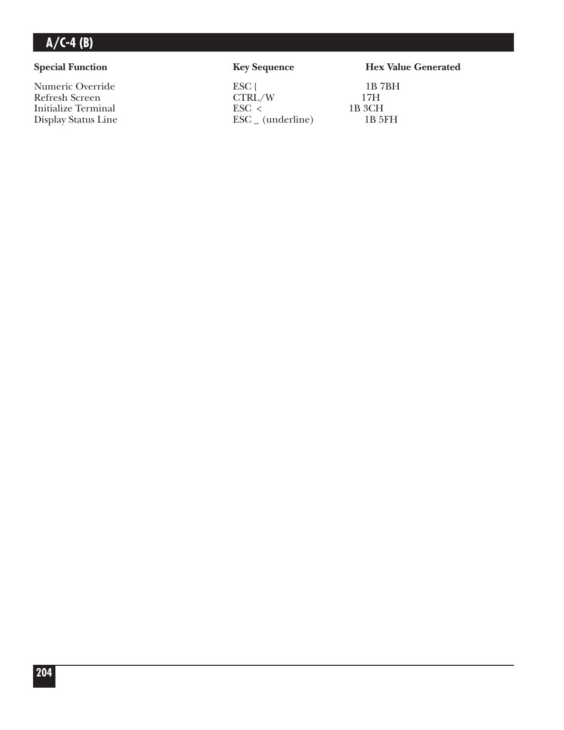| Special Function | Key Sequence | Hex Value Generated |
|---|---|---|
| Numeric Override | ESC { | 1B 7BH |
| Refresh Screen | CTRL/W | 17H |
| Initialize Terminal | ESC < | 1B 3CH |
| Display Status Line | ESC _ (underline) | 1B 5FH |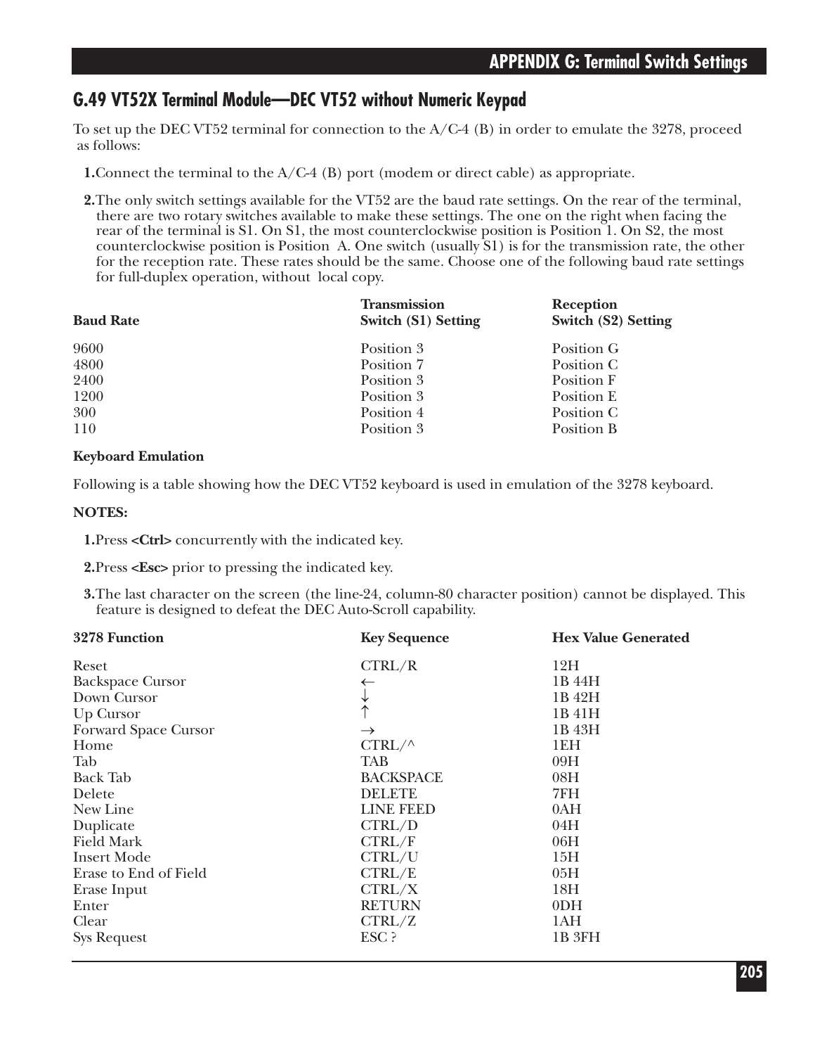## G.49 VT52X Terminal Module—DEC VT52 without Numeric Keypad

To set up the DEC VT52 terminal for connection to the A/C-4 (B) in order to emulate the 3278, proceed as follows:

1. Connect the terminal to the A/C-4 (B) port (modem or direct cable) as appropriate.
2. The only switch settings available for the VT52 are the baud rate settings. On the rear of the terminal, there are two rotary switches available to make these settings. The one on the right when facing the rear of the terminal is S1. On S1, the most counterclockwise position is Position 1. On S2, the most counterclockwise position is Position A. One switch (usually S1) is for the transmission rate, the other for the reception rate. These rates should be the same. Choose one of the following baud rate settings for full-duplex operation, without local copy.

| Baud Rate | Transmission Switch (S1) Setting | Reception Switch (S2) Setting |
|---|---|---|
| 9600 | Position 3 | Position G |
| 4800 | Position 7 | Position C |
| 2400 | Position 3 | Position F |
| 1200 | Position 3 | Position E |
| 300 | Position 4 | Position C |
| 110 | Position 3 | Position B |

**Keyboard Emulation**

Following is a table showing how the DEC VT52 keyboard is used in emulation of the 3278 keyboard.

**NOTES:**

1. Press **<Ctrl>** concurrently with the indicated key.
2. Press **<Esc>** prior to pressing the indicated key.
3. The last character on the screen (the line-24, column-80 character position) cannot be displayed. This feature is designed to defeat the DEC Auto-Scroll capability.

| 3278 Function | Key Sequence | Hex Value Generated |
|---|---|---|
| Reset | CTRL/R | 12H |
| Backspace Cursor | ← | 1B 44H |
| Down Cursor | ↓ | 1B 42H |
| Up Cursor | ↑ | 1B 41H |
| Forward Space Cursor | → | 1B 43H |
| Home | CTRL/^ | 1EH |
| Tab | TAB | 09H |
| Back Tab | BACKSPACE | 08H |
| Delete | DELETE | 7FH |
| New Line | LINE FEED | 0AH |
| Duplicate | CTRL/D | 04H |
| Field Mark | CTRL/F | 06H |
| Insert Mode | CTRL/U | 15H |
| Erase to End of Field | CTRL/E | 05H |
| Erase Input | CTRL/X | 18H |
| Enter | RETURN | 0DH |
| Clear | CTRL/Z | 1AH |
| Sys Request | ESC ? | 1B 3FH |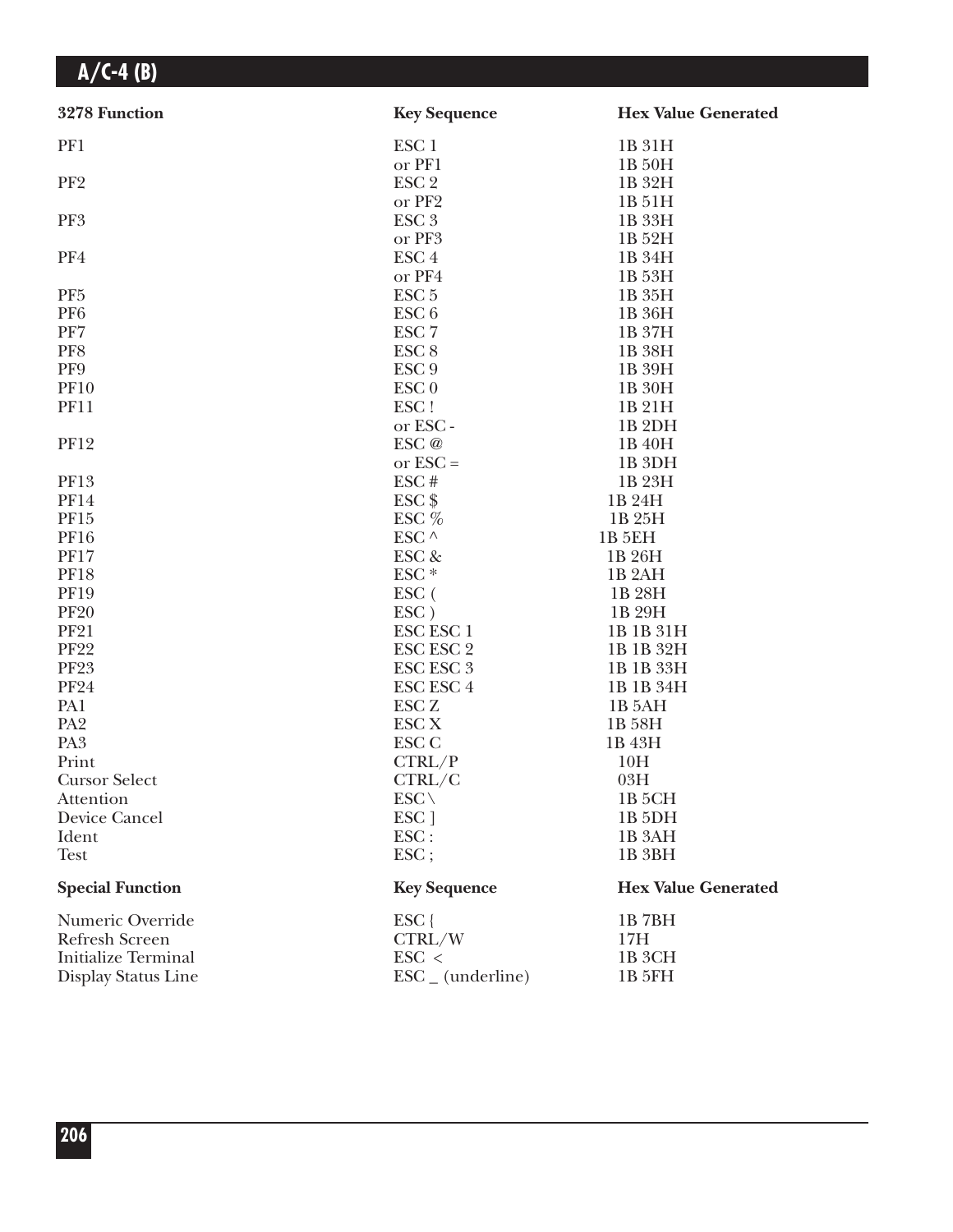| 3278 Function | Key Sequence | Hex Value Generated |
|---|---|---|
| PF1 | ESC 1 | 1B 31H |
| | or PF1 | 1B 50H |
| PF2 | ESC 2 | 1B 32H |
| | or PF2 | 1B 51H |
| PF3 | ESC 3 | 1B 33H |
| | or PF3 | 1B 52H |
| PF4 | ESC 4 | 1B 34H |
| | or PF4 | 1B 53H |
| PF5 | ESC 5 | 1B 35H |
| PF6 | ESC 6 | 1B 36H |
| PF7 | ESC 7 | 1B 37H |
| PF8 | ESC 8 | 1B 38H |
| PF9 | ESC 9 | 1B 39H |
| PF10 | ESC 0 | 1B 30H |
| PF11 | ESC ! | 1B 21H |
| | or ESC - | 1B 2DH |
| PF12 | ESC @ | 1B 40H |
| | or ESC = | 1B 3DH |
| PF13 | ESC # | 1B 23H |
| PF14 | ESC $ | 1B 24H |
| PF15 | ESC % | 1B 25H |
| PF16 | ESC ^ | 1B 5EH |
| PF17 | ESC & | 1B 26H |
| PF18 | ESC * | 1B 2AH |
| PF19 | ESC ( | 1B 28H |
| PF20 | ESC ) | 1B 29H |
| PF21 | ESC ESC 1 | 1B 1B 31H |
| PF22 | ESC ESC 2 | 1B 1B 32H |
| PF23 | ESC ESC 3 | 1B 1B 33H |
| PF24 | ESC ESC 4 | 1B 1B 34H |
| PA1 | ESC Z | 1B 5AH |
| PA2 | ESC X | 1B 58H |
| PA3 | ESC C | 1B 43H |
| Print | CTRL/P | 10H |
| Cursor Select | CTRL/C | 03H |
| Attention | ESC \ | 1B 5CH |
| Device Cancel | ESC ] | 1B 5DH |
| Ident | ESC : | 1B 3AH |
| Test | ESC ; | 1B 3BH |

| Special Function | Key Sequence | Hex Value Generated |
|---|---|---|
| Numeric Override | ESC { | 1B 7BH |
| Refresh Screen | CTRL/W | 17H |
| Initialize Terminal | ESC < | 1B 3CH |
| Display Status Line | ESC _ (underline) | 1B 5FH |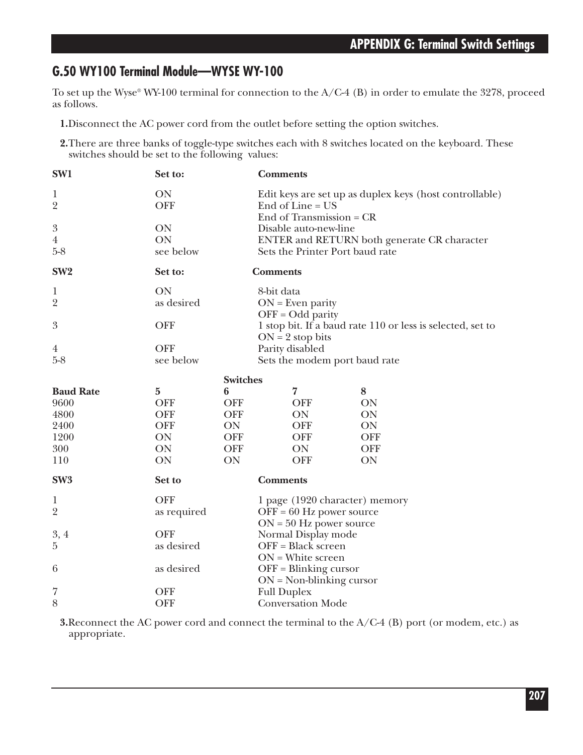## G.50 WY100 Terminal Module—WYSE WY-100

To set up the Wyse® WY-100 terminal for connection to the A/C-4 (B) in order to emulate the 3278, proceed as follows.

1. Disconnect the AC power cord from the outlet before setting the option switches.
2. There are three banks of toggle-type switches each with 8 switches located on the keyboard. These switches should be set to the following values:

| SW1 | Set to: | Comments |
|---|---|---|
| 1 | ON | Edit keys are set up as duplex keys (host controllable) |
| 2 | OFF | End of Line = US<br>End of Transmission = CR |
| 3 | ON | Disable auto-new-line |
| 4 | ON | ENTER and RETURN both generate CR character |
| 5-8 | see below | Sets the Printer Port baud rate |

| SW2 | Set to: | Comments |
|---|---|---|
| 1 | ON | 8-bit data |
| 2 | as desired | ON = Even parity<br>OFF = Odd parity |
| 3 | OFF | 1 stop bit. If a baud rate 110 or less is selected, set to ON = 2 stop bits |
| 4 | OFF | Parity disabled |
| 5-8 | see below | Sets the modem port baud rate |

| | Switches | | | |
|---|---|---|---|---|
| **Baud Rate** | **5** | **6** | **7** | **8** |
| 9600 | OFF | OFF | OFF | ON |
| 4800 | OFF | OFF | ON | ON |
| 2400 | OFF | ON | OFF | ON |
| 1200 | ON | OFF | OFF | OFF |
| 300 | ON | OFF | ON | OFF |
| 110 | ON | ON | OFF | ON |

| SW3 | Set to | Comments |
|---|---|---|
| 1 | OFF | 1 page (1920 character) memory |
| 2 | as required | OFF = 60 Hz power source<br>ON = 50 Hz power source |
| 3, 4 | OFF | Normal Display mode |
| 5 | as desired | OFF = Black screen<br>ON = White screen |
| 6 | as desired | OFF = Blinking cursor<br>ON = Non-blinking cursor |
| 7 | OFF | Full Duplex |
| 8 | OFF | Conversation Mode |

3. Reconnect the AC power cord and connect the terminal to the A/C-4 (B) port (or modem, etc.) as appropriate.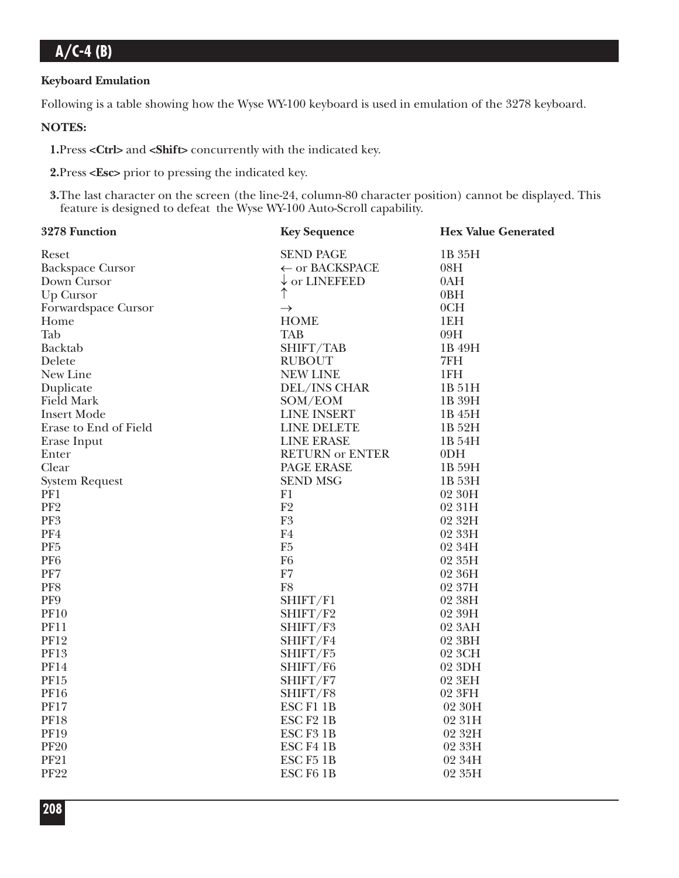### Keyboard Emulation

Following is a table showing how the Wyse WY-100 keyboard is used in emulation of the 3278 keyboard.

**NOTES:**

1. Press **<Ctrl>** and **<Shift>** concurrently with the indicated key.

2. Press **<Esc>** prior to pressing the indicated key.

3. The last character on the screen (the line-24, column-80 character position) cannot be displayed. This feature is designed to defeat the Wyse WY-100 Auto-Scroll capability.

| 3278 Function | Key Sequence | Hex Value Generated |
|---|---|---|
| Reset | SEND PAGE | 1B 35H |
| Backspace Cursor | ← or BACKSPACE | 08H |
| Down Cursor | ↓ or LINEFEED | 0AH |
| Up Cursor | ↑ | 0BH |
| Forwardspace Cursor | → | 0CH |
| Home | HOME | 1EH |
| Tab | TAB | 09H |
| Backtab | SHIFT/TAB | 1B 49H |
| Delete | RUBOUT | 7FH |
| New Line | NEW LINE | 1FH |
| Duplicate | DEL/INS CHAR | 1B 51H |
| Field Mark | SOM/EOM | 1B 39H |
| Insert Mode | LINE INSERT | 1B 45H |
| Erase to End of Field | LINE DELETE | 1B 52H |
| Erase Input | LINE ERASE | 1B 54H |
| Enter | RETURN or ENTER | 0DH |
| Clear | PAGE ERASE | 1B 59H |
| System Request | SEND MSG | 1B 53H |
| PF1 | F1 | 02 30H |
| PF2 | F2 | 02 31H |
| PF3 | F3 | 02 32H |
| PF4 | F4 | 02 33H |
| PF5 | F5 | 02 34H |
| PF6 | F6 | 02 35H |
| PF7 | F7 | 02 36H |
| PF8 | F8 | 02 37H |
| PF9 | SHIFT/F1 | 02 38H |
| PF10 | SHIFT/F2 | 02 39H |
| PF11 | SHIFT/F3 | 02 3AH |
| PF12 | SHIFT/F4 | 02 3BH |
| PF13 | SHIFT/F5 | 02 3CH |
| PF14 | SHIFT/F6 | 02 3DH |
| PF15 | SHIFT/F7 | 02 3EH |
| PF16 | SHIFT/F8 | 02 3FH |
| PF17 | ESC F1 1B | 02 30H |
| PF18 | ESC F2 1B | 02 31H |
| PF19 | ESC F3 1B | 02 32H |
| PF20 | ESC F4 1B | 02 33H |
| PF21 | ESC F5 1B | 02 34H |
| PF22 | ESC F6 1B | 02 35H |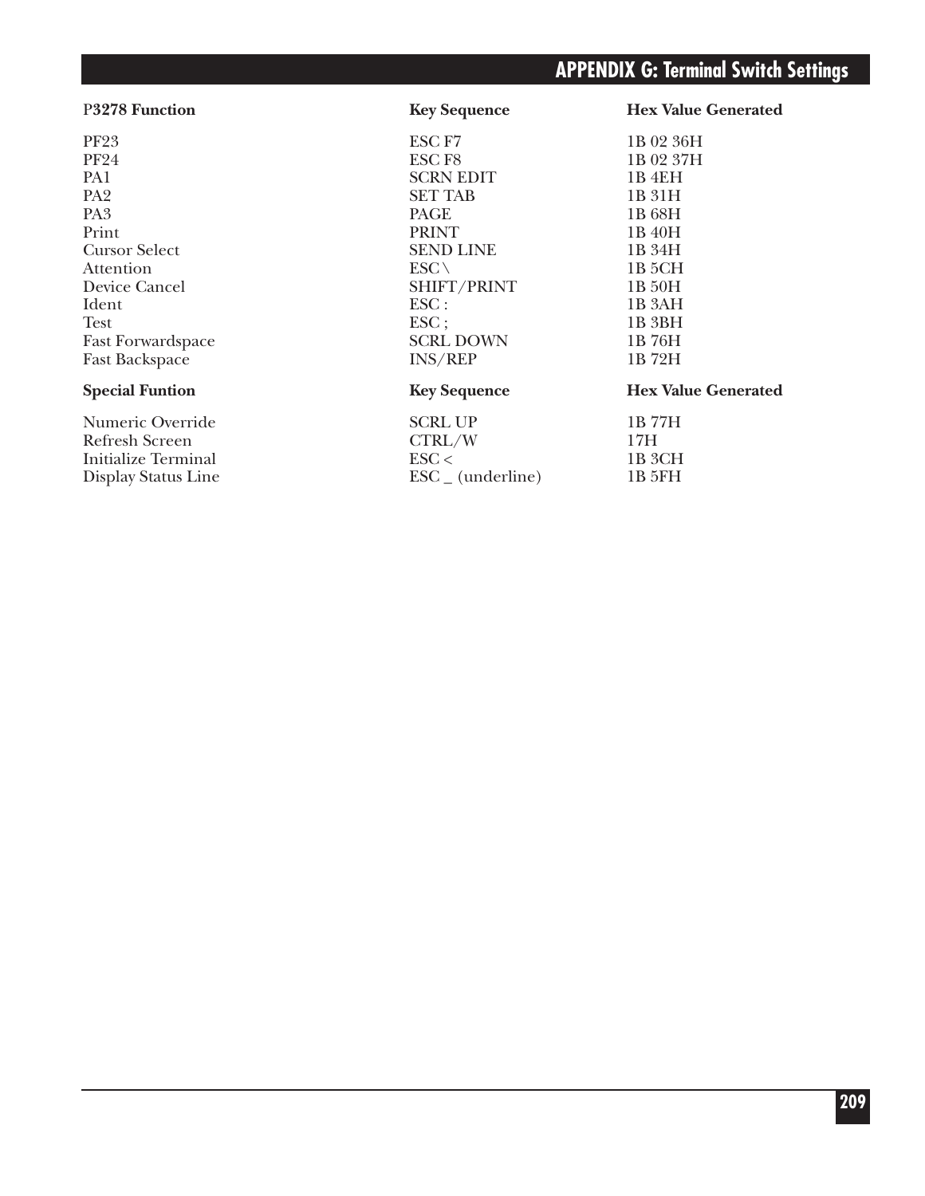| P3278 Function | Key Sequence | Hex Value Generated |
|---|---|---|
| PF23 | ESC F7 | 1B 02 36H |
| PF24 | ESC F8 | 1B 02 37H |
| PA1 | SCRN EDIT | 1B 4EH |
| PA2 | SET TAB | 1B 31H |
| PA3 | PAGE | 1B 68H |
| Print | PRINT | 1B 40H |
| Cursor Select | SEND LINE | 1B 34H |
| Attention | ESC \ | 1B 5CH |
| Device Cancel | SHIFT/PRINT | 1B 50H |
| Ident | ESC : | 1B 3AH |
| Test | ESC ; | 1B 3BH |
| Fast Forwardspace | SCRL DOWN | 1B 76H |
| Fast Backspace | INS/REP | 1B 72H |

| Special Funtion | Key Sequence | Hex Value Generated |
|---|---|---|
| Numeric Override | SCRL UP | 1B 77H |
| Refresh Screen | CTRL/W | 17H |
| Initialize Terminal | ESC < | 1B 3CH |
| Display Status Line | ESC _ (underline) | 1B 5FH |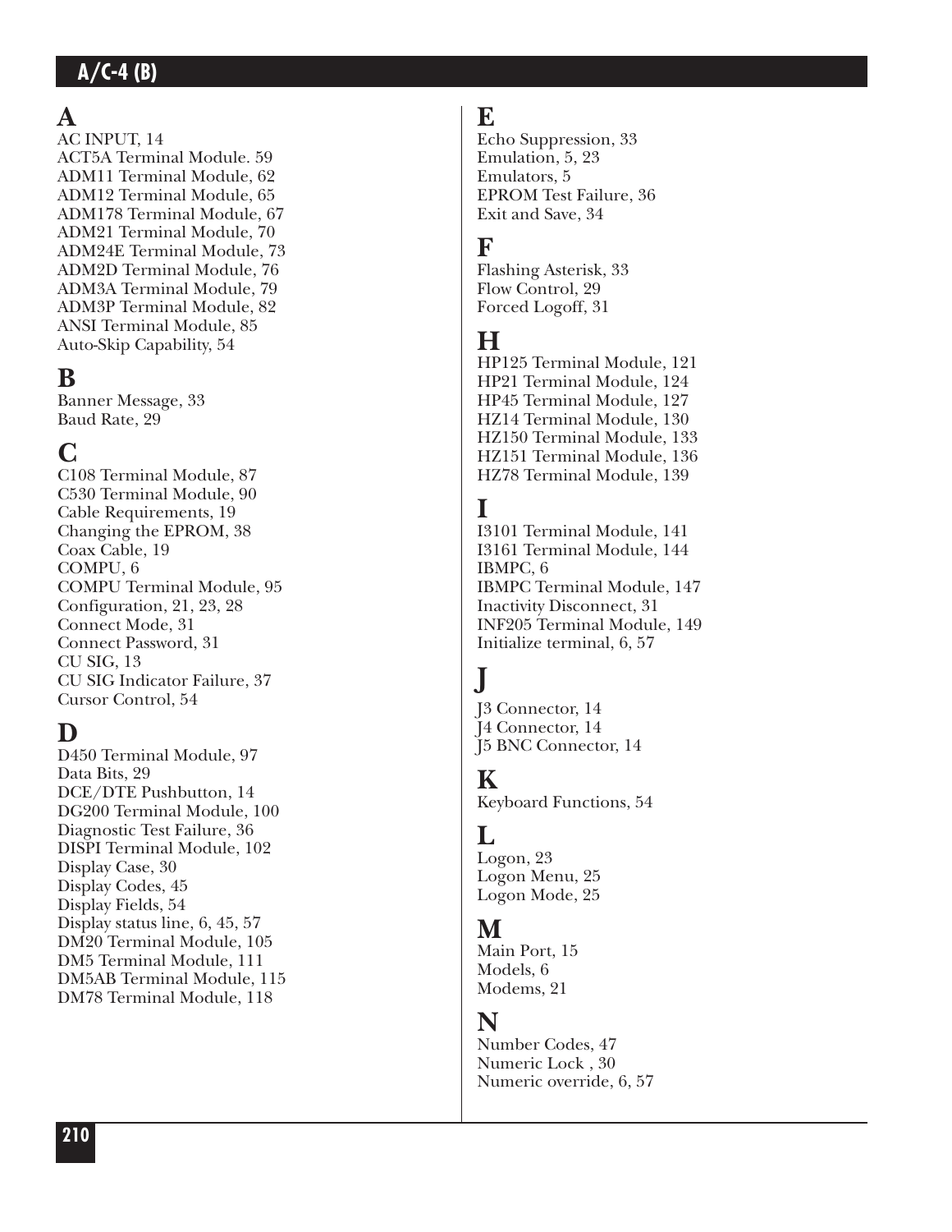## A

AC INPUT, 14
ACT5A Terminal Module. 59
ADM11 Terminal Module, 62
ADM12 Terminal Module, 65
ADM178 Terminal Module, 67
ADM21 Terminal Module, 70
ADM24E Terminal Module, 73
ADM2D Terminal Module, 76
ADM3A Terminal Module, 79
ADM3P Terminal Module, 82
ANSI Terminal Module, 85
Auto-Skip Capability, 54

## B

Banner Message, 33
Baud Rate, 29

## C

C108 Terminal Module, 87
C530 Terminal Module, 90
Cable Requirements, 19
Changing the EPROM, 38
Coax Cable, 19
COMPU, 6
COMPU Terminal Module, 95
Configuration, 21, 23, 28
Connect Mode, 31
Connect Password, 31
CU SIG, 13
CU SIG Indicator Failure, 37
Cursor Control, 54

## D

D450 Terminal Module, 97
Data Bits, 29
DCE/DTE Pushbutton, 14
DG200 Terminal Module, 100
Diagnostic Test Failure, 36
DISPI Terminal Module, 102
Display Case, 30
Display Codes, 45
Display Fields, 54
Display status line, 6, 45, 57
DM20 Terminal Module, 105
DM5 Terminal Module, 111
DM5AB Terminal Module, 115
DM78 Terminal Module, 118

## E

Echo Suppression, 33
Emulation, 5, 23
Emulators, 5
EPROM Test Failure, 36
Exit and Save, 34

## F

Flashing Asterisk, 33
Flow Control, 29
Forced Logoff, 31

## H

HP125 Terminal Module, 121
HP21 Terminal Module, 124
HP45 Terminal Module, 127
HZ14 Terminal Module, 130
HZ150 Terminal Module, 133
HZ151 Terminal Module, 136
HZ78 Terminal Module, 139

## I

I3101 Terminal Module, 141
I3161 Terminal Module, 144
IBMPC, 6
IBMPC Terminal Module, 147
Inactivity Disconnect, 31
INF205 Terminal Module, 149
Initialize terminal, 6, 57

## J

J3 Connector, 14
J4 Connector, 14
J5 BNC Connector, 14

## K

Keyboard Functions, 54

## L

Logon, 23
Logon Menu, 25
Logon Mode, 25

## M

Main Port, 15
Models, 6
Modems, 21

## N

Number Codes, 47
Numeric Lock , 30
Numeric override, 6, 57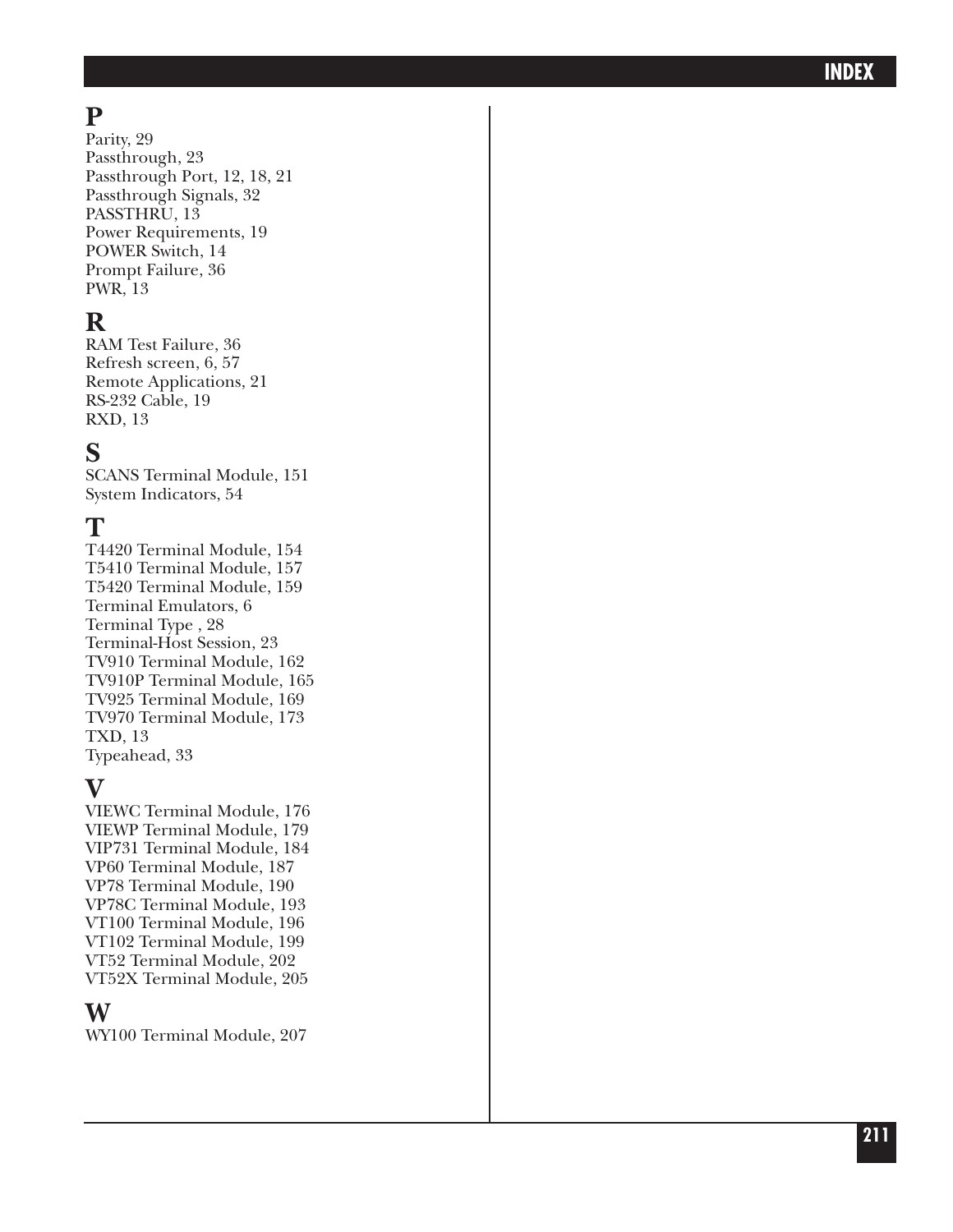## P

Parity, 29
Passthrough, 23
Passthrough Port, 12, 18, 21
Passthrough Signals, 32
PASSTHRU, 13
Power Requirements, 19
POWER Switch, 14
Prompt Failure, 36
PWR, 13

## R

RAM Test Failure, 36
Refresh screen, 6, 57
Remote Applications, 21
RS-232 Cable, 19
RXD, 13

## S

SCANS Terminal Module, 151
System Indicators, 54

## T

T4420 Terminal Module, 154
T5410 Terminal Module, 157
T5420 Terminal Module, 159
Terminal Emulators, 6
Terminal Type , 28
Terminal-Host Session, 23
TV910 Terminal Module, 162
TV910P Terminal Module, 165
TV925 Terminal Module, 169
TV970 Terminal Module, 173
TXD, 13
Typeahead, 33

## V

VIEWC Terminal Module, 176
VIEWP Terminal Module, 179
VIP731 Terminal Module, 184
VP60 Terminal Module, 187
VP78 Terminal Module, 190
VP78C Terminal Module, 193
VT100 Terminal Module, 196
VT102 Terminal Module, 199
VT52 Terminal Module, 202
VT52X Terminal Module, 205

## W

WY100 Terminal Module, 207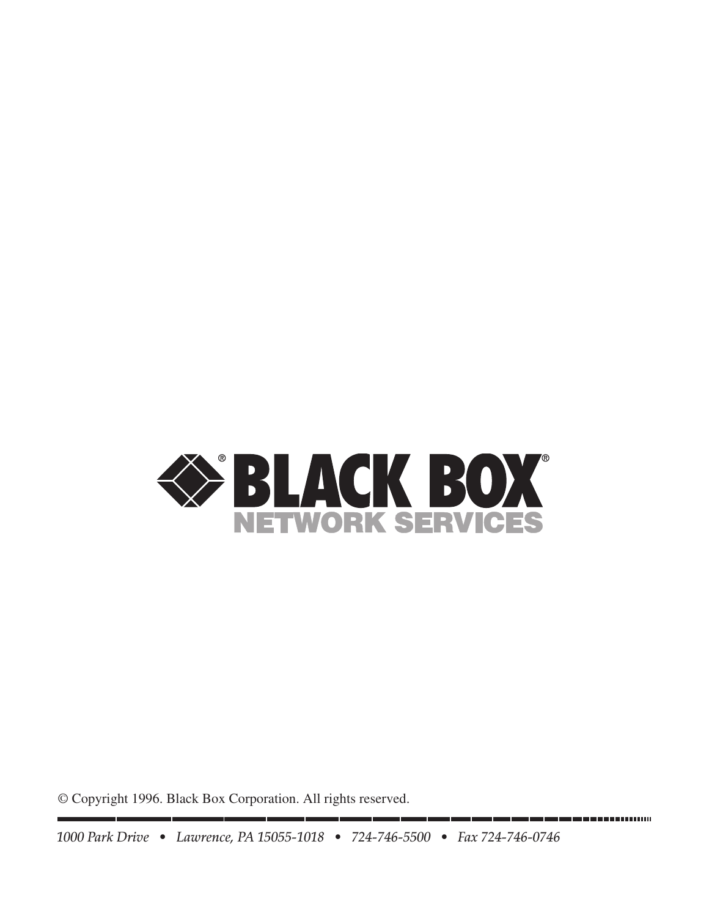BLACK BOX®

NETWORK SERVICES

© Copyright 1996. Black Box Corporation. All rights reserved.

*1000 Park Drive • Lawrence, PA 15055-1018 • 724-746-5500 • Fax 724-746-0746*